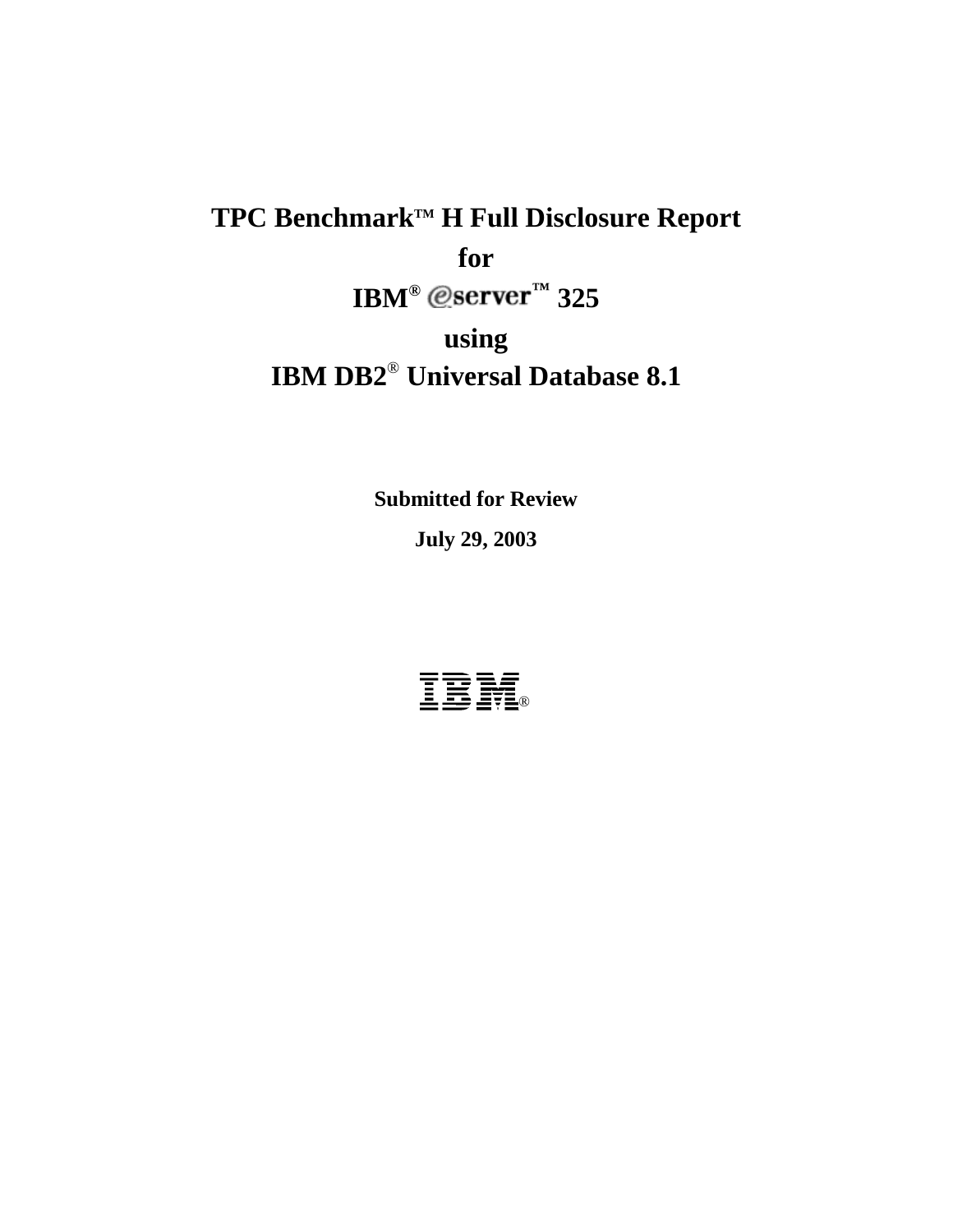# TPC Benchmark™ H Full Disclosure Report

# for

# IBM® eserver™ 325

# using

# IBM DB2® Universal Database 8.1

**Submitted for Review**

**July 29, 2003**

IBM®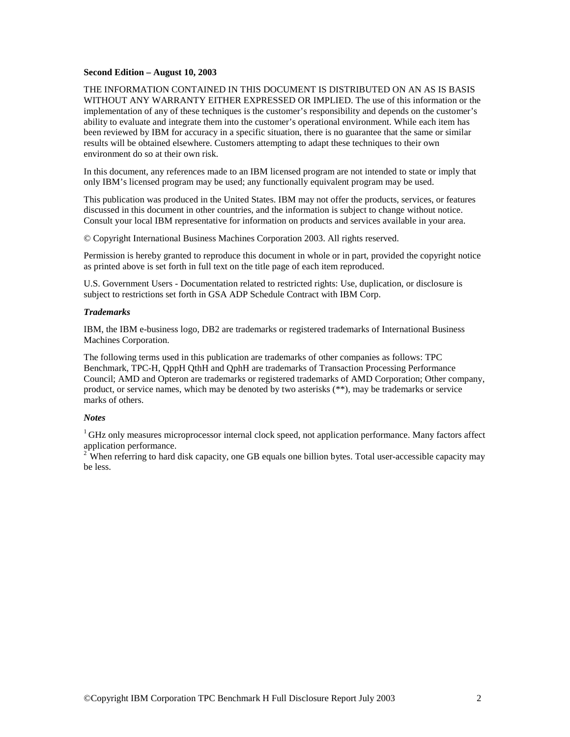**Second Edition – August 10, 2003**

THE INFORMATION CONTAINED IN THIS DOCUMENT IS DISTRIBUTED ON AN AS IS BASIS WITHOUT ANY WARRANTY EITHER EXPRESSED OR IMPLIED. The use of this information or the implementation of any of these techniques is the customer's responsibility and depends on the customer's ability to evaluate and integrate them into the customer's operational environment. While each item has been reviewed by IBM for accuracy in a specific situation, there is no guarantee that the same or similar results will be obtained elsewhere. Customers attempting to adapt these techniques to their own environment do so at their own risk.

In this document, any references made to an IBM licensed program are not intended to state or imply that only IBM's licensed program may be used; any functionally equivalent program may be used.

This publication was produced in the United States. IBM may not offer the products, services, or features discussed in this document in other countries, and the information is subject to change without notice. Consult your local IBM representative for information on products and services available in your area.

© Copyright International Business Machines Corporation 2003. All rights reserved.

Permission is hereby granted to reproduce this document in whole or in part, provided the copyright notice as printed above is set forth in full text on the title page of each item reproduced.

U.S. Government Users - Documentation related to restricted rights: Use, duplication, or disclosure is subject to restrictions set forth in GSA ADP Schedule Contract with IBM Corp.

***Trademarks***

IBM, the IBM e-business logo, DB2 are trademarks or registered trademarks of International Business Machines Corporation.

The following terms used in this publication are trademarks of other companies as follows: TPC Benchmark, TPC-H, QppH QthH and QphH are trademarks of Transaction Processing Performance Council; AMD and Opteron are trademarks or registered trademarks of AMD Corporation; Other company, product, or service names, which may be denoted by two asterisks (**), may be trademarks or service marks of others.

***Notes***

[1] GHz only measures microprocessor internal clock speed, not application performance. Many factors affect application performance.
[2] When referring to hard disk capacity, one GB equals one billion bytes. Total user-accessible capacity may be less.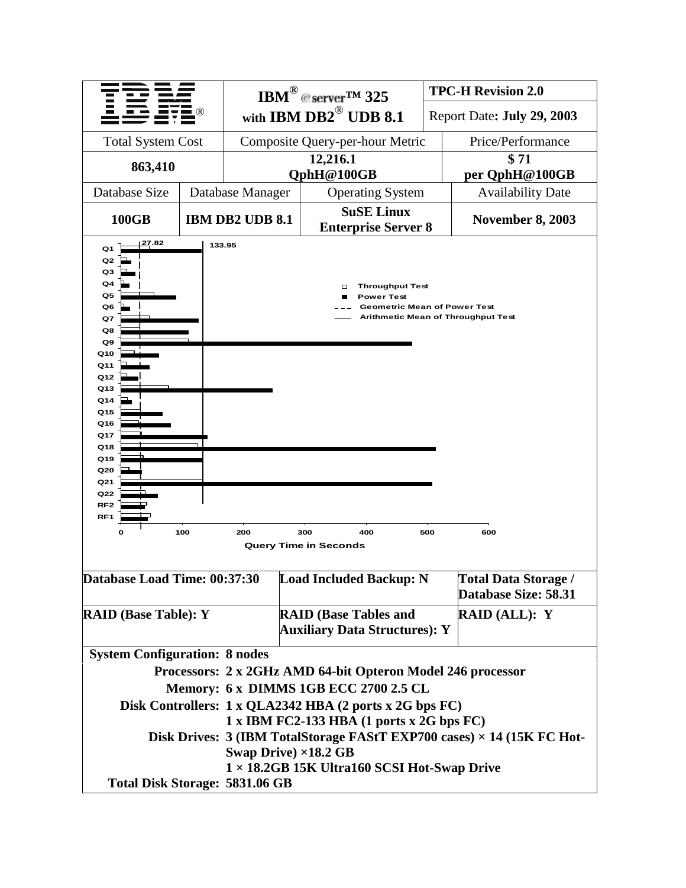| IBM | IBM® @server™ 325 with IBM DB2® UDB 8.1 | | TPC-H Revision 2.0 |
|---|---|---|---|
| | | | Report Date: **July 29, 2003** |
| Total System Cost | Composite Query-per-hour Metric | | Price/Performance |
| **863,410** | **12,216.1 QphH@100GB** | | **$ 71 per QphH@100GB** |
| Database Size | Database Manager | Operating System | Availability Date |
| **100GB** | **IBM DB2 UDB 8.1** | **SuSE Linux Enterprise Server 8** | **November 8, 2003** |

Chart: Query Time in Seconds (Q1–Q22, RF2, RF1; x-axis 0–600). Legend: Throughput Test; Power Test; Geometric Mean of Power Test (27.82); Arithmetic Mean of Throughput Test (133.95).

| **Database Load Time: 00:37:30** | **Load Included Backup: N** | **Total Data Storage / Database Size: 58.31** |
|---|---|---|
| **RAID (Base Table): Y** | **RAID (Base Tables and Auxiliary Data Structures): Y** | **RAID (ALL): Y** |

**System Configuration: 8 nodes**

**Processors:** 2 x 2GHz AMD 64-bit Opteron Model 246 processor

**Memory:** 6 x DIMMS 1GB ECC 2700 2.5 CL

**Disk Controllers:** 1 x QLA2342 HBA (2 ports x 2G bps FC)
1 x IBM FC2-133 HBA (1 ports x 2G bps FC)

**Disk Drives:** 3 (IBM TotalStorage FAStT EXP700 cases) × 14 (15K FC Hot-Swap Drive) ×18.2 GB
1 × 18.2GB 15K Ultra160 SCSI Hot-Swap Drive

**Total Disk Storage:** 5831.06 GB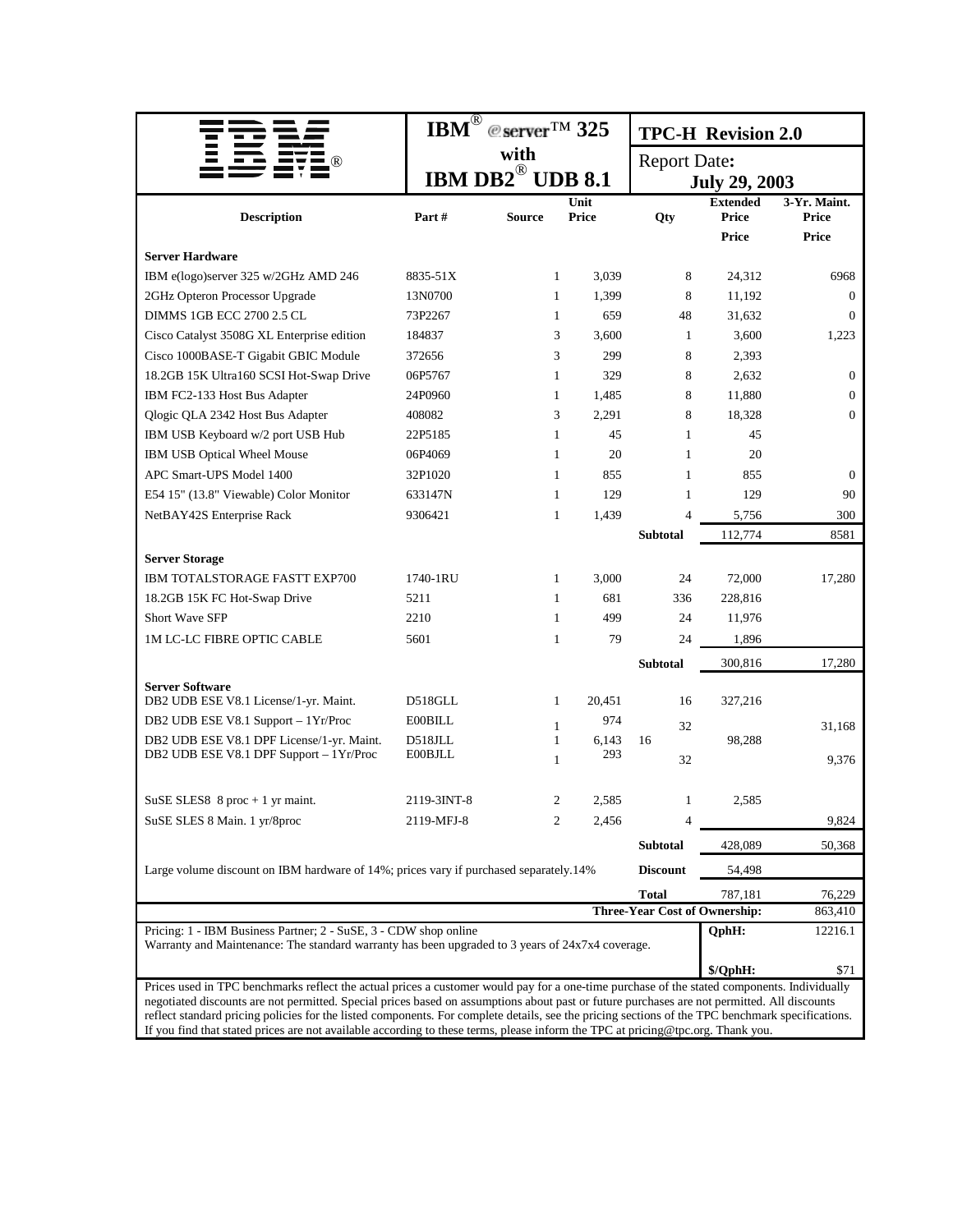| IBM® | IBM® @server™ 325 with IBM DB2® UDB 8.1 | | | TPC-H Revision 2.0 | | |
|---|---|---|---|---|---|---|
| | | | | Report Date: July 29, 2003 | | |
| **Description** | **Part #** | **Source** | **Unit Price** | **Qty** | **Extended Price Price** | **3-Yr. Maint. Price Price** |
| **Server Hardware** | | | | | | |
| IBM e(logo)server 325 w/2GHz AMD 246 | 8835-51X | 1 | 3,039 | 8 | 24,312 | 6968 |
| 2GHz Opteron Processor Upgrade | 13N0700 | 1 | 1,399 | 8 | 11,192 | 0 |
| DIMMS 1GB ECC 2700 2.5 CL | 73P2267 | 1 | 659 | 48 | 31,632 | 0 |
| Cisco Catalyst 3508G XL Enterprise edition | 184837 | 3 | 3,600 | 1 | 3,600 | 1,223 |
| Cisco 1000BASE-T Gigabit GBIC Module | 372656 | 3 | 299 | 8 | 2,393 | |
| 18.2GB 15K Ultra160 SCSI Hot-Swap Drive | 06P5767 | 1 | 329 | 8 | 2,632 | 0 |
| IBM FC2-133 Host Bus Adapter | 24P0960 | 1 | 1,485 | 8 | 11,880 | 0 |
| Qlogic QLA 2342 Host Bus Adapter | 408082 | 3 | 2,291 | 8 | 18,328 | 0 |
| IBM USB Keyboard w/2 port USB Hub | 22P5185 | 1 | 45 | 1 | 45 | |
| IBM USB Optical Wheel Mouse | 06P4069 | 1 | 20 | 1 | 20 | |
| APC Smart-UPS Model 1400 | 32P1020 | 1 | 855 | 1 | 855 | 0 |
| E54 15" (13.8" Viewable) Color Monitor | 633147N | 1 | 129 | 1 | 129 | 90 |
| NetBAY42S Enterprise Rack | 9306421 | 1 | 1,439 | 4 | 5,756 | 300 |
| | | | | **Subtotal** | 112,774 | 8581 |
| **Server Storage** | | | | | | |
| IBM TOTALSTORAGE FASTT EXP700 | 1740-1RU | 1 | 3,000 | 24 | 72,000 | 17,280 |
| 18.2GB 15K FC Hot-Swap Drive | 5211 | 1 | 681 | 336 | 228,816 | |
| Short Wave SFP | 2210 | 1 | 499 | 24 | 11,976 | |
| 1M LC-LC FIBRE OPTIC CABLE | 5601 | 1 | 79 | 24 | 1,896 | |
| | | | | **Subtotal** | 300,816 | 17,280 |
| **Server Software** | | | | | | |
| DB2 UDB ESE V8.1 License/1-yr. Maint. | D518GLL | 1 | 20,451 | 16 | 327,216 | |
| DB2 UDB ESE V8.1 Support – 1Yr/Proc | E00BILL | 1 | 974 | 32 | | 31,168 |
| DB2 UDB ESE V8.1 DPF License/1-yr. Maint. | D518JLL | 1 | 6,143 | 16 | 98,288 | |
| DB2 UDB ESE V8.1 DPF Support – 1Yr/Proc | E00BJLL | 1 | 293 | 32 | | 9,376 |
| SuSE SLES8 8 proc + 1 yr maint. | 2119-3INT-8 | 2 | 2,585 | 1 | 2,585 | |
| SuSE SLES 8 Main. 1 yr/8proc | 2119-MFJ-8 | 2 | 2,456 | 4 | | 9,824 |
| | | | | **Subtotal** | 428,089 | 50,368 |
| Large volume discount on IBM hardware of 14%; prices vary if purchased separately. | | | 14% | **Discount** | 54,498 | |
| | | | | **Total** | 787,181 | 76,229 |
| | | | | **Three-Year Cost of Ownership:** | | 863,410 |
| Pricing: 1 - IBM Business Partner; 2 - SuSE, 3 - CDW shop online<br>Warranty and Maintenance: The standard warranty has been upgraded to 3 years of 24x7x4 coverage. | | | | | **QphH:** | 12216.1 |
| | | | | | **$/QphH:** | $71 |

Prices used in TPC benchmarks reflect the actual prices a customer would pay for a one-time purchase of the stated components. Individually negotiated discounts are not permitted. Special prices based on assumptions about past or future purchases are not permitted. All discounts reflect standard pricing policies for the listed components. For complete details, see the pricing sections of the TPC benchmark specifications. If you find that stated prices are not available according to these terms, please inform the TPC at pricing@tpc.org. Thank you.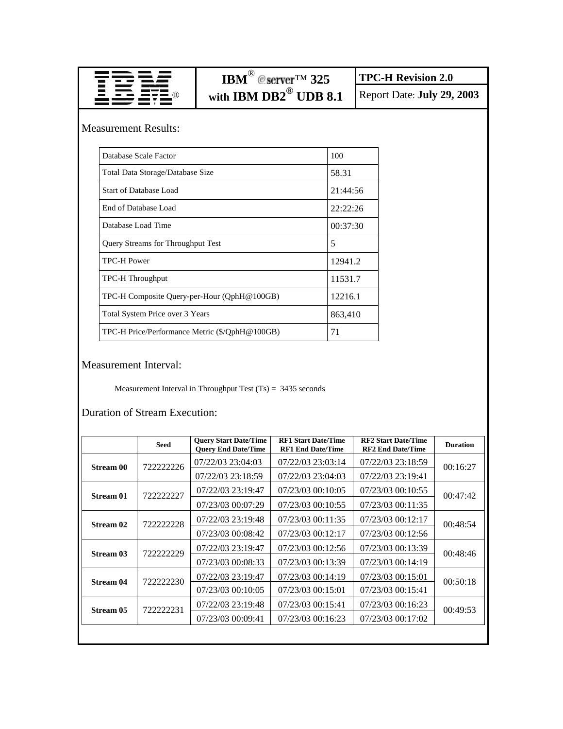| IBM® @server™ 325 with IBM DB2® UDB 8.1 | TPC-H Revision 2.0 |
| --- | --- |
| | Report Date: **July 29, 2003** |

## Measurement Results:

| | |
| --- | --- |
| Database Scale Factor | 100 |
| Total Data Storage/Database Size | 58.31 |
| Start of Database Load | 21:44:56 |
| End of Database Load | 22:22:26 |
| Database Load Time | 00:37:30 |
| Query Streams for Throughput Test | 5 |
| TPC-H Power | 12941.2 |
| TPC-H Throughput | 11531.7 |
| TPC-H Composite Query-per-Hour (QphH@100GB) | 12216.1 |
| Total System Price over 3 Years | 863,410 |
| TPC-H Price/Performance Metric ($/QphH@100GB) | 71 |

## Measurement Interval:

Measurement Interval in Throughput Test (Ts) = 3435 seconds

## Duration of Stream Execution:

| | Seed | Query Start Date/Time<br>Query End Date/Time | RF1 Start Date/Time<br>RF1 End Date/Time | RF2 Start Date/Time<br>RF2 End Date/Time | Duration |
| --- | --- | --- | --- | --- | --- |
| **Stream 00** | 722222226 | 07/22/03 23:04:03 | 07/22/03 23:03:14 | 07/22/03 23:18:59 | 00:16:27 |
| | | 07/22/03 23:18:59 | 07/22/03 23:04:03 | 07/22/03 23:19:41 | |
| **Stream 01** | 722222227 | 07/22/03 23:19:47 | 07/23/03 00:10:05 | 07/23/03 00:10:55 | 00:47:42 |
| | | 07/23/03 00:07:29 | 07/23/03 00:10:55 | 07/23/03 00:11:35 | |
| **Stream 02** | 722222228 | 07/22/03 23:19:48 | 07/23/03 00:11:35 | 07/23/03 00:12:17 | 00:48:54 |
| | | 07/23/03 00:08:42 | 07/23/03 00:12:17 | 07/23/03 00:12:56 | |
| **Stream 03** | 722222229 | 07/22/03 23:19:47 | 07/23/03 00:12:56 | 07/23/03 00:13:39 | 00:48:46 |
| | | 07/23/03 00:08:33 | 07/23/03 00:13:39 | 07/23/03 00:14:19 | |
| **Stream 04** | 722222230 | 07/22/03 23:19:47 | 07/23/03 00:14:19 | 07/23/03 00:15:01 | 00:50:18 |
| | | 07/23/03 00:10:05 | 07/23/03 00:15:01 | 07/23/03 00:15:41 | |
| **Stream 05** | 722222231 | 07/22/03 23:19:48 | 07/23/03 00:15:41 | 07/23/03 00:16:23 | 00:49:53 |
| | | 07/23/03 00:09:41 | 07/23/03 00:16:23 | 07/23/03 00:17:02 | |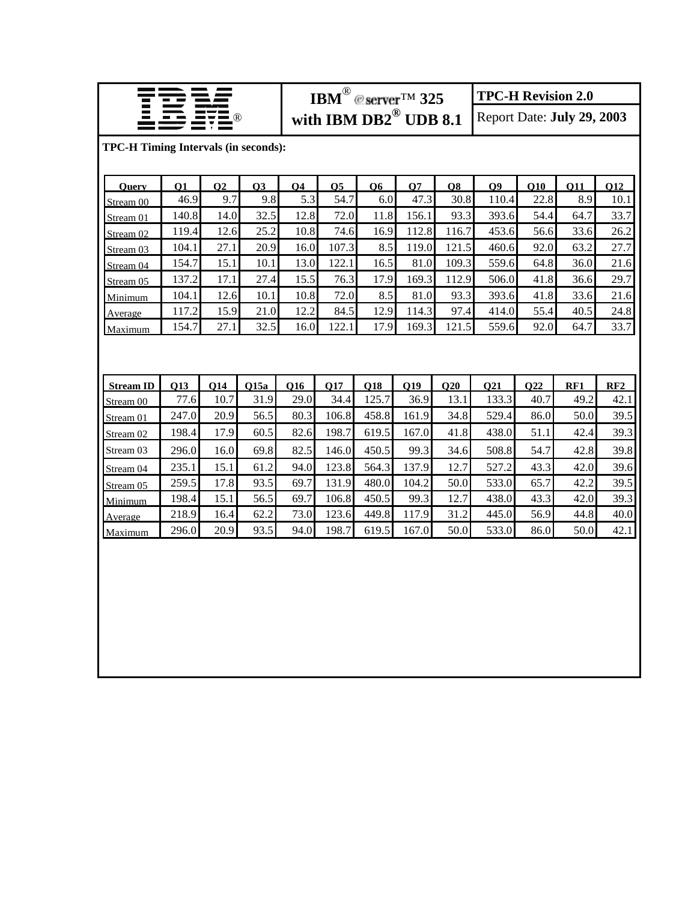| IBM | IBM® @server™ 325 with IBM DB2® UDB 8.1 | TPC-H Revision 2.0 Report Date: **July 29, 2003** |
|---|---|---|

**TPC-H Timing Intervals (in seconds):**

| Query | Q1 | Q2 | Q3 | Q4 | Q5 | Q6 | Q7 | Q8 | Q9 | Q10 | Q11 | Q12 |
|---|---|---|---|---|---|---|---|---|---|---|---|---|
| Stream 00 | 46.9 | 9.7 | 9.8 | 5.3 | 54.7 | 6.0 | 47.3 | 30.8 | 110.4 | 22.8 | 8.9 | 10.1 |
| Stream 01 | 140.8 | 14.0 | 32.5 | 12.8 | 72.0 | 11.8 | 156.1 | 93.3 | 393.6 | 54.4 | 64.7 | 33.7 |
| Stream 02 | 119.4 | 12.6 | 25.2 | 10.8 | 74.6 | 16.9 | 112.8 | 116.7 | 453.6 | 56.6 | 33.6 | 26.2 |
| Stream 03 | 104.1 | 27.1 | 20.9 | 16.0 | 107.3 | 8.5 | 119.0 | 121.5 | 460.6 | 92.0 | 63.2 | 27.7 |
| Stream 04 | 154.7 | 15.1 | 10.1 | 13.0 | 122.1 | 16.5 | 81.0 | 109.3 | 559.6 | 64.8 | 36.0 | 21.6 |
| Stream 05 | 137.2 | 17.1 | 27.4 | 15.5 | 76.3 | 17.9 | 169.3 | 112.9 | 506.0 | 41.8 | 36.6 | 29.7 |
| Minimum | 104.1 | 12.6 | 10.1 | 10.8 | 72.0 | 8.5 | 81.0 | 93.3 | 393.6 | 41.8 | 33.6 | 21.6 |
| Average | 117.2 | 15.9 | 21.0 | 12.2 | 84.5 | 12.9 | 114.3 | 97.4 | 414.0 | 55.4 | 40.5 | 24.8 |
| Maximum | 154.7 | 27.1 | 32.5 | 16.0 | 122.1 | 17.9 | 169.3 | 121.5 | 559.6 | 92.0 | 64.7 | 33.7 |

| Stream ID | Q13 | Q14 | Q15a | Q16 | Q17 | Q18 | Q19 | Q20 | Q21 | Q22 | RF1 | RF2 |
|---|---|---|---|---|---|---|---|---|---|---|---|---|
| Stream 00 | 77.6 | 10.7 | 31.9 | 29.0 | 34.4 | 125.7 | 36.9 | 13.1 | 133.3 | 40.7 | 49.2 | 42.1 |
| Stream 01 | 247.0 | 20.9 | 56.5 | 80.3 | 106.8 | 458.8 | 161.9 | 34.8 | 529.4 | 86.0 | 50.0 | 39.5 |
| Stream 02 | 198.4 | 17.9 | 60.5 | 82.6 | 198.7 | 619.5 | 167.0 | 41.8 | 438.0 | 51.1 | 42.4 | 39.3 |
| Stream 03 | 296.0 | 16.0 | 69.8 | 82.5 | 146.0 | 450.5 | 99.3 | 34.6 | 508.8 | 54.7 | 42.8 | 39.8 |
| Stream 04 | 235.1 | 15.1 | 61.2 | 94.0 | 123.8 | 564.3 | 137.9 | 12.7 | 527.2 | 43.3 | 42.0 | 39.6 |
| Stream 05 | 259.5 | 17.8 | 93.5 | 69.7 | 131.9 | 480.0 | 104.2 | 50.0 | 533.0 | 65.7 | 42.2 | 39.5 |
| Minimum | 198.4 | 15.1 | 56.5 | 69.7 | 106.8 | 450.5 | 99.3 | 12.7 | 438.0 | 43.3 | 42.0 | 39.3 |
| Average | 218.9 | 16.4 | 62.2 | 73.0 | 123.6 | 449.8 | 117.9 | 31.2 | 445.0 | 56.9 | 44.8 | 40.0 |
| Maximum | 296.0 | 20.9 | 93.5 | 94.0 | 198.7 | 619.5 | 167.0 | 50.0 | 533.0 | 86.0 | 50.0 | 42.1 |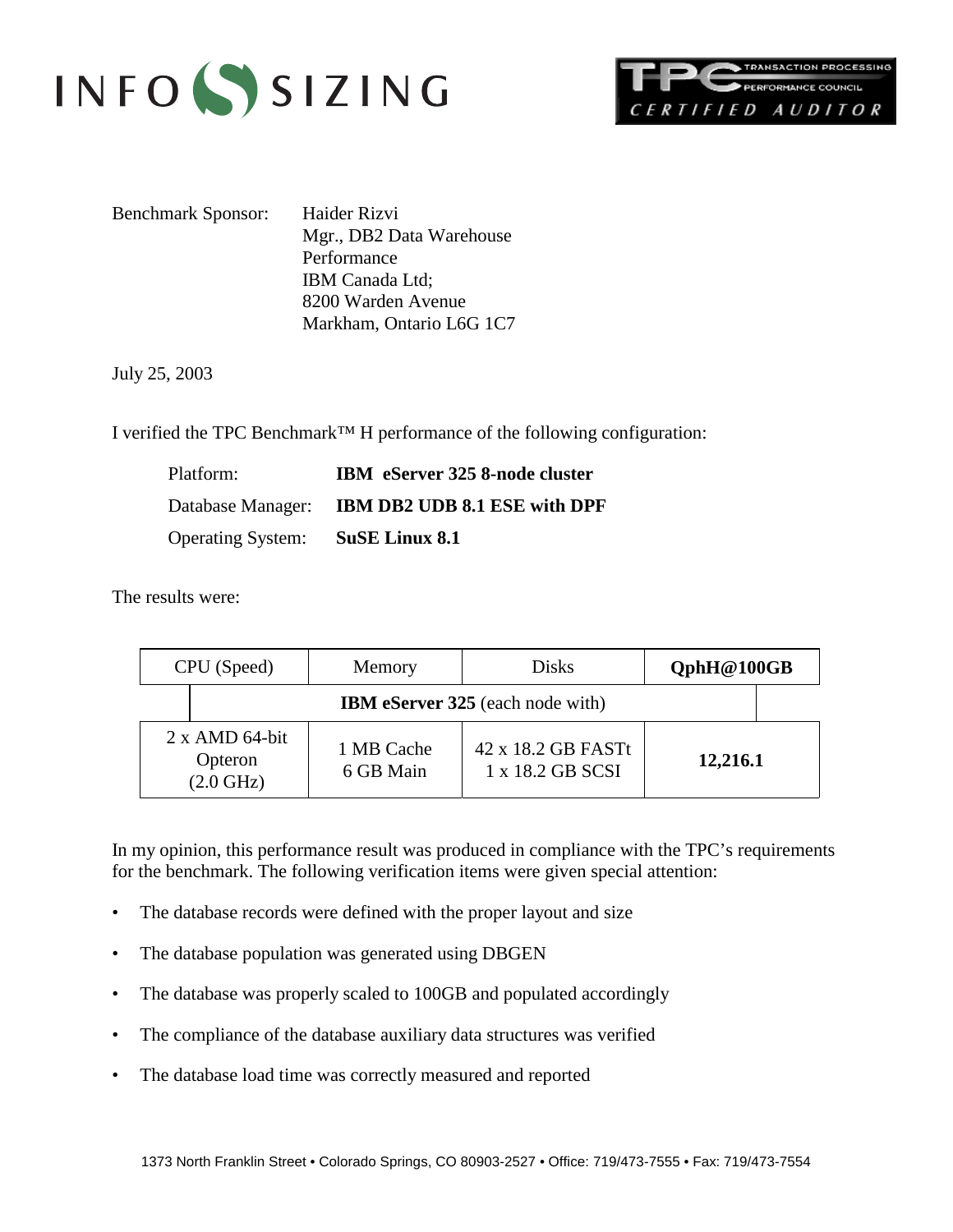INFO SIZING

TPC TRANSACTION PROCESSING PERFORMANCE COUNCIL CERTIFIED AUDITOR

Benchmark Sponsor: Haider Rizvi
Mgr., DB2 Data Warehouse Performance
IBM Canada Ltd;
8200 Warden Avenue
Markham, Ontario L6G 1C7

July 25, 2003

I verified the TPC Benchmark™ H performance of the following configuration:

Platform: **IBM eServer 325 8-node cluster**

Database Manager: **IBM DB2 UDB 8.1 ESE with DPF**

Operating System: **SuSE Linux 8.1**

The results were:

| CPU (Speed) | Memory | Disks | **QphH@100GB** |
|---|---|---|---|
| **IBM eServer 325** (each node with) | | | |
| 2 x AMD 64-bit Opteron (2.0 GHz) | 1 MB Cache<br>6 GB Main | 42 x 18.2 GB FASTt<br>1 x 18.2 GB SCSI | **12,216.1** |

In my opinion, this performance result was produced in compliance with the TPC's requirements for the benchmark. The following verification items were given special attention:

- The database records were defined with the proper layout and size
- The database population was generated using DBGEN
- The database was properly scaled to 100GB and populated accordingly
- The compliance of the database auxiliary data structures was verified
- The database load time was correctly measured and reported

1373 North Franklin Street • Colorado Springs, CO 80903-2527 • Office: 719/473-7555 • Fax: 719/473-7554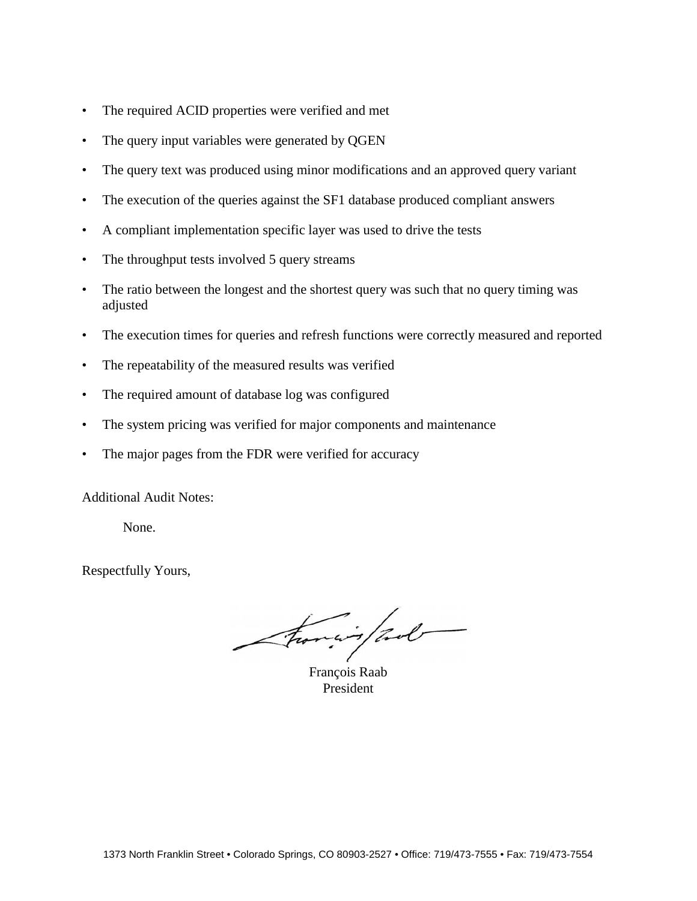- The required ACID properties were verified and met
- The query input variables were generated by QGEN
- The query text was produced using minor modifications and an approved query variant
- The execution of the queries against the SF1 database produced compliant answers
- A compliant implementation specific layer was used to drive the tests
- The throughput tests involved 5 query streams
- The ratio between the longest and the shortest query was such that no query timing was adjusted
- The execution times for queries and refresh functions were correctly measured and reported
- The repeatability of the measured results was verified
- The required amount of database log was configured
- The system pricing was verified for major components and maintenance
- The major pages from the FDR were verified for accuracy

Additional Audit Notes:

None.

Respectfully Yours,

François Raab
President

1373 North Franklin Street • Colorado Springs, CO 80903-2527 • Office: 719/473-7555 • Fax: 719/473-7554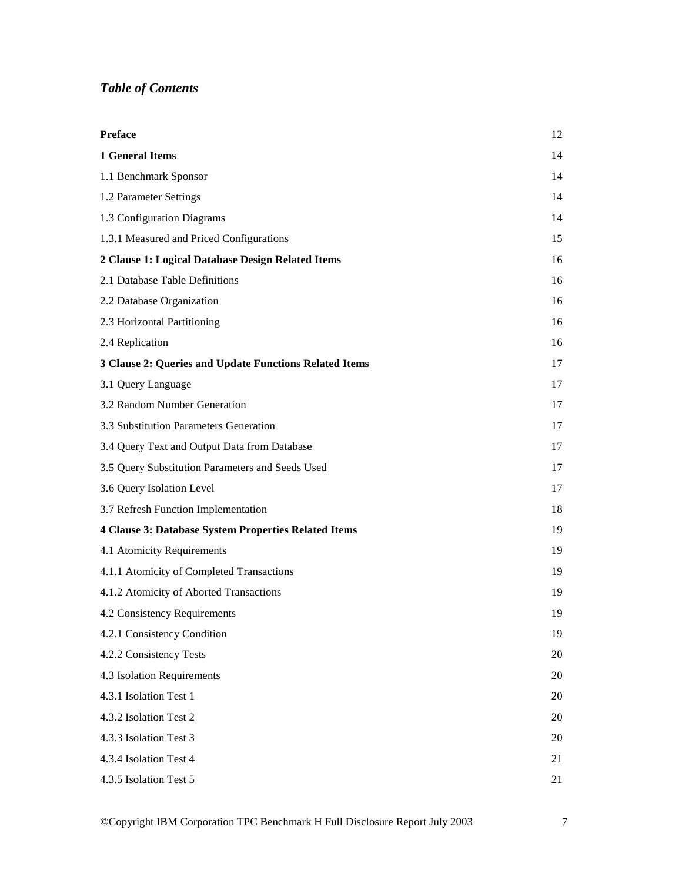## *Table of Contents*

| | |
|---|---|
| **Preface** | 12 |
| **1 General Items** | 14 |
| 1.1 Benchmark Sponsor | 14 |
| 1.2 Parameter Settings | 14 |
| 1.3 Configuration Diagrams | 14 |
| 1.3.1 Measured and Priced Configurations | 15 |
| **2 Clause 1: Logical Database Design Related Items** | 16 |
| 2.1 Database Table Definitions | 16 |
| 2.2 Database Organization | 16 |
| 2.3 Horizontal Partitioning | 16 |
| 2.4 Replication | 16 |
| **3 Clause 2: Queries and Update Functions Related Items** | 17 |
| 3.1 Query Language | 17 |
| 3.2 Random Number Generation | 17 |
| 3.3 Substitution Parameters Generation | 17 |
| 3.4 Query Text and Output Data from Database | 17 |
| 3.5 Query Substitution Parameters and Seeds Used | 17 |
| 3.6 Query Isolation Level | 17 |
| 3.7 Refresh Function Implementation | 18 |
| **4 Clause 3: Database System Properties Related Items** | 19 |
| 4.1 Atomicity Requirements | 19 |
| 4.1.1 Atomicity of Completed Transactions | 19 |
| 4.1.2 Atomicity of Aborted Transactions | 19 |
| 4.2 Consistency Requirements | 19 |
| 4.2.1 Consistency Condition | 19 |
| 4.2.2 Consistency Tests | 20 |
| 4.3 Isolation Requirements | 20 |
| 4.3.1 Isolation Test 1 | 20 |
| 4.3.2 Isolation Test 2 | 20 |
| 4.3.3 Isolation Test 3 | 20 |
| 4.3.4 Isolation Test 4 | 21 |
| 4.3.5 Isolation Test 5 | 21 |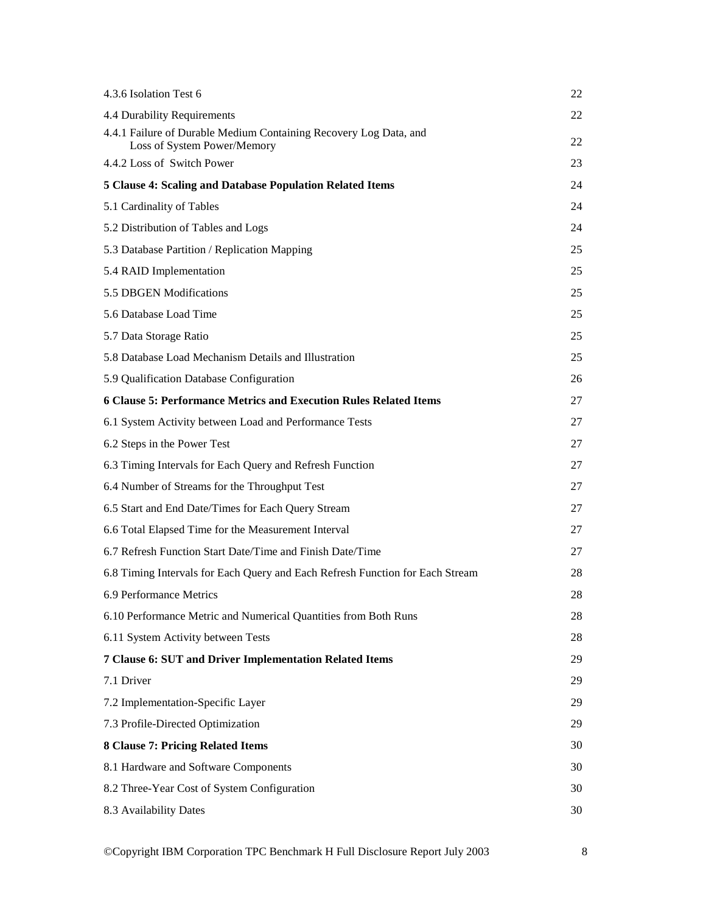| | |
|---|---|
| 4.3.6 Isolation Test 6 | 22 |
| 4.4 Durability Requirements | 22 |
| 4.4.1 Failure of Durable Medium Containing Recovery Log Data, and Loss of System Power/Memory | 22 |
| 4.4.2 Loss of Switch Power | 23 |
| **5 Clause 4: Scaling and Database Population Related Items** | 24 |
| 5.1 Cardinality of Tables | 24 |
| 5.2 Distribution of Tables and Logs | 24 |
| 5.3 Database Partition / Replication Mapping | 25 |
| 5.4 RAID Implementation | 25 |
| 5.5 DBGEN Modifications | 25 |
| 5.6 Database Load Time | 25 |
| 5.7 Data Storage Ratio | 25 |
| 5.8 Database Load Mechanism Details and Illustration | 25 |
| 5.9 Qualification Database Configuration | 26 |
| **6 Clause 5: Performance Metrics and Execution Rules Related Items** | 27 |
| 6.1 System Activity between Load and Performance Tests | 27 |
| 6.2 Steps in the Power Test | 27 |
| 6.3 Timing Intervals for Each Query and Refresh Function | 27 |
| 6.4 Number of Streams for the Throughput Test | 27 |
| 6.5 Start and End Date/Times for Each Query Stream | 27 |
| 6.6 Total Elapsed Time for the Measurement Interval | 27 |
| 6.7 Refresh Function Start Date/Time and Finish Date/Time | 27 |
| 6.8 Timing Intervals for Each Query and Each Refresh Function for Each Stream | 28 |
| 6.9 Performance Metrics | 28 |
| 6.10 Performance Metric and Numerical Quantities from Both Runs | 28 |
| 6.11 System Activity between Tests | 28 |
| **7 Clause 6: SUT and Driver Implementation Related Items** | 29 |
| 7.1 Driver | 29 |
| 7.2 Implementation-Specific Layer | 29 |
| 7.3 Profile-Directed Optimization | 29 |
| **8 Clause 7: Pricing Related Items** | 30 |
| 8.1 Hardware and Software Components | 30 |
| 8.2 Three-Year Cost of System Configuration | 30 |
| 8.3 Availability Dates | 30 |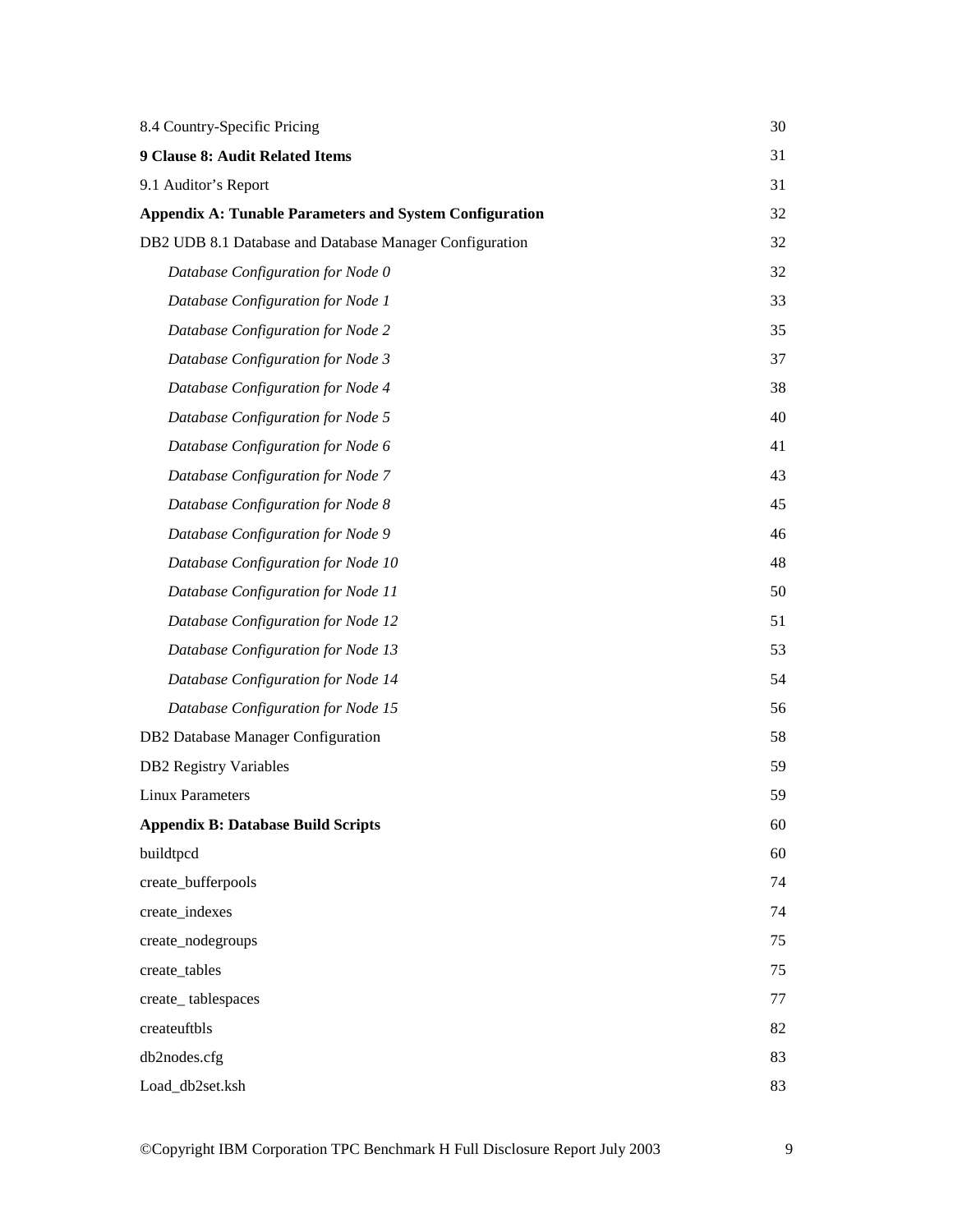| | |
|---|---|
| 8.4 Country-Specific Pricing | 30 |
| **9 Clause 8: Audit Related Items** | 31 |
| 9.1 Auditor's Report | 31 |
| **Appendix A: Tunable Parameters and System Configuration** | 32 |
| DB2 UDB 8.1 Database and Database Manager Configuration | 32 |
| *Database Configuration for Node 0* | 32 |
| *Database Configuration for Node 1* | 33 |
| *Database Configuration for Node 2* | 35 |
| *Database Configuration for Node 3* | 37 |
| *Database Configuration for Node 4* | 38 |
| *Database Configuration for Node 5* | 40 |
| *Database Configuration for Node 6* | 41 |
| *Database Configuration for Node 7* | 43 |
| *Database Configuration for Node 8* | 45 |
| *Database Configuration for Node 9* | 46 |
| *Database Configuration for Node 10* | 48 |
| *Database Configuration for Node 11* | 50 |
| *Database Configuration for Node 12* | 51 |
| *Database Configuration for Node 13* | 53 |
| *Database Configuration for Node 14* | 54 |
| *Database Configuration for Node 15* | 56 |
| DB2 Database Manager Configuration | 58 |
| DB2 Registry Variables | 59 |
| Linux Parameters | 59 |
| **Appendix B: Database Build Scripts** | 60 |
| buildtpcd | 60 |
| create_bufferpools | 74 |
| create_indexes | 74 |
| create_nodegroups | 75 |
| create_tables | 75 |
| create_ tablespaces | 77 |
| createuftbls | 82 |
| db2nodes.cfg | 83 |
| Load_db2set.ksh | 83 |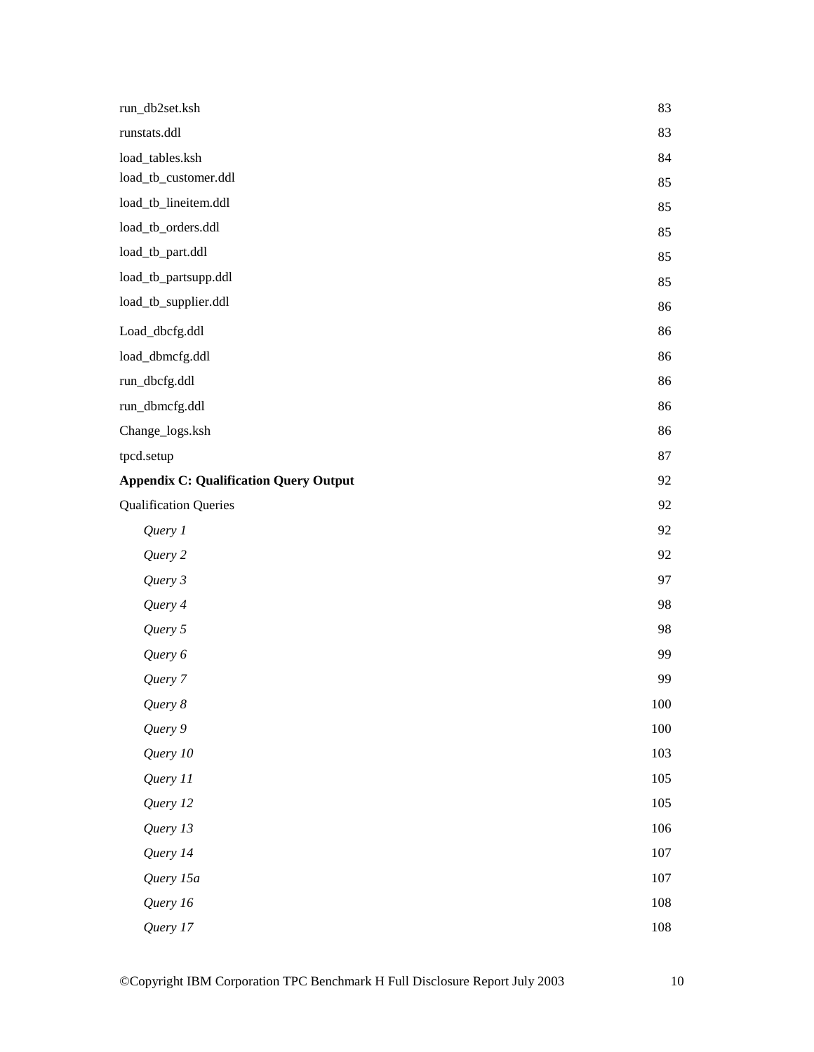| | |
|---|---|
| run_db2set.ksh | 83 |
| runstats.ddl | 83 |
| load_tables.ksh | 84 |
| load_tb_customer.ddl | 85 |
| load_tb_lineitem.ddl | 85 |
| load_tb_orders.ddl | 85 |
| load_tb_part.ddl | 85 |
| load_tb_partsupp.ddl | 85 |
| load_tb_supplier.ddl | 86 |
| Load_dbcfg.ddl | 86 |
| load_dbmcfg.ddl | 86 |
| run_dbcfg.ddl | 86 |
| run_dbmcfg.ddl | 86 |
| Change_logs.ksh | 86 |
| tpcd.setup | 87 |
| **Appendix C: Qualification Query Output** | 92 |
| Qualification Queries | 92 |
| *Query 1* | 92 |
| *Query 2* | 92 |
| *Query 3* | 97 |
| *Query 4* | 98 |
| *Query 5* | 98 |
| *Query 6* | 99 |
| *Query 7* | 99 |
| *Query 8* | 100 |
| *Query 9* | 100 |
| *Query 10* | 103 |
| *Query 11* | 105 |
| *Query 12* | 105 |
| *Query 13* | 106 |
| *Query 14* | 107 |
| *Query 15a* | 107 |
| *Query 16* | 108 |
| *Query 17* | 108 |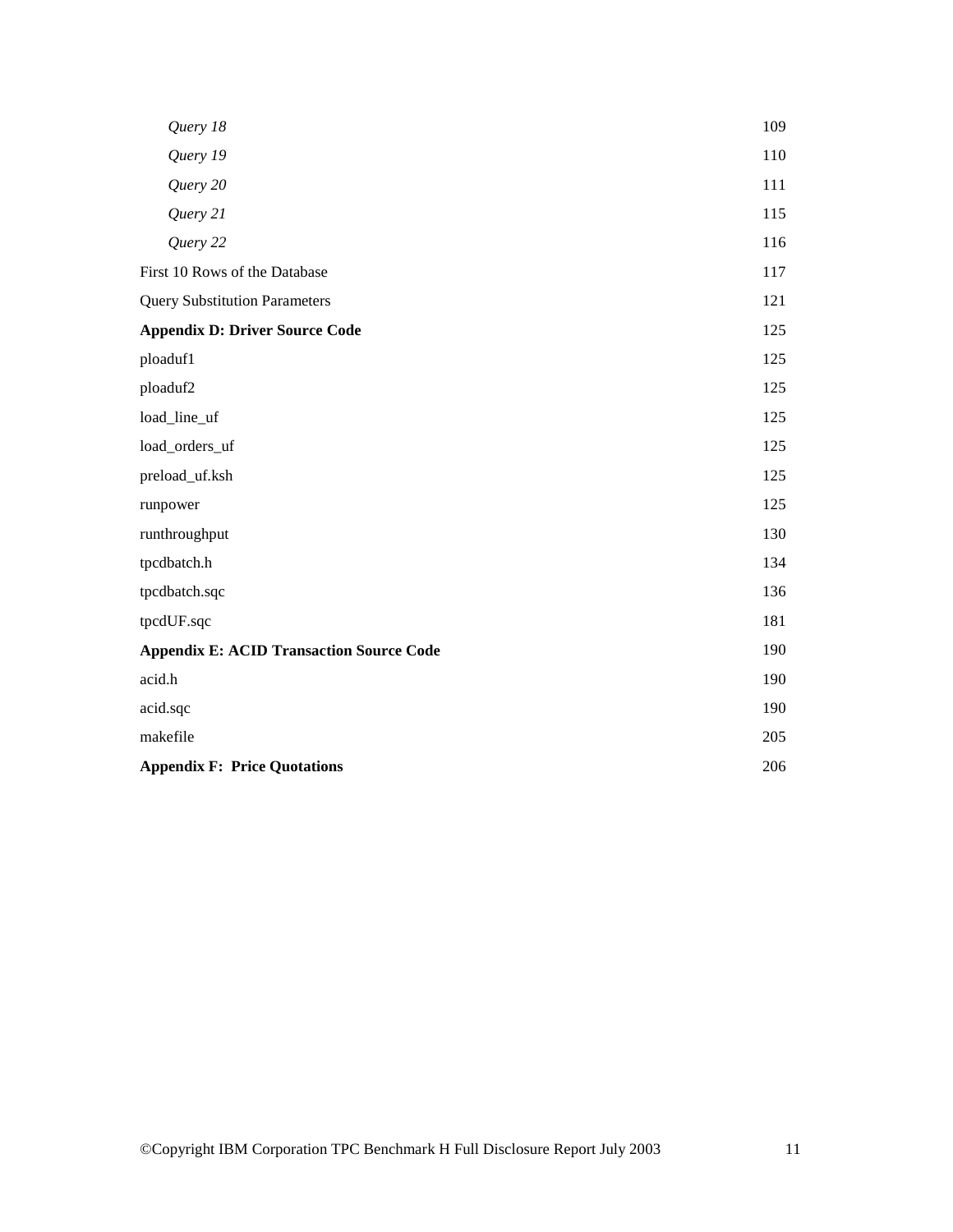| | |
|---|---|
| *Query 18* | 109 |
| *Query 19* | 110 |
| *Query 20* | 111 |
| *Query 21* | 115 |
| *Query 22* | 116 |
| First 10 Rows of the Database | 117 |
| Query Substitution Parameters | 121 |
| **Appendix D: Driver Source Code** | 125 |
| ploaduf1 | 125 |
| ploaduf2 | 125 |
| load_line_uf | 125 |
| load_orders_uf | 125 |
| preload_uf.ksh | 125 |
| runpower | 125 |
| runthroughput | 130 |
| tpcdbatch.h | 134 |
| tpcdbatch.sqc | 136 |
| tpcdUF.sqc | 181 |
| **Appendix E: ACID Transaction Source Code** | 190 |
| acid.h | 190 |
| acid.sqc | 190 |
| makefile | 205 |
| **Appendix F:  Price Quotations** | 206 |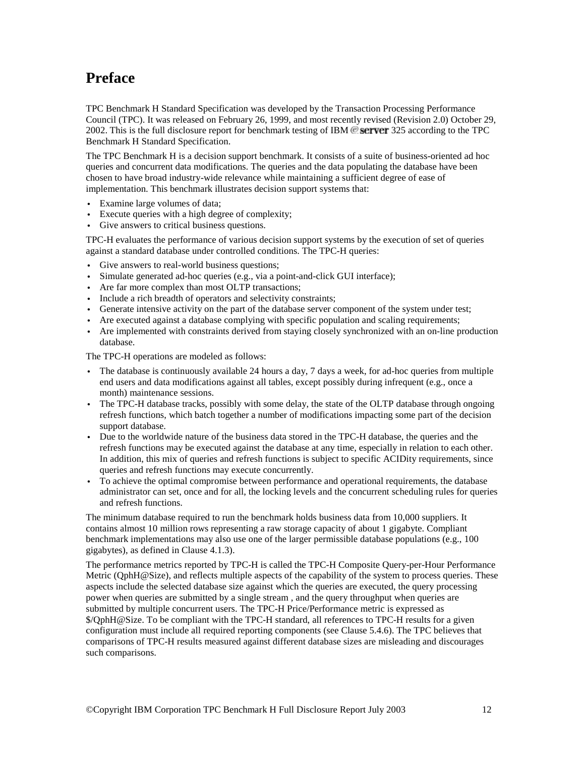# Preface

TPC Benchmark H Standard Specification was developed by the Transaction Processing Performance Council (TPC). It was released on February 26, 1999, and most recently revised (Revision 2.0) October 29, 2002. This is the full disclosure report for benchmark testing of IBM @server 325 according to the TPC Benchmark H Standard Specification.

The TPC Benchmark H is a decision support benchmark. It consists of a suite of business-oriented ad hoc queries and concurrent data modifications. The queries and the data populating the database have been chosen to have broad industry-wide relevance while maintaining a sufficient degree of ease of implementation. This benchmark illustrates decision support systems that:

- Examine large volumes of data;
- Execute queries with a high degree of complexity;
- Give answers to critical business questions.

TPC-H evaluates the performance of various decision support systems by the execution of set of queries against a standard database under controlled conditions. The TPC-H queries:

- Give answers to real-world business questions;
- Simulate generated ad-hoc queries (e.g., via a point-and-click GUI interface);
- Are far more complex than most OLTP transactions;
- Include a rich breadth of operators and selectivity constraints;
- Generate intensive activity on the part of the database server component of the system under test;
- Are executed against a database complying with specific population and scaling requirements;
- Are implemented with constraints derived from staying closely synchronized with an on-line production database.

The TPC-H operations are modeled as follows:

- The database is continuously available 24 hours a day, 7 days a week, for ad-hoc queries from multiple end users and data modifications against all tables, except possibly during infrequent (e.g., once a month) maintenance sessions.
- The TPC-H database tracks, possibly with some delay, the state of the OLTP database through ongoing refresh functions, which batch together a number of modifications impacting some part of the decision support database.
- Due to the worldwide nature of the business data stored in the TPC-H database, the queries and the refresh functions may be executed against the database at any time, especially in relation to each other. In addition, this mix of queries and refresh functions is subject to specific ACIDity requirements, since queries and refresh functions may execute concurrently.
- To achieve the optimal compromise between performance and operational requirements, the database administrator can set, once and for all, the locking levels and the concurrent scheduling rules for queries and refresh functions.

The minimum database required to run the benchmark holds business data from 10,000 suppliers. It contains almost 10 million rows representing a raw storage capacity of about 1 gigabyte. Compliant benchmark implementations may also use one of the larger permissible database populations (e.g., 100 gigabytes), as defined in Clause 4.1.3).

The performance metrics reported by TPC-H is called the TPC-H Composite Query-per-Hour Performance Metric (QphH@Size), and reflects multiple aspects of the capability of the system to process queries. These aspects include the selected database size against which the queries are executed, the query processing power when queries are submitted by a single stream , and the query throughput when queries are submitted by multiple concurrent users. The TPC-H Price/Performance metric is expressed as $/QphH@Size. To be compliant with the TPC-H standard, all references to TPC-H results for a given configuration must include all required reporting components (see Clause 5.4.6). The TPC believes that comparisons of TPC-H results measured against different database sizes are misleading and discourages such comparisons.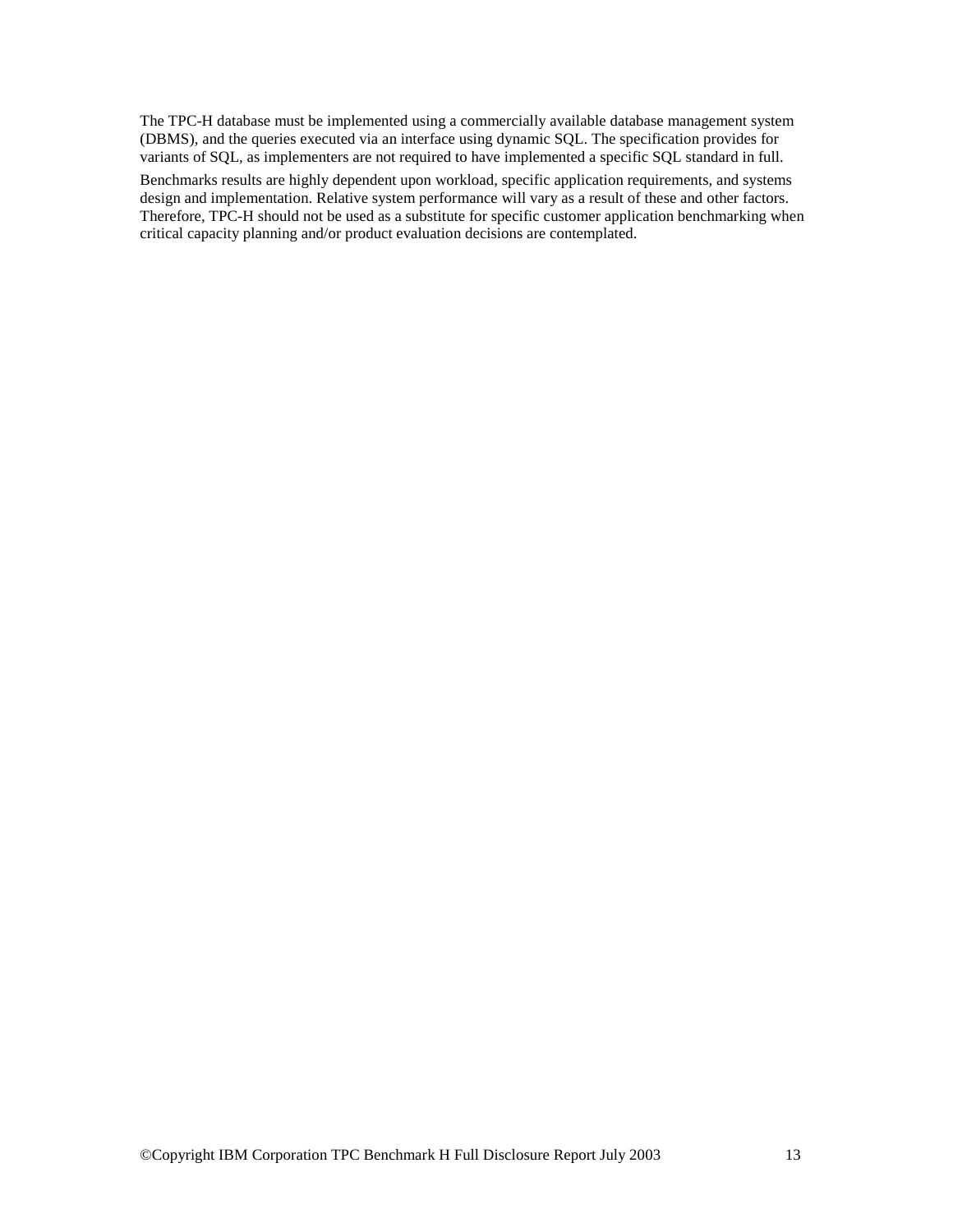The TPC-H database must be implemented using a commercially available database management system (DBMS), and the queries executed via an interface using dynamic SQL. The specification provides for variants of SQL, as implementers are not required to have implemented a specific SQL standard in full.

Benchmarks results are highly dependent upon workload, specific application requirements, and systems design and implementation. Relative system performance will vary as a result of these and other factors. Therefore, TPC-H should not be used as a substitute for specific customer application benchmarking when critical capacity planning and/or product evaluation decisions are contemplated.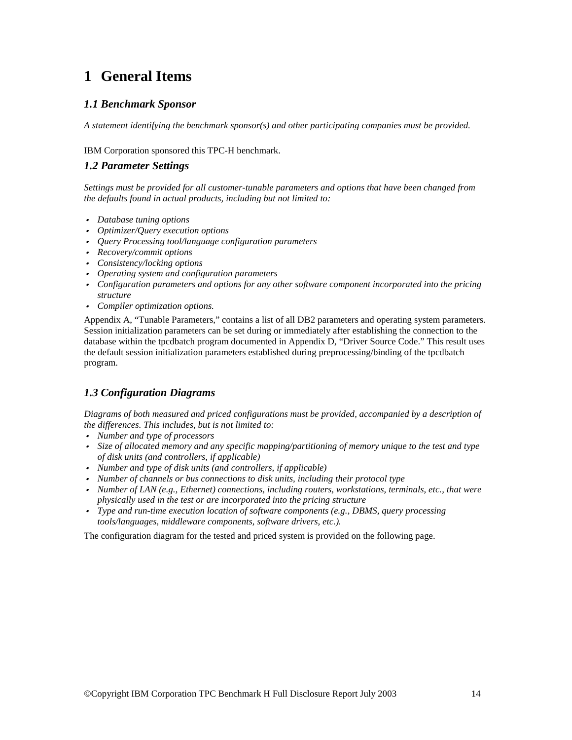# 1 General Items

## *1.1 Benchmark Sponsor*

*A statement identifying the benchmark sponsor(s) and other participating companies must be provided.*

IBM Corporation sponsored this TPC-H benchmark.

## *1.2 Parameter Settings*

*Settings must be provided for all customer-tunable parameters and options that have been changed from the defaults found in actual products, including but not limited to:*

- *Database tuning options*
- *Optimizer/Query execution options*
- *Query Processing tool/language configuration parameters*
- *Recovery/commit options*
- *Consistency/locking options*
- *Operating system and configuration parameters*
- *Configuration parameters and options for any other software component incorporated into the pricing structure*
- *Compiler optimization options.*

Appendix A, "Tunable Parameters," contains a list of all DB2 parameters and operating system parameters. Session initialization parameters can be set during or immediately after establishing the connection to the database within the tpcdbatch program documented in Appendix D, "Driver Source Code." This result uses the default session initialization parameters established during preprocessing/binding of the tpcdbatch program.

## *1.3 Configuration Diagrams*

*Diagrams of both measured and priced configurations must be provided, accompanied by a description of the differences. This includes, but is not limited to:*

- *Number and type of processors*
- *Size of allocated memory and any specific mapping/partitioning of memory unique to the test and type of disk units (and controllers, if applicable)*
- *Number and type of disk units (and controllers, if applicable)*
- *Number of channels or bus connections to disk units, including their protocol type*
- *Number of LAN (e.g., Ethernet) connections, including routers, workstations, terminals, etc., that were physically used in the test or are incorporated into the pricing structure*
- *Type and run-time execution location of software components (e.g., DBMS, query processing tools/languages, middleware components, software drivers, etc.).*

The configuration diagram for the tested and priced system is provided on the following page.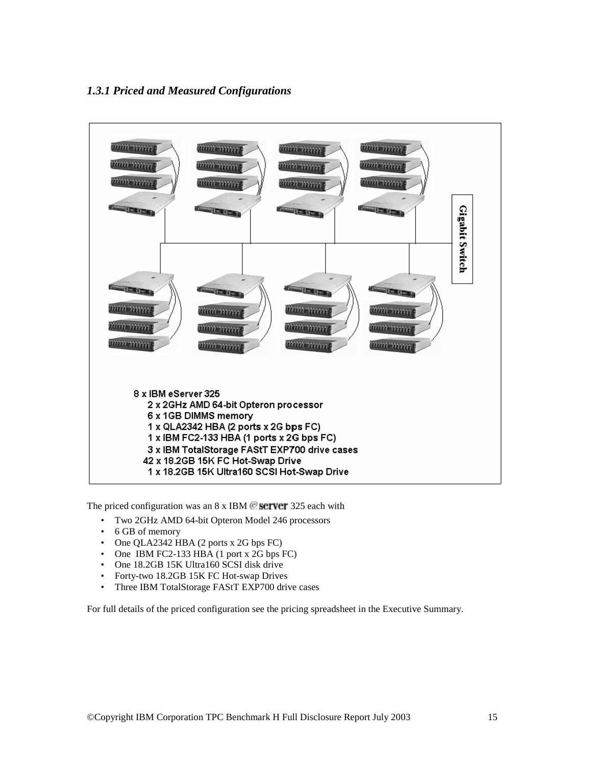### *1.3.1 Priced and Measured Configurations*

Gigabit Switch

8 x IBM eServer 325
2 x 2GHz AMD 64-bit Opteron processor
6 x 1GB DIMMS memory
1 x QLA2342 HBA (2 ports x 2G bps FC)
1 x IBM FC2-133 HBA (1 ports x 2G bps FC)
3 x IBM TotalStorage FAStT EXP700 drive cases
42 x 18.2GB 15K FC Hot-Swap Drive
1 x 18.2GB 15K Ultra160 SCSI Hot-Swap Drive

The priced configuration was an 8 x IBM eserver 325 each with

- Two 2GHz AMD 64-bit Opteron Model 246 processors
- 6 GB of memory
- One QLA2342 HBA (2 ports x 2G bps FC)
- One IBM FC2-133 HBA (1 port x 2G bps FC)
- One 18.2GB 15K Ultra160 SCSI disk drive
- Forty-two 18.2GB 15K FC Hot-swap Drives
- Three IBM TotalStorage FAStT EXP700 drive cases

For full details of the priced configuration see the pricing spreadsheet in the Executive Summary.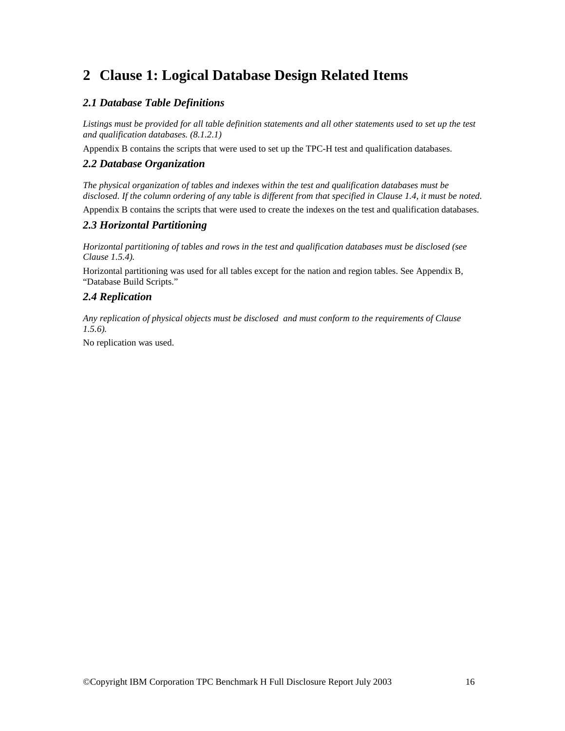# 2 Clause 1: Logical Database Design Related Items

## *2.1 Database Table Definitions*

*Listings must be provided for all table definition statements and all other statements used to set up the test and qualification databases. (8.1.2.1)*

Appendix B contains the scripts that were used to set up the TPC-H test and qualification databases.

## *2.2 Database Organization*

*The physical organization of tables and indexes within the test and qualification databases must be disclosed. If the column ordering of any table is different from that specified in Clause 1.4, it must be noted.*

Appendix B contains the scripts that were used to create the indexes on the test and qualification databases.

## *2.3 Horizontal Partitioning*

*Horizontal partitioning of tables and rows in the test and qualification databases must be disclosed (see Clause 1.5.4).*

Horizontal partitioning was used for all tables except for the nation and region tables. See Appendix B, "Database Build Scripts."

## *2.4 Replication*

*Any replication of physical objects must be disclosed and must conform to the requirements of Clause 1.5.6).*

No replication was used.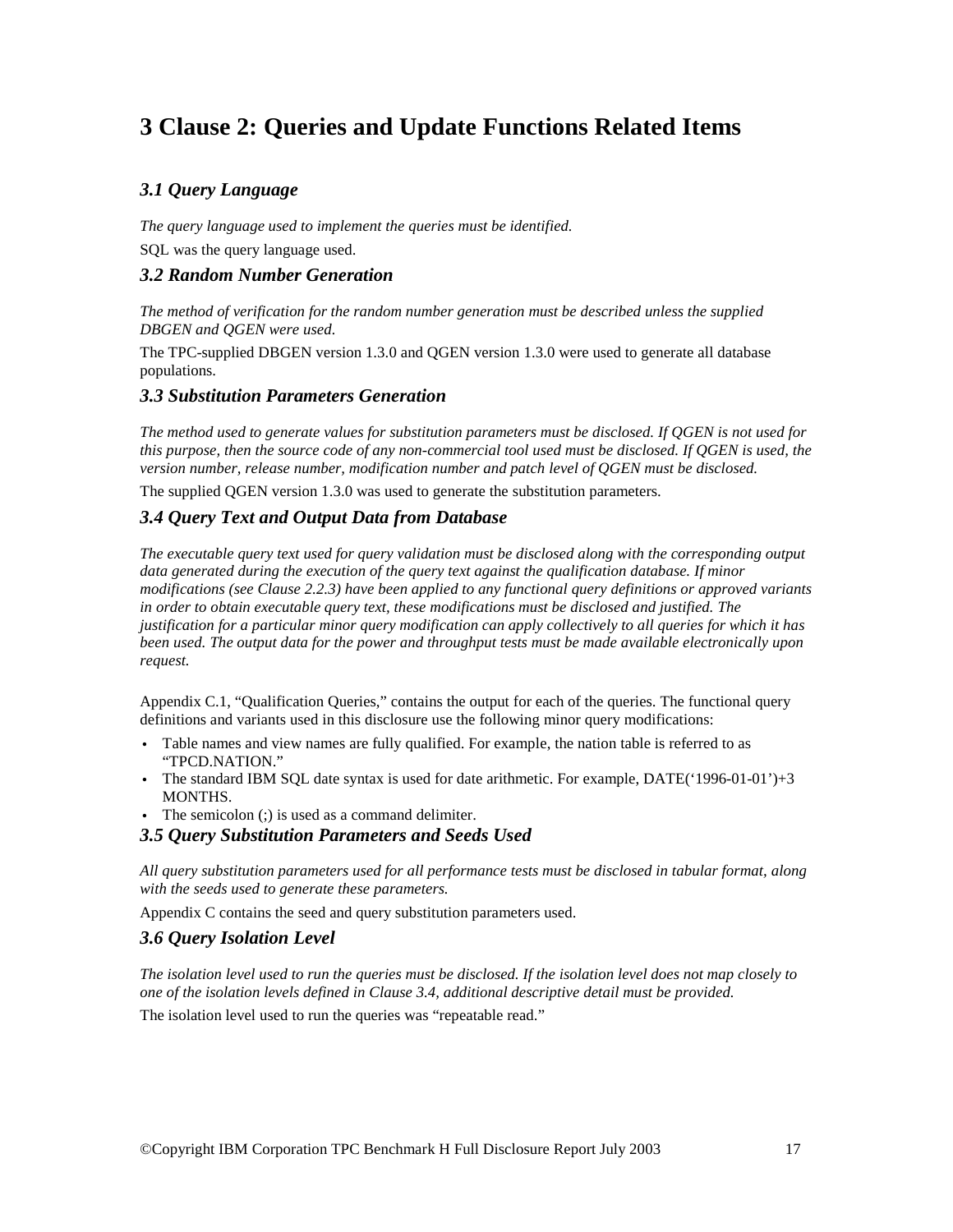# 3 Clause 2: Queries and Update Functions Related Items

## *3.1 Query Language*

*The query language used to implement the queries must be identified.*

SQL was the query language used.

## *3.2 Random Number Generation*

*The method of verification for the random number generation must be described unless the supplied DBGEN and QGEN were used.*

The TPC-supplied DBGEN version 1.3.0 and QGEN version 1.3.0 were used to generate all database populations.

## *3.3 Substitution Parameters Generation*

*The method used to generate values for substitution parameters must be disclosed. If QGEN is not used for this purpose, then the source code of any non-commercial tool used must be disclosed. If QGEN is used, the version number, release number, modification number and patch level of QGEN must be disclosed.*

The supplied QGEN version 1.3.0 was used to generate the substitution parameters.

## *3.4 Query Text and Output Data from Database*

*The executable query text used for query validation must be disclosed along with the corresponding output data generated during the execution of the query text against the qualification database. If minor modifications (see Clause 2.2.3) have been applied to any functional query definitions or approved variants in order to obtain executable query text, these modifications must be disclosed and justified. The justification for a particular minor query modification can apply collectively to all queries for which it has been used. The output data for the power and throughput tests must be made available electronically upon request.*

Appendix C.1, "Qualification Queries," contains the output for each of the queries. The functional query definitions and variants used in this disclosure use the following minor query modifications:

- Table names and view names are fully qualified. For example, the nation table is referred to as "TPCD.NATION."
- The standard IBM SQL date syntax is used for date arithmetic. For example, DATE('1996-01-01')+3 MONTHS.
- The semicolon (;) is used as a command delimiter.

## *3.5 Query Substitution Parameters and Seeds Used*

*All query substitution parameters used for all performance tests must be disclosed in tabular format, along with the seeds used to generate these parameters.*

Appendix C contains the seed and query substitution parameters used.

## *3.6 Query Isolation Level*

*The isolation level used to run the queries must be disclosed. If the isolation level does not map closely to one of the isolation levels defined in Clause 3.4, additional descriptive detail must be provided.*

The isolation level used to run the queries was "repeatable read."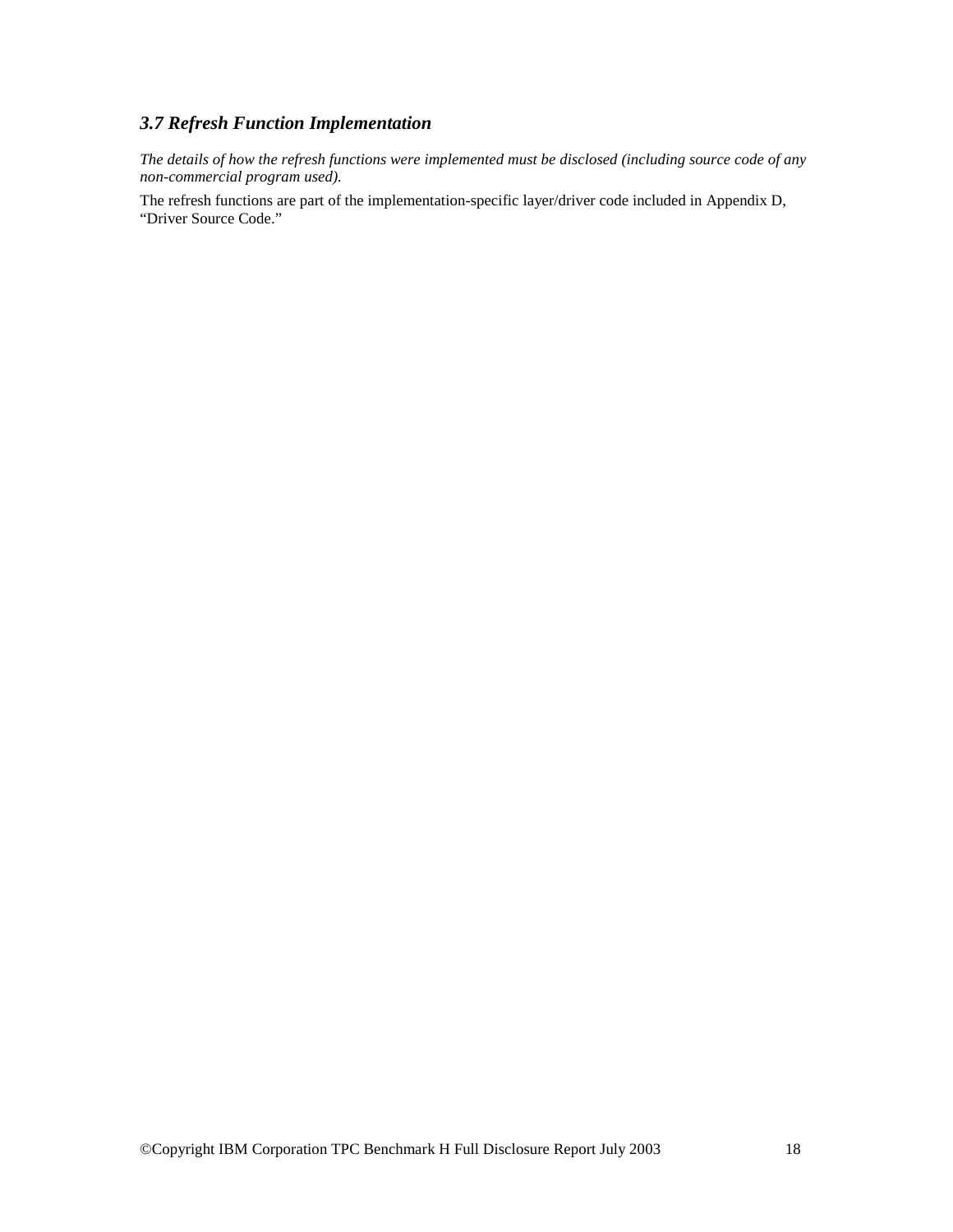### *3.7 Refresh Function Implementation*

*The details of how the refresh functions were implemented must be disclosed (including source code of any non-commercial program used).*

The refresh functions are part of the implementation-specific layer/driver code included in Appendix D, “Driver Source Code.”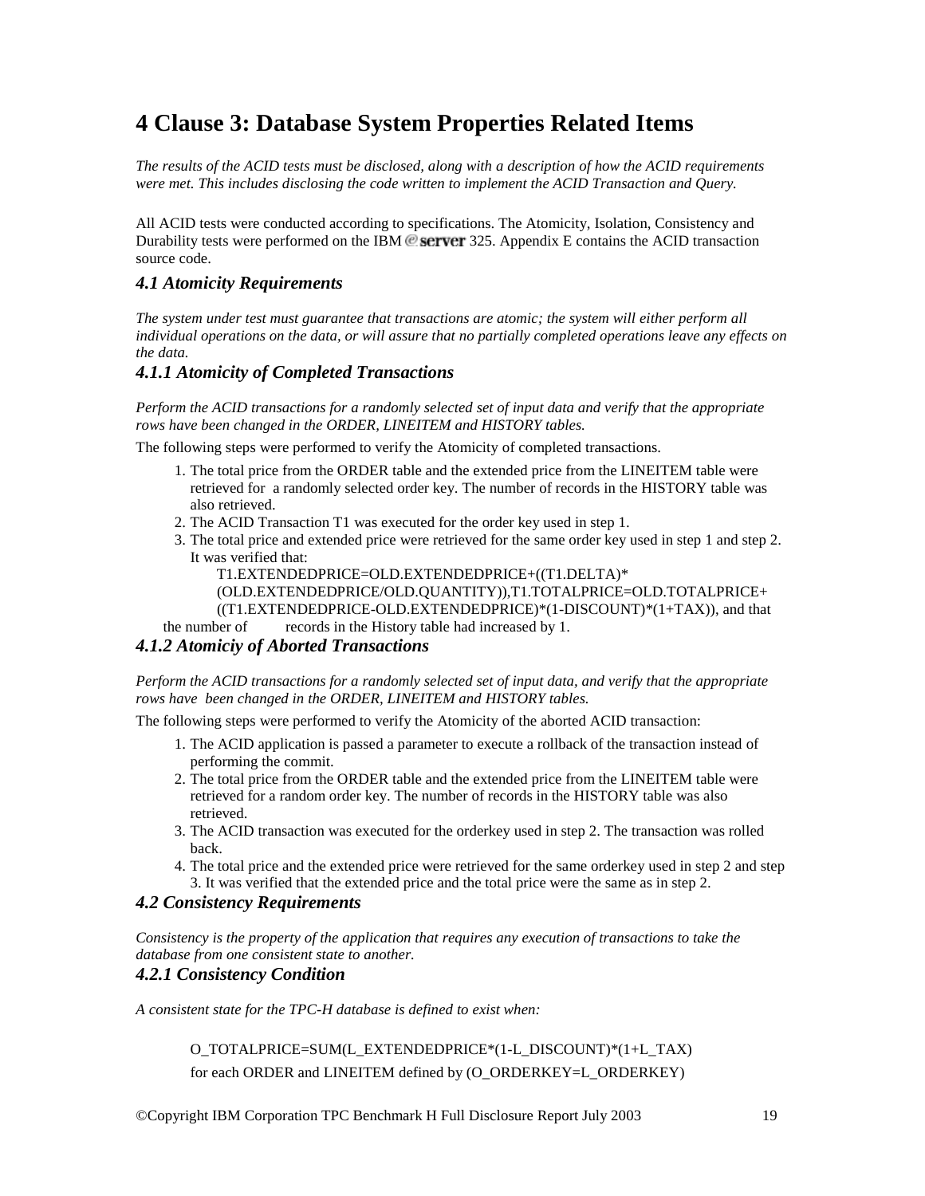# 4 Clause 3: Database System Properties Related Items

*The results of the ACID tests must be disclosed, along with a description of how the ACID requirements were met. This includes disclosing the code written to implement the ACID Transaction and Query.*

All ACID tests were conducted according to specifications. The Atomicity, Isolation, Consistency and Durability tests were performed on the IBM @server 325. Appendix E contains the ACID transaction source code.

## *4.1 Atomicity Requirements*

*The system under test must guarantee that transactions are atomic; the system will either perform all individual operations on the data, or will assure that no partially completed operations leave any effects on the data.*

### *4.1.1 Atomicity of Completed Transactions*

*Perform the ACID transactions for a randomly selected set of input data and verify that the appropriate rows have been changed in the ORDER, LINEITEM and HISTORY tables.*

The following steps were performed to verify the Atomicity of completed transactions.

1. The total price from the ORDER table and the extended price from the LINEITEM table were retrieved for a randomly selected order key. The number of records in the HISTORY table was also retrieved.
2. The ACID Transaction T1 was executed for the order key used in step 1.
3. The total price and extended price were retrieved for the same order key used in step 1 and step 2. It was verified that:

   T1.EXTENDEDPRICE=OLD.EXTENDEDPRICE+((T1.DELTA)*(OLD.EXTENDEDPRICE/OLD.QUANTITY)),T1.TOTALPRICE=OLD.TOTALPRICE+((T1.EXTENDEDPRICE-OLD.EXTENDEDPRICE)*(1-DISCOUNT)*(1+TAX)), and that the number of records in the History table had increased by 1.

### *4.1.2 Atomiciy of Aborted Transactions*

*Perform the ACID transactions for a randomly selected set of input data, and verify that the appropriate rows have been changed in the ORDER, LINEITEM and HISTORY tables.*

The following steps were performed to verify the Atomicity of the aborted ACID transaction:

1. The ACID application is passed a parameter to execute a rollback of the transaction instead of performing the commit.
2. The total price from the ORDER table and the extended price from the LINEITEM table were retrieved for a random order key. The number of records in the HISTORY table was also retrieved.
3. The ACID transaction was executed for the orderkey used in step 2. The transaction was rolled back.
4. The total price and the extended price were retrieved for the same orderkey used in step 2 and step 3. It was verified that the extended price and the total price were the same as in step 2.

## *4.2 Consistency Requirements*

*Consistency is the property of the application that requires any execution of transactions to take the database from one consistent state to another.*

### *4.2.1 Consistency Condition*

*A consistent state for the TPC-H database is defined to exist when:*

O_TOTALPRICE=SUM(L_EXTENDEDPRICE*(1-L_DISCOUNT)*(1+L_TAX)

for each ORDER and LINEITEM defined by (O_ORDERKEY=L_ORDERKEY)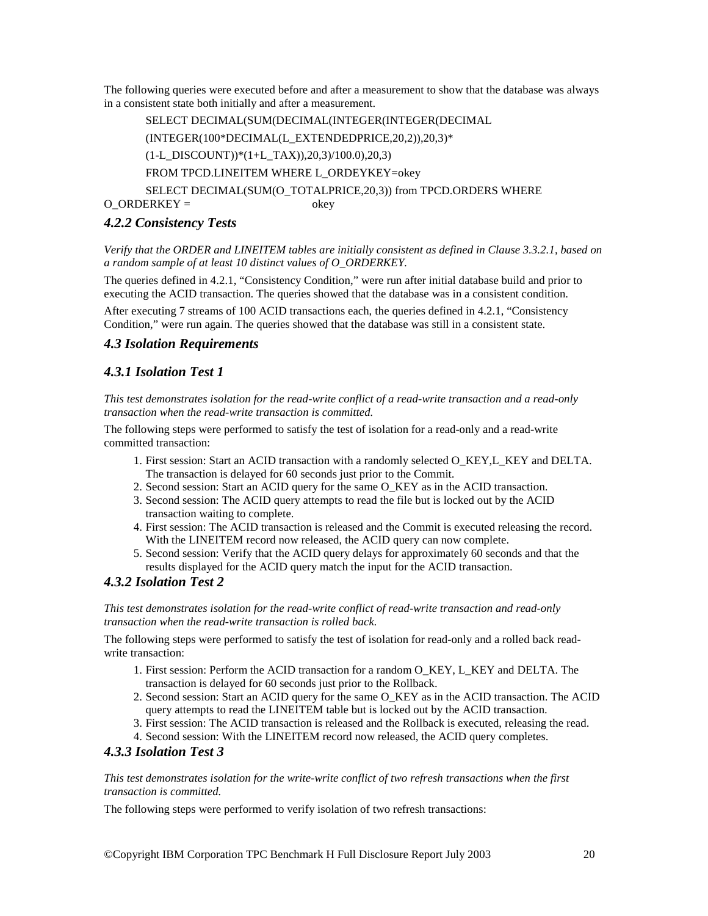The following queries were executed before and after a measurement to show that the database was always in a consistent state both initially and after a measurement.

```
SELECT DECIMAL(SUM(DECIMAL(INTEGER(INTEGER(DECIMAL
(INTEGER(100*DECIMAL(L_EXTENDEDPRICE,20,2)),20,3)*
(1-L_DISCOUNT))*(1+L_TAX)),20,3)/100.0),20,3)
FROM TPCD.LINEITEM WHERE L_ORDEYKEY=okey
SELECT DECIMAL(SUM(O_TOTALPRICE,20,3)) from TPCD.ORDERS WHERE
O_ORDERKEY =                    okey
```

### *4.2.2 Consistency Tests*

*Verify that the ORDER and LINEITEM tables are initially consistent as defined in Clause 3.3.2.1, based on a random sample of at least 10 distinct values of O_ORDERKEY.*

The queries defined in 4.2.1, "Consistency Condition," were run after initial database build and prior to executing the ACID transaction. The queries showed that the database was in a consistent condition.

After executing 7 streams of 100 ACID transactions each, the queries defined in 4.2.1, "Consistency Condition," were run again. The queries showed that the database was still in a consistent state.

## *4.3 Isolation Requirements*

### *4.3.1 Isolation Test 1*

*This test demonstrates isolation for the read-write conflict of a read-write transaction and a read-only transaction when the read-write transaction is committed.*

The following steps were performed to satisfy the test of isolation for a read-only and a read-write committed transaction:

1. First session: Start an ACID transaction with a randomly selected O_KEY,L_KEY and DELTA. The transaction is delayed for 60 seconds just prior to the Commit.
2. Second session: Start an ACID query for the same O_KEY as in the ACID transaction.
3. Second session: The ACID query attempts to read the file but is locked out by the ACID transaction waiting to complete.
4. First session: The ACID transaction is released and the Commit is executed releasing the record. With the LINEITEM record now released, the ACID query can now complete.
5. Second session: Verify that the ACID query delays for approximately 60 seconds and that the results displayed for the ACID query match the input for the ACID transaction.

### *4.3.2 Isolation Test 2*

*This test demonstrates isolation for the read-write conflict of read-write transaction and read-only transaction when the read-write transaction is rolled back.*

The following steps were performed to satisfy the test of isolation for read-only and a rolled back read-write transaction:

1. First session: Perform the ACID transaction for a random O_KEY, L_KEY and DELTA. The transaction is delayed for 60 seconds just prior to the Rollback.
2. Second session: Start an ACID query for the same O_KEY as in the ACID transaction. The ACID query attempts to read the LINEITEM table but is locked out by the ACID transaction.
3. First session: The ACID transaction is released and the Rollback is executed, releasing the read.
4. Second session: With the LINEITEM record now released, the ACID query completes.

### *4.3.3 Isolation Test 3*

*This test demonstrates isolation for the write-write conflict of two refresh transactions when the first transaction is committed.*

The following steps were performed to verify isolation of two refresh transactions: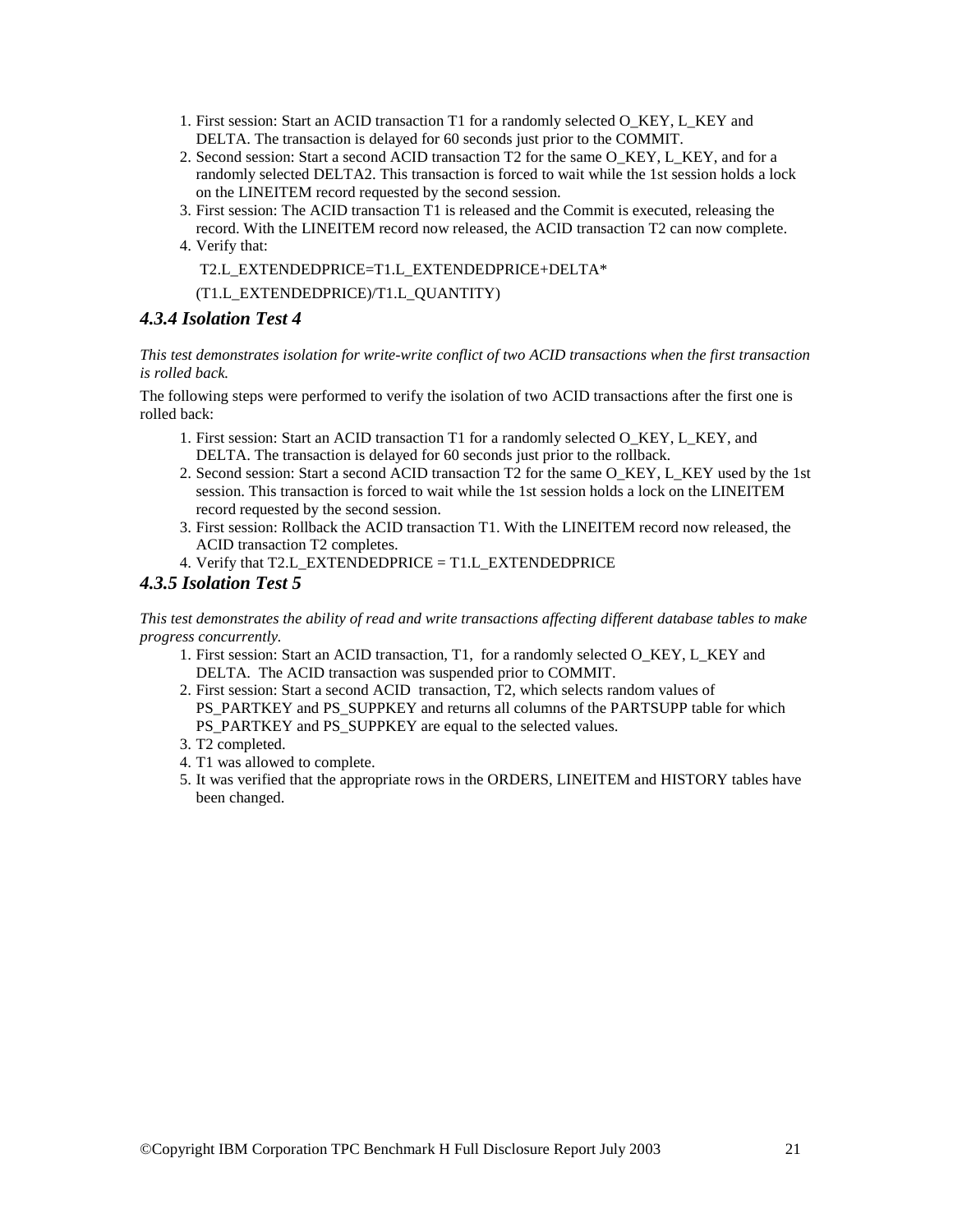1. First session: Start an ACID transaction T1 for a randomly selected O_KEY, L_KEY and DELTA. The transaction is delayed for 60 seconds just prior to the COMMIT.
2. Second session: Start a second ACID transaction T2 for the same O_KEY, L_KEY, and for a randomly selected DELTA2. This transaction is forced to wait while the 1st session holds a lock on the LINEITEM record requested by the second session.
3. First session: The ACID transaction T1 is released and the Commit is executed, releasing the record. With the LINEITEM record now released, the ACID transaction T2 can now complete.
4. Verify that:

   T2.L_EXTENDEDPRICE=T1.L_EXTENDEDPRICE+DELTA*

   (T1.L_EXTENDEDPRICE)/T1.L_QUANTITY)

### *4.3.4 Isolation Test 4*

*This test demonstrates isolation for write-write conflict of two ACID transactions when the first transaction is rolled back.*

The following steps were performed to verify the isolation of two ACID transactions after the first one is rolled back:

1. First session: Start an ACID transaction T1 for a randomly selected O_KEY, L_KEY, and DELTA. The transaction is delayed for 60 seconds just prior to the rollback.
2. Second session: Start a second ACID transaction T2 for the same O_KEY, L_KEY used by the 1st session. This transaction is forced to wait while the 1st session holds a lock on the LINEITEM record requested by the second session.
3. First session: Rollback the ACID transaction T1. With the LINEITEM record now released, the ACID transaction T2 completes.
4. Verify that T2.L_EXTENDEDPRICE = T1.L_EXTENDEDPRICE

### *4.3.5 Isolation Test 5*

*This test demonstrates the ability of read and write transactions affecting different database tables to make progress concurrently.*

1. First session: Start an ACID transaction, T1, for a randomly selected O_KEY, L_KEY and DELTA. The ACID transaction was suspended prior to COMMIT.
2. First session: Start a second ACID transaction, T2, which selects random values of PS_PARTKEY and PS_SUPPKEY and returns all columns of the PARTSUPP table for which PS_PARTKEY and PS_SUPPKEY are equal to the selected values.
3. T2 completed.
4. T1 was allowed to complete.
5. It was verified that the appropriate rows in the ORDERS, LINEITEM and HISTORY tables have been changed.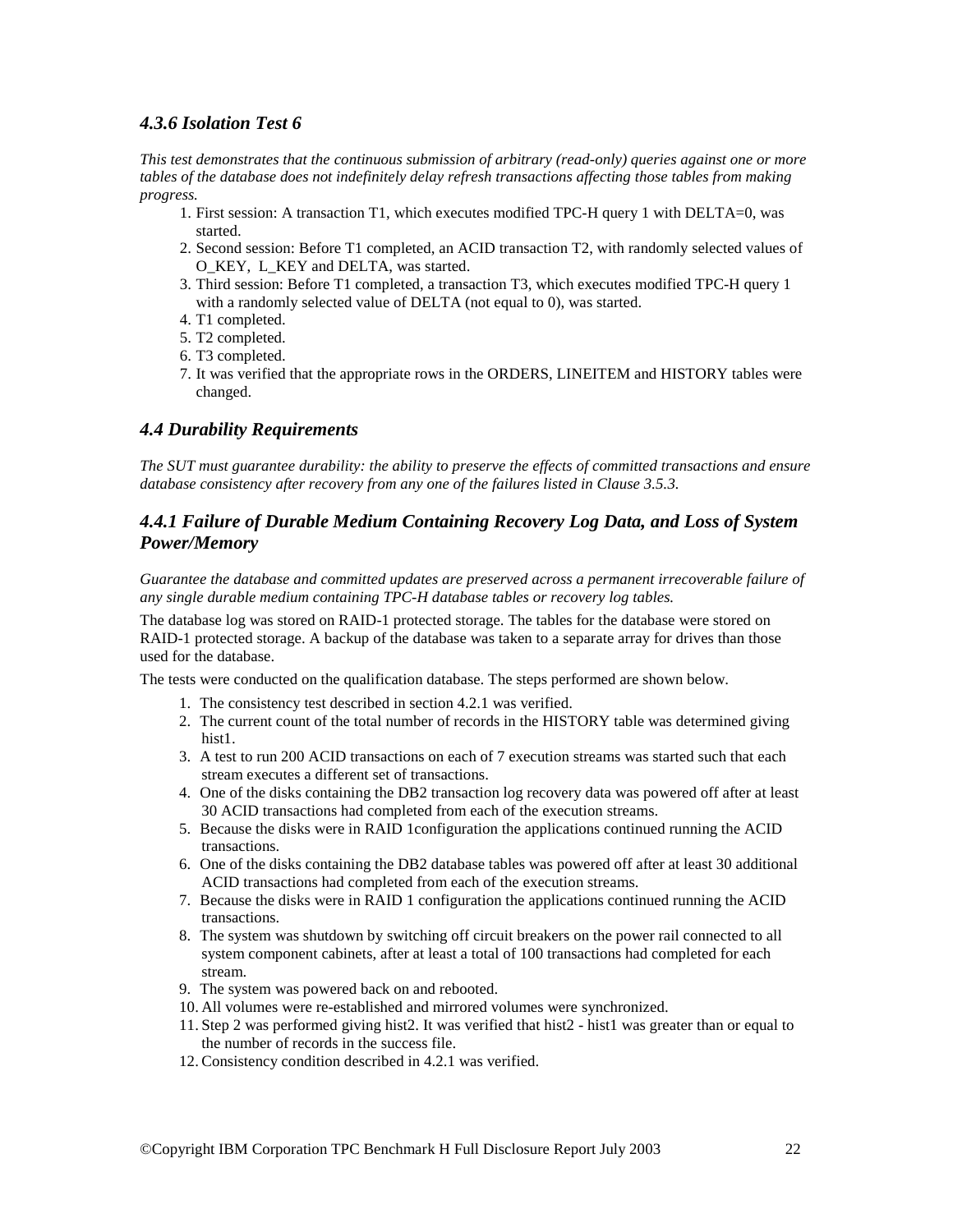### *4.3.6 Isolation Test 6*

*This test demonstrates that the continuous submission of arbitrary (read-only) queries against one or more tables of the database does not indefinitely delay refresh transactions affecting those tables from making progress.*

1. First session: A transaction T1, which executes modified TPC-H query 1 with DELTA=0, was started.
2. Second session: Before T1 completed, an ACID transaction T2, with randomly selected values of O_KEY, L_KEY and DELTA, was started.
3. Third session: Before T1 completed, a transaction T3, which executes modified TPC-H query 1 with a randomly selected value of DELTA (not equal to 0), was started.
4. T1 completed.
5. T2 completed.
6. T3 completed.
7. It was verified that the appropriate rows in the ORDERS, LINEITEM and HISTORY tables were changed.

## *4.4 Durability Requirements*

*The SUT must guarantee durability: the ability to preserve the effects of committed transactions and ensure database consistency after recovery from any one of the failures listed in Clause 3.5.3.*

### *4.4.1 Failure of Durable Medium Containing Recovery Log Data, and Loss of System Power/Memory*

*Guarantee the database and committed updates are preserved across a permanent irrecoverable failure of any single durable medium containing TPC-H database tables or recovery log tables.*

The database log was stored on RAID-1 protected storage. The tables for the database were stored on RAID-1 protected storage. A backup of the database was taken to a separate array for drives than those used for the database.

The tests were conducted on the qualification database. The steps performed are shown below.

1. The consistency test described in section 4.2.1 was verified.
2. The current count of the total number of records in the HISTORY table was determined giving hist1.
3. A test to run 200 ACID transactions on each of 7 execution streams was started such that each stream executes a different set of transactions.
4. One of the disks containing the DB2 transaction log recovery data was powered off after at least 30 ACID transactions had completed from each of the execution streams.
5. Because the disks were in RAID 1configuration the applications continued running the ACID transactions.
6. One of the disks containing the DB2 database tables was powered off after at least 30 additional ACID transactions had completed from each of the execution streams.
7. Because the disks were in RAID 1 configuration the applications continued running the ACID transactions.
8. The system was shutdown by switching off circuit breakers on the power rail connected to all system component cabinets, after at least a total of 100 transactions had completed for each stream.
9. The system was powered back on and rebooted.
10. All volumes were re-established and mirrored volumes were synchronized.
11. Step 2 was performed giving hist2. It was verified that hist2 - hist1 was greater than or equal to the number of records in the success file.
12. Consistency condition described in 4.2.1 was verified.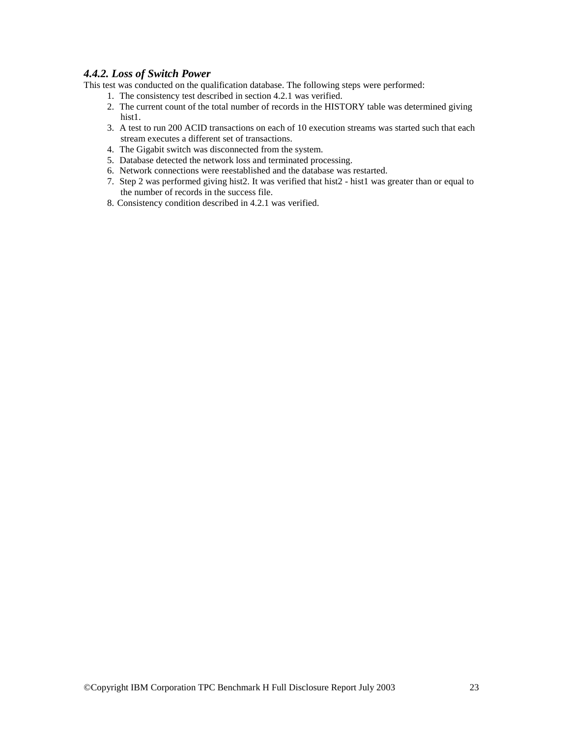### *4.4.2. Loss of Switch Power*

This test was conducted on the qualification database. The following steps were performed:

1. The consistency test described in section 4.2.1 was verified.
2. The current count of the total number of records in the HISTORY table was determined giving hist1.
3. A test to run 200 ACID transactions on each of 10 execution streams was started such that each stream executes a different set of transactions.
4. The Gigabit switch was disconnected from the system.
5. Database detected the network loss and terminated processing.
6. Network connections were reestablished and the database was restarted.
7. Step 2 was performed giving hist2. It was verified that hist2 - hist1 was greater than or equal to the number of records in the success file.
8. Consistency condition described in 4.2.1 was verified.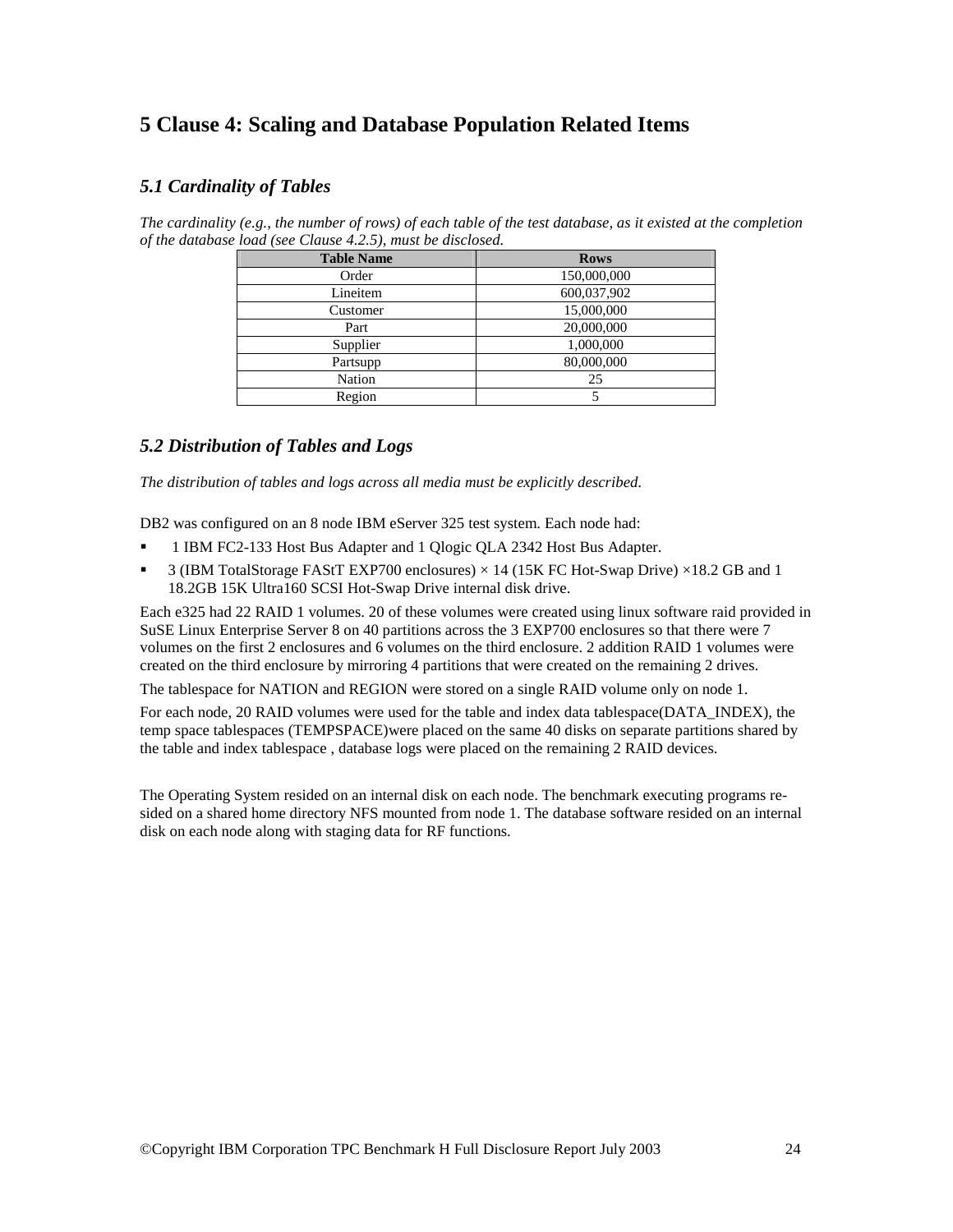# 5 Clause 4: Scaling and Database Population Related Items

## *5.1 Cardinality of Tables*

*The cardinality (e.g., the number of rows) of each table of the test database, as it existed at the completion of the database load (see Clause 4.2.5), must be disclosed.*

| Table Name | Rows |
| --- | --- |
| Order | 150,000,000 |
| Lineitem | 600,037,902 |
| Customer | 15,000,000 |
| Part | 20,000,000 |
| Supplier | 1,000,000 |
| Partsupp | 80,000,000 |
| Nation | 25 |
| Region | 5 |

## *5.2 Distribution of Tables and Logs*

*The distribution of tables and logs across all media must be explicitly described.*

DB2 was configured on an 8 node IBM eServer 325 test system. Each node had:

- 1 IBM FC2-133 Host Bus Adapter and 1 Qlogic QLA 2342 Host Bus Adapter.
- 3 (IBM TotalStorage FAStT EXP700 enclosures) × 14 (15K FC Hot-Swap Drive) ×18.2 GB and 1 18.2GB 15K Ultra160 SCSI Hot-Swap Drive internal disk drive.

Each e325 had 22 RAID 1 volumes. 20 of these volumes were created using linux software raid provided in SuSE Linux Enterprise Server 8 on 40 partitions across the 3 EXP700 enclosures so that there were 7 volumes on the first 2 enclosures and 6 volumes on the third enclosure. 2 addition RAID 1 volumes were created on the third enclosure by mirroring 4 partitions that were created on the remaining 2 drives.

The tablespace for NATION and REGION were stored on a single RAID volume only on node 1.

For each node, 20 RAID volumes were used for the table and index data tablespace(DATA_INDEX), the temp space tablespaces (TEMPSPACE)were placed on the same 40 disks on separate partitions shared by the table and index tablespace , database logs were placed on the remaining 2 RAID devices.

The Operating System resided on an internal disk on each node. The benchmark executing programs re-sided on a shared home directory NFS mounted from node 1. The database software resided on an internal disk on each node along with staging data for RF functions.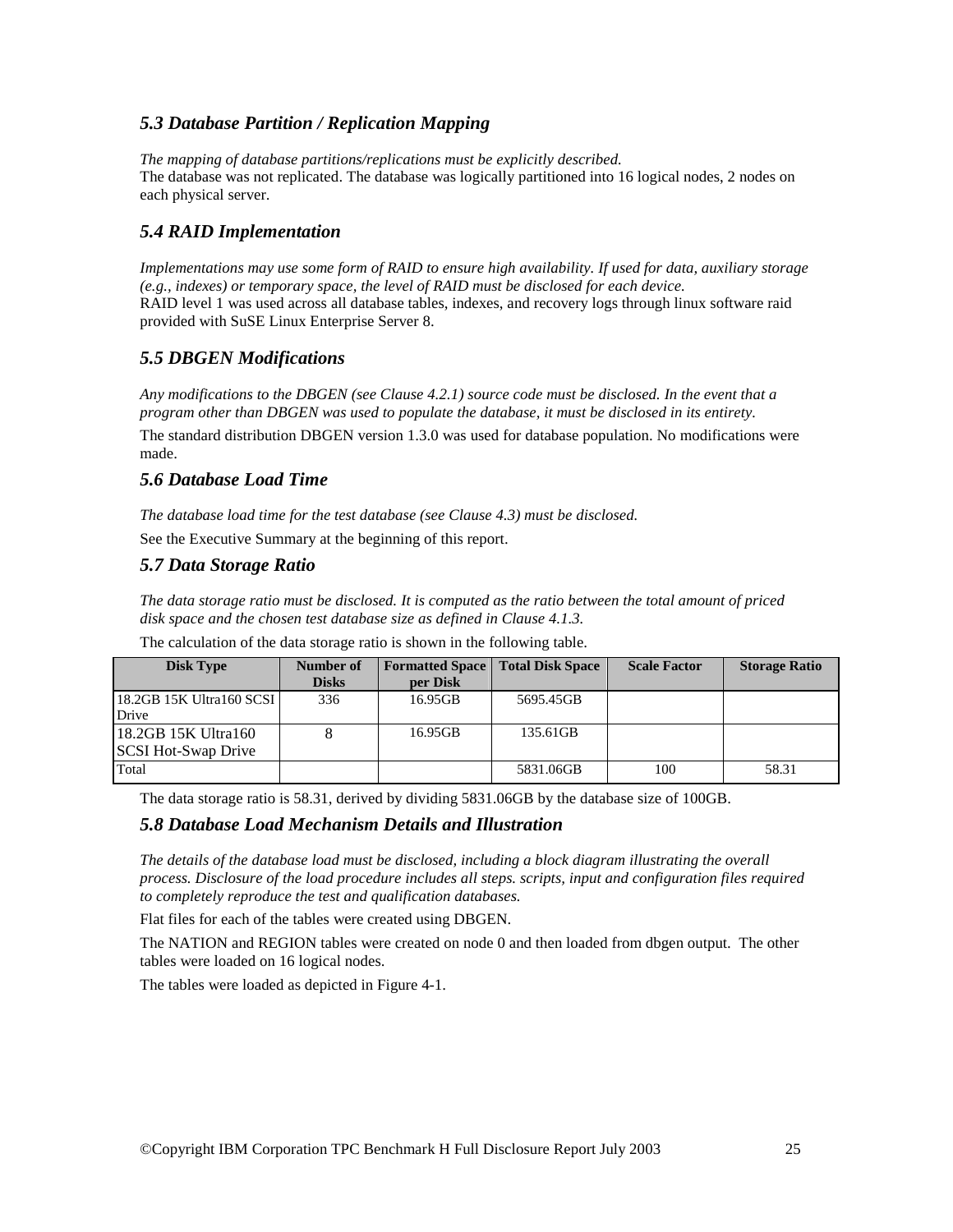### *5.3 Database Partition / Replication Mapping*

*The mapping of database partitions/replications must be explicitly described.*
The database was not replicated. The database was logically partitioned into 16 logical nodes, 2 nodes on each physical server.

### *5.4 RAID Implementation*

*Implementations may use some form of RAID to ensure high availability. If used for data, auxiliary storage (e.g., indexes) or temporary space, the level of RAID must be disclosed for each device.*
RAID level 1 was used across all database tables, indexes, and recovery logs through linux software raid provided with SuSE Linux Enterprise Server 8.

### *5.5 DBGEN Modifications*

*Any modifications to the DBGEN (see Clause 4.2.1) source code must be disclosed. In the event that a program other than DBGEN was used to populate the database, it must be disclosed in its entirety.*

The standard distribution DBGEN version 1.3.0 was used for database population. No modifications were made.

### *5.6 Database Load Time*

*The database load time for the test database (see Clause 4.3) must be disclosed.*

See the Executive Summary at the beginning of this report.

### *5.7 Data Storage Ratio*

*The data storage ratio must be disclosed. It is computed as the ratio between the total amount of priced disk space and the chosen test database size as defined in Clause 4.1.3.*

The calculation of the data storage ratio is shown in the following table.

| Disk Type | Number of Disks | Formatted Space per Disk | Total Disk Space | Scale Factor | Storage Ratio |
|---|---|---|---|---|---|
| 18.2GB 15K Ultra160 SCSI Drive | 336 | 16.95GB | 5695.45GB | | |
| 18.2GB 15K Ultra160 SCSI Hot-Swap Drive | 8 | 16.95GB | 135.61GB | | |
| Total | | | 5831.06GB | 100 | 58.31 |

The data storage ratio is 58.31, derived by dividing 5831.06GB by the database size of 100GB.

### *5.8 Database Load Mechanism Details and Illustration*

*The details of the database load must be disclosed, including a block diagram illustrating the overall process. Disclosure of the load procedure includes all steps. scripts, input and configuration files required to completely reproduce the test and qualification databases.*

Flat files for each of the tables were created using DBGEN.

The NATION and REGION tables were created on node 0 and then loaded from dbgen output. The other tables were loaded on 16 logical nodes.

The tables were loaded as depicted in Figure 4-1.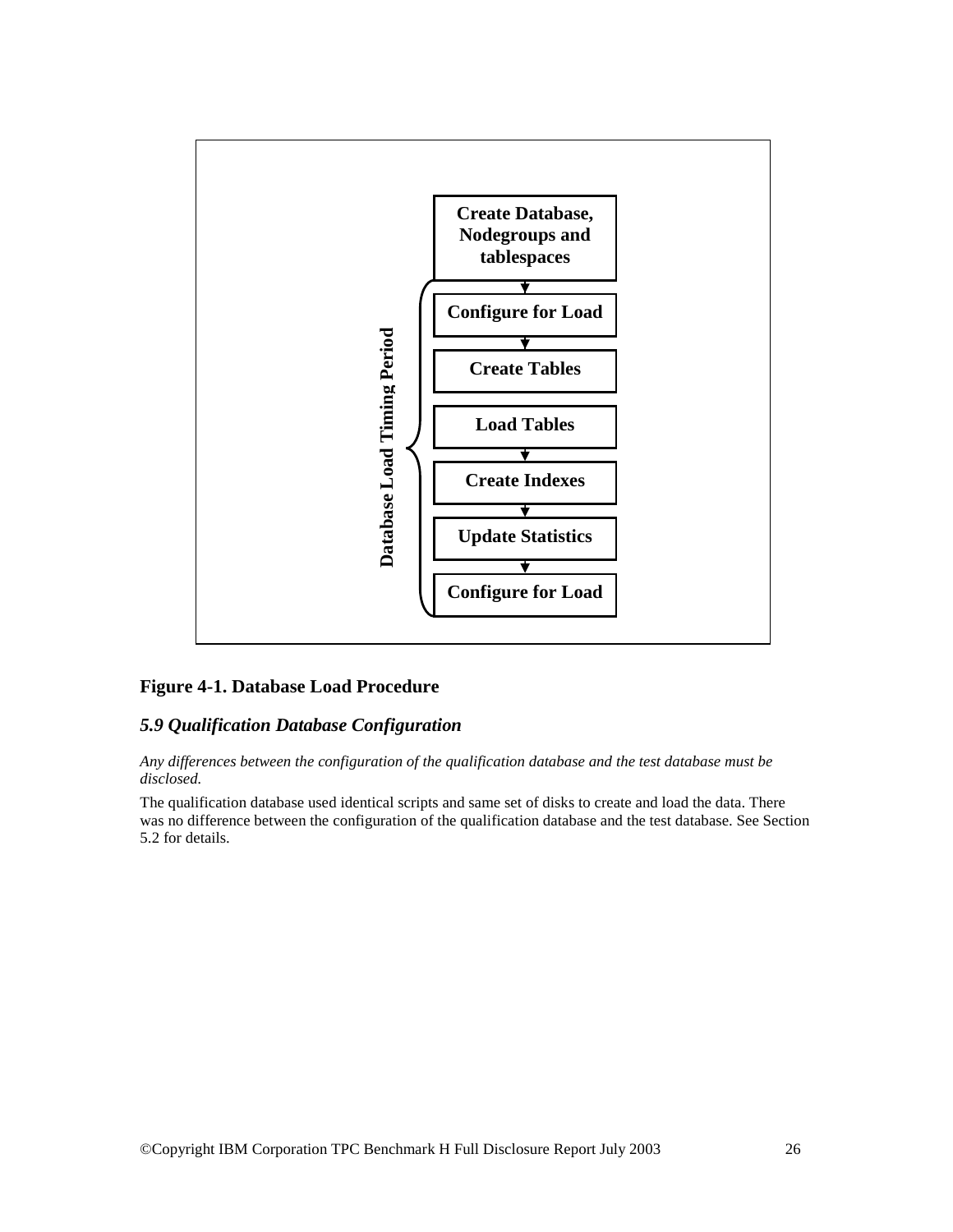Create Database, Nodegroups and tablespaces

Configure for Load

Create Tables

Load Tables

Create Indexes

Update Statistics

Configure for Load

Database Load Timing Period

**Figure 4-1. Database Load Procedure**

## *5.9 Qualification Database Configuration*

*Any differences between the configuration of the qualification database and the test database must be disclosed.*

The qualification database used identical scripts and same set of disks to create and load the data. There was no difference between the configuration of the qualification database and the test database. See Section 5.2 for details.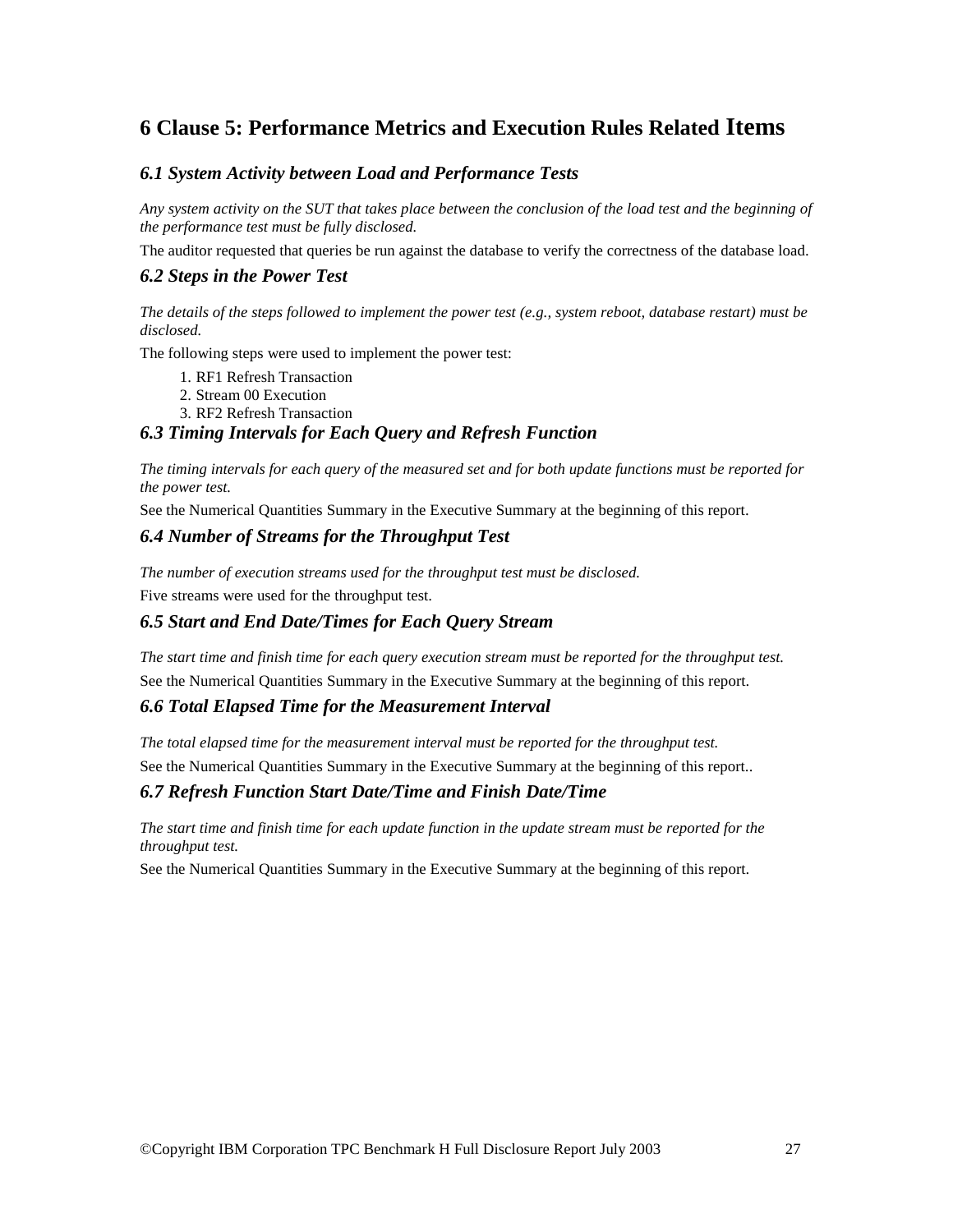# 6 Clause 5: Performance Metrics and Execution Rules Related Items

## *6.1 System Activity between Load and Performance Tests*

*Any system activity on the SUT that takes place between the conclusion of the load test and the beginning of the performance test must be fully disclosed.*

The auditor requested that queries be run against the database to verify the correctness of the database load.

## *6.2 Steps in the Power Test*

*The details of the steps followed to implement the power test (e.g., system reboot, database restart) must be disclosed.*

The following steps were used to implement the power test:

1. RF1 Refresh Transaction
2. Stream 00 Execution
3. RF2 Refresh Transaction

## *6.3 Timing Intervals for Each Query and Refresh Function*

*The timing intervals for each query of the measured set and for both update functions must be reported for the power test.*

See the Numerical Quantities Summary in the Executive Summary at the beginning of this report.

## *6.4 Number of Streams for the Throughput Test*

*The number of execution streams used for the throughput test must be disclosed.*

Five streams were used for the throughput test.

## *6.5 Start and End Date/Times for Each Query Stream*

*The start time and finish time for each query execution stream must be reported for the throughput test.*

See the Numerical Quantities Summary in the Executive Summary at the beginning of this report.

## *6.6 Total Elapsed Time for the Measurement Interval*

*The total elapsed time for the measurement interval must be reported for the throughput test.*

See the Numerical Quantities Summary in the Executive Summary at the beginning of this report..

## *6.7 Refresh Function Start Date/Time and Finish Date/Time*

*The start time and finish time for each update function in the update stream must be reported for the throughput test.*

See the Numerical Quantities Summary in the Executive Summary at the beginning of this report.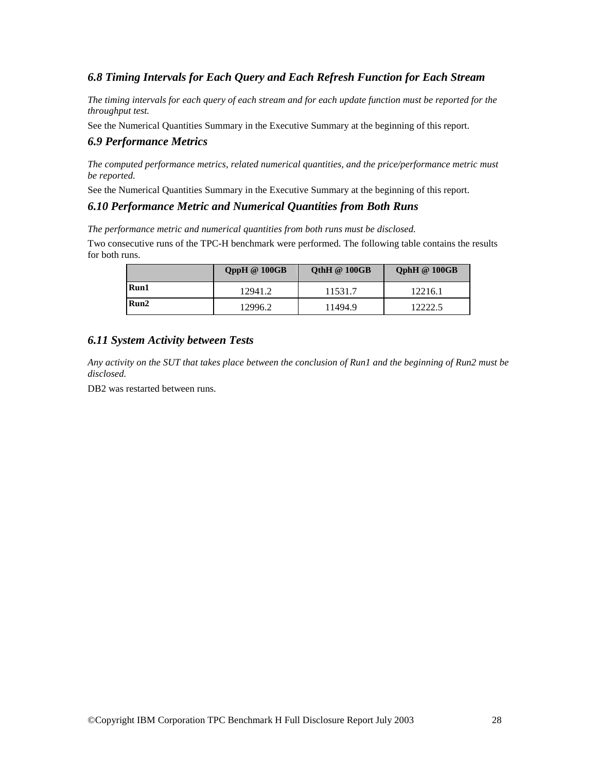### *6.8 Timing Intervals for Each Query and Each Refresh Function for Each Stream*

*The timing intervals for each query of each stream and for each update function must be reported for the throughput test.*

See the Numerical Quantities Summary in the Executive Summary at the beginning of this report.

### *6.9 Performance Metrics*

*The computed performance metrics, related numerical quantities, and the price/performance metric must be reported.*

See the Numerical Quantities Summary in the Executive Summary at the beginning of this report.

### *6.10 Performance Metric and Numerical Quantities from Both Runs*

*The performance metric and numerical quantities from both runs must be disclosed.*

Two consecutive runs of the TPC-H benchmark were performed. The following table contains the results for both runs.

| | QppH @ 100GB | QthH @ 100GB | QphH @ 100GB |
|---|---|---|---|
| **Run1** | 12941.2 | 11531.7 | 12216.1 |
| **Run2** | 12996.2 | 11494.9 | 12222.5 |

### *6.11 System Activity between Tests*

*Any activity on the SUT that takes place between the conclusion of Run1 and the beginning of Run2 must be disclosed.*

DB2 was restarted between runs.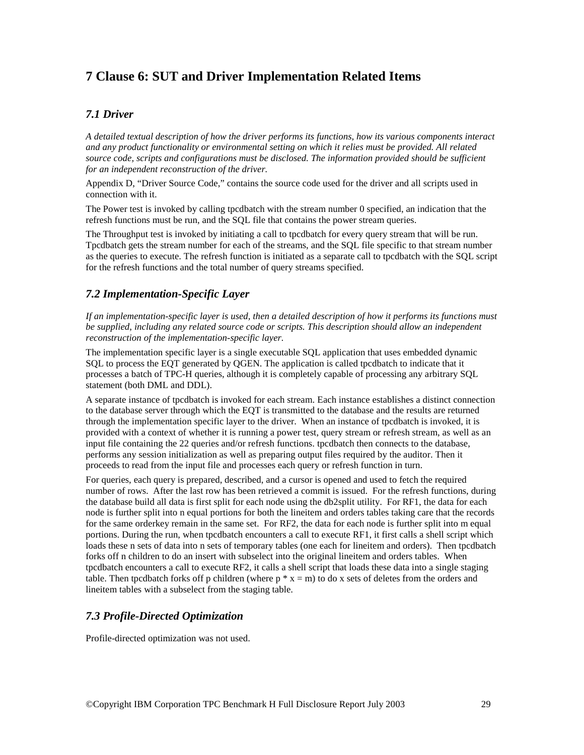# 7 Clause 6: SUT and Driver Implementation Related Items

## *7.1 Driver*

*A detailed textual description of how the driver performs its functions, how its various components interact and any product functionality or environmental setting on which it relies must be provided. All related source code, scripts and configurations must be disclosed. The information provided should be sufficient for an independent reconstruction of the driver.*

Appendix D, "Driver Source Code," contains the source code used for the driver and all scripts used in connection with it.

The Power test is invoked by calling tpcdbatch with the stream number 0 specified, an indication that the refresh functions must be run, and the SQL file that contains the power stream queries.

The Throughput test is invoked by initiating a call to tpcdbatch for every query stream that will be run. Tpcdbatch gets the stream number for each of the streams, and the SQL file specific to that stream number as the queries to execute. The refresh function is initiated as a separate call to tpcdbatch with the SQL script for the refresh functions and the total number of query streams specified.

## *7.2 Implementation-Specific Layer*

*If an implementation-specific layer is used, then a detailed description of how it performs its functions must be supplied, including any related source code or scripts. This description should allow an independent reconstruction of the implementation-specific layer.*

The implementation specific layer is a single executable SQL application that uses embedded dynamic SQL to process the EQT generated by QGEN. The application is called tpcdbatch to indicate that it processes a batch of TPC-H queries, although it is completely capable of processing any arbitrary SQL statement (both DML and DDL).

A separate instance of tpcdbatch is invoked for each stream. Each instance establishes a distinct connection to the database server through which the EQT is transmitted to the database and the results are returned through the implementation specific layer to the driver. When an instance of tpcdbatch is invoked, it is provided with a context of whether it is running a power test, query stream or refresh stream, as well as an input file containing the 22 queries and/or refresh functions. tpcdbatch then connects to the database, performs any session initialization as well as preparing output files required by the auditor. Then it proceeds to read from the input file and processes each query or refresh function in turn.

For queries, each query is prepared, described, and a cursor is opened and used to fetch the required number of rows. After the last row has been retrieved a commit is issued. For the refresh functions, during the database build all data is first split for each node using the db2split utility. For RF1, the data for each node is further split into n equal portions for both the lineitem and orders tables taking care that the records for the same orderkey remain in the same set. For RF2, the data for each node is further split into m equal portions. During the run, when tpcdbatch encounters a call to execute RF1, it first calls a shell script which loads these n sets of data into n sets of temporary tables (one each for lineitem and orders). Then tpcdbatch forks off n children to do an insert with subselect into the original lineitem and orders tables. When tpcdbatch encounters a call to execute RF2, it calls a shell script that loads these data into a single staging table. Then tpcdbatch forks off p children (where p * x = m) to do x sets of deletes from the orders and lineitem tables with a subselect from the staging table.

## *7.3 Profile-Directed Optimization*

Profile-directed optimization was not used.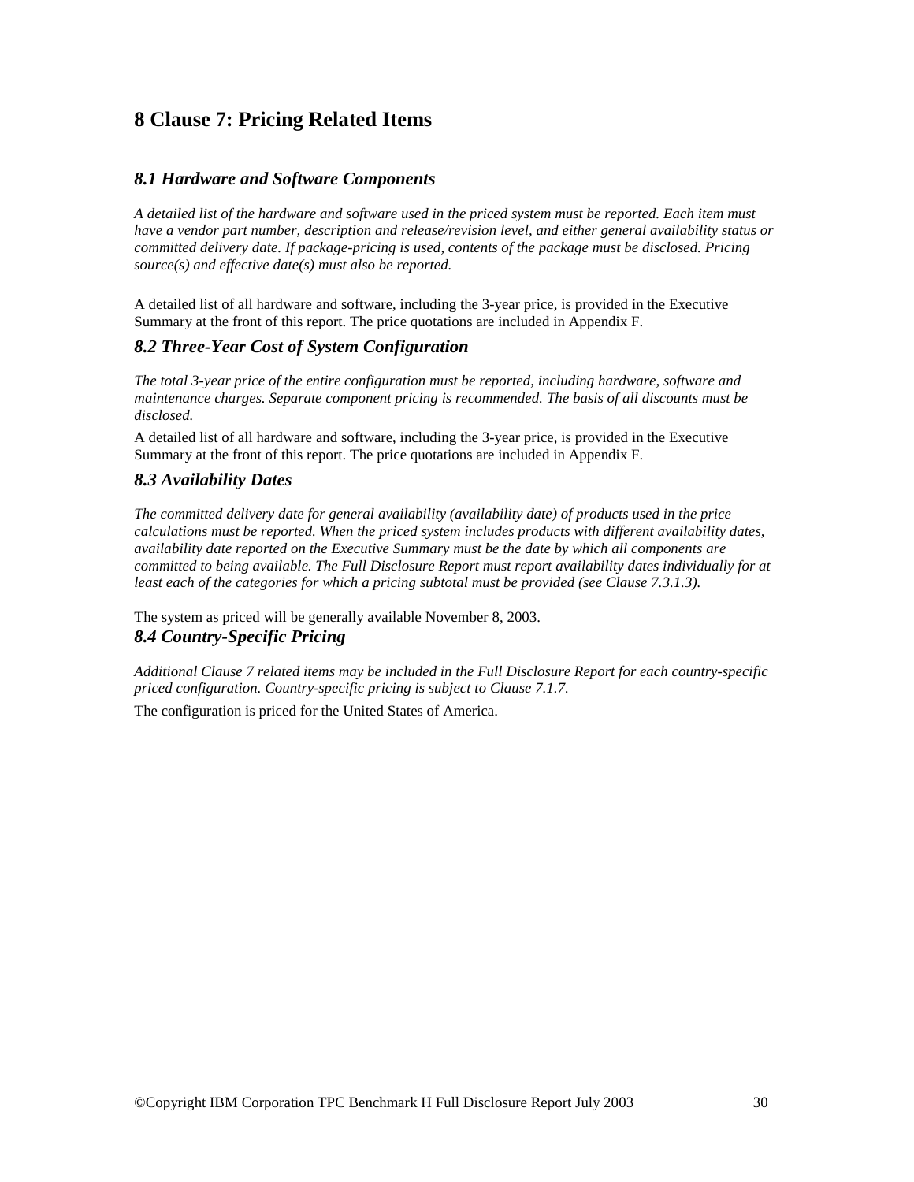# 8 Clause 7: Pricing Related Items

## *8.1 Hardware and Software Components*

*A detailed list of the hardware and software used in the priced system must be reported. Each item must have a vendor part number, description and release/revision level, and either general availability status or committed delivery date. If package-pricing is used, contents of the package must be disclosed. Pricing source(s) and effective date(s) must also be reported.*

A detailed list of all hardware and software, including the 3-year price, is provided in the Executive Summary at the front of this report. The price quotations are included in Appendix F.

## *8.2 Three-Year Cost of System Configuration*

*The total 3-year price of the entire configuration must be reported, including hardware, software and maintenance charges. Separate component pricing is recommended. The basis of all discounts must be disclosed.*

A detailed list of all hardware and software, including the 3-year price, is provided in the Executive Summary at the front of this report. The price quotations are included in Appendix F.

## *8.3 Availability Dates*

*The committed delivery date for general availability (availability date) of products used in the price calculations must be reported. When the priced system includes products with different availability dates, availability date reported on the Executive Summary must be the date by which all components are committed to being available. The Full Disclosure Report must report availability dates individually for at least each of the categories for which a pricing subtotal must be provided (see Clause 7.3.1.3).*

The system as priced will be generally available November 8, 2003.

## *8.4 Country-Specific Pricing*

*Additional Clause 7 related items may be included in the Full Disclosure Report for each country-specific priced configuration. Country-specific pricing is subject to Clause 7.1.7.*

The configuration is priced for the United States of America.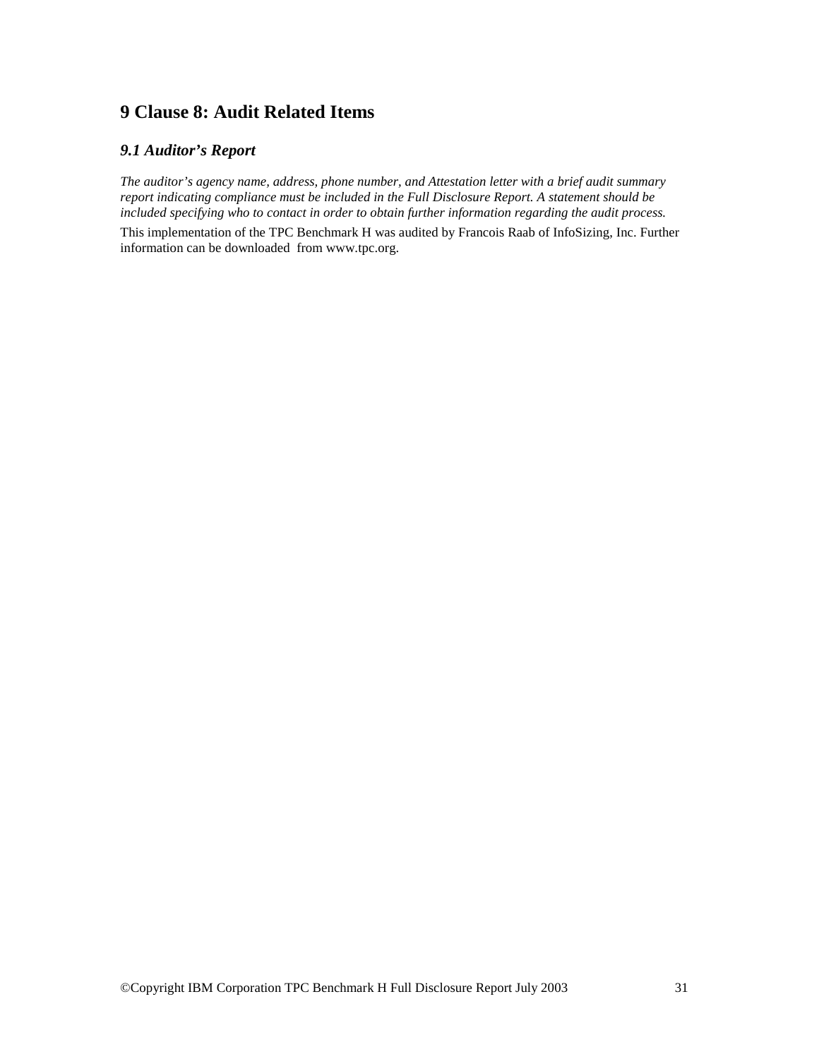# 9 Clause 8: Audit Related Items

## *9.1 Auditor's Report*

*The auditor's agency name, address, phone number, and Attestation letter with a brief audit summary report indicating compliance must be included in the Full Disclosure Report. A statement should be included specifying who to contact in order to obtain further information regarding the audit process.*

This implementation of the TPC Benchmark H was audited by Francois Raab of InfoSizing, Inc. Further information can be downloaded from www.tpc.org.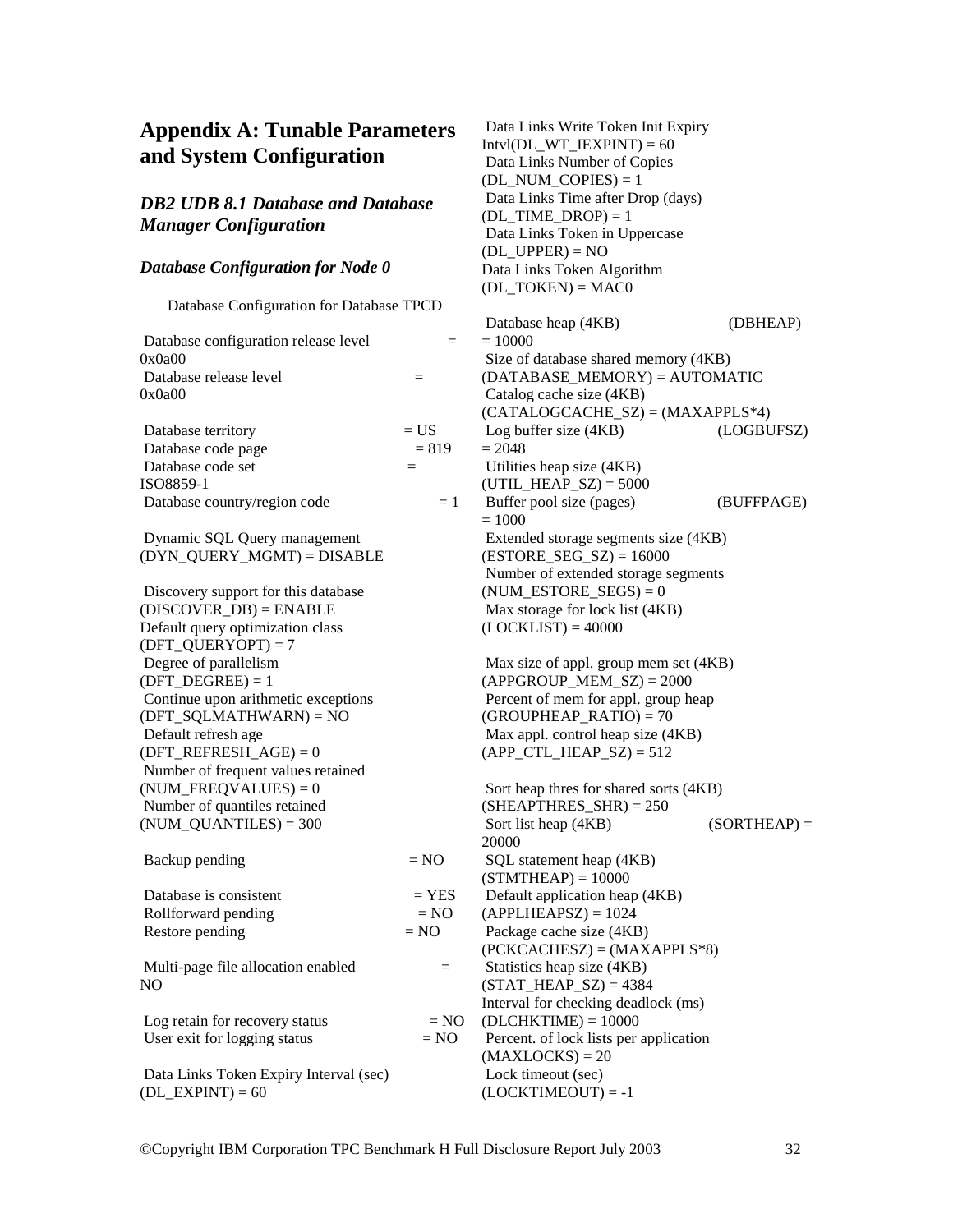# Appendix A: Tunable Parameters and System Configuration

## *DB2 UDB 8.1 Database and Database Manager Configuration*

### *Database Configuration for Node 0*

Database Configuration for Database TPCD

Database configuration release level = 0x0a00
Database release level = 0x0a00

Database territory = US
Database code page = 819
Database code set = ISO8859-1
Database country/region code = 1

Dynamic SQL Query management (DYN_QUERY_MGMT) = DISABLE

Discovery support for this database (DISCOVER_DB) = ENABLE
Default query optimization class (DFT_QUERYOPT) = 7
Degree of parallelism (DFT_DEGREE) = 1
Continue upon arithmetic exceptions (DFT_SQLMATHWARN) = NO
Default refresh age (DFT_REFRESH_AGE) = 0
Number of frequent values retained (NUM_FREQVALUES) = 0
Number of quantiles retained (NUM_QUANTILES) = 300

Backup pending = NO

Database is consistent = YES
Rollforward pending = NO
Restore pending = NO

Multi-page file allocation enabled = NO

Log retain for recovery status = NO
User exit for logging status = NO

Data Links Token Expiry Interval (sec) (DL_EXPINT) = 60
Data Links Write Token Init Expiry Intvl(DL_WT_IEXPINT) = 60
Data Links Number of Copies (DL_NUM_COPIES) = 1
Data Links Time after Drop (days) (DL_TIME_DROP) = 1
Data Links Token in Uppercase (DL_UPPER) = NO
Data Links Token Algorithm (DL_TOKEN) = MAC0

Database heap (4KB) (DBHEAP) = 10000
Size of database shared memory (4KB) (DATABASE_MEMORY) = AUTOMATIC
Catalog cache size (4KB) (CATALOGCACHE_SZ) = (MAXAPPLS*4)
Log buffer size (4KB) (LOGBUFSZ) = 2048
Utilities heap size (4KB) (UTIL_HEAP_SZ) = 5000
Buffer pool size (pages) (BUFFPAGE) = 1000
Extended storage segments size (4KB) (ESTORE_SEG_SZ) = 16000
Number of extended storage segments (NUM_ESTORE_SEGS) = 0
Max storage for lock list (4KB) (LOCKLIST) = 40000

Max size of appl. group mem set (4KB) (APPGROUP_MEM_SZ) = 2000
Percent of mem for appl. group heap (GROUPHEAP_RATIO) = 70
Max appl. control heap size (4KB) (APP_CTL_HEAP_SZ) = 512

Sort heap thres for shared sorts (4KB) (SHEAPTHRES_SHR) = 250
Sort list heap (4KB) (SORTHEAP) = 20000
SQL statement heap (4KB) (STMTHEAP) = 10000
Default application heap (4KB) (APPLHEAPSZ) = 1024
Package cache size (4KB) (PCKCACHESZ) = (MAXAPPLS*8)
Statistics heap size (4KB) (STAT_HEAP_SZ) = 4384
Interval for checking deadlock (ms) (DLCHKTIME) = 10000
Percent. of lock lists per application (MAXLOCKS) = 20
Lock timeout (sec) (LOCKTIMEOUT) = -1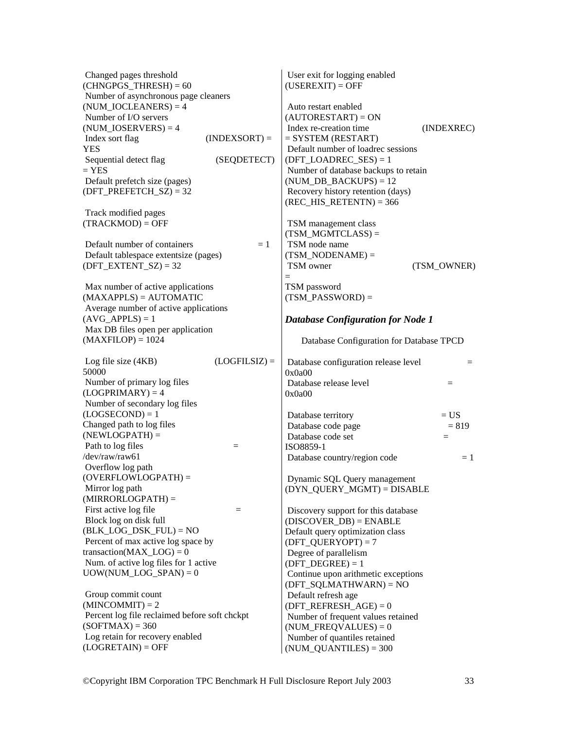Changed pages threshold (CHNGPGS_THRESH) = 60
Number of asynchronous page cleaners (NUM_IOCLEANERS) = 4
Number of I/O servers (NUM_IOSERVERS) = 4
Index sort flag (INDEXSORT) = YES
Sequential detect flag (SEQDETECT) = YES
Default prefetch size (pages) (DFT_PREFETCH_SZ) = 32

Track modified pages (TRACKMOD) = OFF

Default number of containers = 1
Default tablespace extentsize (pages) (DFT_EXTENT_SZ) = 32

Max number of active applications (MAXAPPLS) = AUTOMATIC
Average number of active applications (AVG_APPLS) = 1
Max DB files open per application (MAXFILOP) = 1024

Log file size (4KB) (LOGFILSIZ) = 50000
Number of primary log files (LOGPRIMARY) = 4
Number of secondary log files (LOGSECOND) = 1
Changed path to log files (NEWLOGPATH) =
Path to log files = /dev/raw/raw61
Overflow log path (OVERFLOWLOGPATH) =
Mirror log path (MIRRORLOGPATH) =
First active log file =
Block log on disk full (BLK_LOG_DSK_FUL) = NO
Percent of max active log space by transaction(MAX_LOG) = 0
Num. of active log files for 1 active UOW(NUM_LOG_SPAN) = 0

Group commit count (MINCOMMIT) = 2
Percent log file reclaimed before soft chckpt (SOFTMAX) = 360
Log retain for recovery enabled (LOGRETAIN) = OFF

User exit for logging enabled (USEREXIT) = OFF

Auto restart enabled (AUTORESTART) = ON
Index re-creation time (INDEXREC) = SYSTEM (RESTART)
Default number of loadrec sessions (DFT_LOADREC_SES) = 1
Number of database backups to retain (NUM_DB_BACKUPS) = 12
Recovery history retention (days) (REC_HIS_RETENTN) = 366

TSM management class (TSM_MGMTCLASS) =
TSM node name (TSM_NODENAME) =
TSM owner (TSM_OWNER) =
TSM password (TSM_PASSWORD) =

### *Database Configuration for Node 1*

Database Configuration for Database TPCD

Database configuration release level = 0x0a00
Database release level = 0x0a00

Database territory = US
Database code page = 819
Database code set = ISO8859-1
Database country/region code = 1

Dynamic SQL Query management (DYN_QUERY_MGMT) = DISABLE

Discovery support for this database (DISCOVER_DB) = ENABLE
Default query optimization class (DFT_QUERYOPT) = 7
Degree of parallelism (DFT_DEGREE) = 1
Continue upon arithmetic exceptions (DFT_SQLMATHWARN) = NO
Default refresh age (DFT_REFRESH_AGE) = 0
Number of frequent values retained (NUM_FREQVALUES) = 0
Number of quantiles retained (NUM_QUANTILES) = 300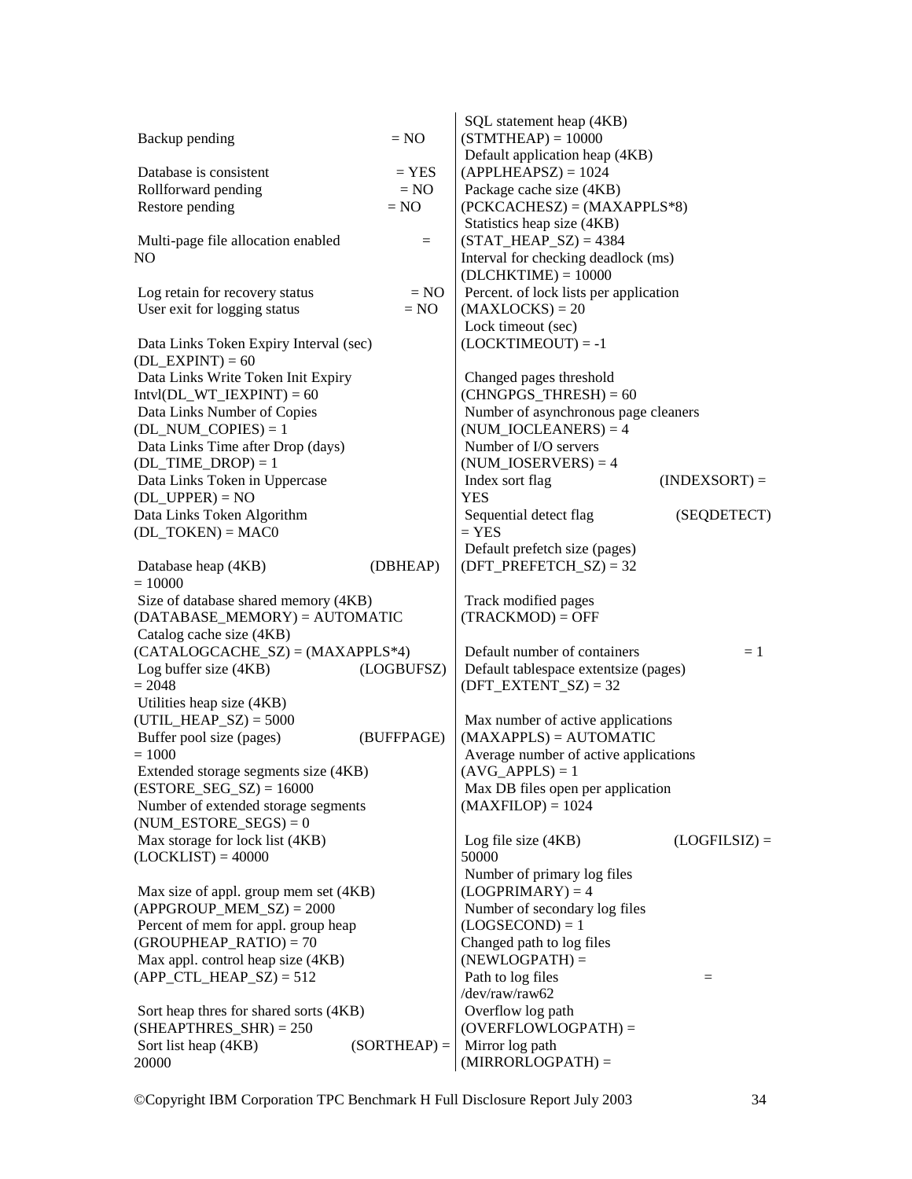Backup pending = NO

Database is consistent = YES
Rollforward pending = NO
Restore pending = NO

Multi-page file allocation enabled = NO

Log retain for recovery status = NO
User exit for logging status = NO

Data Links Token Expiry Interval (sec) (DL_EXPINT) = 60
Data Links Write Token Init Expiry Intvl(DL_WT_IEXPINT) = 60
Data Links Number of Copies (DL_NUM_COPIES) = 1
Data Links Time after Drop (days) (DL_TIME_DROP) = 1
Data Links Token in Uppercase (DL_UPPER) = NO
Data Links Token Algorithm (DL_TOKEN) = MAC0

Database heap (4KB) (DBHEAP) = 10000
Size of database shared memory (4KB) (DATABASE_MEMORY) = AUTOMATIC
Catalog cache size (4KB) (CATALOGCACHE_SZ) = (MAXAPPLS*4)
Log buffer size (4KB) (LOGBUFSZ) = 2048
Utilities heap size (4KB) (UTIL_HEAP_SZ) = 5000
Buffer pool size (pages) (BUFFPAGE) = 1000
Extended storage segments size (4KB) (ESTORE_SEG_SZ) = 16000
Number of extended storage segments (NUM_ESTORE_SEGS) = 0
Max storage for lock list (4KB) (LOCKLIST) = 40000

Max size of appl. group mem set (4KB) (APPGROUP_MEM_SZ) = 2000
Percent of mem for appl. group heap (GROUPHEAP_RATIO) = 70
Max appl. control heap size (4KB) (APP_CTL_HEAP_SZ) = 512

Sort heap thres for shared sorts (4KB) (SHEAPTHRES_SHR) = 250
Sort list heap (4KB) (SORTHEAP) = 20000
SQL statement heap (4KB) (STMTHEAP) = 10000
Default application heap (4KB) (APPLHEAPSZ) = 1024
Package cache size (4KB) (PCKCACHESZ) = (MAXAPPLS*8)
Statistics heap size (4KB) (STAT_HEAP_SZ) = 4384
Interval for checking deadlock (ms) (DLCHKTIME) = 10000
Percent. of lock lists per application (MAXLOCKS) = 20
Lock timeout (sec) (LOCKTIMEOUT) = -1

Changed pages threshold (CHNGPGS_THRESH) = 60
Number of asynchronous page cleaners (NUM_IOCLEANERS) = 4
Number of I/O servers (NUM_IOSERVERS) = 4
Index sort flag (INDEXSORT) = YES
Sequential detect flag (SEQDETECT) = YES
Default prefetch size (pages) (DFT_PREFETCH_SZ) = 32

Track modified pages (TRACKMOD) = OFF

Default number of containers = 1
Default tablespace extentsize (pages) (DFT_EXTENT_SZ) = 32

Max number of active applications (MAXAPPLS) = AUTOMATIC
Average number of active applications (AVG_APPLS) = 1
Max DB files open per application (MAXFILOP) = 1024

Log file size (4KB) (LOGFILSIZ) = 50000
Number of primary log files (LOGPRIMARY) = 4
Number of secondary log files (LOGSECOND) = 1
Changed path to log files (NEWLOGPATH) =
Path to log files = /dev/raw/raw62
Overflow log path (OVERFLOWLOGPATH) =
Mirror log path (MIRRORLOGPATH) =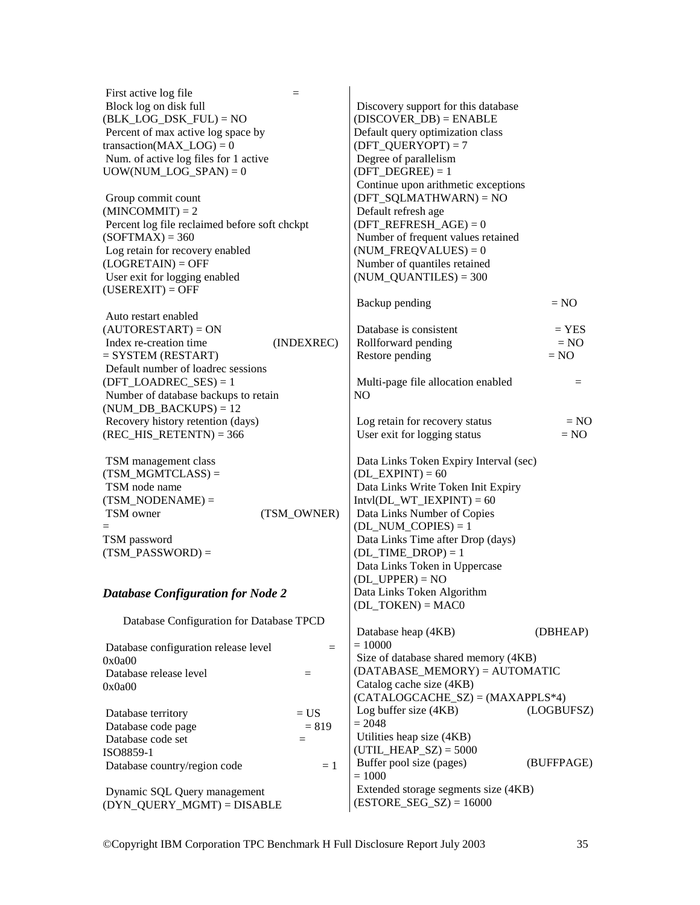First active log file =
Block log on disk full (BLK_LOG_DSK_FUL) = NO
Percent of max active log space by transaction(MAX_LOG) = 0
Num. of active log files for 1 active UOW(NUM_LOG_SPAN) = 0

Group commit count (MINCOMMIT) = 2
Percent log file reclaimed before soft chckpt (SOFTMAX) = 360
Log retain for recovery enabled (LOGRETAIN) = OFF
User exit for logging enabled (USEREXIT) = OFF

Auto restart enabled (AUTORESTART) = ON
Index re-creation time (INDEXREC) = SYSTEM (RESTART)
Default number of loadrec sessions (DFT_LOADREC_SES) = 1
Number of database backups to retain (NUM_DB_BACKUPS) = 12
Recovery history retention (days) (REC_HIS_RETENTN) = 366

TSM management class (TSM_MGMTCLASS) =
TSM node name (TSM_NODENAME) =
TSM owner (TSM_OWNER) =
TSM password (TSM_PASSWORD) =

### *Database Configuration for Node 2*

Database Configuration for Database TPCD

Database configuration release level = 0x0a00
Database release level = 0x0a00

Database territory = US
Database code page = 819
Database code set = ISO8859-1
Database country/region code = 1

Dynamic SQL Query management (DYN_QUERY_MGMT) = DISABLE

Discovery support for this database (DISCOVER_DB) = ENABLE
Default query optimization class (DFT_QUERYOPT) = 7
Degree of parallelism (DFT_DEGREE) = 1
Continue upon arithmetic exceptions (DFT_SQLMATHWARN) = NO
Default refresh age (DFT_REFRESH_AGE) = 0
Number of frequent values retained (NUM_FREQVALUES) = 0
Number of quantiles retained (NUM_QUANTILES) = 300

Backup pending = NO

Database is consistent = YES
Rollforward pending = NO
Restore pending = NO

Multi-page file allocation enabled = NO

Log retain for recovery status = NO
User exit for logging status = NO

Data Links Token Expiry Interval (sec) (DL_EXPINT) = 60
Data Links Write Token Init Expiry Intvl(DL_WT_IEXPINT) = 60
Data Links Number of Copies (DL_NUM_COPIES) = 1
Data Links Time after Drop (days) (DL_TIME_DROP) = 1
Data Links Token in Uppercase (DL_UPPER) = NO
Data Links Token Algorithm (DL_TOKEN) = MAC0

Database heap (4KB) (DBHEAP) = 10000
Size of database shared memory (4KB) (DATABASE_MEMORY) = AUTOMATIC
Catalog cache size (4KB) (CATALOGCACHE_SZ) = (MAXAPPLS*4)
Log buffer size (4KB) (LOGBUFSZ) = 2048
Utilities heap size (4KB) (UTIL_HEAP_SZ) = 5000
Buffer pool size (pages) (BUFFPAGE) = 1000
Extended storage segments size (4KB) (ESTORE_SEG_SZ) = 16000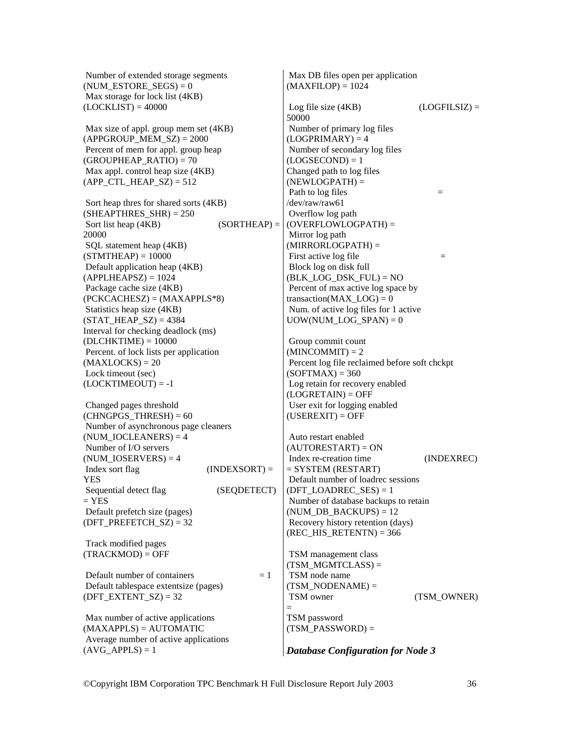Number of extended storage segments (NUM_ESTORE_SEGS) = 0
Max storage for lock list (4KB) (LOCKLIST) = 40000

Max size of appl. group mem set (4KB) (APPGROUP_MEM_SZ) = 2000
Percent of mem for appl. group heap (GROUPHEAP_RATIO) = 70
Max appl. control heap size (4KB) (APP_CTL_HEAP_SZ) = 512

Sort heap thres for shared sorts (4KB) (SHEAPTHRES_SHR) = 250
Sort list heap (4KB) (SORTHEAP) = 20000
SQL statement heap (4KB) (STMTHEAP) = 10000
Default application heap (4KB) (APPLHEAPSZ) = 1024
Package cache size (4KB) (PCKCACHESZ) = (MAXAPPLS*8)
Statistics heap size (4KB) (STAT_HEAP_SZ) = 4384
Interval for checking deadlock (ms) (DLCHKTIME) = 10000
Percent. of lock lists per application (MAXLOCKS) = 20
Lock timeout (sec) (LOCKTIMEOUT) = -1

Changed pages threshold (CHNGPGS_THRESH) = 60
Number of asynchronous page cleaners (NUM_IOCLEANERS) = 4
Number of I/O servers (NUM_IOSERVERS) = 4
Index sort flag (INDEXSORT) = YES
Sequential detect flag (SEQDETECT) = YES
Default prefetch size (pages) (DFT_PREFETCH_SZ) = 32

Track modified pages (TRACKMOD) = OFF

Default number of containers = 1
Default tablespace extentsize (pages) (DFT_EXTENT_SZ) = 32

Max number of active applications (MAXAPPLS) = AUTOMATIC
Average number of active applications (AVG_APPLS) = 1
Max DB files open per application (MAXFILOP) = 1024

Log file size (4KB) (LOGFILSIZ) = 50000
Number of primary log files (LOGPRIMARY) = 4
Number of secondary log files (LOGSECOND) = 1
Changed path to log files (NEWLOGPATH) =
Path to log files = /dev/raw/raw61
Overflow log path (OVERFLOWLOGPATH) =
Mirror log path (MIRRORLOGPATH) =
First active log file =
Block log on disk full (BLK_LOG_DSK_FUL) = NO
Percent of max active log space by transaction(MAX_LOG) = 0
Num. of active log files for 1 active UOW(NUM_LOG_SPAN) = 0

Group commit count (MINCOMMIT) = 2
Percent log file reclaimed before soft chckpt (SOFTMAX) = 360
Log retain for recovery enabled (LOGRETAIN) = OFF
User exit for logging enabled (USEREXIT) = OFF

Auto restart enabled (AUTORESTART) = ON
Index re-creation time (INDEXREC) = SYSTEM (RESTART)
Default number of loadrec sessions (DFT_LOADREC_SES) = 1
Number of database backups to retain (NUM_DB_BACKUPS) = 12
Recovery history retention (days) (REC_HIS_RETENTN) = 366

TSM management class (TSM_MGMTCLASS) =
TSM node name (TSM_NODENAME) =
TSM owner (TSM_OWNER) =
TSM password (TSM_PASSWORD) =

***Database Configuration for Node 3***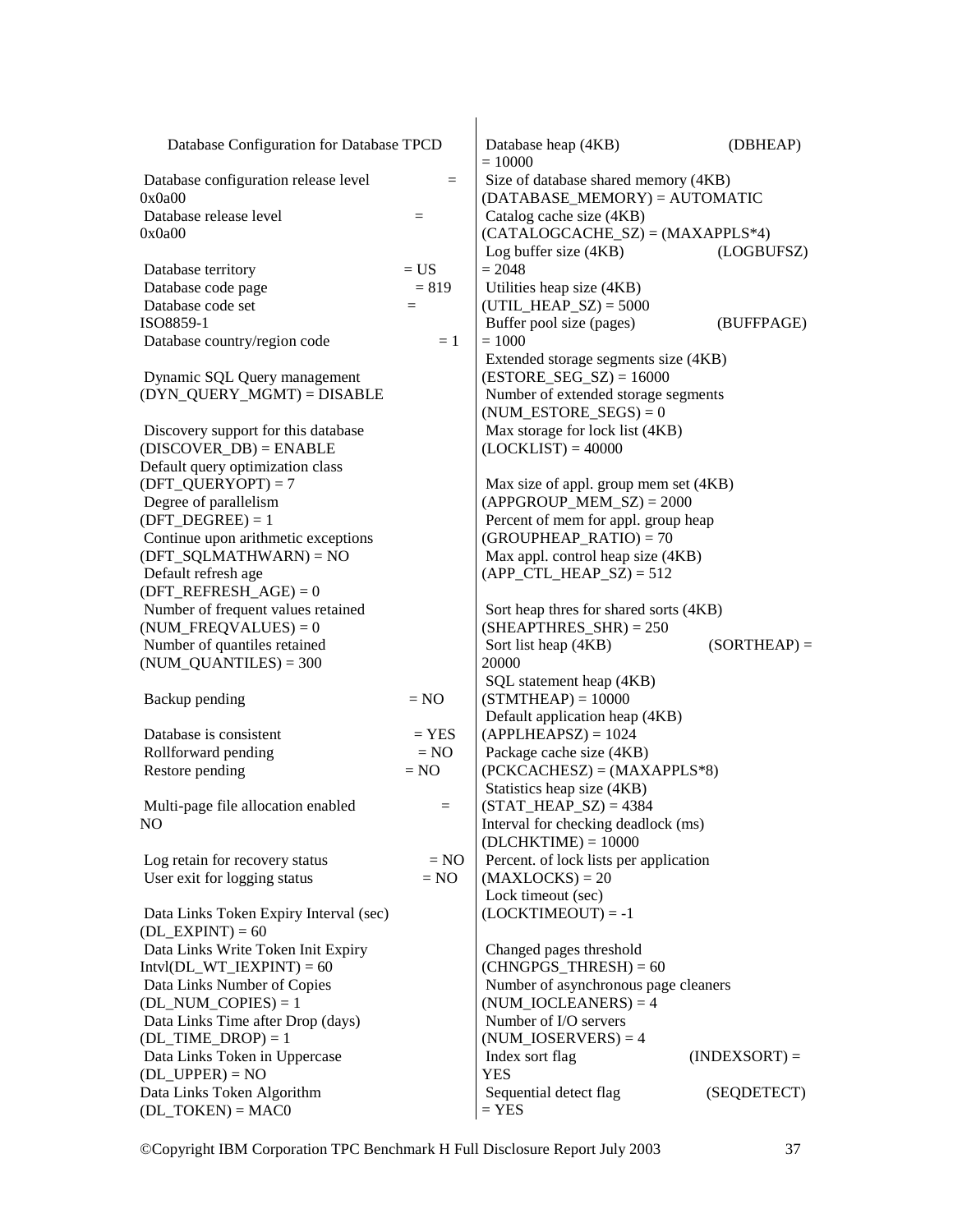Database Configuration for Database TPCD

Database configuration release level = 0x0a00
Database release level = 0x0a00

Database territory = US
Database code page = 819
Database code set = ISO8859-1
Database country/region code = 1

Dynamic SQL Query management (DYN_QUERY_MGMT) = DISABLE

Discovery support for this database (DISCOVER_DB) = ENABLE
Default query optimization class (DFT_QUERYOPT) = 7
Degree of parallelism (DFT_DEGREE) = 1
Continue upon arithmetic exceptions (DFT_SQLMATHWARN) = NO
Default refresh age (DFT_REFRESH_AGE) = 0
Number of frequent values retained (NUM_FREQVALUES) = 0
Number of quantiles retained (NUM_QUANTILES) = 300

Backup pending = NO

Database is consistent = YES
Rollforward pending = NO
Restore pending = NO

Multi-page file allocation enabled = NO

Log retain for recovery status = NO
User exit for logging status = NO

Data Links Token Expiry Interval (sec) (DL_EXPINT) = 60
Data Links Write Token Init Expiry Intvl(DL_WT_IEXPINT) = 60
Data Links Number of Copies (DL_NUM_COPIES) = 1
Data Links Time after Drop (days) (DL_TIME_DROP) = 1
Data Links Token in Uppercase (DL_UPPER) = NO
Data Links Token Algorithm (DL_TOKEN) = MAC0

Database heap (4KB) (DBHEAP) = 10000
Size of database shared memory (4KB) (DATABASE_MEMORY) = AUTOMATIC
Catalog cache size (4KB) (CATALOGCACHE_SZ) = (MAXAPPLS*4)
Log buffer size (4KB) (LOGBUFSZ) = 2048
Utilities heap size (4KB) (UTIL_HEAP_SZ) = 5000
Buffer pool size (pages) (BUFFPAGE) = 1000
Extended storage segments size (4KB) (ESTORE_SEG_SZ) = 16000
Number of extended storage segments (NUM_ESTORE_SEGS) = 0
Max storage for lock list (4KB) (LOCKLIST) = 40000

Max size of appl. group mem set (4KB) (APPGROUP_MEM_SZ) = 2000
Percent of mem for appl. group heap (GROUPHEAP_RATIO) = 70
Max appl. control heap size (4KB) (APP_CTL_HEAP_SZ) = 512

Sort heap thres for shared sorts (4KB) (SHEAPTHRES_SHR) = 250
Sort list heap (4KB) (SORTHEAP) = 20000
SQL statement heap (4KB) (STMTHEAP) = 10000
Default application heap (4KB) (APPLHEAPSZ) = 1024
Package cache size (4KB) (PCKCACHESZ) = (MAXAPPLS*8)
Statistics heap size (4KB) (STAT_HEAP_SZ) = 4384
Interval for checking deadlock (ms) (DLCHKTIME) = 10000
Percent. of lock lists per application (MAXLOCKS) = 20
Lock timeout (sec) (LOCKTIMEOUT) = -1

Changed pages threshold (CHNGPGS_THRESH) = 60
Number of asynchronous page cleaners (NUM_IOCLEANERS) = 4
Number of I/O servers (NUM_IOSERVERS) = 4
Index sort flag (INDEXSORT) = YES
Sequential detect flag (SEQDETECT) = YES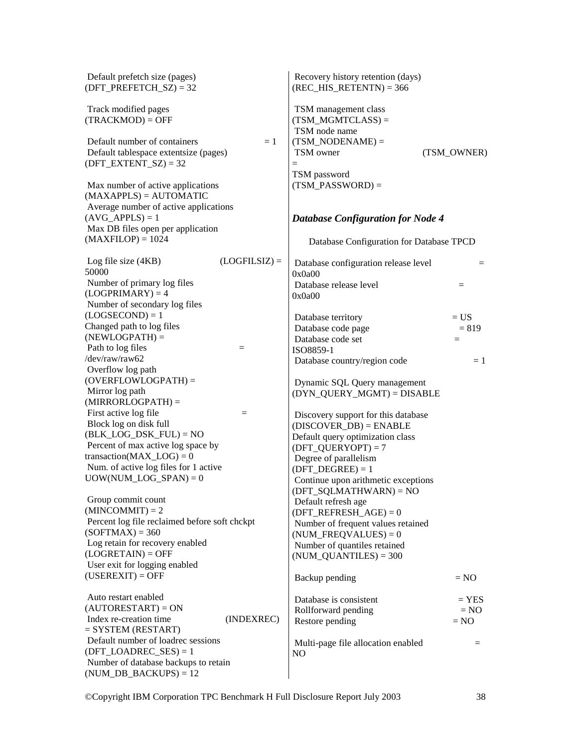Default prefetch size (pages) (DFT_PREFETCH_SZ) = 32

Track modified pages (TRACKMOD) = OFF

Default number of containers = 1
Default tablespace extentsize (pages) (DFT_EXTENT_SZ) = 32

Max number of active applications (MAXAPPLS) = AUTOMATIC
Average number of active applications (AVG_APPLS) = 1
Max DB files open per application (MAXFILOP) = 1024

Log file size (4KB) (LOGFILSIZ) = 50000
Number of primary log files (LOGPRIMARY) = 4
Number of secondary log files (LOGSECOND) = 1
Changed path to log files (NEWLOGPATH) =
Path to log files = /dev/raw/raw62
Overflow log path (OVERFLOWLOGPATH) =
Mirror log path (MIRRORLOGPATH) =
First active log file =
Block log on disk full (BLK_LOG_DSK_FUL) = NO
Percent of max active log space by transaction(MAX_LOG) = 0
Num. of active log files for 1 active UOW(NUM_LOG_SPAN) = 0

Group commit count (MINCOMMIT) = 2
Percent log file reclaimed before soft chckpt (SOFTMAX) = 360
Log retain for recovery enabled (LOGRETAIN) = OFF
User exit for logging enabled (USEREXIT) = OFF

Auto restart enabled (AUTORESTART) = ON
Index re-creation time (INDEXREC) = SYSTEM (RESTART)
Default number of loadrec sessions (DFT_LOADREC_SES) = 1
Number of database backups to retain (NUM_DB_BACKUPS) = 12

Recovery history retention (days) (REC_HIS_RETENTN) = 366

TSM management class (TSM_MGMTCLASS) =
TSM node name (TSM_NODENAME) =
TSM owner (TSM_OWNER) =
TSM password (TSM_PASSWORD) =

### *Database Configuration for Node 4*

Database Configuration for Database TPCD

Database configuration release level = 0x0a00
Database release level = 0x0a00

Database territory = US
Database code page = 819
Database code set = ISO8859-1
Database country/region code = 1

Dynamic SQL Query management (DYN_QUERY_MGMT) = DISABLE

Discovery support for this database (DISCOVER_DB) = ENABLE
Default query optimization class (DFT_QUERYOPT) = 7
Degree of parallelism (DFT_DEGREE) = 1
Continue upon arithmetic exceptions (DFT_SQLMATHWARN) = NO
Default refresh age (DFT_REFRESH_AGE) = 0
Number of frequent values retained (NUM_FREQVALUES) = 0
Number of quantiles retained (NUM_QUANTILES) = 300

Backup pending = NO

Database is consistent = YES
Rollforward pending = NO
Restore pending = NO

Multi-page file allocation enabled = NO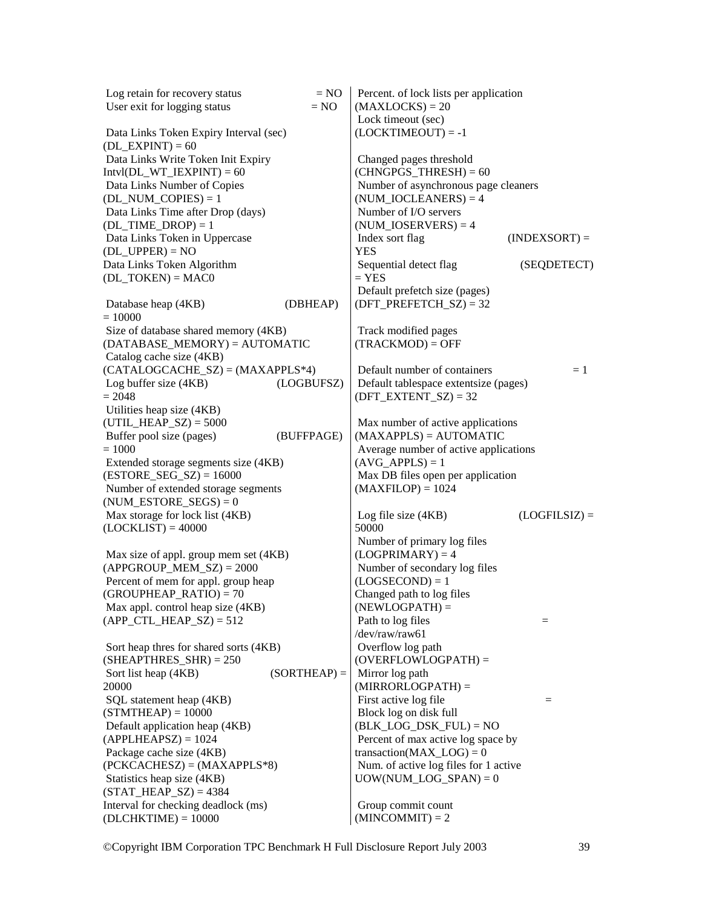Log retain for recovery status = NO
User exit for logging status = NO

Data Links Token Expiry Interval (sec) (DL_EXPINT) = 60
Data Links Write Token Init Expiry Intvl(DL_WT_IEXPINT) = 60
Data Links Number of Copies (DL_NUM_COPIES) = 1
Data Links Time after Drop (days) (DL_TIME_DROP) = 1
Data Links Token in Uppercase (DL_UPPER) = NO
Data Links Token Algorithm (DL_TOKEN) = MAC0

Database heap (4KB) (DBHEAP) = 10000
Size of database shared memory (4KB) (DATABASE_MEMORY) = AUTOMATIC
Catalog cache size (4KB) (CATALOGCACHE_SZ) = (MAXAPPLS*4)
Log buffer size (4KB) (LOGBUFSZ) = 2048
Utilities heap size (4KB) (UTIL_HEAP_SZ) = 5000
Buffer pool size (pages) (BUFFPAGE) = 1000
Extended storage segments size (4KB) (ESTORE_SEG_SZ) = 16000
Number of extended storage segments (NUM_ESTORE_SEGS) = 0
Max storage for lock list (4KB) (LOCKLIST) = 40000

Max size of appl. group mem set (4KB) (APPGROUP_MEM_SZ) = 2000
Percent of mem for appl. group heap (GROUPHEAP_RATIO) = 70
Max appl. control heap size (4KB) (APP_CTL_HEAP_SZ) = 512

Sort heap thres for shared sorts (4KB) (SHEAPTHRES_SHR) = 250
Sort list heap (4KB) (SORTHEAP) = 20000
SQL statement heap (4KB) (STMTHEAP) = 10000
Default application heap (4KB) (APPLHEAPSZ) = 1024
Package cache size (4KB) (PCKCACHESZ) = (MAXAPPLS*8)
Statistics heap size (4KB) (STAT_HEAP_SZ) = 4384
Interval for checking deadlock (ms) (DLCHKTIME) = 10000

Percent. of lock lists per application (MAXLOCKS) = 20
Lock timeout (sec) (LOCKTIMEOUT) = -1

Changed pages threshold (CHNGPGS_THRESH) = 60
Number of asynchronous page cleaners (NUM_IOCLEANERS) = 4
Number of I/O servers (NUM_IOSERVERS) = 4
Index sort flag (INDEXSORT) = YES
Sequential detect flag (SEQDETECT) = YES
Default prefetch size (pages) (DFT_PREFETCH_SZ) = 32

Track modified pages (TRACKMOD) = OFF

Default number of containers = 1
Default tablespace extentsize (pages) (DFT_EXTENT_SZ) = 32

Max number of active applications (MAXAPPLS) = AUTOMATIC
Average number of active applications (AVG_APPLS) = 1
Max DB files open per application (MAXFILOP) = 1024

Log file size (4KB) (LOGFILSIZ) = 50000
Number of primary log files (LOGPRIMARY) = 4
Number of secondary log files (LOGSECOND) = 1
Changed path to log files (NEWLOGPATH) =
Path to log files = /dev/raw/raw61
Overflow log path (OVERFLOWLOGPATH) =
Mirror log path (MIRRORLOGPATH) =
First active log file =
Block log on disk full (BLK_LOG_DSK_FUL) = NO
Percent of max active log space by transaction(MAX_LOG) = 0
Num. of active log files for 1 active UOW(NUM_LOG_SPAN) = 0

Group commit count (MINCOMMIT) = 2

©Copyright IBM Corporation TPC Benchmark H Full Disclosure Report July 2003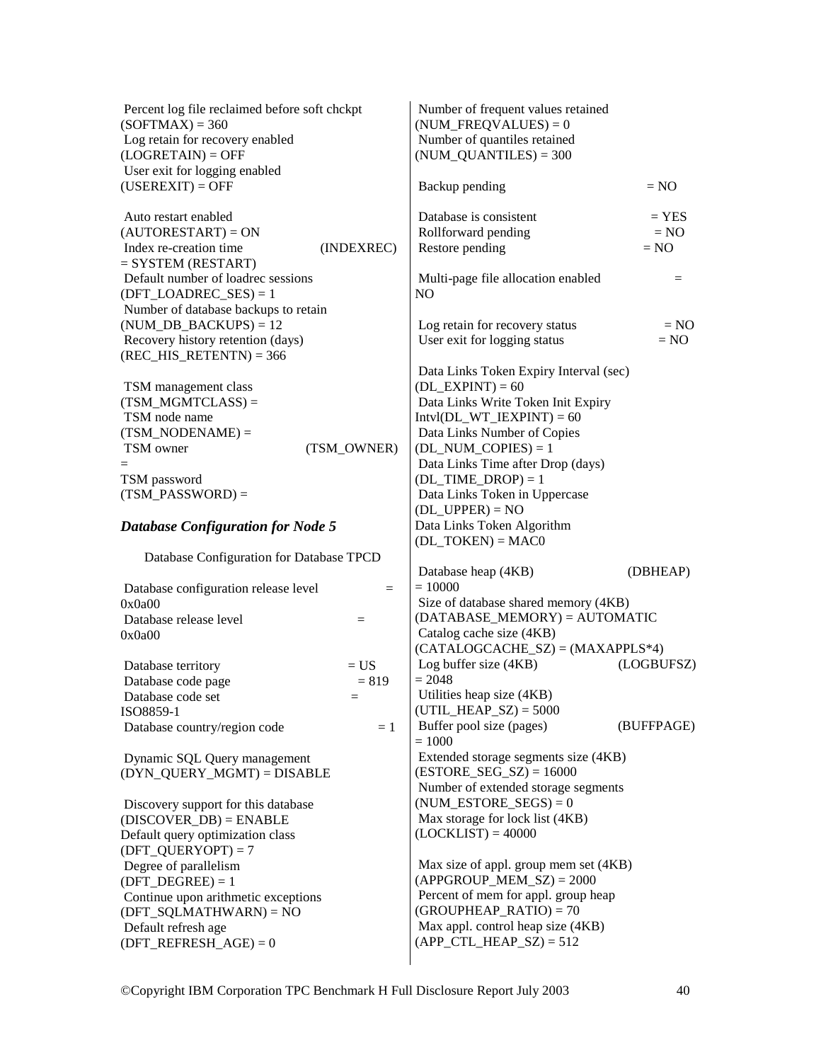Percent log file reclaimed before soft chckpt (SOFTMAX) = 360
Log retain for recovery enabled (LOGRETAIN) = OFF
User exit for logging enabled (USEREXIT) = OFF

Auto restart enabled (AUTORESTART) = ON
Index re-creation time (INDEXREC) = SYSTEM (RESTART)
Default number of loadrec sessions (DFT_LOADREC_SES) = 1
Number of database backups to retain (NUM_DB_BACKUPS) = 12
Recovery history retention (days) (REC_HIS_RETENTN) = 366

TSM management class (TSM_MGMTCLASS) =
TSM node name (TSM_NODENAME) =
TSM owner (TSM_OWNER) =
TSM password (TSM_PASSWORD) =

### *Database Configuration for Node 5*

Database Configuration for Database TPCD

Database configuration release level = 0x0a00
Database release level = 0x0a00

Database territory = US
Database code page = 819
Database code set = ISO8859-1
Database country/region code = 1

Dynamic SQL Query management (DYN_QUERY_MGMT) = DISABLE

Discovery support for this database (DISCOVER_DB) = ENABLE
Default query optimization class (DFT_QUERYOPT) = 7
Degree of parallelism (DFT_DEGREE) = 1
Continue upon arithmetic exceptions (DFT_SQLMATHWARN) = NO
Default refresh age (DFT_REFRESH_AGE) = 0

Number of frequent values retained (NUM_FREQVALUES) = 0
Number of quantiles retained (NUM_QUANTILES) = 300

Backup pending = NO

Database is consistent = YES
Rollforward pending = NO
Restore pending = NO

Multi-page file allocation enabled = NO

Log retain for recovery status = NO
User exit for logging status = NO

Data Links Token Expiry Interval (sec) (DL_EXPINT) = 60
Data Links Write Token Init Expiry Intvl(DL_WT_IEXPINT) = 60
Data Links Number of Copies (DL_NUM_COPIES) = 1
Data Links Time after Drop (days) (DL_TIME_DROP) = 1
Data Links Token in Uppercase (DL_UPPER) = NO
Data Links Token Algorithm (DL_TOKEN) = MAC0

Database heap (4KB) (DBHEAP) = 10000
Size of database shared memory (4KB) (DATABASE_MEMORY) = AUTOMATIC
Catalog cache size (4KB) (CATALOGCACHE_SZ) = (MAXAPPLS*4)
Log buffer size (4KB) (LOGBUFSZ) = 2048
Utilities heap size (4KB) (UTIL_HEAP_SZ) = 5000
Buffer pool size (pages) (BUFFPAGE) = 1000
Extended storage segments size (4KB) (ESTORE_SEG_SZ) = 16000
Number of extended storage segments (NUM_ESTORE_SEGS) = 0
Max storage for lock list (4KB) (LOCKLIST) = 40000

Max size of appl. group mem set (4KB) (APPGROUP_MEM_SZ) = 2000
Percent of mem for appl. group heap (GROUPHEAP_RATIO) = 70
Max appl. control heap size (4KB) (APP_CTL_HEAP_SZ) = 512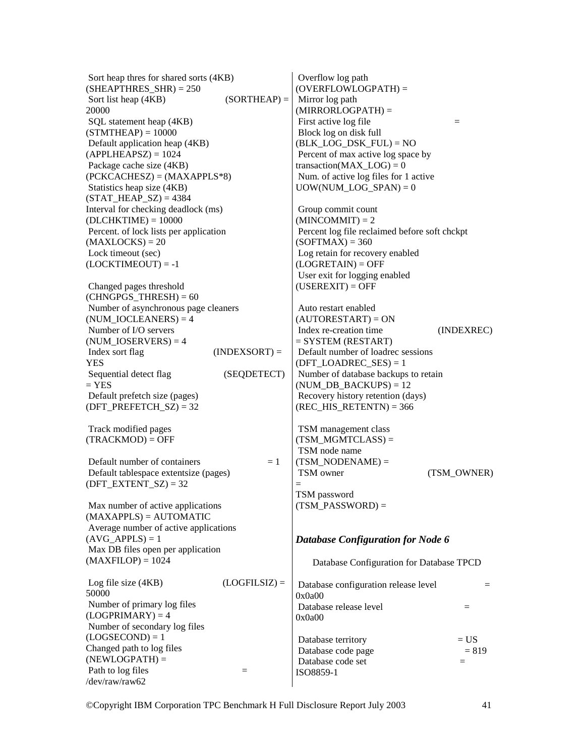Sort heap thres for shared sorts (4KB) (SHEAPTHRES_SHR) = 250
Sort list heap (4KB) (SORTHEAP) = 20000
SQL statement heap (4KB) (STMTHEAP) = 10000
Default application heap (4KB) (APPLHEAPSZ) = 1024
Package cache size (4KB) (PCKCACHESZ) = (MAXAPPLS*8)
Statistics heap size (4KB) (STAT_HEAP_SZ) = 4384
Interval for checking deadlock (ms) (DLCHKTIME) = 10000
Percent. of lock lists per application (MAXLOCKS) = 20
Lock timeout (sec) (LOCKTIMEOUT) = -1

Changed pages threshold (CHNGPGS_THRESH) = 60
Number of asynchronous page cleaners (NUM_IOCLEANERS) = 4
Number of I/O servers (NUM_IOSERVERS) = 4
Index sort flag (INDEXSORT) = YES
Sequential detect flag (SEQDETECT) = YES
Default prefetch size (pages) (DFT_PREFETCH_SZ) = 32

Track modified pages (TRACKMOD) = OFF

Default number of containers = 1
Default tablespace extentsize (pages) (DFT_EXTENT_SZ) = 32

Max number of active applications (MAXAPPLS) = AUTOMATIC
Average number of active applications (AVG_APPLS) = 1
Max DB files open per application (MAXFILOP) = 1024

Log file size (4KB) (LOGFILSIZ) = 50000
Number of primary log files (LOGPRIMARY) = 4
Number of secondary log files (LOGSECOND) = 1
Changed path to log files (NEWLOGPATH) =
Path to log files = /dev/raw/raw62
Overflow log path (OVERFLOWLOGPATH) =
Mirror log path (MIRRORLOGPATH) =
First active log file =
Block log on disk full (BLK_LOG_DSK_FUL) = NO
Percent of max active log space by transaction(MAX_LOG) = 0
Num. of active log files for 1 active UOW(NUM_LOG_SPAN) = 0

Group commit count (MINCOMMIT) = 2
Percent log file reclaimed before soft chckpt (SOFTMAX) = 360
Log retain for recovery enabled (LOGRETAIN) = OFF
User exit for logging enabled (USEREXIT) = OFF

Auto restart enabled (AUTORESTART) = ON
Index re-creation time (INDEXREC) = SYSTEM (RESTART)
Default number of loadrec sessions (DFT_LOADREC_SES) = 1
Number of database backups to retain (NUM_DB_BACKUPS) = 12
Recovery history retention (days) (REC_HIS_RETENTN) = 366

TSM management class (TSM_MGMTCLASS) =
TSM node name (TSM_NODENAME) =
TSM owner (TSM_OWNER) =
TSM password (TSM_PASSWORD) =

### *Database Configuration for Node 6*

Database Configuration for Database TPCD

Database configuration release level = 0x0a00
Database release level = 0x0a00

Database territory = US
Database code page = 819
Database code set = ISO8859-1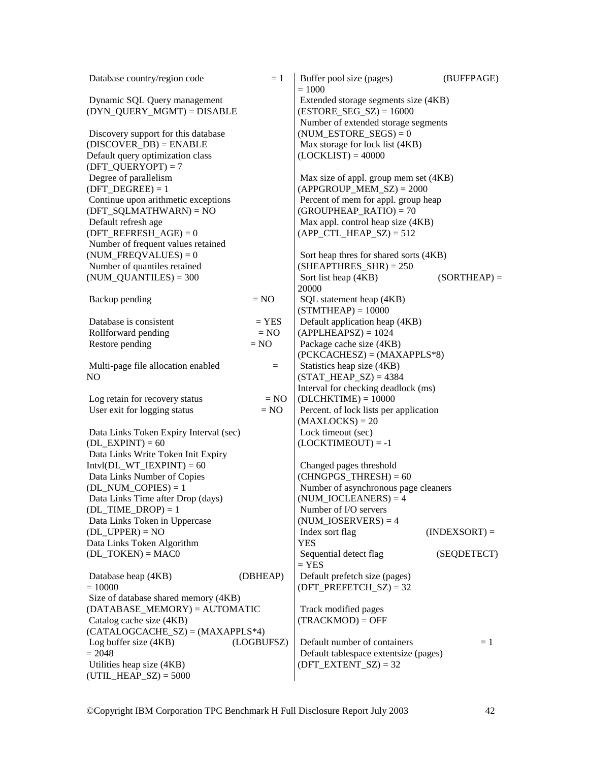Database country/region code = 1

Dynamic SQL Query management (DYN_QUERY_MGMT) = DISABLE

Discovery support for this database (DISCOVER_DB) = ENABLE
Default query optimization class (DFT_QUERYOPT) = 7
Degree of parallelism (DFT_DEGREE) = 1
Continue upon arithmetic exceptions (DFT_SQLMATHWARN) = NO
Default refresh age (DFT_REFRESH_AGE) = 0
Number of frequent values retained (NUM_FREQVALUES) = 0
Number of quantiles retained (NUM_QUANTILES) = 300

Backup pending = NO

Database is consistent = YES
Rollforward pending = NO
Restore pending = NO

Multi-page file allocation enabled = NO

Log retain for recovery status = NO
User exit for logging status = NO

Data Links Token Expiry Interval (sec) (DL_EXPINT) = 60
Data Links Write Token Init Expiry Intvl(DL_WT_IEXPINT) = 60
Data Links Number of Copies (DL_NUM_COPIES) = 1
Data Links Time after Drop (days) (DL_TIME_DROP) = 1
Data Links Token in Uppercase (DL_UPPER) = NO
Data Links Token Algorithm (DL_TOKEN) = MAC0

Database heap (4KB) (DBHEAP) = 10000
Size of database shared memory (4KB) (DATABASE_MEMORY) = AUTOMATIC
Catalog cache size (4KB) (CATALOGCACHE_SZ) = (MAXAPPLS*4)
Log buffer size (4KB) (LOGBUFSZ) = 2048
Utilities heap size (4KB) (UTIL_HEAP_SZ) = 5000

Buffer pool size (pages) (BUFFPAGE) = 1000
Extended storage segments size (4KB) (ESTORE_SEG_SZ) = 16000
Number of extended storage segments (NUM_ESTORE_SEGS) = 0
Max storage for lock list (4KB) (LOCKLIST) = 40000

Max size of appl. group mem set (4KB) (APPGROUP_MEM_SZ) = 2000
Percent of mem for appl. group heap (GROUPHEAP_RATIO) = 70
Max appl. control heap size (4KB) (APP_CTL_HEAP_SZ) = 512

Sort heap thres for shared sorts (4KB) (SHEAPTHRES_SHR) = 250
Sort list heap (4KB) (SORTHEAP) = 20000
SQL statement heap (4KB) (STMTHEAP) = 10000
Default application heap (4KB) (APPLHEAPSZ) = 1024
Package cache size (4KB) (PCKCACHESZ) = (MAXAPPLS*8)
Statistics heap size (4KB) (STAT_HEAP_SZ) = 4384
Interval for checking deadlock (ms) (DLCHKTIME) = 10000
Percent. of lock lists per application (MAXLOCKS) = 20
Lock timeout (sec) (LOCKTIMEOUT) = -1

Changed pages threshold (CHNGPGS_THRESH) = 60
Number of asynchronous page cleaners (NUM_IOCLEANERS) = 4
Number of I/O servers (NUM_IOSERVERS) = 4
Index sort flag (INDEXSORT) = YES
Sequential detect flag (SEQDETECT) = YES
Default prefetch size (pages) (DFT_PREFETCH_SZ) = 32

Track modified pages (TRACKMOD) = OFF

Default number of containers = 1
Default tablespace extentsize (pages) (DFT_EXTENT_SZ) = 32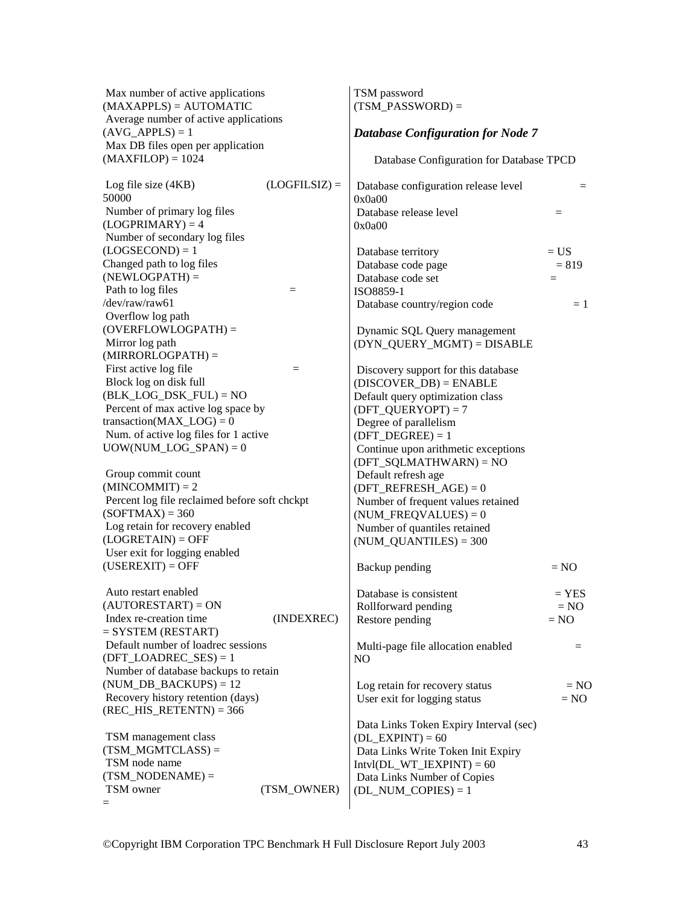Max number of active applications (MAXAPPLS) = AUTOMATIC
Average number of active applications (AVG_APPLS) = 1
Max DB files open per application (MAXFILOP) = 1024

Log file size (4KB) (LOGFILSIZ) = 50000
Number of primary log files (LOGPRIMARY) = 4
Number of secondary log files (LOGSECOND) = 1
Changed path to log files (NEWLOGPATH) =
Path to log files = /dev/raw/raw61
Overflow log path (OVERFLOWLOGPATH) =
Mirror log path (MIRRORLOGPATH) =
First active log file =
Block log on disk full (BLK_LOG_DSK_FUL) = NO
Percent of max active log space by transaction(MAX_LOG) = 0
Num. of active log files for 1 active UOW(NUM_LOG_SPAN) = 0

Group commit count (MINCOMMIT) = 2
Percent log file reclaimed before soft chckpt (SOFTMAX) = 360
Log retain for recovery enabled (LOGRETAIN) = OFF
User exit for logging enabled (USEREXIT) = OFF

Auto restart enabled (AUTORESTART) = ON
Index re-creation time (INDEXREC) = SYSTEM (RESTART)
Default number of loadrec sessions (DFT_LOADREC_SES) = 1
Number of database backups to retain (NUM_DB_BACKUPS) = 12
Recovery history retention (days) (REC_HIS_RETENTN) = 366

TSM management class (TSM_MGMTCLASS) =
TSM node name (TSM_NODENAME) =
TSM owner (TSM_OWNER) =
TSM password (TSM_PASSWORD) =

### *Database Configuration for Node 7*

Database Configuration for Database TPCD

Database configuration release level = 0x0a00
Database release level = 0x0a00

Database territory = US
Database code page = 819
Database code set = ISO8859-1
Database country/region code = 1

Dynamic SQL Query management (DYN_QUERY_MGMT) = DISABLE

Discovery support for this database (DISCOVER_DB) = ENABLE
Default query optimization class (DFT_QUERYOPT) = 7
Degree of parallelism (DFT_DEGREE) = 1
Continue upon arithmetic exceptions (DFT_SQLMATHWARN) = NO
Default refresh age (DFT_REFRESH_AGE) = 0
Number of frequent values retained (NUM_FREQVALUES) = 0
Number of quantiles retained (NUM_QUANTILES) = 300

Backup pending = NO

Database is consistent = YES
Rollforward pending = NO
Restore pending = NO

Multi-page file allocation enabled = NO

Log retain for recovery status = NO
User exit for logging status = NO

Data Links Token Expiry Interval (sec) (DL_EXPINT) = 60
Data Links Write Token Init Expiry Intvl(DL_WT_IEXPINT) = 60
Data Links Number of Copies (DL_NUM_COPIES) = 1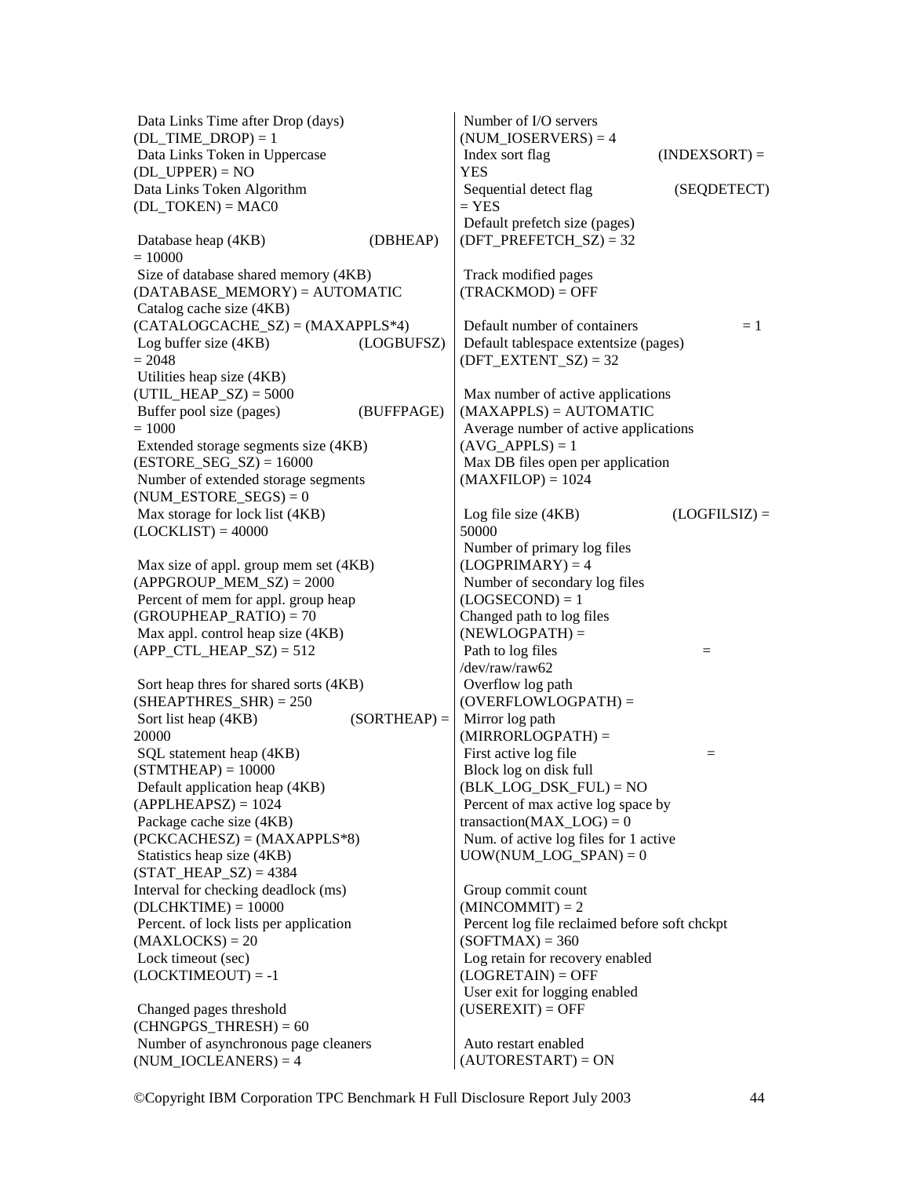Data Links Time after Drop (days) (DL_TIME_DROP) = 1
Data Links Token in Uppercase (DL_UPPER) = NO
Data Links Token Algorithm (DL_TOKEN) = MAC0

Database heap (4KB) (DBHEAP) = 10000
Size of database shared memory (4KB) (DATABASE_MEMORY) = AUTOMATIC
Catalog cache size (4KB) (CATALOGCACHE_SZ) = (MAXAPPLS*4)
Log buffer size (4KB) (LOGBUFSZ) = 2048
Utilities heap size (4KB) (UTIL_HEAP_SZ) = 5000
Buffer pool size (pages) (BUFFPAGE) = 1000
Extended storage segments size (4KB) (ESTORE_SEG_SZ) = 16000
Number of extended storage segments (NUM_ESTORE_SEGS) = 0
Max storage for lock list (4KB) (LOCKLIST) = 40000

Max size of appl. group mem set (4KB) (APPGROUP_MEM_SZ) = 2000
Percent of mem for appl. group heap (GROUPHEAP_RATIO) = 70
Max appl. control heap size (4KB) (APP_CTL_HEAP_SZ) = 512

Sort heap thres for shared sorts (4KB) (SHEAPTHRES_SHR) = 250
Sort list heap (4KB) (SORTHEAP) = 20000
SQL statement heap (4KB) (STMTHEAP) = 10000
Default application heap (4KB) (APPLHEAPSZ) = 1024
Package cache size (4KB) (PCKCACHESZ) = (MAXAPPLS*8)
Statistics heap size (4KB) (STAT_HEAP_SZ) = 4384
Interval for checking deadlock (ms) (DLCHKTIME) = 10000
Percent. of lock lists per application (MAXLOCKS) = 20
Lock timeout (sec) (LOCKTIMEOUT) = -1

Changed pages threshold (CHNGPGS_THRESH) = 60
Number of asynchronous page cleaners (NUM_IOCLEANERS) = 4
Number of I/O servers (NUM_IOSERVERS) = 4
Index sort flag (INDEXSORT) = YES
Sequential detect flag (SEQDETECT) = YES
Default prefetch size (pages) (DFT_PREFETCH_SZ) = 32

Track modified pages (TRACKMOD) = OFF

Default number of containers = 1
Default tablespace extentsize (pages) (DFT_EXTENT_SZ) = 32

Max number of active applications (MAXAPPLS) = AUTOMATIC
Average number of active applications (AVG_APPLS) = 1
Max DB files open per application (MAXFILOP) = 1024

Log file size (4KB) (LOGFILSIZ) = 50000
Number of primary log files (LOGPRIMARY) = 4
Number of secondary log files (LOGSECOND) = 1
Changed path to log files (NEWLOGPATH) =
Path to log files = /dev/raw/raw62
Overflow log path (OVERFLOWLOGPATH) =
Mirror log path (MIRRORLOGPATH) =
First active log file =
Block log on disk full (BLK_LOG_DSK_FUL) = NO
Percent of max active log space by transaction(MAX_LOG) = 0
Num. of active log files for 1 active UOW(NUM_LOG_SPAN) = 0

Group commit count (MINCOMMIT) = 2
Percent log file reclaimed before soft chckpt (SOFTMAX) = 360
Log retain for recovery enabled (LOGRETAIN) = OFF
User exit for logging enabled (USEREXIT) = OFF

Auto restart enabled (AUTORESTART) = ON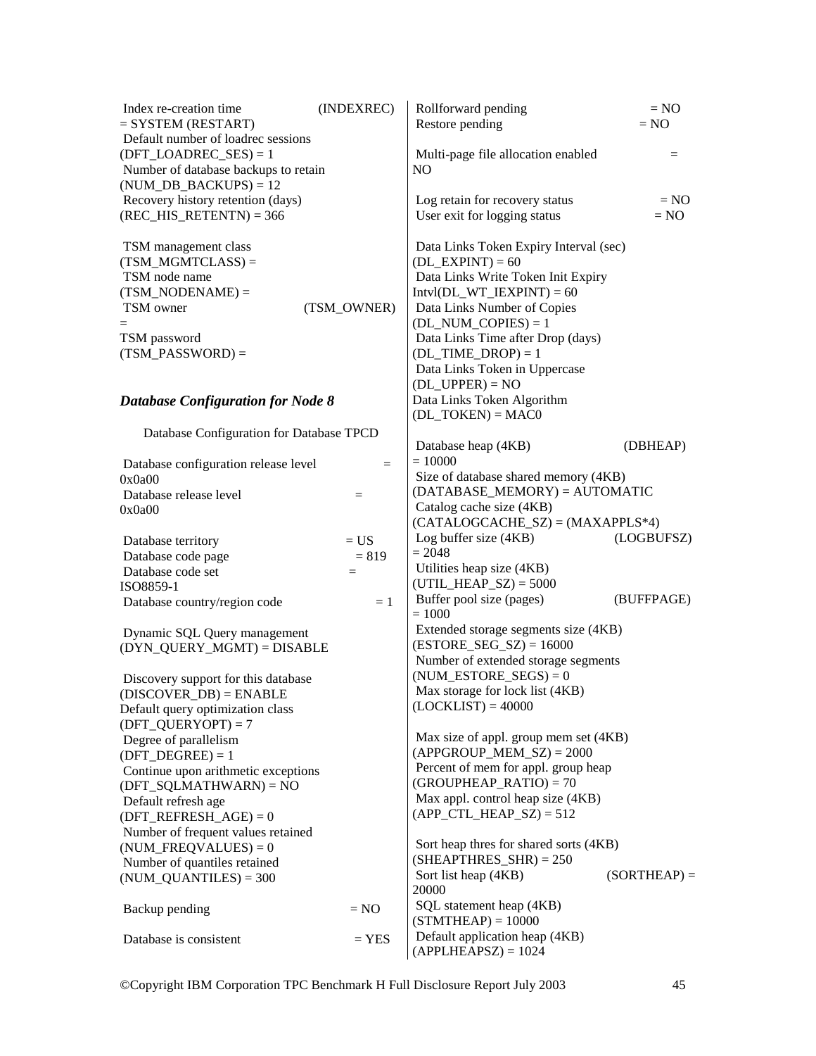Index re-creation time (INDEXREC) = SYSTEM (RESTART)
Default number of loadrec sessions (DFT_LOADREC_SES) = 1
Number of database backups to retain (NUM_DB_BACKUPS) = 12
Recovery history retention (days) (REC_HIS_RETENTN) = 366

TSM management class (TSM_MGMTCLASS) =
TSM node name (TSM_NODENAME) =
TSM owner (TSM_OWNER) =
TSM password (TSM_PASSWORD) =

### *Database Configuration for Node 8*

Database Configuration for Database TPCD

Database configuration release level = 0x0a00
Database release level = 0x0a00

Database territory = US
Database code page = 819
Database code set = ISO8859-1
Database country/region code = 1

Dynamic SQL Query management (DYN_QUERY_MGMT) = DISABLE

Discovery support for this database (DISCOVER_DB) = ENABLE
Default query optimization class (DFT_QUERYOPT) = 7
Degree of parallelism (DFT_DEGREE) = 1
Continue upon arithmetic exceptions (DFT_SQLMATHWARN) = NO
Default refresh age (DFT_REFRESH_AGE) = 0
Number of frequent values retained (NUM_FREQVALUES) = 0
Number of quantiles retained (NUM_QUANTILES) = 300

Backup pending = NO

Database is consistent = YES
Rollforward pending = NO
Restore pending = NO

Multi-page file allocation enabled = NO

Log retain for recovery status = NO
User exit for logging status = NO

Data Links Token Expiry Interval (sec) (DL_EXPINT) = 60
Data Links Write Token Init Expiry Intvl(DL_WT_IEXPINT) = 60
Data Links Number of Copies (DL_NUM_COPIES) = 1
Data Links Time after Drop (days) (DL_TIME_DROP) = 1
Data Links Token in Uppercase (DL_UPPER) = NO
Data Links Token Algorithm (DL_TOKEN) = MAC0

Database heap (4KB) (DBHEAP) = 10000
Size of database shared memory (4KB) (DATABASE_MEMORY) = AUTOMATIC
Catalog cache size (4KB) (CATALOGCACHE_SZ) = (MAXAPPLS*4)
Log buffer size (4KB) (LOGBUFSZ) = 2048
Utilities heap size (4KB) (UTIL_HEAP_SZ) = 5000
Buffer pool size (pages) (BUFFPAGE) = 1000
Extended storage segments size (4KB) (ESTORE_SEG_SZ) = 16000
Number of extended storage segments (NUM_ESTORE_SEGS) = 0
Max storage for lock list (4KB) (LOCKLIST) = 40000

Max size of appl. group mem set (4KB) (APPGROUP_MEM_SZ) = 2000
Percent of mem for appl. group heap (GROUPHEAP_RATIO) = 70
Max appl. control heap size (4KB) (APP_CTL_HEAP_SZ) = 512

Sort heap thres for shared sorts (4KB) (SHEAPTHRES_SHR) = 250
Sort list heap (4KB) (SORTHEAP) = 20000
SQL statement heap (4KB) (STMTHEAP) = 10000
Default application heap (4KB) (APPLHEAPSZ) = 1024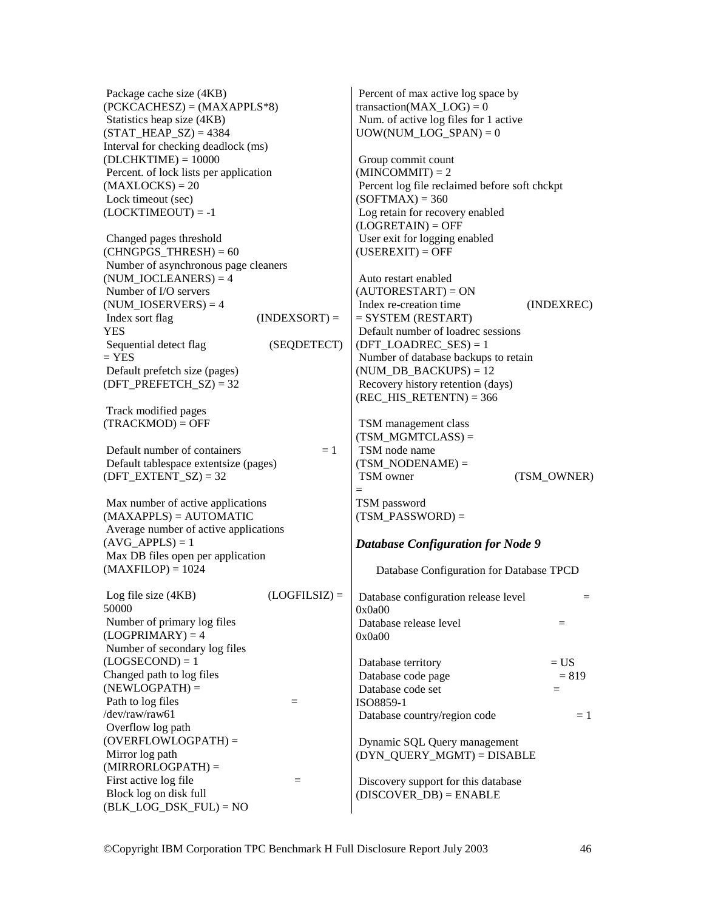Package cache size (4KB) (PCKCACHESZ) = (MAXAPPLS*8)
Statistics heap size (4KB) (STAT_HEAP_SZ) = 4384
Interval for checking deadlock (ms) (DLCHKTIME) = 10000
Percent. of lock lists per application (MAXLOCKS) = 20
Lock timeout (sec) (LOCKTIMEOUT) = -1

Changed pages threshold (CHNGPGS_THRESH) = 60
Number of asynchronous page cleaners (NUM_IOCLEANERS) = 4
Number of I/O servers (NUM_IOSERVERS) = 4
Index sort flag (INDEXSORT) = YES
Sequential detect flag (SEQDETECT) = YES
Default prefetch size (pages) (DFT_PREFETCH_SZ) = 32

Track modified pages (TRACKMOD) = OFF

Default number of containers = 1
Default tablespace extentsize (pages) (DFT_EXTENT_SZ) = 32

Max number of active applications (MAXAPPLS) = AUTOMATIC
Average number of active applications (AVG_APPLS) = 1
Max DB files open per application (MAXFILOP) = 1024

Log file size (4KB) (LOGFILSIZ) = 50000
Number of primary log files (LOGPRIMARY) = 4
Number of secondary log files (LOGSECOND) = 1
Changed path to log files (NEWLOGPATH) =
Path to log files = /dev/raw/raw61
Overflow log path (OVERFLOWLOGPATH) =
Mirror log path (MIRRORLOGPATH) =
First active log file =
Block log on disk full (BLK_LOG_DSK_FUL) = NO

Percent of max active log space by transaction(MAX_LOG) = 0
Num. of active log files for 1 active UOW(NUM_LOG_SPAN) = 0

Group commit count (MINCOMMIT) = 2
Percent log file reclaimed before soft chckpt (SOFTMAX) = 360
Log retain for recovery enabled (LOGRETAIN) = OFF
User exit for logging enabled (USEREXIT) = OFF

Auto restart enabled (AUTORESTART) = ON
Index re-creation time (INDEXREC) = SYSTEM (RESTART)
Default number of loadrec sessions (DFT_LOADREC_SES) = 1
Number of database backups to retain (NUM_DB_BACKUPS) = 12
Recovery history retention (days) (REC_HIS_RETENTN) = 366

TSM management class (TSM_MGMTCLASS) =
TSM node name (TSM_NODENAME) =
TSM owner (TSM_OWNER) =
TSM password (TSM_PASSWORD) =

### *Database Configuration for Node 9*

Database Configuration for Database TPCD

Database configuration release level = 0x0a00
Database release level = 0x0a00

Database territory = US
Database code page = 819
Database code set = ISO8859-1
Database country/region code = 1

Dynamic SQL Query management (DYN_QUERY_MGMT) = DISABLE

Discovery support for this database (DISCOVER_DB) = ENABLE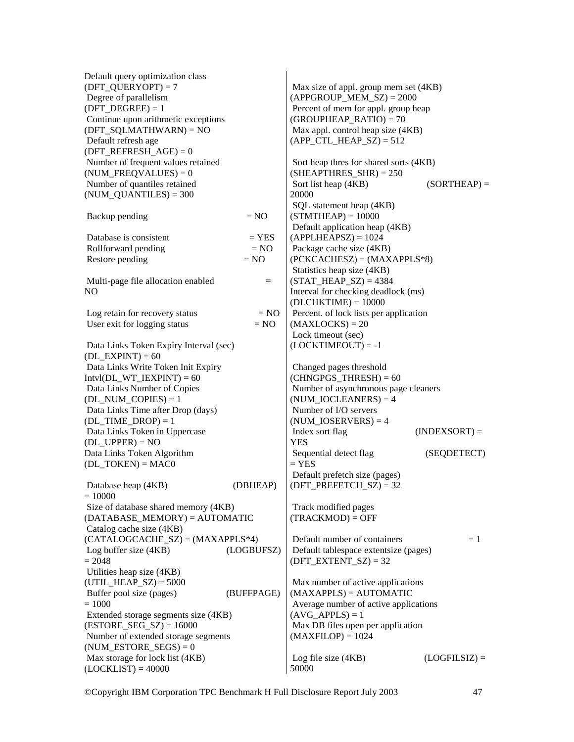Default query optimization class (DFT_QUERYOPT) = 7
Degree of parallelism (DFT_DEGREE) = 1
Continue upon arithmetic exceptions (DFT_SQLMATHWARN) = NO
Default refresh age (DFT_REFRESH_AGE) = 0
Number of frequent values retained (NUM_FREQVALUES) = 0
Number of quantiles retained (NUM_QUANTILES) = 300

Backup pending = NO

Database is consistent = YES
Rollforward pending = NO
Restore pending = NO

Multi-page file allocation enabled = NO

Log retain for recovery status = NO
User exit for logging status = NO

Data Links Token Expiry Interval (sec) (DL_EXPINT) = 60
Data Links Write Token Init Expiry Intvl(DL_WT_IEXPINT) = 60
Data Links Number of Copies (DL_NUM_COPIES) = 1
Data Links Time after Drop (days) (DL_TIME_DROP) = 1
Data Links Token in Uppercase (DL_UPPER) = NO
Data Links Token Algorithm (DL_TOKEN) = MAC0

Database heap (4KB) (DBHEAP) = 10000
Size of database shared memory (4KB) (DATABASE_MEMORY) = AUTOMATIC
Catalog cache size (4KB) (CATALOGCACHE_SZ) = (MAXAPPLS*4)
Log buffer size (4KB) (LOGBUFSZ) = 2048
Utilities heap size (4KB) (UTIL_HEAP_SZ) = 5000
Buffer pool size (pages) (BUFFPAGE) = 1000
Extended storage segments size (4KB) (ESTORE_SEG_SZ) = 16000
Number of extended storage segments (NUM_ESTORE_SEGS) = 0
Max storage for lock list (4KB) (LOCKLIST) = 40000

Max size of appl. group mem set (4KB) (APPGROUP_MEM_SZ) = 2000
Percent of mem for appl. group heap (GROUPHEAP_RATIO) = 70
Max appl. control heap size (4KB) (APP_CTL_HEAP_SZ) = 512

Sort heap thres for shared sorts (4KB) (SHEAPTHRES_SHR) = 250
Sort list heap (4KB) (SORTHEAP) = 20000
SQL statement heap (4KB) (STMTHEAP) = 10000
Default application heap (4KB) (APPLHEAPSZ) = 1024
Package cache size (4KB) (PCKCACHESZ) = (MAXAPPLS*8)
Statistics heap size (4KB) (STAT_HEAP_SZ) = 4384
Interval for checking deadlock (ms) (DLCHKTIME) = 10000
Percent. of lock lists per application (MAXLOCKS) = 20
Lock timeout (sec) (LOCKTIMEOUT) = -1

Changed pages threshold (CHNGPGS_THRESH) = 60
Number of asynchronous page cleaners (NUM_IOCLEANERS) = 4
Number of I/O servers (NUM_IOSERVERS) = 4
Index sort flag (INDEXSORT) = YES
Sequential detect flag (SEQDETECT) = YES
Default prefetch size (pages) (DFT_PREFETCH_SZ) = 32

Track modified pages (TRACKMOD) = OFF

Default number of containers = 1
Default tablespace extentsize (pages) (DFT_EXTENT_SZ) = 32

Max number of active applications (MAXAPPLS) = AUTOMATIC
Average number of active applications (AVG_APPLS) = 1
Max DB files open per application (MAXFILOP) = 1024

Log file size (4KB) (LOGFILSIZ) = 50000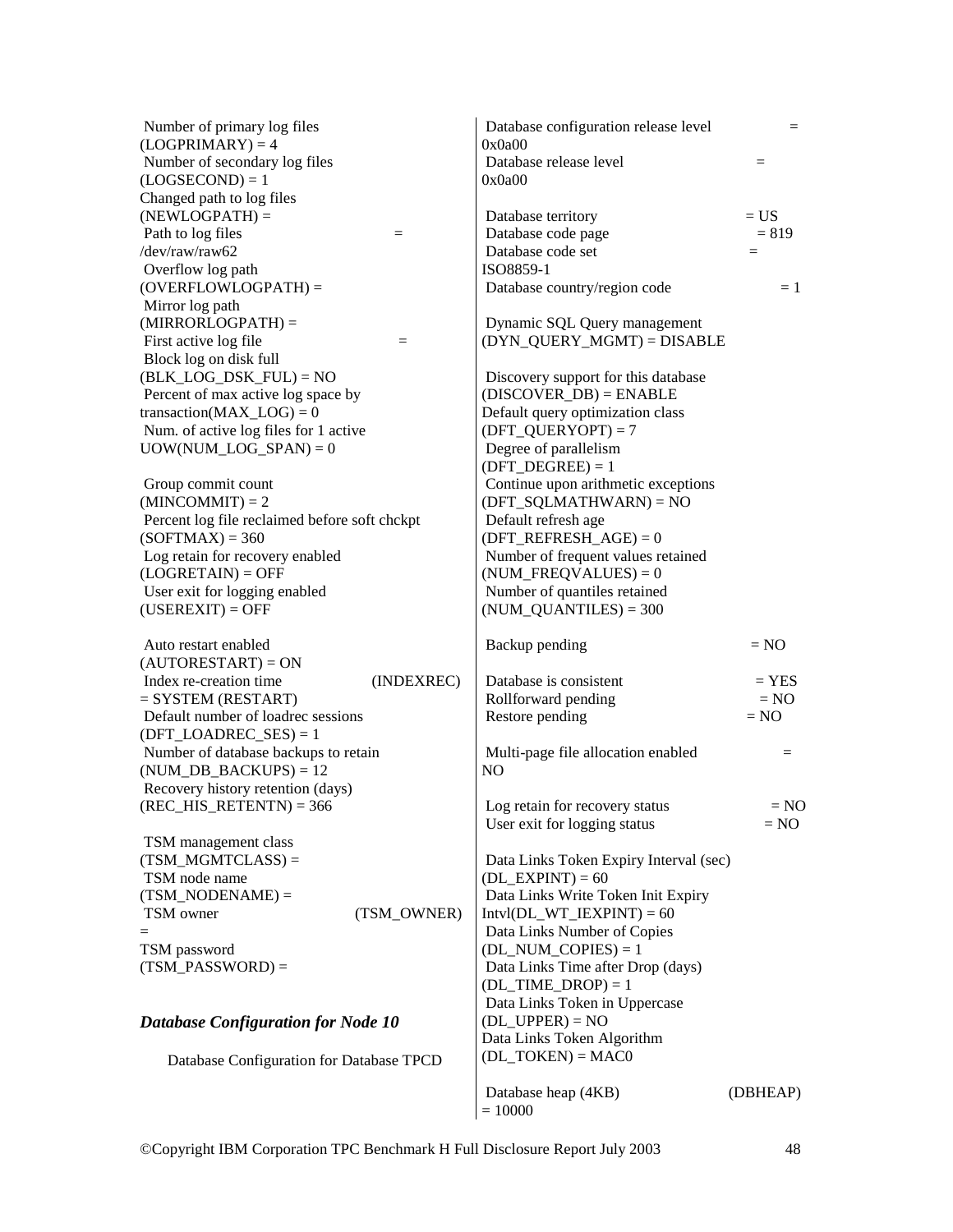Number of primary log files (LOGPRIMARY) = 4
Number of secondary log files (LOGSECOND) = 1
Changed path to log files (NEWLOGPATH) =
Path to log files = /dev/raw/raw62
Overflow log path (OVERFLOWLOGPATH) =
Mirror log path (MIRRORLOGPATH) =
First active log file =
Block log on disk full (BLK_LOG_DSK_FUL) = NO
Percent of max active log space by transaction(MAX_LOG) = 0
Num. of active log files for 1 active UOW(NUM_LOG_SPAN) = 0

Group commit count (MINCOMMIT) = 2
Percent log file reclaimed before soft chckpt (SOFTMAX) = 360
Log retain for recovery enabled (LOGRETAIN) = OFF
User exit for logging enabled (USEREXIT) = OFF

Auto restart enabled (AUTORESTART) = ON
Index re-creation time (INDEXREC) = SYSTEM (RESTART)
Default number of loadrec sessions (DFT_LOADREC_SES) = 1
Number of database backups to retain (NUM_DB_BACKUPS) = 12
Recovery history retention (days) (REC_HIS_RETENTN) = 366

TSM management class (TSM_MGMTCLASS) =
TSM node name (TSM_NODENAME) =
TSM owner (TSM_OWNER) =
TSM password (TSM_PASSWORD) =

### *Database Configuration for Node 10*

Database Configuration for Database TPCD

Database configuration release level = 0x0a00
Database release level = 0x0a00

Database territory = US
Database code page = 819
Database code set = ISO8859-1
Database country/region code = 1

Dynamic SQL Query management (DYN_QUERY_MGMT) = DISABLE

Discovery support for this database (DISCOVER_DB) = ENABLE
Default query optimization class (DFT_QUERYOPT) = 7
Degree of parallelism (DFT_DEGREE) = 1
Continue upon arithmetic exceptions (DFT_SQLMATHWARN) = NO
Default refresh age (DFT_REFRESH_AGE) = 0
Number of frequent values retained (NUM_FREQVALUES) = 0
Number of quantiles retained (NUM_QUANTILES) = 300

Backup pending = NO

Database is consistent = YES
Rollforward pending = NO
Restore pending = NO

Multi-page file allocation enabled = NO

Log retain for recovery status = NO
User exit for logging status = NO

Data Links Token Expiry Interval (sec) (DL_EXPINT) = 60
Data Links Write Token Init Expiry Intvl(DL_WT_IEXPINT) = 60
Data Links Number of Copies (DL_NUM_COPIES) = 1
Data Links Time after Drop (days) (DL_TIME_DROP) = 1
Data Links Token in Uppercase (DL_UPPER) = NO
Data Links Token Algorithm (DL_TOKEN) = MAC0

Database heap (4KB) (DBHEAP) = 10000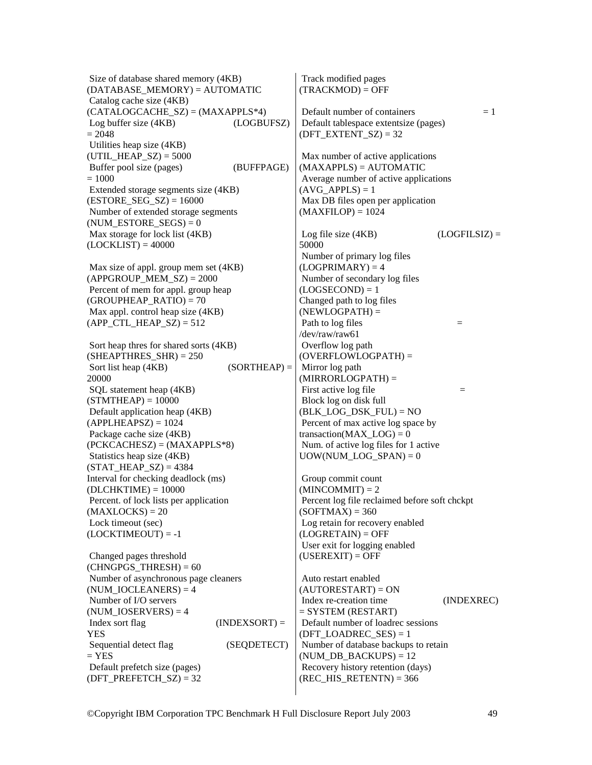Size of database shared memory (4KB) (DATABASE_MEMORY) = AUTOMATIC
Catalog cache size (4KB) (CATALOGCACHE_SZ) = (MAXAPPLS*4)
Log buffer size (4KB) (LOGBUFSZ) = 2048
Utilities heap size (4KB) (UTIL_HEAP_SZ) = 5000
Buffer pool size (pages) (BUFFPAGE) = 1000
Extended storage segments size (4KB) (ESTORE_SEG_SZ) = 16000
Number of extended storage segments (NUM_ESTORE_SEGS) = 0
Max storage for lock list (4KB) (LOCKLIST) = 40000

Max size of appl. group mem set (4KB) (APPGROUP_MEM_SZ) = 2000
Percent of mem for appl. group heap (GROUPHEAP_RATIO) = 70
Max appl. control heap size (4KB) (APP_CTL_HEAP_SZ) = 512

Sort heap thres for shared sorts (4KB) (SHEAPTHRES_SHR) = 250
Sort list heap (4KB) (SORTHEAP) = 20000
SQL statement heap (4KB) (STMTHEAP) = 10000
Default application heap (4KB) (APPLHEAPSZ) = 1024
Package cache size (4KB) (PCKCACHESZ) = (MAXAPPLS*8)
Statistics heap size (4KB) (STAT_HEAP_SZ) = 4384
Interval for checking deadlock (ms) (DLCHKTIME) = 10000
Percent. of lock lists per application (MAXLOCKS) = 20
Lock timeout (sec) (LOCKTIMEOUT) = -1

Changed pages threshold (CHNGPGS_THRESH) = 60
Number of asynchronous page cleaners (NUM_IOCLEANERS) = 4
Number of I/O servers (NUM_IOSERVERS) = 4
Index sort flag (INDEXSORT) = YES
Sequential detect flag (SEQDETECT) = YES
Default prefetch size (pages) (DFT_PREFETCH_SZ) = 32

Track modified pages (TRACKMOD) = OFF

Default number of containers = 1
Default tablespace extentsize (pages) (DFT_EXTENT_SZ) = 32

Max number of active applications (MAXAPPLS) = AUTOMATIC
Average number of active applications (AVG_APPLS) = 1
Max DB files open per application (MAXFILOP) = 1024

Log file size (4KB) (LOGFILSIZ) = 50000
Number of primary log files (LOGPRIMARY) = 4
Number of secondary log files (LOGSECOND) = 1
Changed path to log files (NEWLOGPATH) =
Path to log files = /dev/raw/raw61
Overflow log path (OVERFLOWLOGPATH) =
Mirror log path (MIRRORLOGPATH) =
First active log file =
Block log on disk full (BLK_LOG_DSK_FUL) = NO
Percent of max active log space by transaction(MAX_LOG) = 0
Num. of active log files for 1 active UOW(NUM_LOG_SPAN) = 0

Group commit count (MINCOMMIT) = 2
Percent log file reclaimed before soft chckpt (SOFTMAX) = 360
Log retain for recovery enabled (LOGRETAIN) = OFF
User exit for logging enabled (USEREXIT) = OFF

Auto restart enabled (AUTORESTART) = ON
Index re-creation time (INDEXREC) = SYSTEM (RESTART)
Default number of loadrec sessions (DFT_LOADREC_SES) = 1
Number of database backups to retain (NUM_DB_BACKUPS) = 12
Recovery history retention (days) (REC_HIS_RETENTN) = 366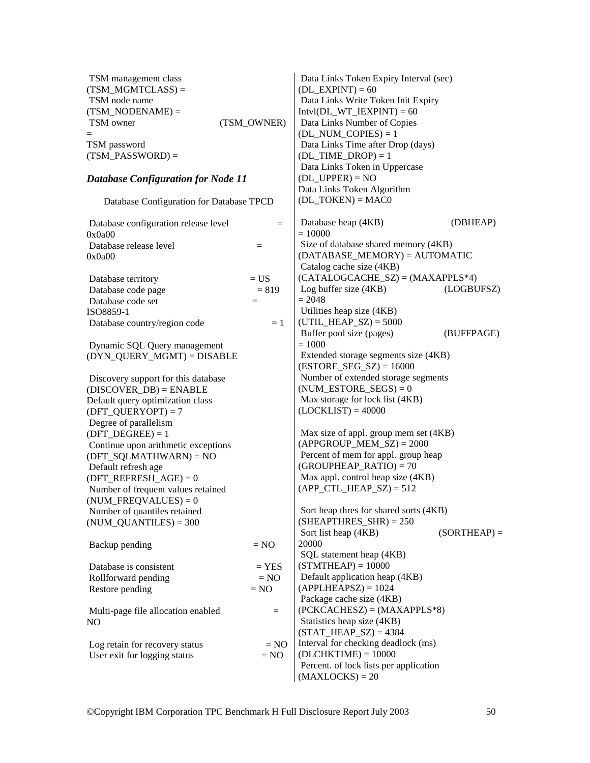TSM management class (TSM_MGMTCLASS) =
TSM node name (TSM_NODENAME) =
TSM owner (TSM_OWNER) =
TSM password (TSM_PASSWORD) =

### *Database Configuration for Node 11*

Database Configuration for Database TPCD

Database configuration release level = 0x0a00
Database release level = 0x0a00

Database territory = US
Database code page = 819
Database code set = ISO8859-1
Database country/region code = 1

Dynamic SQL Query management (DYN_QUERY_MGMT) = DISABLE

Discovery support for this database (DISCOVER_DB) = ENABLE
Default query optimization class (DFT_QUERYOPT) = 7
Degree of parallelism (DFT_DEGREE) = 1
Continue upon arithmetic exceptions (DFT_SQLMATHWARN) = NO
Default refresh age (DFT_REFRESH_AGE) = 0
Number of frequent values retained (NUM_FREQVALUES) = 0
Number of quantiles retained (NUM_QUANTILES) = 300

Backup pending = NO

Database is consistent = YES
Rollforward pending = NO
Restore pending = NO

Multi-page file allocation enabled = NO

Log retain for recovery status = NO
User exit for logging status = NO

Data Links Token Expiry Interval (sec) (DL_EXPINT) = 60
Data Links Write Token Init Expiry Intvl(DL_WT_IEXPINT) = 60
Data Links Number of Copies (DL_NUM_COPIES) = 1
Data Links Time after Drop (days) (DL_TIME_DROP) = 1
Data Links Token in Uppercase (DL_UPPER) = NO
Data Links Token Algorithm (DL_TOKEN) = MAC0

Database heap (4KB) (DBHEAP) = 10000
Size of database shared memory (4KB) (DATABASE_MEMORY) = AUTOMATIC
Catalog cache size (4KB) (CATALOGCACHE_SZ) = (MAXAPPLS*4)
Log buffer size (4KB) (LOGBUFSZ) = 2048
Utilities heap size (4KB) (UTIL_HEAP_SZ) = 5000
Buffer pool size (pages) (BUFFPAGE) = 1000
Extended storage segments size (4KB) (ESTORE_SEG_SZ) = 16000
Number of extended storage segments (NUM_ESTORE_SEGS) = 0
Max storage for lock list (4KB) (LOCKLIST) = 40000

Max size of appl. group mem set (4KB) (APPGROUP_MEM_SZ) = 2000
Percent of mem for appl. group heap (GROUPHEAP_RATIO) = 70
Max appl. control heap size (4KB) (APP_CTL_HEAP_SZ) = 512

Sort heap thres for shared sorts (4KB) (SHEAPTHRES_SHR) = 250
Sort list heap (4KB) (SORTHEAP) = 20000
SQL statement heap (4KB) (STMTHEAP) = 10000
Default application heap (4KB) (APPLHEAPSZ) = 1024
Package cache size (4KB) (PCKCACHESZ) = (MAXAPPLS*8)
Statistics heap size (4KB) (STAT_HEAP_SZ) = 4384
Interval for checking deadlock (ms) (DLCHKTIME) = 10000
Percent. of lock lists per application (MAXLOCKS) = 20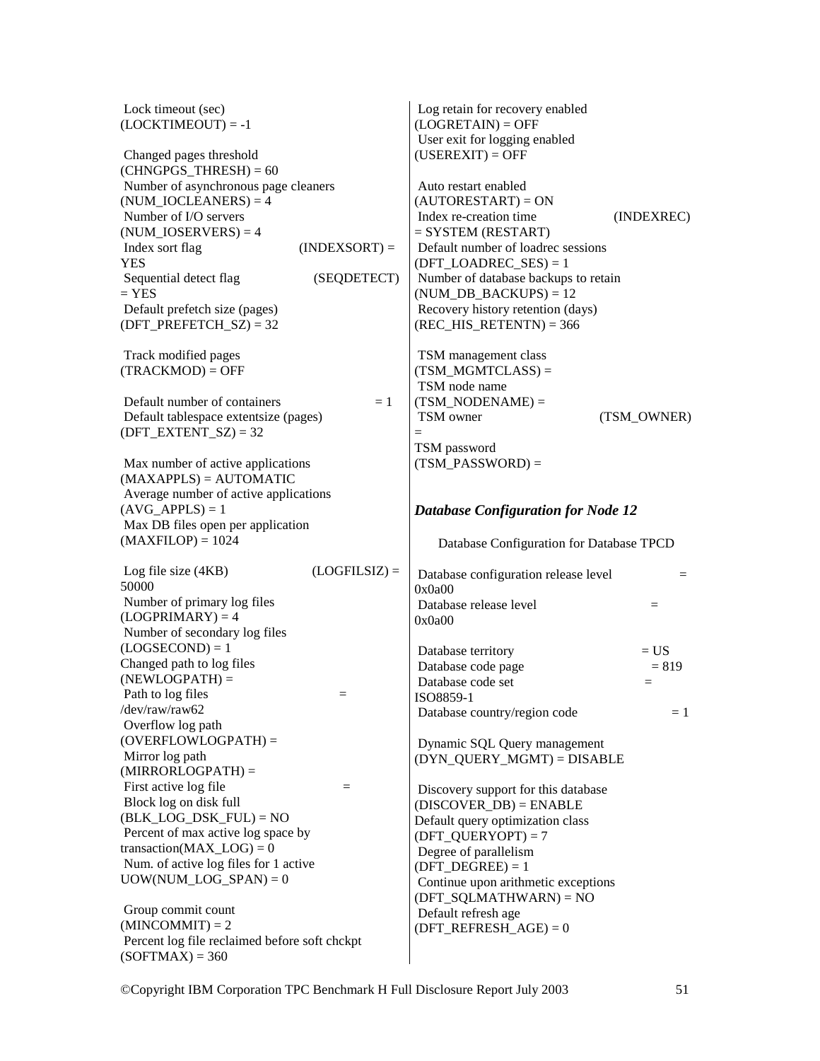Lock timeout (sec) (LOCKTIMEOUT) = -1

Changed pages threshold (CHNGPGS_THRESH) = 60
Number of asynchronous page cleaners (NUM_IOCLEANERS) = 4
Number of I/O servers (NUM_IOSERVERS) = 4
Index sort flag (INDEXSORT) = YES
Sequential detect flag (SEQDETECT) = YES
Default prefetch size (pages) (DFT_PREFETCH_SZ) = 32

Track modified pages (TRACKMOD) = OFF

Default number of containers = 1
Default tablespace extentsize (pages) (DFT_EXTENT_SZ) = 32

Max number of active applications (MAXAPPLS) = AUTOMATIC
Average number of active applications (AVG_APPLS) = 1
Max DB files open per application (MAXFILOP) = 1024

Log file size (4KB) (LOGFILSIZ) = 50000
Number of primary log files (LOGPRIMARY) = 4
Number of secondary log files (LOGSECOND) = 1
Changed path to log files (NEWLOGPATH) =
Path to log files = /dev/raw/raw62
Overflow log path (OVERFLOWLOGPATH) =
Mirror log path (MIRRORLOGPATH) =
First active log file =
Block log on disk full (BLK_LOG_DSK_FUL) = NO
Percent of max active log space by transaction(MAX_LOG) = 0
Num. of active log files for 1 active UOW(NUM_LOG_SPAN) = 0

Group commit count (MINCOMMIT) = 2
Percent log file reclaimed before soft chckpt (SOFTMAX) = 360
Log retain for recovery enabled (LOGRETAIN) = OFF
User exit for logging enabled (USEREXIT) = OFF

Auto restart enabled (AUTORESTART) = ON
Index re-creation time (INDEXREC) = SYSTEM (RESTART)
Default number of loadrec sessions (DFT_LOADREC_SES) = 1
Number of database backups to retain (NUM_DB_BACKUPS) = 12
Recovery history retention (days) (REC_HIS_RETENTN) = 366

TSM management class (TSM_MGMTCLASS) =
TSM node name (TSM_NODENAME) =
TSM owner (TSM_OWNER) =
TSM password (TSM_PASSWORD) =

### *Database Configuration for Node 12*

Database Configuration for Database TPCD

Database configuration release level = 0x0a00
Database release level = 0x0a00

Database territory = US
Database code page = 819
Database code set = ISO8859-1
Database country/region code = 1

Dynamic SQL Query management (DYN_QUERY_MGMT) = DISABLE

Discovery support for this database (DISCOVER_DB) = ENABLE
Default query optimization class (DFT_QUERYOPT) = 7
Degree of parallelism (DFT_DEGREE) = 1
Continue upon arithmetic exceptions (DFT_SQLMATHWARN) = NO
Default refresh age (DFT_REFRESH_AGE) = 0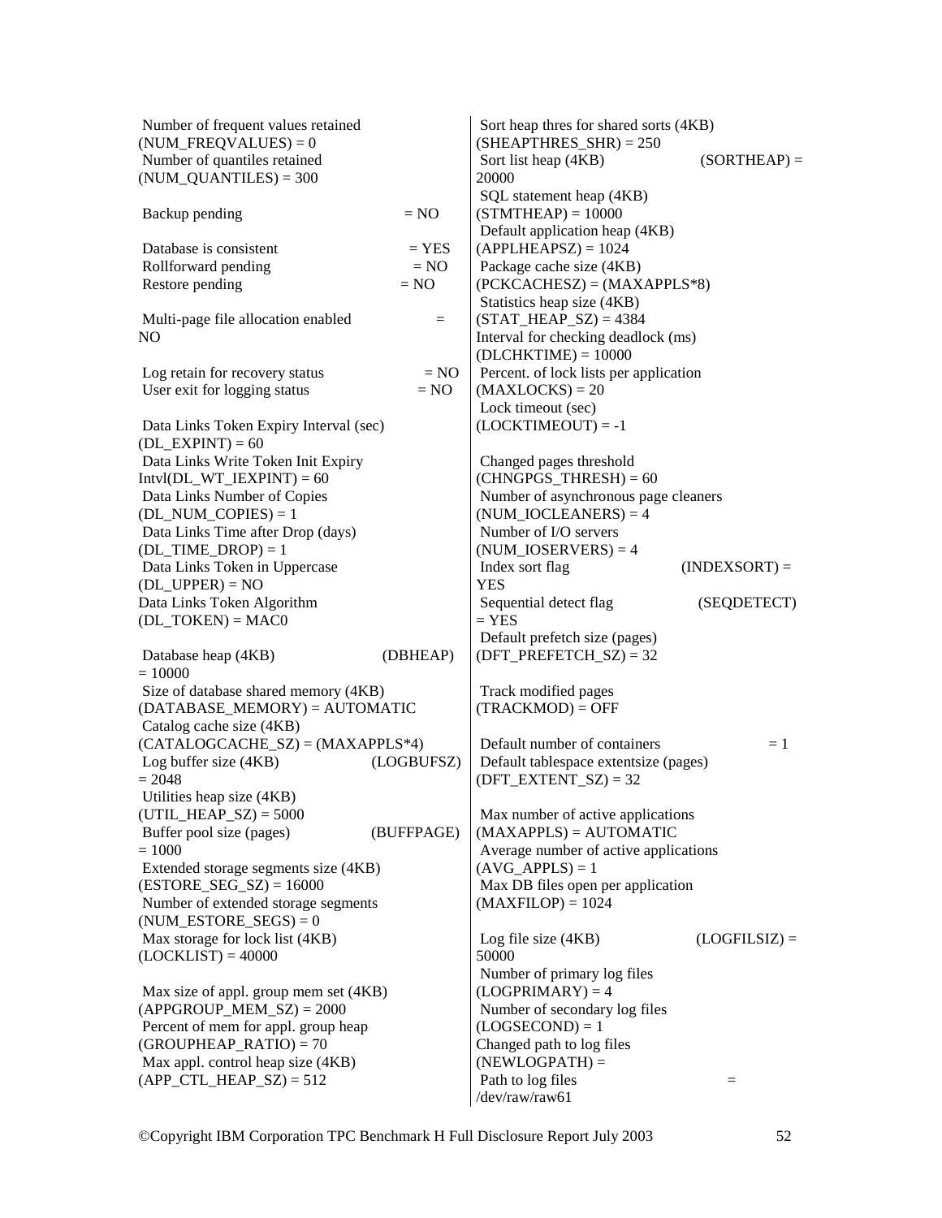Number of frequent values retained (NUM_FREQVALUES) = 0
Number of quantiles retained (NUM_QUANTILES) = 300

Backup pending = NO

Database is consistent = YES
Rollforward pending = NO
Restore pending = NO

Multi-page file allocation enabled = NO

Log retain for recovery status = NO
User exit for logging status = NO

Data Links Token Expiry Interval (sec) (DL_EXPINT) = 60
Data Links Write Token Init Expiry Intvl(DL_WT_IEXPINT) = 60
Data Links Number of Copies (DL_NUM_COPIES) = 1
Data Links Time after Drop (days) (DL_TIME_DROP) = 1
Data Links Token in Uppercase (DL_UPPER) = NO
Data Links Token Algorithm (DL_TOKEN) = MAC0

Database heap (4KB) (DBHEAP) = 10000
Size of database shared memory (4KB) (DATABASE_MEMORY) = AUTOMATIC
Catalog cache size (4KB) (CATALOGCACHE_SZ) = (MAXAPPLS*4)
Log buffer size (4KB) (LOGBUFSZ) = 2048
Utilities heap size (4KB) (UTIL_HEAP_SZ) = 5000
Buffer pool size (pages) (BUFFPAGE) = 1000
Extended storage segments size (4KB) (ESTORE_SEG_SZ) = 16000
Number of extended storage segments (NUM_ESTORE_SEGS) = 0
Max storage for lock list (4KB) (LOCKLIST) = 40000

Max size of appl. group mem set (4KB) (APPGROUP_MEM_SZ) = 2000
Percent of mem for appl. group heap (GROUPHEAP_RATIO) = 70
Max appl. control heap size (4KB) (APP_CTL_HEAP_SZ) = 512

Sort heap thres for shared sorts (4KB) (SHEAPTHRES_SHR) = 250
Sort list heap (4KB) (SORTHEAP) = 20000
SQL statement heap (4KB) (STMTHEAP) = 10000
Default application heap (4KB) (APPLHEAPSZ) = 1024
Package cache size (4KB) (PCKCACHESZ) = (MAXAPPLS*8)
Statistics heap size (4KB) (STAT_HEAP_SZ) = 4384
Interval for checking deadlock (ms) (DLCHKTIME) = 10000
Percent. of lock lists per application (MAXLOCKS) = 20
Lock timeout (sec) (LOCKTIMEOUT) = -1

Changed pages threshold (CHNGPGS_THRESH) = 60
Number of asynchronous page cleaners (NUM_IOCLEANERS) = 4
Number of I/O servers (NUM_IOSERVERS) = 4
Index sort flag (INDEXSORT) = YES
Sequential detect flag (SEQDETECT) = YES
Default prefetch size (pages) (DFT_PREFETCH_SZ) = 32

Track modified pages (TRACKMOD) = OFF

Default number of containers = 1
Default tablespace extentsize (pages) (DFT_EXTENT_SZ) = 32

Max number of active applications (MAXAPPLS) = AUTOMATIC
Average number of active applications (AVG_APPLS) = 1
Max DB files open per application (MAXFILOP) = 1024

Log file size (4KB) (LOGFILSIZ) = 50000
Number of primary log files (LOGPRIMARY) = 4
Number of secondary log files (LOGSECOND) = 1
Changed path to log files (NEWLOGPATH) =
Path to log files = /dev/raw/raw61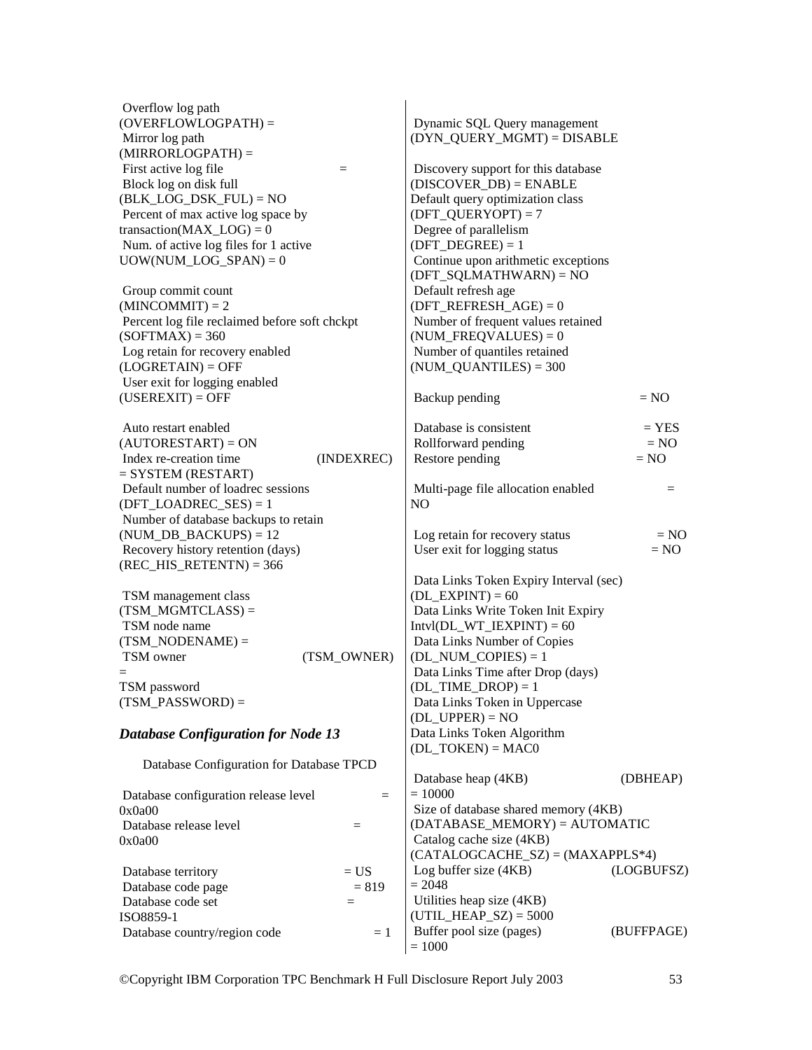Overflow log path (OVERFLOWLOGPATH) =
Mirror log path (MIRRORLOGPATH) =
First active log file =
Block log on disk full (BLK_LOG_DSK_FUL) = NO
Percent of max active log space by transaction(MAX_LOG) = 0
Num. of active log files for 1 active UOW(NUM_LOG_SPAN) = 0

Group commit count (MINCOMMIT) = 2
Percent log file reclaimed before soft chckpt (SOFTMAX) = 360
Log retain for recovery enabled (LOGRETAIN) = OFF
User exit for logging enabled (USEREXIT) = OFF

Auto restart enabled (AUTORESTART) = ON
Index re-creation time (INDEXREC) = SYSTEM (RESTART)
Default number of loadrec sessions (DFT_LOADREC_SES) = 1
Number of database backups to retain (NUM_DB_BACKUPS) = 12
Recovery history retention (days) (REC_HIS_RETENTN) = 366

TSM management class (TSM_MGMTCLASS) =
TSM node name (TSM_NODENAME) =
TSM owner (TSM_OWNER) =
TSM password (TSM_PASSWORD) =

### *Database Configuration for Node 13*

Database Configuration for Database TPCD

Database configuration release level = 0x0a00
Database release level = 0x0a00

Database territory = US
Database code page = 819
Database code set = ISO8859-1
Database country/region code = 1

Dynamic SQL Query management (DYN_QUERY_MGMT) = DISABLE

Discovery support for this database (DISCOVER_DB) = ENABLE
Default query optimization class (DFT_QUERYOPT) = 7
Degree of parallelism (DFT_DEGREE) = 1
Continue upon arithmetic exceptions (DFT_SQLMATHWARN) = NO
Default refresh age (DFT_REFRESH_AGE) = 0
Number of frequent values retained (NUM_FREQVALUES) = 0
Number of quantiles retained (NUM_QUANTILES) = 300

Backup pending = NO

Database is consistent = YES
Rollforward pending = NO
Restore pending = NO

Multi-page file allocation enabled = NO

Log retain for recovery status = NO
User exit for logging status = NO

Data Links Token Expiry Interval (sec) (DL_EXPINT) = 60
Data Links Write Token Init Expiry Intvl(DL_WT_IEXPINT) = 60
Data Links Number of Copies (DL_NUM_COPIES) = 1
Data Links Time after Drop (days) (DL_TIME_DROP) = 1
Data Links Token in Uppercase (DL_UPPER) = NO
Data Links Token Algorithm (DL_TOKEN) = MAC0

Database heap (4KB) (DBHEAP) = 10000
Size of database shared memory (4KB) (DATABASE_MEMORY) = AUTOMATIC
Catalog cache size (4KB) (CATALOGCACHE_SZ) = (MAXAPPLS*4)
Log buffer size (4KB) (LOGBUFSZ) = 2048
Utilities heap size (4KB) (UTIL_HEAP_SZ) = 5000
Buffer pool size (pages) (BUFFPAGE) = 1000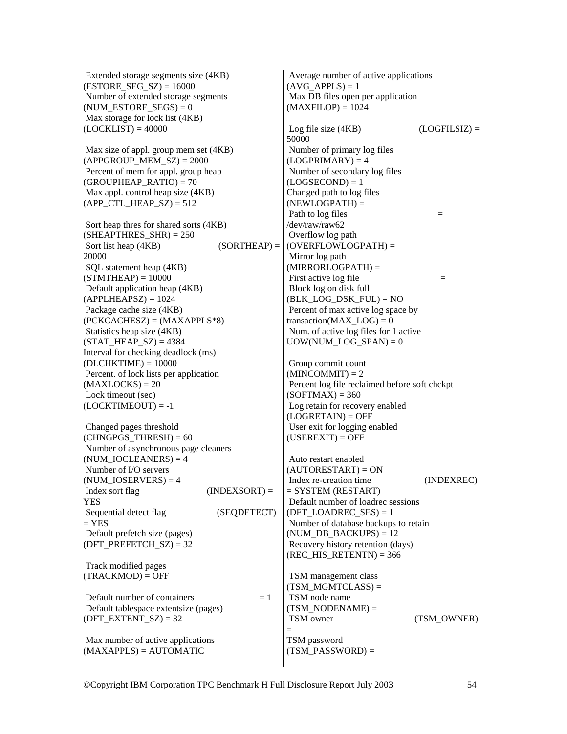Extended storage segments size (4KB) (ESTORE_SEG_SZ) = 16000
Number of extended storage segments (NUM_ESTORE_SEGS) = 0
Max storage for lock list (4KB) (LOCKLIST) = 40000

Max size of appl. group mem set (4KB) (APPGROUP_MEM_SZ) = 2000
Percent of mem for appl. group heap (GROUPHEAP_RATIO) = 70
Max appl. control heap size (4KB) (APP_CTL_HEAP_SZ) = 512

Sort heap thres for shared sorts (4KB) (SHEAPTHRES_SHR) = 250
Sort list heap (4KB) (SORTHEAP) = 20000
SQL statement heap (4KB) (STMTHEAP) = 10000
Default application heap (4KB) (APPLHEAPSZ) = 1024
Package cache size (4KB) (PCKCACHESZ) = (MAXAPPLS*8)
Statistics heap size (4KB) (STAT_HEAP_SZ) = 4384
Interval for checking deadlock (ms) (DLCHKTIME) = 10000
Percent. of lock lists per application (MAXLOCKS) = 20
Lock timeout (sec) (LOCKTIMEOUT) = -1

Changed pages threshold (CHNGPGS_THRESH) = 60
Number of asynchronous page cleaners (NUM_IOCLEANERS) = 4
Number of I/O servers (NUM_IOSERVERS) = 4
Index sort flag (INDEXSORT) = YES
Sequential detect flag (SEQDETECT) = YES
Default prefetch size (pages) (DFT_PREFETCH_SZ) = 32

Track modified pages (TRACKMOD) = OFF

Default number of containers = 1
Default tablespace extentsize (pages) (DFT_EXTENT_SZ) = 32

Max number of active applications (MAXAPPLS) = AUTOMATIC
Average number of active applications (AVG_APPLS) = 1
Max DB files open per application (MAXFILOP) = 1024

Log file size (4KB) (LOGFILSIZ) = 50000
Number of primary log files (LOGPRIMARY) = 4
Number of secondary log files (LOGSECOND) = 1
Changed path to log files (NEWLOGPATH) =
Path to log files = /dev/raw/raw62
Overflow log path (OVERFLOWLOGPATH) =
Mirror log path (MIRRORLOGPATH) =
First active log file =
Block log on disk full (BLK_LOG_DSK_FUL) = NO
Percent of max active log space by transaction(MAX_LOG) = 0
Num. of active log files for 1 active UOW(NUM_LOG_SPAN) = 0

Group commit count (MINCOMMIT) = 2
Percent log file reclaimed before soft chckpt (SOFTMAX) = 360
Log retain for recovery enabled (LOGRETAIN) = OFF
User exit for logging enabled (USEREXIT) = OFF

Auto restart enabled (AUTORESTART) = ON
Index re-creation time (INDEXREC) = SYSTEM (RESTART)
Default number of loadrec sessions (DFT_LOADREC_SES) = 1
Number of database backups to retain (NUM_DB_BACKUPS) = 12
Recovery history retention (days) (REC_HIS_RETENTN) = 366

TSM management class (TSM_MGMTCLASS) =
TSM node name (TSM_NODENAME) =
TSM owner (TSM_OWNER) =
TSM password (TSM_PASSWORD) =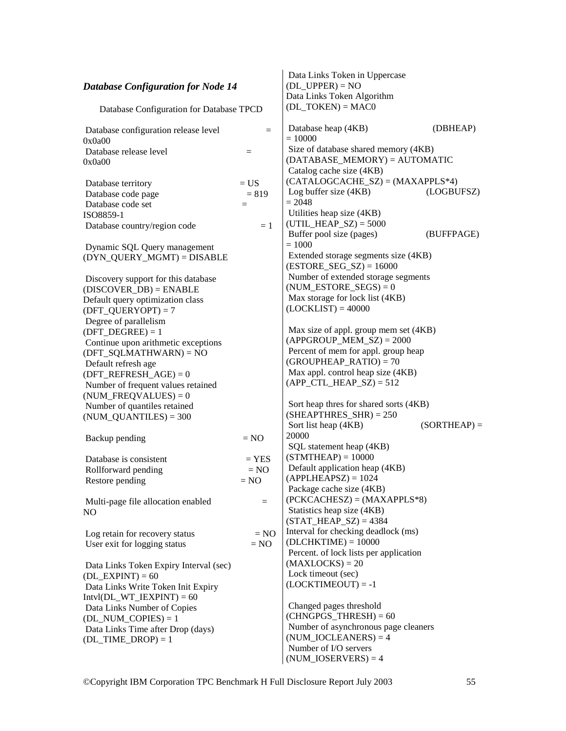### *Database Configuration for Node 14*

Database Configuration for Database TPCD

Database configuration release level = 0x0a00
Database release level = 0x0a00

Database territory = US
Database code page = 819
Database code set = ISO8859-1
Database country/region code = 1

Dynamic SQL Query management (DYN_QUERY_MGMT) = DISABLE

Discovery support for this database (DISCOVER_DB) = ENABLE
Default query optimization class (DFT_QUERYOPT) = 7
Degree of parallelism (DFT_DEGREE) = 1
Continue upon arithmetic exceptions (DFT_SQLMATHWARN) = NO
Default refresh age (DFT_REFRESH_AGE) = 0
Number of frequent values retained (NUM_FREQVALUES) = 0
Number of quantiles retained (NUM_QUANTILES) = 300

Backup pending = NO

Database is consistent = YES
Rollforward pending = NO
Restore pending = NO

Multi-page file allocation enabled = NO

Log retain for recovery status = NO
User exit for logging status = NO

Data Links Token Expiry Interval (sec) (DL_EXPINT) = 60
Data Links Write Token Init Expiry Intvl(DL_WT_IEXPINT) = 60
Data Links Number of Copies (DL_NUM_COPIES) = 1
Data Links Time after Drop (days) (DL_TIME_DROP) = 1
Data Links Token in Uppercase (DL_UPPER) = NO
Data Links Token Algorithm (DL_TOKEN) = MAC0

Database heap (4KB) (DBHEAP) = 10000
Size of database shared memory (4KB) (DATABASE_MEMORY) = AUTOMATIC
Catalog cache size (4KB) (CATALOGCACHE_SZ) = (MAXAPPLS*4)
Log buffer size (4KB) (LOGBUFSZ) = 2048
Utilities heap size (4KB) (UTIL_HEAP_SZ) = 5000
Buffer pool size (pages) (BUFFPAGE) = 1000
Extended storage segments size (4KB) (ESTORE_SEG_SZ) = 16000
Number of extended storage segments (NUM_ESTORE_SEGS) = 0
Max storage for lock list (4KB) (LOCKLIST) = 40000

Max size of appl. group mem set (4KB) (APPGROUP_MEM_SZ) = 2000
Percent of mem for appl. group heap (GROUPHEAP_RATIO) = 70
Max appl. control heap size (4KB) (APP_CTL_HEAP_SZ) = 512

Sort heap thres for shared sorts (4KB) (SHEAPTHRES_SHR) = 250
Sort list heap (4KB) (SORTHEAP) = 20000
SQL statement heap (4KB) (STMTHEAP) = 10000
Default application heap (4KB) (APPLHEAPSZ) = 1024
Package cache size (4KB) (PCKCACHESZ) = (MAXAPPLS*8)
Statistics heap size (4KB) (STAT_HEAP_SZ) = 4384
Interval for checking deadlock (ms) (DLCHKTIME) = 10000
Percent. of lock lists per application (MAXLOCKS) = 20
Lock timeout (sec) (LOCKTIMEOUT) = -1

Changed pages threshold (CHNGPGS_THRESH) = 60
Number of asynchronous page cleaners (NUM_IOCLEANERS) = 4
Number of I/O servers (NUM_IOSERVERS) = 4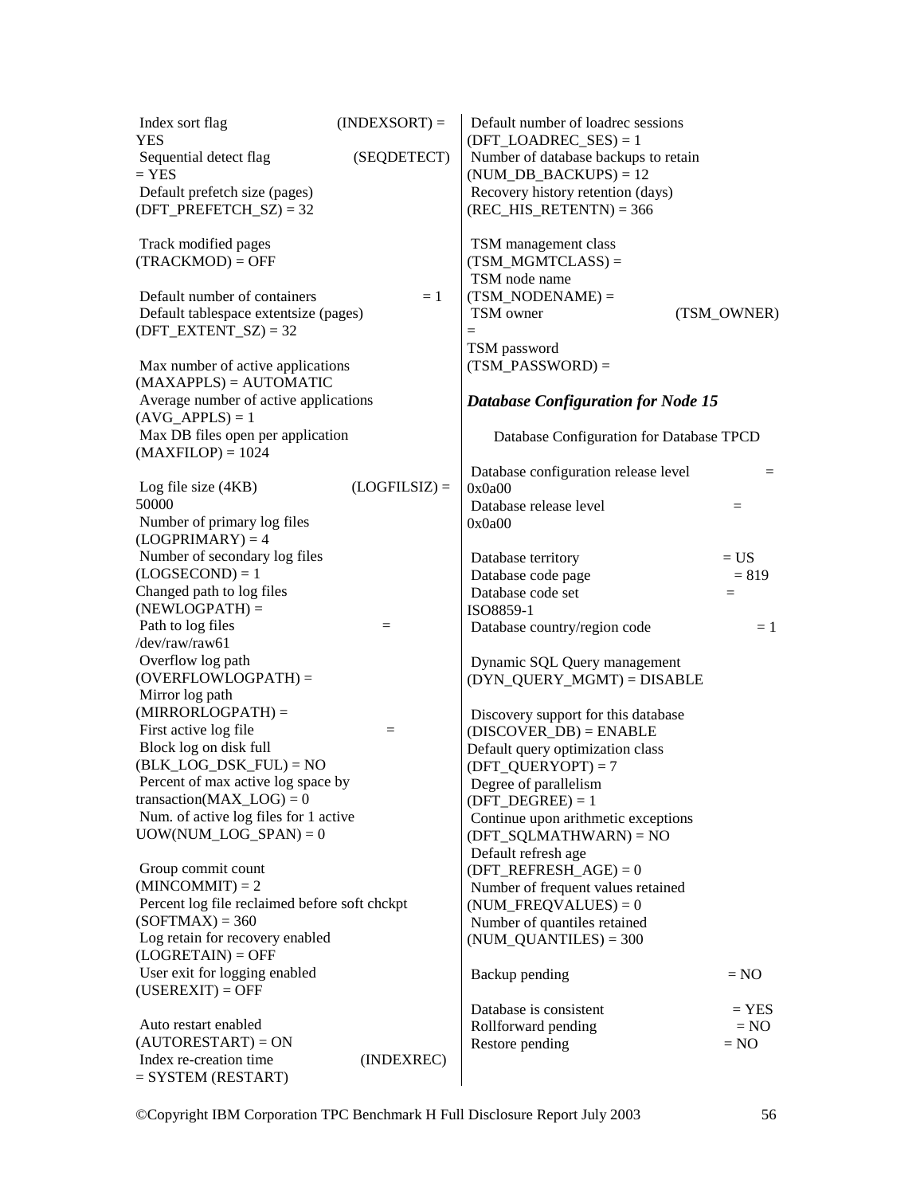Index sort flag (INDEXSORT) = YES
Sequential detect flag (SEQDETECT) = YES
Default prefetch size (pages) (DFT_PREFETCH_SZ) = 32

Track modified pages (TRACKMOD) = OFF

Default number of containers = 1
Default tablespace extentsize (pages) (DFT_EXTENT_SZ) = 32

Max number of active applications (MAXAPPLS) = AUTOMATIC
Average number of active applications (AVG_APPLS) = 1
Max DB files open per application (MAXFILOP) = 1024

Log file size (4KB) (LOGFILSIZ) = 50000
Number of primary log files (LOGPRIMARY) = 4
Number of secondary log files (LOGSECOND) = 1
Changed path to log files (NEWLOGPATH) =
Path to log files = /dev/raw/raw61
Overflow log path (OVERFLOWLOGPATH) =
Mirror log path (MIRRORLOGPATH) =
First active log file =
Block log on disk full (BLK_LOG_DSK_FUL) = NO
Percent of max active log space by transaction(MAX_LOG) = 0
Num. of active log files for 1 active UOW(NUM_LOG_SPAN) = 0

Group commit count (MINCOMMIT) = 2
Percent log file reclaimed before soft chckpt (SOFTMAX) = 360
Log retain for recovery enabled (LOGRETAIN) = OFF
User exit for logging enabled (USEREXIT) = OFF

Auto restart enabled (AUTORESTART) = ON
Index re-creation time (INDEXREC) = SYSTEM (RESTART)

Default number of loadrec sessions (DFT_LOADREC_SES) = 1
Number of database backups to retain (NUM_DB_BACKUPS) = 12
Recovery history retention (days) (REC_HIS_RETENTN) = 366

TSM management class (TSM_MGMTCLASS) =
TSM node name (TSM_NODENAME) =
TSM owner (TSM_OWNER) =
TSM password (TSM_PASSWORD) =

### *Database Configuration for Node 15*

Database Configuration for Database TPCD

Database configuration release level = 0x0a00
Database release level = 0x0a00

Database territory = US
Database code page = 819
Database code set = ISO8859-1
Database country/region code = 1

Dynamic SQL Query management (DYN_QUERY_MGMT) = DISABLE

Discovery support for this database (DISCOVER_DB) = ENABLE
Default query optimization class (DFT_QUERYOPT) = 7
Degree of parallelism (DFT_DEGREE) = 1
Continue upon arithmetic exceptions (DFT_SQLMATHWARN) = NO
Default refresh age (DFT_REFRESH_AGE) = 0
Number of frequent values retained (NUM_FREQVALUES) = 0
Number of quantiles retained (NUM_QUANTILES) = 300

Backup pending = NO

Database is consistent = YES
Rollforward pending = NO
Restore pending = NO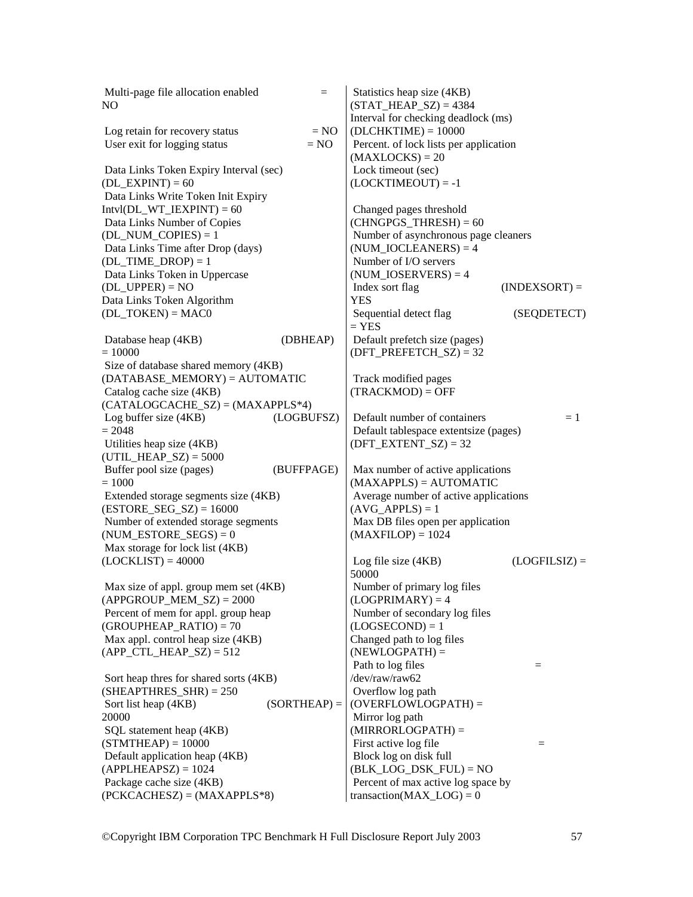Multi-page file allocation enabled = NO

Log retain for recovery status = NO
User exit for logging status = NO

Data Links Token Expiry Interval (sec) (DL_EXPINT) = 60
Data Links Write Token Init Expiry Intvl(DL_WT_IEXPINT) = 60
Data Links Number of Copies (DL_NUM_COPIES) = 1
Data Links Time after Drop (days) (DL_TIME_DROP) = 1
Data Links Token in Uppercase (DL_UPPER) = NO
Data Links Token Algorithm (DL_TOKEN) = MAC0

Database heap (4KB) (DBHEAP) = 10000
Size of database shared memory (4KB) (DATABASE_MEMORY) = AUTOMATIC
Catalog cache size (4KB) (CATALOGCACHE_SZ) = (MAXAPPLS*4)
Log buffer size (4KB) (LOGBUFSZ) = 2048
Utilities heap size (4KB) (UTIL_HEAP_SZ) = 5000
Buffer pool size (pages) (BUFFPAGE) = 1000
Extended storage segments size (4KB) (ESTORE_SEG_SZ) = 16000
Number of extended storage segments (NUM_ESTORE_SEGS) = 0
Max storage for lock list (4KB) (LOCKLIST) = 40000

Max size of appl. group mem set (4KB) (APPGROUP_MEM_SZ) = 2000
Percent of mem for appl. group heap (GROUPHEAP_RATIO) = 70
Max appl. control heap size (4KB) (APP_CTL_HEAP_SZ) = 512

Sort heap thres for shared sorts (4KB) (SHEAPTHRES_SHR) = 250
Sort list heap (4KB) (SORTHEAP) = 20000
SQL statement heap (4KB) (STMTHEAP) = 10000
Default application heap (4KB) (APPLHEAPSZ) = 1024
Package cache size (4KB) (PCKCACHESZ) = (MAXAPPLS*8)
Statistics heap size (4KB) (STAT_HEAP_SZ) = 4384
Interval for checking deadlock (ms) (DLCHKTIME) = 10000
Percent. of lock lists per application (MAXLOCKS) = 20
Lock timeout (sec) (LOCKTIMEOUT) = -1

Changed pages threshold (CHNGPGS_THRESH) = 60
Number of asynchronous page cleaners (NUM_IOCLEANERS) = 4
Number of I/O servers (NUM_IOSERVERS) = 4
Index sort flag (INDEXSORT) = YES
Sequential detect flag (SEQDETECT) = YES
Default prefetch size (pages) (DFT_PREFETCH_SZ) = 32

Track modified pages (TRACKMOD) = OFF

Default number of containers = 1
Default tablespace extentsize (pages) (DFT_EXTENT_SZ) = 32

Max number of active applications (MAXAPPLS) = AUTOMATIC
Average number of active applications (AVG_APPLS) = 1
Max DB files open per application (MAXFILOP) = 1024

Log file size (4KB) (LOGFILSIZ) = 50000
Number of primary log files (LOGPRIMARY) = 4
Number of secondary log files (LOGSECOND) = 1
Changed path to log files (NEWLOGPATH) =
Path to log files = /dev/raw/raw62
Overflow log path (OVERFLOWLOGPATH) =
Mirror log path (MIRRORLOGPATH) =
First active log file =
Block log on disk full (BLK_LOG_DSK_FUL) = NO
Percent of max active log space by transaction(MAX_LOG) = 0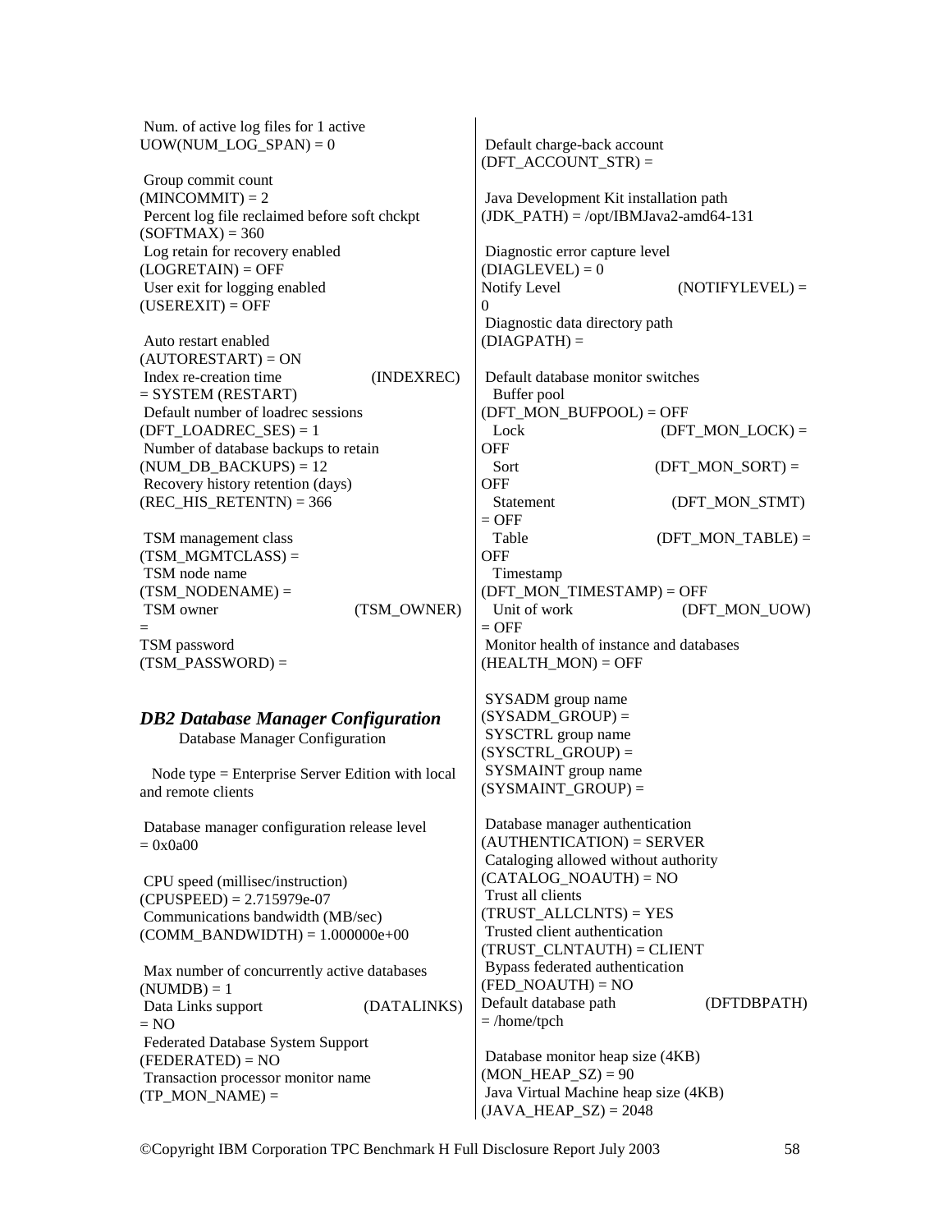Num. of active log files for 1 active UOW(NUM_LOG_SPAN) = 0

Group commit count (MINCOMMIT) = 2
Percent log file reclaimed before soft chckpt (SOFTMAX) = 360
Log retain for recovery enabled (LOGRETAIN) = OFF
User exit for logging enabled (USEREXIT) = OFF

Auto restart enabled (AUTORESTART) = ON
Index re-creation time (INDEXREC) = SYSTEM (RESTART)
Default number of loadrec sessions (DFT_LOADREC_SES) = 1
Number of database backups to retain (NUM_DB_BACKUPS) = 12
Recovery history retention (days) (REC_HIS_RETENTN) = 366

TSM management class (TSM_MGMTCLASS) =
TSM node name (TSM_NODENAME) =
TSM owner (TSM_OWNER) =
TSM password (TSM_PASSWORD) =

## *DB2 Database Manager Configuration*

Database Manager Configuration

Node type = Enterprise Server Edition with local and remote clients

Database manager configuration release level = 0x0a00

CPU speed (millisec/instruction) (CPUSPEED) = 2.715979e-07
Communications bandwidth (MB/sec) (COMM_BANDWIDTH) = 1.000000e+00

Max number of concurrently active databases (NUMDB) = 1
Data Links support (DATALINKS) = NO
Federated Database System Support (FEDERATED) = NO
Transaction processor monitor name (TP_MON_NAME) =

Default charge-back account (DFT_ACCOUNT_STR) =

Java Development Kit installation path (JDK_PATH) = /opt/IBMJava2-amd64-131

Diagnostic error capture level (DIAGLEVEL) = 0
Notify Level (NOTIFYLEVEL) = 0
Diagnostic data directory path (DIAGPATH) =

Default database monitor switches
Buffer pool (DFT_MON_BUFPOOL) = OFF
Lock (DFT_MON_LOCK) = OFF
Sort (DFT_MON_SORT) = OFF
Statement (DFT_MON_STMT) = OFF
Table (DFT_MON_TABLE) = OFF
Timestamp (DFT_MON_TIMESTAMP) = OFF
Unit of work (DFT_MON_UOW) = OFF
Monitor health of instance and databases (HEALTH_MON) = OFF

SYSADM group name (SYSADM_GROUP) =
SYSCTRL group name (SYSCTRL_GROUP) =
SYSMAINT group name (SYSMAINT_GROUP) =

Database manager authentication (AUTHENTICATION) = SERVER
Cataloging allowed without authority (CATALOG_NOAUTH) = NO
Trust all clients (TRUST_ALLCLNTS) = YES
Trusted client authentication (TRUST_CLNTAUTH) = CLIENT
Bypass federated authentication (FED_NOAUTH) = NO
Default database path (DFTDBPATH) = /home/tpch

Database monitor heap size (4KB) (MON_HEAP_SZ) = 90
Java Virtual Machine heap size (4KB) (JAVA_HEAP_SZ) = 2048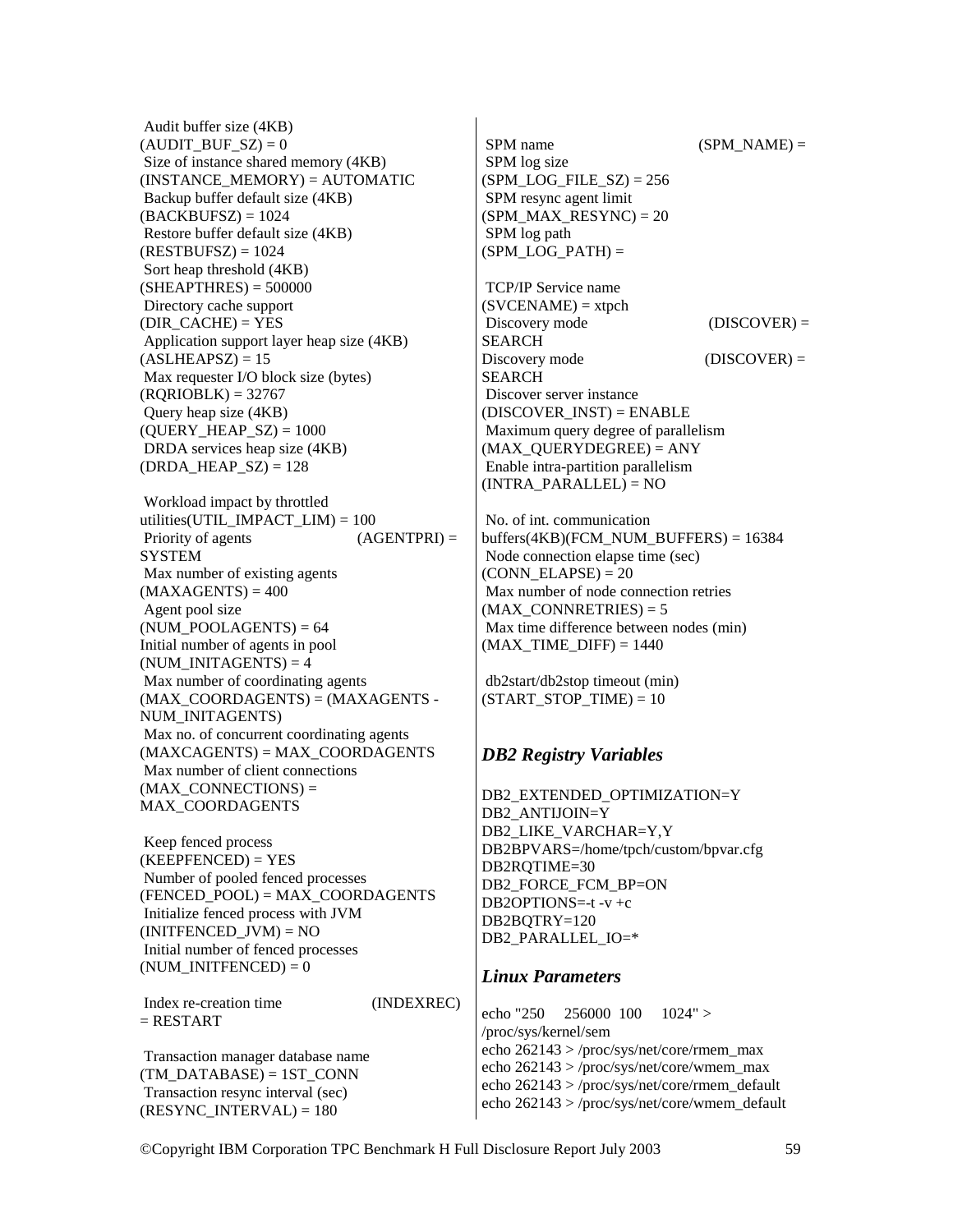Audit buffer size (4KB)
(AUDIT_BUF_SZ) = 0
Size of instance shared memory (4KB)
(INSTANCE_MEMORY) = AUTOMATIC
Backup buffer default size (4KB)
(BACKBUFSZ) = 1024
Restore buffer default size (4KB)
(RESTBUFSZ) = 1024
Sort heap threshold (4KB)
(SHEAPTHRES) = 500000
Directory cache support
(DIR_CACHE) = YES
Application support layer heap size (4KB)
(ASLHEAPSZ) = 15
Max requester I/O block size (bytes)
(RQRIOBLK) = 32767
Query heap size (4KB)
(QUERY_HEAP_SZ) = 1000
DRDA services heap size (4KB)
(DRDA_HEAP_SZ) = 128

Workload impact by throttled utilities(UTIL_IMPACT_LIM) = 100
Priority of agents (AGENTPRI) = SYSTEM
Max number of existing agents
(MAXAGENTS) = 400
Agent pool size
(NUM_POOLAGENTS) = 64
Initial number of agents in pool
(NUM_INITAGENTS) = 4
Max number of coordinating agents
(MAX_COORDAGENTS) = (MAXAGENTS - NUM_INITAGENTS)
Max no. of concurrent coordinating agents
(MAXCAGENTS) = MAX_COORDAGENTS
Max number of client connections
(MAX_CONNECTIONS) = MAX_COORDAGENTS

Keep fenced process
(KEEPFENCED) = YES
Number of pooled fenced processes
(FENCED_POOL) = MAX_COORDAGENTS
Initialize fenced process with JVM
(INITFENCED_JVM) = NO
Initial number of fenced processes
(NUM_INITFENCED) = 0

Index re-creation time (INDEXREC) = RESTART

Transaction manager database name
(TM_DATABASE) = 1ST_CONN
Transaction resync interval (sec)
(RESYNC_INTERVAL) = 180

SPM name (SPM_NAME) =
SPM log size
(SPM_LOG_FILE_SZ) = 256
SPM resync agent limit
(SPM_MAX_RESYNC) = 20
SPM log path
(SPM_LOG_PATH) =

TCP/IP Service name
(SVCENAME) = xtpch
Discovery mode (DISCOVER) = SEARCH
Discovery mode (DISCOVER) = SEARCH
Discover server instance
(DISCOVER_INST) = ENABLE
Maximum query degree of parallelism
(MAX_QUERYDEGREE) = ANY
Enable intra-partition parallelism
(INTRA_PARALLEL) = NO

No. of int. communication buffers(4KB)(FCM_NUM_BUFFERS) = 16384
Node connection elapse time (sec)
(CONN_ELAPSE) = 20
Max number of node connection retries
(MAX_CONNRETRIES) = 5
Max time difference between nodes (min)
(MAX_TIME_DIFF) = 1440

db2start/db2stop timeout (min)
(START_STOP_TIME) = 10

## *DB2 Registry Variables*

DB2_EXTENDED_OPTIMIZATION=Y
DB2_ANTIJOIN=Y
DB2_LIKE_VARCHAR=Y,Y
DB2BPVARS=/home/tpch/custom/bpvar.cfg
DB2RQTIME=30
DB2_FORCE_FCM_BP=ON
DB2OPTIONS=-t -v +c
DB2BQTRY=120
DB2_PARALLEL_IO=*

## *Linux Parameters*

```
echo "250    256000  100    1024" > /proc/sys/kernel/sem
echo 262143 > /proc/sys/net/core/rmem_max
echo 262143 > /proc/sys/net/core/wmem_max
echo 262143 > /proc/sys/net/core/rmem_default
echo 262143 > /proc/sys/net/core/wmem_default
```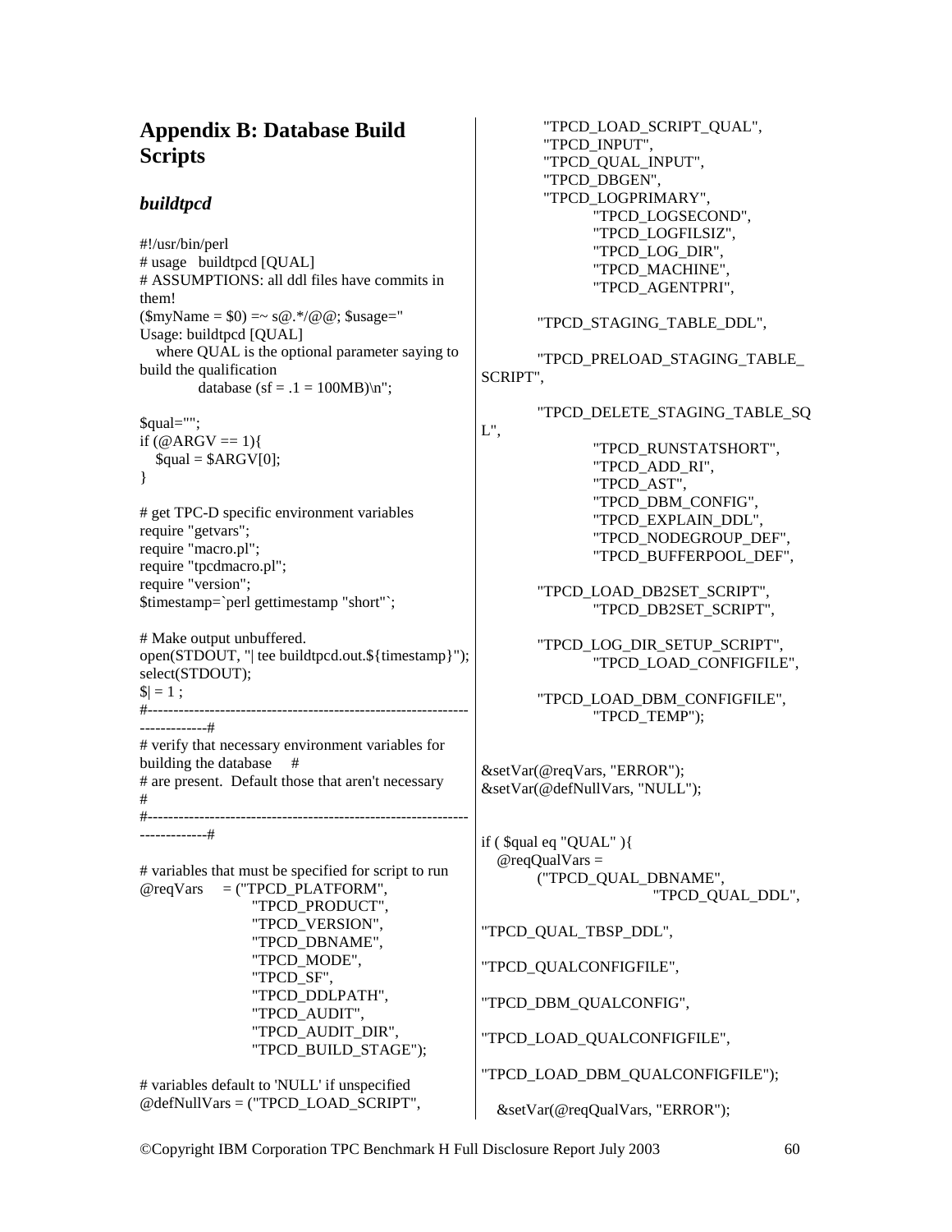# Appendix B: Database Build Scripts

## *buildtpcd*

```
#!/usr/bin/perl
# usage   buildtpcd [QUAL]
# ASSUMPTIONS: all ddl files have commits in
them!
($myName = $0) =~ s@.*/@@; $usage="
Usage: buildtpcd [QUAL]
   where QUAL is the optional parameter saying to
build the qualification
         database (sf = .1 = 100MB)\n";

$qual="";
if (@ARGV == 1){
   $qual = $ARGV[0];
}

# get TPC-D specific environment variables
require "getvars";
require "macro.pl";
require "tpcdmacro.pl";
require "version";
$timestamp=`perl gettimestamp "short"`;

# Make output unbuffered.
open(STDOUT, "| tee buildtpcd.out.${timestamp}");
select(STDOUT);
$| = 1 ;
#--------------------------------------------------------------
-------------#
# verify that necessary environment variables for
building the database     #
# are present.  Default those that aren't necessary
#
#--------------------------------------------------------------
-------------#

# variables that must be specified for script to run
@reqVars     = ("TPCD_PLATFORM",
                "TPCD_PRODUCT",
                "TPCD_VERSION",
                "TPCD_DBNAME",
                "TPCD_MODE",
                "TPCD_SF",
                "TPCD_DDLPATH",
                "TPCD_AUDIT",
                "TPCD_AUDIT_DIR",
                "TPCD_BUILD_STAGE");

# variables default to 'NULL' if unspecified
@defNullVars = ("TPCD_LOAD_SCRIPT",
        "TPCD_LOAD_SCRIPT_QUAL",
        "TPCD_INPUT",
        "TPCD_QUAL_INPUT",
        "TPCD_DBGEN",
        "TPCD_LOGPRIMARY",
                "TPCD_LOGSECOND",
                "TPCD_LOGFILSIZ",
                "TPCD_LOG_DIR",
                "TPCD_MACHINE",
                "TPCD_AGENTPRI",

        "TPCD_STAGING_TABLE_DDL",

        "TPCD_PRELOAD_STAGING_TABLE_
SCRIPT",

        "TPCD_DELETE_STAGING_TABLE_SQ
L",
                "TPCD_RUNSTATSHORT",
                "TPCD_ADD_RI",
                "TPCD_AST",
                "TPCD_DBM_CONFIG",
                "TPCD_EXPLAIN_DDL",
                "TPCD_NODEGROUP_DEF",
                "TPCD_BUFFERPOOL_DEF",

        "TPCD_LOAD_DB2SET_SCRIPT",
                "TPCD_DB2SET_SCRIPT",

        "TPCD_LOG_DIR_SETUP_SCRIPT",
                "TPCD_LOAD_CONFIGFILE",

        "TPCD_LOAD_DBM_CONFIGFILE",
                "TPCD_TEMP");


&setVar(@reqVars, "ERROR");
&setVar(@defNullVars, "NULL");


if ( $qual eq "QUAL" ){
   @reqQualVars =
        ("TPCD_QUAL_DBNAME",
                        "TPCD_QUAL_DDL",

"TPCD_QUAL_TBSP_DDL",

"TPCD_QUALCONFIGFILE",

"TPCD_DBM_QUALCONFIG",

"TPCD_LOAD_QUALCONFIGFILE",

"TPCD_LOAD_DBM_QUALCONFIGFILE");

   &setVar(@reqQualVars, "ERROR");
```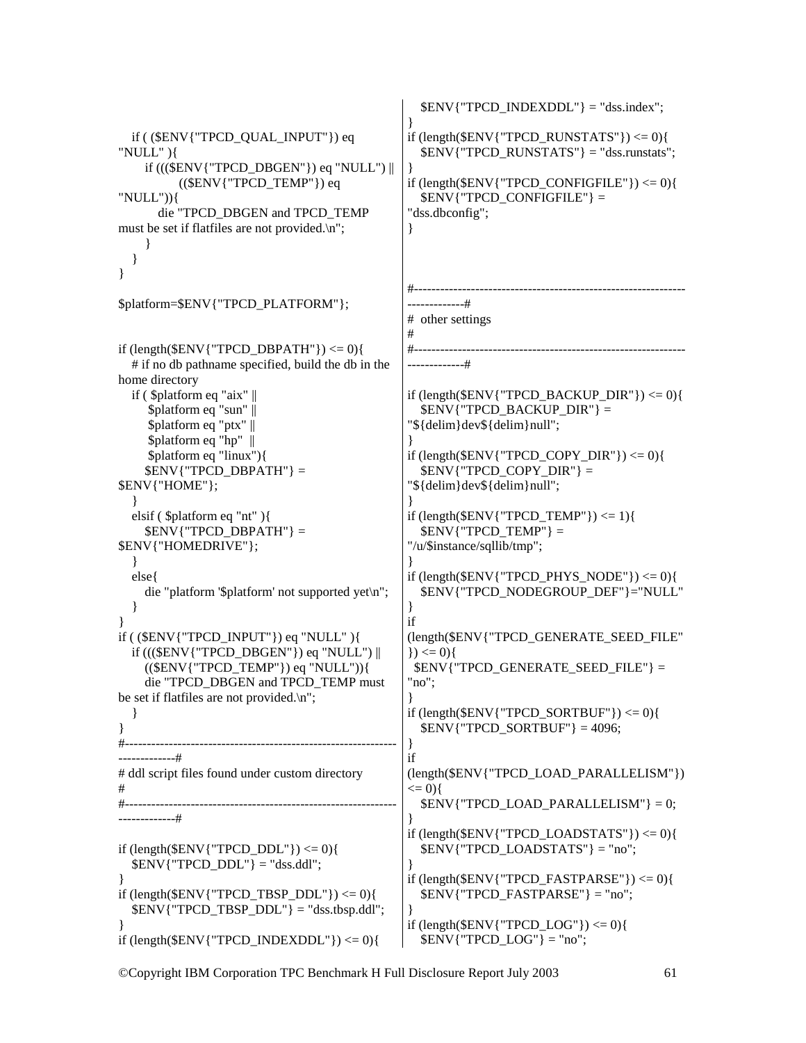```
   if ( ($ENV{"TPCD_QUAL_INPUT"}) eq
"NULL" ){
      if ((($ENV{"TPCD_DBGEN"}) eq "NULL") ||
             (($ENV{"TPCD_TEMP"}) eq
"NULL")){
         die "TPCD_DBGEN and TPCD_TEMP
must be set if flatfiles are not provided.\n";
      }
   }
}

$platform=$ENV{"TPCD_PLATFORM"};


if (length($ENV{"TPCD_DBPATH"}) <= 0){
   # if no db pathname specified, build the db in the
home directory
   if ( $platform eq "aix" ||
        $platform eq "sun" ||
        $platform eq "ptx" ||
        $platform eq "hp"  ||
        $platform eq "linux"){
      $ENV{"TPCD_DBPATH"} =
$ENV{"HOME"};
   }
   elsif ( $platform eq "nt" ){
      $ENV{"TPCD_DBPATH"} =
$ENV{"HOMEDRIVE"};
   }
   else{
      die "platform '$platform' not supported yet\n";
   }
}
if ( ($ENV{"TPCD_INPUT"}) eq "NULL" ){
   if ((($ENV{"TPCD_DBGEN"}) eq "NULL") ||
      (($ENV{"TPCD_TEMP"}) eq "NULL")){
      die "TPCD_DBGEN and TPCD_TEMP must
be set if flatfiles are not provided.\n";
   }
}
#--------------------------------------------------------------
-------------#
# ddl script files found under custom directory
#
#--------------------------------------------------------------
-------------#

if (length($ENV{"TPCD_DDL"}) <= 0){
   $ENV{"TPCD_DDL"} = "dss.ddl";
}
if (length($ENV{"TPCD_TBSP_DDL"}) <= 0){
   $ENV{"TPCD_TBSP_DDL"} = "dss.tbsp.ddl";
}
if (length($ENV{"TPCD_INDEXDDL"}) <= 0){
   $ENV{"TPCD_INDEXDDL"} = "dss.index";
}
if (length($ENV{"TPCD_RUNSTATS"}) <= 0){
   $ENV{"TPCD_RUNSTATS"} = "dss.runstats";
}
if (length($ENV{"TPCD_CONFIGFILE"}) <= 0){
   $ENV{"TPCD_CONFIGFILE"} =
"dss.dbconfig";
}



#--------------------------------------------------------------
-------------#
#  other settings
#
#--------------------------------------------------------------
-------------#

if (length($ENV{"TPCD_BACKUP_DIR"}) <= 0){
   $ENV{"TPCD_BACKUP_DIR"} =
"${delim}dev${delim}null";
}
if (length($ENV{"TPCD_COPY_DIR"}) <= 0){
   $ENV{"TPCD_COPY_DIR"} =
"${delim}dev${delim}null";
}
if (length($ENV{"TPCD_TEMP"}) <= 1){
   $ENV{"TPCD_TEMP"} =
"/u/$instance/sqllib/tmp";
}
if (length($ENV{"TPCD_PHYS_NODE"}) <= 0){
   $ENV{"TPCD_NODEGROUP_DEF"}="NULL"
}
if
(length($ENV{"TPCD_GENERATE_SEED_FILE"
}) <= 0){
  $ENV{"TPCD_GENERATE_SEED_FILE"} =
"no";
}
if (length($ENV{"TPCD_SORTBUF"}) <= 0){
   $ENV{"TPCD_SORTBUF"} = 4096;
}
if
(length($ENV{"TPCD_LOAD_PARALLELISM"})
<= 0){
   $ENV{"TPCD_LOAD_PARALLELISM"} = 0;
}
if (length($ENV{"TPCD_LOADSTATS"}) <= 0){
   $ENV{"TPCD_LOADSTATS"} = "no";
}
if (length($ENV{"TPCD_FASTPARSE"}) <= 0){
   $ENV{"TPCD_FASTPARSE"} = "no";
}
if (length($ENV{"TPCD_LOG"}) <= 0){
   $ENV{"TPCD_LOG"} = "no";
```

©Copyright IBM Corporation TPC Benchmark H Full Disclosure Report July 2003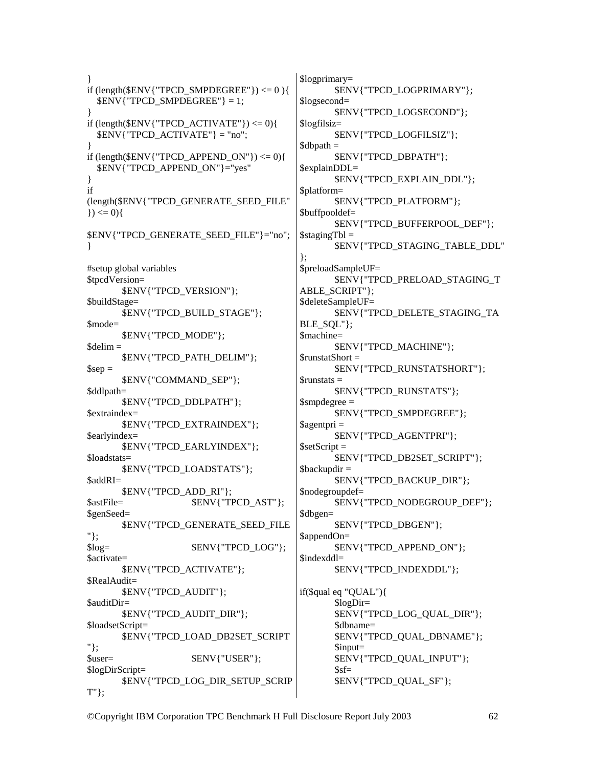```
}
if (length($ENV{"TPCD_SMPDEGREE"}) <= 0 ){
   $ENV{"TPCD_SMPDEGREE"} = 1;
}
if (length($ENV{"TPCD_ACTIVATE"}) <= 0){
   $ENV{"TPCD_ACTIVATE"} = "no";
}
if (length($ENV{"TPCD_APPEND_ON"}) <= 0){
   $ENV{"TPCD_APPEND_ON"}="yes"
}
if
(length($ENV{"TPCD_GENERATE_SEED_FILE"
}) <= 0){

$ENV{"TPCD_GENERATE_SEED_FILE"}="no";
}

#setup global variables
$tpcdVersion=
        $ENV{"TPCD_VERSION"};
$buildStage=
        $ENV{"TPCD_BUILD_STAGE"};
$mode=
        $ENV{"TPCD_MODE"};
$delim =
        $ENV{"TPCD_PATH_DELIM"};
$sep =
        $ENV{"COMMAND_SEP"};
$ddlpath=
        $ENV{"TPCD_DDLPATH"};
$extraindex=
        $ENV{"TPCD_EXTRAINDEX"};
$earlyindex=
        $ENV{"TPCD_EARLYINDEX"};
$loadstats=
        $ENV{"TPCD_LOADSTATS"};
$addRI=
        $ENV{"TPCD_ADD_RI"};
$astFile=                $ENV{"TPCD_AST"};
$genSeed=
        $ENV{"TPCD_GENERATE_SEED_FILE
"};
$log=                    $ENV{"TPCD_LOG"};
$activate=
        $ENV{"TPCD_ACTIVATE"};
$RealAudit=
        $ENV{"TPCD_AUDIT"};
$auditDir=
        $ENV{"TPCD_AUDIT_DIR"};
$loadsetScript=
        $ENV{"TPCD_LOAD_DB2SET_SCRIPT
"};
$user=                   $ENV{"USER"};
$logDirScript=
        $ENV{"TPCD_LOG_DIR_SETUP_SCRIP
T"};
$logprimary=
        $ENV{"TPCD_LOGPRIMARY"};
$logsecond=
        $ENV{"TPCD_LOGSECOND"};
$logfilsiz=
        $ENV{"TPCD_LOGFILSIZ"};
$dbpath =
        $ENV{"TPCD_DBPATH"};
$explainDDL=
        $ENV{"TPCD_EXPLAIN_DDL"};
$platform=
        $ENV{"TPCD_PLATFORM"};
$buffpooldef=
        $ENV{"TPCD_BUFFERPOOL_DEF"};
$stagingTbl =
        $ENV{"TPCD_STAGING_TABLE_DDL"
};
$preloadSampleUF=
        $ENV{"TPCD_PRELOAD_STAGING_T
ABLE_SCRIPT"};
$deleteSampleUF=
        $ENV{"TPCD_DELETE_STAGING_TA
BLE_SQL"};
$machine=
        $ENV{"TPCD_MACHINE"};
$runstatShort =
        $ENV{"TPCD_RUNSTATSHORT"};
$runstats =
        $ENV{"TPCD_RUNSTATS"};
$smpdegree =
        $ENV{"TPCD_SMPDEGREE"};
$agentpri =
        $ENV{"TPCD_AGENTPRI"};
$setScript =
        $ENV{"TPCD_DB2SET_SCRIPT"};
$backupdir =
        $ENV{"TPCD_BACKUP_DIR"};
$nodegroupdef=
        $ENV{"TPCD_NODEGROUP_DEF"};
$dbgen=
        $ENV{"TPCD_DBGEN"};
$appendOn=
        $ENV{"TPCD_APPEND_ON"};
$indexddl=
        $ENV{"TPCD_INDEXDDL"};

if($qual eq "QUAL"){
        $logDir=
        $ENV{"TPCD_LOG_QUAL_DIR"};
        $dbname=
        $ENV{"TPCD_QUAL_DBNAME"};
        $input=
        $ENV{"TPCD_QUAL_INPUT"};
        $sf=
        $ENV{"TPCD_QUAL_SF"};
```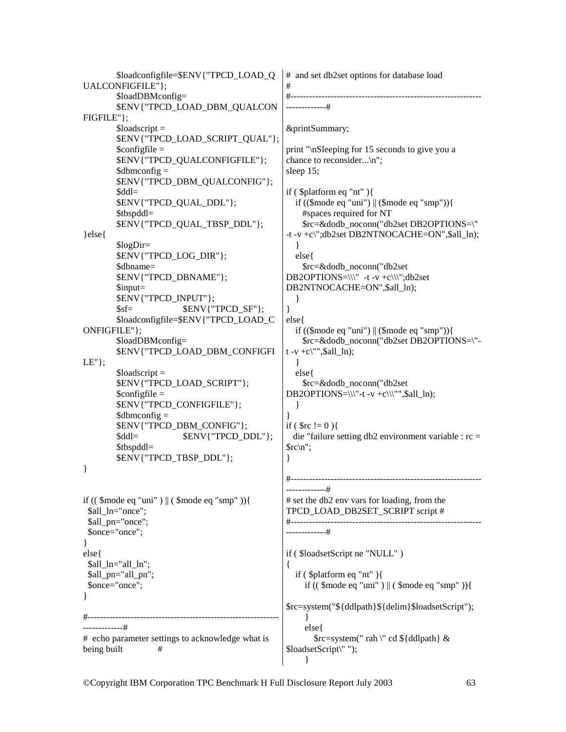```
        $loadconfigfile=$ENV{"TPCD_LOAD_QUALCONFIGFILE"};
        $loadDBMconfig=
        $ENV{"TPCD_LOAD_DBM_QUALCONFIGFILE"};
        $loadscript =
        $ENV{"TPCD_LOAD_SCRIPT_QUAL"};
        $configfile =
        $ENV{"TPCD_QUALCONFIGFILE"};
        $dbmconfig =
        $ENV{"TPCD_DBM_QUALCONFIG"};
        $ddl=
        $ENV{"TPCD_QUAL_DDL"};
        $tbspddl=
        $ENV{"TPCD_QUAL_TBSP_DDL"};
}else{
        $logDir=
        $ENV{"TPCD_LOG_DIR"};
        $dbname=
        $ENV{"TPCD_DBNAME"};
        $input=
        $ENV{"TPCD_INPUT"};
        $sf=            $ENV{"TPCD_SF"};
        $loadconfigfile=$ENV{"TPCD_LOAD_CONFIGFILE"};
        $loadDBMconfig=
        $ENV{"TPCD_LOAD_DBM_CONFIGFILE"};
        $loadscript =
        $ENV{"TPCD_LOAD_SCRIPT"};
        $configfile =
        $ENV{"TPCD_CONFIGFILE"};
        $dbmconfig =
        $ENV{"TPCD_DBM_CONFIG"};
        $ddl=           $ENV{"TPCD_DDL"};
        $tbspddl=
        $ENV{"TPCD_TBSP_DDL"};
}


if (( $mode eq "uni" ) || ( $mode eq "smp" )){
  $all_ln="once";
  $all_pn="once";
  $once="once";
}
else{
  $all_ln="all_ln";
  $all_pn="all_pn";
  $once="once";
}

#--------------------------------------------------------------------------#
#  echo parameter settings to acknowledge what is being built          #
#  and set db2set options for database load
#
#--------------------------------------------------------------------------#

&printSummary;

print "\nSleeping for 15 seconds to give you a chance to reconsider...\n";
sleep 15;

if ( $platform eq "nt" ){
   if (($mode eq "uni") || ($mode eq "smp")){
      #spaces required for NT
      $rc=&dodb_noconn("db2set DB2OPTIONS=\" -t -v +c\";db2set DB2NTNOCACHE=ON",$all_ln);
   }
   else{
      $rc=&dodb_noconn("db2set DB2OPTIONS=\\\"  -t -v +c\\\";db2set DB2NTNOCACHE=ON",$all_ln);
   }
}
else{
   if (($mode eq "uni") || ($mode eq "smp")){
      $rc=&dodb_noconn("db2set DB2OPTIONS=\"-t -v +c\"",$all_ln);
   }
   else{
      $rc=&dodb_noconn("db2set DB2OPTIONS=\\\"-t -v +c\\\"",$all_ln);
   }
}
if ( $rc != 0 ){
  die "failure setting db2 environment variable : rc = $rc\n";
}

#--------------------------------------------------------------------------#
# set the db2 env vars for loading, from the TPCD_LOAD_DB2SET_SCRIPT script #
#--------------------------------------------------------------------------#

if ( $loadsetScript ne "NULL" )
{
   if ( $platform eq "nt" ){
       if (( $mode eq "uni" ) || ( $mode eq "smp" )){
$rc=system("${ddlpath}${delim}$loadsetScript");
       }
       else{
          $rc=system(" rah \" cd ${ddlpath} & $loadsetScript\" ");
       }
```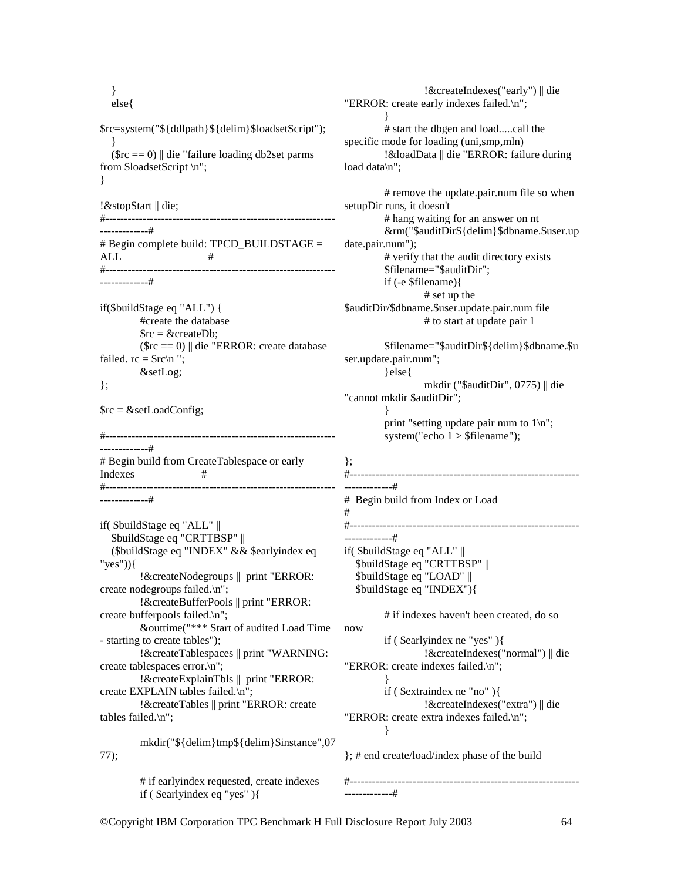```
   }
   else{
$rc=system("${ddlpath}${delim}$loadsetScript");
   }
   ($rc == 0) || die "failure loading db2set parms from $loadsetScript \n";
}

!&stopStart || die;
#-------------------------------------------------------------------------------#
# Begin complete build: TPCD_BUILDSTAGE = ALL                                  #
#-------------------------------------------------------------------------------#

if($buildStage eq "ALL") {
        #create the database
        $rc = &createDb;
        ($rc == 0) || die "ERROR: create database failed. rc = $rc\n ";
        &setLog;
};

$rc = &setLoadConfig;

#-------------------------------------------------------------------------------#
# Begin build from CreateTablespace or early Indexes                          #
#-------------------------------------------------------------------------------#

if( $buildStage eq "ALL" ||
   $buildStage eq "CRTTBSP" ||
   ($buildStage eq "INDEX" && $earlyindex eq "yes")){
        !&createNodegroups ||  print "ERROR: create nodegroups failed.\n";
        !&createBufferPools || print "ERROR: create bufferpools failed.\n";
        &outtime("*** Start of audited Load Time - starting to create tables");
        !&createTablespaces || print "WARNING: create tablespaces error.\n";
        !&createExplainTbls ||  print "ERROR: create EXPLAIN tables failed.\n";
        !&createTables || print "ERROR: create tables failed.\n";

        mkdir("${delim}tmp${delim}$instance",0777);

        # if earlyindex requested, create indexes
        if ( $earlyindex eq "yes" ){
                !&createIndexes("early") || die "ERROR: create early indexes failed.\n";
        }
        # start the dbgen and load.....call the specific mode for loading (uni,smp,mln)
        !&loadData || die "ERROR: failure during load data\n";

        # remove the update.pair.num file so when setupDir runs, it doesn't
        # hang waiting for an answer on nt
        &rm("$auditDir${delim}$dbname.$user.update.pair.num");
        # verify that the audit directory exists
        $filename="$auditDir";
        if (-e $filename){
                # set up the $auditDir/$dbname.$user.update.pair.num file
                # to start at update pair 1

        $filename="$auditDir${delim}$dbname.$user.update.pair.num";
        }else{
                mkdir ("$auditDir", 0775) || die "cannot mkdir $auditDir";
        }
        print "setting update pair num to 1\n";
        system("echo 1 > $filename");

};
#-------------------------------------------------------------------------------#
#  Begin build from Index or Load                                             #
#-------------------------------------------------------------------------------#
if( $buildStage eq "ALL" ||
   $buildStage eq "CRTTBSP" ||
   $buildStage eq "LOAD" ||
   $buildStage eq "INDEX"){

        # if indexes haven't been created, do so now
        if ( $earlyindex ne "yes" ){
                !&createIndexes("normal") || die "ERROR: create indexes failed.\n";
        }
        if ( $extraindex ne "no" ){
                !&createIndexes("extra") || die "ERROR: create extra indexes failed.\n";
        }

}; # end create/load/index phase of the build

#-------------------------------------------------------------------------------#
```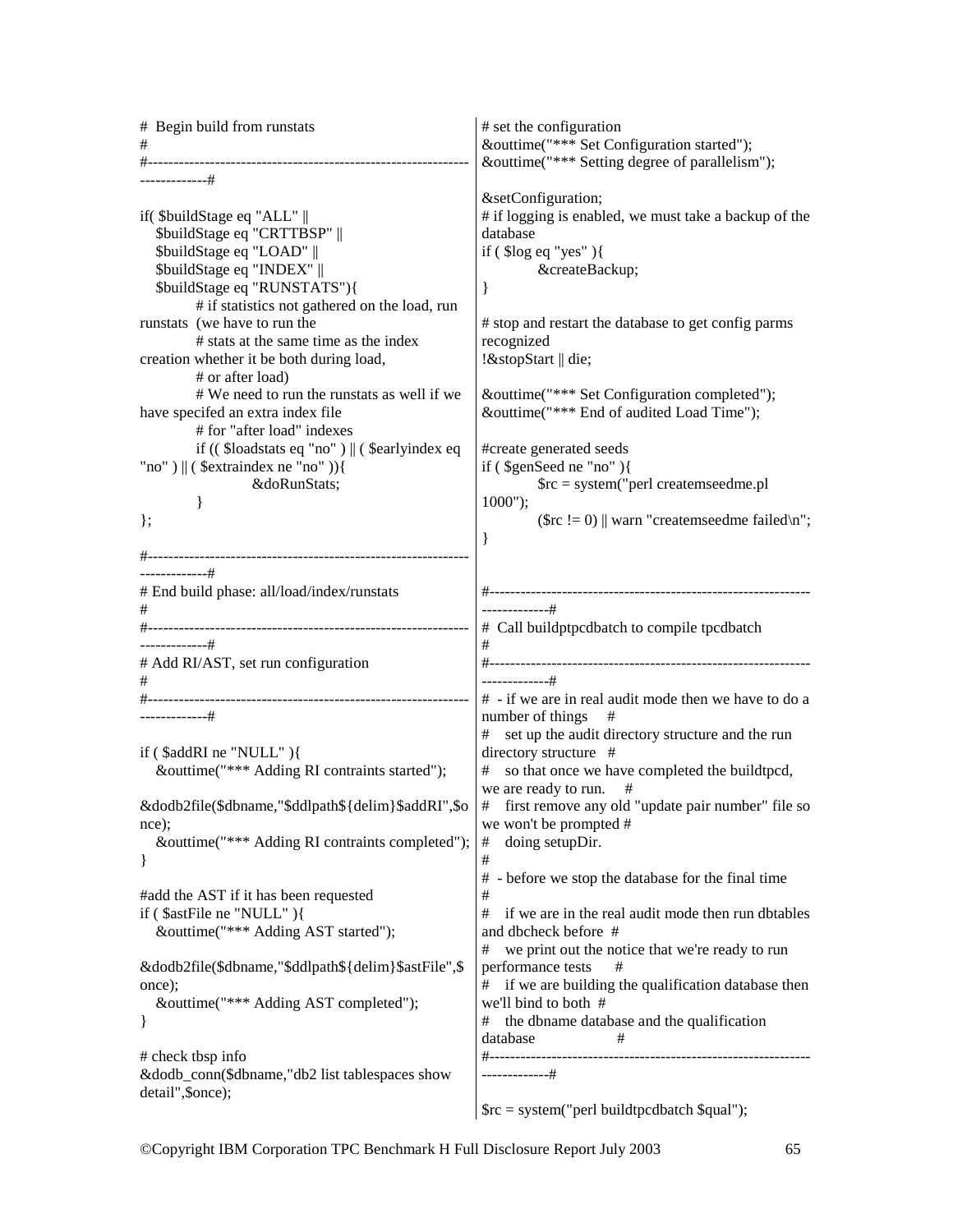```
# Begin build from runstats
#
#-------------------------------------------------------------------------------#

if( $buildStage eq "ALL" ||
   $buildStage eq "CRTTBSP" ||
   $buildStage eq "LOAD" ||
   $buildStage eq "INDEX" ||
   $buildStage eq "RUNSTATS"){
        # if statistics not gathered on the load, run runstats  (we have to run the
        # stats at the same time as the index creation whether it be both during load,
        # or after load)
        # We need to run the runstats as well if we have specifed an extra index file
        # for "after load" indexes
        if (( $loadstats eq "no" ) || ( $earlyindex eq "no" ) || ( $extraindex ne "no" )){
                &doRunStats;
        }
};

#-------------------------------------------------------------------------------#
# End build phase: all/load/index/runstats
#
#-------------------------------------------------------------------------------#
# Add RI/AST, set run configuration
#
#-------------------------------------------------------------------------------#

if ( $addRI ne "NULL" ){
   &outtime("*** Adding RI contraints started");

&dodb2file($dbname,"$ddlpath${delim}$addRI",$once);
   &outtime("*** Adding RI contraints completed");
}

#add the AST if it has been requested
if ( $astFile ne "NULL" ){
   &outtime("*** Adding AST started");

&dodb2file($dbname,"$ddlpath${delim}$astFile",$once);
   &outtime("*** Adding AST completed");
}

# check tbsp info
&dodb_conn($dbname,"db2 list tablespaces show detail",$once);

# set the configuration
&outtime("*** Set Configuration started");
&outtime("*** Setting degree of parallelism");

&setConfiguration;
# if logging is enabled, we must take a backup of the database
if ( $log eq "yes" ){
        &createBackup;
}

# stop and restart the database to get config parms recognized
!&stopStart || die;

&outtime("*** Set Configuration completed");
&outtime("*** End of audited Load Time");

#create generated seeds
if ( $genSeed ne "no" ){
        $rc = system("perl createmseedme.pl 1000");
        ($rc != 0) || warn "createmseedme failed\n";
}


#-------------------------------------------------------------------------------#
#  Call buildptpcdbatch to compile tpcdbatch
#
#-------------------------------------------------------------------------------#
#  - if we are in real audit mode then we have to do a number of things    #
#    set up the audit directory structure and the run directory structure   #
#    so that once we have completed the buildtpcd, we are ready to run.    #
#    first remove any old "update pair number" file so we won't be prompted #
#    doing setupDir.
#
#  - before we stop the database for the final time
#
#    if we are in the real audit mode then run dbtables and dbcheck before  #
#    we print out the notice that we're ready to run performance tests     #
#    if we are building the qualification database then we'll bind to both  #
#    the dbname database and the qualification database                  #
#-------------------------------------------------------------------------------#

$rc = system("perl buildtpcdbatch $qual");
```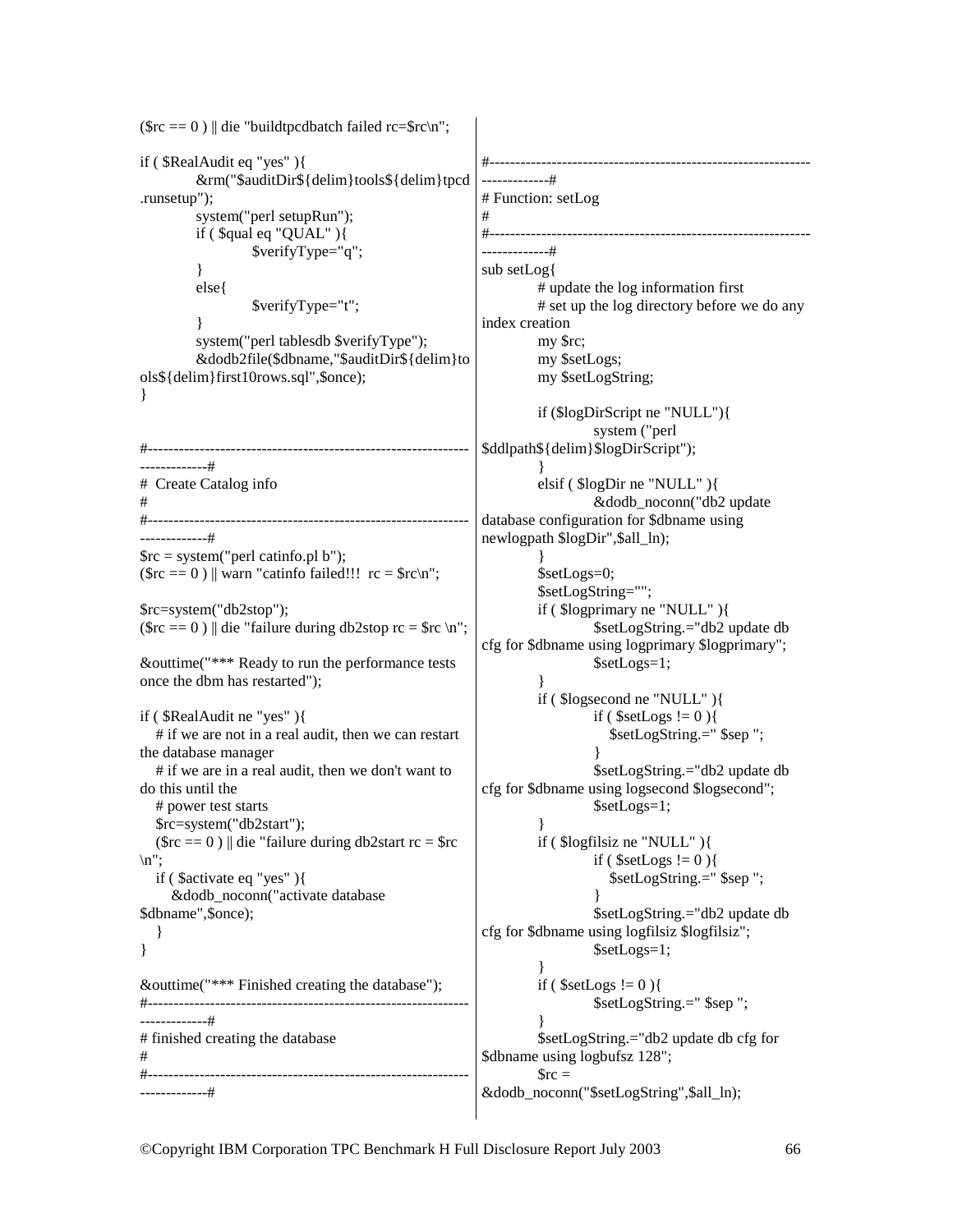```perl
($rc == 0 ) || die "buildtpcdbatch failed rc=$rc\n";

if ( $RealAudit eq "yes" ){
        &rm("$auditDir${delim}tools${delim}tpcd.runsetup");
        system("perl setupRun");
        if ( $qual eq "QUAL" ){
                $verifyType="q";
        }
        else{
                $verifyType="t";
        }
        system("perl tablesdb $verifyType");
        &dodb2file($dbname,"$auditDir${delim}tools${delim}first10rows.sql",$once);
}


#--------------------------------------------------------------------------#
#  Create Catalog info
#
#--------------------------------------------------------------------------#
$rc = system("perl catinfo.pl b");
($rc == 0 ) || warn "catinfo failed!!!  rc = $rc\n";

$rc=system("db2stop");
($rc == 0 ) || die "failure during db2stop rc = $rc \n";

&outtime("*** Ready to run the performance tests once the dbm has restarted");

if ( $RealAudit ne "yes" ){
   # if we are not in a real audit, then we can restart the database manager
   # if we are in a real audit, then we don't want to do this until the
   # power test starts
   $rc=system("db2start");
   ($rc == 0 ) || die "failure during db2start rc = $rc \n";
   if ( $activate eq "yes" ){
      &dodb_noconn("activate database $dbname",$once);
   }
}

&outtime("*** Finished creating the database");
#--------------------------------------------------------------------------#
# finished creating the database
#
#--------------------------------------------------------------------------#

#--------------------------------------------------------------------------#
# Function: setLog
#
#--------------------------------------------------------------------------#
sub setLog{
        # update the log information first
        # set up the log directory before we do any index creation
        my $rc;
        my $setLogs;
        my $setLogString;

        if ($logDirScript ne "NULL"){
                system ("perl $ddlpath${delim}$logDirScript");
        }
        elsif ( $logDir ne "NULL" ){
                &dodb_noconn("db2 update database configuration for $dbname using newlogpath $logDir",$all_ln);
        }
        $setLogs=0;
        $setLogString="";
        if ( $logprimary ne "NULL" ){
                $setLogString.="db2 update db cfg for $dbname using logprimary $logprimary";
                $setLogs=1;
        }
        if ( $logsecond ne "NULL" ){
                if ( $setLogs != 0 ){
                   $setLogString.=" $sep ";
                }
                $setLogString.="db2 update db cfg for $dbname using logsecond $logsecond";
                $setLogs=1;
        }
        if ( $logfilsiz ne "NULL" ){
                if ( $setLogs != 0 ){
                   $setLogString.=" $sep ";
                }
                $setLogString.="db2 update db cfg for $dbname using logfilsiz $logfilsiz";
                $setLogs=1;
        }
        if ( $setLogs != 0 ){
                $setLogString.=" $sep ";
        }
        $setLogString.="db2 update db cfg for $dbname using logbufsz 128";
        $rc = &dodb_noconn("$setLogString",$all_ln);
```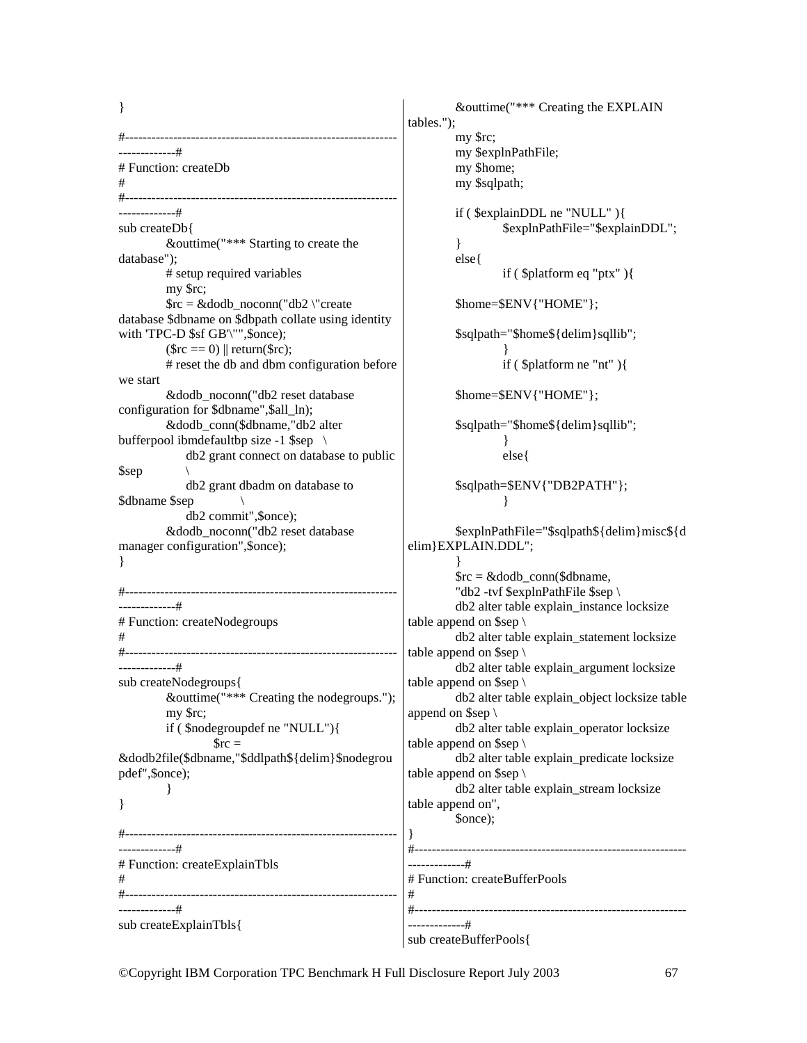```
}

#-------------------------------------------------------------------------#
# Function: createDb
#
#-------------------------------------------------------------------------#
sub createDb{
	&outtime("*** Starting to create the database");
	# setup required variables
	my $rc;
	$rc = &dodb_noconn("db2 \"create database $dbname on $dbpath collate using identity with 'TPC-D $sf GB'\"",$once);
	($rc == 0) || return($rc);
	# reset the db and dbm configuration before we start
	&dodb_noconn("db2 reset database configuration for $dbname",$all_ln);
	&dodb_conn($dbname,"db2 alter bufferpool ibmdefaultbp size -1 $sep   \
		db2 grant connect on database to public $sep	\
		db2 grant dbadm on database to $dbname $sep	\
		db2 commit",$once);
	&dodb_noconn("db2 reset database manager configuration",$once);
}

#-------------------------------------------------------------------------#
# Function: createNodegroups
#
#-------------------------------------------------------------------------#
sub createNodegroups{
	&outtime("*** Creating the nodegroups.");
	my $rc;
	if ( $nodegroupdef ne "NULL"){
		$rc = &dodb2file($dbname,"$ddlpath${delim}$nodegroupdef",$once);
	}
}

#-------------------------------------------------------------------------#
# Function: createExplainTbls
#
#-------------------------------------------------------------------------#
sub createExplainTbls{
	&outtime("*** Creating the EXPLAIN tables.");
	my $rc;
	my $explnPathFile;
	my $home;
	my $sqlpath;

	if ( $explainDDL ne "NULL" ){
		$explnPathFile="$explainDDL";
	}
	else{
		if ( $platform eq "ptx" ){
	$home=$ENV{"HOME"};
	$sqlpath="$home${delim}sqllib";
		}
		if ( $platform ne "nt" ){
	$home=$ENV{"HOME"};
	$sqlpath="$home${delim}sqllib";
		}
		else{
	$sqlpath=$ENV{"DB2PATH"};
		}
	$explnPathFile="$sqlpath${delim}misc${delim}EXPLAIN.DDL";
	}
	$rc = &dodb_conn($dbname,
	"db2 -tvf $explnPathFile $sep \
	db2 alter table explain_instance locksize table append on $sep \
	db2 alter table explain_statement locksize table append on $sep \
	db2 alter table explain_argument locksize table append on $sep \
	db2 alter table explain_object locksize table append on $sep \
	db2 alter table explain_operator locksize table append on $sep \
	db2 alter table explain_predicate locksize table append on $sep \
	db2 alter table explain_stream locksize table append on",
	$once);
}
#-------------------------------------------------------------------------#
# Function: createBufferPools
#
#-------------------------------------------------------------------------#
sub createBufferPools{
```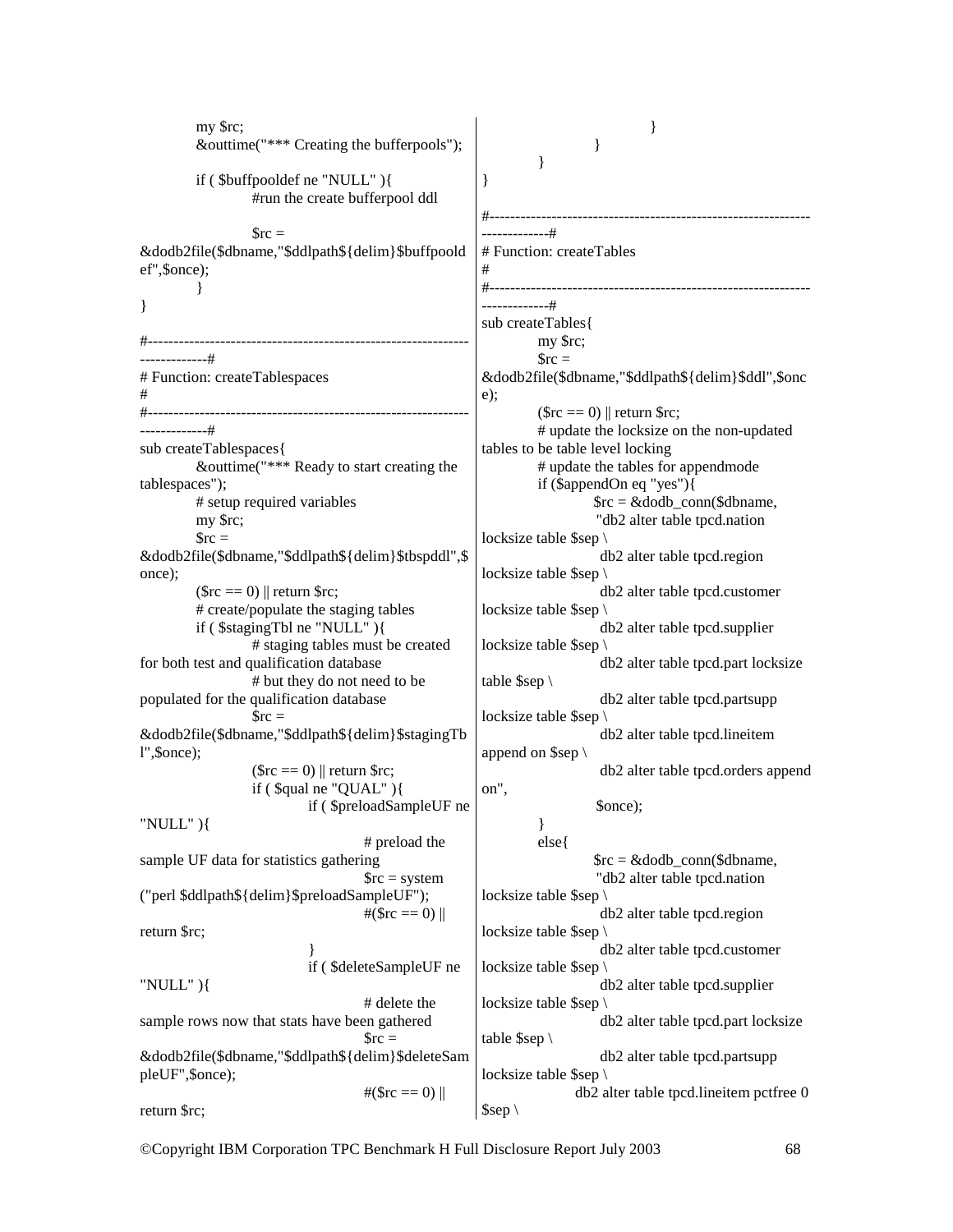```
        my $rc;
        &outtime("*** Creating the bufferpools");

        if ( $buffpooldef ne "NULL" ){
                #run the create bufferpool ddl

                $rc =
&dodb2file($dbname,"$ddlpath${delim}$buffpooldef",$once);
        }
}

#---------------------------------------------------------------------------#
# Function: createTablespaces
#
#---------------------------------------------------------------------------#
sub createTablespaces{
        &outtime("*** Ready to start creating the tablespaces");
        # setup required variables
        my $rc;
        $rc =
&dodb2file($dbname,"$ddlpath${delim}$tbspddl",$once);
        ($rc == 0) || return $rc;
        # create/populate the staging tables
        if ( $stagingTbl ne "NULL" ){
                # staging tables must be created for both test and qualification database
                # but they do not need to be populated for the qualification database
                $rc =
&dodb2file($dbname,"$ddlpath${delim}$stagingTbl",$once);
                ($rc == 0) || return $rc;
                if ( $qual ne "QUAL" ){
                        if ( $preloadSampleUF ne "NULL" ){
                                # preload the sample UF data for statistics gathering
                                $rc = system
("perl $ddlpath${delim}$preloadSampleUF");
                                #($rc == 0) ||
return $rc;
                        }
                        if ( $deleteSampleUF ne "NULL" ){
                                # delete the sample rows now that stats have been gathered
                                $rc =
&dodb2file($dbname,"$ddlpath${delim}$deleteSampleUF",$once);
                                #($rc == 0) ||
return $rc;
                        }
                }
        }
}

#---------------------------------------------------------------------------#
# Function: createTables
#
#---------------------------------------------------------------------------#
sub createTables{
        my $rc;
        $rc =
&dodb2file($dbname,"$ddlpath${delim}$ddl",$once);
        ($rc == 0) || return $rc;
        # update the locksize on the non-updated tables to be table level locking
        # update the tables for appendmode
        if ($appendOn eq "yes"){
                $rc = &dodb_conn($dbname,
                "db2 alter table tpcd.nation locksize table $sep \
                 db2 alter table tpcd.region locksize table $sep \
                 db2 alter table tpcd.customer locksize table $sep \
                 db2 alter table tpcd.supplier locksize table $sep \
                 db2 alter table tpcd.part locksize table $sep \
                 db2 alter table tpcd.partsupp locksize table $sep \
                 db2 alter table tpcd.lineitem append on $sep \
                 db2 alter table tpcd.orders append on",
                $once);
        }
        else{
                $rc = &dodb_conn($dbname,
                "db2 alter table tpcd.nation locksize table $sep \
                 db2 alter table tpcd.region locksize table $sep \
                 db2 alter table tpcd.customer locksize table $sep \
                 db2 alter table tpcd.supplier locksize table $sep \
                 db2 alter table tpcd.part locksize table $sep \
                 db2 alter table tpcd.partsupp locksize table $sep \
                db2 alter table tpcd.lineitem pctfree 0 $sep \
```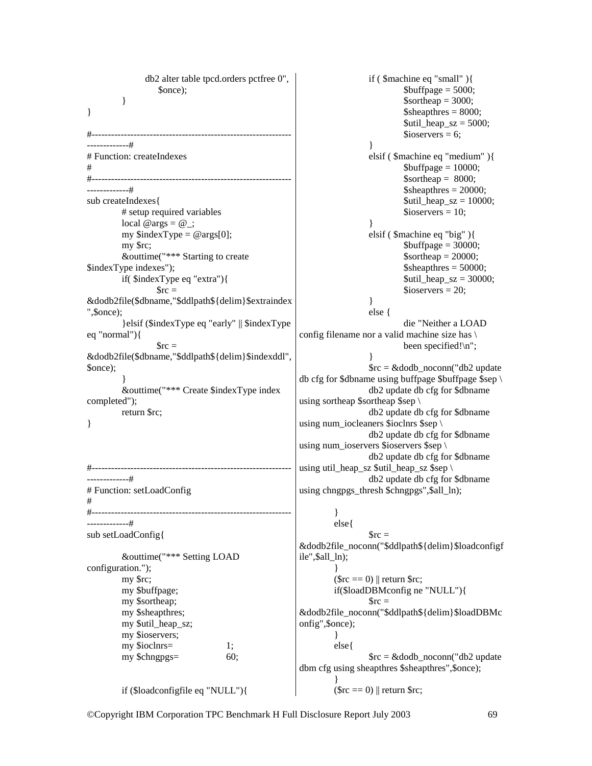```
                db2 alter table tpcd.orders pctfree 0",
                    $once);
        }
}

#---------------------------------------------------------------------------#
# Function: createIndexes
#
#---------------------------------------------------------------------------#
sub createIndexes{
        # setup required variables
        local @args = @_;
        my $indexType = @args[0];
        my $rc;
        &outtime("*** Starting to create $indexType indexes");
        if( $indexType eq "extra"){
                $rc = &dodb2file($dbname,"$ddlpath${delim}$extraindex",$once);
        }elsif ($indexType eq "early" || $indexType eq "normal"){
                $rc = &dodb2file($dbname,"$ddlpath${delim}$indexddl",$once);
        }
        &outtime("*** Create $indexType index completed");
        return $rc;
}



#---------------------------------------------------------------------------#
# Function: setLoadConfig
#
#---------------------------------------------------------------------------#
sub setLoadConfig{

        &outtime("*** Setting LOAD configuration.");
        my $rc;
        my $buffpage;
        my $sortheap;
        my $sheapthres;
        my $util_heap_sz;
        my $ioservers;
        my $ioclnrs=            1;
        my $chngpgs=            60;


        if ($loadconfigfile eq "NULL"){
                if ( $machine eq "small" ){
                        $buffpage = 5000;
                        $sortheap = 3000;
                        $sheapthres = 8000;
                        $util_heap_sz = 5000;
                        $ioservers = 6;
                }
                elsif ( $machine eq "medium" ){
                        $buffpage = 10000;
                        $sortheap =  8000;
                        $sheapthres = 20000;
                        $util_heap_sz = 10000;
                        $ioservers = 10;
                }
                elsif ( $machine eq "big" ){
                        $buffpage = 30000;
                        $sortheap = 20000;
                        $sheapthres = 50000;
                        $util_heap_sz = 30000;
                        $ioservers = 20;
                }
                else {
                        die "Neither a LOAD config filename nor a valid machine size has \
                        been specified!\n";
                }
                $rc = &dodb_noconn("db2 update db cfg for $dbname using buffpage $buffpage $sep \
                db2 update db cfg for $dbname using sortheap $sortheap $sep \
                db2 update db cfg for $dbname using num_iocleaners $ioclnrs $sep \
                db2 update db cfg for $dbname using num_ioservers $ioservers $sep \
                db2 update db cfg for $dbname using util_heap_sz $util_heap_sz $sep \
                db2 update db cfg for $dbname using chngpgs_thresh $chngpgs",$all_ln);

        }
        else{
                $rc = &dodb2file_noconn("$ddlpath${delim}$loadconfigfile",$all_ln);
        }
        ($rc == 0) || return $rc;
        if($loadDBMconfig ne "NULL"){
                $rc = &dodb2file_noconn("$ddlpath${delim}$loadDBMconfig",$once);
        }
        else{
                $rc = &dodb_noconn("db2 update dbm cfg using sheapthres $sheapthres",$once);
        }
        ($rc == 0) || return $rc;
```

©Copyright IBM Corporation TPC Benchmark H Full Disclosure Report July 2003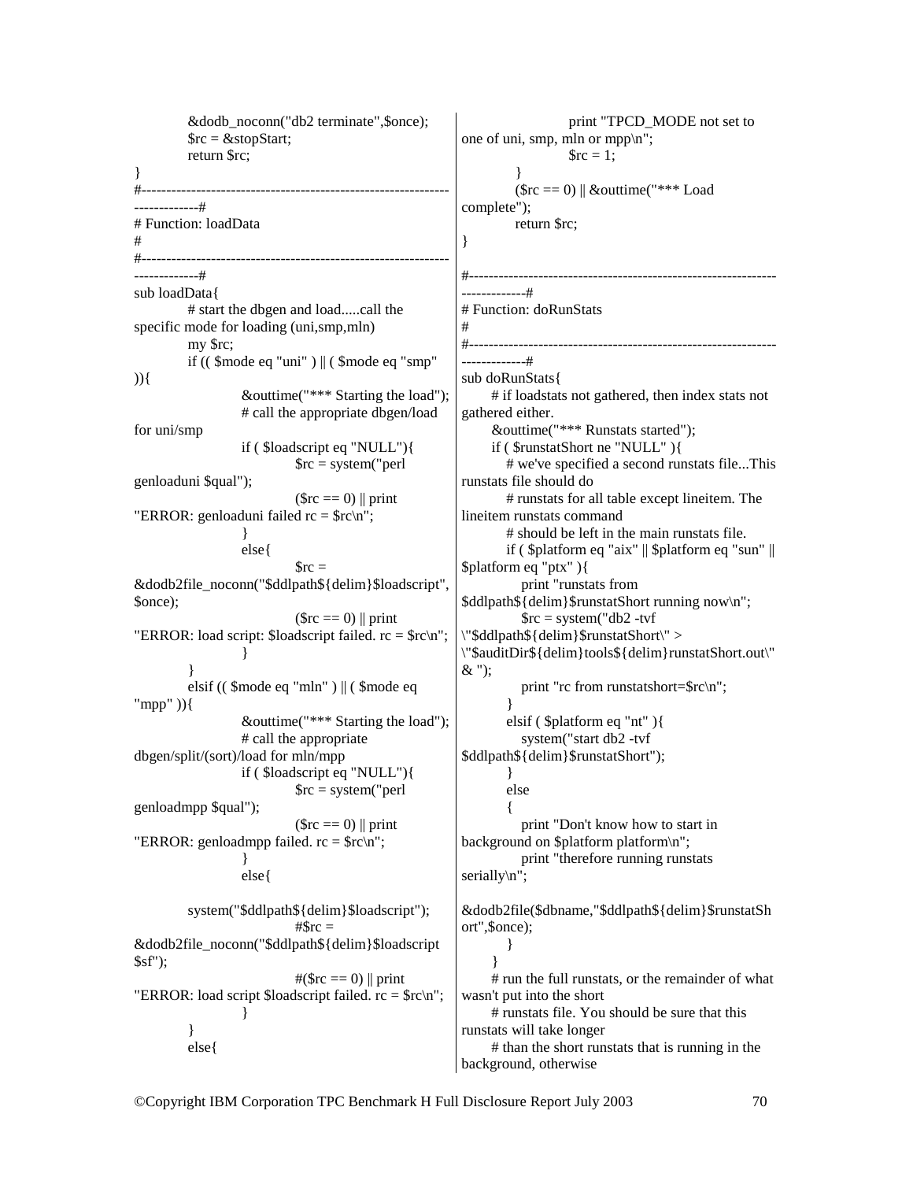```
        &dodb_noconn("db2 terminate",$once);
        $rc = &stopStart;
        return $rc;
}
#--------------------------------------------------------------------------#
# Function: loadData
#
#--------------------------------------------------------------------------#
sub loadData{
        # start the dbgen and load.....call the specific mode for loading (uni,smp,mln)
        my $rc;
        if (( $mode eq "uni" ) || ( $mode eq "smp" )){
                &outtime("*** Starting the load");
                # call the appropriate dbgen/load for uni/smp
                if ( $loadscript eq "NULL"){
                        $rc = system("perl genloaduni $qual");
                        ($rc == 0) || print "ERROR: genloaduni failed rc = $rc\n";
                }
                else{
                        $rc = &dodb2file_noconn("$ddlpath${delim}$loadscript", $once);
                        ($rc == 0) || print "ERROR: load script: $loadscript failed. rc = $rc\n";
                }
        }
        elsif (( $mode eq "mln" ) || ( $mode eq "mpp" )){
                &outtime("*** Starting the load");
                # call the appropriate dbgen/split/(sort)/load for mln/mpp
                if ( $loadscript eq "NULL"){
                        $rc = system("perl genloadmpp $qual");
                        ($rc == 0) || print "ERROR: genloadmpp failed. rc = $rc\n";
                }
                else{

        system("$ddlpath${delim}$loadscript");
                        #$rc = &dodb2file_noconn("$ddlpath${delim}$loadscript$sf");
                        #($rc == 0) || print "ERROR: load script $loadscript failed. rc = $rc\n";
                }
        }
        else{
                        print "TPCD_MODE not set to one of uni, smp, mln or mpp\n";
                        $rc = 1;
                }
        ($rc == 0) || &outtime("*** Load complete");
        return $rc;
}

#--------------------------------------------------------------------------#
# Function: doRunStats
#
#--------------------------------------------------------------------------#
sub doRunStats{
      # if loadstats not gathered, then index stats not gathered either.
      &outtime("*** Runstats started");
      if ( $runstatShort ne "NULL" ){
         # we've specified a second runstats file...This runstats file should do
         # runstats for all table except lineitem. The lineitem runstats command
         # should be left in the main runstats file.
         if ( $platform eq "aix" || $platform eq "sun" || $platform eq "ptx" ){
            print "runstats from $ddlpath${delim}$runstatShort running now\n";
            $rc = system("db2 -tvf \"$ddlpath${delim}$runstatShort\" > \"$auditDir${delim}tools${delim}runstatShort.out\" & ");
            print "rc from runstatshort=$rc\n";
         }
         elsif ( $platform eq "nt" ){
            system("start db2 -tvf $ddlpath${delim}$runstatShort");
         }
         else
         {
            print "Don't know how to start in background on $platform platform\n";
            print "therefore running runstats serially\n";

&dodb2file($dbname,"$ddlpath${delim}$runstatShort",$once);
         }
      }
      # run the full runstats, or the remainder of what wasn't put into the short
      # runstats file. You should be sure that this runstats will take longer
      # than the short runstats that is running in the background, otherwise
```

©Copyright IBM Corporation TPC Benchmark H Full Disclosure Report July 2003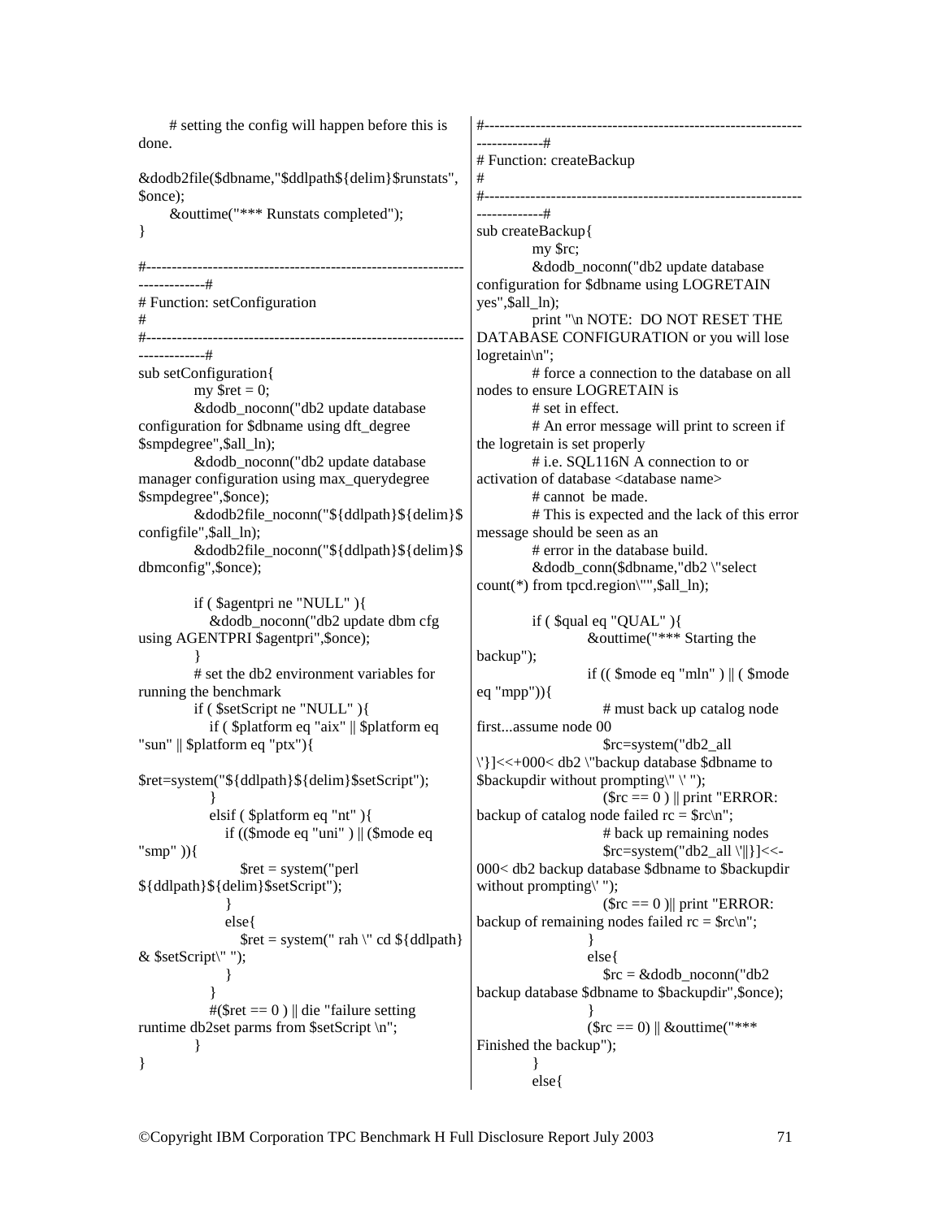```
        # setting the config will happen before this is done.
        &dodb2file($dbname,"$ddlpath${delim}$runstats",$once);
        &outtime("*** Runstats completed");
}

#-------------------------------------------------------------------------------#
# Function: setConfiguration
#
#-------------------------------------------------------------------------------#
sub setConfiguration{
        my $ret = 0;
        &dodb_noconn("db2 update database configuration for $dbname using dft_degree $smpdegree",$all_ln);
        &dodb_noconn("db2 update database manager configuration using max_querydegree $smpdegree",$once);
        &dodb2file_noconn("${ddlpath}${delim}$configfile",$all_ln);
        &dodb2file_noconn("${ddlpath}${delim}$dbmconfig",$once);

        if ( $agentpri ne "NULL" ){
           &dodb_noconn("db2 update dbm cfg using AGENTPRI $agentpri",$once);
        }
        # set the db2 environment variables for running the benchmark
        if ( $setScript ne "NULL" ){
           if ( $platform eq "aix" || $platform eq "sun" || $platform eq "ptx"){
                $ret=system("${ddlpath}${delim}$setScript");
           }
           elsif ( $platform eq "nt" ){
              if (($mode eq "uni" ) || ($mode eq "smp" )){
                 $ret = system("perl ${ddlpath}${delim}$setScript");
              }
              else{
                 $ret = system(" rah \" cd ${ddlpath} & $setScript\" ");
              }
           }
           #($ret == 0 ) || die "failure setting runtime db2set parms from $setScript \n";
        }
}

#-------------------------------------------------------------------------------#
# Function: createBackup
#
#-------------------------------------------------------------------------------#
sub createBackup{
        my $rc;
        &dodb_noconn("db2 update database configuration for $dbname using LOGRETAIN yes",$all_ln);
        print "\n NOTE:  DO NOT RESET THE DATABASE CONFIGURATION or you will lose logretain\n";
        # force a connection to the database on all nodes to ensure LOGRETAIN is
        # set in effect.
        # An error message will print to screen if the logretain is set properly
        # i.e. SQL116N A connection to or activation of database <database name>
        # cannot  be made.
        # This is expected and the lack of this error message should be seen as an
        # error in the database build.
        &dodb_conn($dbname,"db2 \"select count(*) from tpcd.region\"",$all_ln);

        if ( $qual eq "QUAL" ){
                &outtime("*** Starting the backup");
                if (( $mode eq "mln" ) || ( $mode eq "mpp")){
                   # must back up catalog node first...assume node 00
                   $rc=system("db2_all \'}]<<+000< db2 \"backup database $dbname to $backupdir without prompting\" \' ");
                   ($rc == 0 ) || print "ERROR: backup of catalog node failed rc = $rc\n";
                   # back up remaining nodes
                   $rc=system("db2_all \'||}]<<-000< db2 backup database $dbname to $backupdir without prompting\' ");
                   ($rc == 0 )|| print "ERROR: backup of remaining nodes failed rc = $rc\n";
                }
                else{
                   $rc = &dodb_noconn("db2 backup database $dbname to $backupdir",$once);
                }
                ($rc == 0) || &outtime("*** Finished the backup");
        }
        else{
```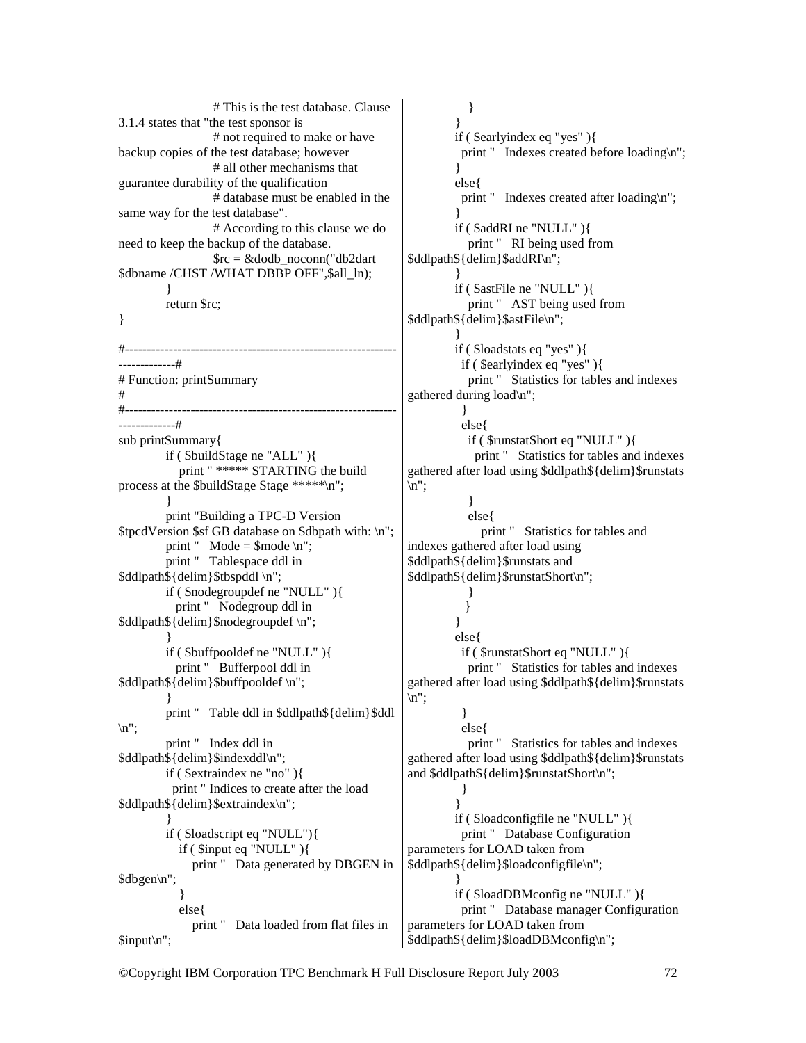```perl
                # This is the test database. Clause 3.1.4 states that "the test sponsor is
                # not required to make or have backup copies of the test database; however
                # all other mechanisms that guarantee durability of the qualification
                # database must be enabled in the same way for the test database".
                # According to this clause we do need to keep the backup of the database.
                $rc = &dodb_noconn("db2dart $dbname /CHST /WHAT DBBP OFF",$all_ln);
        }
        return $rc;
}

#---------------------------------------------------------------------------#
# Function: printSummary
#
#---------------------------------------------------------------------------#
sub printSummary{
        if ( $buildStage ne "ALL" ){
            print " ***** STARTING the build process at the $buildStage Stage *****\n";
        }
        print "Building a TPC-D Version $tpcdVersion $sf GB database on $dbpath with: \n";
        print "   Mode = $mode \n";
        print "   Tablespace ddl in $ddlpath${delim}$tbspddl \n";
        if ( $nodegroupdef ne "NULL" ){
          print "   Nodegroup ddl in $ddlpath${delim}$nodegroupdef \n";
        }
        if ( $buffpooldef ne "NULL" ){
          print "   Bufferpool ddl in $ddlpath${delim}$buffpooldef \n";
        }
        print "   Table ddl in $ddlpath${delim}$ddl \n";
        print "   Index ddl in $ddlpath${delim}$indexddl\n";
        if ( $extraindex ne "no" ){
          print " Indices to create after the load $ddlpath${delim}$extraindex\n";
        }
        if ( $loadscript eq "NULL"){
            if ( $input eq "NULL" ){
                print "   Data generated by DBGEN in $dbgen\n";
            }
            else{
                print "   Data loaded from flat files in $input\n";
            }
        }
        if ( $earlyindex eq "yes" ){
          print "   Indexes created before loading\n";
        }
        else{
          print "   Indexes created after loading\n";
        }
        if ( $addRI ne "NULL" ){
            print "   RI being used from $ddlpath${delim}$addRI\n";
        }
        if ( $astFile ne "NULL" ){
            print "   AST being used from $ddlpath${delim}$astFile\n";
        }
        if ( $loadstats eq "yes" ){
          if ( $earlyindex eq "yes" ){
            print "   Statistics for tables and indexes gathered during load\n";
          }
          else{
            if ( $runstatShort eq "NULL" ){
              print "   Statistics for tables and indexes gathered after load using $ddlpath${delim}$runstats \n";
            }
            else{
              print "   Statistics for tables and indexes gathered after load using $ddlpath${delim}$runstats and $ddlpath${delim}$runstatShort\n";
            }
          }
        }
        else{
          if ( $runstatShort eq "NULL" ){
            print "   Statistics for tables and indexes gathered after load using $ddlpath${delim}$runstats \n";
          }
          else{
            print "   Statistics for tables and indexes gathered after load using $ddlpath${delim}$runstats and $ddlpath${delim}$runstatShort\n";
          }
        }
        if ( $loadconfigfile ne "NULL" ){
          print "   Database Configuration parameters for LOAD taken from $ddlpath${delim}$loadconfigfile\n";
        }
        if ( $loadDBMconfig ne "NULL" ){
          print "   Database manager Configuration parameters for LOAD taken from $ddlpath${delim}$loadDBMconfig\n";
```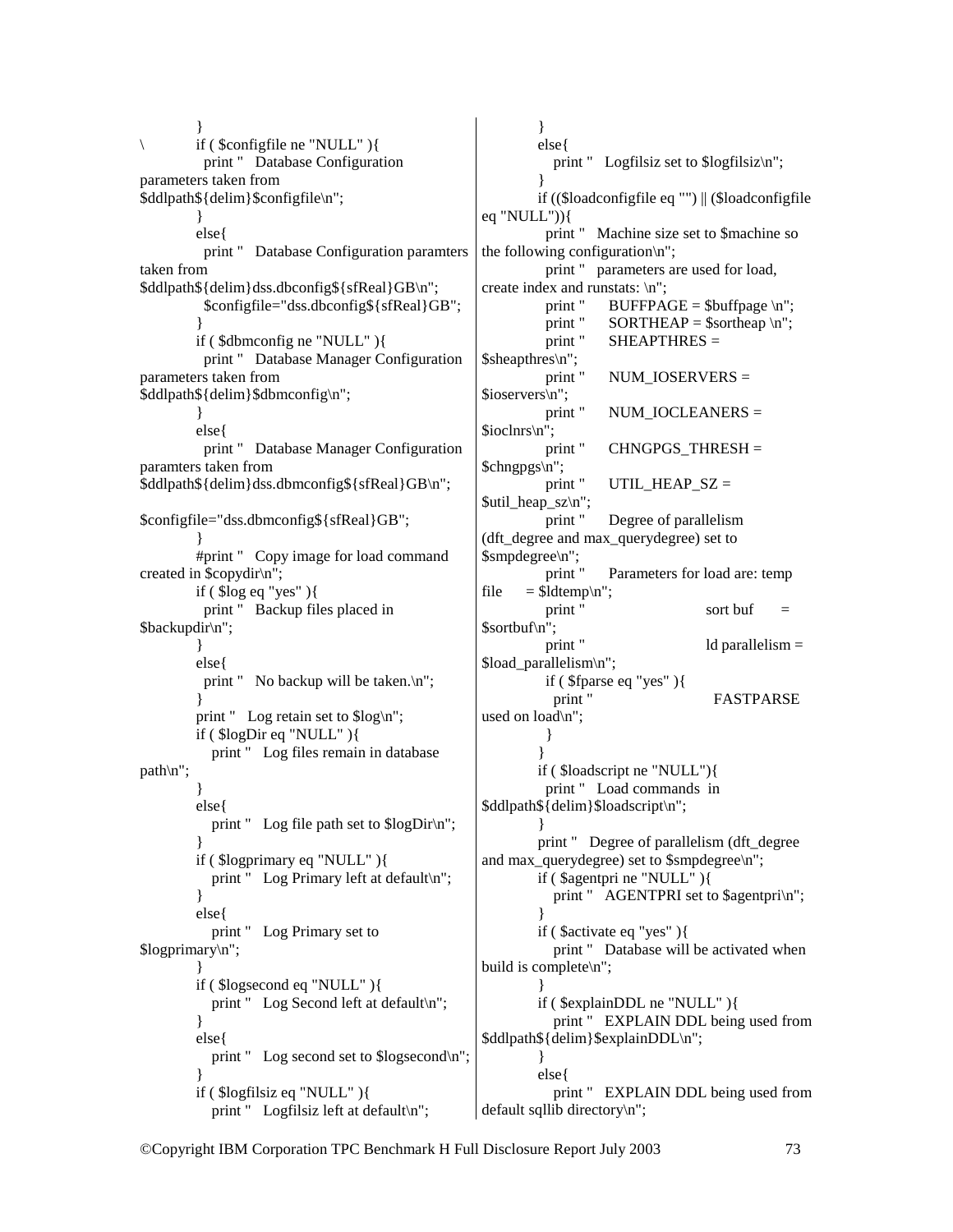```
        }
\       if ( $configfile ne "NULL" ){
          print "   Database Configuration
parameters taken from
$ddlpath${delim}$configfile\n";
        }
        else{
          print "   Database Configuration paramters
taken from
$ddlpath${delim}dss.dbconfig${sfReal}GB\n";
          $configfile="dss.dbconfig${sfReal}GB";
        }
        if ( $dbmconfig ne "NULL" ){
          print "   Database Manager Configuration
parameters taken from
$ddlpath${delim}$dbmconfig\n";
        }
        else{
          print "   Database Manager Configuration
paramters taken from
$ddlpath${delim}dss.dbmconfig${sfReal}GB\n";

$configfile="dss.dbmconfig${sfReal}GB";
        }
        #print "   Copy image for load command
created in $copydir\n";
        if ( $log eq "yes" ){
          print "   Backup files placed in
$backupdir\n";
        }
        else{
          print "   No backup will be taken.\n";
        }
        print "   Log retain set to $log\n";
        if ( $logDir eq "NULL" ){
            print "   Log files remain in database
path\n";
        }
        else{
            print "   Log file path set to $logDir\n";
        }
        if ( $logprimary eq "NULL" ){
            print "   Log Primary left at default\n";
        }
        else{
            print "   Log Primary set to
$logprimary\n";
        }
        if ( $logsecond eq "NULL" ){
            print "   Log Second left at default\n";
        }
        else{
            print "   Log second set to $logsecond\n";
        }
        if ( $logfilsiz eq "NULL" ){
            print "   Logfilsiz left at default\n";
        }
        else{
            print "   Logfilsiz set to $logfilsiz\n";
        }
        if (($loadconfigfile eq "") || ($loadconfigfile
eq "NULL")){
          print "   Machine size set to $machine so
the following configuration\n";
          print "   parameters are used for load,
create index and runstats: \n";
          print "      BUFFPAGE = $buffpage \n";
          print "      SORTHEAP = $sortheap \n";
          print "      SHEAPTHRES =
$sheapthres\n";
          print "      NUM_IOSERVERS =
$ioservers\n";
          print "      NUM_IOCLEANERS =
$ioclnrs\n";
          print "      CHNGPGS_THRESH =
$chngpgs\n";
          print "      UTIL_HEAP_SZ =
$util_heap_sz\n";
          print "      Degree of parallelism
(dft_degree and max_querydegree) set to
$smpdegree\n";
          print "      Parameters for load are: temp
file      = $ldtemp\n";
          print "                          sort buf      =
$sortbuf\n";
          print "                          ld parallelism =
$load_parallelism\n";
          if ( $fparse eq "yes" ){
            print "                          FASTPARSE
used on load\n";
          }
        }
        if ( $loadscript ne "NULL"){
          print "   Load commands  in
$ddlpath${delim}$loadscript\n";
        }
        print "   Degree of parallelism (dft_degree
and max_querydegree) set to $smpdegree\n";
        if ( $agentpri ne "NULL" ){
            print "   AGENTPRI set to $agentpri\n";
        }
        if ( $activate eq "yes" ){
            print "   Database will be activated when
build is complete\n";
        }
        if ( $explainDDL ne "NULL" ){
            print "   EXPLAIN DDL being used from
$ddlpath${delim}$explainDDL\n";
        }
        else{
            print "   EXPLAIN DDL being used from
default sqllib directory\n";
```

©Copyright IBM Corporation TPC Benchmark H Full Disclosure Report July 2003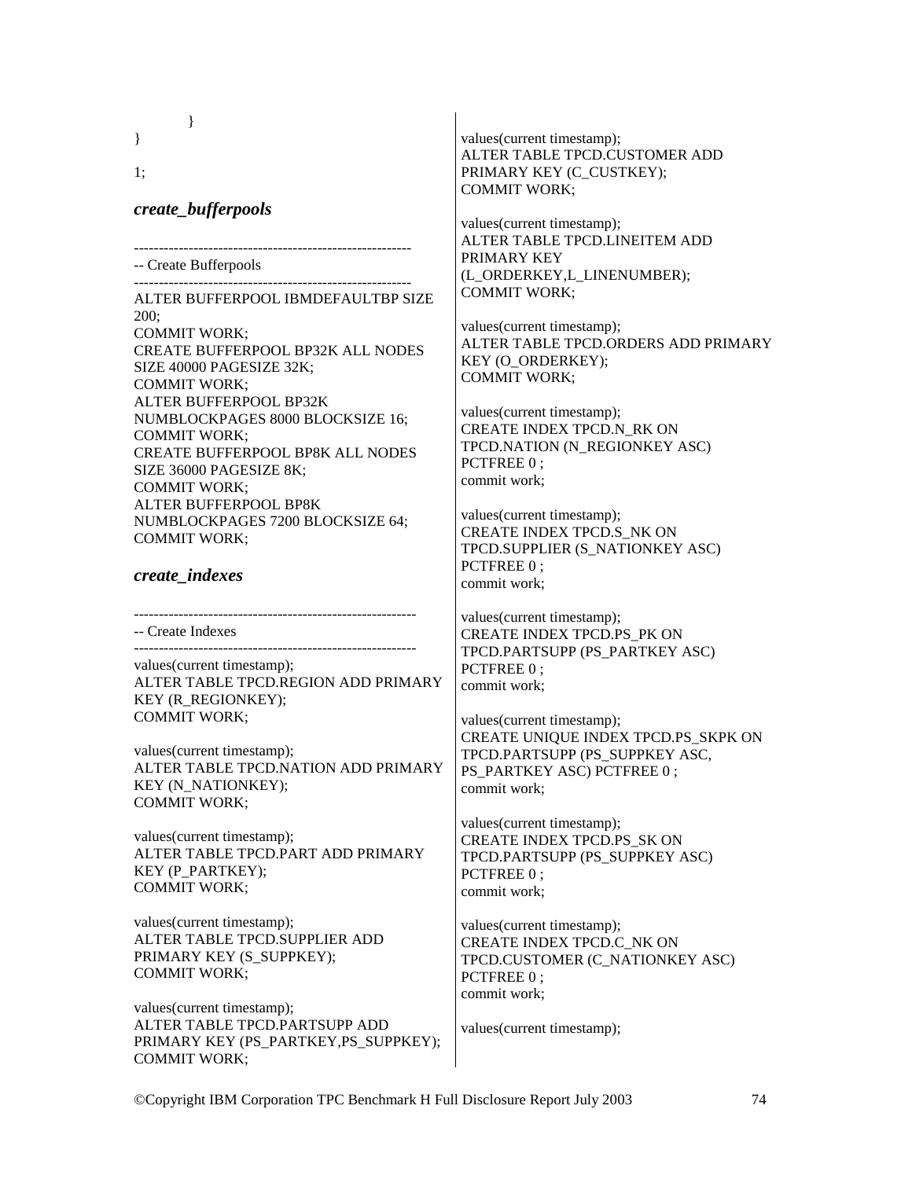```
        }
}

1;
```

### *create_bufferpools*

```
--------------------------------------------------------
-- Create Bufferpools
--------------------------------------------------------
ALTER BUFFERPOOL IBMDEFAULTBP SIZE
200;
COMMIT WORK;
CREATE BUFFERPOOL BP32K ALL NODES
SIZE 40000 PAGESIZE 32K;
COMMIT WORK;
ALTER BUFFERPOOL BP32K
NUMBLOCKPAGES 8000 BLOCKSIZE 16;
COMMIT WORK;
CREATE BUFFERPOOL BP8K ALL NODES
SIZE 36000 PAGESIZE 8K;
COMMIT WORK;
ALTER BUFFERPOOL BP8K
NUMBLOCKPAGES 7200 BLOCKSIZE 64;
COMMIT WORK;
```

### *create_indexes*

```
---------------------------------------------------------
-- Create Indexes
---------------------------------------------------------
values(current timestamp);
ALTER TABLE TPCD.REGION ADD PRIMARY
KEY (R_REGIONKEY);
COMMIT WORK;

values(current timestamp);
ALTER TABLE TPCD.NATION ADD PRIMARY
KEY (N_NATIONKEY);
COMMIT WORK;

values(current timestamp);
ALTER TABLE TPCD.PART ADD PRIMARY
KEY (P_PARTKEY);
COMMIT WORK;

values(current timestamp);
ALTER TABLE TPCD.SUPPLIER ADD
PRIMARY KEY (S_SUPPKEY);
COMMIT WORK;

values(current timestamp);
ALTER TABLE TPCD.PARTSUPP ADD
PRIMARY KEY (PS_PARTKEY,PS_SUPPKEY);
COMMIT WORK;

values(current timestamp);
ALTER TABLE TPCD.CUSTOMER ADD
PRIMARY KEY (C_CUSTKEY);
COMMIT WORK;

values(current timestamp);
ALTER TABLE TPCD.LINEITEM ADD
PRIMARY KEY
(L_ORDERKEY,L_LINENUMBER);
COMMIT WORK;

values(current timestamp);
ALTER TABLE TPCD.ORDERS ADD PRIMARY
KEY (O_ORDERKEY);
COMMIT WORK;

values(current timestamp);
CREATE INDEX TPCD.N_RK ON
TPCD.NATION (N_REGIONKEY ASC)
PCTFREE 0 ;
commit work;

values(current timestamp);
CREATE INDEX TPCD.S_NK ON
TPCD.SUPPLIER (S_NATIONKEY ASC)
PCTFREE 0 ;
commit work;

values(current timestamp);
CREATE INDEX TPCD.PS_PK ON
TPCD.PARTSUPP (PS_PARTKEY ASC)
PCTFREE 0 ;
commit work;

values(current timestamp);
CREATE UNIQUE INDEX TPCD.PS_SKPK ON
TPCD.PARTSUPP (PS_SUPPKEY ASC,
PS_PARTKEY ASC) PCTFREE 0 ;
commit work;

values(current timestamp);
CREATE INDEX TPCD.PS_SK ON
TPCD.PARTSUPP (PS_SUPPKEY ASC)
PCTFREE 0 ;
commit work;

values(current timestamp);
CREATE INDEX TPCD.C_NK ON
TPCD.CUSTOMER (C_NATIONKEY ASC)
PCTFREE 0 ;
commit work;

values(current timestamp);
```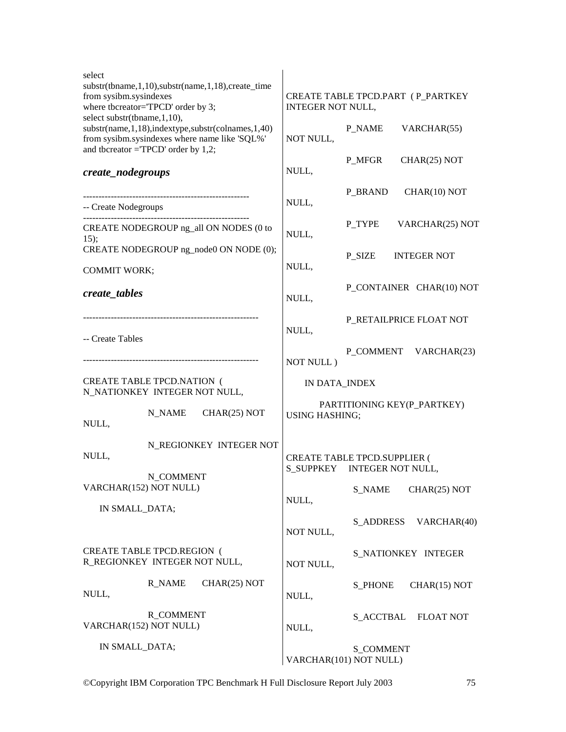```
select
substr(tbname,1,10),substr(name,1,18),create_time
from sysibm.sysindexes
where tbcreator='TPCD' order by 3;
select substr(tbname,1,10),
substr(name,1,18),indextype,substr(colnames,1,40)
from sysibm.sysindexes where name like 'SQL%'
and tbcreator ='TPCD' order by 1,2;
```

### *create_nodegroups*

```
------------------------------------------------------
-- Create Nodegroups
------------------------------------------------------
CREATE NODEGROUP ng_all ON NODES (0 to 15);
CREATE NODEGROUP ng_node0 ON NODE (0);

COMMIT WORK;
```

### *create_tables*

```
----------------------------------------------------------
-- Create Tables
----------------------------------------------------------

CREATE TABLE TPCD.NATION ( N_NATIONKEY INTEGER NOT NULL,
              N_NAME      CHAR(25) NOT NULL,
              N_REGIONKEY INTEGER NOT NULL,
              N_COMMENT   VARCHAR(152) NOT NULL)
    IN SMALL_DATA;


CREATE TABLE TPCD.REGION ( R_REGIONKEY INTEGER NOT NULL,
              R_NAME      CHAR(25) NOT NULL,
              R_COMMENT   VARCHAR(152) NOT NULL)
    IN SMALL_DATA;

CREATE TABLE TPCD.PART ( P_PARTKEY INTEGER NOT NULL,
              P_NAME        VARCHAR(55) NOT NULL,
              P_MFGR        CHAR(25) NOT NULL,
              P_BRAND       CHAR(10) NOT NULL,
              P_TYPE        VARCHAR(25) NOT NULL,
              P_SIZE        INTEGER NOT NULL,
              P_CONTAINER   CHAR(10) NOT NULL,
              P_RETAILPRICE FLOAT NOT NULL,
              P_COMMENT     VARCHAR(23) NOT NULL )
    IN DATA_INDEX
        PARTITIONING KEY(P_PARTKEY) USING HASHING;


CREATE TABLE TPCD.SUPPLIER ( S_SUPPKEY    INTEGER NOT NULL,
              S_NAME      CHAR(25) NOT NULL,
              S_ADDRESS   VARCHAR(40) NOT NULL,
              S_NATIONKEY INTEGER NOT NULL,
              S_PHONE     CHAR(15) NOT NULL,
              S_ACCTBAL   FLOAT NOT NULL,
              S_COMMENT   VARCHAR(101) NOT NULL)
```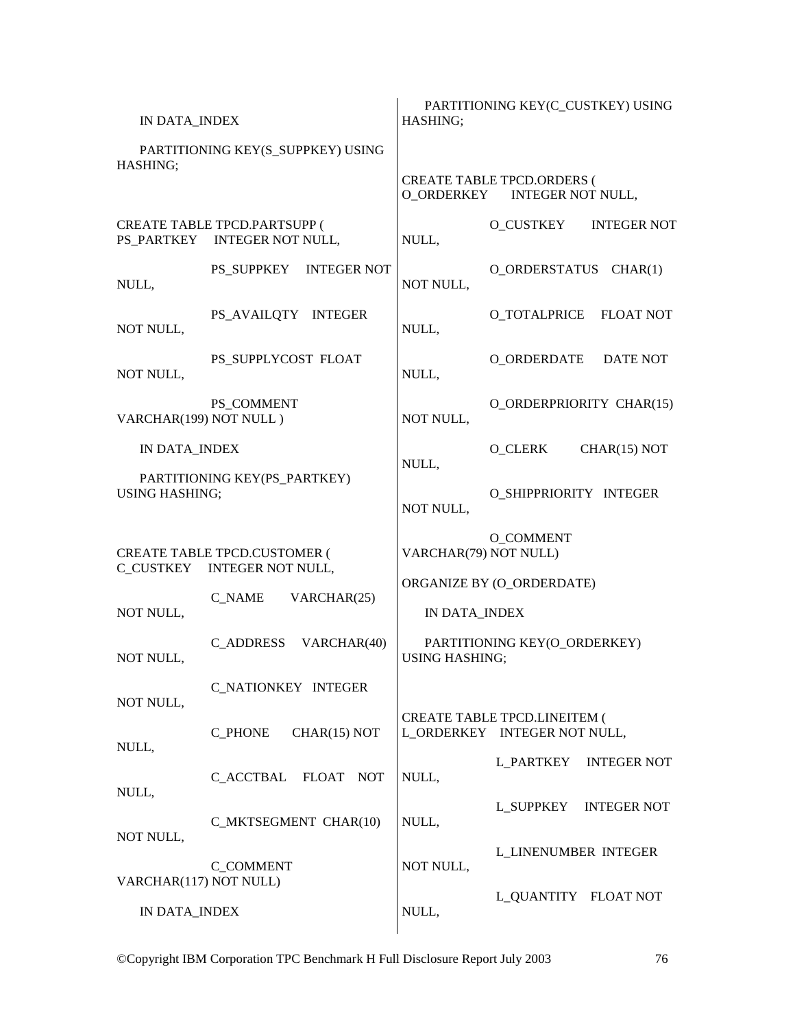```
    IN DATA_INDEX

    PARTITIONING KEY(S_SUPPKEY) USING
HASHING;


CREATE TABLE TPCD.PARTSUPP (
PS_PARTKEY    INTEGER NOT NULL,

              PS_SUPPKEY    INTEGER NOT
NULL,

              PS_AVAILQTY   INTEGER
NOT NULL,

              PS_SUPPLYCOST  FLOAT
NOT NULL,

              PS_COMMENT
VARCHAR(199) NOT NULL )

    IN DATA_INDEX

    PARTITIONING KEY(PS_PARTKEY)
USING HASHING;


CREATE TABLE TPCD.CUSTOMER (
C_CUSTKEY    INTEGER NOT NULL,

              C_NAME       VARCHAR(25)
NOT NULL,

              C_ADDRESS    VARCHAR(40)
NOT NULL,

              C_NATIONKEY  INTEGER
NOT NULL,

              C_PHONE      CHAR(15) NOT
NULL,

              C_ACCTBAL    FLOAT   NOT
NULL,

              C_MKTSEGMENT  CHAR(10)
NOT NULL,

              C_COMMENT
VARCHAR(117) NOT NULL)

    IN DATA_INDEX

    PARTITIONING KEY(C_CUSTKEY) USING
HASHING;


CREATE TABLE TPCD.ORDERS (
O_ORDERKEY     INTEGER NOT NULL,

              O_CUSTKEY       INTEGER NOT
NULL,

              O_ORDERSTATUS   CHAR(1)
NOT NULL,

              O_TOTALPRICE    FLOAT NOT
NULL,

              O_ORDERDATE     DATE NOT
NULL,

              O_ORDERPRIORITY  CHAR(15)
NOT NULL,

              O_CLERK         CHAR(15) NOT
NULL,

              O_SHIPPRIORITY   INTEGER
NOT NULL,

              O_COMMENT
VARCHAR(79) NOT NULL)

ORGANIZE BY (O_ORDERDATE)

    IN DATA_INDEX

    PARTITIONING KEY(O_ORDERKEY)
USING HASHING;


CREATE TABLE TPCD.LINEITEM (
L_ORDERKEY    INTEGER NOT NULL,

              L_PARTKEY     INTEGER NOT
NULL,

              L_SUPPKEY     INTEGER NOT
NULL,

              L_LINENUMBER  INTEGER
NOT NULL,

              L_QUANTITY    FLOAT NOT
NULL,
```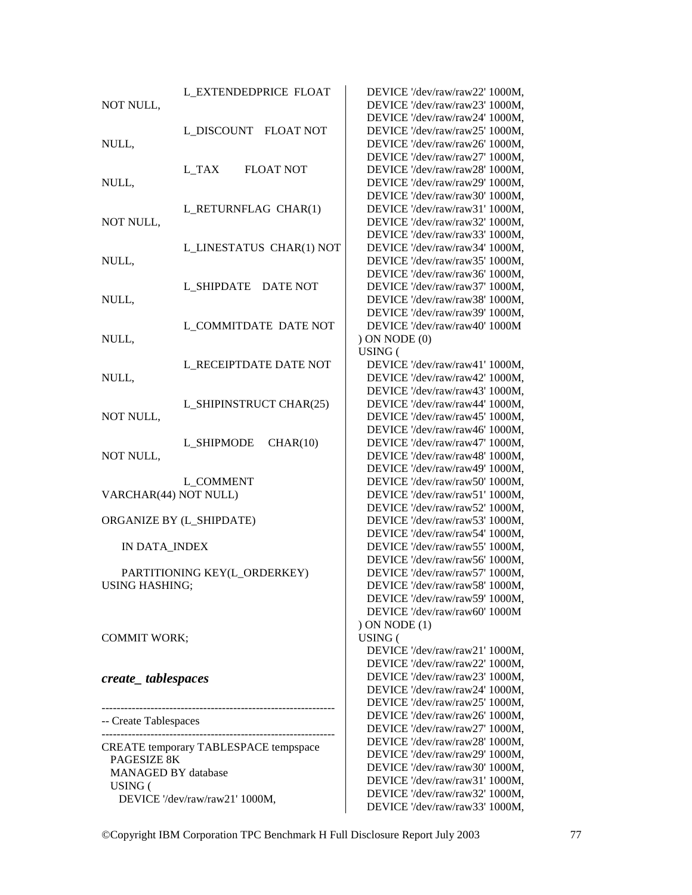```
        L_EXTENDEDPRICE  FLOAT NOT NULL,
        L_DISCOUNT    FLOAT NOT NULL,
        L_TAX         FLOAT NOT NULL,
        L_RETURNFLAG  CHAR(1) NOT NULL,
        L_LINESTATUS  CHAR(1) NOT NULL,
        L_SHIPDATE    DATE NOT NULL,
        L_COMMITDATE  DATE NOT NULL,
        L_RECEIPTDATE DATE NOT NULL,
        L_SHIPINSTRUCT CHAR(25) NOT NULL,
        L_SHIPMODE    CHAR(10) NOT NULL,
        L_COMMENT     VARCHAR(44) NOT NULL)
ORGANIZE BY (L_SHIPDATE)
    IN DATA_INDEX
    PARTITIONING KEY(L_ORDERKEY) USING HASHING;


COMMIT WORK;
```

### *create_ tablespaces*

```
--------------------------------------------------------------
-- Create Tablespaces
--------------------------------------------------------------
CREATE temporary TABLESPACE tempspace
  PAGESIZE 8K
  MANAGED BY database
  USING (
    DEVICE '/dev/raw/raw21' 1000M,
    DEVICE '/dev/raw/raw22' 1000M,
    DEVICE '/dev/raw/raw23' 1000M,
    DEVICE '/dev/raw/raw24' 1000M,
    DEVICE '/dev/raw/raw25' 1000M,
    DEVICE '/dev/raw/raw26' 1000M,
    DEVICE '/dev/raw/raw27' 1000M,
    DEVICE '/dev/raw/raw28' 1000M,
    DEVICE '/dev/raw/raw29' 1000M,
    DEVICE '/dev/raw/raw30' 1000M,
    DEVICE '/dev/raw/raw31' 1000M,
    DEVICE '/dev/raw/raw32' 1000M,
    DEVICE '/dev/raw/raw33' 1000M,
    DEVICE '/dev/raw/raw34' 1000M,
    DEVICE '/dev/raw/raw35' 1000M,
    DEVICE '/dev/raw/raw36' 1000M,
    DEVICE '/dev/raw/raw37' 1000M,
    DEVICE '/dev/raw/raw38' 1000M,
    DEVICE '/dev/raw/raw39' 1000M,
    DEVICE '/dev/raw/raw40' 1000M
  ) ON NODE (0)
  USING (
    DEVICE '/dev/raw/raw41' 1000M,
    DEVICE '/dev/raw/raw42' 1000M,
    DEVICE '/dev/raw/raw43' 1000M,
    DEVICE '/dev/raw/raw44' 1000M,
    DEVICE '/dev/raw/raw45' 1000M,
    DEVICE '/dev/raw/raw46' 1000M,
    DEVICE '/dev/raw/raw47' 1000M,
    DEVICE '/dev/raw/raw48' 1000M,
    DEVICE '/dev/raw/raw49' 1000M,
    DEVICE '/dev/raw/raw50' 1000M,
    DEVICE '/dev/raw/raw51' 1000M,
    DEVICE '/dev/raw/raw52' 1000M,
    DEVICE '/dev/raw/raw53' 1000M,
    DEVICE '/dev/raw/raw54' 1000M,
    DEVICE '/dev/raw/raw55' 1000M,
    DEVICE '/dev/raw/raw56' 1000M,
    DEVICE '/dev/raw/raw57' 1000M,
    DEVICE '/dev/raw/raw58' 1000M,
    DEVICE '/dev/raw/raw59' 1000M,
    DEVICE '/dev/raw/raw60' 1000M
  ) ON NODE (1)
  USING (
    DEVICE '/dev/raw/raw21' 1000M,
    DEVICE '/dev/raw/raw22' 1000M,
    DEVICE '/dev/raw/raw23' 1000M,
    DEVICE '/dev/raw/raw24' 1000M,
    DEVICE '/dev/raw/raw25' 1000M,
    DEVICE '/dev/raw/raw26' 1000M,
    DEVICE '/dev/raw/raw27' 1000M,
    DEVICE '/dev/raw/raw28' 1000M,
    DEVICE '/dev/raw/raw29' 1000M,
    DEVICE '/dev/raw/raw30' 1000M,
    DEVICE '/dev/raw/raw31' 1000M,
    DEVICE '/dev/raw/raw32' 1000M,
    DEVICE '/dev/raw/raw33' 1000M,
```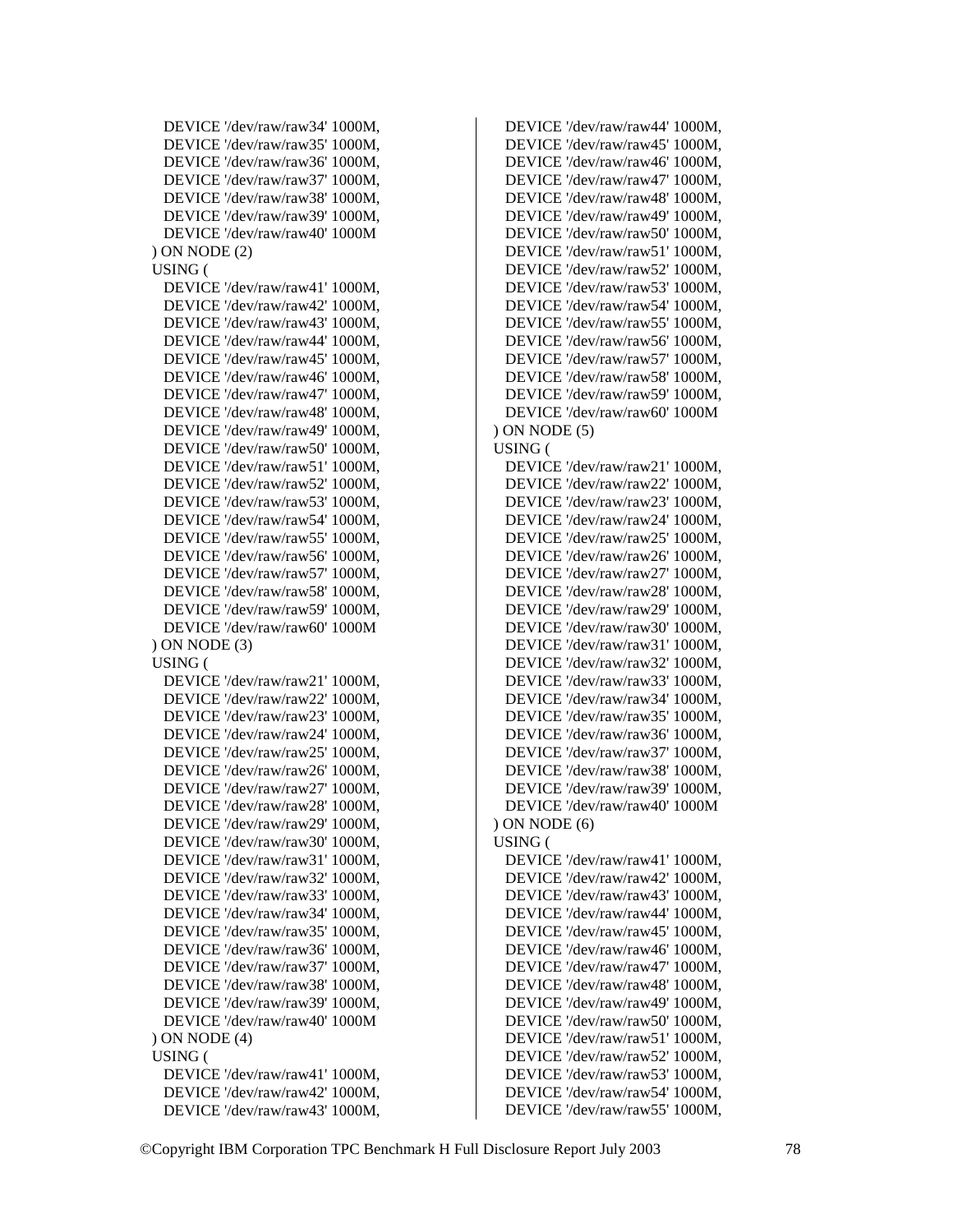```
  DEVICE '/dev/raw/raw34' 1000M,
  DEVICE '/dev/raw/raw35' 1000M,
  DEVICE '/dev/raw/raw36' 1000M,
  DEVICE '/dev/raw/raw37' 1000M,
  DEVICE '/dev/raw/raw38' 1000M,
  DEVICE '/dev/raw/raw39' 1000M,
  DEVICE '/dev/raw/raw40' 1000M
) ON NODE (2)
USING (
  DEVICE '/dev/raw/raw41' 1000M,
  DEVICE '/dev/raw/raw42' 1000M,
  DEVICE '/dev/raw/raw43' 1000M,
  DEVICE '/dev/raw/raw44' 1000M,
  DEVICE '/dev/raw/raw45' 1000M,
  DEVICE '/dev/raw/raw46' 1000M,
  DEVICE '/dev/raw/raw47' 1000M,
  DEVICE '/dev/raw/raw48' 1000M,
  DEVICE '/dev/raw/raw49' 1000M,
  DEVICE '/dev/raw/raw50' 1000M,
  DEVICE '/dev/raw/raw51' 1000M,
  DEVICE '/dev/raw/raw52' 1000M,
  DEVICE '/dev/raw/raw53' 1000M,
  DEVICE '/dev/raw/raw54' 1000M,
  DEVICE '/dev/raw/raw55' 1000M,
  DEVICE '/dev/raw/raw56' 1000M,
  DEVICE '/dev/raw/raw57' 1000M,
  DEVICE '/dev/raw/raw58' 1000M,
  DEVICE '/dev/raw/raw59' 1000M,
  DEVICE '/dev/raw/raw60' 1000M
) ON NODE (3)
USING (
  DEVICE '/dev/raw/raw21' 1000M,
  DEVICE '/dev/raw/raw22' 1000M,
  DEVICE '/dev/raw/raw23' 1000M,
  DEVICE '/dev/raw/raw24' 1000M,
  DEVICE '/dev/raw/raw25' 1000M,
  DEVICE '/dev/raw/raw26' 1000M,
  DEVICE '/dev/raw/raw27' 1000M,
  DEVICE '/dev/raw/raw28' 1000M,
  DEVICE '/dev/raw/raw29' 1000M,
  DEVICE '/dev/raw/raw30' 1000M,
  DEVICE '/dev/raw/raw31' 1000M,
  DEVICE '/dev/raw/raw32' 1000M,
  DEVICE '/dev/raw/raw33' 1000M,
  DEVICE '/dev/raw/raw34' 1000M,
  DEVICE '/dev/raw/raw35' 1000M,
  DEVICE '/dev/raw/raw36' 1000M,
  DEVICE '/dev/raw/raw37' 1000M,
  DEVICE '/dev/raw/raw38' 1000M,
  DEVICE '/dev/raw/raw39' 1000M,
  DEVICE '/dev/raw/raw40' 1000M
) ON NODE (4)
USING (
  DEVICE '/dev/raw/raw41' 1000M,
  DEVICE '/dev/raw/raw42' 1000M,
  DEVICE '/dev/raw/raw43' 1000M,
  DEVICE '/dev/raw/raw44' 1000M,
  DEVICE '/dev/raw/raw45' 1000M,
  DEVICE '/dev/raw/raw46' 1000M,
  DEVICE '/dev/raw/raw47' 1000M,
  DEVICE '/dev/raw/raw48' 1000M,
  DEVICE '/dev/raw/raw49' 1000M,
  DEVICE '/dev/raw/raw50' 1000M,
  DEVICE '/dev/raw/raw51' 1000M,
  DEVICE '/dev/raw/raw52' 1000M,
  DEVICE '/dev/raw/raw53' 1000M,
  DEVICE '/dev/raw/raw54' 1000M,
  DEVICE '/dev/raw/raw55' 1000M,
  DEVICE '/dev/raw/raw56' 1000M,
  DEVICE '/dev/raw/raw57' 1000M,
  DEVICE '/dev/raw/raw58' 1000M,
  DEVICE '/dev/raw/raw59' 1000M,
  DEVICE '/dev/raw/raw60' 1000M
) ON NODE (5)
USING (
  DEVICE '/dev/raw/raw21' 1000M,
  DEVICE '/dev/raw/raw22' 1000M,
  DEVICE '/dev/raw/raw23' 1000M,
  DEVICE '/dev/raw/raw24' 1000M,
  DEVICE '/dev/raw/raw25' 1000M,
  DEVICE '/dev/raw/raw26' 1000M,
  DEVICE '/dev/raw/raw27' 1000M,
  DEVICE '/dev/raw/raw28' 1000M,
  DEVICE '/dev/raw/raw29' 1000M,
  DEVICE '/dev/raw/raw30' 1000M,
  DEVICE '/dev/raw/raw31' 1000M,
  DEVICE '/dev/raw/raw32' 1000M,
  DEVICE '/dev/raw/raw33' 1000M,
  DEVICE '/dev/raw/raw34' 1000M,
  DEVICE '/dev/raw/raw35' 1000M,
  DEVICE '/dev/raw/raw36' 1000M,
  DEVICE '/dev/raw/raw37' 1000M,
  DEVICE '/dev/raw/raw38' 1000M,
  DEVICE '/dev/raw/raw39' 1000M,
  DEVICE '/dev/raw/raw40' 1000M
) ON NODE (6)
USING (
  DEVICE '/dev/raw/raw41' 1000M,
  DEVICE '/dev/raw/raw42' 1000M,
  DEVICE '/dev/raw/raw43' 1000M,
  DEVICE '/dev/raw/raw44' 1000M,
  DEVICE '/dev/raw/raw45' 1000M,
  DEVICE '/dev/raw/raw46' 1000M,
  DEVICE '/dev/raw/raw47' 1000M,
  DEVICE '/dev/raw/raw48' 1000M,
  DEVICE '/dev/raw/raw49' 1000M,
  DEVICE '/dev/raw/raw50' 1000M,
  DEVICE '/dev/raw/raw51' 1000M,
  DEVICE '/dev/raw/raw52' 1000M,
  DEVICE '/dev/raw/raw53' 1000M,
  DEVICE '/dev/raw/raw54' 1000M,
  DEVICE '/dev/raw/raw55' 1000M,
```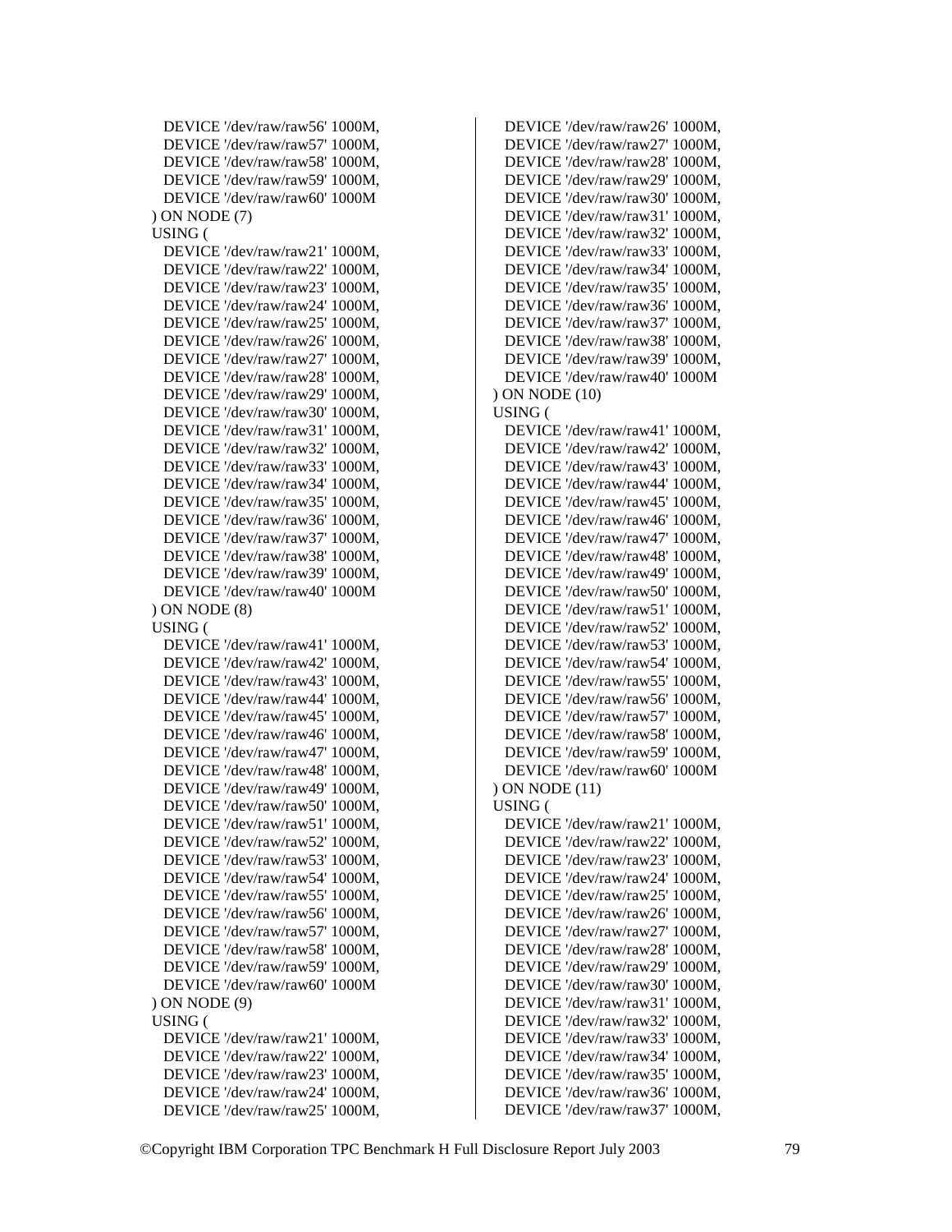```
  DEVICE '/dev/raw/raw56' 1000M,
  DEVICE '/dev/raw/raw57' 1000M,
  DEVICE '/dev/raw/raw58' 1000M,
  DEVICE '/dev/raw/raw59' 1000M,
  DEVICE '/dev/raw/raw60' 1000M
) ON NODE (7)
USING (
  DEVICE '/dev/raw/raw21' 1000M,
  DEVICE '/dev/raw/raw22' 1000M,
  DEVICE '/dev/raw/raw23' 1000M,
  DEVICE '/dev/raw/raw24' 1000M,
  DEVICE '/dev/raw/raw25' 1000M,
  DEVICE '/dev/raw/raw26' 1000M,
  DEVICE '/dev/raw/raw27' 1000M,
  DEVICE '/dev/raw/raw28' 1000M,
  DEVICE '/dev/raw/raw29' 1000M,
  DEVICE '/dev/raw/raw30' 1000M,
  DEVICE '/dev/raw/raw31' 1000M,
  DEVICE '/dev/raw/raw32' 1000M,
  DEVICE '/dev/raw/raw33' 1000M,
  DEVICE '/dev/raw/raw34' 1000M,
  DEVICE '/dev/raw/raw35' 1000M,
  DEVICE '/dev/raw/raw36' 1000M,
  DEVICE '/dev/raw/raw37' 1000M,
  DEVICE '/dev/raw/raw38' 1000M,
  DEVICE '/dev/raw/raw39' 1000M,
  DEVICE '/dev/raw/raw40' 1000M
) ON NODE (8)
USING (
  DEVICE '/dev/raw/raw41' 1000M,
  DEVICE '/dev/raw/raw42' 1000M,
  DEVICE '/dev/raw/raw43' 1000M,
  DEVICE '/dev/raw/raw44' 1000M,
  DEVICE '/dev/raw/raw45' 1000M,
  DEVICE '/dev/raw/raw46' 1000M,
  DEVICE '/dev/raw/raw47' 1000M,
  DEVICE '/dev/raw/raw48' 1000M,
  DEVICE '/dev/raw/raw49' 1000M,
  DEVICE '/dev/raw/raw50' 1000M,
  DEVICE '/dev/raw/raw51' 1000M,
  DEVICE '/dev/raw/raw52' 1000M,
  DEVICE '/dev/raw/raw53' 1000M,
  DEVICE '/dev/raw/raw54' 1000M,
  DEVICE '/dev/raw/raw55' 1000M,
  DEVICE '/dev/raw/raw56' 1000M,
  DEVICE '/dev/raw/raw57' 1000M,
  DEVICE '/dev/raw/raw58' 1000M,
  DEVICE '/dev/raw/raw59' 1000M,
  DEVICE '/dev/raw/raw60' 1000M
) ON NODE (9)
USING (
  DEVICE '/dev/raw/raw21' 1000M,
  DEVICE '/dev/raw/raw22' 1000M,
  DEVICE '/dev/raw/raw23' 1000M,
  DEVICE '/dev/raw/raw24' 1000M,
  DEVICE '/dev/raw/raw25' 1000M,
  DEVICE '/dev/raw/raw26' 1000M,
  DEVICE '/dev/raw/raw27' 1000M,
  DEVICE '/dev/raw/raw28' 1000M,
  DEVICE '/dev/raw/raw29' 1000M,
  DEVICE '/dev/raw/raw30' 1000M,
  DEVICE '/dev/raw/raw31' 1000M,
  DEVICE '/dev/raw/raw32' 1000M,
  DEVICE '/dev/raw/raw33' 1000M,
  DEVICE '/dev/raw/raw34' 1000M,
  DEVICE '/dev/raw/raw35' 1000M,
  DEVICE '/dev/raw/raw36' 1000M,
  DEVICE '/dev/raw/raw37' 1000M,
  DEVICE '/dev/raw/raw38' 1000M,
  DEVICE '/dev/raw/raw39' 1000M,
  DEVICE '/dev/raw/raw40' 1000M
) ON NODE (10)
USING (
  DEVICE '/dev/raw/raw41' 1000M,
  DEVICE '/dev/raw/raw42' 1000M,
  DEVICE '/dev/raw/raw43' 1000M,
  DEVICE '/dev/raw/raw44' 1000M,
  DEVICE '/dev/raw/raw45' 1000M,
  DEVICE '/dev/raw/raw46' 1000M,
  DEVICE '/dev/raw/raw47' 1000M,
  DEVICE '/dev/raw/raw48' 1000M,
  DEVICE '/dev/raw/raw49' 1000M,
  DEVICE '/dev/raw/raw50' 1000M,
  DEVICE '/dev/raw/raw51' 1000M,
  DEVICE '/dev/raw/raw52' 1000M,
  DEVICE '/dev/raw/raw53' 1000M,
  DEVICE '/dev/raw/raw54' 1000M,
  DEVICE '/dev/raw/raw55' 1000M,
  DEVICE '/dev/raw/raw56' 1000M,
  DEVICE '/dev/raw/raw57' 1000M,
  DEVICE '/dev/raw/raw58' 1000M,
  DEVICE '/dev/raw/raw59' 1000M,
  DEVICE '/dev/raw/raw60' 1000M
) ON NODE (11)
USING (
  DEVICE '/dev/raw/raw21' 1000M,
  DEVICE '/dev/raw/raw22' 1000M,
  DEVICE '/dev/raw/raw23' 1000M,
  DEVICE '/dev/raw/raw24' 1000M,
  DEVICE '/dev/raw/raw25' 1000M,
  DEVICE '/dev/raw/raw26' 1000M,
  DEVICE '/dev/raw/raw27' 1000M,
  DEVICE '/dev/raw/raw28' 1000M,
  DEVICE '/dev/raw/raw29' 1000M,
  DEVICE '/dev/raw/raw30' 1000M,
  DEVICE '/dev/raw/raw31' 1000M,
  DEVICE '/dev/raw/raw32' 1000M,
  DEVICE '/dev/raw/raw33' 1000M,
  DEVICE '/dev/raw/raw34' 1000M,
  DEVICE '/dev/raw/raw35' 1000M,
  DEVICE '/dev/raw/raw36' 1000M,
  DEVICE '/dev/raw/raw37' 1000M,
```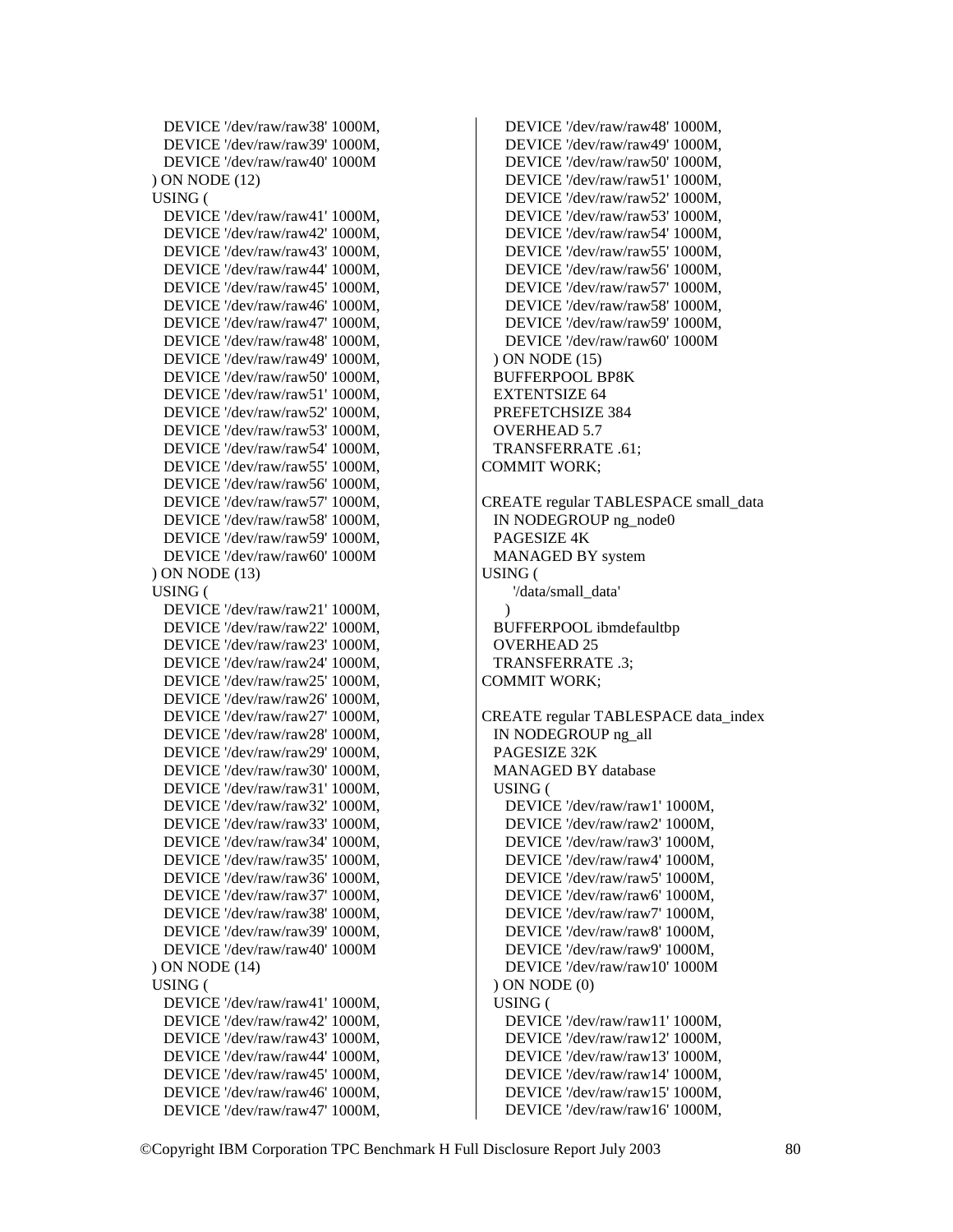```
    DEVICE '/dev/raw/raw38' 1000M,
    DEVICE '/dev/raw/raw39' 1000M,
    DEVICE '/dev/raw/raw40' 1000M
  ) ON NODE (12)
  USING (
    DEVICE '/dev/raw/raw41' 1000M,
    DEVICE '/dev/raw/raw42' 1000M,
    DEVICE '/dev/raw/raw43' 1000M,
    DEVICE '/dev/raw/raw44' 1000M,
    DEVICE '/dev/raw/raw45' 1000M,
    DEVICE '/dev/raw/raw46' 1000M,
    DEVICE '/dev/raw/raw47' 1000M,
    DEVICE '/dev/raw/raw48' 1000M,
    DEVICE '/dev/raw/raw49' 1000M,
    DEVICE '/dev/raw/raw50' 1000M,
    DEVICE '/dev/raw/raw51' 1000M,
    DEVICE '/dev/raw/raw52' 1000M,
    DEVICE '/dev/raw/raw53' 1000M,
    DEVICE '/dev/raw/raw54' 1000M,
    DEVICE '/dev/raw/raw55' 1000M,
    DEVICE '/dev/raw/raw56' 1000M,
    DEVICE '/dev/raw/raw57' 1000M,
    DEVICE '/dev/raw/raw58' 1000M,
    DEVICE '/dev/raw/raw59' 1000M,
    DEVICE '/dev/raw/raw60' 1000M
  ) ON NODE (13)
  USING (
    DEVICE '/dev/raw/raw21' 1000M,
    DEVICE '/dev/raw/raw22' 1000M,
    DEVICE '/dev/raw/raw23' 1000M,
    DEVICE '/dev/raw/raw24' 1000M,
    DEVICE '/dev/raw/raw25' 1000M,
    DEVICE '/dev/raw/raw26' 1000M,
    DEVICE '/dev/raw/raw27' 1000M,
    DEVICE '/dev/raw/raw28' 1000M,
    DEVICE '/dev/raw/raw29' 1000M,
    DEVICE '/dev/raw/raw30' 1000M,
    DEVICE '/dev/raw/raw31' 1000M,
    DEVICE '/dev/raw/raw32' 1000M,
    DEVICE '/dev/raw/raw33' 1000M,
    DEVICE '/dev/raw/raw34' 1000M,
    DEVICE '/dev/raw/raw35' 1000M,
    DEVICE '/dev/raw/raw36' 1000M,
    DEVICE '/dev/raw/raw37' 1000M,
    DEVICE '/dev/raw/raw38' 1000M,
    DEVICE '/dev/raw/raw39' 1000M,
    DEVICE '/dev/raw/raw40' 1000M
  ) ON NODE (14)
  USING (
    DEVICE '/dev/raw/raw41' 1000M,
    DEVICE '/dev/raw/raw42' 1000M,
    DEVICE '/dev/raw/raw43' 1000M,
    DEVICE '/dev/raw/raw44' 1000M,
    DEVICE '/dev/raw/raw45' 1000M,
    DEVICE '/dev/raw/raw46' 1000M,
    DEVICE '/dev/raw/raw47' 1000M,
    DEVICE '/dev/raw/raw48' 1000M,
    DEVICE '/dev/raw/raw49' 1000M,
    DEVICE '/dev/raw/raw50' 1000M,
    DEVICE '/dev/raw/raw51' 1000M,
    DEVICE '/dev/raw/raw52' 1000M,
    DEVICE '/dev/raw/raw53' 1000M,
    DEVICE '/dev/raw/raw54' 1000M,
    DEVICE '/dev/raw/raw55' 1000M,
    DEVICE '/dev/raw/raw56' 1000M,
    DEVICE '/dev/raw/raw57' 1000M,
    DEVICE '/dev/raw/raw58' 1000M,
    DEVICE '/dev/raw/raw59' 1000M,
    DEVICE '/dev/raw/raw60' 1000M
  ) ON NODE (15)
  BUFFERPOOL BP8K
  EXTENTSIZE 64
  PREFETCHSIZE 384
  OVERHEAD 5.7
  TRANSFERRATE .61;
COMMIT WORK;

CREATE regular TABLESPACE small_data
  IN NODEGROUP ng_node0
  PAGESIZE 4K
  MANAGED BY system
USING (
      '/data/small_data'
    )
  BUFFERPOOL ibmdefaultbp
  OVERHEAD 25
  TRANSFERRATE .3;
COMMIT WORK;

CREATE regular TABLESPACE data_index
  IN NODEGROUP ng_all
  PAGESIZE 32K
  MANAGED BY database
  USING (
    DEVICE '/dev/raw/raw1' 1000M,
    DEVICE '/dev/raw/raw2' 1000M,
    DEVICE '/dev/raw/raw3' 1000M,
    DEVICE '/dev/raw/raw4' 1000M,
    DEVICE '/dev/raw/raw5' 1000M,
    DEVICE '/dev/raw/raw6' 1000M,
    DEVICE '/dev/raw/raw7' 1000M,
    DEVICE '/dev/raw/raw8' 1000M,
    DEVICE '/dev/raw/raw9' 1000M,
    DEVICE '/dev/raw/raw10' 1000M
  ) ON NODE (0)
  USING (
    DEVICE '/dev/raw/raw11' 1000M,
    DEVICE '/dev/raw/raw12' 1000M,
    DEVICE '/dev/raw/raw13' 1000M,
    DEVICE '/dev/raw/raw14' 1000M,
    DEVICE '/dev/raw/raw15' 1000M,
    DEVICE '/dev/raw/raw16' 1000M,
```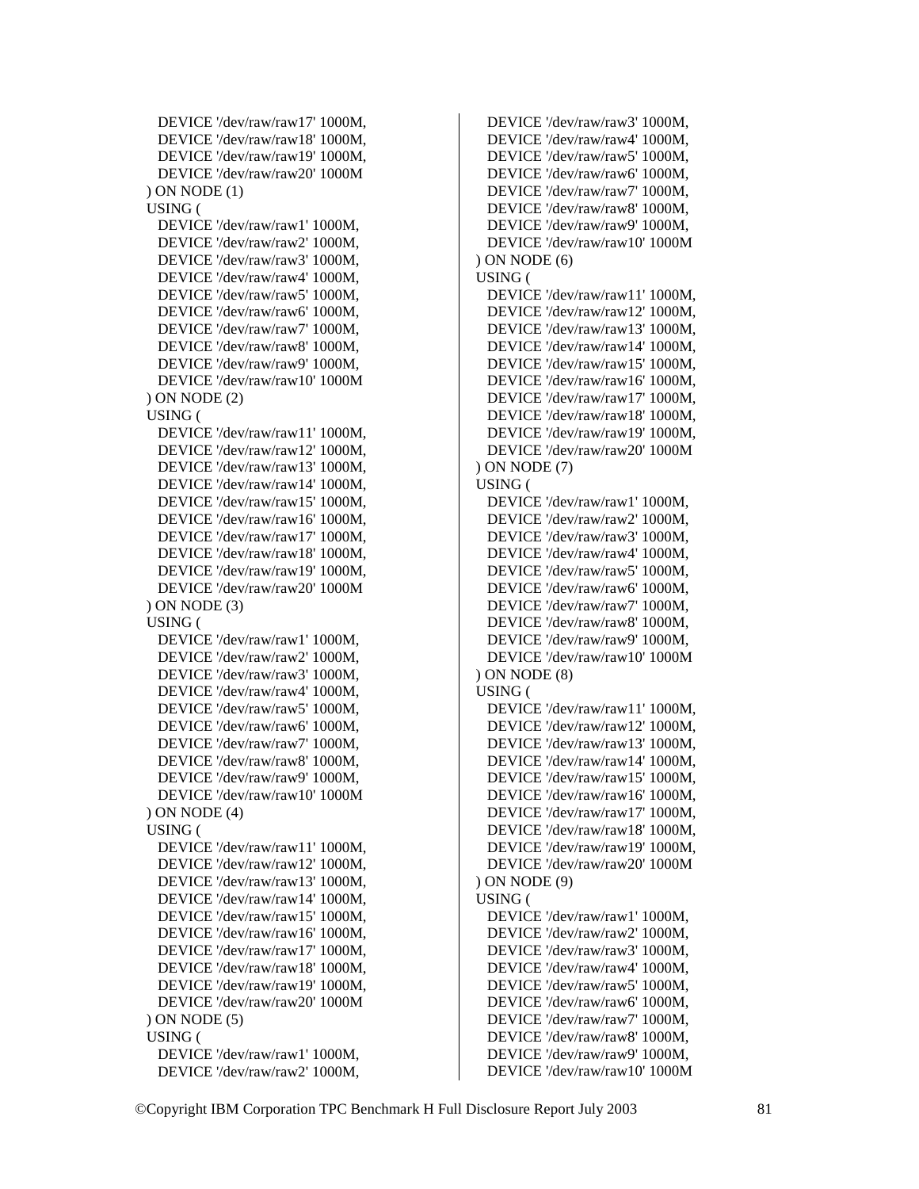```
    DEVICE '/dev/raw/raw17' 1000M,
    DEVICE '/dev/raw/raw18' 1000M,
    DEVICE '/dev/raw/raw19' 1000M,
    DEVICE '/dev/raw/raw20' 1000M
  ) ON NODE (1)
  USING (
    DEVICE '/dev/raw/raw1' 1000M,
    DEVICE '/dev/raw/raw2' 1000M,
    DEVICE '/dev/raw/raw3' 1000M,
    DEVICE '/dev/raw/raw4' 1000M,
    DEVICE '/dev/raw/raw5' 1000M,
    DEVICE '/dev/raw/raw6' 1000M,
    DEVICE '/dev/raw/raw7' 1000M,
    DEVICE '/dev/raw/raw8' 1000M,
    DEVICE '/dev/raw/raw9' 1000M,
    DEVICE '/dev/raw/raw10' 1000M
  ) ON NODE (2)
  USING (
    DEVICE '/dev/raw/raw11' 1000M,
    DEVICE '/dev/raw/raw12' 1000M,
    DEVICE '/dev/raw/raw13' 1000M,
    DEVICE '/dev/raw/raw14' 1000M,
    DEVICE '/dev/raw/raw15' 1000M,
    DEVICE '/dev/raw/raw16' 1000M,
    DEVICE '/dev/raw/raw17' 1000M,
    DEVICE '/dev/raw/raw18' 1000M,
    DEVICE '/dev/raw/raw19' 1000M,
    DEVICE '/dev/raw/raw20' 1000M
  ) ON NODE (3)
  USING (
    DEVICE '/dev/raw/raw1' 1000M,
    DEVICE '/dev/raw/raw2' 1000M,
    DEVICE '/dev/raw/raw3' 1000M,
    DEVICE '/dev/raw/raw4' 1000M,
    DEVICE '/dev/raw/raw5' 1000M,
    DEVICE '/dev/raw/raw6' 1000M,
    DEVICE '/dev/raw/raw7' 1000M,
    DEVICE '/dev/raw/raw8' 1000M,
    DEVICE '/dev/raw/raw9' 1000M,
    DEVICE '/dev/raw/raw10' 1000M
  ) ON NODE (4)
  USING (
    DEVICE '/dev/raw/raw11' 1000M,
    DEVICE '/dev/raw/raw12' 1000M,
    DEVICE '/dev/raw/raw13' 1000M,
    DEVICE '/dev/raw/raw14' 1000M,
    DEVICE '/dev/raw/raw15' 1000M,
    DEVICE '/dev/raw/raw16' 1000M,
    DEVICE '/dev/raw/raw17' 1000M,
    DEVICE '/dev/raw/raw18' 1000M,
    DEVICE '/dev/raw/raw19' 1000M,
    DEVICE '/dev/raw/raw20' 1000M
  ) ON NODE (5)
  USING (
    DEVICE '/dev/raw/raw1' 1000M,
    DEVICE '/dev/raw/raw2' 1000M,
    DEVICE '/dev/raw/raw3' 1000M,
    DEVICE '/dev/raw/raw4' 1000M,
    DEVICE '/dev/raw/raw5' 1000M,
    DEVICE '/dev/raw/raw6' 1000M,
    DEVICE '/dev/raw/raw7' 1000M,
    DEVICE '/dev/raw/raw8' 1000M,
    DEVICE '/dev/raw/raw9' 1000M,
    DEVICE '/dev/raw/raw10' 1000M
  ) ON NODE (6)
  USING (
    DEVICE '/dev/raw/raw11' 1000M,
    DEVICE '/dev/raw/raw12' 1000M,
    DEVICE '/dev/raw/raw13' 1000M,
    DEVICE '/dev/raw/raw14' 1000M,
    DEVICE '/dev/raw/raw15' 1000M,
    DEVICE '/dev/raw/raw16' 1000M,
    DEVICE '/dev/raw/raw17' 1000M,
    DEVICE '/dev/raw/raw18' 1000M,
    DEVICE '/dev/raw/raw19' 1000M,
    DEVICE '/dev/raw/raw20' 1000M
  ) ON NODE (7)
  USING (
    DEVICE '/dev/raw/raw1' 1000M,
    DEVICE '/dev/raw/raw2' 1000M,
    DEVICE '/dev/raw/raw3' 1000M,
    DEVICE '/dev/raw/raw4' 1000M,
    DEVICE '/dev/raw/raw5' 1000M,
    DEVICE '/dev/raw/raw6' 1000M,
    DEVICE '/dev/raw/raw7' 1000M,
    DEVICE '/dev/raw/raw8' 1000M,
    DEVICE '/dev/raw/raw9' 1000M,
    DEVICE '/dev/raw/raw10' 1000M
  ) ON NODE (8)
  USING (
    DEVICE '/dev/raw/raw11' 1000M,
    DEVICE '/dev/raw/raw12' 1000M,
    DEVICE '/dev/raw/raw13' 1000M,
    DEVICE '/dev/raw/raw14' 1000M,
    DEVICE '/dev/raw/raw15' 1000M,
    DEVICE '/dev/raw/raw16' 1000M,
    DEVICE '/dev/raw/raw17' 1000M,
    DEVICE '/dev/raw/raw18' 1000M,
    DEVICE '/dev/raw/raw19' 1000M,
    DEVICE '/dev/raw/raw20' 1000M
  ) ON NODE (9)
  USING (
    DEVICE '/dev/raw/raw1' 1000M,
    DEVICE '/dev/raw/raw2' 1000M,
    DEVICE '/dev/raw/raw3' 1000M,
    DEVICE '/dev/raw/raw4' 1000M,
    DEVICE '/dev/raw/raw5' 1000M,
    DEVICE '/dev/raw/raw6' 1000M,
    DEVICE '/dev/raw/raw7' 1000M,
    DEVICE '/dev/raw/raw8' 1000M,
    DEVICE '/dev/raw/raw9' 1000M,
    DEVICE '/dev/raw/raw10' 1000M
```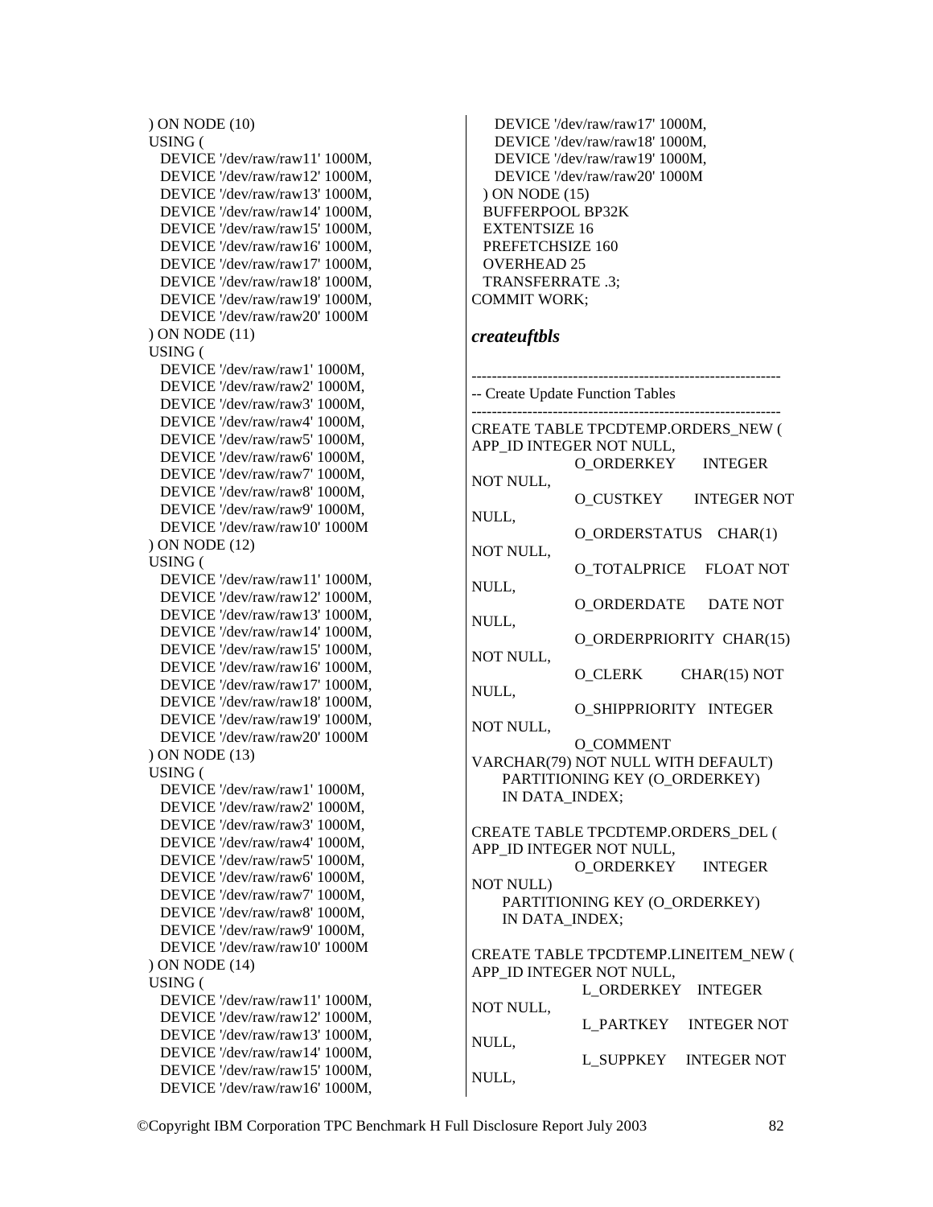```
) ON NODE (10)
USING (
  DEVICE '/dev/raw/raw11' 1000M,
  DEVICE '/dev/raw/raw12' 1000M,
  DEVICE '/dev/raw/raw13' 1000M,
  DEVICE '/dev/raw/raw14' 1000M,
  DEVICE '/dev/raw/raw15' 1000M,
  DEVICE '/dev/raw/raw16' 1000M,
  DEVICE '/dev/raw/raw17' 1000M,
  DEVICE '/dev/raw/raw18' 1000M,
  DEVICE '/dev/raw/raw19' 1000M,
  DEVICE '/dev/raw/raw20' 1000M
) ON NODE (11)
USING (
  DEVICE '/dev/raw/raw1' 1000M,
  DEVICE '/dev/raw/raw2' 1000M,
  DEVICE '/dev/raw/raw3' 1000M,
  DEVICE '/dev/raw/raw4' 1000M,
  DEVICE '/dev/raw/raw5' 1000M,
  DEVICE '/dev/raw/raw6' 1000M,
  DEVICE '/dev/raw/raw7' 1000M,
  DEVICE '/dev/raw/raw8' 1000M,
  DEVICE '/dev/raw/raw9' 1000M,
  DEVICE '/dev/raw/raw10' 1000M
) ON NODE (12)
USING (
  DEVICE '/dev/raw/raw11' 1000M,
  DEVICE '/dev/raw/raw12' 1000M,
  DEVICE '/dev/raw/raw13' 1000M,
  DEVICE '/dev/raw/raw14' 1000M,
  DEVICE '/dev/raw/raw15' 1000M,
  DEVICE '/dev/raw/raw16' 1000M,
  DEVICE '/dev/raw/raw17' 1000M,
  DEVICE '/dev/raw/raw18' 1000M,
  DEVICE '/dev/raw/raw19' 1000M,
  DEVICE '/dev/raw/raw20' 1000M
) ON NODE (13)
USING (
  DEVICE '/dev/raw/raw1' 1000M,
  DEVICE '/dev/raw/raw2' 1000M,
  DEVICE '/dev/raw/raw3' 1000M,
  DEVICE '/dev/raw/raw4' 1000M,
  DEVICE '/dev/raw/raw5' 1000M,
  DEVICE '/dev/raw/raw6' 1000M,
  DEVICE '/dev/raw/raw7' 1000M,
  DEVICE '/dev/raw/raw8' 1000M,
  DEVICE '/dev/raw/raw9' 1000M,
  DEVICE '/dev/raw/raw10' 1000M
) ON NODE (14)
USING (
  DEVICE '/dev/raw/raw11' 1000M,
  DEVICE '/dev/raw/raw12' 1000M,
  DEVICE '/dev/raw/raw13' 1000M,
  DEVICE '/dev/raw/raw14' 1000M,
  DEVICE '/dev/raw/raw15' 1000M,
  DEVICE '/dev/raw/raw16' 1000M,
  DEVICE '/dev/raw/raw17' 1000M,
  DEVICE '/dev/raw/raw18' 1000M,
  DEVICE '/dev/raw/raw19' 1000M,
  DEVICE '/dev/raw/raw20' 1000M
 ) ON NODE (15)
 BUFFERPOOL BP32K
 EXTENTSIZE 16
 PREFETCHSIZE 160
 OVERHEAD 25
 TRANSFERRATE .3;
COMMIT WORK;
```

### *createuftbls*

```
-------------------------------------------------------------
-- Create Update Function Tables
-------------------------------------------------------------
CREATE TABLE TPCDTEMP.ORDERS_NEW (
APP_ID INTEGER NOT NULL,
             O_ORDERKEY      INTEGER NOT NULL,
             O_CUSTKEY       INTEGER NOT NULL,
             O_ORDERSTATUS   CHAR(1) NOT NULL,
             O_TOTALPRICE    FLOAT NOT NULL,
             O_ORDERDATE     DATE NOT NULL,
             O_ORDERPRIORITY CHAR(15) NOT NULL,
             O_CLERK         CHAR(15) NOT NULL,
             O_SHIPPRIORITY  INTEGER NOT NULL,
             O_COMMENT
VARCHAR(79) NOT NULL WITH DEFAULT)
     PARTITIONING KEY (O_ORDERKEY)
     IN DATA_INDEX;

CREATE TABLE TPCDTEMP.ORDERS_DEL (
APP_ID INTEGER NOT NULL,
             O_ORDERKEY      INTEGER NOT NULL)
     PARTITIONING KEY (O_ORDERKEY)
     IN DATA_INDEX;

CREATE TABLE TPCDTEMP.LINEITEM_NEW (
APP_ID INTEGER NOT NULL,
              L_ORDERKEY    INTEGER NOT NULL,
              L_PARTKEY     INTEGER NOT NULL,
              L_SUPPKEY     INTEGER NOT NULL,
```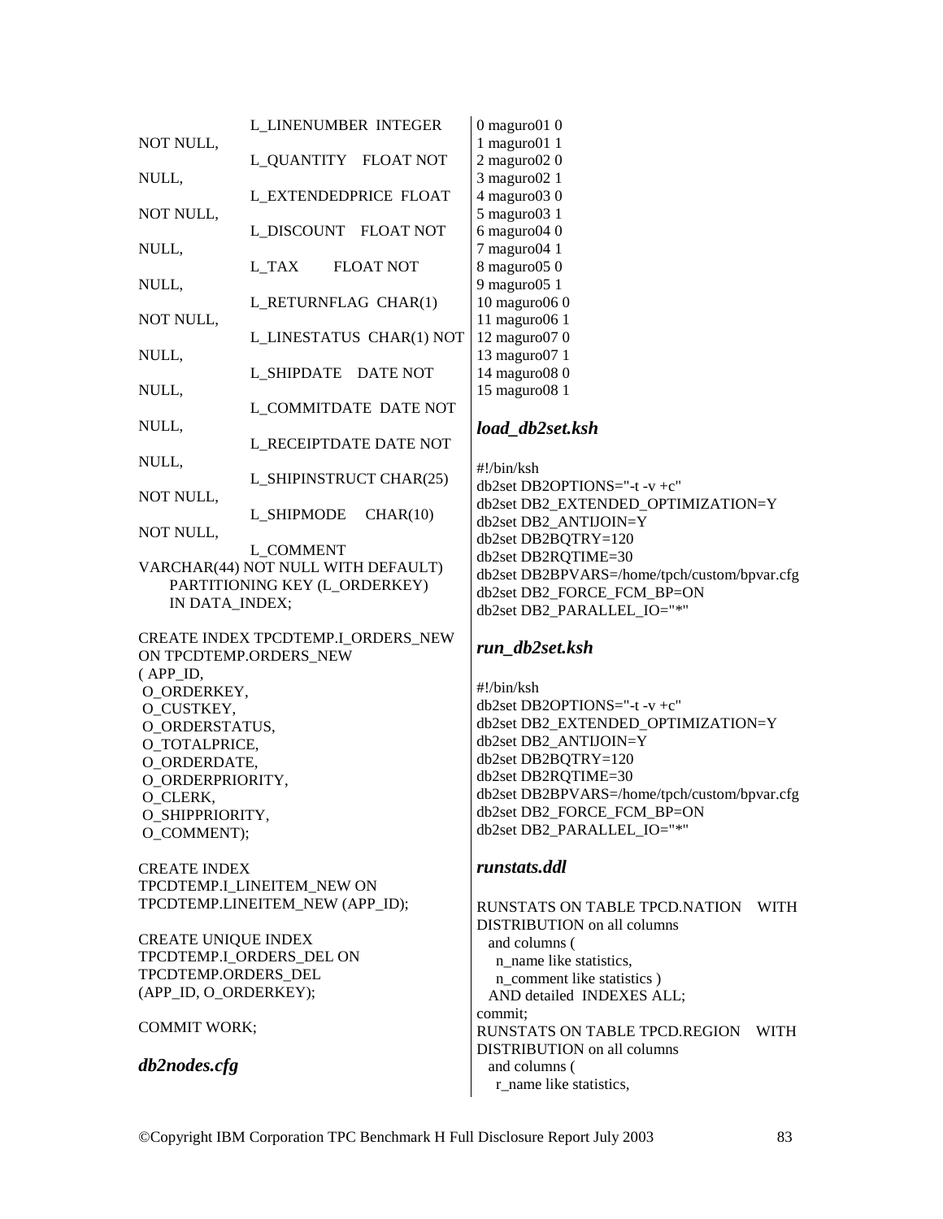```
                L_LINENUMBER  INTEGER
NOT NULL,
                L_QUANTITY    FLOAT NOT
NULL,
                L_EXTENDEDPRICE  FLOAT
NOT NULL,
                L_DISCOUNT    FLOAT NOT
NULL,
                L_TAX        FLOAT NOT
NULL,
                L_RETURNFLAG  CHAR(1)
NOT NULL,
                L_LINESTATUS  CHAR(1) NOT
NULL,
                L_SHIPDATE    DATE NOT
NULL,
                L_COMMITDATE  DATE NOT
NULL,
                L_RECEIPTDATE DATE NOT
NULL,
                L_SHIPINSTRUCT CHAR(25)
NOT NULL,
                L_SHIPMODE     CHAR(10)
NOT NULL,
                L_COMMENT
VARCHAR(44) NOT NULL WITH DEFAULT)
     PARTITIONING KEY (L_ORDERKEY)
     IN DATA_INDEX;

CREATE INDEX TPCDTEMP.I_ORDERS_NEW
ON TPCDTEMP.ORDERS_NEW
( APP_ID,
 O_ORDERKEY,
 O_CUSTKEY,
 O_ORDERSTATUS,
 O_TOTALPRICE,
 O_ORDERDATE,
 O_ORDERPRIORITY,
 O_CLERK,
 O_SHIPPRIORITY,
 O_COMMENT);

CREATE INDEX
TPCDTEMP.I_LINEITEM_NEW ON
TPCDTEMP.LINEITEM_NEW (APP_ID);

CREATE UNIQUE INDEX
TPCDTEMP.I_ORDERS_DEL ON
TPCDTEMP.ORDERS_DEL
(APP_ID, O_ORDERKEY);

COMMIT WORK;
```

### *db2nodes.cfg*

```
0 maguro01 0
1 maguro01 1
2 maguro02 0
3 maguro02 1
4 maguro03 0
5 maguro03 1
6 maguro04 0
7 maguro04 1
8 maguro05 0
9 maguro05 1
10 maguro06 0
11 maguro06 1
12 maguro07 0
13 maguro07 1
14 maguro08 0
15 maguro08 1
```

### *load_db2set.ksh*

```
#!/bin/ksh
db2set DB2OPTIONS="-t -v +c"
db2set DB2_EXTENDED_OPTIMIZATION=Y
db2set DB2_ANTIJOIN=Y
db2set DB2BQTRY=120
db2set DB2RQTIME=30
db2set DB2BPVARS=/home/tpch/custom/bpvar.cfg
db2set DB2_FORCE_FCM_BP=ON
db2set DB2_PARALLEL_IO="*"
```

### *run_db2set.ksh*

```
#!/bin/ksh
db2set DB2OPTIONS="-t -v +c"
db2set DB2_EXTENDED_OPTIMIZATION=Y
db2set DB2_ANTIJOIN=Y
db2set DB2BQTRY=120
db2set DB2RQTIME=30
db2set DB2BPVARS=/home/tpch/custom/bpvar.cfg
db2set DB2_FORCE_FCM_BP=ON
db2set DB2_PARALLEL_IO="*"
```

### *runstats.ddl*

```
RUNSTATS ON TABLE TPCD.NATION    WITH
DISTRIBUTION on all columns
   and columns (
     n_name like statistics,
     n_comment like statistics )
   AND detailed  INDEXES ALL;
commit;
RUNSTATS ON TABLE TPCD.REGION    WITH
DISTRIBUTION on all columns
   and columns (
     r_name like statistics,
```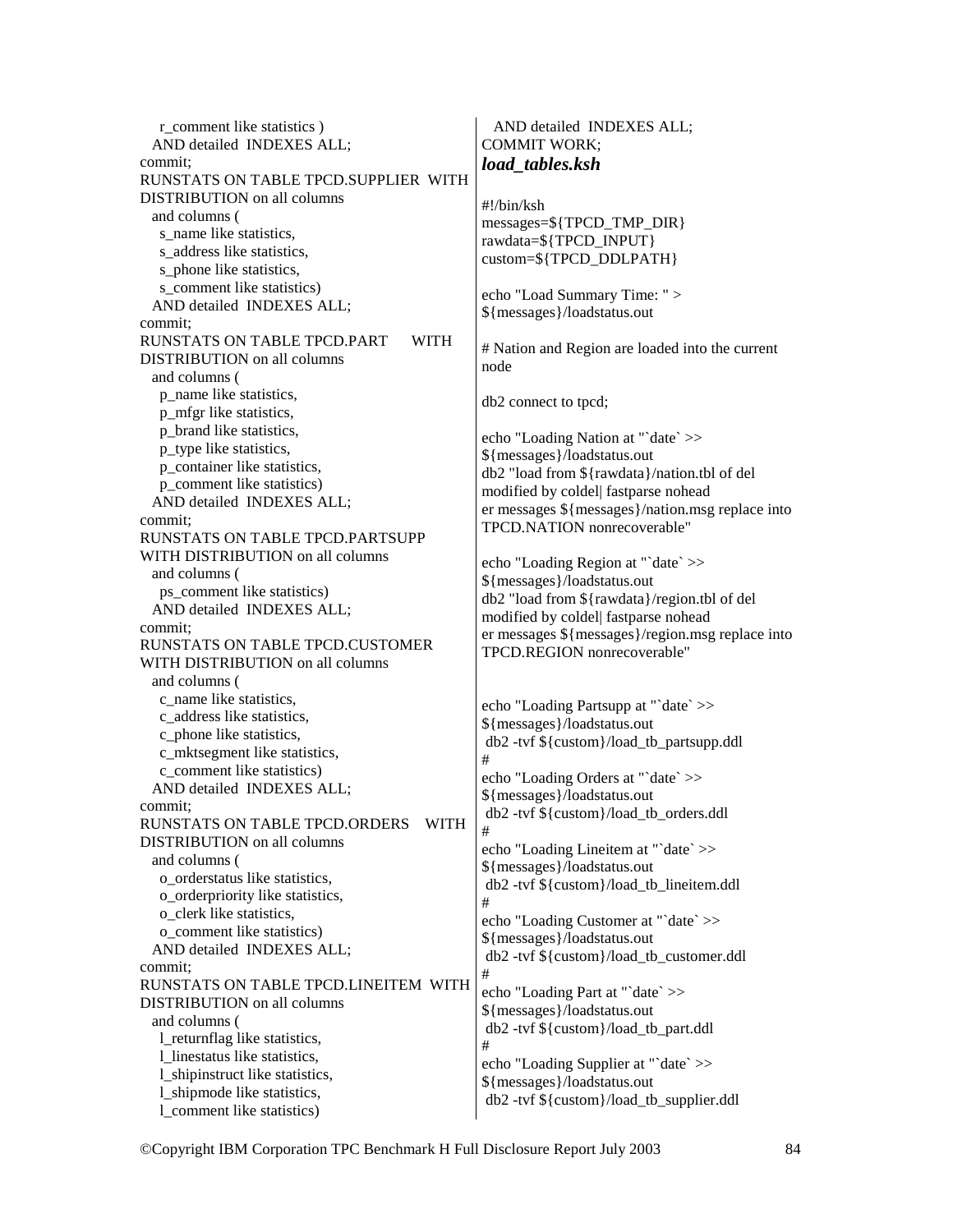```
    r_comment like statistics )
  AND detailed  INDEXES ALL;
commit;
RUNSTATS ON TABLE TPCD.SUPPLIER  WITH
DISTRIBUTION on all columns
  and columns (
    s_name like statistics,
    s_address like statistics,
    s_phone like statistics,
    s_comment like statistics)
  AND detailed  INDEXES ALL;
commit;
RUNSTATS ON TABLE TPCD.PART      WITH
DISTRIBUTION on all columns
  and columns (
    p_name like statistics,
    p_mfgr like statistics,
    p_brand like statistics,
    p_type like statistics,
    p_container like statistics,
    p_comment like statistics)
  AND detailed  INDEXES ALL;
commit;
RUNSTATS ON TABLE TPCD.PARTSUPP
WITH DISTRIBUTION on all columns
  and columns (
    ps_comment like statistics)
  AND detailed  INDEXES ALL;
commit;
RUNSTATS ON TABLE TPCD.CUSTOMER
WITH DISTRIBUTION on all columns
  and columns (
    c_name like statistics,
    c_address like statistics,
    c_phone like statistics,
    c_mktsegment like statistics,
    c_comment like statistics)
  AND detailed  INDEXES ALL;
commit;
RUNSTATS ON TABLE TPCD.ORDERS    WITH
DISTRIBUTION on all columns
  and columns (
    o_orderstatus like statistics,
    o_orderpriority like statistics,
    o_clerk like statistics,
    o_comment like statistics)
  AND detailed  INDEXES ALL;
commit;
RUNSTATS ON TABLE TPCD.LINEITEM  WITH
DISTRIBUTION on all columns
  and columns (
    l_returnflag like statistics,
    l_linestatus like statistics,
    l_shipinstruct like statistics,
    l_shipmode like statistics,
    l_comment like statistics)
  AND detailed  INDEXES ALL;
COMMIT WORK;
```

***load_tables.ksh***

```
#!/bin/ksh
messages=${TPCD_TMP_DIR}
rawdata=${TPCD_INPUT}
custom=${TPCD_DDLPATH}

echo "Load Summary Time: " >
${messages}/loadstatus.out

# Nation and Region are loaded into the current
node

db2 connect to tpcd;

echo "Loading Nation at "`date` >>
${messages}/loadstatus.out
db2 "load from ${rawdata}/nation.tbl of del
modified by coldel| fastparse nohead
er messages ${messages}/nation.msg replace into
TPCD.NATION nonrecoverable"

echo "Loading Region at "`date` >>
${messages}/loadstatus.out
db2 "load from ${rawdata}/region.tbl of del
modified by coldel| fastparse nohead
er messages ${messages}/region.msg replace into
TPCD.REGION nonrecoverable"


echo "Loading Partsupp at "`date` >>
${messages}/loadstatus.out
 db2 -tvf ${custom}/load_tb_partsupp.ddl
#
echo "Loading Orders at "`date` >>
${messages}/loadstatus.out
 db2 -tvf ${custom}/load_tb_orders.ddl
#
echo "Loading Lineitem at "`date` >>
${messages}/loadstatus.out
 db2 -tvf ${custom}/load_tb_lineitem.ddl
#
echo "Loading Customer at "`date` >>
${messages}/loadstatus.out
 db2 -tvf ${custom}/load_tb_customer.ddl
#
echo "Loading Part at "`date` >>
${messages}/loadstatus.out
 db2 -tvf ${custom}/load_tb_part.ddl
#
echo "Loading Supplier at "`date` >>
${messages}/loadstatus.out
 db2 -tvf ${custom}/load_tb_supplier.ddl
```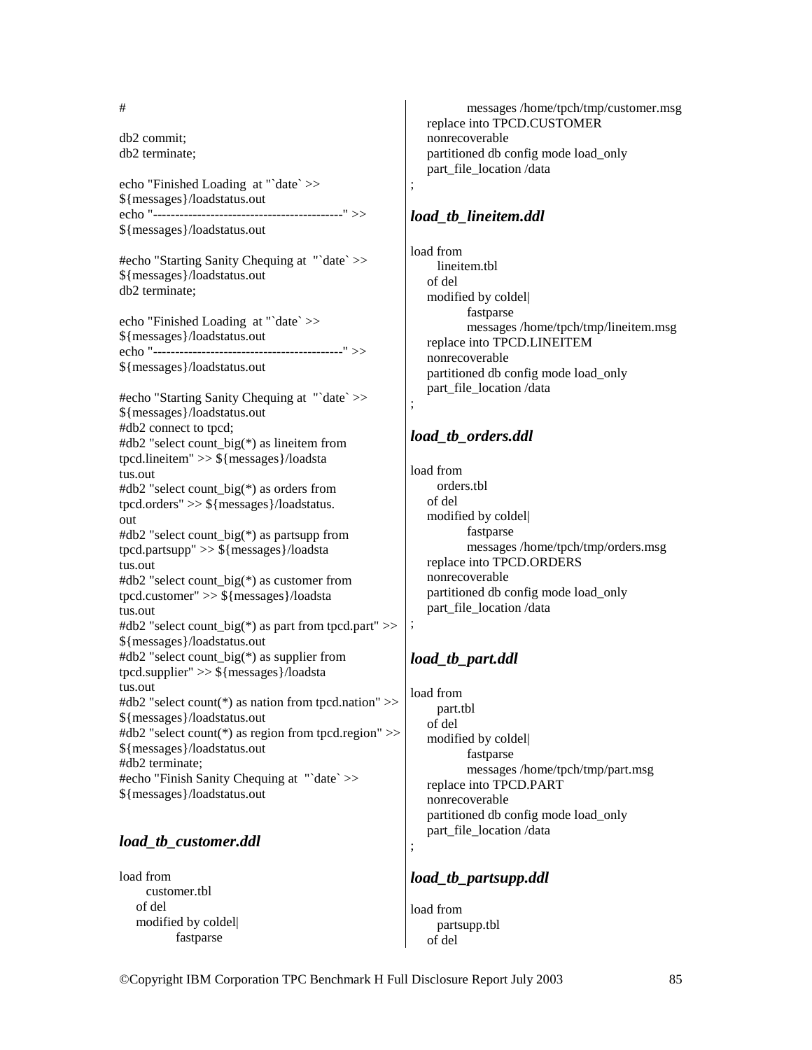```
#

db2 commit;
db2 terminate;

echo "Finished Loading  at "`date` >>
${messages}/loadstatus.out
echo "-------------------------------------------" >>
${messages}/loadstatus.out

#echo "Starting Sanity Chequing at  "`date` >>
${messages}/loadstatus.out
db2 terminate;

echo "Finished Loading  at "`date` >>
${messages}/loadstatus.out
echo "-------------------------------------------" >>
${messages}/loadstatus.out

#echo "Starting Sanity Chequing at  "`date` >>
${messages}/loadstatus.out
#db2 connect to tpcd;
#db2 "select count_big(*) as lineitem from
tpcd.lineitem" >> ${messages}/loadsta
tus.out
#db2 "select count_big(*) as orders from
tpcd.orders" >> ${messages}/loadstatus.
out
#db2 "select count_big(*) as partsupp from
tpcd.partsupp" >> ${messages}/loadsta
tus.out
#db2 "select count_big(*) as customer from
tpcd.customer" >> ${messages}/loadsta
tus.out
#db2 "select count_big(*) as part from tpcd.part" >>
${messages}/loadstatus.out
#db2 "select count_big(*) as supplier from
tpcd.supplier" >> ${messages}/loadsta
tus.out
#db2 "select count(*) as nation from tpcd.nation" >>
${messages}/loadstatus.out
#db2 "select count(*) as region from tpcd.region" >>
${messages}/loadstatus.out
#db2 terminate;
#echo "Finish Sanity Chequing at  "`date` >>
${messages}/loadstatus.out
```

### *load_tb_customer.ddl*

```
load from
      customer.tbl
   of del
   modified by coldel|
           fastparse
           messages /home/tpch/tmp/customer.msg
   replace into TPCD.CUSTOMER
   nonrecoverable
   partitioned db config mode load_only
   part_file_location /data
;
```

### *load_tb_lineitem.ddl*

```
load from
      lineitem.tbl
   of del
   modified by coldel|
           fastparse
           messages /home/tpch/tmp/lineitem.msg
   replace into TPCD.LINEITEM
   nonrecoverable
   partitioned db config mode load_only
   part_file_location /data
;
```

### *load_tb_orders.ddl*

```
load from
      orders.tbl
   of del
   modified by coldel|
           fastparse
           messages /home/tpch/tmp/orders.msg
   replace into TPCD.ORDERS
   nonrecoverable
   partitioned db config mode load_only
   part_file_location /data
;
```

### *load_tb_part.ddl*

```
load from
      part.tbl
   of del
   modified by coldel|
           fastparse
           messages /home/tpch/tmp/part.msg
   replace into TPCD.PART
   nonrecoverable
   partitioned db config mode load_only
   part_file_location /data
;
```

### *load_tb_partsupp.ddl*

```
load from
      partsupp.tbl
   of del
```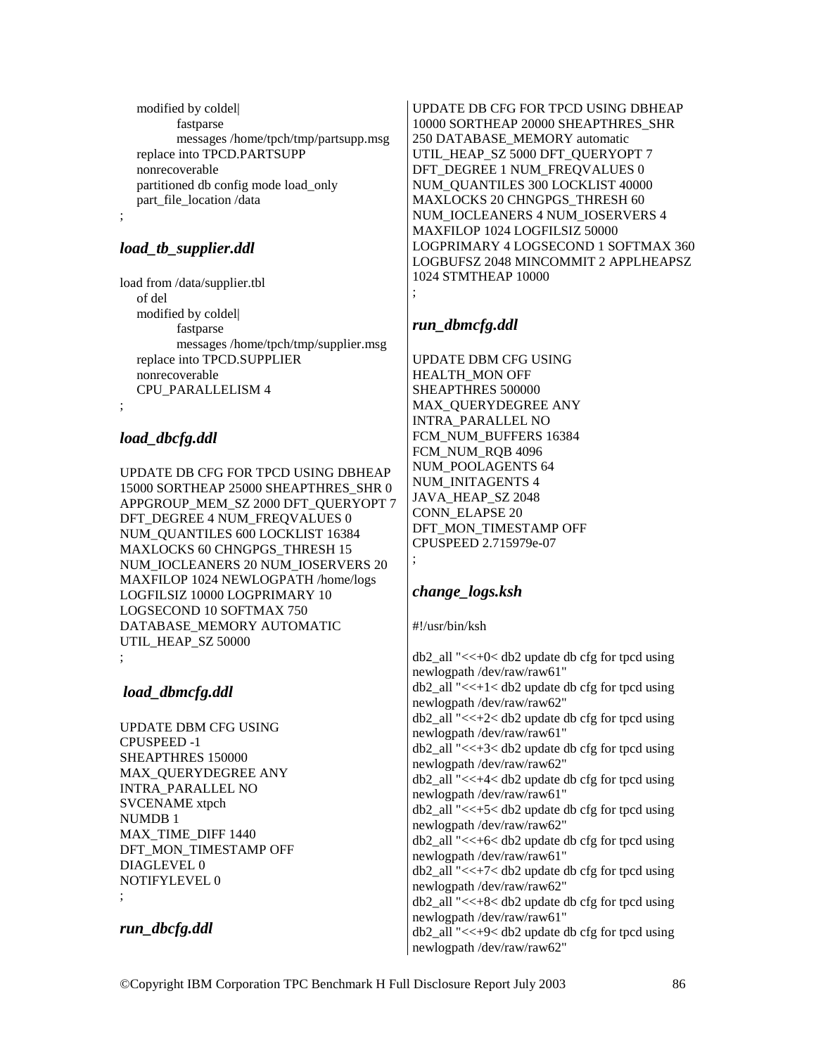```
    modified by coldel|
            fastparse
            messages /home/tpch/tmp/partsupp.msg
    replace into TPCD.PARTSUPP
    nonrecoverable
    partitioned db config mode load_only
    part_file_location /data
;
```

### *load_tb_supplier.ddl*

```
load from /data/supplier.tbl
    of del
    modified by coldel|
            fastparse
            messages /home/tpch/tmp/supplier.msg
    replace into TPCD.SUPPLIER
    nonrecoverable
    CPU_PARALLELISM 4
;
```

### *load_dbcfg.ddl*

```
UPDATE DB CFG FOR TPCD USING DBHEAP
15000 SORTHEAP 25000 SHEAPTHRES_SHR 0
APPGROUP_MEM_SZ 2000 DFT_QUERYOPT 7
DFT_DEGREE 4 NUM_FREQVALUES 0
NUM_QUANTILES 600 LOCKLIST 16384
MAXLOCKS 60 CHNGPGS_THRESH 15
NUM_IOCLEANERS 20 NUM_IOSERVERS 20
MAXFILOP 1024 NEWLOGPATH /home/logs
LOGFILSIZ 10000 LOGPRIMARY 10
LOGSECOND 10 SOFTMAX 750
DATABASE_MEMORY AUTOMATIC
UTIL_HEAP_SZ 50000
;
```

### *load_dbmcfg.ddl*

```
UPDATE DBM CFG USING
CPUSPEED -1
SHEAPTHRES 150000
MAX_QUERYDEGREE ANY
INTRA_PARALLEL NO
SVCENAME xtpch
NUMDB 1
MAX_TIME_DIFF 1440
DFT_MON_TIMESTAMP OFF
DIAGLEVEL 0
NOTIFYLEVEL 0
;
```

### *run_dbcfg.ddl*

```
UPDATE DB CFG FOR TPCD USING DBHEAP
10000 SORTHEAP 20000 SHEAPTHRES_SHR
250 DATABASE_MEMORY automatic
UTIL_HEAP_SZ 5000 DFT_QUERYOPT 7
DFT_DEGREE 1 NUM_FREQVALUES 0
NUM_QUANTILES 300 LOCKLIST 40000
MAXLOCKS 20 CHNGPGS_THRESH 60
NUM_IOCLEANERS 4 NUM_IOSERVERS 4
MAXFILOP 1024 LOGFILSIZ 50000
LOGPRIMARY 4 LOGSECOND 1 SOFTMAX 360
LOGBUFSZ 2048 MINCOMMIT 2 APPLHEAPSZ
1024 STMTHEAP 10000
;
```

### *run_dbmcfg.ddl*

```
UPDATE DBM CFG USING
HEALTH_MON OFF
SHEAPTHRES 500000
MAX_QUERYDEGREE ANY
INTRA_PARALLEL NO
FCM_NUM_BUFFERS 16384
FCM_NUM_RQB 4096
NUM_POOLAGENTS 64
NUM_INITAGENTS 4
JAVA_HEAP_SZ 2048
CONN_ELAPSE 20
DFT_MON_TIMESTAMP OFF
CPUSPEED 2.715979e-07
;
```

### *change_logs.ksh*

```
#!/usr/bin/ksh

db2_all "<<+0< db2 update db cfg for tpcd using
newlogpath /dev/raw/raw61"
db2_all "<<+1< db2 update db cfg for tpcd using
newlogpath /dev/raw/raw62"
db2_all "<<+2< db2 update db cfg for tpcd using
newlogpath /dev/raw/raw61"
db2_all "<<+3< db2 update db cfg for tpcd using
newlogpath /dev/raw/raw62"
db2_all "<<+4< db2 update db cfg for tpcd using
newlogpath /dev/raw/raw61"
db2_all "<<+5< db2 update db cfg for tpcd using
newlogpath /dev/raw/raw62"
db2_all "<<+6< db2 update db cfg for tpcd using
newlogpath /dev/raw/raw61"
db2_all "<<+7< db2 update db cfg for tpcd using
newlogpath /dev/raw/raw62"
db2_all "<<+8< db2 update db cfg for tpcd using
newlogpath /dev/raw/raw61"
db2_all "<<+9< db2 update db cfg for tpcd using
newlogpath /dev/raw/raw62"
```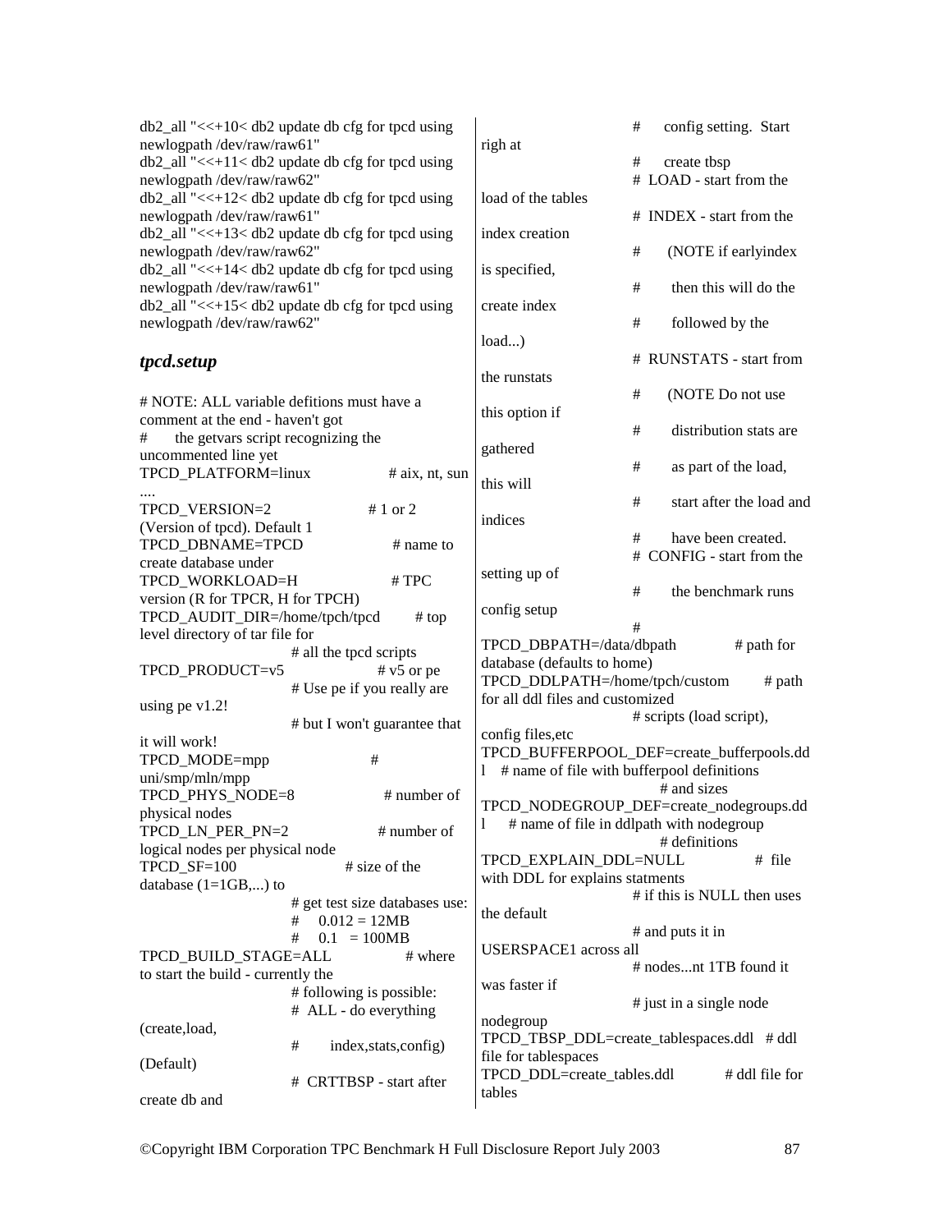```
db2_all "<<+10< db2 update db cfg for tpcd using newlogpath /dev/raw/raw61"
db2_all "<<+11< db2 update db cfg for tpcd using newlogpath /dev/raw/raw62"
db2_all "<<+12< db2 update db cfg for tpcd using newlogpath /dev/raw/raw61"
db2_all "<<+13< db2 update db cfg for tpcd using newlogpath /dev/raw/raw62"
db2_all "<<+14< db2 update db cfg for tpcd using newlogpath /dev/raw/raw61"
db2_all "<<+15< db2 update db cfg for tpcd using newlogpath /dev/raw/raw62"
```

### *tpcd.setup*

```
# NOTE: ALL variable defitions must have a comment at the end - haven't got
#       the getvars script recognizing the uncommented line yet
TPCD_PLATFORM=linux                # aix, nt, sun ....
TPCD_VERSION=2                     # 1 or 2 (Version of tpcd). Default 1
TPCD_DBNAME=TPCD                   # name to create database under
TPCD_WORKLOAD=H                    # TPC version (R for TPCR, H for TPCH)
TPCD_AUDIT_DIR=/home/tpch/tpcd     # top level directory of tar file for
                                   # all the tpcd scripts
TPCD_PRODUCT=v5                    # v5 or pe
                                   # Use pe if you really are using pe v1.2!
                                   # but I won't guarantee that it will work!
TPCD_MODE=mpp                      # uni/smp/mln/mpp
TPCD_PHYS_NODE=8                   # number of physical nodes
TPCD_LN_PER_PN=2                   # number of logical nodes per physical node
TPCD_SF=100                        # size of the database (1=1GB,...) to
                                   # get test size databases use:
                                   #    0.012 = 12MB
                                   #    0.1   = 100MB
TPCD_BUILD_STAGE=ALL               # where to start the build - currently the
                                   # following is possible:
                                   #  ALL - do everything (create,load,
                                   #       index,stats,config) (Default)
                                   #  CRTTBSP - start after create db and
                                   #      config setting.  Start righ at
                                   #      create tbsp
                                   #  LOAD - start from the load of the tables
                                   #  INDEX - start from the index creation
                                   #      (NOTE if earlyindex is specified,
                                   #       then this will do the create index
                                   #       followed by the load...)
                                   #  RUNSTATS - start from the runstats
                                   #      (NOTE Do not use this option if
                                   #       distribution stats are gathered
                                   #       as part of the load, this will
                                   #       start after the load and indices
                                   #       have been created.
                                   #  CONFIG - start from the setting up of
                                   #       the benchmark runs config setup
                                   #
TPCD_DBPATH=/data/dbpath           # path for database (defaults to home)
TPCD_DDLPATH=/home/tpch/custom     # path for all ddl files and customized
                                   # scripts (load script), config files,etc
TPCD_BUFFERPOOL_DEF=create_bufferpools.ddl    # name of file with bufferpool definitions
                                              # and sizes
TPCD_NODEGROUP_DEF=create_nodegroups.ddl     # name of file in ddlpath with nodegroup
                                             # definitions
TPCD_EXPLAIN_DDL=NULL              #  file with DDL for explains statments
                                   # if this is NULL then uses the default
                                   # and puts it in USERSPACE1 across all
                                   # nodes...nt 1TB found it was faster if
                                   # just in a single node nodegroup
TPCD_TBSP_DDL=create_tablespaces.ddl   # ddl file for tablespaces
TPCD_DDL=create_tables.ddl         # ddl file for tables
```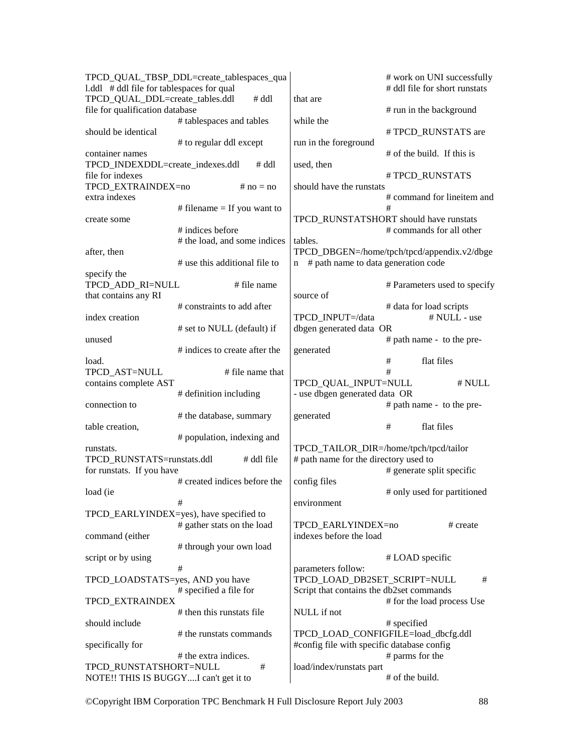TPCD_QUAL_TBSP_DDL=create_tablespaces_qual.ddl # ddl file for tablespaces for qual
TPCD_QUAL_DDL=create_tables.ddl # ddl file for qualification database
# tablespaces and tables should be identical
# to regular ddl except container names
TPCD_INDEXDDL=create_indexes.ddl # ddl file for indexes
TPCD_EXTRAINDEX=no # no = no extra indexes
# filename = If you want to create some
# indices before
# the load, and some indices after, then
# use this additional file to specify the
TPCD_ADD_RI=NULL # file name that contains any RI
# constraints to add after index creation
# set to NULL (default) if unused
# indices to create after the load.
TPCD_AST=NULL # file name that contains complete AST
# definition including connection to
# the database, summary table creation,
# population, indexing and runstats.
TPCD_RUNSTATS=runstats.ddl # ddl file for runstats. If you have
# created indices before the load (ie
# TPCD_EARLYINDEX=yes), have specified to
# gather stats on the load command (either
# through your own load script or by using
# TPCD_LOADSTATS=yes, AND you have
# specified a file for TPCD_EXTRAINDEX
# then this runstats file should include
# the runstats commands specifically for
# the extra indices.
TPCD_RUNSTATSHORT=NULL # NOTE!! THIS IS BUGGY....I can't get it to
# work on UNI successfully
# ddl file for short runstats that are
# run in the background while the
# TPCD_RUNSTATS are run in the foreground
# of the build. If this is used, then
# TPCD_RUNSTATS should have the runstats
# command for lineitem and
# TPCD_RUNSTATSHORT should have runstats
# commands for all other tables.
TPCD_DBGEN=/home/tpch/tpcd/appendix.v2/dbgen # path name to data generation code

# Parameters used to specify source of
# data for load scripts
TPCD_INPUT=/data # NULL - use dbgen generated data OR
# path name - to the pre-generated
# flat files
#
TPCD_QUAL_INPUT=NULL # NULL - use dbgen generated data OR
# path name - to the pre-generated
# flat files

TPCD_TAILOR_DIR=/home/tpch/tpcd/tailor # path name for the directory used to
# generate split specific config files
# only used for partitioned environment

TPCD_EARLYINDEX=no # create indexes before the load

# LOAD specific parameters follow:
TPCD_LOAD_DB2SET_SCRIPT=NULL # Script that contains the db2set commands
# for the load process Use NULL if not
# specified
TPCD_LOAD_CONFIGFILE=load_dbcfg.ddl #config file with specific database config
# parms for the load/index/runstats part
# of the build.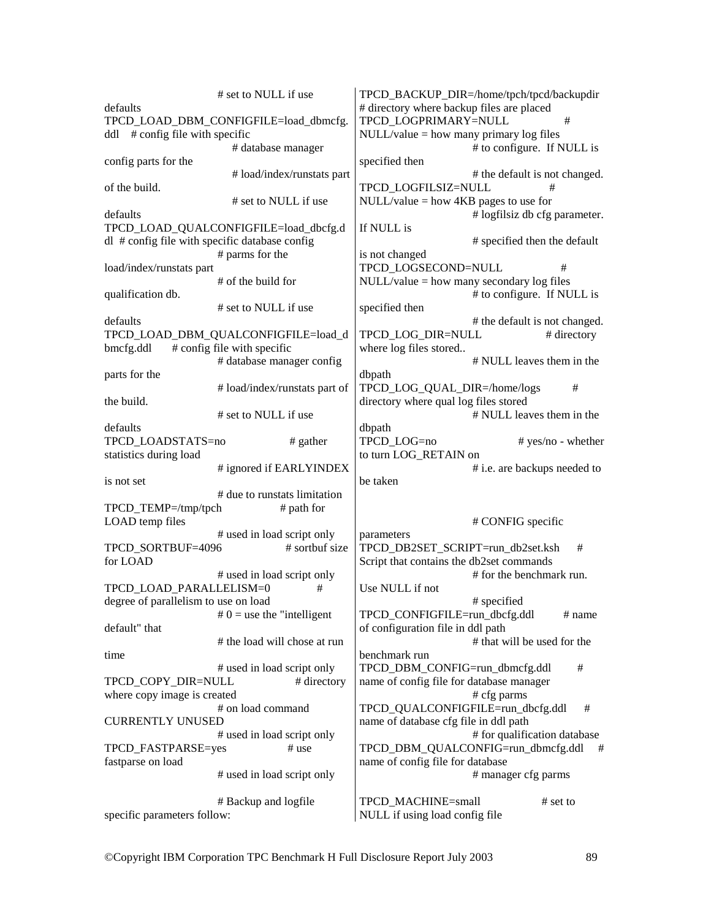```
                                # set to NULL if use
defaults
TPCD_LOAD_DBM_CONFIGFILE=load_dbmcfg.ddl    # config file with specific
                                # database manager
config parts for the
                                # load/index/runstats part
of the build.
                                # set to NULL if use
defaults
TPCD_LOAD_QUALCONFIGFILE=load_dbcfg.ddl  # config file with specific database config
                                # parms for the
load/index/runstats part
                                # of the build for
qualification db.
                                # set to NULL if use
defaults
TPCD_LOAD_DBM_QUALCONFIGFILE=load_dbmcfg.ddl      # config file with specific
                                # database manager config
parts for the
                                # load/index/runstats part of
the build.
                                # set to NULL if use
defaults
TPCD_LOADSTATS=no                       # gather
statistics during load
                                # ignored if EARLYINDEX
is not set
                                # due to runstats limitation
TPCD_TEMP=/tmp/tpch                     # path for
LOAD temp files
                                # used in load script only
TPCD_SORTBUF=4096                       # sortbuf size
for LOAD
                                # used in load script only
TPCD_LOAD_PARALLELISM=0                 #
degree of parallelism to use on load
                                # 0 = use the "intelligent
default" that
                                # the load will chose at run
time
                                # used in load script only
TPCD_COPY_DIR=NULL                      # directory
where copy image is created
                                # on load command
CURRENTLY UNUSED
                                # used in load script only
TPCD_FASTPARSE=yes                      # use
fastparse on load
                                # used in load script only

                                # Backup and logfile
specific parameters follow:
TPCD_BACKUP_DIR=/home/tpch/tpcd/backupdir
# directory where backup files are placed
TPCD_LOGPRIMARY=NULL                    #
NULL/value = how many primary log files
                                # to configure.  If NULL is
specified then
                                # the default is not changed.
TPCD_LOGFILSIZ=NULL                     #
NULL/value = how 4KB pages to use for
                                # logfilsiz db cfg parameter.
If NULL is
                                # specified then the default
is not changed
TPCD_LOGSECOND=NULL                     #
NULL/value = how many secondary log files
                                # to configure.  If NULL is
specified then
                                # the default is not changed.
TPCD_LOG_DIR=NULL                       # directory
where log files stored..
                                # NULL leaves them in the
dbpath
TPCD_LOG_QUAL_DIR=/home/logs            #
directory where qual log files stored
                                # NULL leaves them in the
dbpath
TPCD_LOG=no                             # yes/no - whether
to turn LOG_RETAIN on
                                # i.e. are backups needed to
be taken


                                # CONFIG specific
parameters
TPCD_DB2SET_SCRIPT=run_db2set.ksh       #
Script that contains the db2set commands
                                # for the benchmark run.
Use NULL if not
                                # specified
TPCD_CONFIGFILE=run_dbcfg.ddl           # name
of configuration file in ddl path
                                # that will be used for the
benchmark run
TPCD_DBM_CONFIG=run_dbmcfg.ddl          #
name of config file for database manager
                                # cfg parms
TPCD_QUALCONFIGFILE=run_dbcfg.ddl       #
name of database cfg file in ddl path
                                # for qualification database
TPCD_DBM_QUALCONFIG=run_dbmcfg.ddl      #
name of config file for database
                                # manager cfg parms

TPCD_MACHINE=small                      # set to
NULL if using load config file
```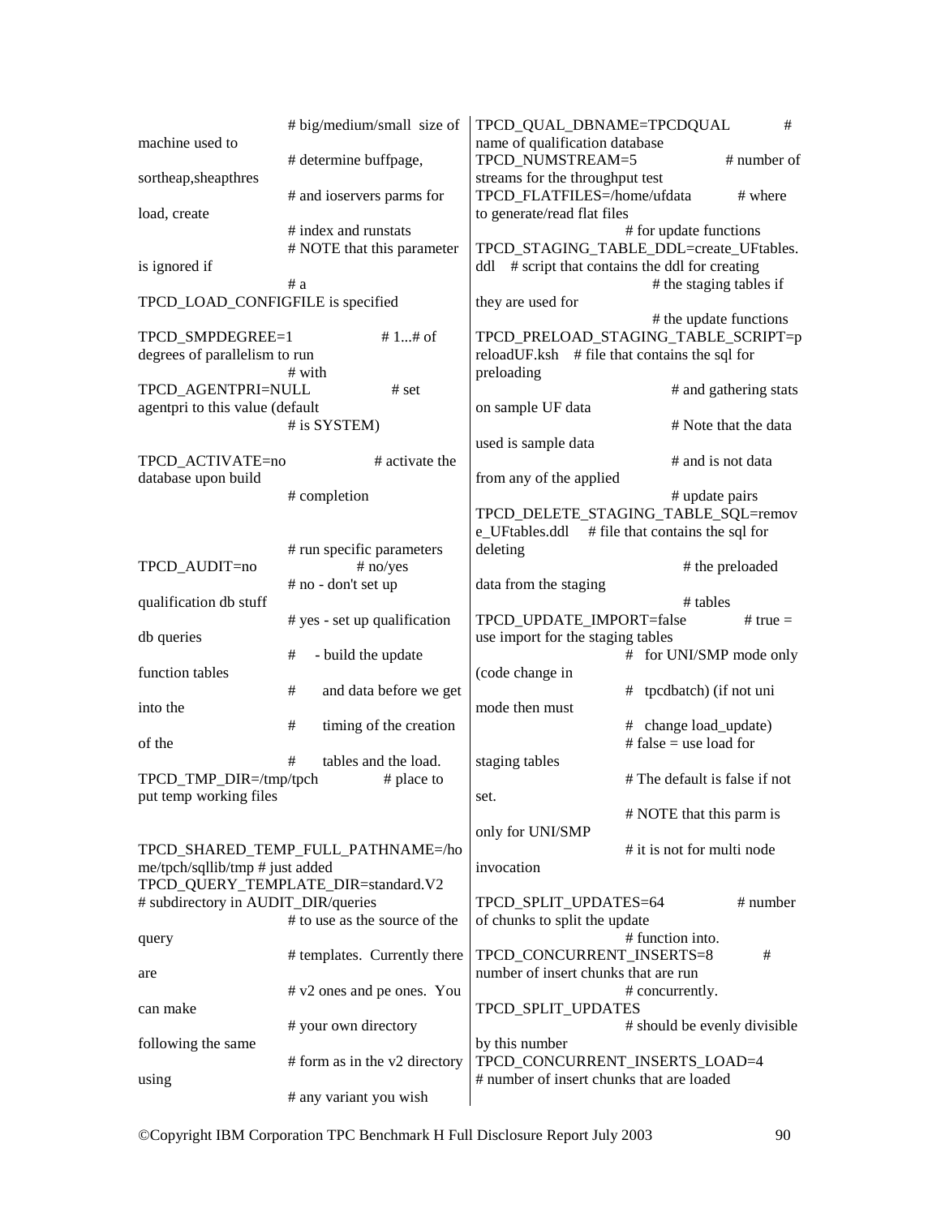```
                        # big/medium/small  size of machine used to
                        # determine buffpage, sortheap,sheapthres
                        # and ioservers parms for load, create
                        # index and runstats
                        # NOTE that this parameter is ignored if
                        # a TPCD_LOAD_CONFIGFILE is specified

TPCD_SMPDEGREE=1                # 1...# of degrees of parallelism to run
                        # with
TPCD_AGENTPRI=NULL              # set agentpri to this value (default
                        # is SYSTEM)

TPCD_ACTIVATE=no                # activate the database upon build
                        # completion


                        # run specific parameters
TPCD_AUDIT=no                   # no/yes
                        # no - don't set up qualification db stuff
                        # yes - set up qualification db queries
                        #     - build the update function tables
                        #       and data before we get into the
                        #       timing of the creation of the
                        #       tables and the load.
TPCD_TMP_DIR=/tmp/tpch          # place to put temp working files


TPCD_SHARED_TEMP_FULL_PATHNAME=/home/tpch/sqllib/tmp # just added
TPCD_QUERY_TEMPLATE_DIR=standard.V2 # subdirectory in AUDIT_DIR/queries
                        # to use as the source of the query
                        # templates.  Currently there are
                        # v2 ones and pe ones.  You can make
                        # your own directory following the same
                        # form as in the v2 directory using
                        # any variant you wish
TPCD_QUAL_DBNAME=TPCDQUAL       # name of qualification database
TPCD_NUMSTREAM=5                # number of streams for the throughput test
TPCD_FLATFILES=/home/ufdata     # where to generate/read flat files
                        # for update functions
TPCD_STAGING_TABLE_DDL=create_UFtables.ddl   # script that contains the ddl for creating
                        # the staging tables if they are used for
                        # the update functions
TPCD_PRELOAD_STAGING_TABLE_SCRIPT=preloadUF.ksh   # file that contains the sql for preloading
                        # and gathering stats on sample UF data
                        # Note that the data used is sample data
                        # and is not data from any of the applied
                        # update pairs
TPCD_DELETE_STAGING_TABLE_SQL=remove_UFtables.ddl    # file that contains the sql for deleting
                        # the preloaded data from the staging
                        # tables
TPCD_UPDATE_IMPORT=false        # true = use import for the staging tables
                        #   for UNI/SMP mode only (code change in
                        #   tpcdbatch) (if not uni mode then must
                        #   change load_update)
                        # false = use load for staging tables
                        # The default is false if not set.
                        # NOTE that this parm is only for UNI/SMP
                        # it is not for multi node invocation

TPCD_SPLIT_UPDATES=64           # number of chunks to split the update
                        # function into.
TPCD_CONCURRENT_INSERTS=8       # number of insert chunks that are run
                        # concurrently.
TPCD_SPLIT_UPDATES
                        # should be evenly divisible by this number
TPCD_CONCURRENT_INSERTS_LOAD=4
# number of insert chunks that are loaded
```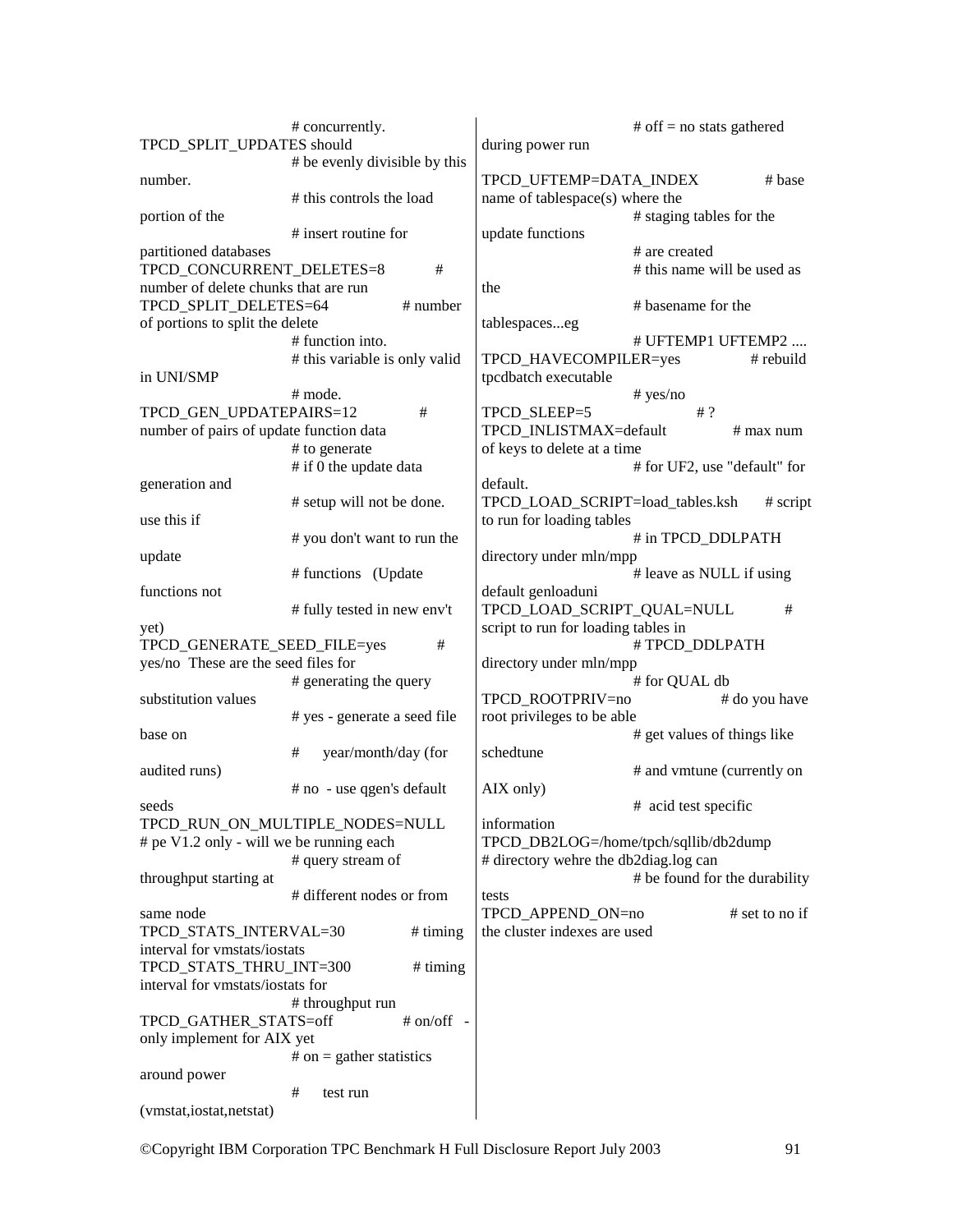```
                        # concurrently.
TPCD_SPLIT_UPDATES should
                        # be evenly divisible by this
number.
                        # this controls the load
portion of the
                        # insert routine for
partitioned databases
TPCD_CONCURRENT_DELETES=8           #
number of delete chunks that are run
TPCD_SPLIT_DELETES=64               # number
of portions to split the delete
                        # function into.
                        # this variable is only valid
in UNI/SMP
                        # mode.
TPCD_GEN_UPDATEPAIRS=12             #
number of pairs of update function data
                        # to generate
                        # if 0 the update data
generation and
                        # setup will not be done.
use this if
                        # you don't want to run the
update
                        # functions   (Update
functions not
                        # fully tested in new env't
yet)
TPCD_GENERATE_SEED_FILE=yes         #
yes/no  These are the seed files for
                        # generating the query
substitution values
                        # yes - generate a seed file
base on
                        #     year/month/day (for
audited runs)
                        # no  - use qgen's default
seeds
TPCD_RUN_ON_MULTIPLE_NODES=NULL
# pe V1.2 only - will we be running each
                        # query stream of
throughput starting at
                        # different nodes or from
same node
TPCD_STATS_INTERVAL=30              # timing
interval for vmstats/iostats
TPCD_STATS_THRU_INT=300             # timing
interval for vmstats/iostats for
                        # throughput run
TPCD_GATHER_STATS=off               # on/off  -
only implement for AIX yet
                        # on = gather statistics
around power
                        #     test run
(vmstat,iostat,netstat)
                        # off = no stats gathered
during power run
TPCD_UFTEMP=DATA_INDEX              # base
name of tablespace(s) where the
                        # staging tables for the
update functions
                        # are created
                        # this name will be used as
the
                        # basename for the
tablespaces...eg
                        # UFTEMP1 UFTEMP2 ....
TPCD_HAVECOMPILER=yes               # rebuild
tpcdbatch executable
                        # yes/no
TPCD_SLEEP=5                        # ?
TPCD_INLISTMAX=default              # max num
of keys to delete at a time
                        # for UF2, use "default" for
default.
TPCD_LOAD_SCRIPT=load_tables.ksh    # script
to run for loading tables
                        # in TPCD_DDLPATH
directory under mln/mpp
                        # leave as NULL if using
default genloaduni
TPCD_LOAD_SCRIPT_QUAL=NULL          #
script to run for loading tables in
                        # TPCD_DDLPATH
directory under mln/mpp
                        # for QUAL db
TPCD_ROOTPRIV=no                    # do you have
root privileges to be able
                        # get values of things like
schedtune
                        # and vmtune (currently on
AIX only)
                        #  acid test specific
information
TPCD_DB2LOG=/home/tpch/sqllib/db2dump
# directory wehre the db2diag.log can
                        # be found for the durability
tests
TPCD_APPEND_ON=no                   # set to no if
the cluster indexes are used
```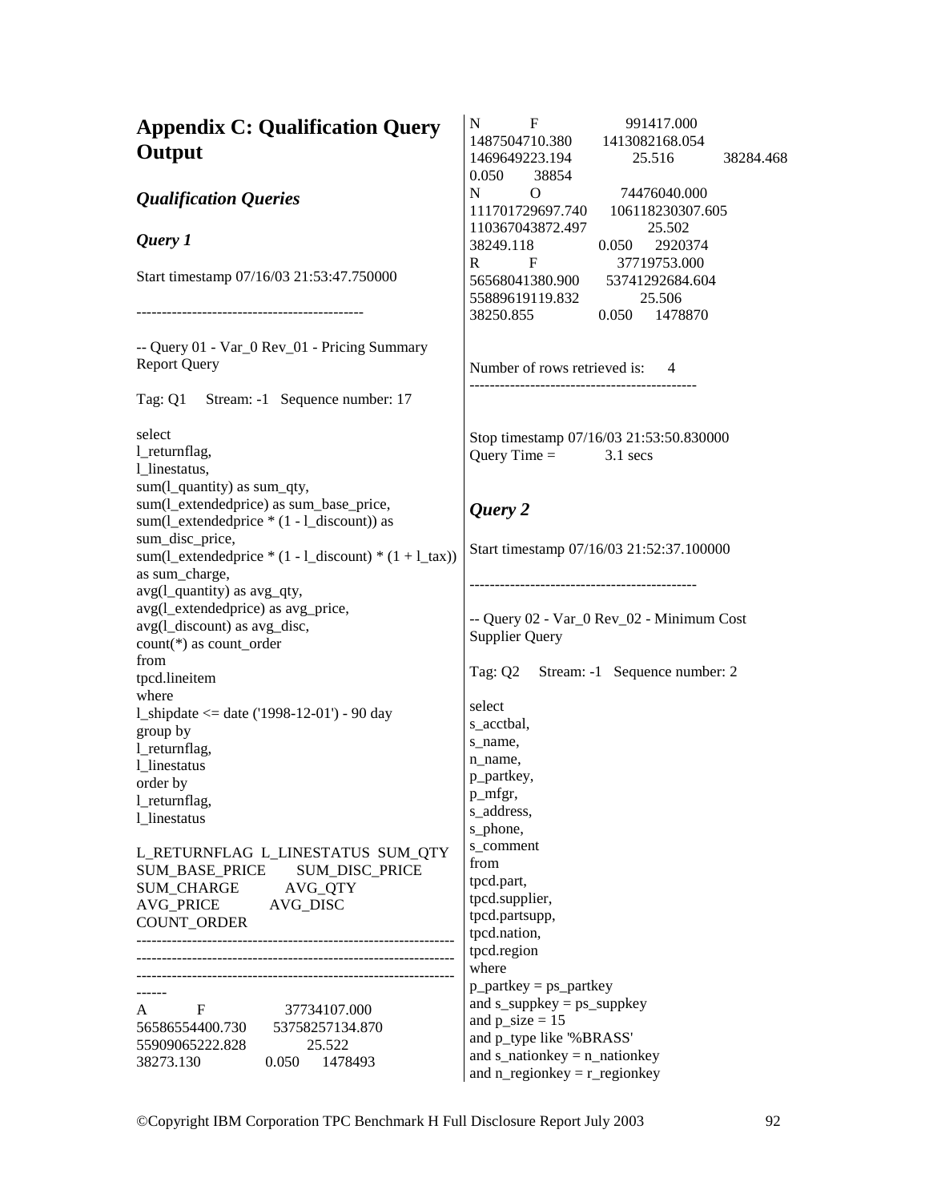# Appendix C: Qualification Query Output

## *Qualification Queries*

### *Query 1*

Start timestamp 07/16/03 21:53:47.750000

---------------------------------------------

```
-- Query 01 - Var_0 Rev_01 - Pricing Summary Report Query

Tag: Q1     Stream: -1   Sequence number: 17

select
l_returnflag,
l_linestatus,
sum(l_quantity) as sum_qty,
sum(l_extendedprice) as sum_base_price,
sum(l_extendedprice * (1 - l_discount)) as sum_disc_price,
sum(l_extendedprice * (1 - l_discount) * (1 + l_tax)) as sum_charge,
avg(l_quantity) as avg_qty,
avg(l_extendedprice) as avg_price,
avg(l_discount) as avg_disc,
count(*) as count_order
from
tpcd.lineitem
where
l_shipdate <= date ('1998-12-01') - 90 day
group by
l_returnflag,
l_linestatus
order by
l_returnflag,
l_linestatus
```

```
L_RETURNFLAG  L_LINESTATUS  SUM_QTY
SUM_BASE_PRICE        SUM_DISC_PRICE
SUM_CHARGE            AVG_QTY
AVG_PRICE             AVG_DISC
COUNT_ORDER
--------------------------------------------------------------
--------------------------------------------------------------
--------------------------------------------------------------
------
A            F                  37734107.000
56586554400.730      53758257134.870
55909065222.828              25.522
38273.130              0.050     1478493
N            F                    991417.000
1487504710.380       1413082168.054
1469649223.194             25.516            38284.468
0.050      38854
N            O                  74476040.000
111701729697.740     106118230307.605
110367043872.497             25.502
38249.118              0.050     2920374
R            F                  37719753.000
56568041380.900      53741292684.604
55889619119.832              25.506
38250.855              0.050     1478870


Number of rows retrieved is:      4
---------------------------------------------
```

Stop timestamp 07/16/03 21:53:50.830000
Query Time =            3.1 secs

### *Query 2*

Start timestamp 07/16/03 21:52:37.100000

---------------------------------------------

```
-- Query 02 - Var_0 Rev_02 - Minimum Cost Supplier Query

Tag: Q2     Stream: -1   Sequence number: 2

select
s_acctbal,
s_name,
n_name,
p_partkey,
p_mfgr,
s_address,
s_phone,
s_comment
from
tpcd.part,
tpcd.supplier,
tpcd.partsupp,
tpcd.nation,
tpcd.region
where
p_partkey = ps_partkey
and s_suppkey = ps_suppkey
and p_size = 15
and p_type like '%BRASS'
and s_nationkey = n_nationkey
and n_regionkey = r_regionkey
```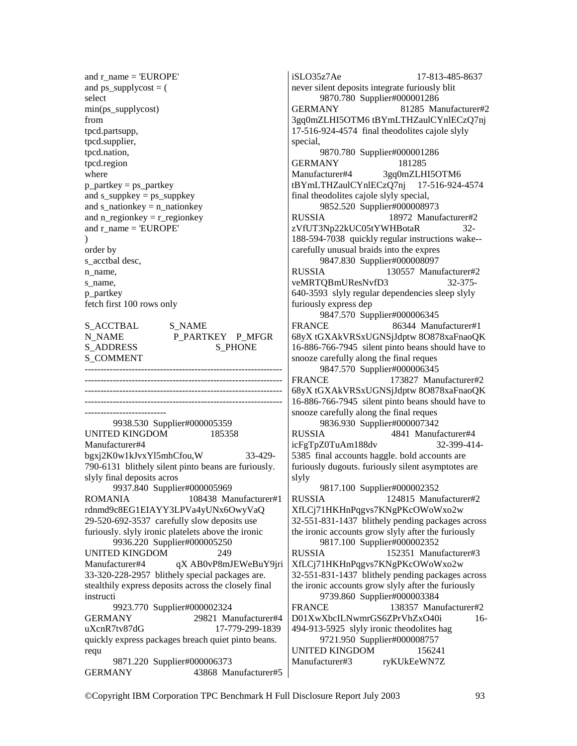```
and r_name = 'EUROPE'
and ps_supplycost = (
select
min(ps_supplycost)
from
tpcd.partsupp,
tpcd.supplier,
tpcd.nation,
tpcd.region
where
p_partkey = ps_partkey
and s_suppkey = ps_suppkey
and s_nationkey = n_nationkey
and n_regionkey = r_regionkey
and r_name = 'EUROPE'
)
order by
s_acctbal desc,
n_name,
s_name,
p_partkey
fetch first 100 rows only
```

```
S_ACCTBAL      S_NAME
N_NAME              P_PARTKEY   P_MFGR
S_ADDRESS                    S_PHONE
S_COMMENT
--------------------------------------------------------------
--------------------------------------------------------------
--------------------------------------------------------------
--------------------------------------------------------------
-------------------------
       9938.530  Supplier#000005359
UNITED KINGDOM               185358
Manufacturer#4
bgxj2K0w1kJvxYl5mhCfou,W             33-429-
790-6131  blithely silent pinto beans are furiously.
slyly final deposits acros
       9937.840  Supplier#000005969
ROMANIA                108438  Manufacturer#1
rdnmd9c8EG1EIAYY3LPVa4yUNx6OwyVaQ
29-520-692-3537  carefully slow deposits use
furiously. slyly ironic platelets above the ironic
       9936.220  Supplier#000005250
UNITED KINGDOM               249
Manufacturer#4         qX AB0vP8mJEWeBuY9jri
33-320-228-2957  blithely special packages are.
stealthily express deposits across the closely final
instructi
       9923.770  Supplier#000002324
GERMANY                 29821  Manufacturer#4
uXcnR7tv87dG                  17-779-299-1839
quickly express packages breach quiet pinto beans.
requ
       9871.220  Supplier#000006373
GERMANY                 43868  Manufacturer#5
iSLO35z7Ae                    17-813-485-8637
never silent deposits integrate furiously blit
       9870.780  Supplier#000001286
GERMANY                 81285  Manufacturer#2
3gq0mZLHI5OTM6 tBYmLTHZaulCYnlECzQ7nj
17-516-924-4574  final theodolites cajole slyly
special,
       9870.780  Supplier#000001286
GERMANY                181285
Manufacturer#4         3gq0mZLHI5OTM6
tBYmLTHZaulCYnlECzQ7nj    17-516-924-4574
final theodolites cajole slyly special,
       9852.520  Supplier#000008973
RUSSIA                  18972  Manufacturer#2
zVfUT3Np22kUC05tYWHBotaR               32-
188-594-7038  quickly regular instructions wake--
carefully unusual braids into the expres
       9847.830  Supplier#000008097
RUSSIA                 130557  Manufacturer#2
veMRTQBmUResNvfD3                      32-375-
640-3593  slyly regular dependencies sleep slyly
furiously express dep
       9847.570  Supplier#000006345
FRANCE                  86344  Manufacturer#1
68yX tGXAkVRSxUGNSjJdptw 8O878xaFnaoQK
16-886-766-7945  silent pinto beans should have to
snooze carefully along the final reques
       9847.570  Supplier#000006345
FRANCE                 173827  Manufacturer#2
68yX tGXAkVRSxUGNSjJdptw 8O878xaFnaoQK
16-886-766-7945  silent pinto beans should have to
snooze carefully along the final reques
       9836.930  Supplier#000007342
RUSSIA                   4841  Manufacturer#4
icFgTpZ0TuAm188dv                  32-399-414-
5385  final accounts haggle. bold accounts are
furiously dugouts. furiously silent asymptotes are
slyly
       9817.100  Supplier#000002352
RUSSIA                 124815  Manufacturer#2
XfLCj71HKHnPqgvs7KNgPKcOWoWxo2w
32-551-831-1437  blithely pending packages across
the ironic accounts grow slyly after the furiously
       9817.100  Supplier#000002352
RUSSIA                 152351  Manufacturer#3
XfLCj71HKHnPqgvs7KNgPKcOWoWxo2w
32-551-831-1437  blithely pending packages across
the ironic accounts grow slyly after the furiously
       9739.860  Supplier#000003384
FRANCE                 138357  Manufacturer#2
D01XwXbcILNwmrGS6ZPrVhZxO40i           16-
494-913-5925  slyly ironic theodolites hag
       9721.950  Supplier#000008757
UNITED KINGDOM               156241
Manufacturer#3         ryKUkEeWN7Z
```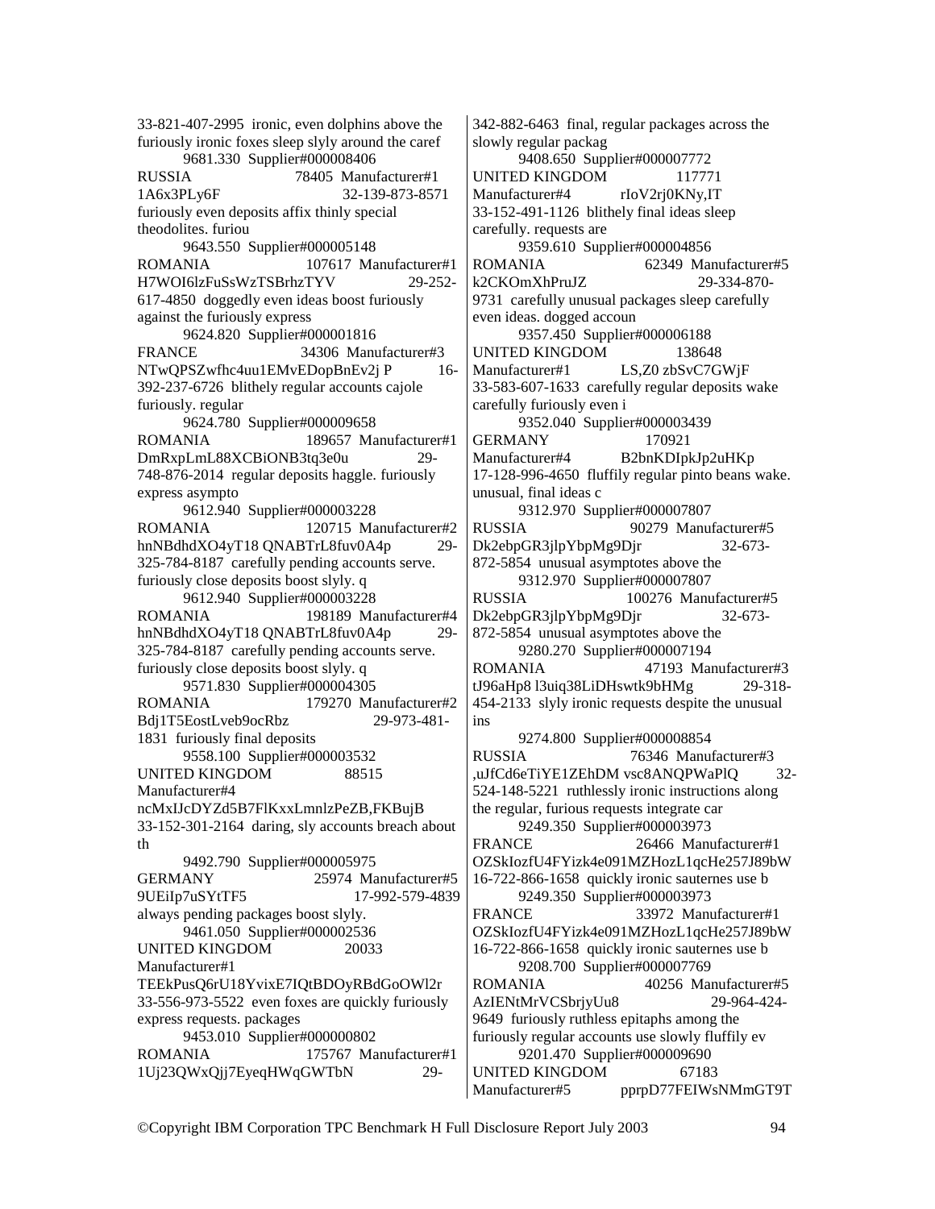33-821-407-2995 ironic, even dolphins above the furiously ironic foxes sleep slyly around the caref

9681.330 Supplier#000008406 RUSSIA 78405 Manufacturer#1 1A6x3PLy6F 32-139-873-8571 furiously even deposits affix thinly special theodolites. furiou

9643.550 Supplier#000005148 ROMANIA 107617 Manufacturer#1 H7WOI6lzFuSsWzTSBrhzTYV 29-252-617-4850 doggedly even ideas boost furiously against the furiously express

9624.820 Supplier#000001816 FRANCE 34306 Manufacturer#3 NTwQPSZwfhc4uu1EMvEDopBnEv2j P 16-392-237-6726 blithely regular accounts cajole furiously. regular

9624.780 Supplier#000009658 ROMANIA 189657 Manufacturer#1 DmRxpLmL88XCBiONB3tq3e0u 29-748-876-2014 regular deposits haggle. furiously express asympto

9612.940 Supplier#000003228 ROMANIA 120715 Manufacturer#2 hnNBdhdXO4yT18 QNABTrL8fuv0A4p 29-325-784-8187 carefully pending accounts serve. furiously close deposits boost slyly. q

9612.940 Supplier#000003228 ROMANIA 198189 Manufacturer#4 hnNBdhdXO4yT18 QNABTrL8fuv0A4p 29-325-784-8187 carefully pending accounts serve. furiously close deposits boost slyly. q

9571.830 Supplier#000004305 ROMANIA 179270 Manufacturer#2 Bdj1T5EostLveb9ocRbz 29-973-481-1831 furiously final deposits

9558.100 Supplier#000003532 UNITED KINGDOM 88515 Manufacturer#4 ncMxIJcDYZd5B7FlKxxLmnlzPeZB,FKBujB 33-152-301-2164 daring, sly accounts breach about th

9492.790 Supplier#000005975 GERMANY 25974 Manufacturer#5 9UEiIp7uSYtTF5 17-992-579-4839 always pending packages boost slyly.

9461.050 Supplier#000002536 UNITED KINGDOM 20033 Manufacturer#1 TEEkPusQ6rU18YvixE7IQtBDOyRBdGoOWl2r 33-556-973-5522 even foxes are quickly furiously express requests. packages

9453.010 Supplier#000000802 ROMANIA 175767 Manufacturer#1 1Uj23QWxQjj7EyeqHWqGWTbN 29-342-882-6463 final, regular packages across the slowly regular packag

9408.650 Supplier#000007772 UNITED KINGDOM 117771 Manufacturer#4 rIoV2rj0KNy,IT 33-152-491-1126 blithely final ideas sleep carefully. requests are

9359.610 Supplier#000004856 ROMANIA 62349 Manufacturer#5 k2CKOmXhPruJZ 29-334-870-9731 carefully unusual packages sleep carefully even ideas. dogged accoun

9357.450 Supplier#000006188 UNITED KINGDOM 138648 Manufacturer#1 LS,Z0 zbSvC7GWjF 33-583-607-1633 carefully regular deposits wake carefully furiously even i

9352.040 Supplier#000003439 GERMANY 170921 Manufacturer#4 B2bnKDIpkJp2uHKp 17-128-996-4650 fluffily regular pinto beans wake. unusual, final ideas c

9312.970 Supplier#000007807 RUSSIA 90279 Manufacturer#5 Dk2ebpGR3jlpYbpMg9Djr 32-673-872-5854 unusual asymptotes above the

9312.970 Supplier#000007807 RUSSIA 100276 Manufacturer#5 Dk2ebpGR3jlpYbpMg9Djr 32-673-872-5854 unusual asymptotes above the

9280.270 Supplier#000007194 ROMANIA 47193 Manufacturer#3 tJ96aHp8 l3uiq38LiDHswtk9bHMg 29-318-454-2133 slyly ironic requests despite the unusual ins

9274.800 Supplier#000008854 RUSSIA 76346 Manufacturer#3 ,uJfCd6eTiYE1ZEhDM vsc8ANQPWaPlQ 32-524-148-5221 ruthlessly ironic instructions along the regular, furious requests integrate car

9249.350 Supplier#000003973 FRANCE 26466 Manufacturer#1 OZSkIozfU4FYizk4e091MZHozL1qcHe257J89bW 16-722-866-1658 quickly ironic sauternes use b

9249.350 Supplier#000003973 FRANCE 33972 Manufacturer#1 OZSkIozfU4FYizk4e091MZHozL1qcHe257J89bW 16-722-866-1658 quickly ironic sauternes use b

9208.700 Supplier#000007769 ROMANIA 40256 Manufacturer#5 AzIENtMrVCSbrjyUu8 29-964-424-9649 furiously ruthless epitaphs among the furiously regular accounts use slowly fluffily ev

9201.470 Supplier#000009690 UNITED KINGDOM 67183 Manufacturer#5 pprpD77FEIWsNMmGT9T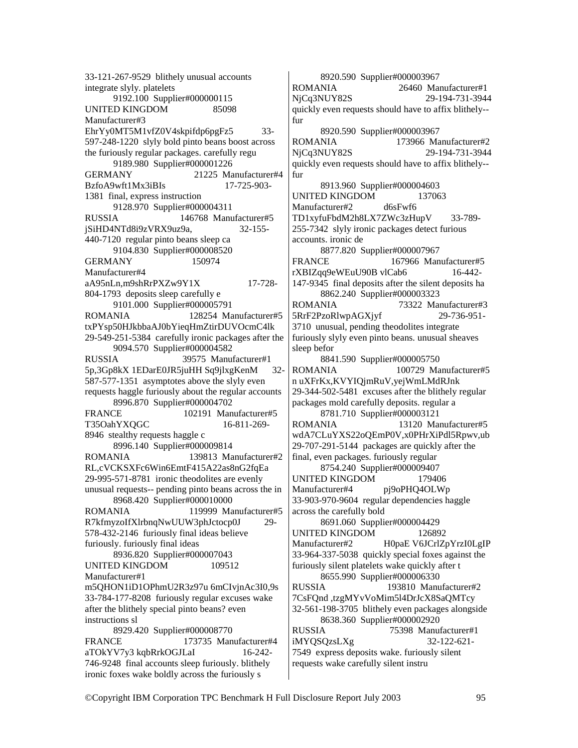33-121-267-9529 blithely unusual accounts integrate slyly. platelets

9192.100 Supplier#000000115 UNITED KINGDOM 85098 Manufacturer#3 EhrYy0MT5M1vfZ0V4skpifdp6pgFz5 33-597-248-1220 slyly bold pinto beans boost across the furiously regular packages. carefully regu

9189.980 Supplier#000001226 GERMANY 21225 Manufacturer#4 BzfoA9wft1Mx3iBIs 17-725-903-1381 final, express instruction

9128.970 Supplier#000004311 RUSSIA 146768 Manufacturer#5 jSiHD4NTd8i9zVRX9uz9a, 32-155-440-7120 regular pinto beans sleep ca

9104.830 Supplier#000008520 GERMANY 150974 Manufacturer#4 aA95nLn,m9shRrPXZw9Y1X 17-728-804-1793 deposits sleep carefully e

9101.000 Supplier#000005791 ROMANIA 128254 Manufacturer#5 txPYsp50HJkbbaAJ0bYieqHmZtirDUVOcmC4lk 29-549-251-5384 carefully ironic packages after the

9094.570 Supplier#000004582 RUSSIA 39575 Manufacturer#1 5p,3Gp8kX 1EDarE0JR5juHH Sq9jlxgKenM 32-587-577-1351 asymptotes above the slyly even requests haggle furiously about the regular accounts

8996.870 Supplier#000004702 FRANCE 102191 Manufacturer#5 T35OahYXQGC 16-811-269-8946 stealthy requests haggle c

8996.140 Supplier#000009814 ROMANIA 139813 Manufacturer#2 RL,cVCKSXFc6Win6EmtF415A22as8nG2fqEa 29-995-571-8781 ironic theodolites are evenly unusual requests-- pending pinto beans across the in

8968.420 Supplier#000010000 ROMANIA 119999 Manufacturer#5 R7kfmyzoIfXlrbnqNwUUW3phJctocp0J 29-578-432-2146 furiously final ideas believe furiously. furiously final ideas

8936.820 Supplier#000007043 UNITED KINGDOM 109512 Manufacturer#1 m5QHON1iD1OPhmU2R3z97u 6mCIvjnAc3I0,9s 33-784-177-8208 furiously regular excuses wake after the blithely special pinto beans? even instructions sl

8929.420 Supplier#000008770 FRANCE 173735 Manufacturer#4 aTOkYV7y3 kqbRrkOGJLaI 16-242-746-9248 final accounts sleep furiously. blithely ironic foxes wake boldly across the furiously s

8920.590 Supplier#000003967 ROMANIA 26460 Manufacturer#1 NjCq3NUY82S 29-194-731-3944 quickly even requests should have to affix blithely--fur

8920.590 Supplier#000003967 ROMANIA 173966 Manufacturer#2 NjCq3NUY82S 29-194-731-3944 quickly even requests should have to affix blithely--fur

8913.960 Supplier#000004603 UNITED KINGDOM 137063 Manufacturer#2 d6sFwf6 TD1xyfuFbdM2h8LX7ZWc3zHupV 33-789-255-7342 slyly ironic packages detect furious accounts. ironic de

8877.820 Supplier#000007967 FRANCE 167966 Manufacturer#5 rXBIZqq9eWEuU90B vlCab6 16-442-147-9345 final deposits after the silent deposits ha

8862.240 Supplier#000003323 ROMANIA 73322 Manufacturer#3 5RrF2PzoRlwpAGXjyf 29-736-951-3710 unusual, pending theodolites integrate furiously slyly even pinto beans. unusual sheaves sleep befor

8841.590 Supplier#000005750 ROMANIA 100729 Manufacturer#5 n uXFrKx,KVYIQjmRuV,yejWmLMdRJnk 29-344-502-5481 excuses after the blithely regular packages mold carefully deposits. regular a

8781.710 Supplier#000003121 ROMANIA 13120 Manufacturer#5 wdA7CLuYXS22oQEmP0V,x0PHrXiPdl5Rpwv,ub 29-707-291-5144 packages are quickly after the final, even packages. furiously regular

8754.240 Supplier#000009407 UNITED KINGDOM 179406 Manufacturer#4 pj9oPHQ4OLWp 33-903-970-9604 regular dependencies haggle across the carefully bold

8691.060 Supplier#000004429 UNITED KINGDOM 126892 Manufacturer#2 H0paE V6JCrlZpYrzI0LgIP 33-964-337-5038 quickly special foxes against the furiously silent platelets wake quickly after t

8655.990 Supplier#000006330 RUSSIA 193810 Manufacturer#2 7CsFQnd ,tzgMYvVoMim5l4DrJcX8SaQMTcy 32-561-198-3705 blithely even packages alongside

8638.360 Supplier#000002920 RUSSIA 75398 Manufacturer#1 iMYQSQzsLXg 32-122-621-7549 express deposits wake. furiously silent requests wake carefully silent instru

©Copyright IBM Corporation TPC Benchmark H Full Disclosure Report July 2003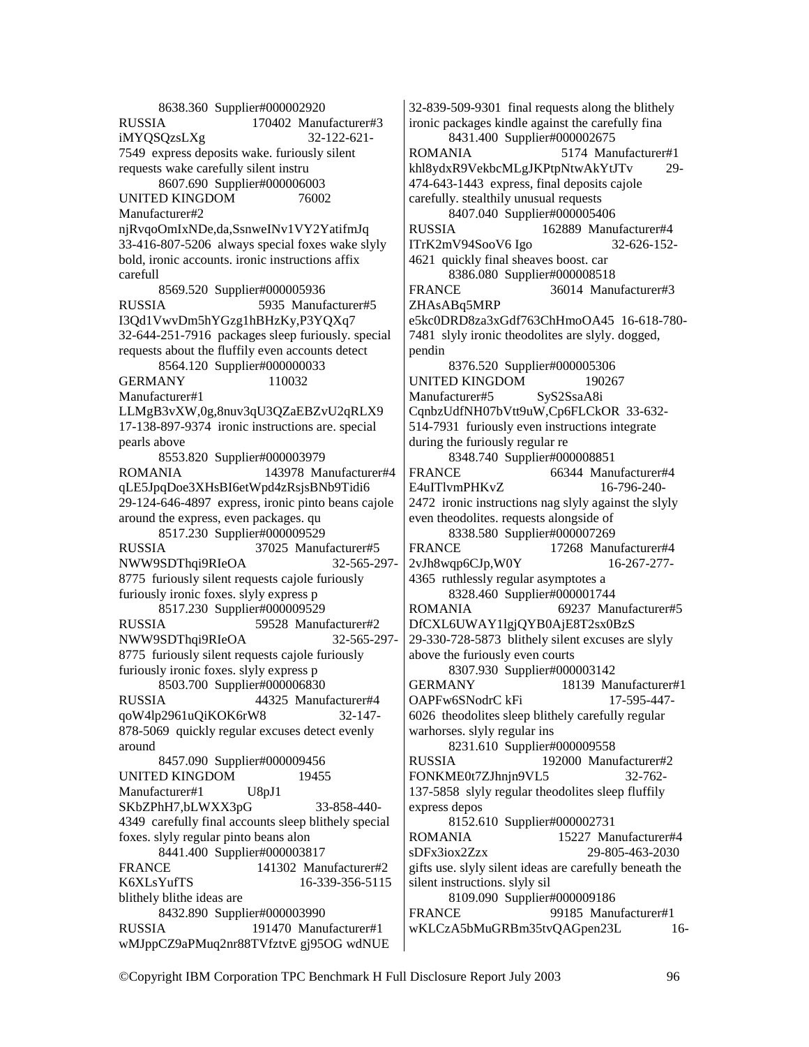8638.360 Supplier#000002920 RUSSIA 170402 Manufacturer#3 iMYQSQzsLXg 32-122-621-7549 express deposits wake. furiously silent requests wake carefully silent instru

8607.690 Supplier#000006003 UNITED KINGDOM 76002 Manufacturer#2 njRvqoOmIxNDe,da,SsnweINv1VY2YatifmJq 33-416-807-5206 always special foxes wake slyly bold, ironic accounts. ironic instructions affix carefull

8569.520 Supplier#000005936 RUSSIA 5935 Manufacturer#5 I3Qd1VwvDm5hYGzg1hBHzKy,P3YQXq7 32-644-251-7916 packages sleep furiously. special requests about the fluffily even accounts detect

8564.120 Supplier#000000033 GERMANY 110032 Manufacturer#1 LLMgB3vXW,0g,8nuv3qU3QZaEBZvU2qRLX9 17-138-897-9374 ironic instructions are. special pearls above

8553.820 Supplier#000003979 ROMANIA 143978 Manufacturer#4 qLE5JpqDoe3XHsBI6etWpd4zRsjsBNb9Tidi6 29-124-646-4897 express, ironic pinto beans cajole around the express, even packages. qu

8517.230 Supplier#000009529 RUSSIA 37025 Manufacturer#5 NWW9SDThqi9RIeOA 32-565-297-8775 furiously silent requests cajole furiously furiously ironic foxes. slyly express p

8517.230 Supplier#000009529 RUSSIA 59528 Manufacturer#2 NWW9SDThqi9RIeOA 32-565-297-8775 furiously silent requests cajole furiously furiously ironic foxes. slyly express p

8503.700 Supplier#000006830 RUSSIA 44325 Manufacturer#4 qoW4lp2961uQiKOK6rW8 32-147-878-5069 quickly regular excuses detect evenly around

8457.090 Supplier#000009456 UNITED KINGDOM 19455 Manufacturer#1 U8pJ1 SKbZPhH7,bLWXX3pG 33-858-440-4349 carefully final accounts sleep blithely special foxes. slyly regular pinto beans alon

8441.400 Supplier#000003817 FRANCE 141302 Manufacturer#2 K6XLsYufTS 16-339-356-5115 blithely blithe ideas are

8432.890 Supplier#000003990 RUSSIA 191470 Manufacturer#1 wMJppCZ9aPMuq2nr88TVfztvE gj95OG wdNUE 32-839-509-9301 final requests along the blithely ironic packages kindle against the carefully fina

8431.400 Supplier#000002675 ROMANIA 5174 Manufacturer#1 khl8ydxR9VekbcMLgJKPtpNtwAkYtJTv 29-474-643-1443 express, final deposits cajole carefully. stealthily unusual requests

8407.040 Supplier#000005406 RUSSIA 162889 Manufacturer#4 ITrK2mV94SooV6 Igo 32-626-152-4621 quickly final sheaves boost. car

8386.080 Supplier#000008518 FRANCE 36014 Manufacturer#3 ZHAsABq5MRP e5kc0DRD8za3xGdf763ChHmoOA45 16-618-780-7481 slyly ironic theodolites are slyly. dogged, pendin

8376.520 Supplier#000005306 UNITED KINGDOM 190267 Manufacturer#5 SyS2SsaA8i CqnbzUdfNH07bVtt9uW,Cp6FLCkOR 33-632-514-7931 furiously even instructions integrate during the furiously regular re

8348.740 Supplier#000008851 FRANCE 66344 Manufacturer#4 E4uITlvmPHKvZ 16-796-240-2472 ironic instructions nag slyly against the slyly even theodolites. requests alongside of

8338.580 Supplier#000007269 FRANCE 17268 Manufacturer#4 2vJh8wqp6CJp,W0Y 16-267-277-4365 ruthlessly regular asymptotes a

8328.460 Supplier#000001744 ROMANIA 69237 Manufacturer#5 DfCXL6UWAY1lgjQYB0AjE8T2sx0BzS 29-330-728-5873 blithely silent excuses are slyly above the furiously even courts

8307.930 Supplier#000003142 GERMANY 18139 Manufacturer#1 OAPFw6SNodrC kFi 17-595-447-6026 theodolites sleep blithely carefully regular warhorses. slyly regular ins

8231.610 Supplier#000009558 RUSSIA 192000 Manufacturer#2 FONKME0t7ZJhnjn9VL5 32-762-137-5858 slyly regular theodolites sleep fluffily express depos

8152.610 Supplier#000002731 ROMANIA 15227 Manufacturer#4 sDFx3iox2Zzx 29-805-463-2030 gifts use. slyly silent ideas are carefully beneath the silent instructions. slyly sil

8109.090 Supplier#000009186 FRANCE 99185 Manufacturer#1 wKLCzA5bMuGRBm35tvQAGpen23L 16-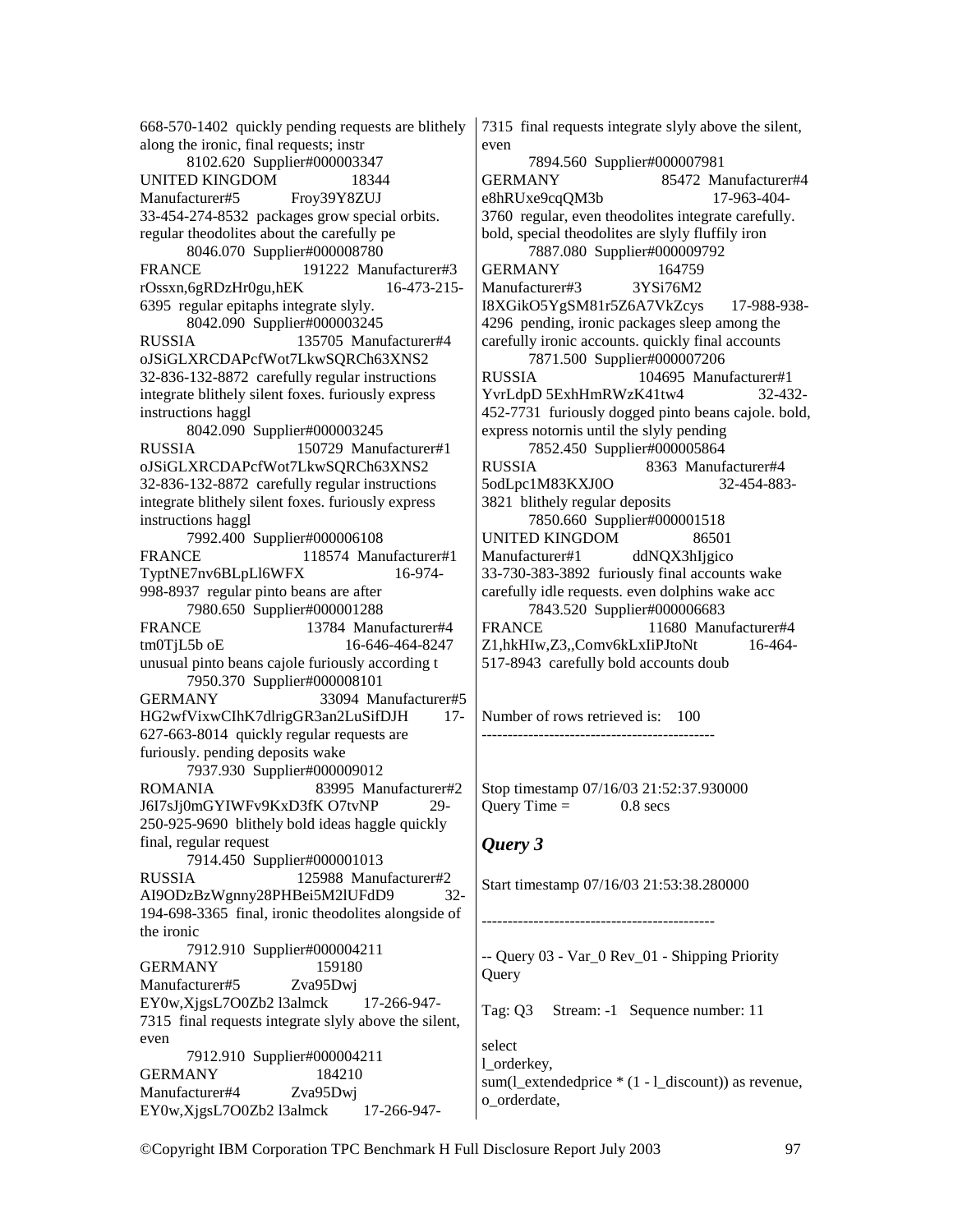668-570-1402 quickly pending requests are blithely along the ironic, final requests; instr

8102.620 Supplier#000003347 UNITED KINGDOM 18344 Manufacturer#5 Froy39Y8ZUJ 33-454-274-8532 packages grow special orbits. regular theodolites about the carefully pe

8046.070 Supplier#000008780 FRANCE 191222 Manufacturer#3 rOssxn,6gRDzHr0gu,hEK 16-473-215-6395 regular epitaphs integrate slyly.

8042.090 Supplier#000003245 RUSSIA 135705 Manufacturer#4 oJSiGLXRCDAPcfWot7LkwSQRCh63XNS2 32-836-132-8872 carefully regular instructions integrate blithely silent foxes. furiously express instructions haggl

8042.090 Supplier#000003245 RUSSIA 150729 Manufacturer#1 oJSiGLXRCDAPcfWot7LkwSQRCh63XNS2 32-836-132-8872 carefully regular instructions integrate blithely silent foxes. furiously express instructions haggl

7992.400 Supplier#000006108 FRANCE 118574 Manufacturer#1 TyptNE7nv6BLpLl6WFX 16-974-998-8937 regular pinto beans are after

7980.650 Supplier#000001288 FRANCE 13784 Manufacturer#4 tm0TjL5b oE 16-646-464-8247 unusual pinto beans cajole furiously according t

7950.370 Supplier#000008101 GERMANY 33094 Manufacturer#5 HG2wfVixwCIhK7dlrigGR3an2LuSifDJH 17-627-663-8014 quickly regular requests are furiously. pending deposits wake

7937.930 Supplier#000009012 ROMANIA 83995 Manufacturer#2 J6I7sJj0mGYIWFv9KxD3fK O7tvNP 29-250-925-9690 blithely bold ideas haggle quickly final, regular request

7914.450 Supplier#000001013 RUSSIA 125988 Manufacturer#2 AI9ODzBzWgnny28PHBei5M2lUFdD9 32-194-698-3365 final, ironic theodolites alongside of the ironic

7912.910 Supplier#000004211 GERMANY 159180 Manufacturer#5 Zva95Dwj EY0w,XjgsL7O0Zb2 l3almck 17-266-947-7315 final requests integrate slyly above the silent, even

7912.910 Supplier#000004211 GERMANY 184210 Manufacturer#4 Zva95Dwj EY0w,XjgsL7O0Zb2 l3almck 17-266-947-7315 final requests integrate slyly above the silent, even

7894.560 Supplier#000007981 GERMANY 85472 Manufacturer#4 e8hRUxe9cqQM3b 17-963-404-3760 regular, even theodolites integrate carefully. bold, special theodolites are slyly fluffily iron

7887.080 Supplier#000009792 GERMANY 164759 Manufacturer#3 3YSi76M2 I8XGikO5YgSM81r5Z6A7VkZcys 17-988-938-4296 pending, ironic packages sleep among the carefully ironic accounts. quickly final accounts

7871.500 Supplier#000007206 RUSSIA 104695 Manufacturer#1 YvrLdpD 5ExhHmRWzK41tw4 32-432-452-7731 furiously dogged pinto beans cajole. bold, express notornis until the slyly pending

7852.450 Supplier#000005864 RUSSIA 8363 Manufacturer#4 5odLpc1M83KXJ0O 32-454-883-3821 blithely regular deposits

7850.660 Supplier#000001518 UNITED KINGDOM 86501 Manufacturer#1 ddNQX3hIjgico 33-730-383-3892 furiously final accounts wake carefully idle requests. even dolphins wake acc

7843.520 Supplier#000006683 FRANCE 11680 Manufacturer#4 Z1,hkHIw,Z3,,Comv6kLxIiPJtoNt 16-464-517-8943 carefully bold accounts doub

Number of rows retrieved is: 100

---------------------------------------------

Stop timestamp 07/16/03 21:52:37.930000
Query Time = 0.8 secs

## *Query 3*

Start timestamp 07/16/03 21:53:38.280000

---------------------------------------------

-- Query 03 - Var_0 Rev_01 - Shipping Priority Query

Tag: Q3 Stream: -1 Sequence number: 11

```
select
l_orderkey,
sum(l_extendedprice * (1 - l_discount)) as revenue,
o_orderdate,
```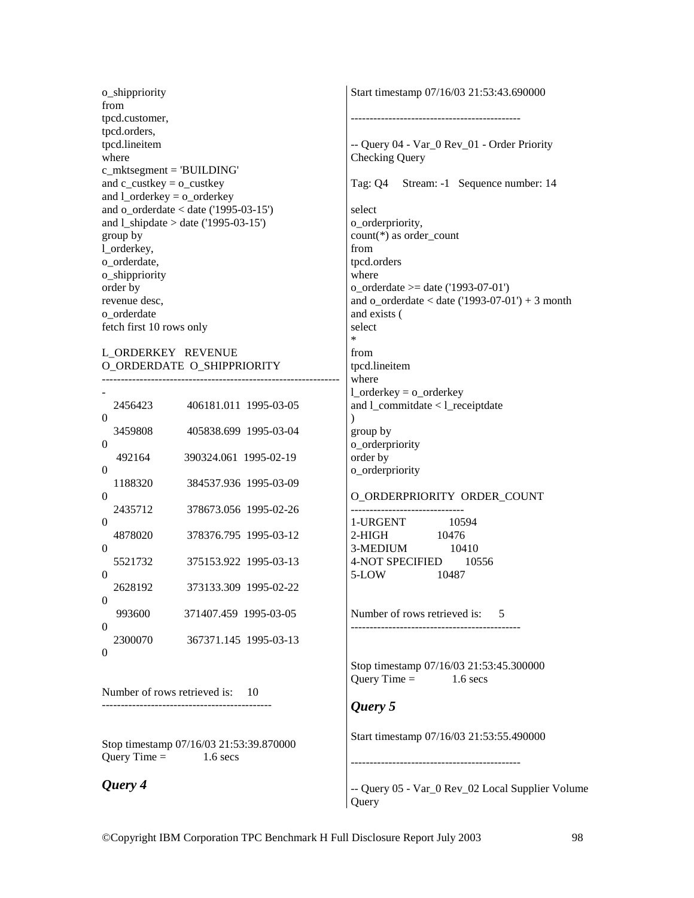```
o_shippriority
from
tpcd.customer,
tpcd.orders,
tpcd.lineitem
where
c_mktsegment = 'BUILDING'
and c_custkey = o_custkey
and l_orderkey = o_orderkey
and o_orderdate < date ('1995-03-15')
and l_shipdate > date ('1995-03-15')
group by
l_orderkey,
o_orderdate,
o_shippriority
order by
revenue desc,
o_orderdate
fetch first 10 rows only

L_ORDERKEY   REVENUE
O_ORDERDATE  O_SHIPPRIORITY
---------------------------------------------------------------
-
   2456423          406181.011  1995-03-05
0
   3459808          405838.699  1995-03-04
0
    492164          390324.061  1995-02-19
0
   1188320          384537.936  1995-03-09
0
   2435712          378673.056  1995-02-26
0
   4878020          378376.795  1995-03-12
0
   5521732          375153.922  1995-03-13
0
   2628192          373133.309  1995-02-22
0
    993600          371407.459  1995-03-05
0
   2300070          367371.145  1995-03-13
0


Number of rows retrieved is:     10
---------------------------------------------


Stop timestamp 07/16/03 21:53:39.870000
Query Time =           1.6 secs
```

***Query 4***

```
Start timestamp 07/16/03 21:53:43.690000

---------------------------------------------

-- Query 04 - Var_0 Rev_01 - Order Priority
Checking Query

Tag: Q4     Stream: -1   Sequence number: 14

select
o_orderpriority,
count(*) as order_count
from
tpcd.orders
where
o_orderdate >= date ('1993-07-01')
and o_orderdate < date ('1993-07-01') + 3 month
and exists (
select
*
from
tpcd.lineitem
where
l_orderkey = o_orderkey
and l_commitdate < l_receiptdate
)
group by
o_orderpriority
order by
o_orderpriority

O_ORDERPRIORITY  ORDER_COUNT
------------------------------
1-URGENT              10594
2-HIGH                10476
3-MEDIUM              10410
4-NOT SPECIFIED       10556
5-LOW                 10487


Number of rows retrieved is:      5
---------------------------------------------


Stop timestamp 07/16/03 21:53:45.300000
Query Time =           1.6 secs
```

***Query 5***

```
Start timestamp 07/16/03 21:53:55.490000

---------------------------------------------

-- Query 05 - Var_0 Rev_02 Local Supplier Volume
Query
```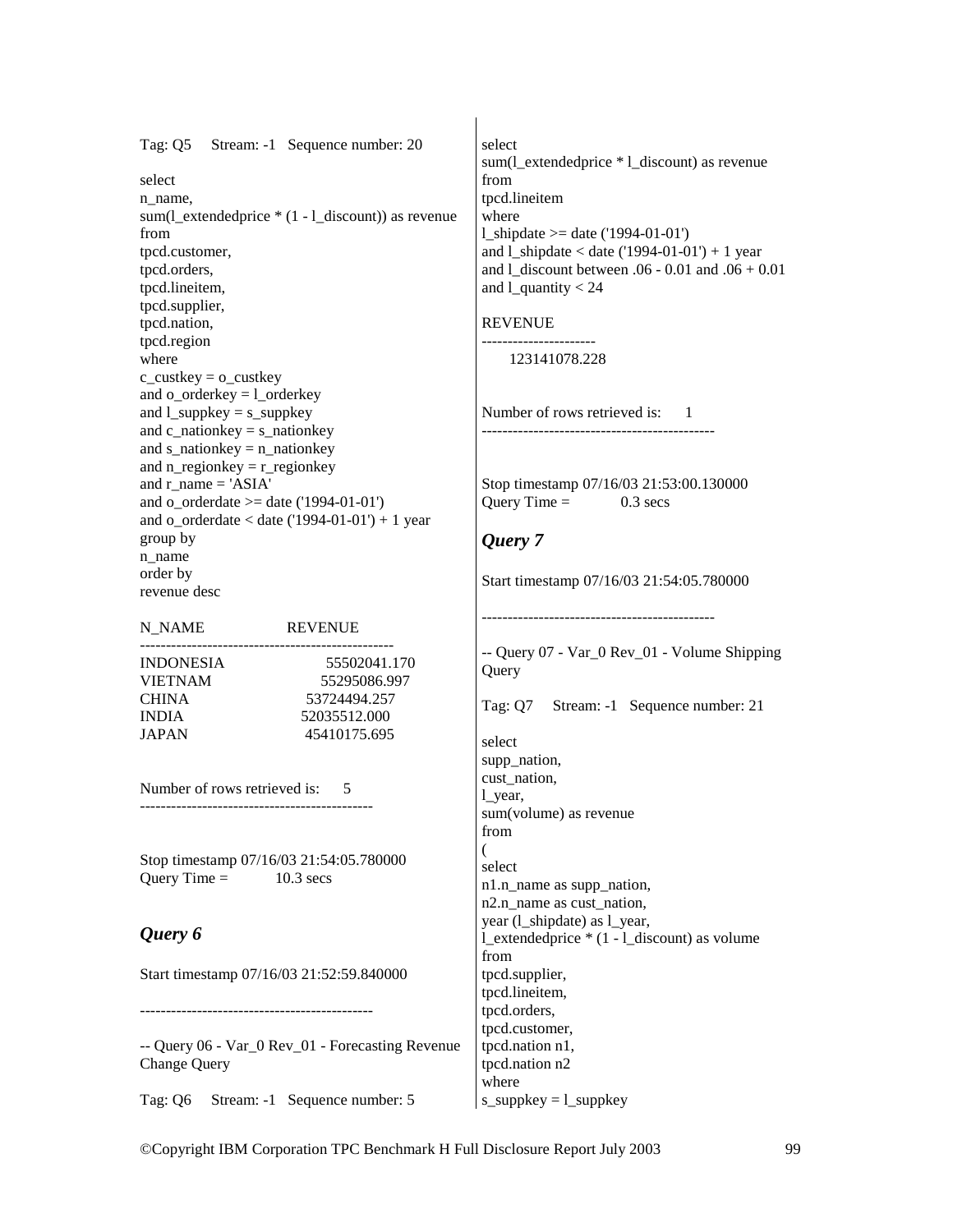Tag: Q5 Stream: -1 Sequence number: 20

```
select
n_name,
sum(l_extendedprice * (1 - l_discount)) as revenue
from
tpcd.customer,
tpcd.orders,
tpcd.lineitem,
tpcd.supplier,
tpcd.nation,
tpcd.region
where
c_custkey = o_custkey
and o_orderkey = l_orderkey
and l_suppkey = s_suppkey
and c_nationkey = s_nationkey
and s_nationkey = n_nationkey
and n_regionkey = r_regionkey
and r_name = 'ASIA'
and o_orderdate >= date ('1994-01-01')
and o_orderdate < date ('1994-01-01') + 1 year
group by
n_name
order by
revenue desc
```

```
N_NAME                    REVENUE
-------------------------------------------------
INDONESIA                 55502041.170
VIETNAM                   55295086.997
CHINA                     53724494.257
INDIA                     52035512.000
JAPAN                     45410175.695
```

Number of rows retrieved is: 5

---------------------------------------------

Stop timestamp 07/16/03 21:54:05.780000
Query Time = 10.3 secs

## *Query 6*

Start timestamp 07/16/03 21:52:59.840000

---------------------------------------------

-- Query 06 - Var_0 Rev_01 - Forecasting Revenue Change Query

Tag: Q6 Stream: -1 Sequence number: 5

```
select
sum(l_extendedprice * l_discount) as revenue
from
tpcd.lineitem
where
l_shipdate >= date ('1994-01-01')
and l_shipdate < date ('1994-01-01') + 1 year
and l_discount between .06 - 0.01 and .06 + 0.01
and l_quantity < 24
```

```
REVENUE
----------------------
    123141078.228
```

Number of rows retrieved is: 1

---------------------------------------------

Stop timestamp 07/16/03 21:53:00.130000
Query Time = 0.3 secs

## *Query 7*

Start timestamp 07/16/03 21:54:05.780000

---------------------------------------------

-- Query 07 - Var_0 Rev_01 - Volume Shipping Query

Tag: Q7 Stream: -1 Sequence number: 21

```
select
supp_nation,
cust_nation,
l_year,
sum(volume) as revenue
from
(
select
n1.n_name as supp_nation,
n2.n_name as cust_nation,
year (l_shipdate) as l_year,
l_extendedprice * (1 - l_discount) as volume
from
tpcd.supplier,
tpcd.lineitem,
tpcd.orders,
tpcd.customer,
tpcd.nation n1,
tpcd.nation n2
where
s_suppkey = l_suppkey
```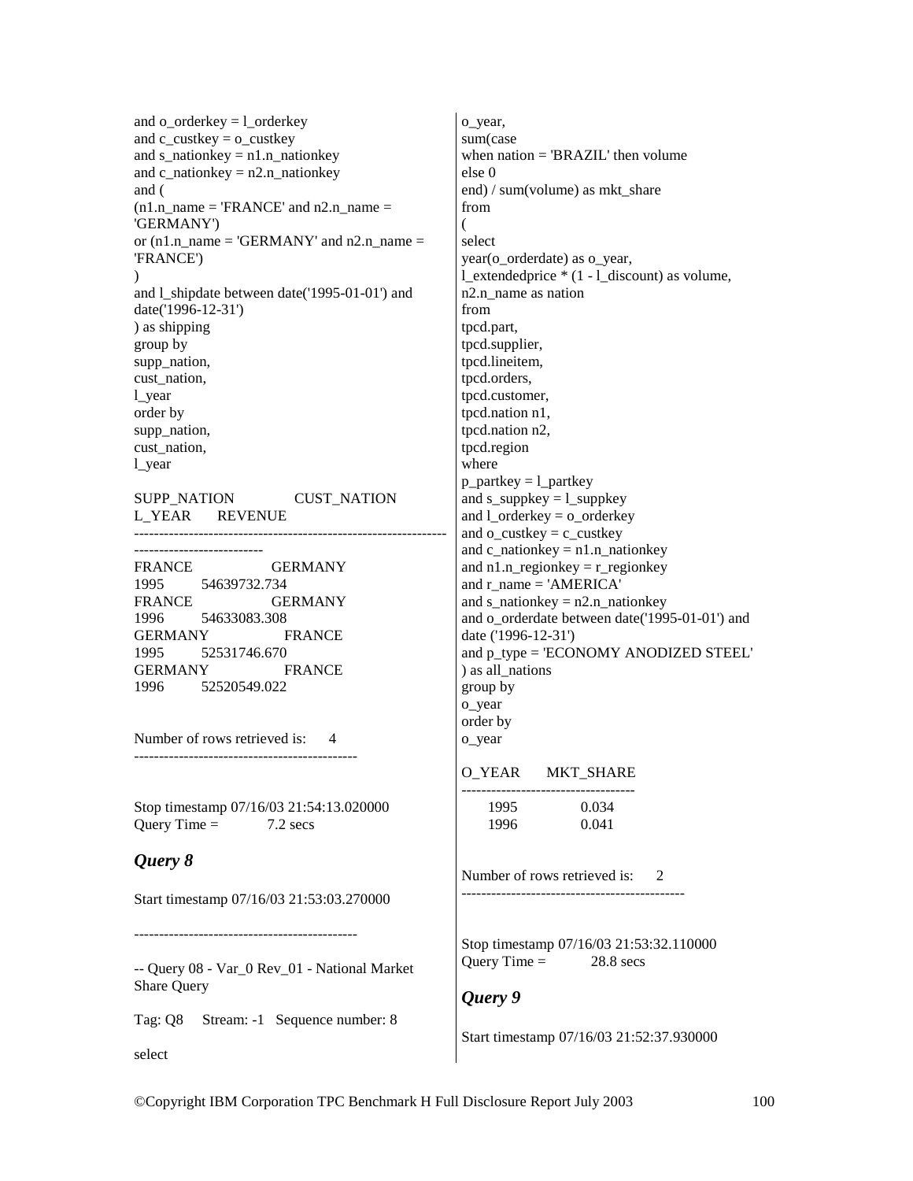```
and o_orderkey = l_orderkey
and c_custkey = o_custkey
and s_nationkey = n1.n_nationkey
and c_nationkey = n2.n_nationkey
and (
(n1.n_name = 'FRANCE' and n2.n_name =
'GERMANY')
or (n1.n_name = 'GERMANY' and n2.n_name =
'FRANCE')
)
and l_shipdate between date('1995-01-01') and
date('1996-12-31')
) as shipping
group by
supp_nation,
cust_nation,
l_year
order by
supp_nation,
cust_nation,
l_year

SUPP_NATION              CUST_NATION
L_YEAR      REVENUE
---------------------------------------------------------------
--------------------------
FRANCE                   GERMANY
1995        54639732.734
FRANCE                   GERMANY
1996        54633083.308
GERMANY                  FRANCE
1995        52531746.670
GERMANY                  FRANCE
1996        52520549.022


Number of rows retrieved is:      4
---------------------------------------------


Stop timestamp 07/16/03 21:54:13.020000
Query Time =           7.2 secs
```

## *Query 8*

Start timestamp 07/16/03 21:53:03.270000

```
---------------------------------------------

-- Query 08 - Var_0 Rev_01 - National Market
Share Query

Tag: Q8     Stream: -1   Sequence number: 8

select
o_year,
sum(case
when nation = 'BRAZIL' then volume
else 0
end) / sum(volume) as mkt_share
from
(
select
year(o_orderdate) as o_year,
l_extendedprice * (1 - l_discount) as volume,
n2.n_name as nation
from
tpcd.part,
tpcd.supplier,
tpcd.lineitem,
tpcd.orders,
tpcd.customer,
tpcd.nation n1,
tpcd.nation n2,
tpcd.region
where
p_partkey = l_partkey
and s_suppkey = l_suppkey
and l_orderkey = o_orderkey
and o_custkey = c_custkey
and c_nationkey = n1.n_nationkey
and n1.n_regionkey = r_regionkey
and r_name = 'AMERICA'
and s_nationkey = n2.n_nationkey
and o_orderdate between date('1995-01-01') and
date ('1996-12-31')
and p_type = 'ECONOMY ANODIZED STEEL'
) as all_nations
group by
o_year
order by
o_year

O_YEAR      MKT_SHARE
-----------------------------------
      1995           0.034
      1996           0.041


Number of rows retrieved is:      2
---------------------------------------------


Stop timestamp 07/16/03 21:53:32.110000
Query Time =           28.8 secs
```

## *Query 9*

Start timestamp 07/16/03 21:52:37.930000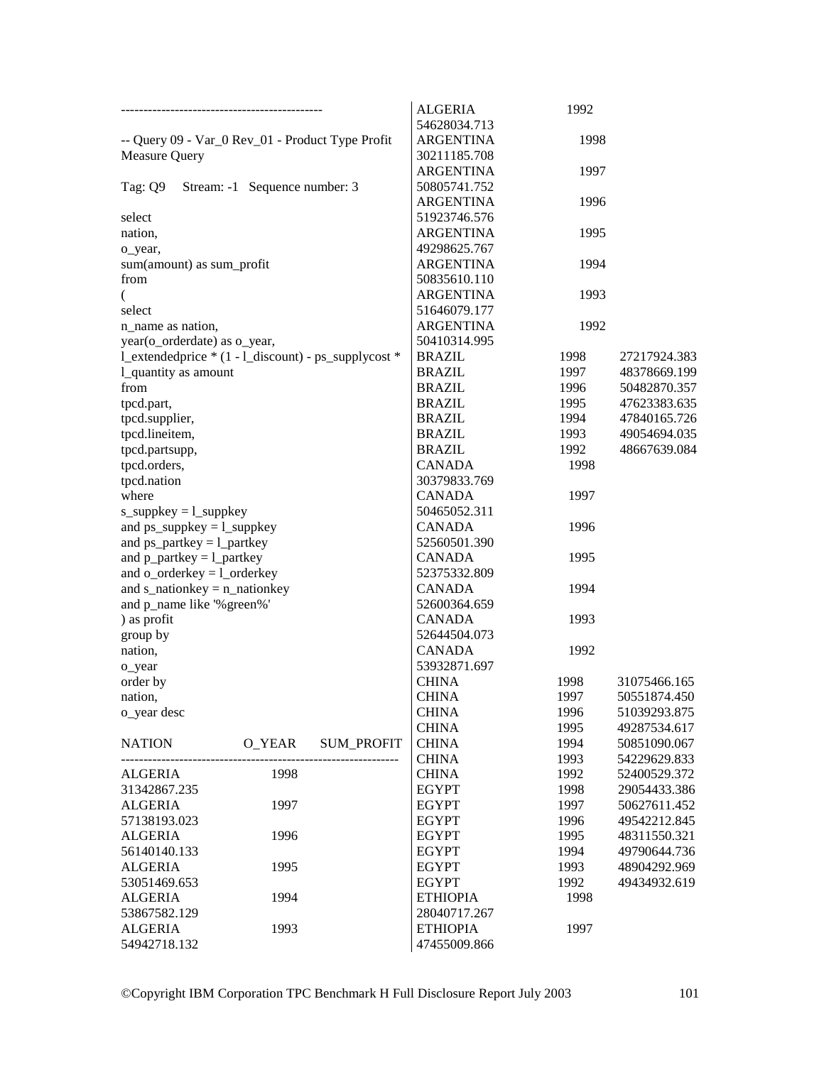```
---------------------------------------------

-- Query 09 - Var_0 Rev_01 - Product Type Profit Measure Query

Tag: Q9    Stream: -1   Sequence number: 3

select
nation,
o_year,
sum(amount) as sum_profit
from
(
select
n_name as nation,
year(o_orderdate) as o_year,
l_extendedprice * (1 - l_discount) - ps_supplycost * l_quantity as amount
from
tpcd.part,
tpcd.supplier,
tpcd.lineitem,
tpcd.partsupp,
tpcd.orders,
tpcd.nation
where
s_suppkey = l_suppkey
and ps_suppkey = l_suppkey
and ps_partkey = l_partkey
and p_partkey = l_partkey
and o_orderkey = l_orderkey
and s_nationkey = n_nationkey
and p_name like '%green%'
) as profit
group by
nation,
o_year
order by
nation,
o_year desc
```

| NATION | O_YEAR | SUM_PROFIT |
|---|---|---|
| ALGERIA | 1998 | 31342867.235 |
| ALGERIA | 1997 | 57138193.023 |
| ALGERIA | 1996 | 56140140.133 |
| ALGERIA | 1995 | 53051469.653 |
| ALGERIA | 1994 | 53867582.129 |
| ALGERIA | 1993 | 54942718.132 |
| ALGERIA | 1992 | 54628034.713 |
| ARGENTINA | 1998 | 30211185.708 |
| ARGENTINA | 1997 | 50805741.752 |
| ARGENTINA | 1996 | 51923746.576 |
| ARGENTINA | 1995 | 49298625.767 |
| ARGENTINA | 1994 | 50835610.110 |
| ARGENTINA | 1993 | 51646079.177 |
| ARGENTINA | 1992 | 50410314.995 |
| BRAZIL | 1998 | 27217924.383 |
| BRAZIL | 1997 | 48378669.199 |
| BRAZIL | 1996 | 50482870.357 |
| BRAZIL | 1995 | 47623383.635 |
| BRAZIL | 1994 | 47840165.726 |
| BRAZIL | 1993 | 49054694.035 |
| BRAZIL | 1992 | 48667639.084 |
| CANADA | 1998 | 30379833.769 |
| CANADA | 1997 | 50465052.311 |
| CANADA | 1996 | 52560501.390 |
| CANADA | 1995 | 52375332.809 |
| CANADA | 1994 | 52600364.659 |
| CANADA | 1993 | 52644504.073 |
| CANADA | 1992 | 53932871.697 |
| CHINA | 1998 | 31075466.165 |
| CHINA | 1997 | 50551874.450 |
| CHINA | 1996 | 51039293.875 |
| CHINA | 1995 | 49287534.617 |
| CHINA | 1994 | 50851090.067 |
| CHINA | 1993 | 54229629.833 |
| CHINA | 1992 | 52400529.372 |
| EGYPT | 1998 | 29054433.386 |
| EGYPT | 1997 | 50627611.452 |
| EGYPT | 1996 | 49542212.845 |
| EGYPT | 1995 | 48311550.321 |
| EGYPT | 1994 | 49790644.736 |
| EGYPT | 1993 | 48904292.969 |
| EGYPT | 1992 | 49434932.619 |
| ETHIOPIA | 1998 | 28040717.267 |
| ETHIOPIA | 1997 | 47455009.866 |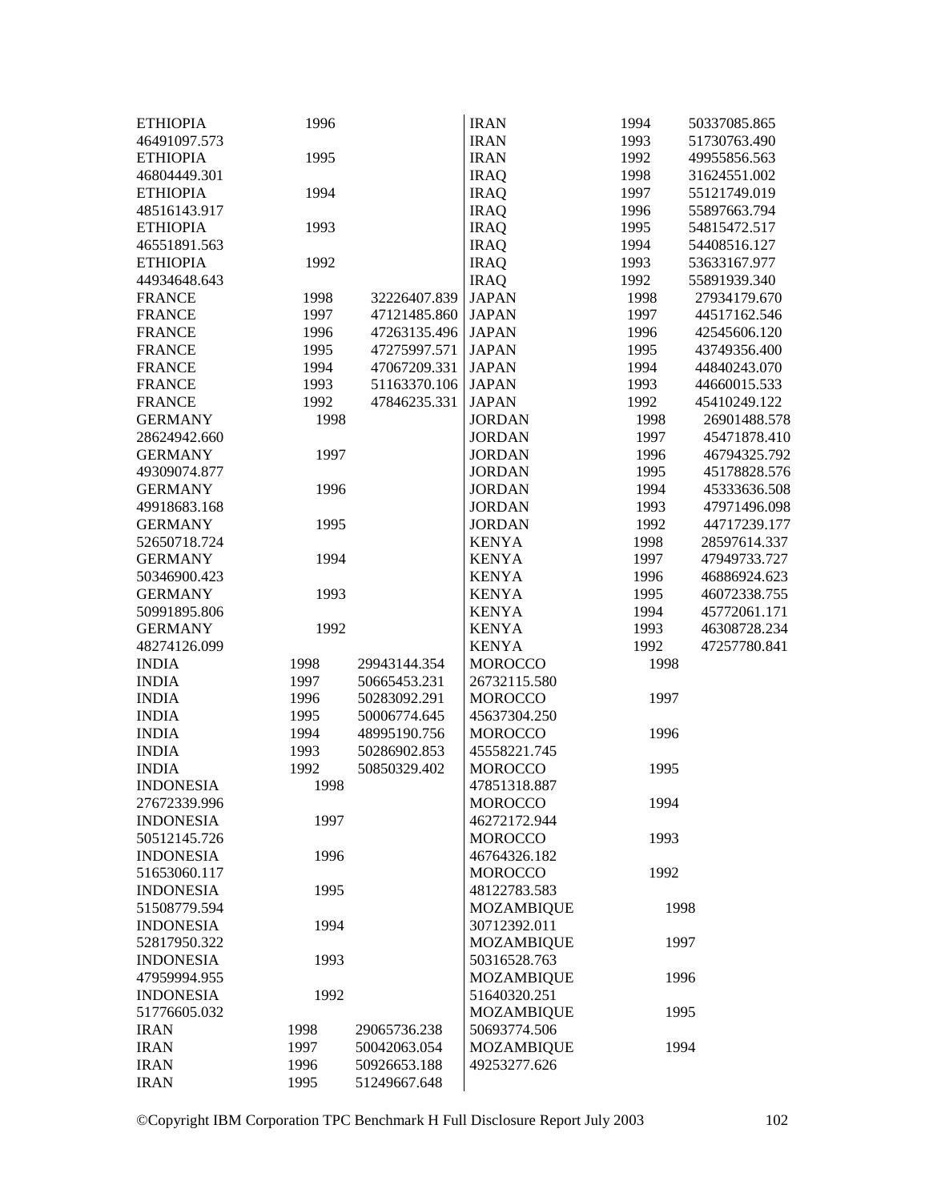| | | |
|---|---|---|
| ETHIOPIA | 1996 | 46491097.573 |
| ETHIOPIA | 1995 | 46804449.301 |
| ETHIOPIA | 1994 | 48516143.917 |
| ETHIOPIA | 1993 | 46551891.563 |
| ETHIOPIA | 1992 | 44934648.643 |
| FRANCE | 1998 | 32226407.839 |
| FRANCE | 1997 | 47121485.860 |
| FRANCE | 1996 | 47263135.496 |
| FRANCE | 1995 | 47275997.571 |
| FRANCE | 1994 | 47067209.331 |
| FRANCE | 1993 | 51163370.106 |
| FRANCE | 1992 | 47846235.331 |
| GERMANY | 1998 | 28624942.660 |
| GERMANY | 1997 | 49309074.877 |
| GERMANY | 1996 | 49918683.168 |
| GERMANY | 1995 | 52650718.724 |
| GERMANY | 1994 | 50346900.423 |
| GERMANY | 1993 | 50991895.806 |
| GERMANY | 1992 | 48274126.099 |
| INDIA | 1998 | 29943144.354 |
| INDIA | 1997 | 50665453.231 |
| INDIA | 1996 | 50283092.291 |
| INDIA | 1995 | 50006774.645 |
| INDIA | 1994 | 48995190.756 |
| INDIA | 1993 | 50286902.853 |
| INDIA | 1992 | 50850329.402 |
| INDONESIA | 1998 | 27672339.996 |
| INDONESIA | 1997 | 50512145.726 |
| INDONESIA | 1996 | 51653060.117 |
| INDONESIA | 1995 | 51508779.594 |
| INDONESIA | 1994 | 52817950.322 |
| INDONESIA | 1993 | 47959994.955 |
| INDONESIA | 1992 | 51776605.032 |
| IRAN | 1998 | 29065736.238 |
| IRAN | 1997 | 50042063.054 |
| IRAN | 1996 | 50926653.188 |
| IRAN | 1995 | 51249667.648 |
| IRAN | 1994 | 50337085.865 |
| IRAN | 1993 | 51730763.490 |
| IRAN | 1992 | 49955856.563 |
| IRAQ | 1998 | 31624551.002 |
| IRAQ | 1997 | 55121749.019 |
| IRAQ | 1996 | 55897663.794 |
| IRAQ | 1995 | 54815472.517 |
| IRAQ | 1994 | 54408516.127 |
| IRAQ | 1993 | 53633167.977 |
| IRAQ | 1992 | 55891939.340 |
| JAPAN | 1998 | 27934179.670 |
| JAPAN | 1997 | 44517162.546 |
| JAPAN | 1996 | 42545606.120 |
| JAPAN | 1995 | 43749356.400 |
| JAPAN | 1994 | 44840243.070 |
| JAPAN | 1993 | 44660015.533 |
| JAPAN | 1992 | 45410249.122 |
| JORDAN | 1998 | 26901488.578 |
| JORDAN | 1997 | 45471878.410 |
| JORDAN | 1996 | 46794325.792 |
| JORDAN | 1995 | 45178828.576 |
| JORDAN | 1994 | 45333636.508 |
| JORDAN | 1993 | 47971496.098 |
| JORDAN | 1992 | 44717239.177 |
| KENYA | 1998 | 28597614.337 |
| KENYA | 1997 | 47949733.727 |
| KENYA | 1996 | 46886924.623 |
| KENYA | 1995 | 46072338.755 |
| KENYA | 1994 | 45772061.171 |
| KENYA | 1993 | 46308728.234 |
| KENYA | 1992 | 47257780.841 |
| MOROCCO | 1998 | 26732115.580 |
| MOROCCO | 1997 | 45637304.250 |
| MOROCCO | 1996 | 45558221.745 |
| MOROCCO | 1995 | 47851318.887 |
| MOROCCO | 1994 | 46272172.944 |
| MOROCCO | 1993 | 46764326.182 |
| MOROCCO | 1992 | 48122783.583 |
| MOZAMBIQUE | 1998 | 30712392.011 |
| MOZAMBIQUE | 1997 | 50316528.763 |
| MOZAMBIQUE | 1996 | 51640320.251 |
| MOZAMBIQUE | 1995 | 50693774.506 |
| MOZAMBIQUE | 1994 | 49253277.626 |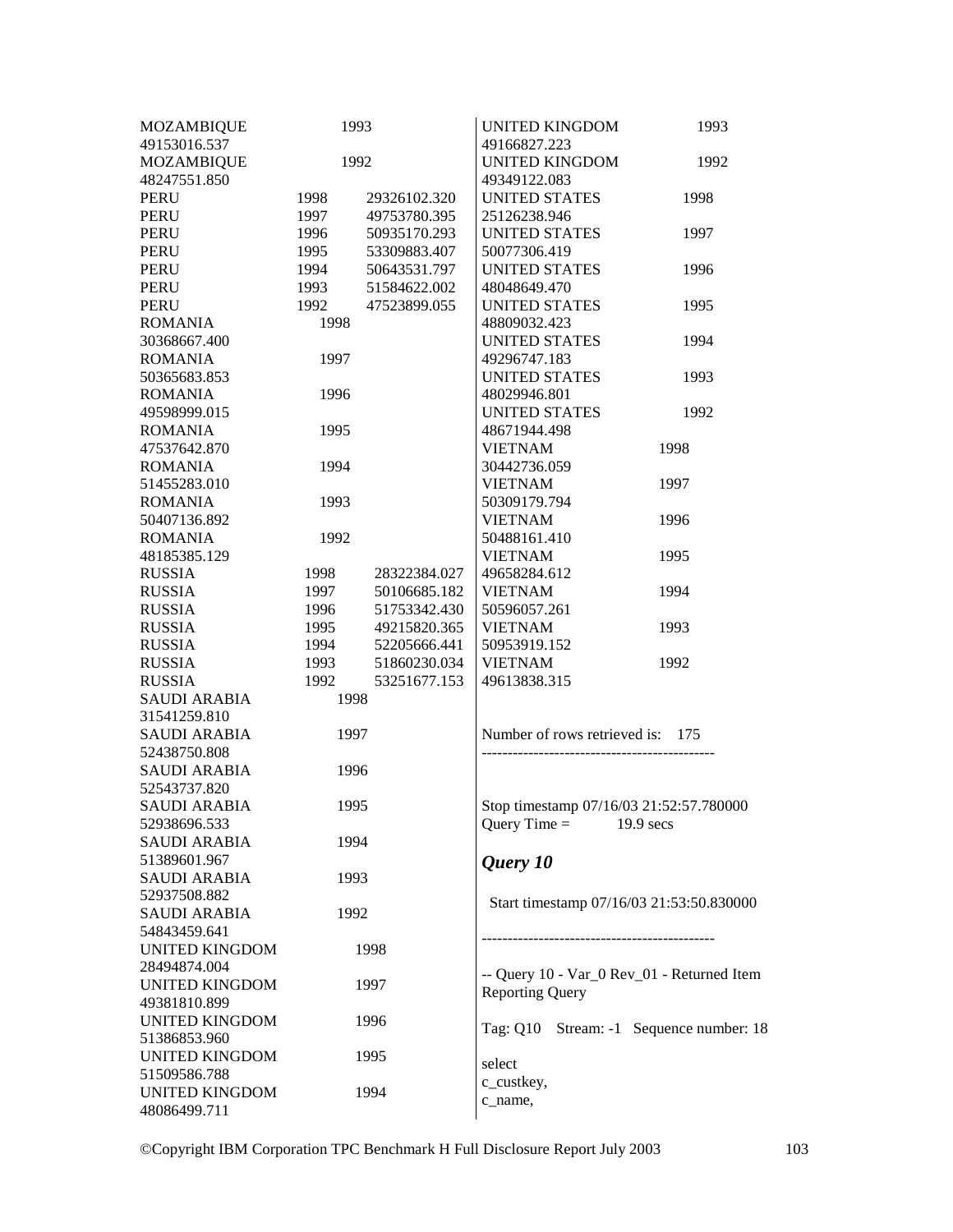```
MOZAMBIQUE          1993
49153016.537
MOZAMBIQUE          1992
48247551.850
PERU           1998      29326102.320
PERU           1997      49753780.395
PERU           1996      50935170.293
PERU           1995      53309883.407
PERU           1994      50643531.797
PERU           1993      51584622.002
PERU           1992      47523899.055
ROMANIA         1998
30368667.400
ROMANIA         1997
50365683.853
ROMANIA         1996
49598999.015
ROMANIA         1995
47537642.870
ROMANIA         1994
51455283.010
ROMANIA         1993
50407136.892
ROMANIA         1992
48185385.129
RUSSIA          1998      28322384.027
RUSSIA          1997      50106685.182
RUSSIA          1996      51753342.430
RUSSIA          1995      49215820.365
RUSSIA          1994      52205666.441
RUSSIA          1993      51860230.034
RUSSIA          1992      53251677.153
SAUDI ARABIA          1998
31541259.810
SAUDI ARABIA          1997
52438750.808
SAUDI ARABIA          1996
52543737.820
SAUDI ARABIA          1995
52938696.533
SAUDI ARABIA          1994
51389601.967
SAUDI ARABIA          1993
52937508.882
SAUDI ARABIA          1992
54843459.641
UNITED KINGDOM          1998
28494874.004
UNITED KINGDOM          1997
49381810.899
UNITED KINGDOM          1996
51386853.960
UNITED KINGDOM          1995
51509586.788
UNITED KINGDOM          1994
48086499.711
UNITED KINGDOM          1993
49166827.223
UNITED KINGDOM          1992
49349122.083
UNITED STATES          1998
25126238.946
UNITED STATES          1997
50077306.419
UNITED STATES          1996
48048649.470
UNITED STATES          1995
48809032.423
UNITED STATES          1994
49296747.183
UNITED STATES          1993
48029946.801
UNITED STATES          1992
48671944.498
VIETNAM          1998
30442736.059
VIETNAM          1997
50309179.794
VIETNAM          1996
50488161.410
VIETNAM          1995
49658284.612
VIETNAM          1994
50596057.261
VIETNAM          1993
50953919.152
VIETNAM          1992
49613838.315

Number of rows retrieved is:   175
---------------------------------------------


Stop timestamp 07/16/03 21:52:57.780000
Query Time =          19.9 secs
```

### *Query 10*

```
Start timestamp 07/16/03 21:53:50.830000

---------------------------------------------

-- Query 10 - Var_0 Rev_01 - Returned Item Reporting Query

Tag: Q10    Stream: -1   Sequence number: 18

select
c_custkey,
c_name,
```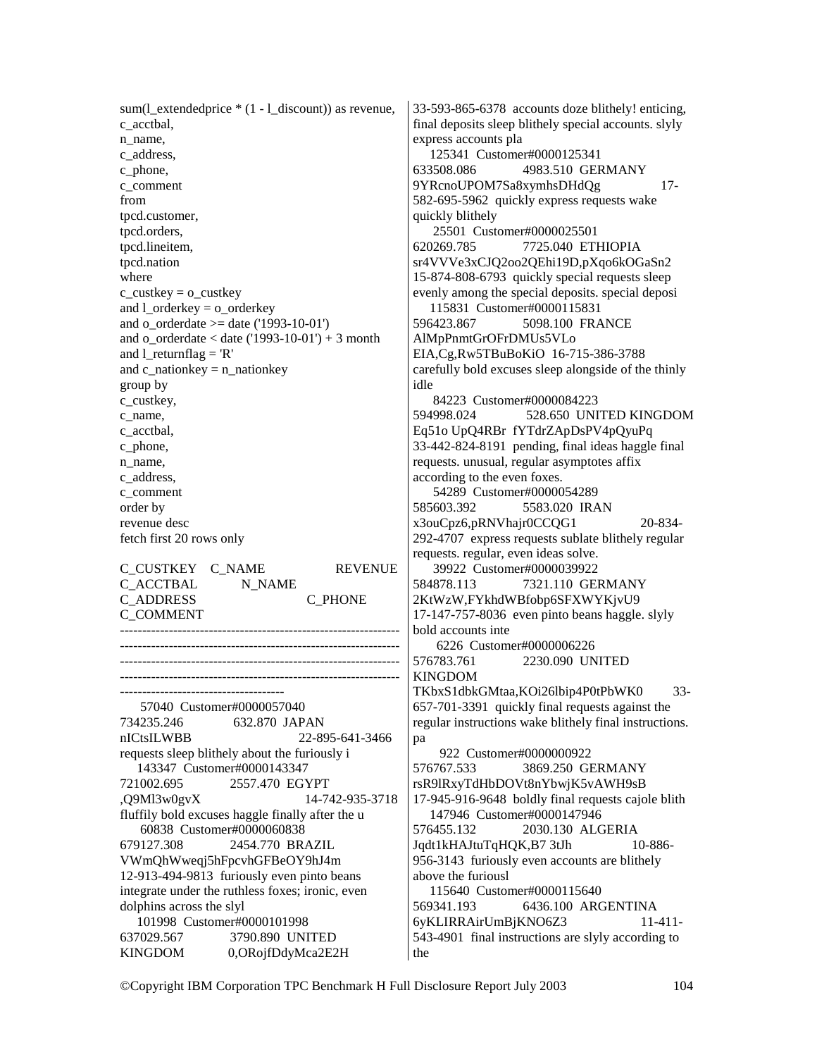```
sum(l_extendedprice * (1 - l_discount)) as revenue,
c_acctbal,
n_name,
c_address,
c_phone,
c_comment
from
tpcd.customer,
tpcd.orders,
tpcd.lineitem,
tpcd.nation
where
c_custkey = o_custkey
and l_orderkey = o_orderkey
and o_orderdate >= date ('1993-10-01')
and o_orderdate < date ('1993-10-01') + 3 month
and l_returnflag = 'R'
and c_nationkey = n_nationkey
group by
c_custkey,
c_name,
c_acctbal,
c_phone,
n_name,
c_address,
c_comment
order by
revenue desc
fetch first 20 rows only

C_CUSTKEY   C_NAME                   REVENUE
C_ACCTBAL         N_NAME
C_ADDRESS                            C_PHONE
C_COMMENT
--------------------------------------------------------------
--------------------------------------------------------------
--------------------------------------------------------------
--------------------------------------------------------------
-------------------------------------
     57040  Customer#0000057040
734235.246          632.870  JAPAN
nICtsILWBB                           22-895-641-3466
requests sleep blithely about the furiously i
    143347  Customer#0000143347
721002.695          2557.470  EGYPT
,Q9Ml3w0gvX                          14-742-935-3718
fluffily bold excuses haggle finally after the u
     60838  Customer#0000060838
679127.308          2454.770  BRAZIL
VWmQhWweqj5hFpcvhGFBeOY9hJ4m
12-913-494-9813  furiously even pinto beans
integrate under the ruthless foxes; ironic, even
dolphins across the slyl
    101998  Customer#0000101998
637029.567          3790.890  UNITED
KINGDOM          0,ORojfDdyMca2E2H
33-593-865-6378  accounts doze blithely! enticing,
final deposits sleep blithely special accounts. slyly
express accounts pla
    125341  Customer#0000125341
633508.086          4983.510  GERMANY
9YRcnoUPOM7Sa8xymhsDHdQg                 17-
582-695-5962  quickly express requests wake
quickly blithely
     25501  Customer#0000025501
620269.785          7725.040  ETHIOPIA
sr4VVVe3xCJQ2oo2QEhi19D,pXqo6kOGaSn2
15-874-808-6793  quickly special requests sleep
evenly among the special deposits. special deposi
    115831  Customer#0000115831
596423.867          5098.100  FRANCE
AlMpPnmtGrOFrDMUs5VLo
EIA,Cg,Rw5TBuBoKiO  16-715-386-3788
carefully bold excuses sleep alongside of the thinly
idle
     84223  Customer#0000084223
594998.024           528.650  UNITED KINGDOM
Eq51o UpQ4RBr  fYTdrZApDsPV4pQyuPq
33-442-824-8191  pending, final ideas haggle final
requests. unusual, regular asymptotes affix
according to the even foxes.
     54289  Customer#0000054289
585603.392          5583.020  IRAN
x3ouCpz6,pRNVhajr0CCQG1                 20-834-
292-4707  express requests sublate blithely regular
requests. regular, even ideas solve.
     39922  Customer#0000039922
584878.113          7321.110  GERMANY
2KtWzW,FYkhdWBfobp6SFXWYKjvU9
17-147-757-8036  even pinto beans haggle. slyly
bold accounts inte
      6226  Customer#0000006226
576783.761          2230.090  UNITED
KINGDOM
TKbxS1dbkGMtaa,KOi26lbip4P0tPbWK0       33-
657-701-3391  quickly final requests against the
regular instructions wake blithely final instructions.
pa
       922  Customer#0000000922
576767.533          3869.250  GERMANY
rsR9lRxyTdHbDOVt8nYbwjK5vAWH9sB
17-945-916-9648  boldly final requests cajole blith
    147946  Customer#0000147946
576455.132          2030.130  ALGERIA
Jqdt1kHAJtuTqHQK,B7 3tJh                10-886-
956-3143  furiously even accounts are blithely
above the furiousl
    115640  Customer#0000115640
569341.193          6436.100  ARGENTINA
6yKLIRRAirUmBjKNO6Z3                    11-411-
543-4901  final instructions are slyly according to
the
```

©Copyright IBM Corporation TPC Benchmark H Full Disclosure Report July 2003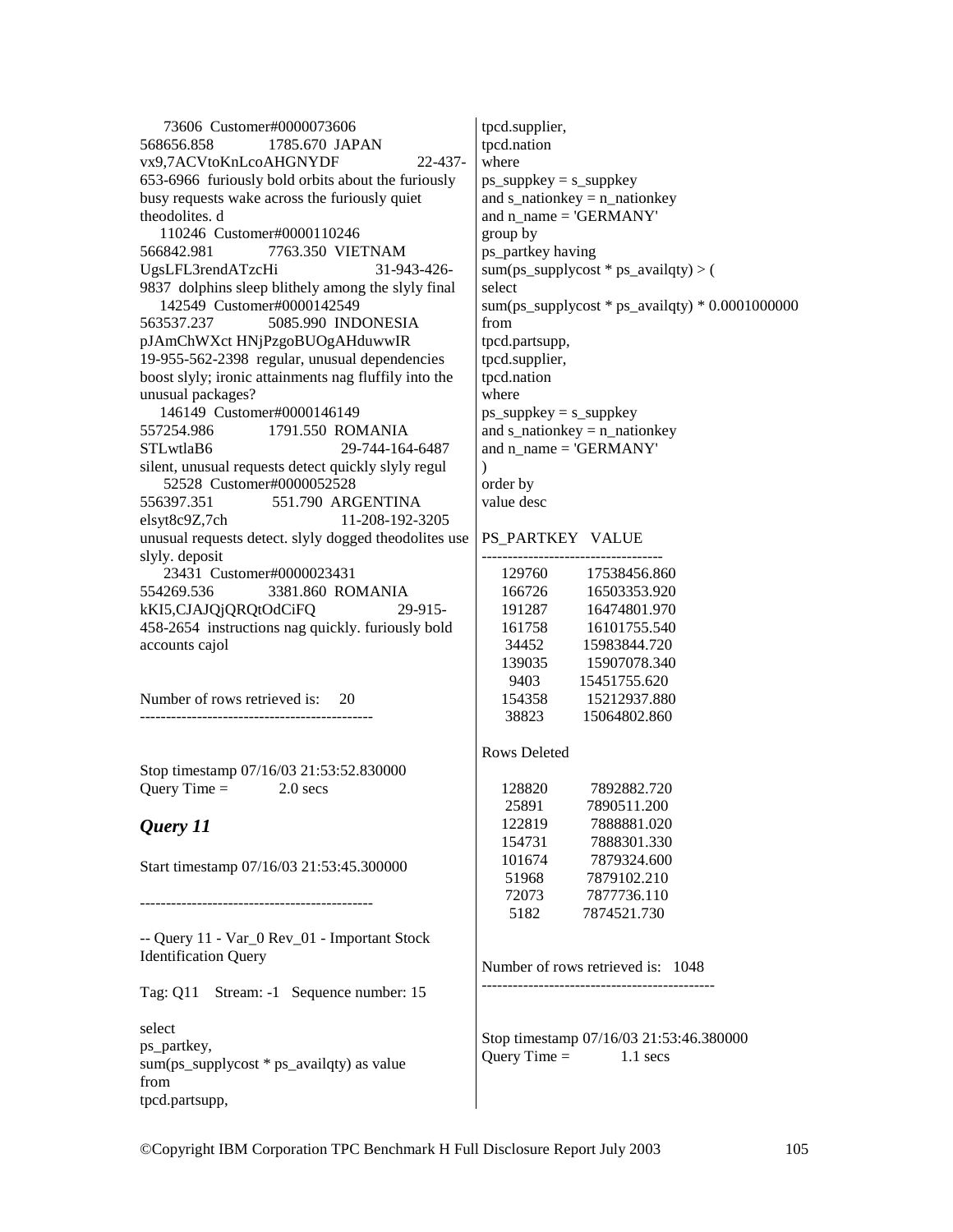73606 Customer#0000073606
568656.858 1785.670 JAPAN
vx9,7ACVtoKnLcoAHGNYDF 22-437-653-6966 furiously bold orbits about the furiously busy requests wake across the furiously quiet theodolites. d
110246 Customer#0000110246
566842.981 7763.350 VIETNAM
UgsLFL3rendATzcHi 31-943-426-9837 dolphins sleep blithely among the slyly final
142549 Customer#0000142549
563537.237 5085.990 INDONESIA
pJAmChWXct HNjPzgoBUOgAHduwwIR 19-955-562-2398 regular, unusual dependencies boost slyly; ironic attainments nag fluffily into the unusual packages?
146149 Customer#0000146149
557254.986 1791.550 ROMANIA
STLwtlaB6 29-744-164-6487 silent, unusual requests detect quickly slyly regul
52528 Customer#0000052528
556397.351 551.790 ARGENTINA
elsyt8c9Z,7ch 11-208-192-3205 unusual requests detect. slyly dogged theodolites use slyly. deposit
23431 Customer#0000023431
554269.536 3381.860 ROMANIA
kKI5,CJAJQjQRQtOdCiFQ 29-915-458-2654 instructions nag quickly. furiously bold accounts cajol

Number of rows retrieved is: 20

---------------------------------------------

Stop timestamp 07/16/03 21:53:52.830000
Query Time = 2.0 secs

## *Query 11*

Start timestamp 07/16/03 21:53:45.300000

---------------------------------------------

-- Query 11 - Var_0 Rev_01 - Important Stock Identification Query

Tag: Q11 Stream: -1 Sequence number: 15

```
select
ps_partkey,
sum(ps_supplycost * ps_availqty) as value
from
tpcd.partsupp,
tpcd.supplier,
tpcd.nation
where
ps_suppkey = s_suppkey
and s_nationkey = n_nationkey
and n_name = 'GERMANY'
group by
ps_partkey having
sum(ps_supplycost * ps_availqty) > (
select
sum(ps_supplycost * ps_availqty) * 0.0001000000
from
tpcd.partsupp,
tpcd.supplier,
tpcd.nation
where
ps_suppkey = s_suppkey
and s_nationkey = n_nationkey
and n_name = 'GERMANY'
)
order by
value desc
```

| PS_PARTKEY | VALUE |
|---|---|
| 129760 | 17538456.860 |
| 166726 | 16503353.920 |
| 191287 | 16474801.970 |
| 161758 | 16101755.540 |
| 34452 | 15983844.720 |
| 139035 | 15907078.340 |
| 9403 | 15451755.620 |
| 154358 | 15212937.880 |
| 38823 | 15064802.860 |

Rows Deleted

| | |
|---|---|
| 128820 | 7892882.720 |
| 25891 | 7890511.200 |
| 122819 | 7888881.020 |
| 154731 | 7888301.330 |
| 101674 | 7879324.600 |
| 51968 | 7879102.210 |
| 72073 | 7877736.110 |
| 5182 | 7874521.730 |

Number of rows retrieved is: 1048

---------------------------------------------

Stop timestamp 07/16/03 21:53:46.380000
Query Time = 1.1 secs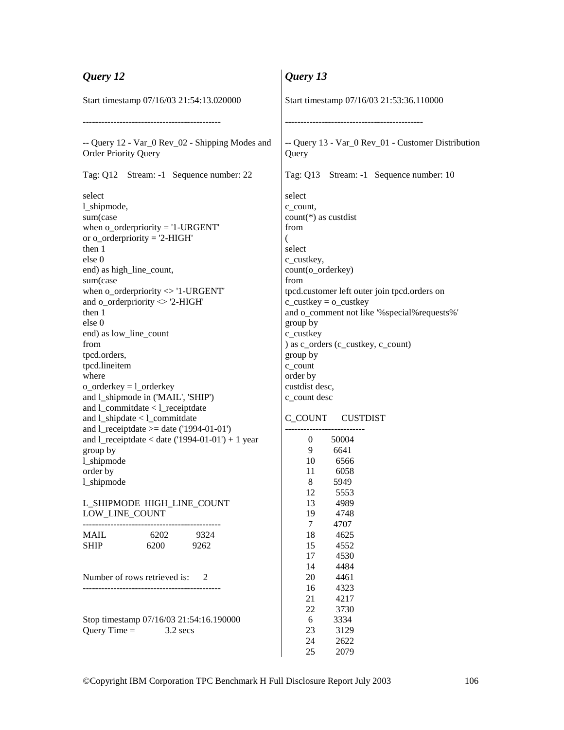## *Query 12*

Start timestamp 07/16/03 21:54:13.020000

---------------------------------------------

-- Query 12 - Var_0 Rev_02 - Shipping Modes and Order Priority Query

Tag: Q12 Stream: -1 Sequence number: 22

```
select
l_shipmode,
sum(case
when o_orderpriority = '1-URGENT'
or o_orderpriority = '2-HIGH'
then 1
else 0
end) as high_line_count,
sum(case
when o_orderpriority <> '1-URGENT'
and o_orderpriority <> '2-HIGH'
then 1
else 0
end) as low_line_count
from
tpcd.orders,
tpcd.lineitem
where
o_orderkey = l_orderkey
and l_shipmode in ('MAIL', 'SHIP')
and l_commitdate < l_receiptdate
and l_shipdate < l_commitdate
and l_receiptdate >= date ('1994-01-01')
and l_receiptdate < date ('1994-01-01') + 1 year
group by
l_shipmode
order by
l_shipmode
```

| L_SHIPMODE | HIGH_LINE_COUNT | LOW_LINE_COUNT |
|---|---|---|
| MAIL | 6202 | 9324 |
| SHIP | 6200 | 9262 |

Number of rows retrieved is: 2

---------------------------------------------

Stop timestamp 07/16/03 21:54:16.190000

Query Time = 3.2 secs

## *Query 13*

Start timestamp 07/16/03 21:53:36.110000

---------------------------------------------

-- Query 13 - Var_0 Rev_01 - Customer Distribution Query

Tag: Q13 Stream: -1 Sequence number: 10

```
select
c_count,
count(*) as custdist
from
(
select
c_custkey,
count(o_orderkey)
from
tpcd.customer left outer join tpcd.orders on
c_custkey = o_custkey
and o_comment not like '%special%requests%'
group by
c_custkey
) as c_orders (c_custkey, c_count)
group by
c_count
order by
custdist desc,
c_count desc
```

| C_COUNT | CUSTDIST |
|---|---|
| 0 | 50004 |
| 9 | 6641 |
| 10 | 6566 |
| 11 | 6058 |
| 8 | 5949 |
| 12 | 5553 |
| 13 | 4989 |
| 19 | 4748 |
| 7 | 4707 |
| 18 | 4625 |
| 15 | 4552 |
| 17 | 4530 |
| 14 | 4484 |
| 20 | 4461 |
| 16 | 4323 |
| 21 | 4217 |
| 22 | 3730 |
| 6 | 3334 |
| 23 | 3129 |
| 24 | 2622 |
| 25 | 2079 |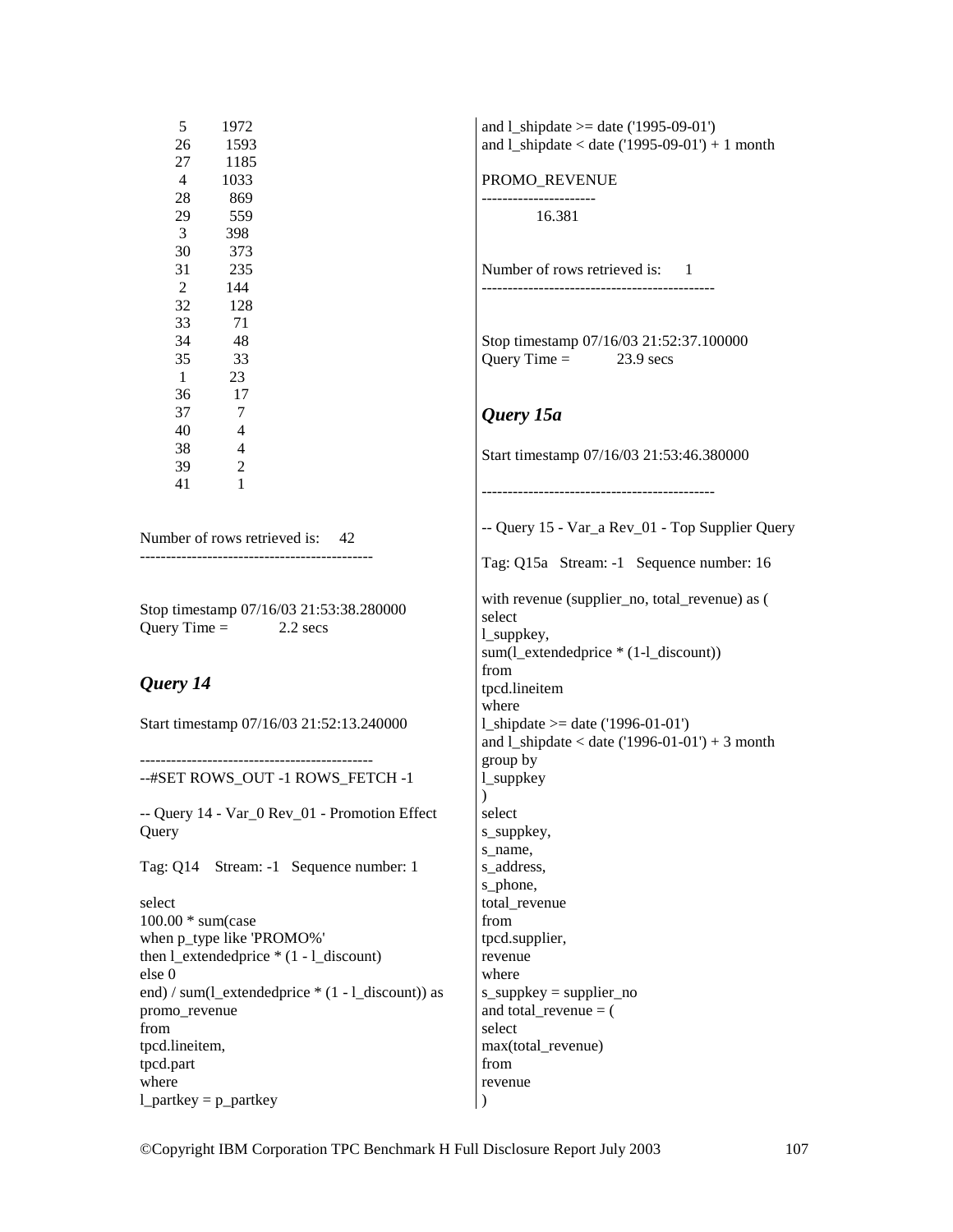| | |
|---|---|
| 5 | 1972 |
| 26 | 1593 |
| 27 | 1185 |
| 4 | 1033 |
| 28 | 869 |
| 29 | 559 |
| 3 | 398 |
| 30 | 373 |
| 31 | 235 |
| 2 | 144 |
| 32 | 128 |
| 33 | 71 |
| 34 | 48 |
| 35 | 33 |
| 1 | 23 |
| 36 | 17 |
| 37 | 7 |
| 40 | 4 |
| 38 | 4 |
| 39 | 2 |
| 41 | 1 |

Number of rows retrieved is: 42

---------------------------------------------

Stop timestamp 07/16/03 21:53:38.280000
Query Time = 2.2 secs

### *Query 14*

Start timestamp 07/16/03 21:52:13.240000

---------------------------------------------

```
--#SET ROWS_OUT -1 ROWS_FETCH -1

-- Query 14 - Var_0 Rev_01 - Promotion Effect Query

Tag: Q14    Stream: -1   Sequence number: 1

select
100.00 * sum(case
when p_type like 'PROMO%'
then l_extendedprice * (1 - l_discount)
else 0
end) / sum(l_extendedprice * (1 - l_discount)) as promo_revenue
from
tpcd.lineitem,
tpcd.part
where
l_partkey = p_partkey
and l_shipdate >= date ('1995-09-01')
and l_shipdate < date ('1995-09-01') + 1 month
```

PROMO_REVENUE
----------------------
16.381

Number of rows retrieved is: 1

---------------------------------------------

Stop timestamp 07/16/03 21:52:37.100000
Query Time = 23.9 secs

### *Query 15a*

Start timestamp 07/16/03 21:53:46.380000

---------------------------------------------

```
-- Query 15 - Var_a Rev_01 - Top Supplier Query

Tag: Q15a   Stream: -1   Sequence number: 16

with revenue (supplier_no, total_revenue) as (
select
l_suppkey,
sum(l_extendedprice * (1-l_discount))
from
tpcd.lineitem
where
l_shipdate >= date ('1996-01-01')
and l_shipdate < date ('1996-01-01') + 3 month
group by
l_suppkey
)
select
s_suppkey,
s_name,
s_address,
s_phone,
total_revenue
from
tpcd.supplier,
revenue
where
s_suppkey = supplier_no
and total_revenue = (
select
max(total_revenue)
from
revenue
)
```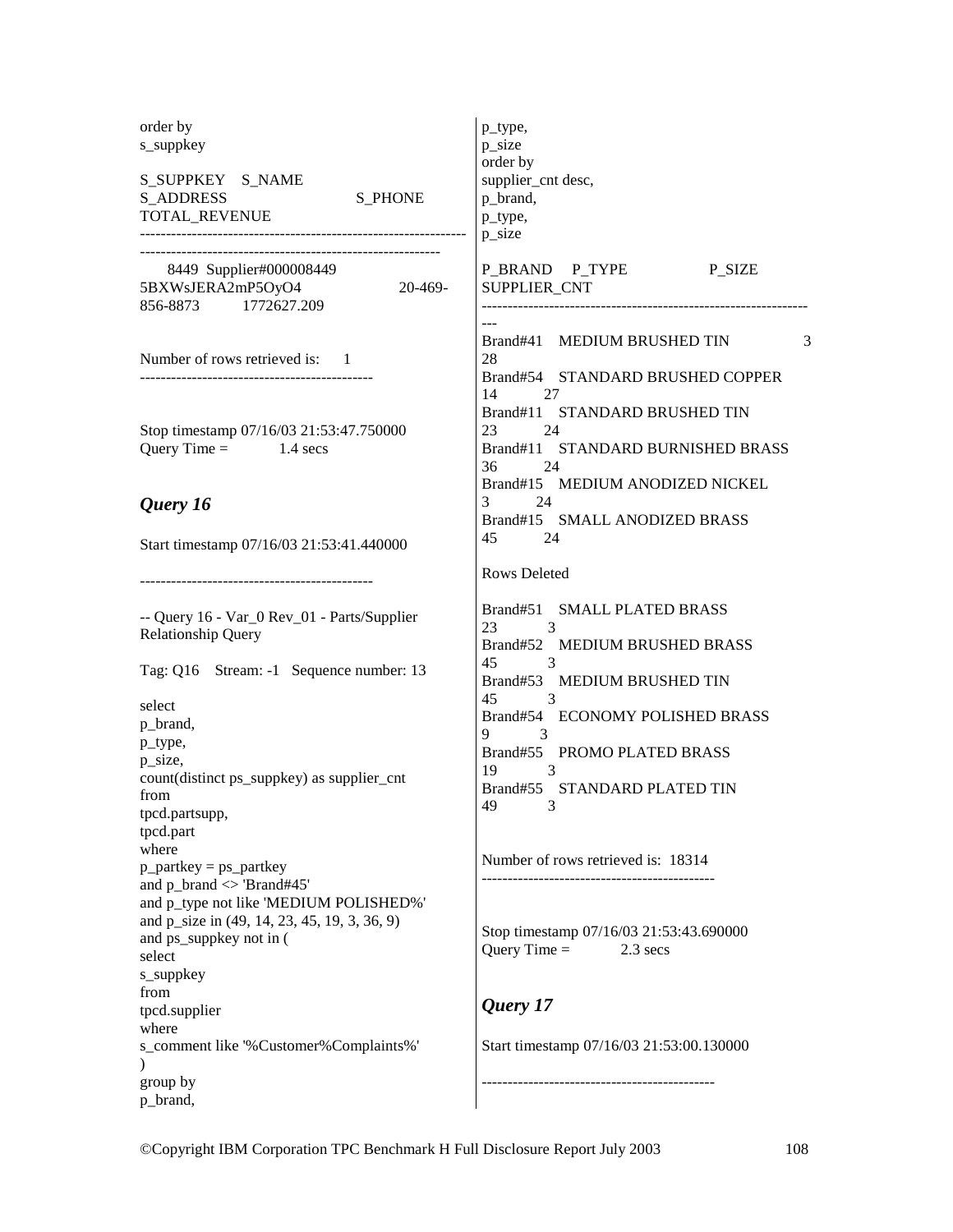order by
s_suppkey

S_SUPPKEY S_NAME
S_ADDRESS S_PHONE
TOTAL_REVENUE
------------------------------------------------------------------------------------------------------------------------

8449 Supplier#000008449
5BXWsJERA2mP5OyO4 20-469-
856-8873 1772627.209

Number of rows retrieved is: 1
---------------------------------------------

Stop timestamp 07/16/03 21:53:47.750000
Query Time = 1.4 secs

## *Query 16*

Start timestamp 07/16/03 21:53:41.440000

---------------------------------------------

-- Query 16 - Var_0 Rev_01 - Parts/Supplier Relationship Query

Tag: Q16 Stream: -1 Sequence number: 13

```
select
p_brand,
p_type,
p_size,
count(distinct ps_suppkey) as supplier_cnt
from
tpcd.partsupp,
tpcd.part
where
p_partkey = ps_partkey
and p_brand <> 'Brand#45'
and p_type not like 'MEDIUM POLISHED%'
and p_size in (49, 14, 23, 45, 19, 3, 36, 9)
and ps_suppkey not in (
select
s_suppkey
from
tpcd.supplier
where
s_comment like '%Customer%Complaints%'
)
group by
p_brand,
p_type,
p_size
order by
supplier_cnt desc,
p_brand,
p_type,
p_size
```

P_BRAND P_TYPE P_SIZE
SUPPLIER_CNT
-----------------------------------------------------------------

Brand#41 MEDIUM BRUSHED TIN 3
28
Brand#54 STANDARD BRUSHED COPPER
14 27
Brand#11 STANDARD BRUSHED TIN
23 24
Brand#11 STANDARD BURNISHED BRASS
36 24
Brand#15 MEDIUM ANODIZED NICKEL
3 24
Brand#15 SMALL ANODIZED BRASS
45 24

Rows Deleted

Brand#51 SMALL PLATED BRASS
23 3
Brand#52 MEDIUM BRUSHED BRASS
45 3
Brand#53 MEDIUM BRUSHED TIN
45 3
Brand#54 ECONOMY POLISHED BRASS
9 3
Brand#55 PROMO PLATED BRASS
19 3
Brand#55 STANDARD PLATED TIN
49 3

Number of rows retrieved is: 18314
---------------------------------------------

Stop timestamp 07/16/03 21:53:43.690000
Query Time = 2.3 secs

## *Query 17*

Start timestamp 07/16/03 21:53:00.130000

---------------------------------------------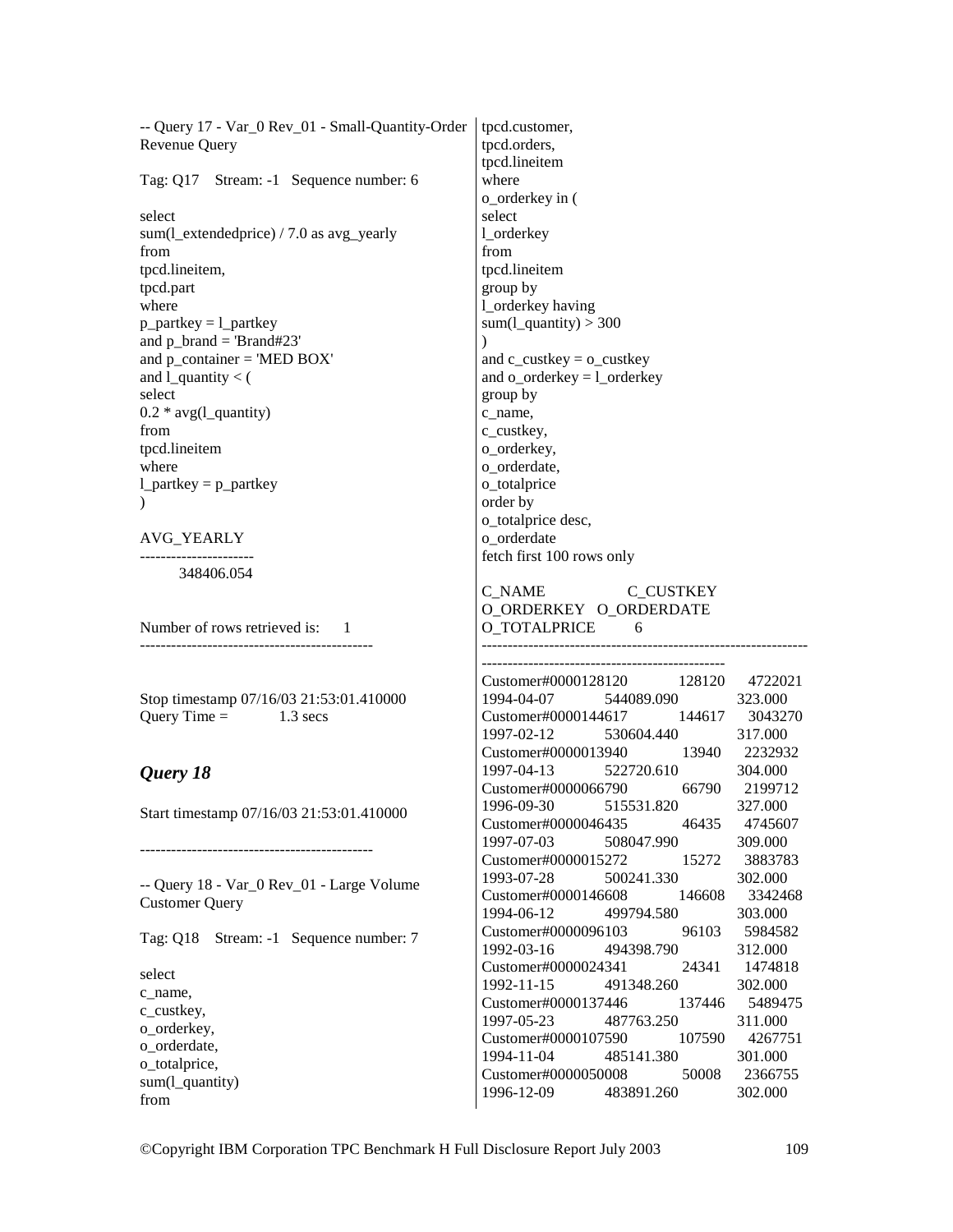```
-- Query 17 - Var_0 Rev_01 - Small-Quantity-Order Revenue Query

Tag: Q17    Stream: -1   Sequence number: 6

select
sum(l_extendedprice) / 7.0 as avg_yearly
from
tpcd.lineitem,
tpcd.part
where
p_partkey = l_partkey
and p_brand = 'Brand#23'
and p_container = 'MED BOX'
and l_quantity < (
select
0.2 * avg(l_quantity)
from
tpcd.lineitem
where
l_partkey = p_partkey
)

AVG_YEARLY
----------------------
        348406.054


Number of rows retrieved is:     1
---------------------------------------------


Stop timestamp 07/16/03 21:53:01.410000
Query Time =           1.3 secs
```

## *Query 18*

Start timestamp 07/16/03 21:53:01.410000

```
---------------------------------------------

-- Query 18 - Var_0 Rev_01 - Large Volume Customer Query

Tag: Q18    Stream: -1   Sequence number: 7

select
c_name,
c_custkey,
o_orderkey,
o_orderdate,
o_totalprice,
sum(l_quantity)
from
tpcd.customer,
tpcd.orders,
tpcd.lineitem
where
o_orderkey in (
select
l_orderkey
from
tpcd.lineitem
group by
l_orderkey having
sum(l_quantity) > 300
)
and c_custkey = o_custkey
and o_orderkey = l_orderkey
group by
c_name,
c_custkey,
o_orderkey,
o_orderdate,
o_totalprice
order by
o_totalprice desc,
o_orderdate
fetch first 100 rows only

C_NAME                  C_CUSTKEY
O_ORDERKEY   O_ORDERDATE
O_TOTALPRICE         6
--------------------------------------------------------------
----------------------------------------------
Customer#0000128120          128120     4722021
1994-04-07          544089.090          323.000
Customer#0000144617          144617     3043270
1997-02-12          530604.440          317.000
Customer#0000013940           13940     2232932
1997-04-13          522720.610          304.000
Customer#0000066790           66790     2199712
1996-09-30          515531.820          327.000
Customer#0000046435           46435     4745607
1997-07-03          508047.990          309.000
Customer#0000015272           15272     3883783
1993-07-28          500241.330          302.000
Customer#0000146608          146608     3342468
1994-06-12          499794.580          303.000
Customer#0000096103           96103     5984582
1992-03-16          494398.790          312.000
Customer#0000024341           24341     1474818
1992-11-15          491348.260          302.000
Customer#0000137446          137446     5489475
1997-05-23          487763.250          311.000
Customer#0000107590          107590     4267751
1994-11-04          485141.380          301.000
Customer#0000050008           50008     2366755
1996-12-09          483891.260          302.000
```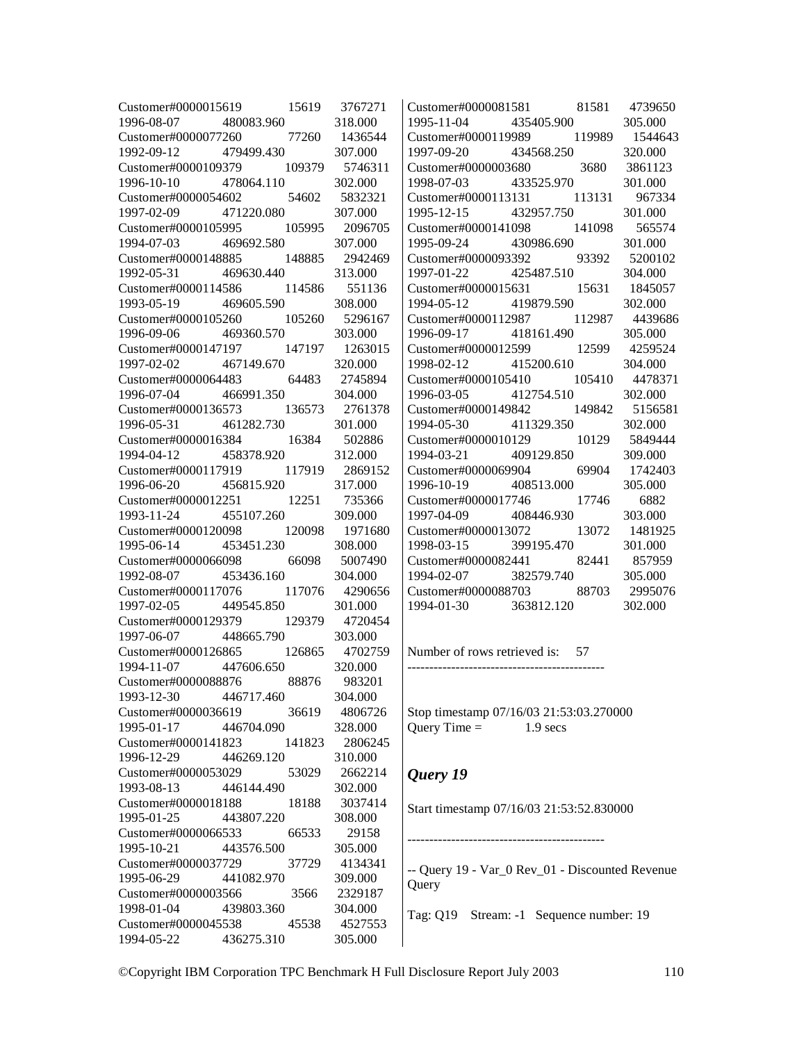```
Customer#0000015619        15619    3767271
1996-08-07      480083.960          318.000
Customer#0000077260        77260    1436544
1992-09-12      479499.430          307.000
Customer#0000109379       109379    5746311
1996-10-10      478064.110          302.000
Customer#0000054602        54602    5832321
1997-02-09      471220.080          307.000
Customer#0000105995       105995    2096705
1994-07-03      469692.580          307.000
Customer#0000148885       148885    2942469
1992-05-31      469630.440          313.000
Customer#0000114586       114586     551136
1993-05-19      469605.590          308.000
Customer#0000105260       105260    5296167
1996-09-06      469360.570          303.000
Customer#0000147197       147197    1263015
1997-02-02      467149.670          320.000
Customer#0000064483        64483    2745894
1996-07-04      466991.350          304.000
Customer#0000136573       136573    2761378
1996-05-31      461282.730          301.000
Customer#0000016384        16384     502886
1994-04-12      458378.920          312.000
Customer#0000117919       117919    2869152
1996-06-20      456815.920          317.000
Customer#0000012251        12251     735366
1993-11-24      455107.260          309.000
Customer#0000120098       120098    1971680
1995-06-14      453451.230          308.000
Customer#0000066098        66098    5007490
1992-08-07      453436.160          304.000
Customer#0000117076       117076    4290656
1997-02-05      449545.850          301.000
Customer#0000129379       129379    4720454
1997-06-07      448665.790          303.000
Customer#0000126865       126865    4702759
1994-11-07      447606.650          320.000
Customer#0000088876        88876     983201
1993-12-30      446717.460          304.000
Customer#0000036619        36619    4806726
1995-01-17      446704.090          328.000
Customer#0000141823       141823    2806245
1996-12-29      446269.120          310.000
Customer#0000053029        53029    2662214
1993-08-13      446144.490          302.000
Customer#0000018188        18188    3037414
1995-01-25      443807.220          308.000
Customer#0000066533        66533      29158
1995-10-21      443576.500          305.000
Customer#0000037729        37729    4134341
1995-06-29      441082.970          309.000
Customer#0000003566         3566    2329187
1998-01-04      439803.360          304.000
Customer#0000045538        45538    4527553
1994-05-22      436275.310          305.000
Customer#0000081581        81581    4739650
1995-11-04      435405.900          305.000
Customer#0000119989       119989    1544643
1997-09-20      434568.250          320.000
Customer#0000003680         3680    3861123
1998-07-03      433525.970          301.000
Customer#0000113131       113131     967334
1995-12-15      432957.750          301.000
Customer#0000141098       141098     565574
1995-09-24      430986.690          301.000
Customer#0000093392        93392    5200102
1997-01-22      425487.510          304.000
Customer#0000015631        15631    1845057
1994-05-12      419879.590          302.000
Customer#0000112987       112987    4439686
1996-09-17      418161.490          305.000
Customer#0000012599        12599    4259524
1998-02-12      415200.610          304.000
Customer#0000105410       105410    4478371
1996-03-05      412754.510          302.000
Customer#0000149842       149842    5156581
1994-05-30      411329.350          302.000
Customer#0000010129        10129    5849444
1994-03-21      409129.850          309.000
Customer#0000069904        69904    1742403
1996-10-19      408513.000          305.000
Customer#0000017746        17746       6882
1997-04-09      408446.930          303.000
Customer#0000013072        13072    1481925
1998-03-15      399195.470          301.000
Customer#0000082441        82441     857959
1994-02-07      382579.740          305.000
Customer#0000088703        88703    2995076
1994-01-30      363812.120          302.000


Number of rows retrieved is:     57
------------------------------------------------


Stop timestamp 07/16/03 21:53:03.270000
Query Time =          1.9 secs
```

### *Query 19*

```
Start timestamp 07/16/03 21:53:52.830000

------------------------------------------------

-- Query 19 - Var_0 Rev_01 - Discounted Revenue Query

Tag: Q19    Stream: -1   Sequence number: 19
```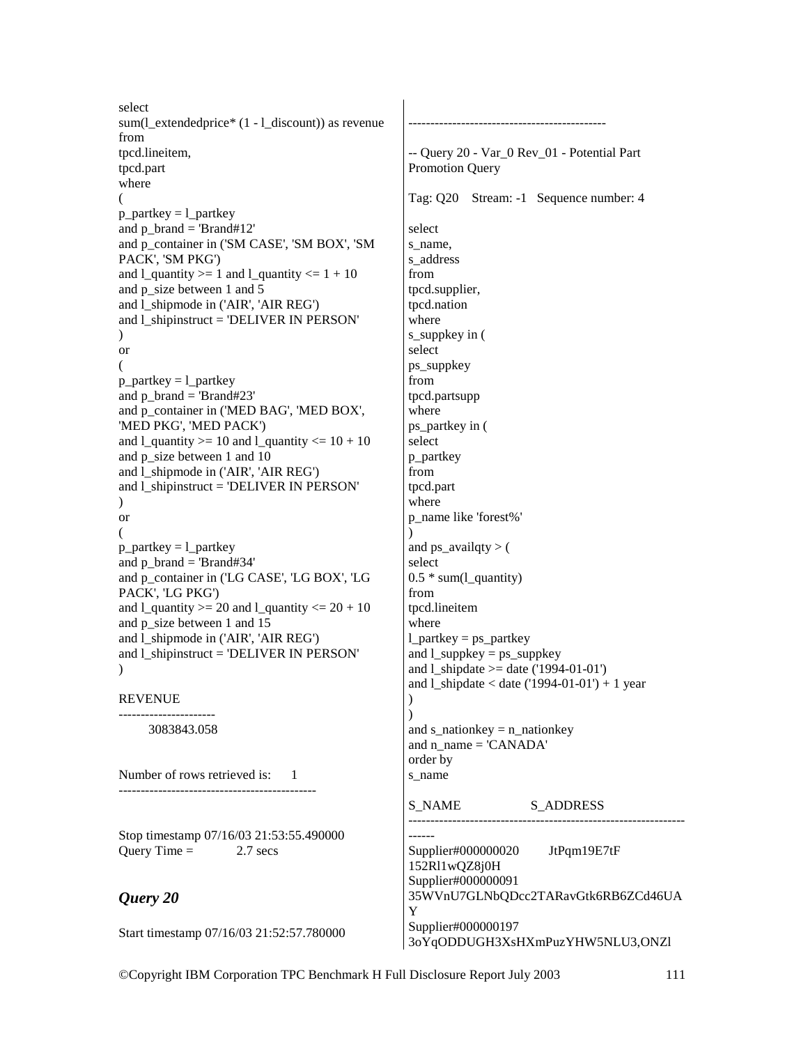```
select
sum(l_extendedprice* (1 - l_discount)) as revenue
from
tpcd.lineitem,
tpcd.part
where
(
p_partkey = l_partkey
and p_brand = 'Brand#12'
and p_container in ('SM CASE', 'SM BOX', 'SM PACK', 'SM PKG')
and l_quantity >= 1 and l_quantity <= 1 + 10
and p_size between 1 and 5
and l_shipmode in ('AIR', 'AIR REG')
and l_shipinstruct = 'DELIVER IN PERSON'
)
or
(
p_partkey = l_partkey
and p_brand = 'Brand#23'
and p_container in ('MED BAG', 'MED BOX', 'MED PKG', 'MED PACK')
and l_quantity >= 10 and l_quantity <= 10 + 10
and p_size between 1 and 10
and l_shipmode in ('AIR', 'AIR REG')
and l_shipinstruct = 'DELIVER IN PERSON'
)
or
(
p_partkey = l_partkey
and p_brand = 'Brand#34'
and p_container in ('LG CASE', 'LG BOX', 'LG PACK', 'LG PKG')
and l_quantity >= 20 and l_quantity <= 20 + 10
and p_size between 1 and 15
and l_shipmode in ('AIR', 'AIR REG')
and l_shipinstruct = 'DELIVER IN PERSON'
)

REVENUE
---------------------
   3083843.058


Number of rows retrieved is:     1
---------------------------------------------


Stop timestamp 07/16/03 21:53:55.490000
Query Time =          2.7 secs
```

### *Query 20*

```
Start timestamp 07/16/03 21:52:57.780000

---------------------------------------------

-- Query 20 - Var_0 Rev_01 - Potential Part Promotion Query

Tag: Q20   Stream: -1   Sequence number: 4

select
s_name,
s_address
from
tpcd.supplier,
tpcd.nation
where
s_suppkey in (
select
ps_suppkey
from
tpcd.partsupp
where
ps_partkey in (
select
p_partkey
from
tpcd.part
where
p_name like 'forest%'
)
and ps_availqty > (
select
0.5 * sum(l_quantity)
from
tpcd.lineitem
where
l_partkey = ps_partkey
and l_suppkey = ps_suppkey
and l_shipdate >= date ('1994-01-01')
and l_shipdate < date ('1994-01-01') + 1 year
)
)
and s_nationkey = n_nationkey
and n_name = 'CANADA'
order by
s_name

S_NAME                    S_ADDRESS
--------------------------------------------------------------------
Supplier#000000020        JtPqm19E7tF 152Rl1wQZ8j0H
Supplier#000000091        35WVnU7GLNbQDcc2TARavGtk6RB6ZCd46UAY
Supplier#000000197        3oYqODDUGH3XsHXmPuzYHW5NLU3,ONZl
```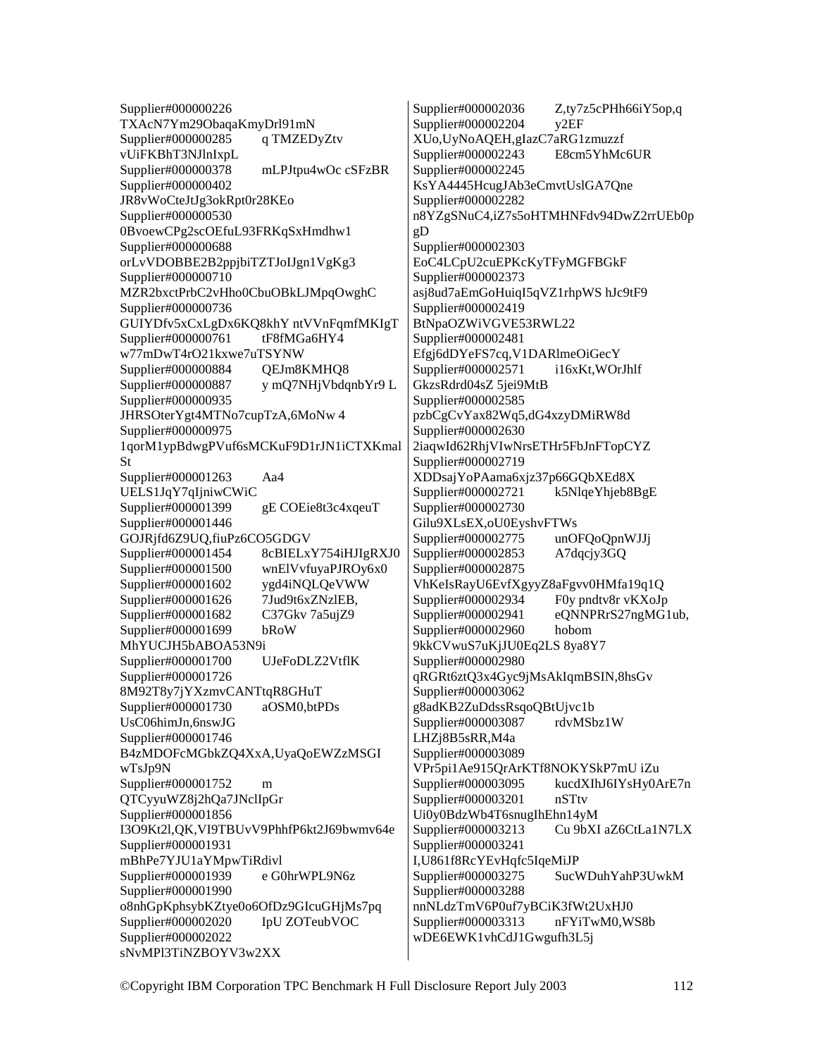Supplier#000000226 TXAcN7Ym29ObaqaKmyDrl91mN
Supplier#000000285 q TMZEDyZtv vUiFKBhT3NJlnIxpL
Supplier#000000378 mLPJtpu4wOc cSFzBR
Supplier#000000402 JR8vWoCteJtJg3okRpt0r28KEo
Supplier#000000530 0BvoewCPg2scOEfuL93FRKqSxHmdhw1
Supplier#000000688 orLvVDOBBE2B2ppjbiTZTJoIJgn1VgKg3
Supplier#000000710 MZR2bxctPrbC2vHho0CbuOBkLJMpqOwghC
Supplier#000000736 GUIYDfv5xCxLgDx6KQ8khY ntVVnFqmfMKIgT
Supplier#000000761 tF8fMGa6HY4 w77mDwT4rO21kxwe7uTSYNW
Supplier#000000884 QEJm8KMHQ8
Supplier#000000887 y mQ7NHjVbdqnbYr9 L
Supplier#000000935 JHRSOterYgt4MTNo7cupTzA,6MoNw 4
Supplier#000000975 1qorM1ypBdwgPVuf6sMCKuF9D1rJN1iCTXKmal St
Supplier#000001263 Aa4 UELS1JqY7qIjniwCWiC
Supplier#000001399 gE COEie8t3c4xqeuT
Supplier#000001446 GOJRjfd6Z9UQ,fiuPz6CO5GDGV
Supplier#000001454 8cBIELxY754iHJIgRXJ0
Supplier#000001500 wnElVvfuyaPJROy6x0
Supplier#000001602 ygd4iNQLQeVWW
Supplier#000001626 7Jud9t6xZNzlEB,
Supplier#000001682 C37Gkv 7a5ujZ9
Supplier#000001699 bRoW MhYUCJH5bABOA53N9i
Supplier#000001700 UJeFoDLZ2VtflK
Supplier#000001726 8M92T8y7jYXzmvCANTtqR8GHuT
Supplier#000001730 aOSM0,btPDs UsC06himJn,6nswJG
Supplier#000001746 B4zMDOFcMGbkZQ4XxA,UyaQoEWZzMSGI wTsJp9N
Supplier#000001752 m QTCyyuWZ8j2hQa7JNclIpGr
Supplier#000001856 I3O9Kt2l,QK,VI9TBUvV9PhhfP6kt2J69bwmv64e
Supplier#000001931 mBhPe7YJU1aYMpwTiRdivl
Supplier#000001939 e G0hrWPL9N6z
Supplier#000001990 o8nhGpKphsybKZtye0o6OfDz9GIcuGHjMs7pq
Supplier#000002020 IpU ZOTeubVOC
Supplier#000002022 sNvMPl3TiNZBOYV3w2XX
Supplier#000002036 Z,ty7z5cPHh66iY5op,q
Supplier#000002204 y2EF XUo,UyNoAQEH,gIazC7aRG1zmuzzf
Supplier#000002243 E8cm5YhMc6UR
Supplier#000002245 KsYA4445HcugJAb3eCmvtUslGA7Qne
Supplier#000002282 n8YZgSNuC4,iZ7s5oHTMHNFdv94DwZ2rrUEb0pgD
Supplier#000002303 EoC4LCpU2cuEPKcKyTFyMGFBGkF
Supplier#000002373 asj8ud7aEmGoHuiqI5qVZ1rhpWS hJc9tF9
Supplier#000002419 BtNpaOZWiVGVE53RWL22
Supplier#000002481 Efgj6dDYeFS7cq,V1DARlmeOiGecY
Supplier#000002571 i16xKt,WOrJhlf GkzsRdrd04sZ 5jei9MtB
Supplier#000002585 pzbCgCvYax82Wq5,dG4xzyDMiRW8d
Supplier#000002630 2iaqwId62RhjVIwNrsETHr5FbJnFTopCYZ
Supplier#000002719 XDDsajYoPAama6xjz37p66GQbXEd8X
Supplier#000002721 k5NlqeYhjeb8BgE
Supplier#000002730 Gilu9XLsEX,oU0EyshvFTWs
Supplier#000002775 unOFQoQpnWJJj
Supplier#000002853 A7dqcjy3GQ
Supplier#000002875 VhKeIsRayU6EvfXgyyZ8aFgvv0HMfa19q1Q
Supplier#000002934 F0y pndtv8r vKXoJp
Supplier#000002941 eQNNPRrS27ngMG1ub,
Supplier#000002960 hobom 9kkCVwuS7uKjJU0Eq2LS 8ya8Y7
Supplier#000002980 qRGRt6ztQ3x4Gyc9jMsAkIqmBSIN,8hsGv
Supplier#000003062 g8adKB2ZuDdssRsqoQBtUjvc1b
Supplier#000003087 rdvMSbz1W LHZj8B5sRR,M4a
Supplier#000003089 VPr5pi1Ae915QrArKTf8NOKYSkP7mU iZu
Supplier#000003095 kucdXIhJ6IYsHy0ArE7n
Supplier#000003201 nSTtv Ui0y0BdzWb4T6snugIhEhn14yM
Supplier#000003213 Cu 9bXI aZ6CtLa1N7LX
Supplier#000003241 I,U861f8RcYEvHqfc5IqeMiJP
Supplier#000003275 SucWDuhYahP3UwkM
Supplier#000003288 nnNLdzTmV6P0uf7yBCiK3fWt2UxHJ0
Supplier#000003313 nFYiTwM0,WS8b wDE6EWK1vhCdJ1Gwgufh3L5j

©Copyright IBM Corporation TPC Benchmark H Full Disclosure Report July 2003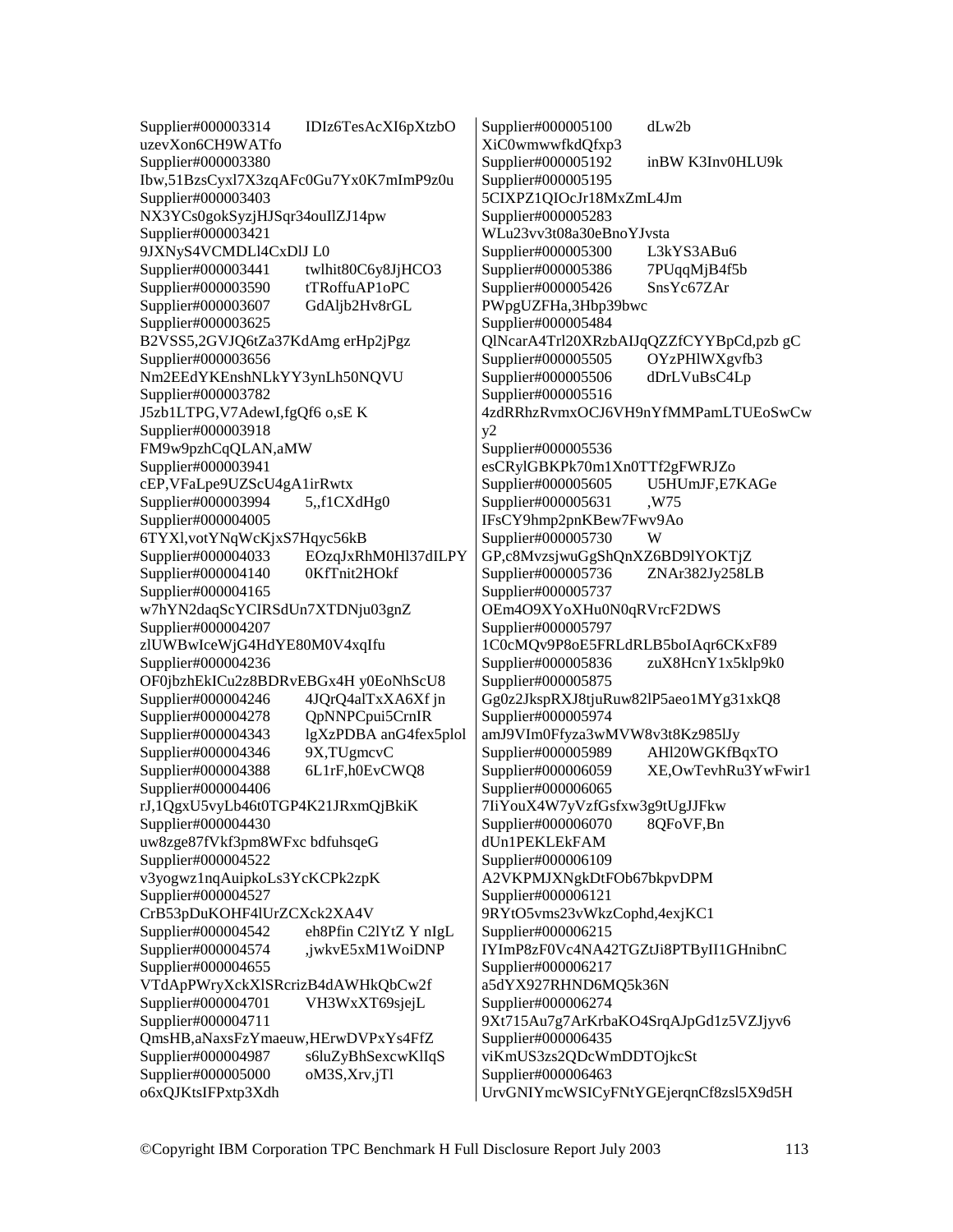Supplier#000003314 IDIz6TesAcXI6pXtzbO uzevXon6CH9WATfo
Supplier#000003380 Ibw,51BzsCyxl7X3zqAFc0Gu7Yx0K7mImP9z0u
Supplier#000003403 NX3YCs0gokSyzjHJSqr34ouIlZJ14pw
Supplier#000003421 9JXNyS4VCMDLl4CxDlJ L0
Supplier#000003441 twlhit80C6y8JjHCO3
Supplier#000003590 tTRoffuAP1oPC
Supplier#000003607 GdAljb2Hv8rGL
Supplier#000003625 B2VSS5,2GVJQ6tZa37KdAmg erHp2jPgz
Supplier#000003656 Nm2EEdYKEnshNLkYY3ynLh50NQVU
Supplier#000003782 J5zb1LTPG,V7AdewI,fgQf6 o,sE K
Supplier#000003918 FM9w9pzhCqQLAN,aMW
Supplier#000003941 cEP,VFaLpe9UZScU4gA1irRwtx
Supplier#000003994 5,,f1CXdHg0
Supplier#000004005 6TYXl,votYNqWcKjxS7Hqyc56kB
Supplier#000004033 EOzqJxRhM0Hl37dILPY
Supplier#000004140 0KfTnit2HOkf
Supplier#000004165 w7hYN2daqScYCIRSdUn7XTDNju03gnZ
Supplier#000004207 zlUWBwIceWjG4HdYE80M0V4xqIfu
Supplier#000004236 OF0jbzhEkICu2z8BDRvEBGx4H y0EoNhScU8
Supplier#000004246 4JQrQ4alTxXA6Xf jn
Supplier#000004278 QpNNPCpui5CrnIR
Supplier#000004343 lgXzPDBA anG4fex5plol
Supplier#000004346 9X,TUgmcvC
Supplier#000004388 6L1rF,h0EvCWQ8
Supplier#000004406 rJ,1QgxU5vyLb46t0TGP4K21JRxmQjBkiK
Supplier#000004430 uw8zge87fVkf3pm8WFxc bdfuhsqeG
Supplier#000004522 v3yogwz1nqAuipkoLs3YcKCPk2zpK
Supplier#000004527 CrB53pDuKOHF4lUrZCXck2XA4V
Supplier#000004542 eh8Pfin C2lYtZ Y nIgL
Supplier#000004574 ,jwkvE5xM1WoiDNP
Supplier#000004655 VTdApPWryXckXlSRcrizB4dAWHkQbCw2f
Supplier#000004701 VH3WxXT69sjejL
Supplier#000004711 QmsHB,aNaxsFzYmaeuw,HErwDVPxYs4FfZ
Supplier#000004987 s6luZyBhSexcwKlIqS
Supplier#000005000 oM3S,Xrv,jTl o6xQJKtsIFPxtp3Xdh
Supplier#000005100 dLw2b XiC0wmwwfkdQfxp3
Supplier#000005192 inBW K3Inv0HLU9k
Supplier#000005195 5CIXPZ1QIOcJr18MxZmL4Jm
Supplier#000005283 WLu23vv3t08a30eBnoYJvsta
Supplier#000005300 L3kYS3ABu6
Supplier#000005386 7PUqqMjB4f5b
Supplier#000005426 SnsYc67ZAr PWpgUZFHa,3Hbp39bwc
Supplier#000005484 QlNcarA4Trl20XRzbAIJqQZZfCYYBpCd,pzb gC
Supplier#000005505 OYzPHlWXgvfb3
Supplier#000005506 dDrLVuBsC4Lp
Supplier#000005516 4zdRRhzRvmxOCJ6VH9nYfMMPamLTUEoSwCwy2
Supplier#000005536 esCRylGBKPk70m1Xn0TTf2gFWRJZo
Supplier#000005605 U5HUmJF,E7KAGe
Supplier#000005631 ,W75 IFsCY9hmp2pnKBew7Fwv9Ao
Supplier#000005730 W GP,c8MvzsjwuGgShQnXZ6BD9lYOKTjZ
Supplier#000005736 ZNAr382Jy258LB
Supplier#000005737 OEm4O9XYoXHu0N0qRVrcF2DWS
Supplier#000005797 1C0cMQv9P8oE5FRLdRLB5boIAqr6CKxF89
Supplier#000005836 zuX8HcnY1x5klp9k0
Supplier#000005875 Gg0z2JkspRXJ8tjuRuw82lP5aeo1MYg31xkQ8
Supplier#000005974 amJ9VIm0Ffyza3wMVW8v3t8Kz985lJy
Supplier#000005989 AHl20WGKfBqxTO
Supplier#000006059 XE,OwTevhRu3YwFwir1
Supplier#000006065 7IiYouX4W7yVzfGsfxw3g9tUgJJFkw
Supplier#000006070 8QFoVF,Bn dUn1PEKLEkFAM
Supplier#000006109 A2VKPMJXNgkDtFOb67bkpvDPM
Supplier#000006121 9RYtO5vms23vWkzCophd,4exjKC1
Supplier#000006215 IYImP8zF0Vc4NA42TGZtJi8PTByII1GHnibnC
Supplier#000006217 a5dYX927RHND6MQ5k36N
Supplier#000006274 9Xt715Au7g7ArKrbaKO4SrqAJpGd1z5VZJjyv6
Supplier#000006435 viKmUS3zs2QDcWmDDTOjkcSt
Supplier#000006463 UrvGNIYmcWSICyFNtYGEjerqnCf8zsl5X9d5H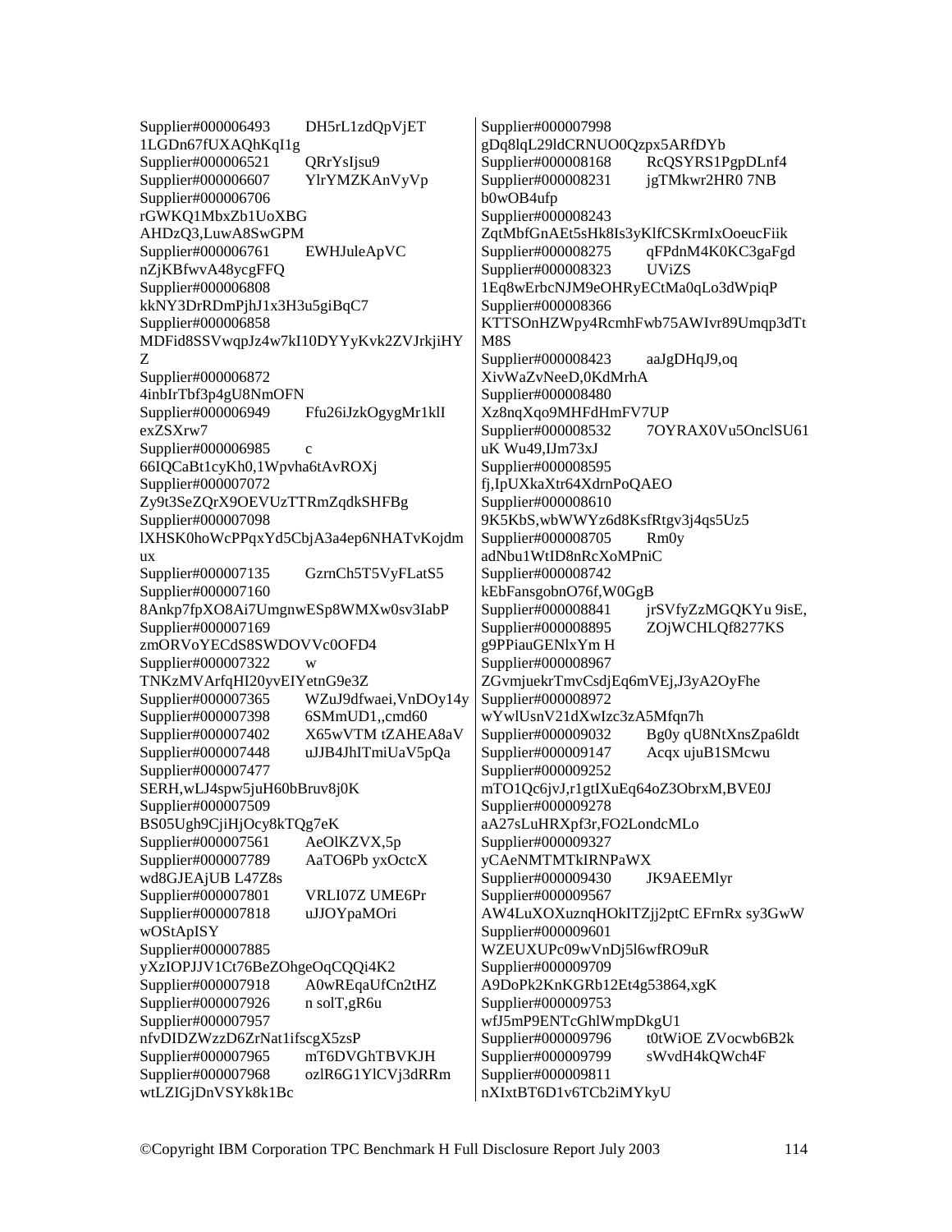Supplier#000006493 DH5rL1zdQpVjET 1LGDn67fUXAQhKqI1g
Supplier#000006521 QRrYsIjsu9
Supplier#000006607 YlrYMZKAnVyVp
Supplier#000006706 rGWKQ1MbxZb1UoXBG AHDzQ3,LuwA8SwGPM
Supplier#000006761 EWHJuleApVC nZjKBfwvA48ycgFFQ
Supplier#000006808 kkNY3DrRDmPjhJ1x3H3u5giBqC7
Supplier#000006858 MDFid8SSVwqpJz4w7kI10DYYyKvk2ZVJrkjiHYZ
Supplier#000006872 4inbIrTbf3p4gU8NmOFN
Supplier#000006949 Ffu26iJzkOgygMr1klI exZSXrw7
Supplier#000006985 c 66IQCaBt1cyKh0,1Wpvha6tAvROXj
Supplier#000007072 Zy9t3SeZQrX9OEVUzTTRmZqdkSHFBg
Supplier#000007098 lXHSK0hoWcPPqxYd5CbjA3a4ep6NHATvKojdmux
Supplier#000007135 GzrnCh5T5VyFLatS5
Supplier#000007160 8Ankp7fpXO8Ai7UmgnwESp8WMXw0sv3IabP
Supplier#000007169 zmORVoYECdS8SWDOVVc0OFD4
Supplier#000007322 w TNKzMVArfqHI20yvEIYetnG9e3Z
Supplier#000007365 WZuJ9dfwaei,VnDOy14y
Supplier#000007398 6SMmUD1,,cmd60
Supplier#000007402 X65wVTM tZAHEA8aV
Supplier#000007448 uJJB4JhITmiUaV5pQa
Supplier#000007477 SERH,wLJ4spw5juH60bBruv8j0K
Supplier#000007509 BS05Ugh9CjiHjOcy8kTQg7eK
Supplier#000007561 AeOlKZVX,5p
Supplier#000007789 AaTO6Pb yxOctcX wd8GJEAjUB L47Z8s
Supplier#000007801 VRLI07Z UME6Pr
Supplier#000007818 uJJOYpaMOri wOStApISY
Supplier#000007885 yXzIOPJJV1Ct76BeZOhgeOqCQQi4K2
Supplier#000007918 A0wREqaUfCn2tHZ
Supplier#000007926 n solT,gR6u
Supplier#000007957 nfvDIDZWzzD6ZrNat1ifscgX5zsP
Supplier#000007965 mT6DVGhTBVKJH
Supplier#000007968 ozlR6G1YlCVj3dRRm wtLZIGjDnVSYk8k1Bc
Supplier#000007998 gDq8lqL29ldCRNUO0Qzpx5ARfDYb
Supplier#000008168 RcQSYRS1PgpDLnf4
Supplier#000008231 jgTMkwr2HR0 7NB b0wOB4ufp
Supplier#000008243 ZqtMbfGnAEt5sHk8Is3yKlfCSKrmIxOoeucFiik
Supplier#000008275 qFPdnM4K0KC3gaFgd
Supplier#000008323 UViZS 1Eq8wErbcNJM9eOHRyECtMa0qLo3dWpiqP
Supplier#000008366 KTTSOnHZWpy4RcmhFwb75AWIvr89Umqp3dTtM8S
Supplier#000008423 aaJgDHqJ9,oq XivWaZvNeeD,0KdMrhA
Supplier#000008480 Xz8nqXqo9MHFdHmFV7UP
Supplier#000008532 7OYRAX0Vu5OnclSU61 uK Wu49,IJm73xJ
Supplier#000008595 fj,IpUXkaXtr64XdrnPoQAEO
Supplier#000008610 9K5KbS,wbWWYz6d8KsfRtgv3j4qs5Uz5
Supplier#000008705 Rm0y adNbu1WtID8nRcXoMPniC
Supplier#000008742 kEbFansgobnO76f,W0GgB
Supplier#000008841 jrSVfyZzMGQKYu 9isE,
Supplier#000008895 ZOjWCHLQf8277KS g9PPiauGENlxYm H
Supplier#000008967 ZGvmjuekrTmvCsdjEq6mVEj,J3yA2OyFhe
Supplier#000008972 wYwlUsnV21dXwIzc3zA5Mfqn7h
Supplier#000009032 Bg0y qU8NtXnsZpa6ldt
Supplier#000009147 Acqx ujuB1SMcwu
Supplier#000009252 mTO1Qc6jvJ,r1gtIXuEq64oZ3ObrxM,BVE0J
Supplier#000009278 aA27sLuHRXpf3r,FO2LondcMLo
Supplier#000009327 yCAeNMTMTkIRNPaWX
Supplier#000009430 JK9AEEMlyr
Supplier#000009567 AW4LuXOXuznqHOkITZjj2ptC EFrnRx sy3GwW
Supplier#000009601 WZEUXUPc09wVnDj5l6wfRO9uR
Supplier#000009709 A9DoPk2KnKGRb12Et4g53864,xgK
Supplier#000009753 wfJ5mP9ENTcGhlWmpDkgU1
Supplier#000009796 t0tWiOE ZVocwb6B2k
Supplier#000009799 sWvdH4kQWch4F
Supplier#000009811 nXIxtBT6D1v6TCb2iMYkyU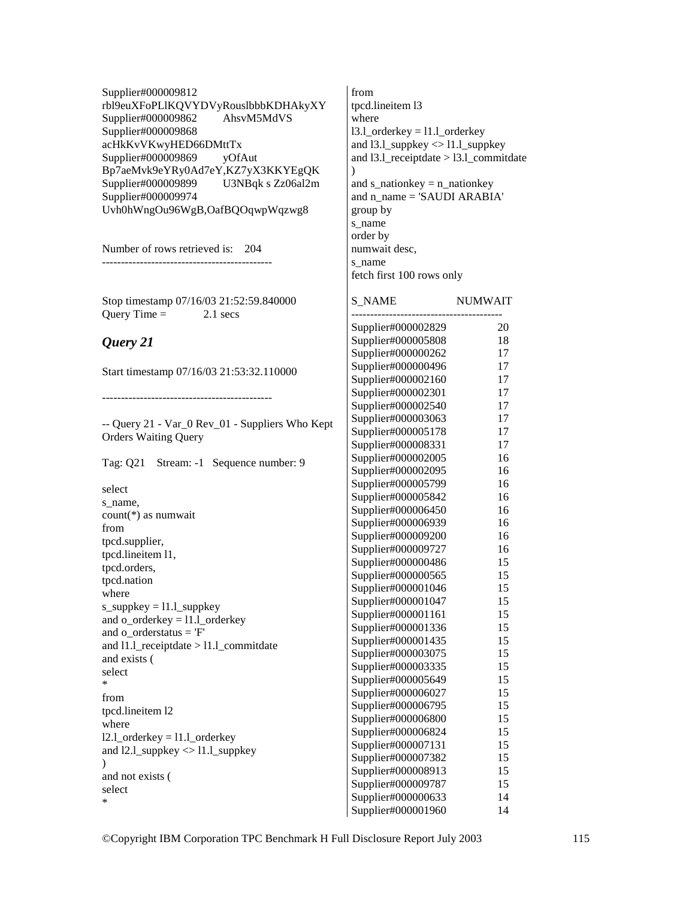Supplier#000009812
rbl9euXFoPLlKQVYDVyRouslbbbKDHAkyXY
Supplier#000009862        AhsvM5MdVS
Supplier#000009868
acHkKvVKwyHED66DMttTx
Supplier#000009869        yOfAut
Bp7aeMvk9eYRy0Ad7eY,KZ7yX3KKYEgQK
Supplier#000009899        U3NBqk s Zz06al2m
Supplier#000009974
Uvh0hWngOu96WgB,OafBQOqwpWqzwg8

Number of rows retrieved is:    204

---------------------------------------------

Stop timestamp 07/16/03 21:52:59.840000
Query Time =            2.1 secs

## *Query 21*

Start timestamp 07/16/03 21:53:32.110000

---------------------------------------------

-- Query 21 - Var_0 Rev_01 - Suppliers Who Kept Orders Waiting Query

Tag: Q21    Stream: -1   Sequence number: 9

```
select
s_name,
count(*) as numwait
from
tpcd.supplier,
tpcd.lineitem l1,
tpcd.orders,
tpcd.nation
where
s_suppkey = l1.l_suppkey
and o_orderkey = l1.l_orderkey
and o_orderstatus = 'F'
and l1.l_receiptdate > l1.l_commitdate
and exists (
select
*
from
tpcd.lineitem l2
where
l2.l_orderkey = l1.l_orderkey
and l2.l_suppkey <> l1.l_suppkey
)
and not exists (
select
*
from
tpcd.lineitem l3
where
l3.l_orderkey = l1.l_orderkey
and l3.l_suppkey <> l1.l_suppkey
and l3.l_receiptdate > l3.l_commitdate
)
and s_nationkey = n_nationkey
and n_name = 'SAUDI ARABIA'
group by
s_name
order by
numwait desc,
s_name
fetch first 100 rows only
```

| S_NAME | NUMWAIT |
|---|---|
| Supplier#000002829 | 20 |
| Supplier#000005808 | 18 |
| Supplier#000000262 | 17 |
| Supplier#000000496 | 17 |
| Supplier#000002160 | 17 |
| Supplier#000002301 | 17 |
| Supplier#000002540 | 17 |
| Supplier#000003063 | 17 |
| Supplier#000005178 | 17 |
| Supplier#000008331 | 17 |
| Supplier#000002005 | 16 |
| Supplier#000002095 | 16 |
| Supplier#000005799 | 16 |
| Supplier#000005842 | 16 |
| Supplier#000006450 | 16 |
| Supplier#000006939 | 16 |
| Supplier#000009200 | 16 |
| Supplier#000009727 | 16 |
| Supplier#000000486 | 15 |
| Supplier#000000565 | 15 |
| Supplier#000001046 | 15 |
| Supplier#000001047 | 15 |
| Supplier#000001161 | 15 |
| Supplier#000001336 | 15 |
| Supplier#000001435 | 15 |
| Supplier#000003075 | 15 |
| Supplier#000003335 | 15 |
| Supplier#000005649 | 15 |
| Supplier#000006027 | 15 |
| Supplier#000006795 | 15 |
| Supplier#000006800 | 15 |
| Supplier#000006824 | 15 |
| Supplier#000007131 | 15 |
| Supplier#000007382 | 15 |
| Supplier#000008913 | 15 |
| Supplier#000009787 | 15 |
| Supplier#000000633 | 14 |
| Supplier#000001960 | 14 |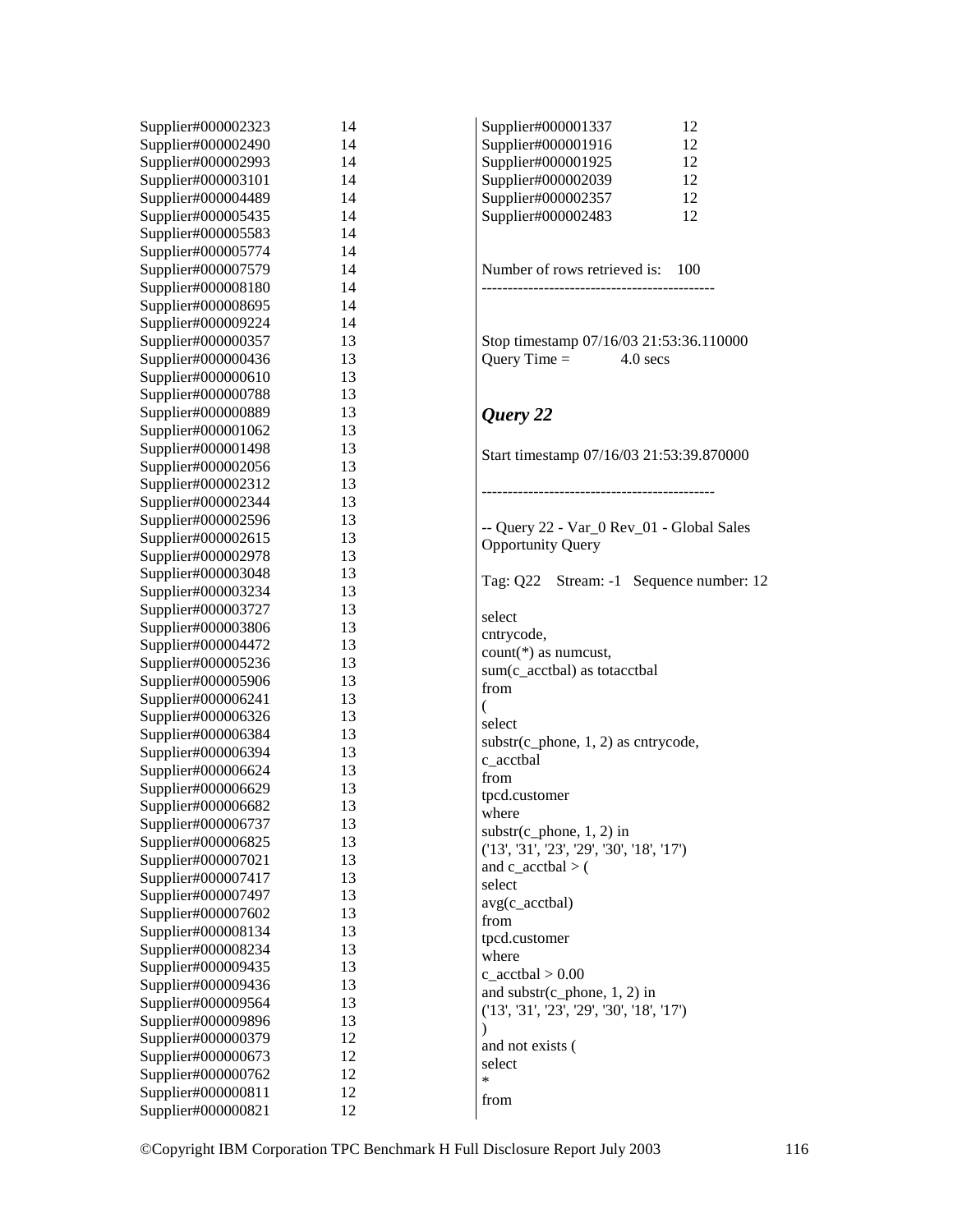```
Supplier#000002323          14
Supplier#000002490          14
Supplier#000002993          14
Supplier#000003101          14
Supplier#000004489          14
Supplier#000005435          14
Supplier#000005583          14
Supplier#000005774          14
Supplier#000007579          14
Supplier#000008180          14
Supplier#000008695          14
Supplier#000009224          14
Supplier#000000357          13
Supplier#000000436          13
Supplier#000000610          13
Supplier#000000788          13
Supplier#000000889          13
Supplier#000001062          13
Supplier#000001498          13
Supplier#000002056          13
Supplier#000002312          13
Supplier#000002344          13
Supplier#000002596          13
Supplier#000002615          13
Supplier#000002978          13
Supplier#000003048          13
Supplier#000003234          13
Supplier#000003727          13
Supplier#000003806          13
Supplier#000004472          13
Supplier#000005236          13
Supplier#000005906          13
Supplier#000006241          13
Supplier#000006326          13
Supplier#000006384          13
Supplier#000006394          13
Supplier#000006624          13
Supplier#000006629          13
Supplier#000006682          13
Supplier#000006737          13
Supplier#000006825          13
Supplier#000007021          13
Supplier#000007417          13
Supplier#000007497          13
Supplier#000007602          13
Supplier#000008134          13
Supplier#000008234          13
Supplier#000009435          13
Supplier#000009436          13
Supplier#000009564          13
Supplier#000009896          13
Supplier#000000379          12
Supplier#000000673          12
Supplier#000000762          12
Supplier#000000811          12
Supplier#000000821          12
Supplier#000001337          12
Supplier#000001916          12
Supplier#000001925          12
Supplier#000002039          12
Supplier#000002357          12
Supplier#000002483          12
```

Number of rows retrieved is: 100

---------------------------------------------

Stop timestamp 07/16/03 21:53:36.110000

Query Time = 4.0 secs

## *Query 22*

Start timestamp 07/16/03 21:53:39.870000

---------------------------------------------

```
-- Query 22 - Var_0 Rev_01 - Global Sales Opportunity Query

Tag: Q22   Stream: -1   Sequence number: 12

select
cntrycode,
count(*) as numcust,
sum(c_acctbal) as totacctbal
from
(
select
substr(c_phone, 1, 2) as cntrycode,
c_acctbal
from
tpcd.customer
where
substr(c_phone, 1, 2) in
('13', '31', '23', '29', '30', '18', '17')
and c_acctbal > (
select
avg(c_acctbal)
from
tpcd.customer
where
c_acctbal > 0.00
and substr(c_phone, 1, 2) in
('13', '31', '23', '29', '30', '18', '17')
)
and not exists (
select
*
from
```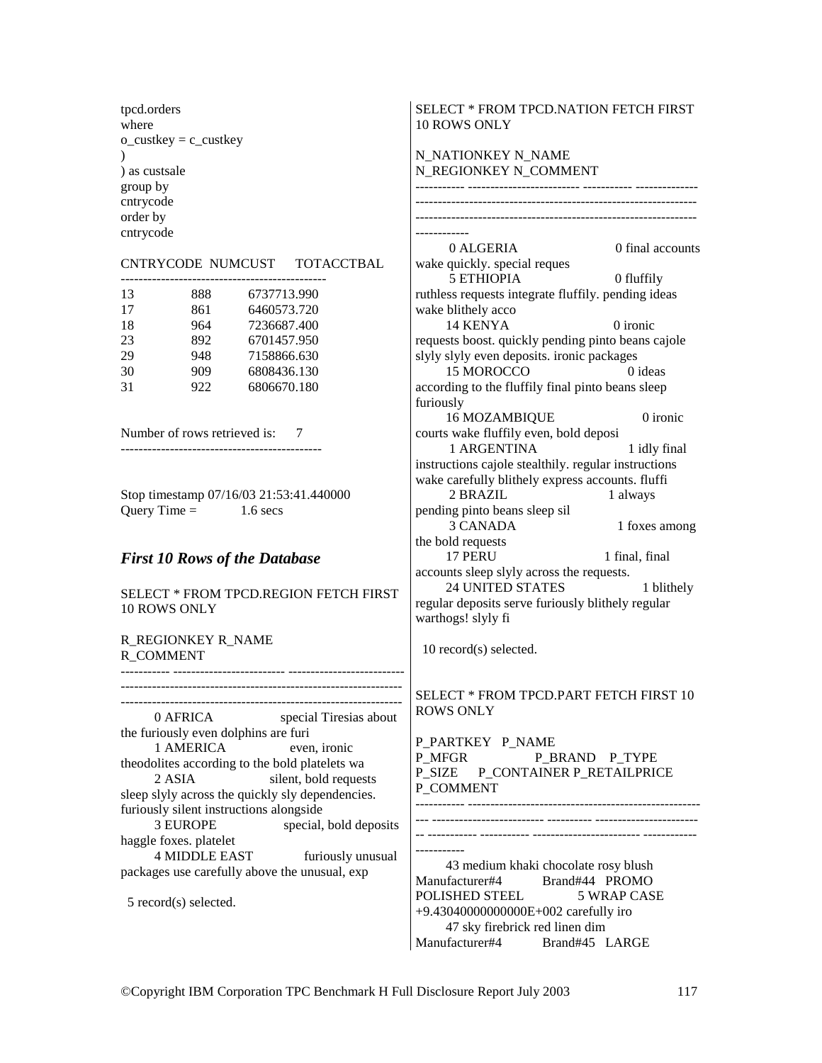```
tpcd.orders
where
o_custkey = c_custkey
)
) as custsale
group by
cntrycode
order by
cntrycode

CNTRYCODE  NUMCUST     TOTACCTBAL
---------------------------------------------
13          888         6737713.990
17          861         6460573.720
18          964         7236687.400
23          892         6701457.950
29          948         7158866.630
30          909         6808436.130
31          922         6806670.180

Number of rows retrieved is:     7
---------------------------------------------

Stop timestamp 07/16/03 21:53:41.440000
Query Time =          1.6 secs
```

### *First 10 Rows of the Database*

```
SELECT * FROM TPCD.REGION FETCH FIRST
10 ROWS ONLY

R_REGIONKEY R_NAME
R_COMMENT
----------- ------------------------- --------------------------
--------------------------------------------------------------
--------------------------------------------------------------
        0 AFRICA                special Tiresias about
the furiously even dolphins are furi
        1 AMERICA               even, ironic
theodolites according to the bold platelets wa
        2 ASIA                  silent, bold requests
sleep slyly across the quickly sly dependencies.
furiously silent instructions alongside
        3 EUROPE                special, bold deposits
haggle foxes. platelet
        4 MIDDLE EAST           furiously unusual
packages use carefully above the unusual, exp

  5 record(s) selected.
```

```
SELECT * FROM TPCD.NATION FETCH FIRST
10 ROWS ONLY

N_NATIONKEY N_NAME
N_REGIONKEY N_COMMENT
----------- ------------------------- ----------- --------------
--------------------------------------------------------------
--------------------------------------------------------------
------------
        0 ALGERIA                 0 final accounts
wake quickly. special reques
        5 ETHIOPIA                0 fluffily
ruthless requests integrate fluffily. pending ideas
wake blithely acco
       14 KENYA                   0 ironic
requests boost. quickly pending pinto beans cajole
slyly slyly even deposits. ironic packages
       15 MOROCCO                 0 ideas
according to the fluffily final pinto beans sleep
furiously
       16 MOZAMBIQUE              0 ironic
courts wake fluffily even, bold deposi
        1 ARGENTINA               1 idly final
instructions cajole stealthily. regular instructions
wake carefully blithely express accounts. fluffi
        2 BRAZIL                  1 always
pending pinto beans sleep sil
        3 CANADA                  1 foxes among
the bold requests
       17 PERU                    1 final, final
accounts sleep slyly across the requests.
       24 UNITED STATES           1 blithely
regular deposits serve furiously blithely regular
warthogs! slyly fi

  10 record(s) selected.
```

```
SELECT * FROM TPCD.PART FETCH FIRST 10
ROWS ONLY

P_PARTKEY   P_NAME
P_MFGR                 P_BRAND   P_TYPE
P_SIZE     P_CONTAINER P_RETAILPRICE
P_COMMENT
----------- ---------------------------------------------------
--- ------------------------- ---------- -----------------------
-- ----------- ----------- ----------------------- ------------
-----------
       43 medium khaki chocolate rosy blush
Manufacturer#4          Brand#44  PROMO
POLISHED STEEL              5 WRAP CASE
+9.43040000000000E+002 carefully iro
       47 sky firebrick red linen dim
Manufacturer#4          Brand#45  LARGE
```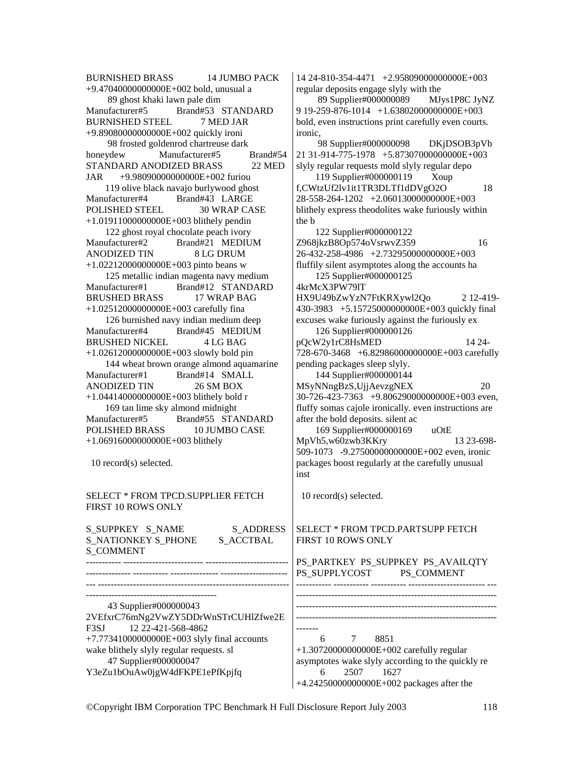BURNISHED BRASS 14 JUMBO PACK +9.47040000000000E+002 bold, unusual a
89 ghost khaki lawn pale dim Manufacturer#5 Brand#53 STANDARD BURNISHED STEEL 7 MED JAR +9.89080000000000E+002 quickly ironi
98 frosted goldenrod chartreuse dark honeydew Manufacturer#5 Brand#54 STANDARD ANODIZED BRASS 22 MED JAR +9.98090000000000E+002 furiou
119 olive black navajo burlywood ghost Manufacturer#4 Brand#43 LARGE POLISHED STEEL 30 WRAP CASE +1.01911000000000E+003 blithely pendin
122 ghost royal chocolate peach ivory Manufacturer#2 Brand#21 MEDIUM ANODIZED TIN 8 LG DRUM +1.02212000000000E+003 pinto beans w
125 metallic indian magenta navy medium Manufacturer#1 Brand#12 STANDARD BRUSHED BRASS 17 WRAP BAG +1.02512000000000E+003 carefully fina
126 burnished navy indian medium deep Manufacturer#4 Brand#45 MEDIUM BRUSHED NICKEL 4 LG BAG +1.02612000000000E+003 slowly bold pin
144 wheat brown orange almond aquamarine Manufacturer#1 Brand#14 SMALL ANODIZED TIN 26 SM BOX +1.04414000000000E+003 blithely bold r
169 tan lime sky almond midnight Manufacturer#5 Brand#55 STANDARD POLISHED BRASS 10 JUMBO CASE +1.06916000000000E+003 blithely

10 record(s) selected.

SELECT * FROM TPCD.SUPPLIER FETCH FIRST 10 ROWS ONLY

```
S_SUPPKEY S_NAME S_ADDRESS S_NATIONKEY S_PHONE S_ACCTBAL S_COMMENT
----------- ------------------------- ------------------------- -------------- ----------- -------------- --------------------- --- ----------------------------------------------------------------------------------------------------
```

43 Supplier#000000043 2VEfxrC76mNg2VwZY5DDrWnSTrCUHlZfwe2E F3SJ 12 22-421-568-4862 +7.77341000000000E+003 slyly final accounts wake blithely slyly regular requests. sl
47 Supplier#000000047 Y3eZu1bOuAw0jgW4dFKPE1ePfKpjfq 14 24-810-354-4471 +2.95809000000000E+003 regular deposits engage slyly with the
89 Supplier#000000089 MJys1P8C JyNZ 9 19-259-876-1014 +1.63802000000000E+003 bold, even instructions print carefully even courts. ironic,
98 Supplier#000000098 DKjDSOB3pVb 21 31-914-775-1978 +5.87307000000000E+003 slyly regular requests mold slyly regular depo
119 Supplier#000000119 Xoup f,CWtzUf2lv1it1TR3DLTf1dDVgO2O 18 28-558-264-1202 +2.06013000000000E+003 blithely express theodolites wake furiously within the b
122 Supplier#000000122 Z968jkzB8Op574oVsrwvZ359 16 26-432-258-4986 +2.73295000000000E+003 fluffily silent asymptotes along the accounts ha
125 Supplier#000000125 4krMcX3PW79lT HX9U49bZwYzN7FtKRXywl2Qo 2 12-419-430-3983 +5.15725000000000E+003 quickly final excuses wake furiously against the furiously ex
126 Supplier#000000126 pQcW2y1rC8HsMED 14 24-728-670-3468 +6.82986000000000E+003 carefully pending packages sleep slyly.
144 Supplier#000000144 MSyNNngBzS,UjjAevzgNEX 20 30-726-423-7363 +9.80629000000000E+003 even, fluffy somas cajole ironically. even instructions are after the bold deposits. silent ac
169 Supplier#000000169 uOtE MpVh5,w60zwb3KKry 13 23-698-509-1073 -9.27500000000000E+002 even, ironic packages boost regularly at the carefully unusual inst

10 record(s) selected.

SELECT * FROM TPCD.PARTSUPP FETCH FIRST 10 ROWS ONLY

```
PS_PARTKEY PS_SUPPKEY PS_AVAILQTY PS_SUPPLYCOST PS_COMMENT
----------- ----------- ----------- ------------------------ ------------------------------------------------------------------------------------------------------------------------------------------------------------------------------------------------------
```

6 7 8851 +1.30720000000000E+002 carefully regular asymptotes wake slyly according to the quickly re
6 2507 1627 +4.24250000000000E+002 packages after the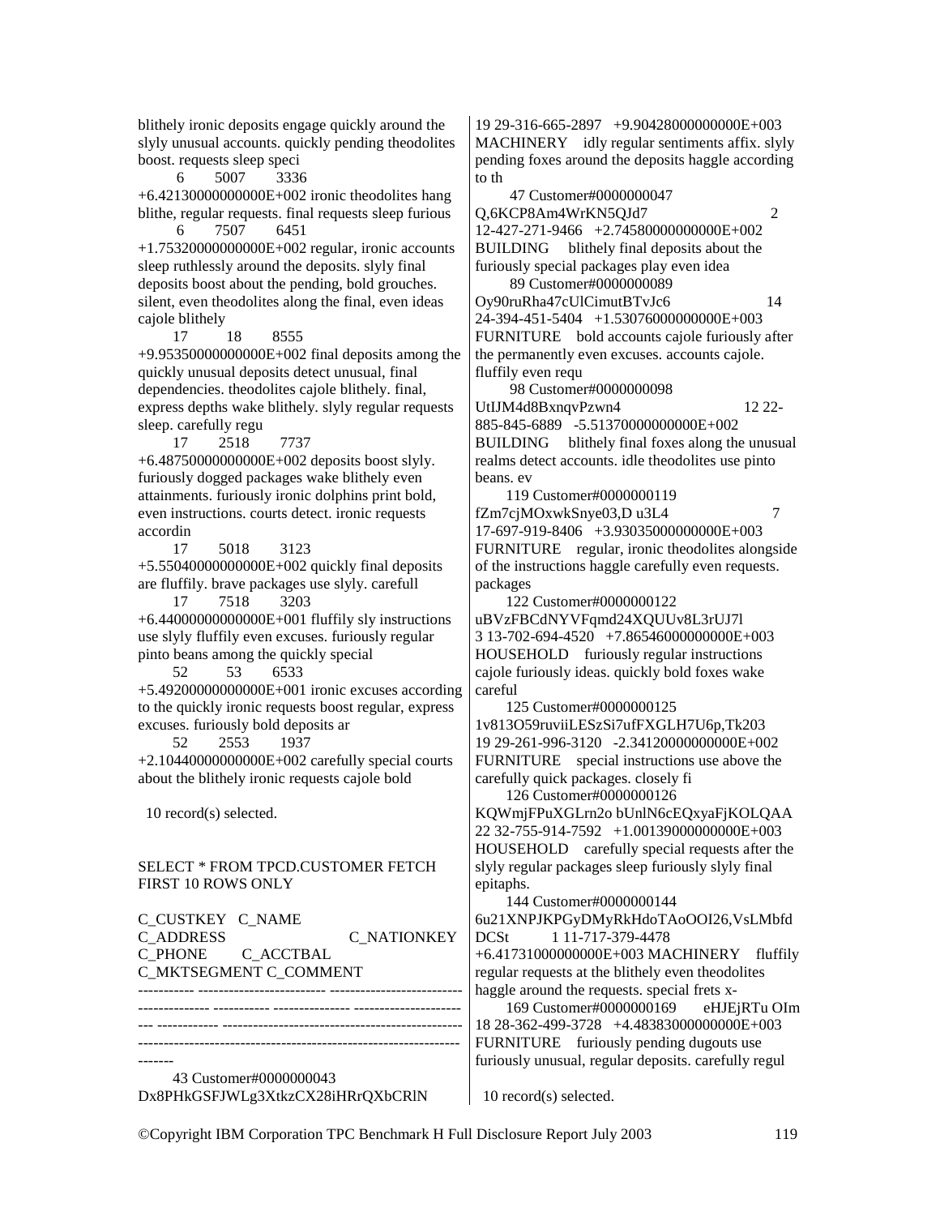blithely ironic deposits engage quickly around the slyly unusual accounts. quickly pending theodolites boost. requests sleep speci

```
          6        5007        3336 
+6.42130000000000E+002 ironic theodolites hang blithe, regular requests. final requests sleep furious
          6        7507        6451 
+1.75320000000000E+002 regular, ironic accounts sleep ruthlessly around the deposits. slyly final deposits boost about the pending, bold grouches. silent, even theodolites along the final, even ideas cajole blithely
         17          18        8555 
+9.95350000000000E+002 final deposits among the quickly unusual deposits detect unusual, final dependencies. theodolites cajole blithely. final, express depths wake blithely. slyly regular requests sleep. carefully regu
         17        2518        7737 
+6.48750000000000E+002 deposits boost slyly. furiously dogged packages wake blithely even attainments. furiously ironic dolphins print bold, even instructions. courts detect. ironic requests accordin
         17        5018        3123 
+5.55040000000000E+002 quickly final deposits are fluffily. brave packages use slyly. carefull
         17        7518        3203 
+6.44000000000000E+001 fluffily sly instructions use slyly fluffily even excuses. furiously regular pinto beans among the quickly special
         52          53        6533 
+5.49200000000000E+001 ironic excuses according to the quickly ironic requests boost regular, express excuses. furiously bold deposits ar
         52        2553        1937 
+2.10440000000000E+002 carefully special courts about the blithely ironic requests cajole bold

  10 record(s) selected.
```

```
SELECT * FROM TPCD.CUSTOMER FETCH FIRST 10 ROWS ONLY

C_CUSTKEY   C_NAME                    C_ADDRESS                                C_NATIONKEY C_PHONE         C_ACCTBAL              C_MKTSEGMENT C_COMMENT
----------- ------------------------- ---------------------------------------- ----------- --------------- ---------------------- ------------ ---------------------------------------------------------------------------------------------------
         43 Customer#0000000043
Dx8PHkGSFJWLg3XtkzCX28iHRrQXbCRlN
19 29-316-665-2897   +9.90428000000000E+003 MACHINERY    idly regular sentiments affix. slyly pending foxes around the deposits haggle according to th
         47 Customer#0000000047
Q,6KCP8Am4WrKN5QJd7                        2 12-427-271-9466   +2.74580000000000E+002 BUILDING     blithely final deposits about the furiously special packages play even idea
         89 Customer#0000000089
Oy90ruRha47cUlCimutBTvJc6                  14 24-394-451-5404   +1.53076000000000E+003 FURNITURE    bold accounts cajole furiously after the permanently even excuses. accounts cajole. fluffily even requ
         98 Customer#0000000098
UtIJM4d8BxnqvPzwn4                         12 22-885-845-6889   -5.51370000000000E+002 BUILDING     blithely final foxes along the unusual realms detect accounts. idle theodolites use pinto beans. ev
        119 Customer#0000000119
fZm7cjMOxwkSnye03,D u3L4                   7 17-697-919-8406   +3.93035000000000E+003 FURNITURE    regular, ironic theodolites alongside of the instructions haggle carefully even requests. packages
        122 Customer#0000000122
uBVzFBCdNYVFqmd24XQUUv8L3rUJ7l
3 13-702-694-4520   +7.86546000000000E+003 HOUSEHOLD    furiously regular instructions cajole furiously ideas. quickly bold foxes wake careful
        125 Customer#0000000125
1v813O59ruviiLESzSi7ufFXGLH7U6p,Tk203
19 29-261-996-3120   -2.34120000000000E+002 FURNITURE    special instructions use above the carefully quick packages. closely fi
        126 Customer#0000000126
KQWmjFPuXGLrn2o bUnlN6cEQxyaFjKOLQAA
22 32-755-914-7592   +1.00139000000000E+003 HOUSEHOLD    carefully special requests after the slyly regular packages sleep furiously slyly final epitaphs.
        144 Customer#0000000144
6u21XNPJKPGyDMyRkHdoTAoOOI26,VsLMbfd
DCSt        1 11-717-379-4478
+6.41731000000000E+003 MACHINERY    fluffily regular requests at the blithely even theodolites haggle around the requests. special frets x-
        169 Customer#0000000169       eHJEjRTu OIm
18 28-362-499-3728   +4.48383000000000E+003 FURNITURE    furiously pending dugouts use furiously unusual, regular deposits. carefully regul

  10 record(s) selected.
```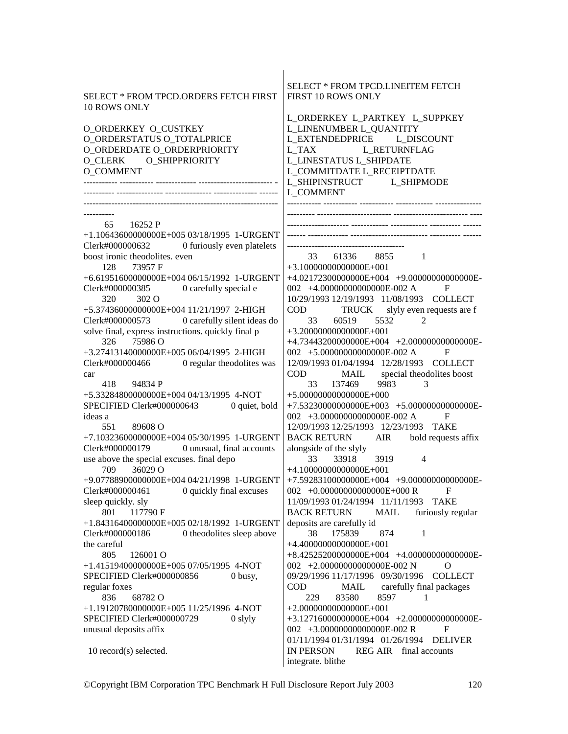SELECT * FROM TPCD.ORDERS FETCH FIRST 10 ROWS ONLY

```
O_ORDERKEY O_CUSTKEY
O_ORDERSTATUS O_TOTALPRICE
O_ORDERDATE O_ORDERPRIORITY
O_CLERK       O_SHIPPRIORITY
O_COMMENT
----------- ----------- ------------- ------------------------ -
---------- --------------- --------------- ------------- ------
--------------------------------------------------------------
----------
         65       16252 P
+1.10643600000000E+005 03/18/1995  1-URGENT
Clerk#000000632             0 furiously even platelets
boost ironic theodolites. even
        128       73957 F
+6.61951600000000E+004 06/15/1992  1-URGENT
Clerk#000000385             0 carefully special e
        320         302 O
+5.37436000000000E+004 11/21/1997  2-HIGH
Clerk#000000573             0 carefully silent ideas do
solve final, express instructions. quickly final p
        326       75986 O
+3.27413140000000E+005 06/04/1995  2-HIGH
Clerk#000000466             0 regular theodolites was
car
        418       94834 P
+5.33284800000000E+004 04/13/1995  4-NOT
SPECIFIED Clerk#000000643             0 quiet, bold
ideas a
        551       89608 O
+7.10323600000000E+004 05/30/1995  1-URGENT
Clerk#000000179             0 unusual, final accounts
use above the special excuses. final depo
        709       36029 O
+9.07788900000000E+004 04/21/1998  1-URGENT
Clerk#000000461             0 quickly final excuses
sleep quickly. sly
        801      117790 F
+1.84316400000000E+005 02/18/1992  1-URGENT
Clerk#000000186             0 theodolites sleep above
the careful
        805      126001 O
+1.41519400000000E+005 07/05/1995  4-NOT
SPECIFIED Clerk#000000856             0 busy,
regular foxes
        836       68782 O
+1.19120780000000E+005 11/25/1996  4-NOT
SPECIFIED Clerk#000000729             0 slyly
unusual deposits affix

  10 record(s) selected.
```

SELECT * FROM TPCD.LINEITEM FETCH FIRST 10 ROWS ONLY

```
L_ORDERKEY  L_PARTKEY   L_SUPPKEY
L_LINENUMBER L_QUANTITY
L_EXTENDEDPRICE        L_DISCOUNT
L_TAX                  L_RETURNFLAG
L_LINESTATUS L_SHIPDATE
L_COMMITDATE L_RECEIPTDATE
L_SHIPINSTRUCT          L_SHIPMODE
L_COMMENT
----------- ----------- ----------- ------------ ---------------
--------- ------------------------ ------------------------ ----
-------------------- ------------ ------------ ---------- ------
------ ------------ ------------------------ ---------- ------
--------------------------------------
         33       61336        8855            1
+3.10000000000000E+001
+4.02172300000000E+004  +9.00000000000000E-
002  +4.00000000000000E-002 A          F
10/29/1993 12/19/1993   11/08/1993    COLLECT
COD             TRUCK      slyly even requests are f
         33       60519        5532            2
+3.20000000000000E+001
+4.73443200000000E+004  +2.00000000000000E-
002  +5.00000000000000E-002 A          F
12/09/1993 01/04/1994   12/28/1993    COLLECT
COD             MAIL       special theodolites boost
         33      137469        9983            3
+5.00000000000000E+000
+7.53230000000000E+003  +5.00000000000000E-
002  +3.00000000000000E-002 A          F
12/09/1993 12/25/1993   12/23/1993    TAKE
BACK RETURN           AIR       bold requests affix
alongside of the slyly
         33       33918        3919            4
+4.10000000000000E+001
+7.59283100000000E+004  +9.00000000000000E-
002  +0.00000000000000E+000 R          F
11/09/1993 01/24/1994   11/11/1993    TAKE
BACK RETURN           MAIL       furiously regular
deposits are carefully id
         38      175839         874            1
+4.40000000000000E+001
+8.42525200000000E+004  +4.00000000000000E-
002  +2.00000000000000E-002 N          O
09/29/1996 11/17/1996   09/30/1996    COLLECT
COD             MAIL       carefully final packages
        229       83580        8597            1
+2.00000000000000E+001
+3.12716000000000E+004  +2.00000000000000E-
002  +3.00000000000000E-002 R          F
01/11/1994 01/31/1994   01/26/1994    DELIVER
IN PERSON          REG AIR    final accounts
integrate. blithe
```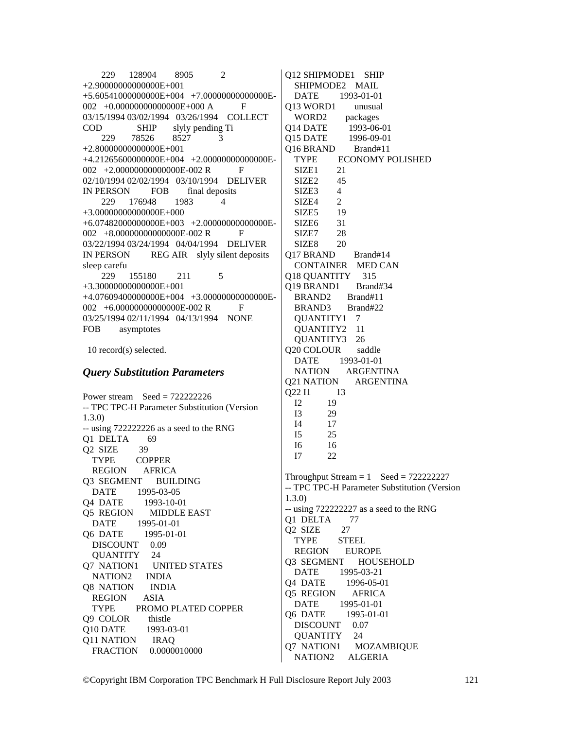```
      229     128904      8905            2
+2.90000000000000E+001
+5.60541000000000E+004  +7.00000000000000E-
002  +0.00000000000000E+000 A           F
03/15/1994 03/02/1994  03/26/1994   COLLECT
COD          SHIP      slyly pending Ti
      229     78526      8527            3
+2.80000000000000E+001
+4.21265600000000E+004  +2.00000000000000E-
002  +2.00000000000000E-002 R           F
02/10/1994 02/02/1994  03/10/1994   DELIVER
IN PERSON        FOB       final deposits
      229     176948      1983            4
+3.00000000000000E+000
+6.07482000000000E+003  +2.00000000000000E-
002  +8.00000000000000E-002 R           F
03/22/1994 03/24/1994  04/04/1994   DELIVER
IN PERSON        REG AIR    slyly silent deposits
sleep carefu
      229     155180       211            5
+3.30000000000000E+001
+4.07609400000000E+004  +3.00000000000000E-
002  +6.00000000000000E-002 R           F
03/25/1994 02/11/1994  04/13/1994   NONE
FOB      asymptotes

  10 record(s) selected.
```

### *Query Substitution Parameters*

```
Power stream    Seed = 722222226
-- TPC TPC-H Parameter Substitution (Version
1.3.0)
-- using 722222226 as a seed to the RNG
Q1  DELTA       69
Q2  SIZE        39
   TYPE        COPPER
   REGION      AFRICA
Q3  SEGMENT     BUILDING
   DATE        1995-03-05
Q4  DATE        1993-10-01
Q5  REGION      MIDDLE EAST
   DATE        1995-01-01
Q6  DATE        1995-01-01
   DISCOUNT    0.09
   QUANTITY    24
Q7  NATION1     UNITED STATES
   NATION2     INDIA
Q8  NATION      INDIA
   REGION      ASIA
   TYPE        PROMO PLATED COPPER
Q9  COLOR       thistle
Q10 DATE        1993-03-01
Q11 NATION      IRAQ
   FRACTION    0.0000010000
Q12 SHIPMODE1   SHIP
   SHIPMODE2   MAIL
   DATE        1993-01-01
Q13 WORD1       unusual
   WORD2       packages
Q14 DATE        1993-06-01
Q15 DATE        1996-09-01
Q16 BRAND       Brand#11
   TYPE        ECONOMY POLISHED
   SIZE1       21
   SIZE2       45
   SIZE3       4
   SIZE4       2
   SIZE5       19
   SIZE6       31
   SIZE7       28
   SIZE8       20
Q17 BRAND       Brand#14
   CONTAINER   MED CAN
Q18 QUANTITY    315
Q19 BRAND1      Brand#34
   BRAND2      Brand#11
   BRAND3      Brand#22
   QUANTITY1   7
   QUANTITY2   11
   QUANTITY3   26
Q20 COLOUR      saddle
   DATE        1993-01-01
   NATION      ARGENTINA
Q21 NATION      ARGENTINA
Q22 I1          13
   I2          19
   I3          29
   I4          17
   I5          25
   I6          16
   I7          22

Throughput Stream = 1    Seed = 722222227
-- TPC TPC-H Parameter Substitution (Version
1.3.0)
-- using 722222227 as a seed to the RNG
Q1  DELTA       77
Q2  SIZE        27
   TYPE        STEEL
   REGION      EUROPE
Q3  SEGMENT     HOUSEHOLD
   DATE        1995-03-21
Q4  DATE        1996-05-01
Q5  REGION      AFRICA
   DATE        1995-01-01
Q6  DATE        1995-01-01
   DISCOUNT    0.07
   QUANTITY    24
Q7  NATION1     MOZAMBIQUE
   NATION2     ALGERIA
```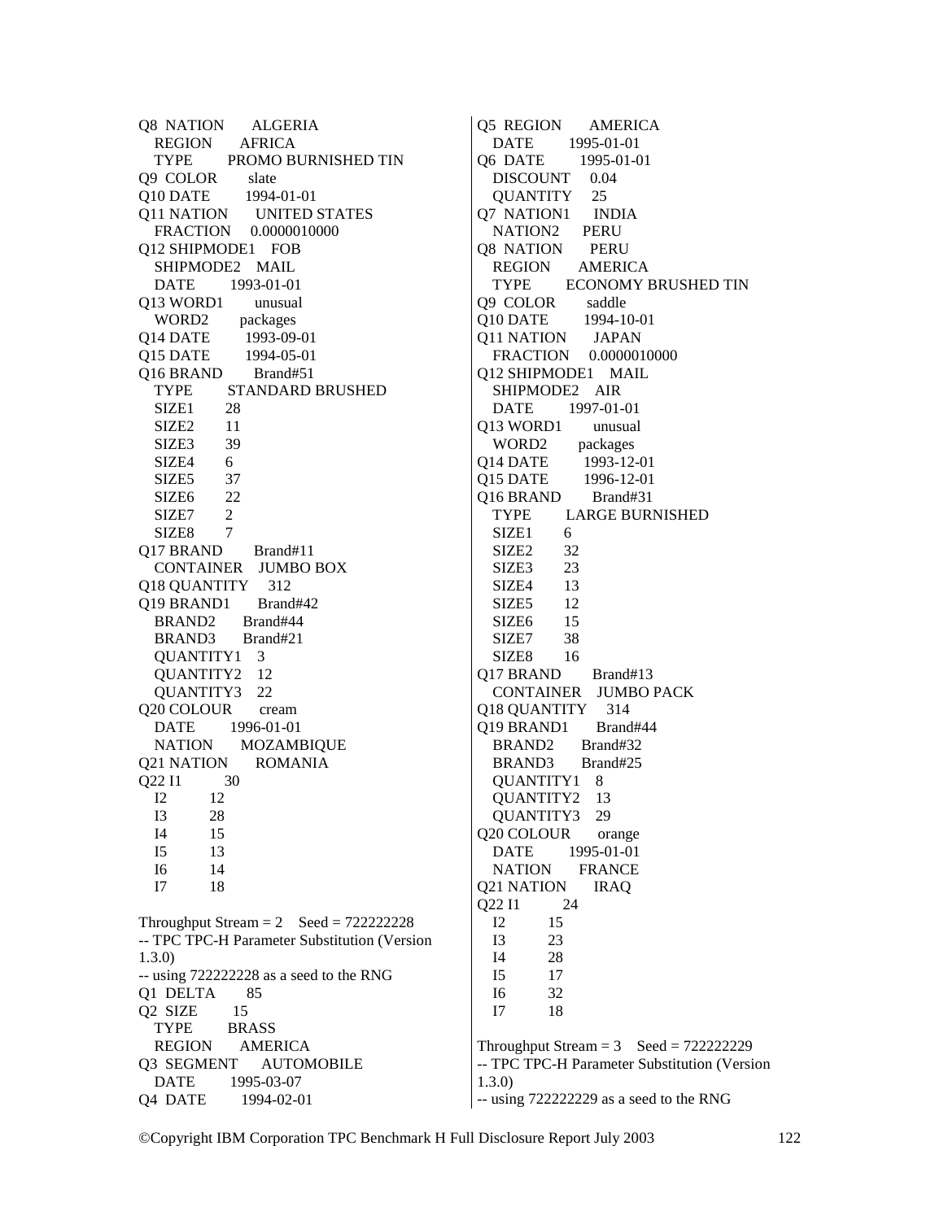Q8 NATION ALGERIA
  REGION AFRICA
  TYPE PROMO BURNISHED TIN
Q9 COLOR slate
Q10 DATE 1994-01-01
Q11 NATION UNITED STATES
  FRACTION 0.0000010000
Q12 SHIPMODE1 FOB
  SHIPMODE2 MAIL
  DATE 1993-01-01
Q13 WORD1 unusual
  WORD2 packages
Q14 DATE 1993-09-01
Q15 DATE 1994-05-01
Q16 BRAND Brand#51
  TYPE STANDARD BRUSHED
  SIZE1 28
  SIZE2 11
  SIZE3 39
  SIZE4 6
  SIZE5 37
  SIZE6 22
  SIZE7 2
  SIZE8 7
Q17 BRAND Brand#11
  CONTAINER JUMBO BOX
Q18 QUANTITY 312
Q19 BRAND1 Brand#42
  BRAND2 Brand#44
  BRAND3 Brand#21
  QUANTITY1 3
  QUANTITY2 12
  QUANTITY3 22
Q20 COLOUR cream
  DATE 1996-01-01
  NATION MOZAMBIQUE
Q21 NATION ROMANIA
Q22 I1 30
  I2 12
  I3 28
  I4 15
  I5 13
  I6 14
  I7 18

Throughput Stream = 2 Seed = 722222228
-- TPC TPC-H Parameter Substitution (Version 1.3.0)
-- using 722222228 as a seed to the RNG
Q1 DELTA 85
Q2 SIZE 15
  TYPE BRASS
  REGION AMERICA
Q3 SEGMENT AUTOMOBILE
  DATE 1995-03-07
Q4 DATE 1994-02-01
Q5 REGION AMERICA
  DATE 1995-01-01
Q6 DATE 1995-01-01
  DISCOUNT 0.04
  QUANTITY 25
Q7 NATION1 INDIA
  NATION2 PERU
Q8 NATION PERU
  REGION AMERICA
  TYPE ECONOMY BRUSHED TIN
Q9 COLOR saddle
Q10 DATE 1994-10-01
Q11 NATION JAPAN
  FRACTION 0.0000010000
Q12 SHIPMODE1 MAIL
  SHIPMODE2 AIR
  DATE 1997-01-01
Q13 WORD1 unusual
  WORD2 packages
Q14 DATE 1993-12-01
Q15 DATE 1996-12-01
Q16 BRAND Brand#31
  TYPE LARGE BURNISHED
  SIZE1 6
  SIZE2 32
  SIZE3 23
  SIZE4 13
  SIZE5 12
  SIZE6 15
  SIZE7 38
  SIZE8 16
Q17 BRAND Brand#13
  CONTAINER JUMBO PACK
Q18 QUANTITY 314
Q19 BRAND1 Brand#44
  BRAND2 Brand#32
  BRAND3 Brand#25
  QUANTITY1 8
  QUANTITY2 13
  QUANTITY3 29
Q20 COLOUR orange
  DATE 1995-01-01
  NATION FRANCE
Q21 NATION IRAQ
Q22 I1 24
  I2 15
  I3 23
  I4 28
  I5 17
  I6 32
  I7 18

Throughput Stream = 3 Seed = 722222229
-- TPC TPC-H Parameter Substitution (Version 1.3.0)
-- using 722222229 as a seed to the RNG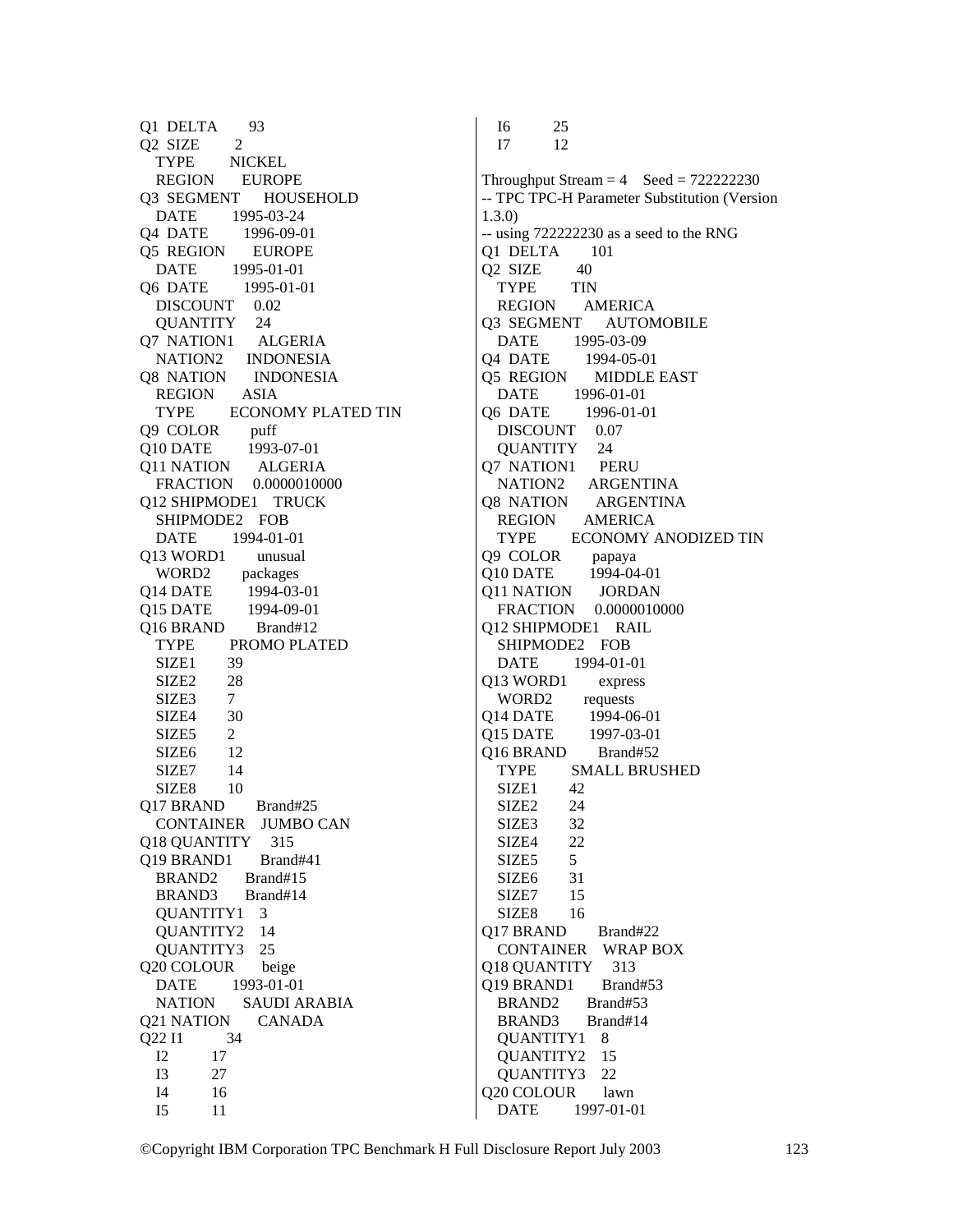Q1 DELTA 93
Q2 SIZE 2
  TYPE NICKEL
  REGION EUROPE
Q3 SEGMENT HOUSEHOLD
  DATE 1995-03-24
Q4 DATE 1996-09-01
Q5 REGION EUROPE
  DATE 1995-01-01
Q6 DATE 1995-01-01
  DISCOUNT 0.02
  QUANTITY 24
Q7 NATION1 ALGERIA
  NATION2 INDONESIA
Q8 NATION INDONESIA
  REGION ASIA
  TYPE ECONOMY PLATED TIN
Q9 COLOR puff
Q10 DATE 1993-07-01
Q11 NATION ALGERIA
  FRACTION 0.0000010000
Q12 SHIPMODE1 TRUCK
  SHIPMODE2 FOB
  DATE 1994-01-01
Q13 WORD1 unusual
  WORD2 packages
Q14 DATE 1994-03-01
Q15 DATE 1994-09-01
Q16 BRAND Brand#12
  TYPE PROMO PLATED
  SIZE1 39
  SIZE2 28
  SIZE3 7
  SIZE4 30
  SIZE5 2
  SIZE6 12
  SIZE7 14
  SIZE8 10
Q17 BRAND Brand#25
  CONTAINER JUMBO CAN
Q18 QUANTITY 315
Q19 BRAND1 Brand#41
  BRAND2 Brand#15
  BRAND3 Brand#14
  QUANTITY1 3
  QUANTITY2 14
  QUANTITY3 25
Q20 COLOUR beige
  DATE 1993-01-01
  NATION SAUDI ARABIA
Q21 NATION CANADA
Q22 I1 34
  I2 17
  I3 27
  I4 16
  I5 11
  I6 25
  I7 12

Throughput Stream = 4 Seed = 722222230
-- TPC TPC-H Parameter Substitution (Version 1.3.0)
-- using 722222230 as a seed to the RNG
Q1 DELTA 101
Q2 SIZE 40
  TYPE TIN
  REGION AMERICA
Q3 SEGMENT AUTOMOBILE
  DATE 1995-03-09
Q4 DATE 1994-05-01
Q5 REGION MIDDLE EAST
  DATE 1996-01-01
Q6 DATE 1996-01-01
  DISCOUNT 0.07
  QUANTITY 24
Q7 NATION1 PERU
  NATION2 ARGENTINA
Q8 NATION ARGENTINA
  REGION AMERICA
  TYPE ECONOMY ANODIZED TIN
Q9 COLOR papaya
Q10 DATE 1994-04-01
Q11 NATION JORDAN
  FRACTION 0.0000010000
Q12 SHIPMODE1 RAIL
  SHIPMODE2 FOB
  DATE 1994-01-01
Q13 WORD1 express
  WORD2 requests
Q14 DATE 1994-06-01
Q15 DATE 1997-03-01
Q16 BRAND Brand#52
  TYPE SMALL BRUSHED
  SIZE1 42
  SIZE2 24
  SIZE3 32
  SIZE4 22
  SIZE5 5
  SIZE6 31
  SIZE7 15
  SIZE8 16
Q17 BRAND Brand#22
  CONTAINER WRAP BOX
Q18 QUANTITY 313
Q19 BRAND1 Brand#53
  BRAND2 Brand#53
  BRAND3 Brand#14
  QUANTITY1 8
  QUANTITY2 15
  QUANTITY3 22
Q20 COLOUR lawn
  DATE 1997-01-01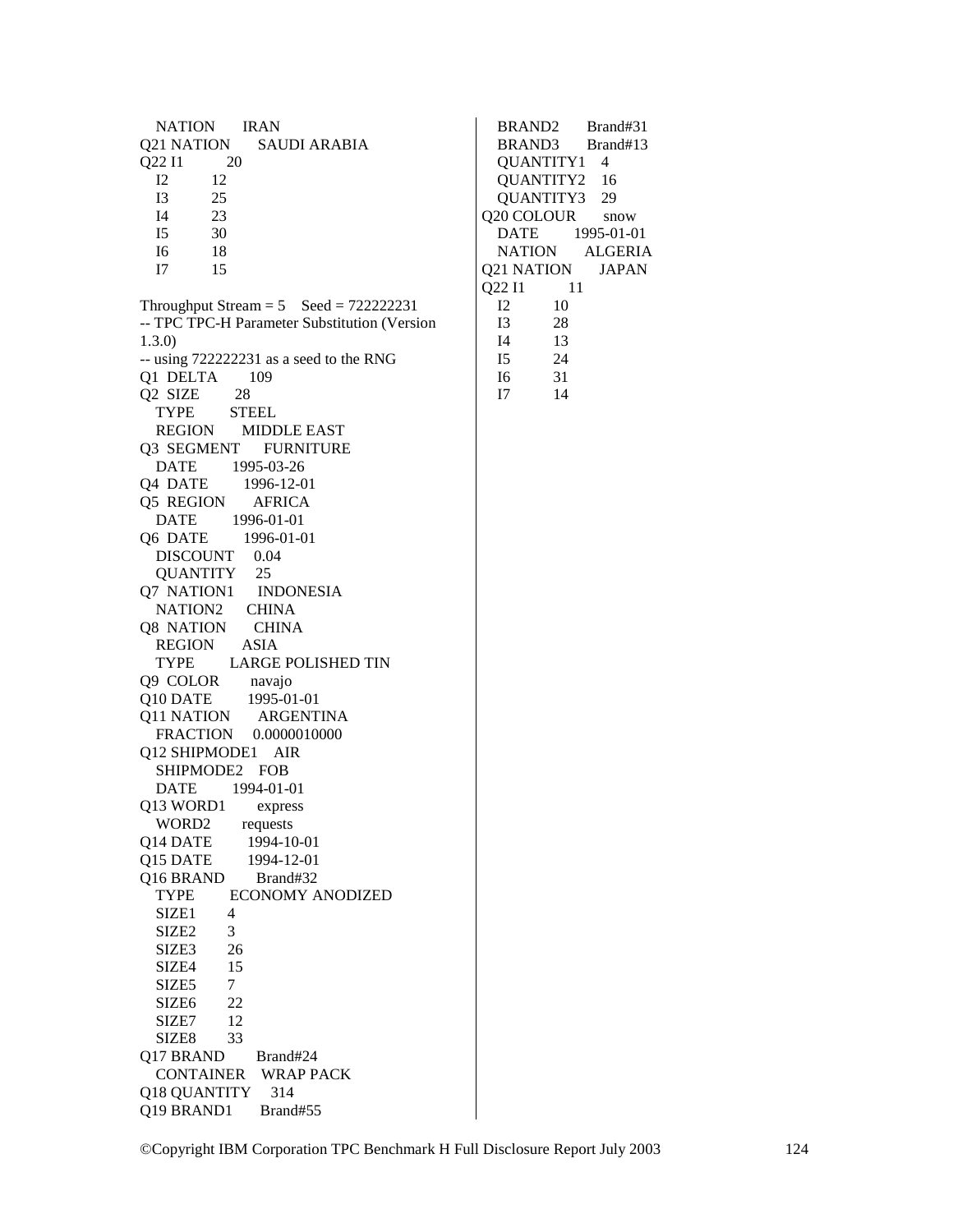```
  NATION      IRAN
Q21 NATION    SAUDI ARABIA
Q22 I1        20
  I2          12
  I3          25
  I4          23
  I5          30
  I6          18
  I7          15
```

Throughput Stream = 5    Seed = 722222231

```
-- TPC TPC-H Parameter Substitution (Version 1.3.0)
-- using 722222231 as a seed to the RNG
Q1  DELTA     109
Q2  SIZE      28
  TYPE        STEEL
  REGION      MIDDLE EAST
Q3  SEGMENT   FURNITURE
  DATE        1995-03-26
Q4  DATE      1996-12-01
Q5  REGION    AFRICA
  DATE        1996-01-01
Q6  DATE      1996-01-01
  DISCOUNT    0.04
  QUANTITY    25
Q7  NATION1   INDONESIA
  NATION2     CHINA
Q8  NATION    CHINA
  REGION      ASIA
  TYPE        LARGE POLISHED TIN
Q9  COLOR     navajo
Q10 DATE      1995-01-01
Q11 NATION    ARGENTINA
  FRACTION    0.0000010000
Q12 SHIPMODE1 AIR
  SHIPMODE2   FOB
  DATE        1994-01-01
Q13 WORD1     express
  WORD2       requests
Q14 DATE      1994-10-01
Q15 DATE      1994-12-01
Q16 BRAND     Brand#32
  TYPE        ECONOMY ANODIZED
  SIZE1       4
  SIZE2       3
  SIZE3       26
  SIZE4       15
  SIZE5       7
  SIZE6       22
  SIZE7       12
  SIZE8       33
Q17 BRAND     Brand#24
  CONTAINER   WRAP PACK
Q18 QUANTITY  314
Q19 BRAND1    Brand#55
  BRAND2      Brand#31
  BRAND3      Brand#13
  QUANTITY1   4
  QUANTITY2   16
  QUANTITY3   29
Q20 COLOUR    snow
  DATE        1995-01-01
  NATION      ALGERIA
Q21 NATION    JAPAN
Q22 I1        11
  I2          10
  I3          28
  I4          13
  I5          24
  I6          31
  I7          14
```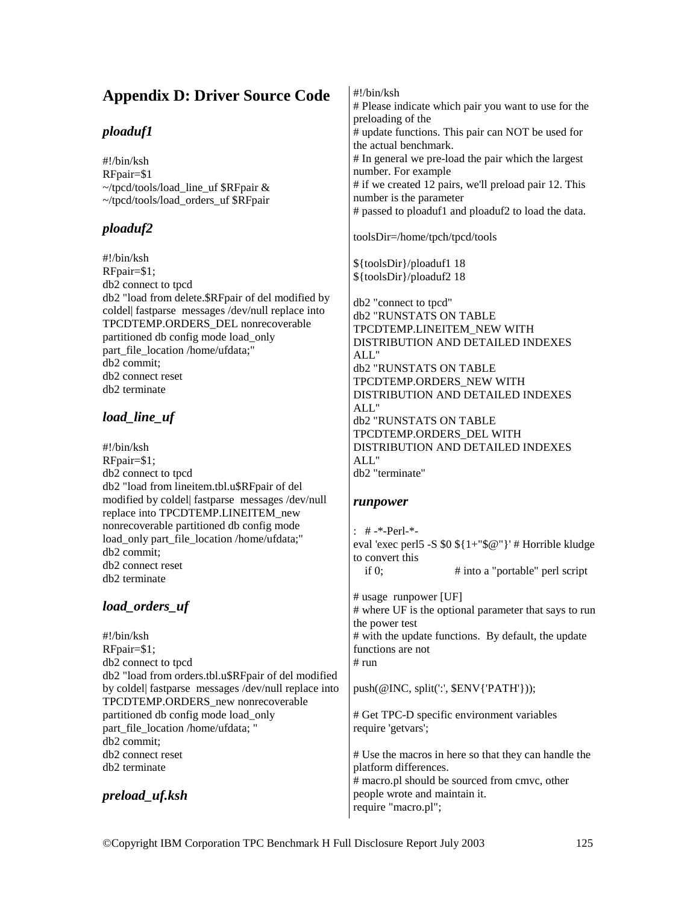# Appendix D: Driver Source Code

## *ploaduf1*

```
#!/bin/ksh
RFpair=$1
~/tpcd/tools/load_line_uf $RFpair &
~/tpcd/tools/load_orders_uf $RFpair
```

## *ploaduf2*

```
#!/bin/ksh
RFpair=$1;
db2 connect to tpcd
db2 "load from delete.$RFpair of del modified by coldel| fastparse  messages /dev/null replace into TPCDTEMP.ORDERS_DEL nonrecoverable partitioned db config mode load_only part_file_location /home/ufdata;"
db2 commit;
db2 connect reset
db2 terminate
```

## *load_line_uf*

```
#!/bin/ksh
RFpair=$1;
db2 connect to tpcd
db2 "load from lineitem.tbl.u$RFpair of del modified by coldel| fastparse  messages /dev/null replace into TPCDTEMP.LINEITEM_new nonrecoverable partitioned db config mode load_only part_file_location /home/ufdata;"
db2 commit;
db2 connect reset
db2 terminate
```

## *load_orders_uf*

```
#!/bin/ksh
RFpair=$1;
db2 connect to tpcd
db2 "load from orders.tbl.u$RFpair of del modified by coldel| fastparse  messages /dev/null replace into TPCDTEMP.ORDERS_new nonrecoverable partitioned db config mode load_only part_file_location /home/ufdata; "
db2 commit;
db2 connect reset
db2 terminate
```

## *preload_uf.ksh*

```
#!/bin/ksh
# Please indicate which pair you want to use for the preloading of the
# update functions. This pair can NOT be used for the actual benchmark.
# In general we pre-load the pair which the largest number. For example
# if we created 12 pairs, we'll preload pair 12. This number is the parameter
# passed to ploaduf1 and ploaduf2 to load the data.

toolsDir=/home/tpch/tpcd/tools

${toolsDir}/ploaduf1 18
${toolsDir}/ploaduf2 18

db2 "connect to tpcd"
db2 "RUNSTATS ON TABLE TPCDTEMP.LINEITEM_NEW WITH DISTRIBUTION AND DETAILED INDEXES ALL"
db2 "RUNSTATS ON TABLE TPCDTEMP.ORDERS_NEW WITH DISTRIBUTION AND DETAILED INDEXES ALL"
db2 "RUNSTATS ON TABLE TPCDTEMP.ORDERS_DEL WITH DISTRIBUTION AND DETAILED INDEXES ALL"
db2 "terminate"
```

## *runpower*

```
:  # -*-Perl-*-
eval 'exec perl5 -S $0 ${1+"$@"}' # Horrible kludge to convert this
   if 0;                    # into a "portable" perl script

# usage  runpower [UF]
# where UF is the optional parameter that says to run the power test
# with the update functions.  By default, the update functions are not
# run

push(@INC, split(':', $ENV{'PATH'}));

# Get TPC-D specific environment variables
require 'getvars';

# Use the macros in here so that they can handle the platform differences.
# macro.pl should be sourced from cmvc, other people wrote and maintain it.
require "macro.pl";
```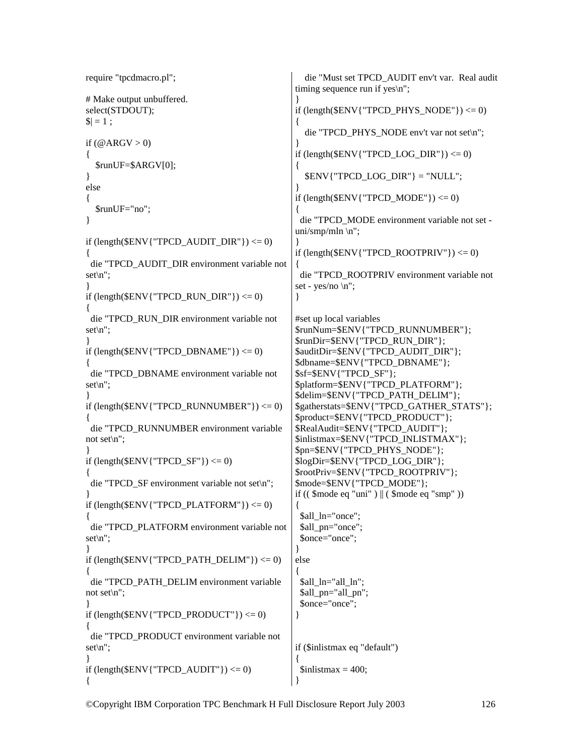```perl
require "tpcdmacro.pl";

# Make output unbuffered.
select(STDOUT);
$| = 1 ;

if (@ARGV > 0)
{
   $runUF=$ARGV[0];
}
else
{
   $runUF="no";
}

if (length($ENV{"TPCD_AUDIT_DIR"}) <= 0)
{
  die "TPCD_AUDIT_DIR environment variable not set\n";
}
if (length($ENV{"TPCD_RUN_DIR"}) <= 0)
{
  die "TPCD_RUN_DIR environment variable not set\n";
}
if (length($ENV{"TPCD_DBNAME"}) <= 0)
{
  die "TPCD_DBNAME environment variable not set\n";
}
if (length($ENV{"TPCD_RUNNUMBER"}) <= 0)
{
  die "TPCD_RUNNUMBER environment variable not set\n";
}
if (length($ENV{"TPCD_SF"}) <= 0)
{
  die "TPCD_SF environment variable not set\n";
}
if (length($ENV{"TPCD_PLATFORM"}) <= 0)
{
  die "TPCD_PLATFORM environment variable not set\n";
}
if (length($ENV{"TPCD_PATH_DELIM"}) <= 0)
{
  die "TPCD_PATH_DELIM environment variable not set\n";
}
if (length($ENV{"TPCD_PRODUCT"}) <= 0)
{
  die "TPCD_PRODUCT environment variable not set\n";
}
if (length($ENV{"TPCD_AUDIT"}) <= 0)
{
   die "Must set TPCD_AUDIT env't var.  Real audit timing sequence run if yes\n";
}
if (length($ENV{"TPCD_PHYS_NODE"}) <= 0)
{
   die "TPCD_PHYS_NODE env't var not set\n";
}
if (length($ENV{"TPCD_LOG_DIR"}) <= 0)
{
   $ENV{"TPCD_LOG_DIR"} = "NULL";
}
if (length($ENV{"TPCD_MODE"}) <= 0)
{
  die "TPCD_MODE environment variable not set - uni/smp/mln \n";
}
if (length($ENV{"TPCD_ROOTPRIV"}) <= 0)
{
  die "TPCD_ROOTPRIV environment variable not set - yes/no \n";
}

#set up local variables
$runNum=$ENV{"TPCD_RUNNUMBER"};
$runDir=$ENV{"TPCD_RUN_DIR"};
$auditDir=$ENV{"TPCD_AUDIT_DIR"};
$dbname=$ENV{"TPCD_DBNAME"};
$sf=$ENV{"TPCD_SF"};
$platform=$ENV{"TPCD_PLATFORM"};
$delim=$ENV{"TPCD_PATH_DELIM"};
$gatherstats=$ENV{"TPCD_GATHER_STATS"};
$product=$ENV{"TPCD_PRODUCT"};
$RealAudit=$ENV{"TPCD_AUDIT"};
$inlistmax=$ENV{"TPCD_INLISTMAX"};
$pn=$ENV{"TPCD_PHYS_NODE"};
$logDir=$ENV{"TPCD_LOG_DIR"};
$rootPriv=$ENV{"TPCD_ROOTPRIV"};
$mode=$ENV{"TPCD_MODE"};
if (( $mode eq "uni" ) || ( $mode eq "smp" ))
{
  $all_ln="once";
  $all_pn="once";
  $once="once";
}
else
{
  $all_ln="all_ln";
  $all_pn="all_pn";
  $once="once";
}


if ($inlistmax eq "default")
{
  $inlistmax = 400;
}
```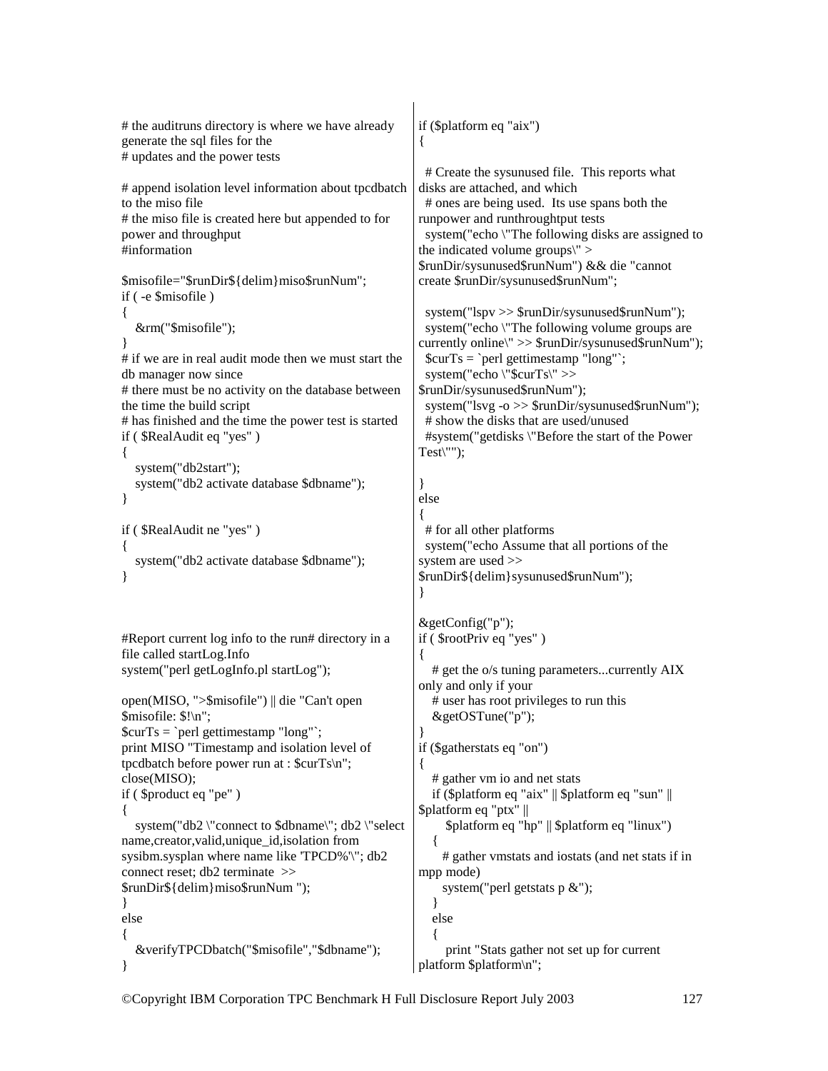```
# the auditruns directory is where we have already generate the sql files for the
# updates and the power tests

# append isolation level information about tpcdbatch to the miso file
# the miso file is created here but appended to for power and throughput
#information

$misofile="$runDir${delim}miso$runNum";
if ( -e $misofile )
{
   &rm("$misofile");
}
# if we are in real audit mode then we must start the db manager now since
# there must be no activity on the database between the time the build script
# has finished and the time the power test is started
if ( $RealAudit eq "yes" )
{
   system("db2start");
   system("db2 activate database $dbname");
}

if ( $RealAudit ne "yes" )
{
   system("db2 activate database $dbname");
}



#Report current log info to the run# directory in a file called startLog.Info
system("perl getLogInfo.pl startLog");

open(MISO, ">$misofile") || die "Can't open $misofile: $!\n";
$curTs = `perl gettimestamp "long"`;
print MISO "Timestamp and isolation level of tpcdbatch before power run at : $curTs\n";
close(MISO);
if ( $product eq "pe" )
{
   system("db2 \"connect to $dbname\"; db2 \"select name,creator,valid,unique_id,isolation from sysibm.sysplan where name like 'TPCD%'\"; db2 connect reset; db2 terminate  >> $runDir${delim}miso$runNum ");
}
else
{
   &verifyTPCDbatch("$misofile","$dbname");
}
if ($platform eq "aix")
{

  # Create the sysunused file.  This reports what disks are attached, and which
  # ones are being used.  Its use spans both the runpower and runthroughtput tests
  system("echo \"The following disks are assigned to the indicated volume groups\" > $runDir/sysunused$runNum") && die "cannot create $runDir/sysunused$runNum";

  system("lspv >> $runDir/sysunused$runNum");
  system("echo \"The following volume groups are currently online\" >> $runDir/sysunused$runNum");
  $curTs = `perl gettimestamp "long"`;
  system("echo \"$curTs\" >> $runDir/sysunused$runNum");
  system("lsvg -o >> $runDir/sysunused$runNum");
  # show the disks that are used/unused
  #system("getdisks \"Before the start of the Power Test\"");

}
else
{
  # for all other platforms
  system("echo Assume that all portions of the system are used >> $runDir${delim}sysunused$runNum");
}

&getConfig("p");
if ( $rootPriv eq "yes" )
{
   # get the o/s tuning parameters...currently AIX only and only if your
   # user has root privileges to run this
   &getOSTune("p");
}
if ($gatherstats eq "on")
{
   # gather vm io and net stats
   if ($platform eq "aix" || $platform eq "sun" || $platform eq "ptx" ||
       $platform eq "hp" || $platform eq "linux")
   {
     # gather vmstats and iostats (and net stats if in mpp mode)
     system("perl getstats p &");
   }
   else
   {
      print "Stats gather not set up for current platform $platform\n";
```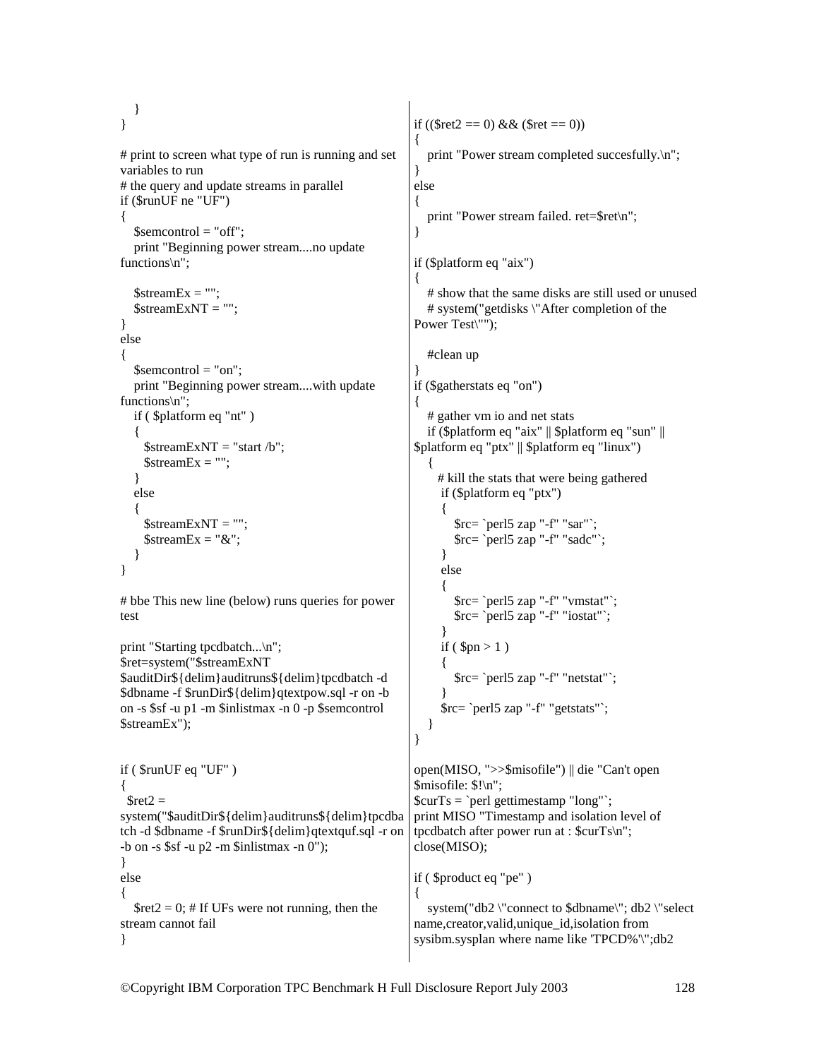```perl
   }
}

# print to screen what type of run is running and set variables to run
# the query and update streams in parallel
if ($runUF ne "UF")
{
   $semcontrol = "off";
   print "Beginning power stream....no update functions\n";

   $streamEx = "";
   $streamExNT = "";
}
else
{
   $semcontrol = "on";
   print "Beginning power stream....with update functions\n";
   if ( $platform eq "nt" )
   {
      $streamExNT = "start /b";
      $streamEx = "";
   }
   else
   {
      $streamExNT = "";
      $streamEx = "&";
   }
}

# bbe This new line (below) runs queries for power test

print "Starting tpcdbatch...\n";
$ret=system("$streamExNT $auditDir${delim}auditruns${delim}tpcdbatch -d $dbname -f $runDir${delim}qtextpow.sql -r on -b on -s $sf -u p1 -m $inlistmax -n 0 -p $semcontrol $streamEx");


if ( $runUF eq "UF" )
{
  $ret2 = system("$auditDir${delim}auditruns${delim}tpcdbatch -d $dbname -f $runDir${delim}qtextquf.sql -r on -b on -s $sf -u p2 -m $inlistmax -n 0");
}
else
{
   $ret2 = 0; # If UFs were not running, then the stream cannot fail
}

if (($ret2 == 0) && ($ret == 0))
{
   print "Power stream completed succesfully.\n";
}
else
{
   print "Power stream failed. ret=$ret\n";
}

if ($platform eq "aix")
{
   # show that the same disks are still used or unused
   # system("getdisks \"After completion of the Power Test\"");

   #clean up
}
if ($gatherstats eq "on")
{
   # gather vm io and net stats
   if ($platform eq "aix" || $platform eq "sun" || $platform eq "ptx" || $platform eq "linux")
   {
      # kill the stats that were being gathered
       if ($platform eq "ptx")
       {
          $rc= `perl5 zap "-f" "sar"`;
          $rc= `perl5 zap "-f" "sadc"`;
       }
       else
       {
          $rc= `perl5 zap "-f" "vmstat"`;
          $rc= `perl5 zap "-f" "iostat"`;
       }
       if ( $pn > 1 )
       {
          $rc= `perl5 zap "-f" "netstat"`;
       }
       $rc= `perl5 zap "-f" "getstats"`;
   }
}

open(MISO, ">>$misofile") || die "Can't open $misofile: $!\n";
$curTs = `perl gettimestamp "long"`;
print MISO "Timestamp and isolation level of tpcdbatch after power run at : $curTs\n";
close(MISO);

if ( $product eq "pe" )
{
   system("db2 \"connect to $dbname\"; db2 \"select name,creator,valid,unique_id,isolation from sysibm.sysplan where name like 'TPCD%'\";db2
```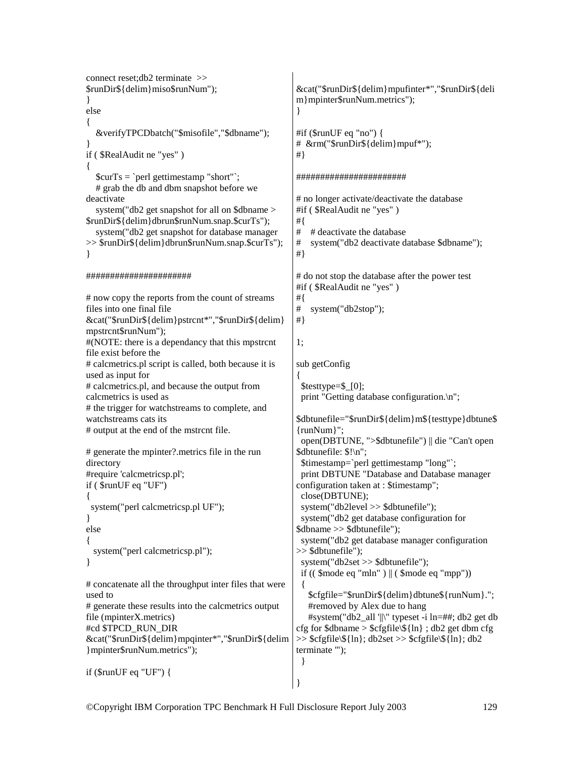```
connect reset;db2 terminate  >>
$runDir${delim}miso$runNum");
}
else
{
   &verifyTPCDbatch("$misofile","$dbname");
}
if ( $RealAudit ne "yes" )
{
   $curTs = `perl gettimestamp "short"`;
   # grab the db and dbm snapshot before we
deactivate
   system("db2 get snapshot for all on $dbname >
$runDir${delim}dbrun$runNum.snap.$curTs");
   system("db2 get snapshot for database manager
>> $runDir${delim}dbrun$runNum.snap.$curTs");
}

#####################

# now copy the reports from the count of streams
files into one final file
&cat("$runDir${delim}pstrcnt*","$runDir${delim}
mpstrcnt$runNum");
#(NOTE: there is a dependancy that this mpstrcnt
file exist before the
# calcmetrics.pl script is called, both because it is
used as input for
# calcmetrics.pl, and because the output from
calcmetrics is used as
# the trigger for watchstreams to complete, and
watchstreams cats its
# output at the end of the mstrcnt file.

# generate the mpinter?.metrics file in the run
directory
#require 'calcmetricsp.pl';
if ( $runUF eq "UF")
{
  system("perl calcmetricsp.pl UF");
}
else
{
   system("perl calcmetricsp.pl");
}

# concatenate all the throughput inter files that were
used to
# generate these results into the calcmetrics output
file (mpinterX.metrics)
#cd $TPCD_RUN_DIR
&cat("$runDir${delim}mpqinter*","$runDir${delim
}mpinter$runNum.metrics");

if ($runUF eq "UF") {
&cat("$runDir${delim}mpufinter*","$runDir${deli
m}mpinter$runNum.metrics");
}

#if ($runUF eq "no") {
#  &rm("$runDir${delim}mpuf*");
#}

######################

# no longer activate/deactivate the database
#if ( $RealAudit ne "yes" )
#{
#    # deactivate the database
#    system("db2 deactivate database $dbname");
#}

# do not stop the database after the power test
#if ( $RealAudit ne "yes" )
#{
#    system("db2stop");
#}

1;

sub getConfig
{
  $testtype=$_[0];
  print "Getting database configuration.\n";

$dbtunefile="$runDir${delim}m${testtype}dbtune$
{runNum}";
  open(DBTUNE, ">$dbtunefile") || die "Can't open
$dbtunefile: $!\n";
  $timestamp=`perl gettimestamp "long"`;
  print DBTUNE "Database and Database manager
configuration taken at : $timestamp";
  close(DBTUNE);
  system("db2level >> $dbtunefile");
  system("db2 get database configuration for
$dbname >> $dbtunefile");
  system("db2 get database manager configuration
>> $dbtunefile");
  system("db2set >> $dbtunefile");
  if (( $mode eq "mln" ) || ( $mode eq "mpp"))
  {
     $cfgfile="$runDir${delim}dbtune${runNum}.";
     #removed by Alex due to hang
     #system("db2_all '||\" typeset -i ln=##; db2 get db
cfg for $dbname > $cfgfile\${ln} ; db2 get dbm cfg
>> $cfgfile\${ln}; db2set >> $cfgfile\${ln}; db2
terminate '");
  }

}
```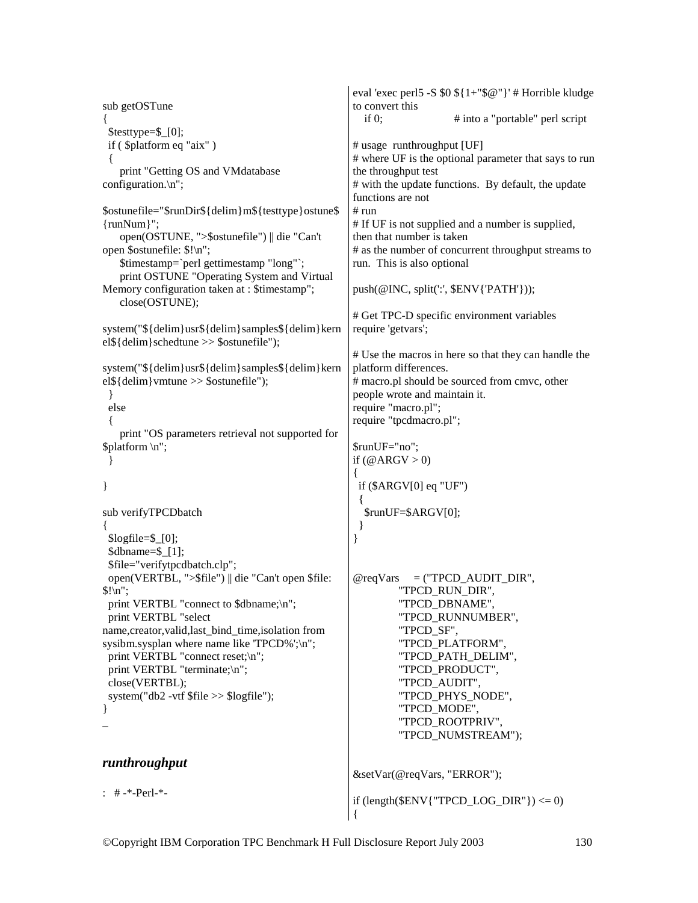```
sub getOSTune
{
  $testtype=$_[0];
  if ( $platform eq "aix" )
  {
     print "Getting OS and VMdatabase configuration.\n";
     $ostunefile="$runDir${delim}m${testtype}ostune${runNum}";
     open(OSTUNE, ">$ostunefile") || die "Can't open $ostunefile: $!\n";
     $timestamp=`perl gettimestamp "long"`;
     print OSTUNE "Operating System and Virtual Memory configuration taken at : $timestamp";
     close(OSTUNE);
     system("${delim}usr${delim}samples${delim}kernel${delim}schedtune >> $ostunefile");
     system("${delim}usr${delim}samples${delim}kernel${delim}vmtune >> $ostunefile");
  }
  else
  {
     print "OS parameters retrieval not supported for $platform \n";
  }

}

sub verifyTPCDbatch
{
  $logfile=$_[0];
  $dbname=$_[1];
  $file="verifytpcdbatch.clp";
  open(VERTBL, ">$file") || die "Can't open $file: $!\n";
  print VERTBL "connect to $dbname;\n";
  print VERTBL "select name,creator,valid,last_bind_time,isolation from sysibm.sysplan where name like 'TPCD%';\n";
  print VERTBL "connect reset;\n";
  print VERTBL "terminate;\n";
  close(VERTBL);
  system("db2 -vtf $file >> $logfile");
}
_
```

### *runthroughput*

```
:  # -*-Perl-*-
eval 'exec perl5 -S $0 ${1+"$@"}' # Horrible kludge to convert this
   if 0;                  # into a "portable" perl script

# usage  runthroughput [UF]
# where UF is the optional parameter that says to run the throughput test
# with the update functions.  By default, the update functions are not
# run
# If UF is not supplied and a number is supplied, then that number is taken
# as the number of concurrent throughput streams to run.  This is also optional

push(@INC, split(':', $ENV{'PATH'}));

# Get TPC-D specific environment variables
require 'getvars';

# Use the macros in here so that they can handle the platform differences.
# macro.pl should be sourced from cmvc, other people wrote and maintain it.
require "macro.pl";
require "tpcdmacro.pl";

$runUF="no";
if (@ARGV > 0)
{
  if ($ARGV[0] eq "UF")
  {
   $runUF=$ARGV[0];
  }
}


@reqVars     = ("TPCD_AUDIT_DIR",
            "TPCD_RUN_DIR",
            "TPCD_DBNAME",
            "TPCD_RUNNUMBER",
            "TPCD_SF",
            "TPCD_PLATFORM",
            "TPCD_PATH_DELIM",
            "TPCD_PRODUCT",
            "TPCD_AUDIT",
            "TPCD_PHYS_NODE",
            "TPCD_MODE",
            "TPCD_ROOTPRIV",
            "TPCD_NUMSTREAM");


&setVar(@reqVars, "ERROR");

if (length($ENV{"TPCD_LOG_DIR"}) <= 0)
{
```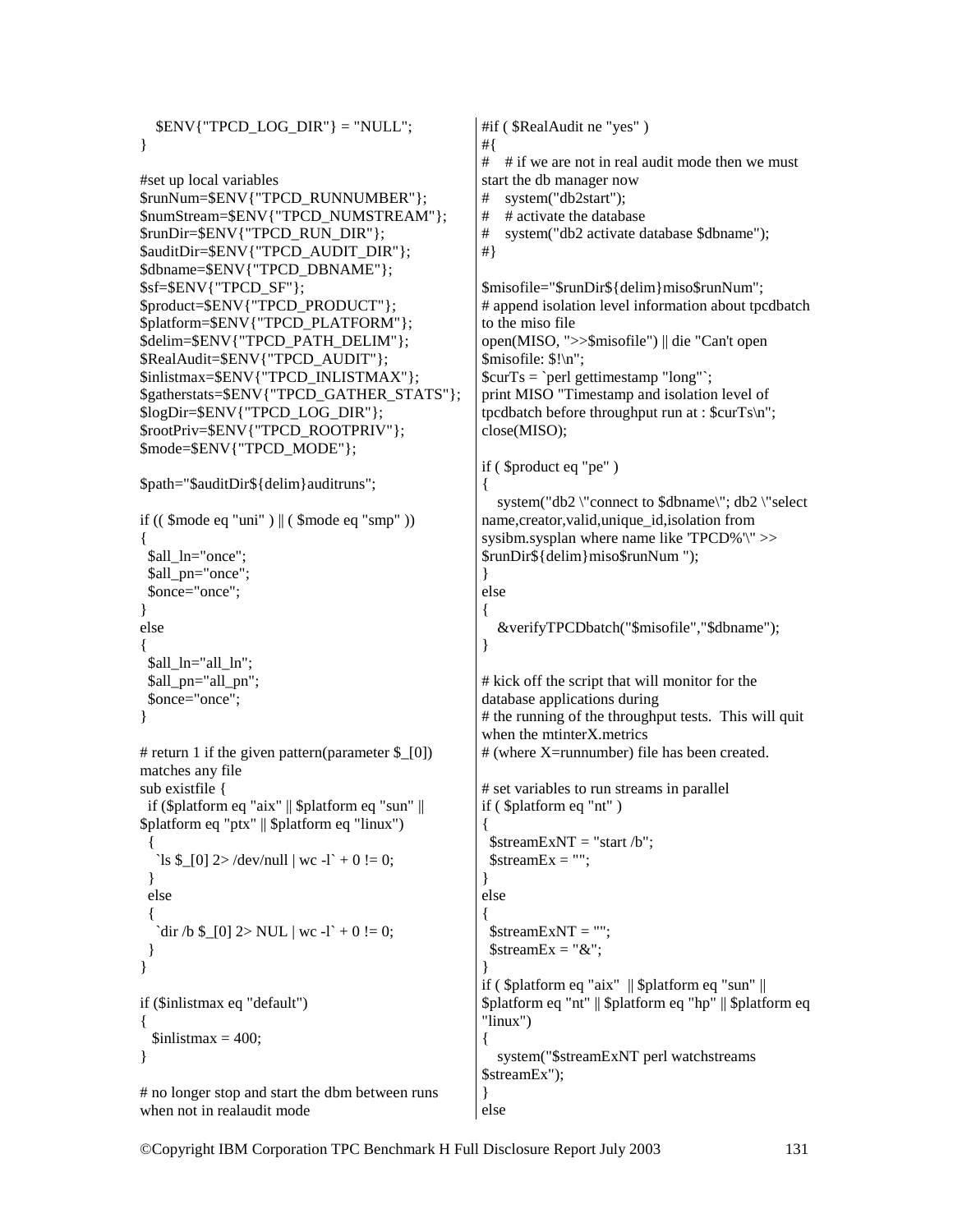```
   $ENV{"TPCD_LOG_DIR"} = "NULL";
}

#set up local variables
$runNum=$ENV{"TPCD_RUNNUMBER"};
$numStream=$ENV{"TPCD_NUMSTREAM"};
$runDir=$ENV{"TPCD_RUN_DIR"};
$auditDir=$ENV{"TPCD_AUDIT_DIR"};
$dbname=$ENV{"TPCD_DBNAME"};
$sf=$ENV{"TPCD_SF"};
$product=$ENV{"TPCD_PRODUCT"};
$platform=$ENV{"TPCD_PLATFORM"};
$delim=$ENV{"TPCD_PATH_DELIM"};
$RealAudit=$ENV{"TPCD_AUDIT"};
$inlistmax=$ENV{"TPCD_INLISTMAX"};
$gatherstats=$ENV{"TPCD_GATHER_STATS"};
$logDir=$ENV{"TPCD_LOG_DIR"};
$rootPriv=$ENV{"TPCD_ROOTPRIV"};
$mode=$ENV{"TPCD_MODE"};

$path="$auditDir${delim}auditruns";

if (( $mode eq "uni" ) || ( $mode eq "smp" ))
{
  $all_ln="once";
  $all_pn="once";
  $once="once";
}
else
{
  $all_ln="all_ln";
  $all_pn="all_pn";
  $once="once";
}

# return 1 if the given pattern(parameter $_[0])
matches any file
sub existfile {
  if ($platform eq "aix" || $platform eq "sun" ||
$platform eq "ptx" || $platform eq "linux")
  {
    `ls $_[0] 2> /dev/null | wc -l` + 0 != 0;
  }
  else
  {
    `dir /b $_[0] 2> NUL | wc -l` + 0 != 0;
  }
}

if ($inlistmax eq "default")
{
   $inlistmax = 400;
}

# no longer stop and start the dbm between runs
when not in realaudit mode
#if ( $RealAudit ne "yes" )
#{
#    # if we are not in real audit mode then we must
start the db manager now
#    system("db2start");
#    # activate the database
#    system("db2 activate database $dbname");
#}

$misofile="$runDir${delim}miso$runNum";
# append isolation level information about tpcdbatch
to the miso file
open(MISO, ">>$misofile") || die "Can't open
$misofile: $!\n";
$curTs = `perl gettimestamp "long"`;
print MISO "Timestamp and isolation level of
tpcdbatch before throughput run at : $curTs\n";
close(MISO);

if ( $product eq "pe" )
{
   system("db2 \"connect to $dbname\"; db2 \"select
name,creator,valid,unique_id,isolation from
sysibm.sysplan where name like 'TPCD%'\" >>
$runDir${delim}miso$runNum ");
}
else
{
   &verifyTPCDbatch("$misofile","$dbname");
}

# kick off the script that will monitor for the
database applications during
# the running of the throughput tests.  This will quit
when the mtinterX.metrics
# (where X=runnumber) file has been created.

# set variables to run streams in parallel
if ( $platform eq "nt" )
{
  $streamExNT = "start /b";
  $streamEx = "";
}
else
{
  $streamExNT = "";
  $streamEx = "&";
}
if ( $platform eq "aix"  || $platform eq "sun" ||
$platform eq "nt" || $platform eq "hp" || $platform eq
"linux")
{
   system("$streamExNT perl watchstreams
$streamEx");
}
else
```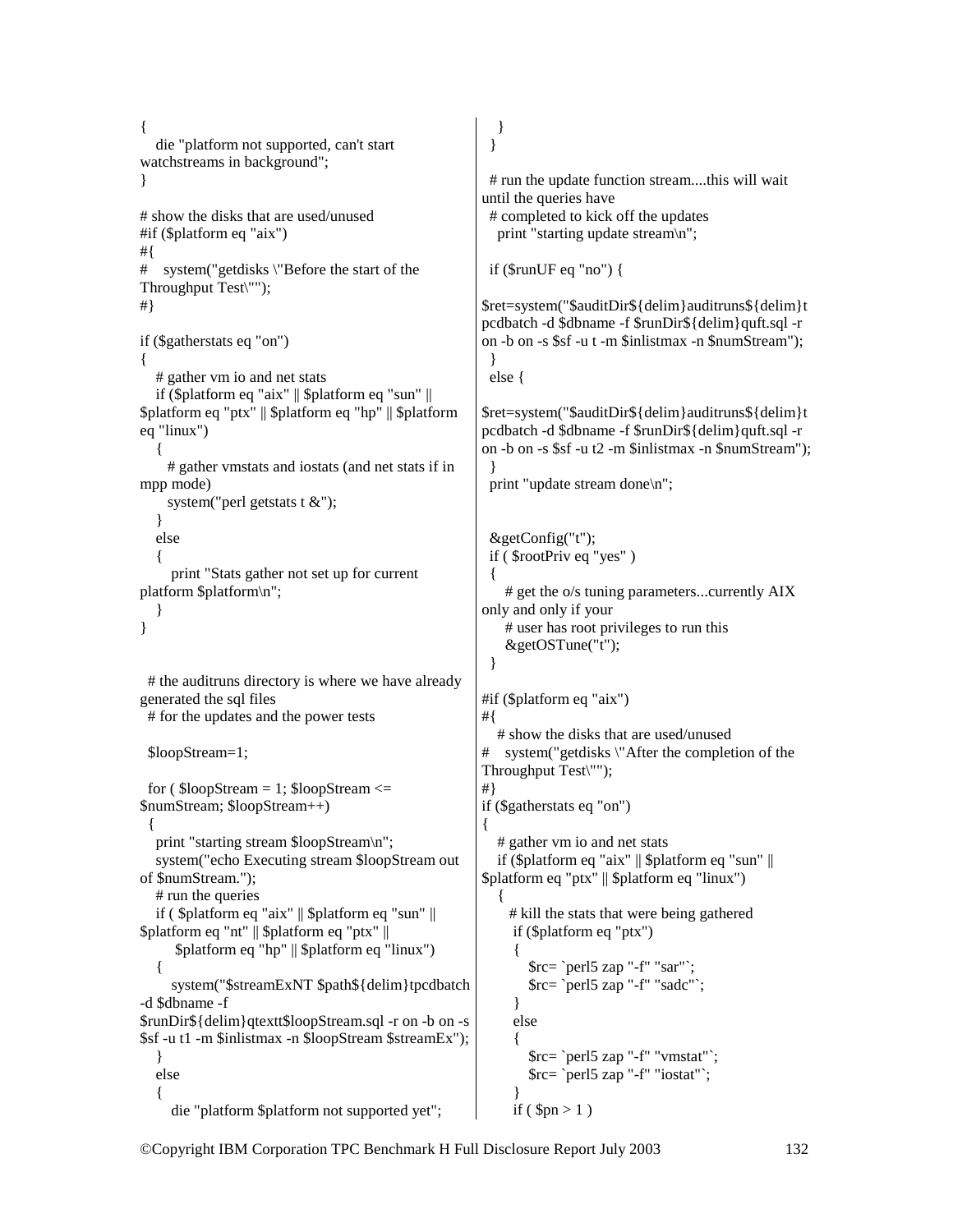```
{
   die "platform not supported, can't start watchstreams in background";
}

# show the disks that are used/unused
#if ($platform eq "aix")
#{
#    system("getdisks \"Before the start of the Throughput Test\"");
#}

if ($gatherstats eq "on")
{
   # gather vm io and net stats
   if ($platform eq "aix" || $platform eq "sun" || $platform eq "ptx" || $platform eq "hp" || $platform eq "linux")
   {
      # gather vmstats and iostats (and net stats if in mpp mode)
      system("perl getstats t &");
   }
   else
   {
       print "Stats gather not set up for current platform $platform\n";
   }
}


  # the auditruns directory is where we have already generated the sql files
  # for the updates and the power tests

  $loopStream=1;

  for ( $loopStream = 1; $loopStream <= $numStream; $loopStream++)
  {
    print "starting stream $loopStream\n";
    system("echo Executing stream $loopStream out of $numStream.");
    # run the queries
    if ( $platform eq "aix" || $platform eq "sun" || $platform eq "nt" || $platform eq "ptx" ||
         $platform eq "hp" || $platform eq "linux")
    {
       system("$streamExNT $path${delim}tpcdbatch -d $dbname -f $runDir${delim}qtextt$loopStream.sql -r on -b on -s $sf -u t1 -m $inlistmax -n $loopStream $streamEx");
    }
    else
    {
       die "platform $platform not supported yet";
    }
  }

  # run the update function stream....this will wait until the queries have
  # completed to kick off the updates
    print "starting update stream\n";

  if ($runUF eq "no") {
$ret=system("$auditDir${delim}auditruns${delim}tpcdbatch -d $dbname -f $runDir${delim}quft.sql -r on -b on -s $sf -u t -m $inlistmax -n $numStream");
  }
  else {
$ret=system("$auditDir${delim}auditruns${delim}tpcdbatch -d $dbname -f $runDir${delim}quft.sql -r on -b on -s $sf -u t2 -m $inlistmax -n $numStream");
  }
  print "update stream done\n";


  &getConfig("t");
  if ( $rootPriv eq "yes" )
  {
     # get the o/s tuning parameters...currently AIX only and only if your
     # user has root privileges to run this
     &getOSTune("t");
  }

#if ($platform eq "aix")
#{
   # show the disks that are used/unused
#    system("getdisks \"After the completion of the Throughput Test\"");
#}
if ($gatherstats eq "on")
{
   # gather vm io and net stats
   if ($platform eq "aix" || $platform eq "sun" || $platform eq "ptx" || $platform eq "linux")
   {
      # kill the stats that were being gathered
       if ($platform eq "ptx")
       {
          $rc= `perl5 zap "-f" "sar"`;
          $rc= `perl5 zap "-f" "sadc"`;
       }
       else
       {
          $rc= `perl5 zap "-f" "vmstat"`;
          $rc= `perl5 zap "-f" "iostat"`;
       }
       if ( $pn > 1 )
```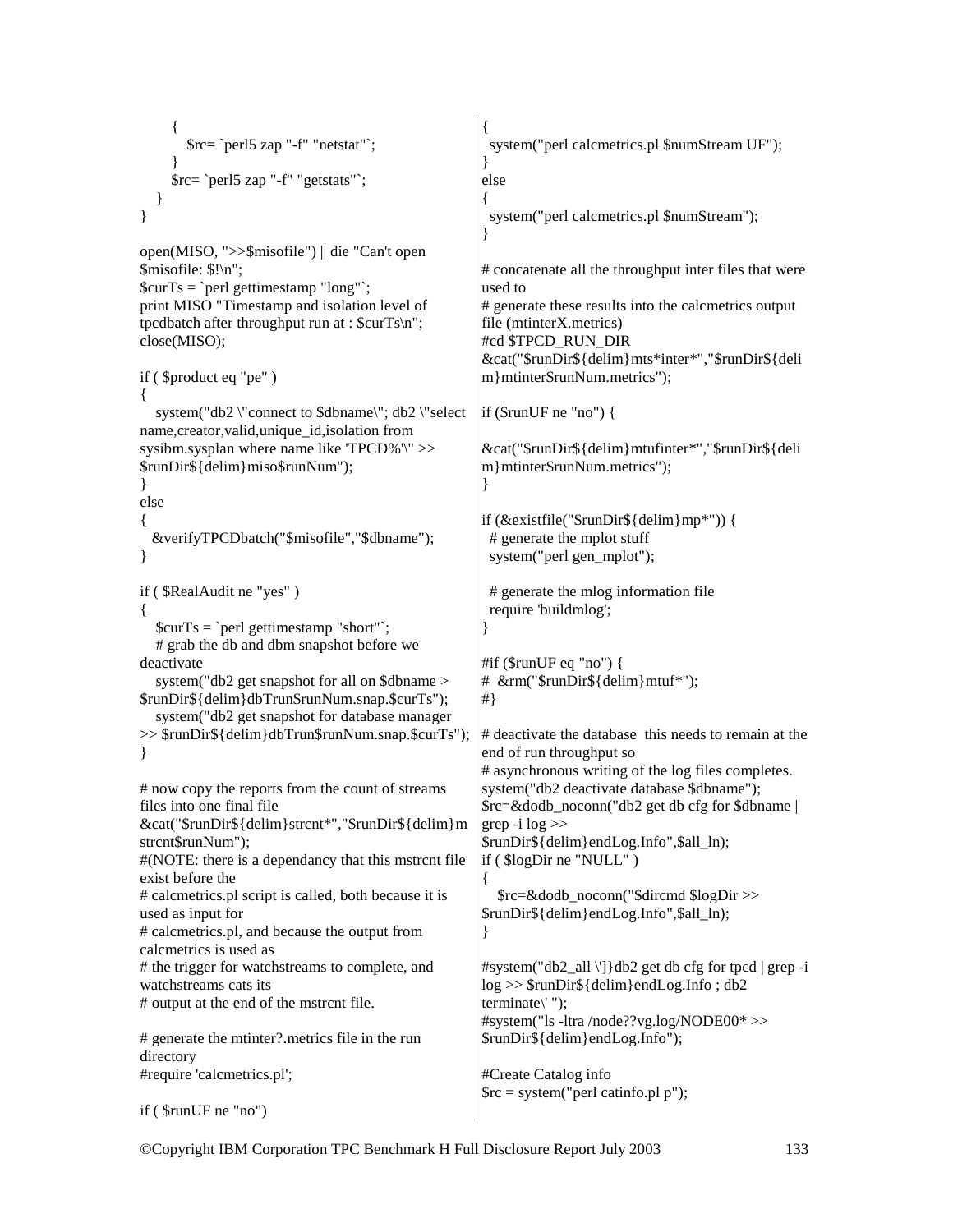```
      {
         $rc= `perl5 zap "-f" "netstat"`;
      }
      $rc= `perl5 zap "-f" "getstats"`;
   }
}

open(MISO, ">>$misofile") || die "Can't open
$misofile: $!\n";
$curTs = `perl gettimestamp "long"`;
print MISO "Timestamp and isolation level of
tpcdbatch after throughput run at : $curTs\n";
close(MISO);

if ( $product eq "pe" )
{
   system("db2 \"connect to $dbname\"; db2 \"select
name,creator,valid,unique_id,isolation from
sysibm.sysplan where name like 'TPCD%'\" >>
$runDir${delim}miso$runNum");
}
else
{
  &verifyTPCDbatch("$misofile","$dbname");
}

if ( $RealAudit ne "yes" )
{
   $curTs = `perl gettimestamp "short"`;
   # grab the db and dbm snapshot before we
deactivate
   system("db2 get snapshot for all on $dbname >
$runDir${delim}dbTrun$runNum.snap.$curTs");
   system("db2 get snapshot for database manager
>> $runDir${delim}dbTrun$runNum.snap.$curTs");
}

# now copy the reports from the count of streams
files into one final file
&cat("$runDir${delim}strcnt*","$runDir${delim}m
strcnt$runNum");
#(NOTE: there is a dependancy that this mstrcnt file
exist before the
# calcmetrics.pl script is called, both because it is
used as input for
# calcmetrics.pl, and because the output from
calcmetrics is used as
# the trigger for watchstreams to complete, and
watchstreams cats its
# output at the end of the mstrcnt file.

# generate the mtinter?.metrics file in the run
directory
#require 'calcmetrics.pl';

if ( $runUF ne "no")
{
  system("perl calcmetrics.pl $numStream UF");
}
else
{
  system("perl calcmetrics.pl $numStream");
}

# concatenate all the throughput inter files that were
used to
# generate these results into the calcmetrics output
file (mtinterX.metrics)
#cd $TPCD_RUN_DIR
&cat("$runDir${delim}mts*inter*","$runDir${deli
m}mtinter$runNum.metrics");

if ($runUF ne "no") {

&cat("$runDir${delim}mtufinter*","$runDir${deli
m}mtinter$runNum.metrics");
}

if (&existfile("$runDir${delim}mp*")) {
  # generate the mplot stuff
  system("perl gen_mplot");

  # generate the mlog information file
  require 'buildmlog';
}

#if ($runUF eq "no") {
#  &rm("$runDir${delim}mtuf*");
#}

# deactivate the database  this needs to remain at the
end of run throughput so
# asynchronous writing of the log files completes.
system("db2 deactivate database $dbname");
$rc=&dodb_noconn("db2 get db cfg for $dbname |
grep -i log >>
$runDir${delim}endLog.Info",$all_ln);
if ( $logDir ne "NULL" )
{
   $rc=&dodb_noconn("$dircmd $logDir >>
$runDir${delim}endLog.Info",$all_ln);
}

#system("db2_all \']}db2 get db cfg for tpcd | grep -i
log >> $runDir${delim}endLog.Info ; db2
terminate\' ");
#system("ls -ltra /node??vg.log/NODE00* >>
$runDir${delim}endLog.Info");

#Create Catalog info
$rc = system("perl catinfo.pl p");
```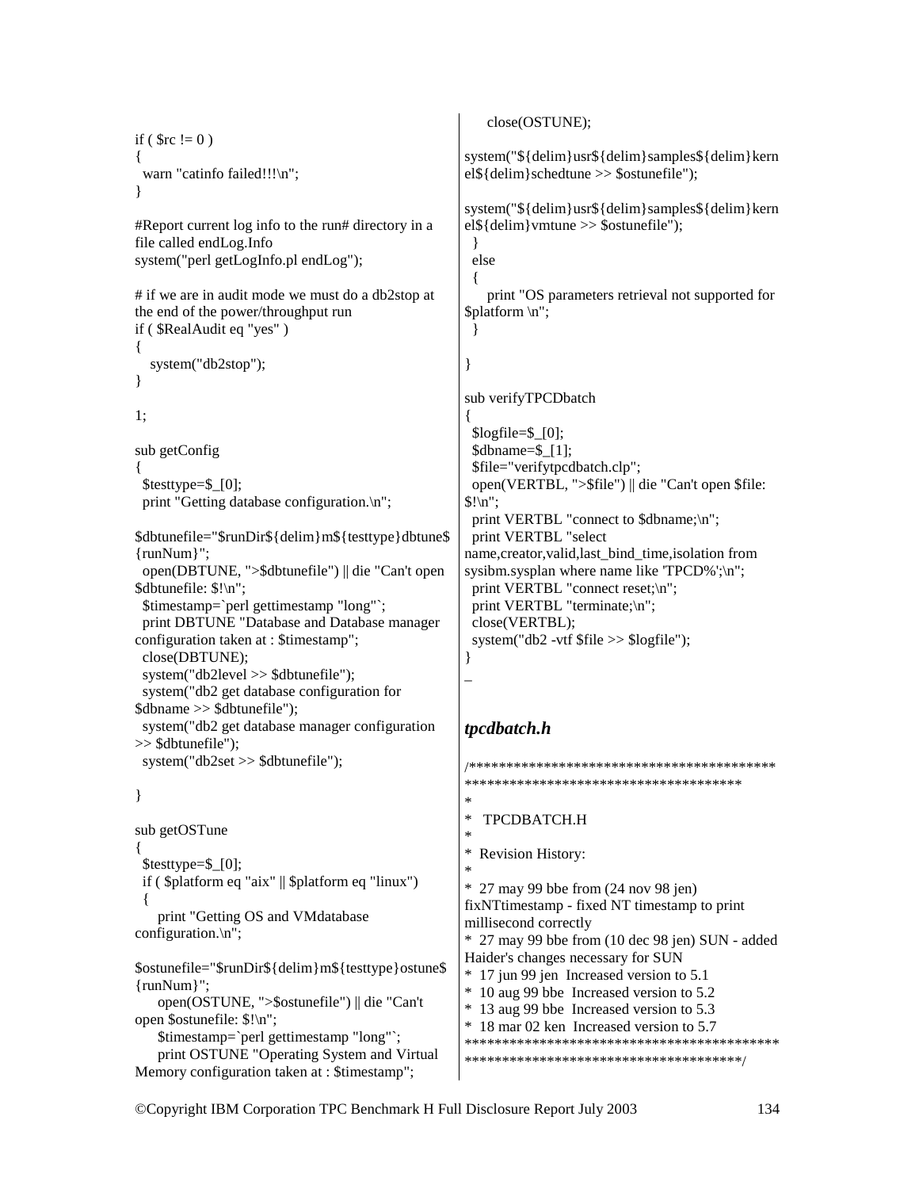```
if ( $rc != 0 )
{
  warn "catinfo failed!!!\n";
}

#Report current log info to the run# directory in a file called endLog.Info
system("perl getLogInfo.pl endLog");

# if we are in audit mode we must do a db2stop at the end of the power/throughput run
if ( $RealAudit eq "yes" )
{
   system("db2stop");
}

1;

sub getConfig
{
  $testtype=$_[0];
  print "Getting database configuration.\n";

$dbtunefile="$runDir${delim}m${testtype}dbtune${runNum}";
  open(DBTUNE, ">$dbtunefile") || die "Can't open $dbtunefile: $!\n";
  $timestamp=`perl gettimestamp "long"`;
  print DBTUNE "Database and Database manager configuration taken at : $timestamp";
  close(DBTUNE);
  system("db2level >> $dbtunefile");
  system("db2 get database configuration for $dbname >> $dbtunefile");
  system("db2 get database manager configuration >> $dbtunefile");
  system("db2set >> $dbtunefile");

}

sub getOSTune
{
  $testtype=$_[0];
  if ( $platform eq "aix" || $platform eq "linux")
  {
     print "Getting OS and VMdatabase configuration.\n";

$ostunefile="$runDir${delim}m${testtype}ostune${runNum}";
     open(OSTUNE, ">$ostunefile") || die "Can't open $ostunefile: $!\n";
     $timestamp=`perl gettimestamp "long"`;
     print OSTUNE "Operating System and Virtual Memory configuration taken at : $timestamp";
     close(OSTUNE);

system("${delim}usr${delim}samples${delim}kernel${delim}schedtune >> $ostunefile");

system("${delim}usr${delim}samples${delim}kernel${delim}vmtune >> $ostunefile");
  }
  else
  {
     print "OS parameters retrieval not supported for $platform \n";
  }

}

sub verifyTPCDbatch
{
  $logfile=$_[0];
  $dbname=$_[1];
  $file="verifytpcdbatch.clp";
  open(VERTBL, ">$file") || die "Can't open $file: $!\n";
  print VERTBL "connect to $dbname;\n";
  print VERTBL "select name,creator,valid,last_bind_time,isolation from sysibm.sysplan where name like 'TPCD%';\n";
  print VERTBL "connect reset;\n";
  print VERTBL "terminate;\n";
  close(VERTBL);
  system("db2 -vtf $file >> $logfile");
}
_
```

### *tpcdbatch.h*

```
/*****************************************************************************
*
*   TPCDBATCH.H
*
*  Revision History:
*
*  27 may 99 bbe from (24 nov 98 jen) fixNTtimestamp - fixed NT timestamp to print millisecond correctly
*  27 may 99 bbe from (10 dec 98 jen) SUN - added Haider's changes necessary for SUN
*  17 jun 99 jen  Increased version to 5.1
*  10 aug 99 bbe  Increased version to 5.2
*  13 aug 99 bbe  Increased version to 5.3
*  18 mar 02 ken  Increased version to 5.7
*****************************************************************************/
```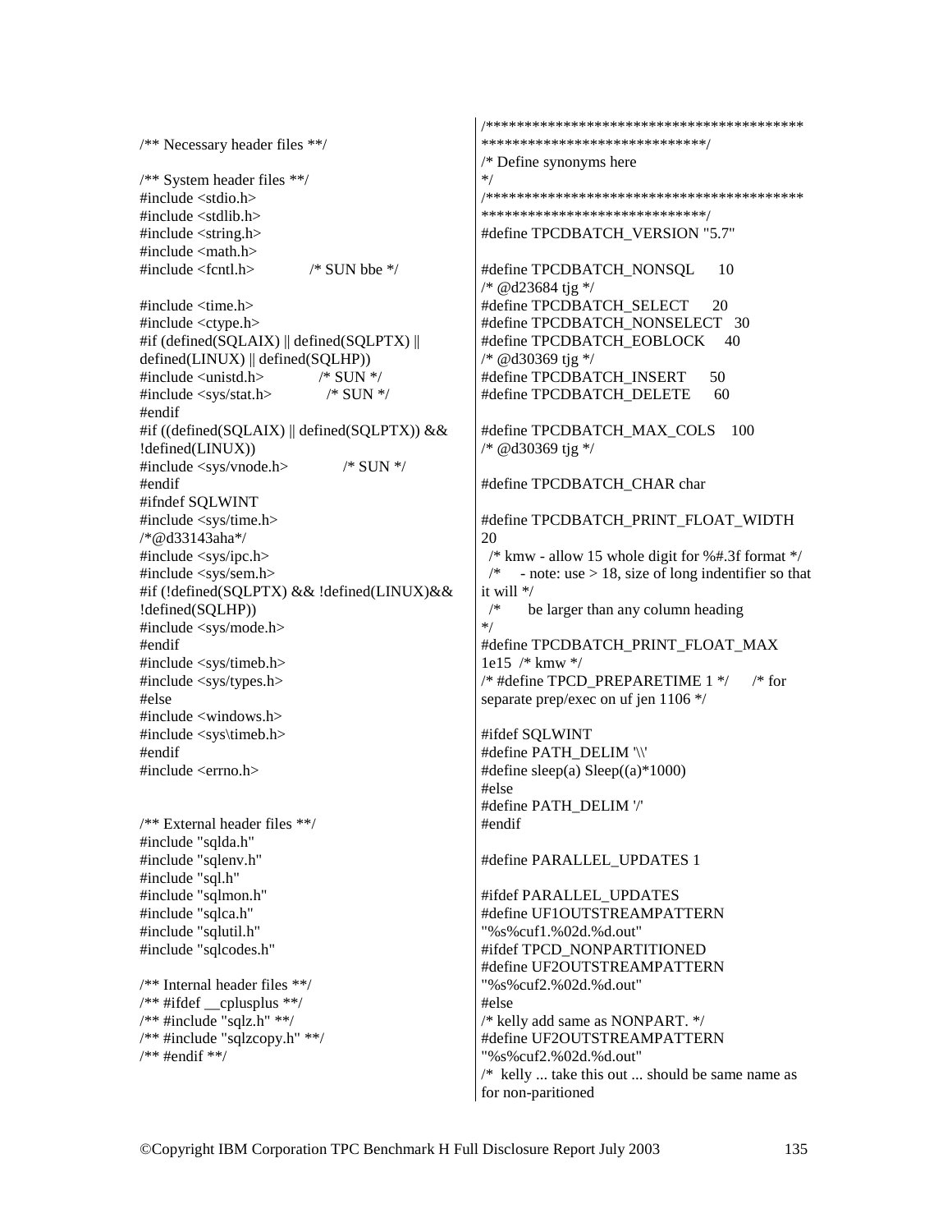```c
/** Necessary header files **/

/** System header files **/
#include <stdio.h>
#include <stdlib.h>
#include <string.h>
#include <math.h>
#include <fcntl.h>            /* SUN bbe */

#include <time.h>
#include <ctype.h>
#if (defined(SQLAIX) || defined(SQLPTX) ||
defined(LINUX) || defined(SQLHP))
#include <unistd.h>            /* SUN */
#include <sys/stat.h>            /* SUN */
#endif
#if ((defined(SQLAIX) || defined(SQLPTX)) &&
!defined(LINUX))
#include <sys/vnode.h>            /* SUN */
#endif
#ifndef SQLWINT
#include <sys/time.h>
/*@d33143aha*/
#include <sys/ipc.h>
#include <sys/sem.h>
#if (!defined(SQLPTX) && !defined(LINUX)&&
!defined(SQLHP))
#include <sys/mode.h>
#endif
#include <sys/timeb.h>
#include <sys/types.h>
#else
#include <windows.h>
#include <sys\timeb.h>
#endif
#include <errno.h>


/** External header files **/
#include "sqlda.h"
#include "sqlenv.h"
#include "sql.h"
#include "sqlmon.h"
#include "sqlca.h"
#include "sqlutil.h"
#include "sqlcodes.h"

/** Internal header files **/
/** #ifdef __cplusplus **/
/** #include "sqlz.h" **/
/** #include "sqlzcopy.h" **/
/** #endif **/
/*****************************************
*****************************/
/* Define synonyms here
*/
/*****************************************
*****************************/
#define TPCDBATCH_VERSION "5.7"

#define TPCDBATCH_NONSQL      10
/* @d23684 tjg */
#define TPCDBATCH_SELECT      20
#define TPCDBATCH_NONSELECT   30
#define TPCDBATCH_EOBLOCK     40
/* @d30369 tjg */
#define TPCDBATCH_INSERT      50
#define TPCDBATCH_DELETE      60

#define TPCDBATCH_MAX_COLS    100
/* @d30369 tjg */

#define TPCDBATCH_CHAR char

#define TPCDBATCH_PRINT_FLOAT_WIDTH
20
  /* kmw - allow 15 whole digit for %#.3f format */
  /*     - note: use > 18, size of long indentifier so that
it will */
  /*       be larger than any column heading
*/
#define TPCDBATCH_PRINT_FLOAT_MAX
1e15  /* kmw */
/* #define TPCD_PREPARETIME 1 */      /* for
separate prep/exec on uf jen 1106 */

#ifdef SQLWINT
#define PATH_DELIM '\\'
#define sleep(a) Sleep((a)*1000)
#else
#define PATH_DELIM '/'
#endif

#define PARALLEL_UPDATES 1

#ifdef PARALLEL_UPDATES
#define UF1OUTSTREAMPATTERN
"%s%cuf1.%02d.%d.out"
#ifdef TPCD_NONPARTITIONED
#define UF2OUTSTREAMPATTERN
"%s%cuf2.%02d.%d.out"
#else
/* kelly add same as NONPART. */
#define UF2OUTSTREAMPATTERN
"%s%cuf2.%02d.%d.out"
/*  kelly ... take this out ... should be same name as
for non-paritioned
```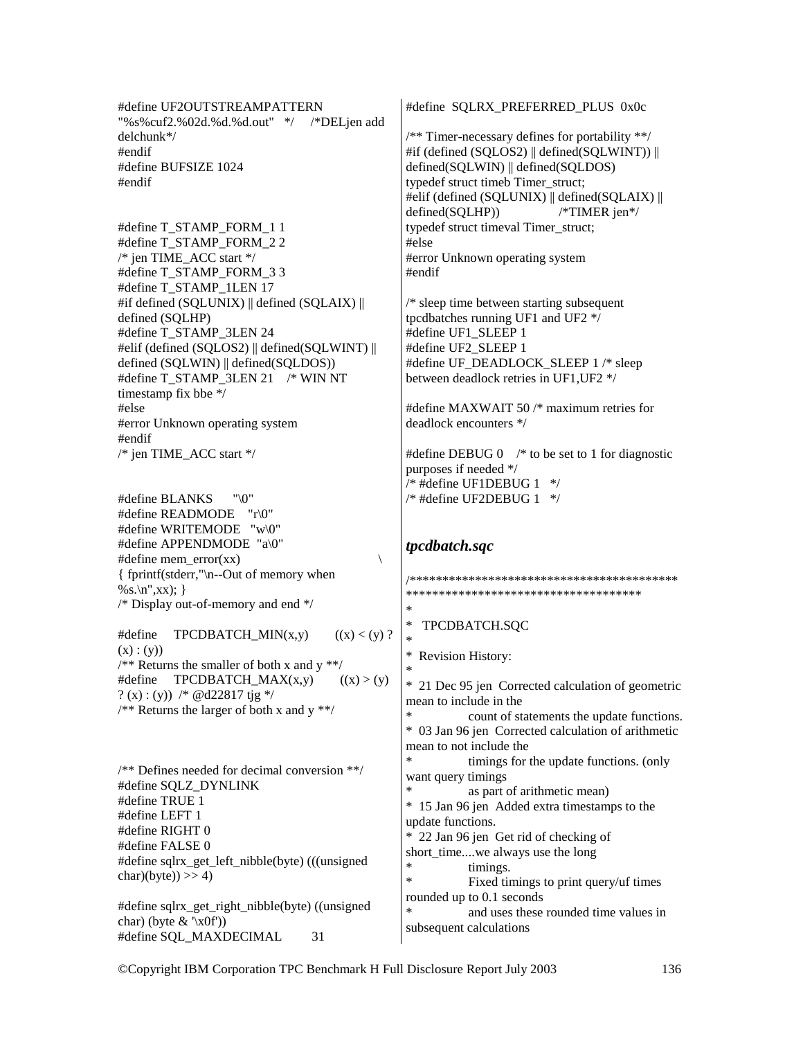```
#define UF2OUTSTREAMPATTERN
"%s%cuf2.%02d.%d.%d.out"  */   /*DELjen add
delchunk*/
#endif
#define BUFSIZE 1024
#endif


#define T_STAMP_FORM_1 1
#define T_STAMP_FORM_2 2
/* jen TIME_ACC start */
#define T_STAMP_FORM_3 3
#define T_STAMP_1LEN 17
#if defined (SQLUNIX) || defined (SQLAIX) ||
defined (SQLHP)
#define T_STAMP_3LEN 24
#elif (defined (SQLOS2) || defined(SQLWINT) ||
defined (SQLWIN) || defined(SQLDOS))
#define T_STAMP_3LEN 21   /* WIN NT
timestamp fix bbe */
#else
#error Unknown operating system
#endif
/* jen TIME_ACC start */


#define BLANKS      "\0"
#define READMODE    "r\0"
#define WRITEMODE   "w\0"
#define APPENDMODE  "a\0"
#define mem_error(xx)                              \
{ fprintf(stderr,"\n--Out of memory when
%s.\n",xx); }
/* Display out-of-memory and end */

#define     TPCDBATCH_MIN(x,y)      ((x) < (y) ?
(x) : (y))
/** Returns the smaller of both x and y **/
#define     TPCDBATCH_MAX(x,y)      ((x) > (y)
? (x) : (y))  /* @d22817 tjg */
/** Returns the larger of both x and y **/



/** Defines needed for decimal conversion **/
#define SQLZ_DYNLINK
#define TRUE 1
#define LEFT 1
#define RIGHT 0
#define FALSE 0
#define sqlrx_get_left_nibble(byte) (((unsigned
char)(byte)) >> 4)

#define sqlrx_get_right_nibble(byte) ((unsigned
char) (byte & '\x0f'))
#define SQL_MAXDECIMAL       31
#define  SQLRX_PREFERRED_PLUS  0x0c

/** Timer-necessary defines for portability **/
#if (defined (SQLOS2) || defined(SQLWINT)) ||
defined(SQLWIN) || defined(SQLDOS)
typedef struct timeb Timer_struct;
#elif (defined (SQLUNIX) || defined(SQLAIX) ||
defined(SQLHP))              /*TIMER jen*/
typedef struct timeval Timer_struct;
#else
#error Unknown operating system
#endif

/* sleep time between starting subsequent
tpcdbatches running UF1 and UF2 */
#define UF1_SLEEP 1
#define UF2_SLEEP 1
#define UF_DEADLOCK_SLEEP 1 /* sleep
between deadlock retries in UF1,UF2 */

#define MAXWAIT 50 /* maximum retries for
deadlock encounters */

#define DEBUG 0   /* to be set to 1 for diagnostic
purposes if needed */
/* #define UF1DEBUG 1   */
/* #define UF2DEBUG 1   */
```

### *tpcdbatch.sqc*

```
/*****************************************
*************************************
*
*   TPCDBATCH.SQC
*
*  Revision History:
*
*  21 Dec 95 jen  Corrected calculation of geometric
mean to include in the
*             count of statements the update functions.
*  03 Jan 96 jen  Corrected calculation of arithmetic
mean to not include the
*             timings for the update functions. (only
want query timings
*             as part of arithmetic mean)
*  15 Jan 96 jen  Added extra timestamps to the
update functions.
*  22 Jan 96 jen  Get rid of checking of
short_time....we always use the long
*             timings.
*             Fixed timings to print query/uf times
rounded up to 0.1 seconds
*             and uses these rounded time values in
subsequent calculations
```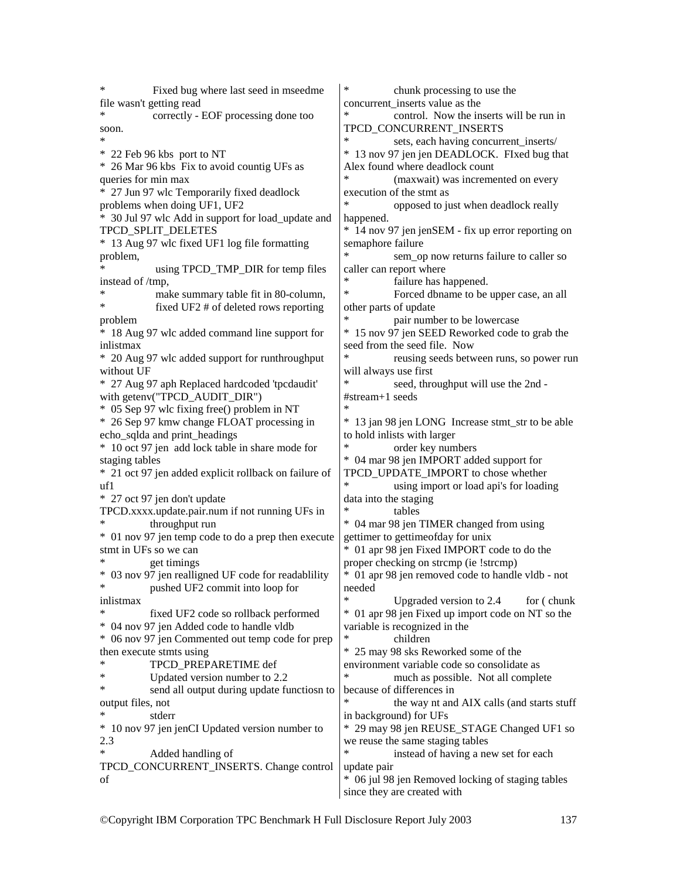```
*             Fixed bug where last seed in mseedme file wasn't getting read
*             correctly - EOF processing done too soon.
*
* 22 Feb 96 kbs  port to NT
* 26 Mar 96 kbs  Fix to avoid countig UFs as queries for min max
* 27 Jun 97 wlc Temporarily fixed deadlock problems when doing UF1, UF2
* 30 Jul 97 wlc Add in support for load_update and TPCD_SPLIT_DELETES
* 13 Aug 97 wlc fixed UF1 log file formatting problem,
*              using TPCD_TMP_DIR for temp files instead of /tmp,
*              make summary table fit in 80-column,
*              fixed UF2 # of deleted rows reporting problem
* 18 Aug 97 wlc added command line support for inlistmax
* 20 Aug 97 wlc added support for runthroughput without UF
* 27 Aug 97 aph Replaced hardcoded 'tpcdaudit' with getenv("TPCD_AUDIT_DIR")
* 05 Sep 97 wlc fixing free() problem in NT
* 26 Sep 97 kmw change FLOAT processing in echo_sqlda and print_headings
* 10 oct 97 jen  add lock table in share mode for staging tables
* 21 oct 97 jen added explicit rollback on failure of uf1
* 27 oct 97 jen don't update TPCD.xxxx.update.pair.num if not running UFs in
*             throughput run
* 01 nov 97 jen temp code to do a prep then execute stmt in UFs so we can
*             get timings
* 03 nov 97 jen realligned UF code for readablility
*             pushed UF2 commit into loop for inlistmax
*             fixed UF2 code so rollback performed
* 04 nov 97 jen Added code to handle vldb
* 06 nov 97 jen Commented out temp code for prep then execute stmts using
*             TPCD_PREPARETIME def
*             Updated version number to 2.2
*             send all output during update functiosn to output files, not
*             stderr
* 10 nov 97 jen jenCI Updated version number to 2.3
*             Added handling of TPCD_CONCURRENT_INSERTS. Change control of
*             chunk processing to use the concurrent_inserts value as the
*             control.  Now the inserts will be run in TPCD_CONCURRENT_INSERTS
*             sets, each having concurrent_inserts/
* 13 nov 97 jen jen DEADLOCK.  FIxed bug that Alex found where deadlock count
*             (maxwait) was incremented on every execution of the stmt as
*             opposed to just when deadlock really happened.
* 14 nov 97 jen jenSEM - fix up error reporting on semaphore failure
*             sem_op now returns failure to caller so caller can report where
*             failure has happened.
*             Forced dbname to be upper case, an all other parts of update
*             pair number to be lowercase
* 15 nov 97 jen SEED Reworked code to grab the seed from the seed file.  Now
*             reusing seeds between runs, so power run will always use first
*             seed, throughput will use the 2nd - #stream+1 seeds
*
* 13 jan 98 jen LONG  Increase stmt_str to be able to hold inlists with larger
*             order key numbers
* 04 mar 98 jen IMPORT added support for TPCD_UPDATE_IMPORT to chose whether
*             using import or load api's for loading data into the staging
*             tables
* 04 mar 98 jen TIMER changed from using gettimer to gettimeofday for unix
* 01 apr 98 jen Fixed IMPORT code to do the proper checking on strcmp (ie !strcmp)
* 01 apr 98 jen removed code to handle vldb - not needed
*             Upgraded version to 2.4        for ( chunk
* 01 apr 98 jen Fixed up import code on NT so the variable is recognized in the
*             children
* 25 may 98 sks Reworked some of the environment variable code so consolidate as
*             much as possible.  Not all complete because of differences in
*             the way nt and AIX calls (and starts stuff in background) for UFs
* 29 may 98 jen REUSE_STAGE Changed UF1 so we reuse the same staging tables
*             instead of having a new set for each update pair
* 06 jul 98 jen Removed locking of staging tables since they are created with
```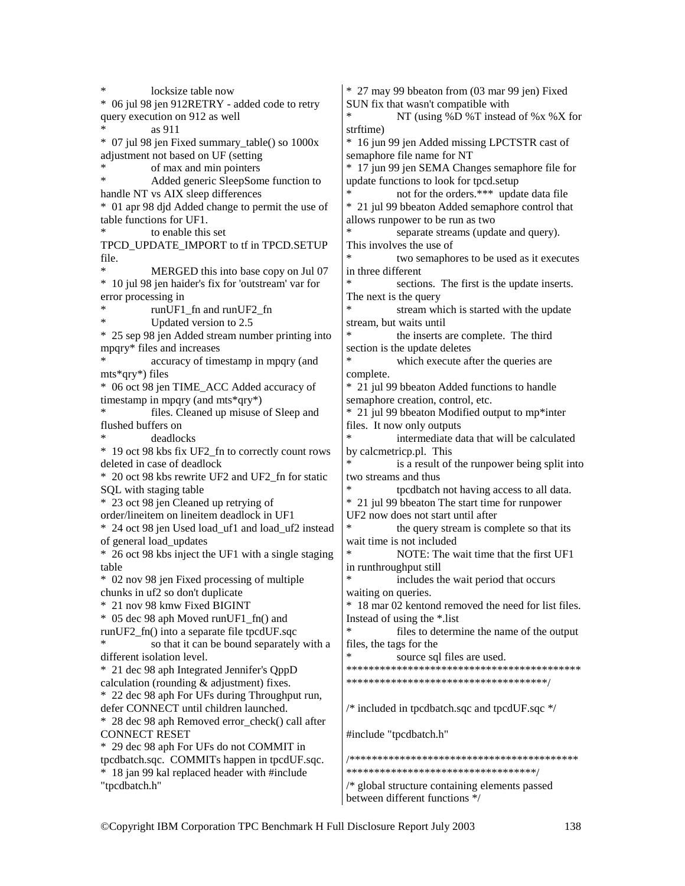```
*           locksize table now
*  06 jul 98 jen 912RETRY - added code to retry query execution on 912 as well
*           as 911
*  07 jul 98 jen Fixed summary_table() so 1000x adjustment not based on UF (setting
*           of max and min pointers
*           Added generic SleepSome function to handle NT vs AIX sleep differences
*  01 apr 98 djd Added change to permit the use of table functions for UF1.
*           to enable this set TPCD_UPDATE_IMPORT to tf in TPCD.SETUP file.
*           MERGED this into base copy on Jul 07
*  10 jul 98 jen haider's fix for 'outstream' var for error processing in
*           runUF1_fn and runUF2_fn
*           Updated version to 2.5
*  25 sep 98 jen Added stream number printing into mpqry* files and increases
*           accuracy of timestamp in mpqry (and mts*qry*) files
*  06 oct 98 jen TIME_ACC Added accuracy of timestamp in mpqry (and mts*qry*)
*           files. Cleaned up misuse of Sleep and flushed buffers on
*           deadlocks
*  19 oct 98 kbs fix UF2_fn to correctly count rows deleted in case of deadlock
*  20 oct 98 kbs rewrite UF2 and UF2_fn for static SQL with staging table
*  23 oct 98 jen Cleaned up retrying of order/lineitem on lineitem deadlock in UF1
*  24 oct 98 jen Used load_uf1 and load_uf2 instead of general load_updates
*  26 oct 98 kbs inject the UF1 with a single staging table
*  02 nov 98 jen Fixed processing of multiple chunks in uf2 so don't duplicate
*  21 nov 98 kmw Fixed BIGINT
*  05 dec 98 aph Moved runUF1_fn() and runUF2_fn() into a separate file tpcdUF.sqc
*           so that it can be bound separately with a different isolation level.
*  21 dec 98 aph Integrated Jennifer's QppD calculation (rounding & adjustment) fixes.
*  22 dec 98 aph For UFs during Throughput run, defer CONNECT until children launched.
*  28 dec 98 aph Removed error_check() call after CONNECT RESET
*  29 dec 98 aph For UFs do not COMMIT in tpcdbatch.sqc.  COMMITs happen in tpcdUF.sqc.
*  18 jan 99 kal replaced header with #include "tpcdbatch.h"
*  27 may 99 bbeaton from (03 mar 99 jen) Fixed SUN fix that wasn't compatible with
*           NT (using %D %T instead of %x %X for strftime)
*  16 jun 99 jen Added missing LPCTSTR cast of semaphore file name for NT
*  17 jun 99 jen SEMA Changes semaphore file for update functions to look for tpcd.setup
*           not for the orders.***  update data file
*  21 jul 99 bbeaton Added semaphore control that allows runpower to be run as two
*           separate streams (update and query). This involves the use of
*           two semaphores to be used as it executes in three different
*           sections.  The first is the update inserts. The next is the query
*           stream which is started with the update stream, but waits until
*           the inserts are complete.  The third section is the update deletes
*           which execute after the queries are complete.
*  21 jul 99 bbeaton Added functions to handle semaphore creation, control, etc.
*  21 jul 99 bbeaton Modified output to mp*inter files.  It now only outputs
*           intermediate data that will be calculated by calcmetricp.pl.  This
*           is a result of the runpower being split into two streams and thus
*           tpcdbatch not having access to all data.
*  21 jul 99 bbeaton The start time for runpower UF2 now does not start until after
*           the query stream is complete so that its wait time is not included
*           NOTE: The wait time that the first UF1 in runthroughput still
*           includes the wait period that occurs waiting on queries.
*  18 mar 02 kentond removed the need for list files. Instead of using the *.list
*           files to determine the name of the output files, the tags for the
*           source sql files are used.
*****************************************************************************/

/* included in tpcdbatch.sqc and tpcdUF.sqc */

#include "tpcdbatch.h"

/***************************************************************************/
/* global structure containing elements passed between different functions */
```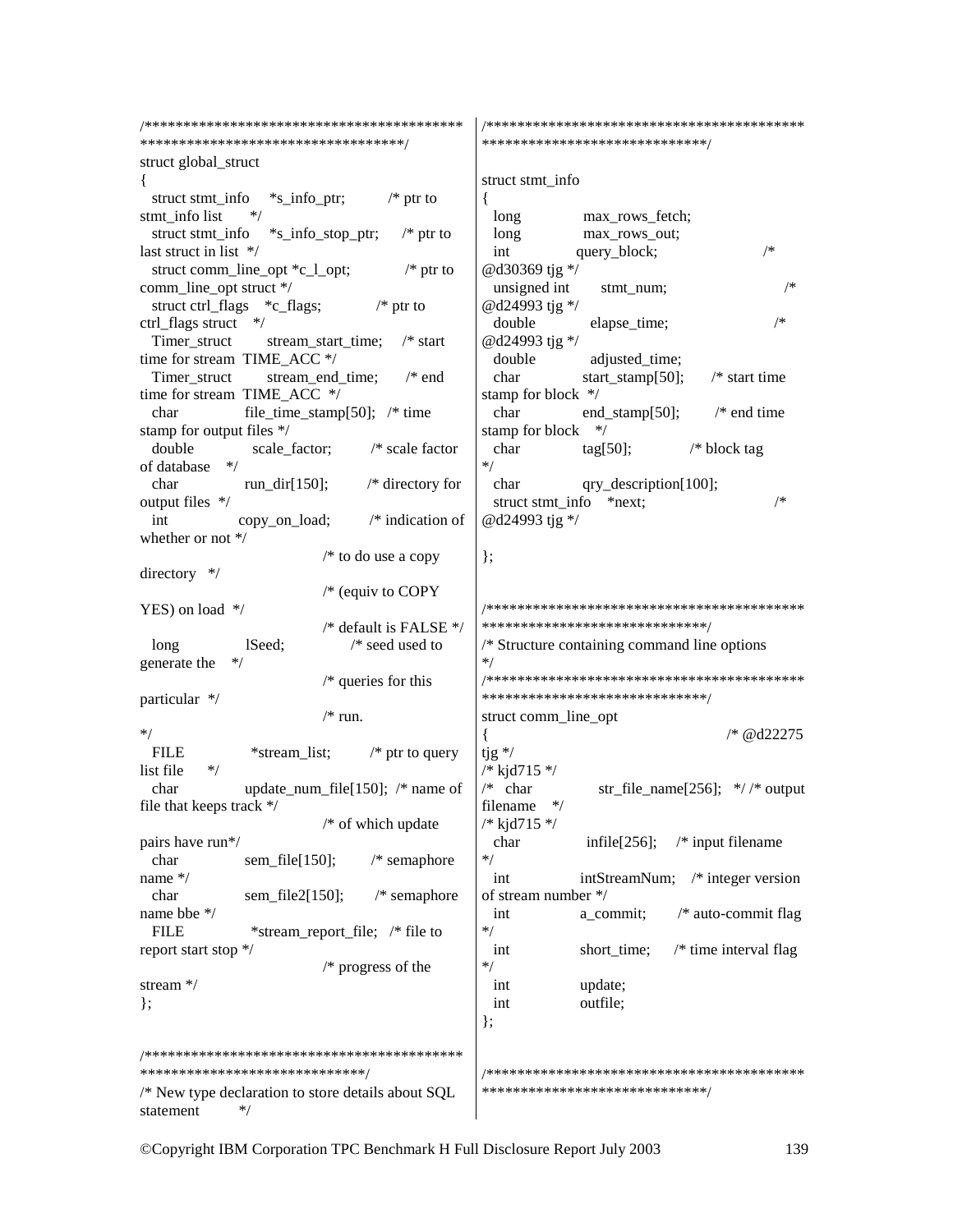```
/*****************************************************************************************/
struct global_struct
{
  struct stmt_info    *s_info_ptr;          /* ptr to stmt_info list     */
  struct stmt_info    *s_info_stop_ptr;     /* ptr to last struct in list  */
  struct comm_line_opt *c_l_opt;            /* ptr to comm_line_opt struct */
  struct ctrl_flags   *c_flags;             /* ptr to ctrl_flags struct   */
  Timer_struct        stream_start_time;    /* start time for stream  TIME_ACC */
  Timer_struct        stream_end_time;      /* end time for stream  TIME_ACC  */
  char                file_time_stamp[50];  /* time stamp for output files */
  double              scale_factor;         /* scale factor of database   */
  char                run_dir[150];         /* directory for output files  */
  int                 copy_on_load;         /* indication of whether or not */
                                            /* to do use a copy directory   */
                                            /* (equiv to COPY YES) on load  */
                                            /* default is FALSE */
  long                lSeed;                /* seed used to generate the   */
                                            /* queries for this particular  */
                                            /* run.                         */
  FILE                *stream_list;         /* ptr to query list file      */
  char                update_num_file[150]; /* name of file that keeps track */
                                            /* of which update pairs have run*/
  char                sem_file[150];        /* semaphore name */
  char                sem_file2[150];       /* semaphore name bbe */
  FILE                *stream_report_file;  /* file to report start stop */
                                            /* progress of the stream */
};


/*****************************************************************************************/
/* New type declaration to store details about SQL statement        */
/*****************************************************************************************/

struct stmt_info
{
  long            max_rows_fetch;
  long            max_rows_out;
  int             query_block;                  /* @d30369 tjg */
  unsigned int    stmt_num;                     /* @d24993 tjg */
  double          elapse_time;                  /* @d24993 tjg */
  double          adjusted_time;
  char            start_stamp[50];      /* start time stamp for block  */
  char            end_stamp[50];        /* end time stamp for block    */
  char            tag[50];              /* block tag */
  char            qry_description[100];
  struct stmt_info    *next;                    /* @d24993 tjg */

};


/*****************************************************************************************/
/* Structure containing command line options */
/*****************************************************************************************/
struct comm_line_opt
{                                               /* @d22275 tjg */
/* kjd715 */
/*   char          str_file_name[256];   */ /* output filename    */
/* kjd715 */
  char            infile[256];     /* input filename */
  int             intStreamNum;    /* integer version of stream number */
  int             a_commit;        /* auto-commit flag */
  int             short_time;      /* time interval flag */
  int             update;
  int             outfile;
};


/*****************************************************************************************/
```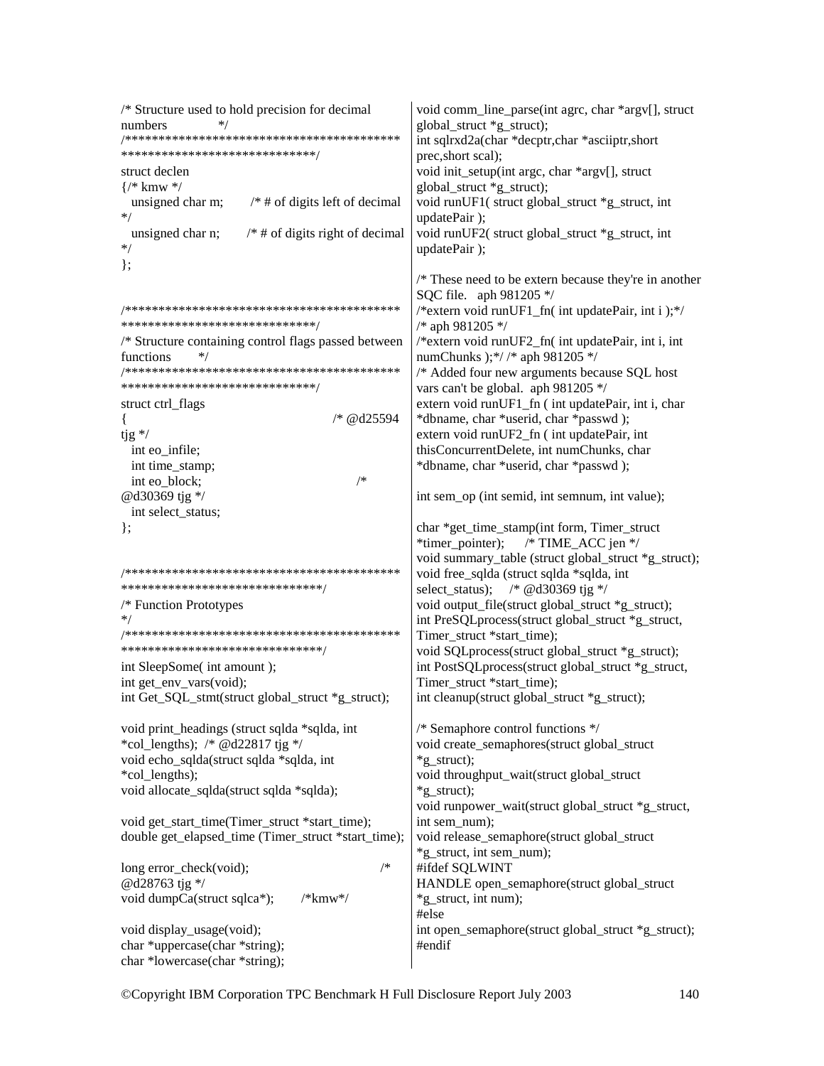```
/* Structure used to hold precision for decimal
numbers             */
/*******************************************
*****************************/
struct declen
{/* kmw */
  unsigned char m;      /* # of digits left of decimal
*/
  unsigned char n;      /* # of digits right of decimal
*/
};


/*******************************************
*****************************/
/* Structure containing control flags passed between
functions       */
/*******************************************
*****************************/
struct ctrl_flags
{                                          /* @d25594
tjg */
  int eo_infile;
  int time_stamp;
  int eo_block;                            /*
@d30369 tjg */
  int select_status;
};


/*******************************************
******************************/
/* Function Prototypes
*/
/*******************************************
******************************/
int SleepSome( int amount );
int get_env_vars(void);
int Get_SQL_stmt(struct global_struct *g_struct);

void print_headings (struct sqlda *sqlda, int
*col_lengths);  /* @d22817 tjg */
void echo_sqlda(struct sqlda *sqlda, int
*col_lengths);
void allocate_sqlda(struct sqlda *sqlda);

void get_start_time(Timer_struct *start_time);
double get_elapsed_time (Timer_struct *start_time);

long error_check(void);                    /*
@d28763 tjg */
void dumpCa(struct sqlca*);       /*kmw*/

void display_usage(void);
char *uppercase(char *string);
char *lowercase(char *string);
void comm_line_parse(int agrc, char *argv[], struct
global_struct *g_struct);
int sqlrxd2a(char *decptr,char *asciiptr,short
prec,short scal);
void init_setup(int argc, char *argv[], struct
global_struct *g_struct);
void runUF1( struct global_struct *g_struct, int
updatePair );
void runUF2( struct global_struct *g_struct, int
updatePair );

/* These need to be extern because they're in another
SQC file.   aph 981205 */
/*extern void runUF1_fn( int updatePair, int i );*/
/* aph 981205 */
/*extern void runUF2_fn( int updatePair, int i, int
numChunks );*/ /* aph 981205 */
/* Added four new arguments because SQL host
vars can't be global.  aph 981205 */
extern void runUF1_fn ( int updatePair, int i, char
*dbname, char *userid, char *passwd );
extern void runUF2_fn ( int updatePair, int
thisConcurrentDelete, int numChunks, char
*dbname, char *userid, char *passwd );

int sem_op (int semid, int semnum, int value);

char *get_time_stamp(int form, Timer_struct
*timer_pointer);     /* TIME_ACC jen */
void summary_table (struct global_struct *g_struct);
void free_sqlda (struct sqlda *sqlda, int
select_status);    /* @d30369 tjg */
void output_file(struct global_struct *g_struct);
int PreSQLprocess(struct global_struct *g_struct,
Timer_struct *start_time);
void SQLprocess(struct global_struct *g_struct);
int PostSQLprocess(struct global_struct *g_struct,
Timer_struct *start_time);
int cleanup(struct global_struct *g_struct);

/* Semaphore control functions */
void create_semaphores(struct global_struct
*g_struct);
void throughput_wait(struct global_struct
*g_struct);
void runpower_wait(struct global_struct *g_struct,
int sem_num);
void release_semaphore(struct global_struct
*g_struct, int sem_num);
#ifdef SQLWINT
HANDLE open_semaphore(struct global_struct
*g_struct, int num);
#else
int open_semaphore(struct global_struct *g_struct);
#endif
```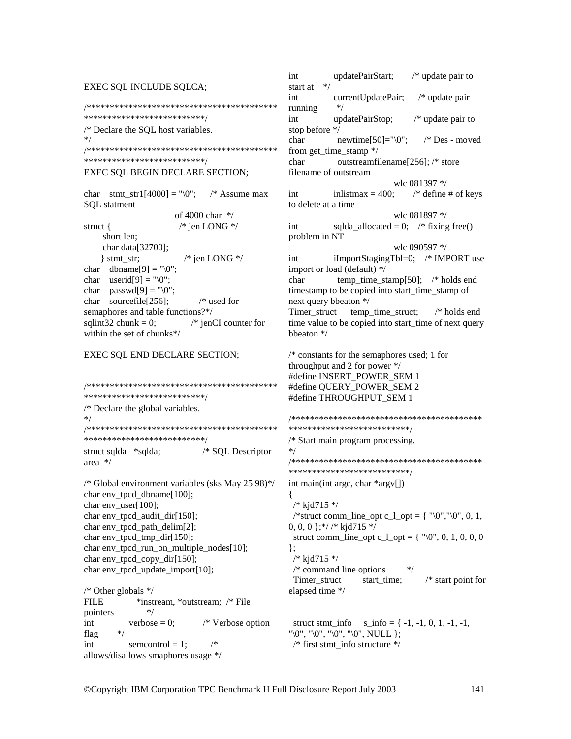```
EXEC SQL INCLUDE SQLCA;

/*****************************************************************
**************************/
/* Declare the SQL host variables.
*/
/*****************************************************************
**************************/
EXEC SQL BEGIN DECLARE SECTION;

char   stmt_str1[4000] = "\0";     /* Assume max
SQL statment
                        of 4000 char  */
struct {                          /* jen LONG */
      short len;
      char data[32700];
     } stmt_str;                /* jen LONG */
char   dbname[9] = "\0";
char   userid[9] = "\0";
char   passwd[9] = "\0";
char   sourcefile[256];          /* used for
semaphores and table functions?*/
sqlint32 chunk = 0;            /* jenCI counter for
within the set of chunks*/

EXEC SQL END DECLARE SECTION;


/*****************************************************************
**************************/
/* Declare the global variables.
*/
/*****************************************************************
**************************/
struct sqlda   *sqlda;               /* SQL Descriptor
area  */

/* Global environment variables (sks May 25 98)*/
char env_tpcd_dbname[100];
char env_user[100];
char env_tpcd_audit_dir[150];
char env_tpcd_path_delim[2];
char env_tpcd_tmp_dir[150];
char env_tpcd_run_on_multiple_nodes[10];
char env_tpcd_copy_dir[150];
char env_tpcd_update_import[10];

/* Other globals */
FILE          *instream, *outstream;  /* File
pointers            */
int            verbose = 0;          /* Verbose option
flag      */
int            semcontrol = 1;         /*
allows/disallows smaphores usage */
int            updatePairStart;       /* update pair to
start at    */
int            currentUpdatePair;     /* update pair
running       */
int            updatePairStop;        /* update pair to
stop before */
char           newtime[50]="\0";      /* Des - moved
from get_time_stamp */
char           outstreamfilename[256]; /* store
filename of outstream
                                       wlc 081397 */
int            inlistmax = 400;       /* define # of keys
to delete at a time
                                       wlc 081897 */
int            sqlda_allocated = 0;   /* fixing free()
problem in NT
                                       wlc 090597 */
int            iImportStagingTbl=0;   /* IMPORT use
import or load (default) */
char           temp_time_stamp[50];   /* holds end
timestamp to be copied into start_time_stamp of
next query bbeaton */
Timer_struct     temp_time_struct;      /* holds end
time value to be copied into start_time of next query
bbeaton */

/* constants for the semaphores used; 1 for
throughput and 2 for power */
#define INSERT_POWER_SEM 1
#define QUERY_POWER_SEM 2
#define THROUGHPUT_SEM 1

/*****************************************************************
**************************/
/* Start main program processing.
*/
/*****************************************************************
**************************/
int main(int argc, char *argv[])
{
  /* kjd715 */
  /*struct comm_line_opt c_l_opt = { "\0","\0", 0, 1,
0, 0, 0 };*/ /* kjd715 */
  struct comm_line_opt c_l_opt = { "\0", 0, 1, 0, 0, 0
};
  /* kjd715 */
  /* command line options        */
  Timer_struct        start_time;        /* start point for
elapsed time */


  struct stmt_info    s_info = { -1, -1, 0, 1, -1, -1,
"\0", "\0", "\0", "\0", NULL };
  /* first stmt_info structure */
```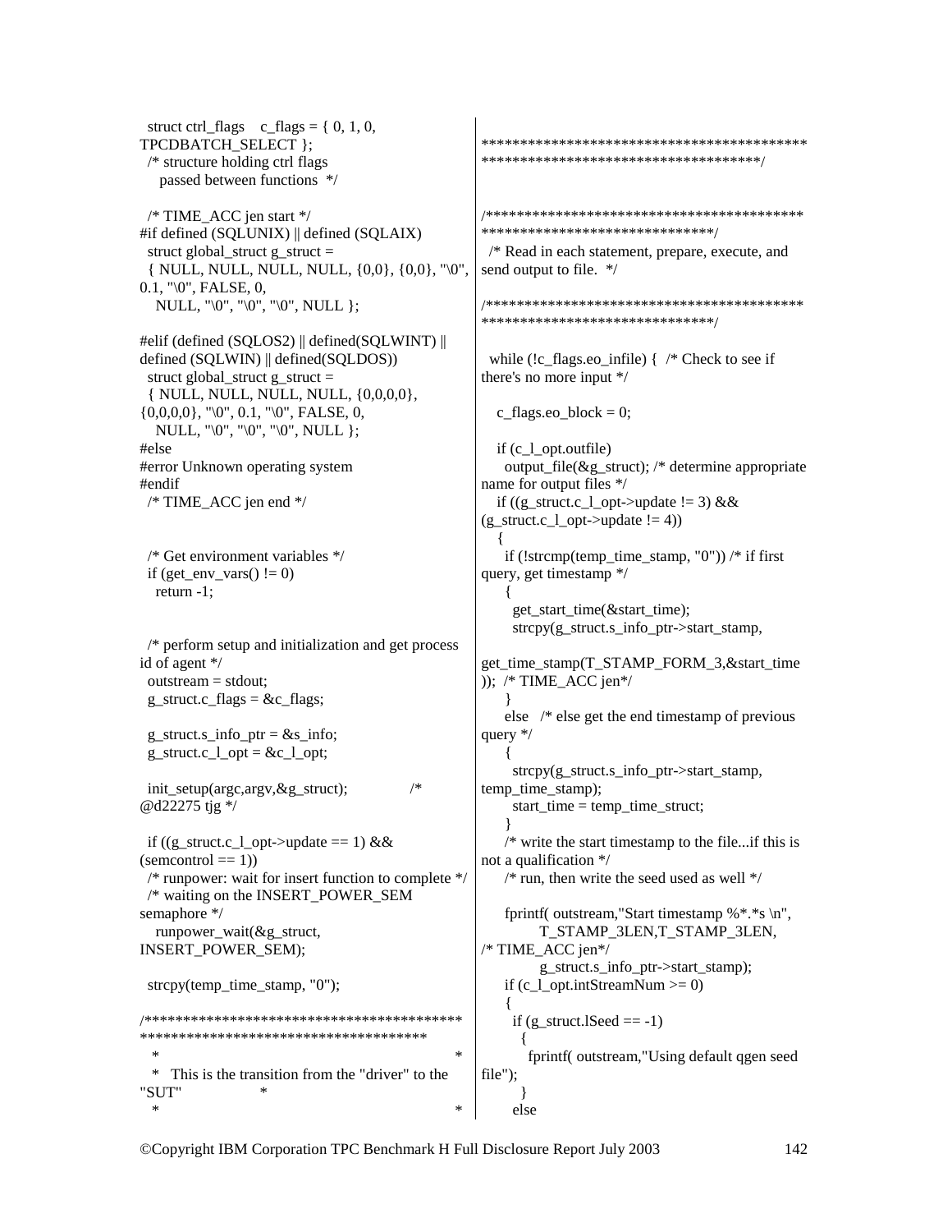```
  struct ctrl_flags    c_flags = { 0, 1, 0,
TPCDBATCH_SELECT };
  /* structure holding ctrl flags
     passed between functions  */

  /* TIME_ACC jen start */
#if defined (SQLUNIX) || defined (SQLAIX)
  struct global_struct g_struct =
  { NULL, NULL, NULL, NULL, {0,0}, {0,0}, "\0",
0.1, "\0", FALSE, 0,
    NULL, "\0", "\0", "\0", NULL };

#elif (defined (SQLOS2) || defined(SQLWINT) ||
defined (SQLWIN) || defined(SQLDOS))
  struct global_struct g_struct =
  { NULL, NULL, NULL, NULL, {0,0,0,0},
{0,0,0,0}, "\0", 0.1, "\0", FALSE, 0,
    NULL, "\0", "\0", "\0", NULL };
#else
#error Unknown operating system
#endif
  /* TIME_ACC jen end */


  /* Get environment variables */
  if (get_env_vars() != 0)
    return -1;


  /* perform setup and initialization and get process
id of agent */
  outstream = stdout;
  g_struct.c_flags = &c_flags;

  g_struct.s_info_ptr = &s_info;
  g_struct.c_l_opt = &c_l_opt;

  init_setup(argc,argv,&g_struct);              /*
@d22275 tjg */

  if ((g_struct.c_l_opt->update == 1) &&
(semcontrol == 1))
  /* runpower: wait for insert function to complete */
  /* waiting on the INSERT_POWER_SEM
semaphore */
    runpower_wait(&g_struct,
INSERT_POWER_SEM);

  strcpy(temp_time_stamp, "0");

/*****************************************
*************************************
  *                                                   *
  *  This is the transition from the "driver" to the
"SUT"                 *
  *                                                   *
*****************************************
*************************************/

/*****************************************
*******************************/
  /* Read in each statement, prepare, execute, and
send output to file.  */

/*****************************************
*******************************/

  while (!c_flags.eo_infile) {  /* Check to see if
there's no more input */

    c_flags.eo_block = 0;

    if (c_l_opt.outfile)
      output_file(&g_struct); /* determine appropriate
name for output files */
    if ((g_struct.c_l_opt->update != 3) &&
(g_struct.c_l_opt->update != 4))
    {
      if (!strcmp(temp_time_stamp, "0")) /* if first
query, get timestamp */
      {
        get_start_time(&start_time);
        strcpy(g_struct.s_info_ptr->start_stamp,

get_time_stamp(T_STAMP_FORM_3,&start_time
));  /* TIME_ACC jen*/
      }
      else   /* else get the end timestamp of previous
query */
      {
        strcpy(g_struct.s_info_ptr->start_stamp,
temp_time_stamp);
        start_time = temp_time_struct;
      }
      /* write the start timestamp to the file...if this is
not a qualification */
      /* run, then write the seed used as well */

      fprintf( outstream,"Start timestamp %*.*s \n",
               T_STAMP_3LEN,T_STAMP_3LEN,
/* TIME_ACC jen*/
               g_struct.s_info_ptr->start_stamp);
      if (c_l_opt.intStreamNum >= 0)
      {
        if (g_struct.lSeed == -1)
          {
            fprintf( outstream,"Using default qgen seed
file");
          }
        else
```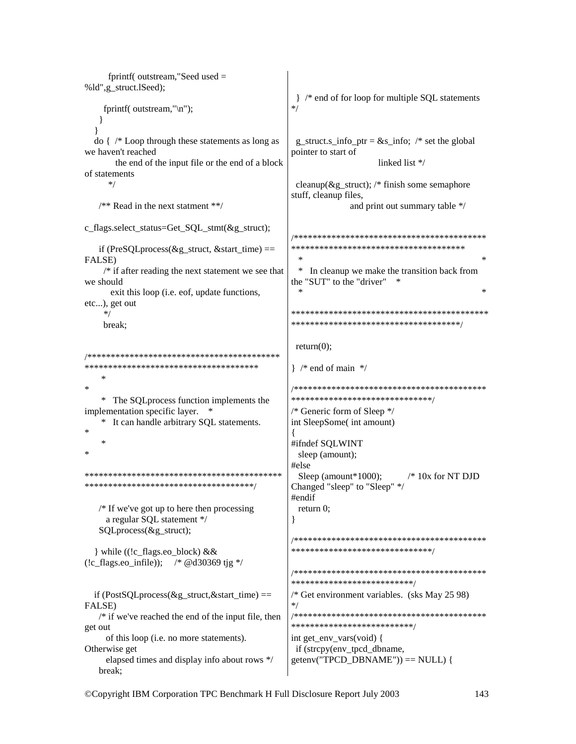```
        fprintf( outstream,"Seed used =
%ld",g_struct.lSeed);

      fprintf( outstream,"\n");
    }
  }
  do {  /* Loop through these statements as long as
we haven't reached
          the end of the input file or the end of a block
of statements
        */

    /** Read in the next statment **/

c_flags.select_status=Get_SQL_stmt(&g_struct);

    if (PreSQLprocess(&g_struct, &start_time) ==
FALSE)
      /* if after reading the next statement we see that
we should
        exit this loop (i.e. eof, update functions,
etc...), get out
      */
      break;


/*****************************************
**************************************
     *
*
     *  The SQLprocess function implements the
implementation specific layer.    *
     *  It can handle arbitrary SQL statements.
*
     *
*

******************************************
************************************/

    /* If we've got up to here then processing
       a regular SQL statement */
    SQLprocess(&g_struct);

  } while ((!c_flags.eo_block) &&
(!c_flags.eo_infile));    /* @d30369 tjg */


  if (PostSQLprocess(&g_struct,&start_time) ==
FALSE)
    /* if we've reached the end of the input file, then
get out
       of this loop (i.e. no more statements).
Otherwise get
       elapsed times and display info about rows */
    break;

  }  /* end of for loop for multiple SQL statements
*/


  g_struct.s_info_ptr = &s_info;  /* set the global
pointer to start of
                                linked list */

  cleanup(&g_struct); /* finish some semaphore
stuff, cleanup files,
                       and print out summary table */


/*****************************************
**************************************
  *                                              *
  *  In cleanup we make the transition back from
the "SUT" to the "driver"    *
  *                                              *
******************************************
************************************/

  return(0);

}  /* end of main  */

/*****************************************
******************************/
/* Generic form of Sleep */
int SleepSome( int amount)
{
#ifndef SQLWINT
  sleep (amount);
#else
  Sleep (amount*1000);        /* 10x for NT DJD
Changed "sleep" to "Sleep" */
#endif
  return 0;
}

/*****************************************
******************************/

/*****************************************
**************************/
/* Get environment variables.  (sks May 25 98)
*/
/*****************************************
**************************/
int get_env_vars(void) {
  if (strcpy(env_tpcd_dbname,
getenv("TPCD_DBNAME")) == NULL) {
```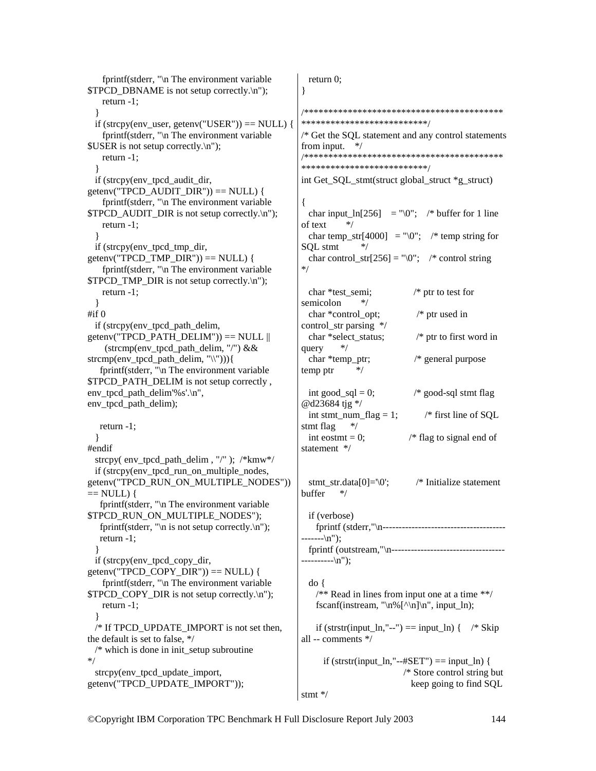```
    fprintf(stderr, "\n The environment variable $TPCD_DBNAME is not setup correctly.\n");
    return -1;
  }
  if (strcpy(env_user, getenv("USER")) == NULL) {
    fprintf(stderr, "\n The environment variable $USER is not setup correctly.\n");
    return -1;
  }
  if (strcpy(env_tpcd_audit_dir, getenv("TPCD_AUDIT_DIR")) == NULL) {
    fprintf(stderr, "\n The environment variable $TPCD_AUDIT_DIR is not setup correctly.\n");
    return -1;
  }
  if (strcpy(env_tpcd_tmp_dir, getenv("TPCD_TMP_DIR")) == NULL) {
    fprintf(stderr, "\n The environment variable $TPCD_TMP_DIR is not setup correctly.\n");
    return -1;
  }
#if 0
  if (strcpy(env_tpcd_path_delim, getenv("TPCD_PATH_DELIM")) == NULL ||
      (strcmp(env_tpcd_path_delim, "/") && strcmp(env_tpcd_path_delim, "\\"))){
    fprintf(stderr, "\n The environment variable $TPCD_PATH_DELIM is not setup correctly , env_tpcd_path_delim'%s'.\n", env_tpcd_path_delim);

    return -1;
  }
#endif
  strcpy( env_tpcd_path_delim , "/" ); /*kmw*/
  if (strcpy(env_tpcd_run_on_multiple_nodes, getenv("TPCD_RUN_ON_MULTIPLE_NODES")) == NULL) {
    fprintf(stderr, "\n The environment variable $TPCD_RUN_ON_MULTIPLE_NODES");
    fprintf(stderr, "\n is not setup correctly.\n");
    return -1;
  }
  if (strcpy(env_tpcd_copy_dir, getenv("TPCD_COPY_DIR")) == NULL) {
    fprintf(stderr, "\n The environment variable $TPCD_COPY_DIR is not setup correctly.\n");
    return -1;
  }
  /* If TPCD_UPDATE_IMPORT is not set then, the default is set to false, */
  /* which is done in init_setup subroutine */
  strcpy(env_tpcd_update_import, getenv("TPCD_UPDATE_IMPORT"));

  return 0;
}

/*****************************************************************/
/* Get the SQL statement and any control statements from input. */
/*****************************************************************/
int Get_SQL_stmt(struct global_struct *g_struct)

{
  char input_ln[256]    = "\0";    /* buffer for 1 line of text     */
  char temp_str[4000]   = "\0";    /* temp string for SQL stmt      */
  char control_str[256] = "\0";    /* control string */

  char *test_semi;                 /* ptr to test for semicolon     */
  char *control_opt;               /* ptr used in control_str parsing  */
  char *select_status;             /* ptr to first word in query    */
  char *temp_ptr;                  /* general purpose temp ptr      */

  int good_sql = 0;                /* good-sql stmt flag @d23684 tjg */
  int stmt_num_flag = 1;           /* first line of SQL stmt flag    */
  int eostmt = 0;                  /* flag to signal end of statement  */


  stmt_str.data[0]='\0';           /* Initialize statement buffer    */

  if (verbose)
    fprintf (stderr,"\n--------------------------------------------\n");
  fprintf (outstream,"\n--------------------------------------------\n");

  do {
    /** Read in lines from input one at a time **/
    fscanf(instream, "\n%[^\n]\n", input_ln);

    if (strstr(input_ln,"--") == input_ln) {   /* Skip all -- comments */

      if (strstr(input_ln,"--#SET") == input_ln) {
                                 /* Store control string but
                                    keep going to find SQL stmt */
```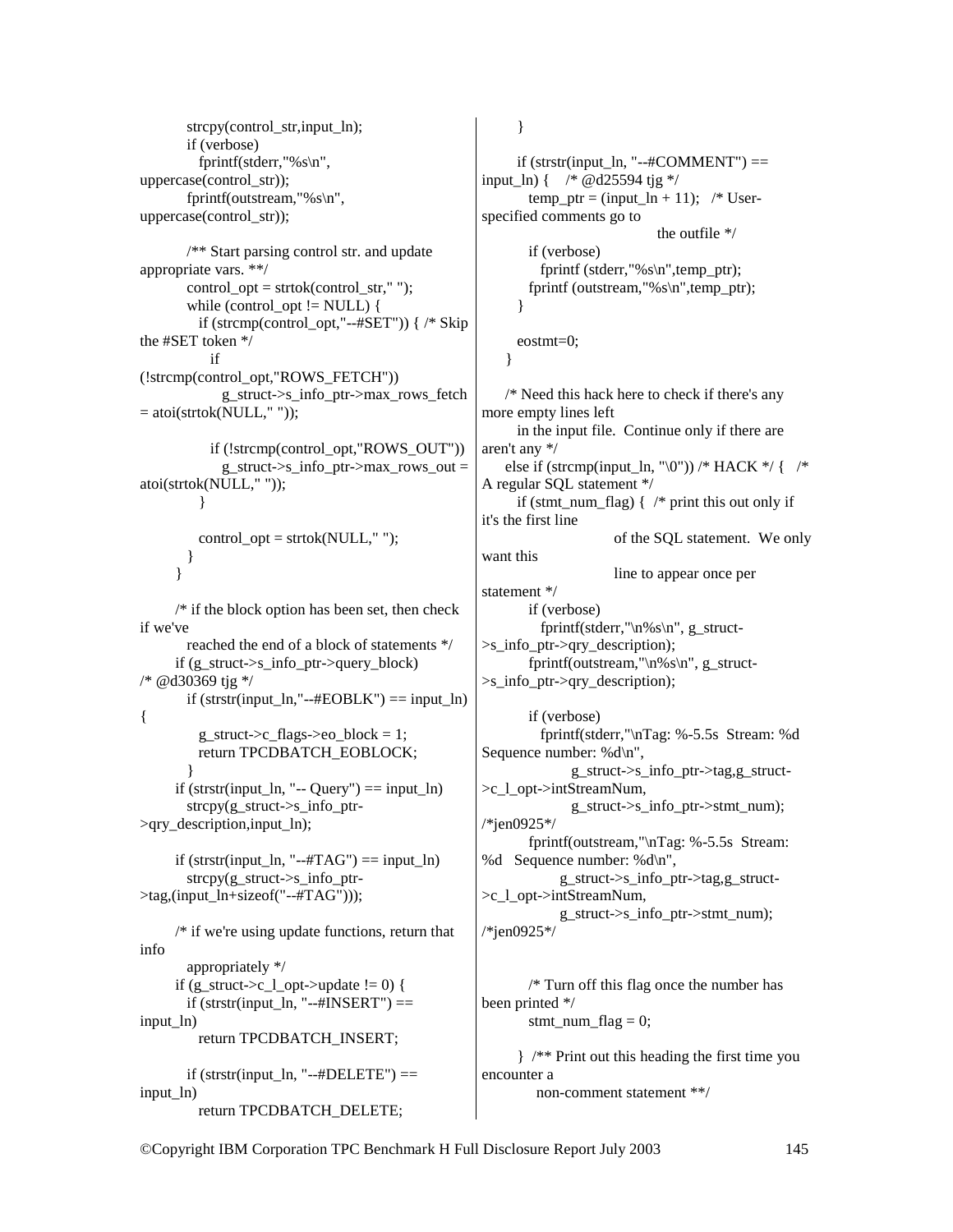```
        strcpy(control_str,input_ln);
        if (verbose)
          fprintf(stderr,"%s\n",
uppercase(control_str));
        fprintf(outstream,"%s\n",
uppercase(control_str));

        /** Start parsing control str. and update
appropriate vars. **/
        control_opt = strtok(control_str," ");
        while (control_opt != NULL) {
          if (strcmp(control_opt,"--#SET")) { /* Skip
the #SET token */
            if
(!strcmp(control_opt,"ROWS_FETCH"))
              g_struct->s_info_ptr->max_rows_fetch
= atoi(strtok(NULL," "));

            if (!strcmp(control_opt,"ROWS_OUT"))
              g_struct->s_info_ptr->max_rows_out =
atoi(strtok(NULL," "));
          }

          control_opt = strtok(NULL," ");
        }
      }

      /* if the block option has been set, then check
if we've
        reached the end of a block of statements */
      if (g_struct->s_info_ptr->query_block)
/* @d30369 tjg */
        if (strstr(input_ln,"--#EOBLK") == input_ln)
{
          g_struct->c_flags->eo_block = 1;
          return TPCDBATCH_EOBLOCK;
        }
      if (strstr(input_ln, "-- Query") == input_ln)
        strcpy(g_struct->s_info_ptr-
>qry_description,input_ln);

      if (strstr(input_ln, "--#TAG") == input_ln)
        strcpy(g_struct->s_info_ptr-
>tag,(input_ln+sizeof("--#TAG")));

      /* if we're using update functions, return that
info
        appropriately */
      if (g_struct->c_l_opt->update != 0) {
        if (strstr(input_ln, "--#INSERT") ==
input_ln)
          return TPCDBATCH_INSERT;

        if (strstr(input_ln, "--#DELETE") ==
input_ln)
          return TPCDBATCH_DELETE;
      }

      if (strstr(input_ln, "--#COMMENT") ==
input_ln) {    /* @d25594 tjg */
        temp_ptr = (input_ln + 11);   /* User-
specified comments go to
                                     the outfile */
        if (verbose)
          fprintf (stderr,"%s\n",temp_ptr);
        fprintf (outstream,"%s\n",temp_ptr);
      }

      eostmt=0;
    }

    /* Need this hack here to check if there's any
more empty lines left
      in the input file.  Continue only if there are
aren't any */
    else if (strcmp(input_ln, "\0")) /* HACK */ {   /*
A regular SQL statement */
      if (stmt_num_flag) {  /* print this out only if
it's the first line
                        of the SQL statement.  We only
want this
                        line to appear once per
statement */
        if (verbose)
          fprintf(stderr,"\n%s\n", g_struct-
>s_info_ptr->qry_description);
        fprintf(outstream,"\n%s\n", g_struct-
>s_info_ptr->qry_description);

        if (verbose)
          fprintf(stderr,"\nTag: %-5.5s  Stream: %d
Sequence number: %d\n",
                g_struct->s_info_ptr->tag,g_struct-
>c_l_opt->intStreamNum,
                g_struct->s_info_ptr->stmt_num);
/*jen0925*/
        fprintf(outstream,"\nTag: %-5.5s  Stream:
%d   Sequence number: %d\n",
              g_struct->s_info_ptr->tag,g_struct-
>c_l_opt->intStreamNum,
              g_struct->s_info_ptr->stmt_num);
/*jen0925*/


        /* Turn off this flag once the number has
been printed */
        stmt_num_flag = 0;

      }  /** Print out this heading the first time you
encounter a
          non-comment statement **/
```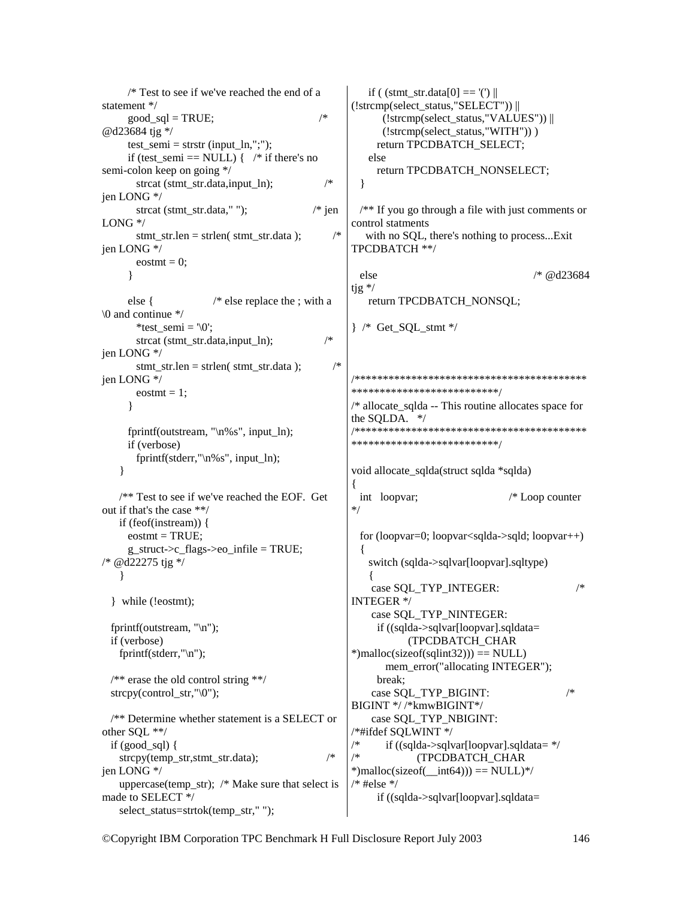```
      /* Test to see if we've reached the end of a statement */
      good_sql = TRUE;                                  /* @d23684 tjg */
      test_semi = strstr (input_ln,";");
      if (test_semi == NULL) {   /* if there's no semi-colon keep on going */
        strcat (stmt_str.data,input_ln);              /* jen LONG */
        strcat (stmt_str.data," ");                   /* jen LONG */
        stmt_str.len = strlen( stmt_str.data );       /* jen LONG */
        eostmt = 0;
      }

      else {                 /* else replace the ; with a \0 and continue */
        *test_semi = '\0';
        strcat (stmt_str.data,input_ln);              /* jen LONG */
        stmt_str.len = strlen( stmt_str.data );       /* jen LONG */
        eostmt = 1;
      }

      fprintf(outstream, "\n%s", input_ln);
      if (verbose)
        fprintf(stderr,"\n%s", input_ln);
    }

    /** Test to see if we've reached the EOF.  Get out if that's the case **/
    if (feof(instream)) {
      eostmt = TRUE;
      g_struct->c_flags->eo_infile = TRUE;      /* @d22275 tjg */
    }

  }  while (!eostmt);

  fprintf(outstream, "\n");
  if (verbose)
    fprintf(stderr,"\n");

  /** erase the old control string **/
  strcpy(control_str,"\0");

  /** Determine whether statement is a SELECT or other SQL **/
  if (good_sql) {
    strcpy(temp_str,stmt_str.data);               /* jen LONG */
    uppercase(temp_str);  /* Make sure that select is made to SELECT */
    select_status=strtok(temp_str," ");
    if ( (stmt_str.data[0] == '(') || (!strcmp(select_status,"SELECT")) ||
         (!strcmp(select_status,"VALUES")) ||
         (!strcmp(select_status,"WITH")) )
       return TPCDBATCH_SELECT;
    else
       return TPCDBATCH_NONSELECT;
  }

  /** If you go through a file with just comments or control statments
     with no SQL, there's nothing to process...Exit TPCDBATCH **/

  else                                          /* @d23684 tjg */
    return TPCDBATCH_NONSQL;

}  /*  Get_SQL_stmt */



/******************************************************************/
/* allocate_sqlda -- This routine allocates space for the SQLDA.   */
/******************************************************************/

void allocate_sqlda(struct sqlda *sqlda)
{
  int   loopvar;                        /* Loop counter */

  for (loopvar=0; loopvar<sqlda->sqld; loopvar++)
  {
    switch (sqlda->sqlvar[loopvar].sqltype)
    {
     case SQL_TYP_INTEGER:                      /* INTEGER */
     case SQL_TYP_NINTEGER:
       if ((sqlda->sqlvar[loopvar].sqldata=
              (TPCDBATCH_CHAR *)malloc(sizeof(sqlint32))) == NULL)
          mem_error("allocating INTEGER");
       break;
     case SQL_TYP_BIGINT:                       /* BIGINT */ /*kmwBIGINT*/
     case SQL_TYP_NBIGINT:
/*#ifdef SQLWINT */
/*        if ((sqlda->sqlvar[loopvar].sqldata= */
/*               (TPCDBATCH_CHAR *)malloc(sizeof(__int64))) == NULL)*/
/* #else */
       if ((sqlda->sqlvar[loopvar].sqldata=
```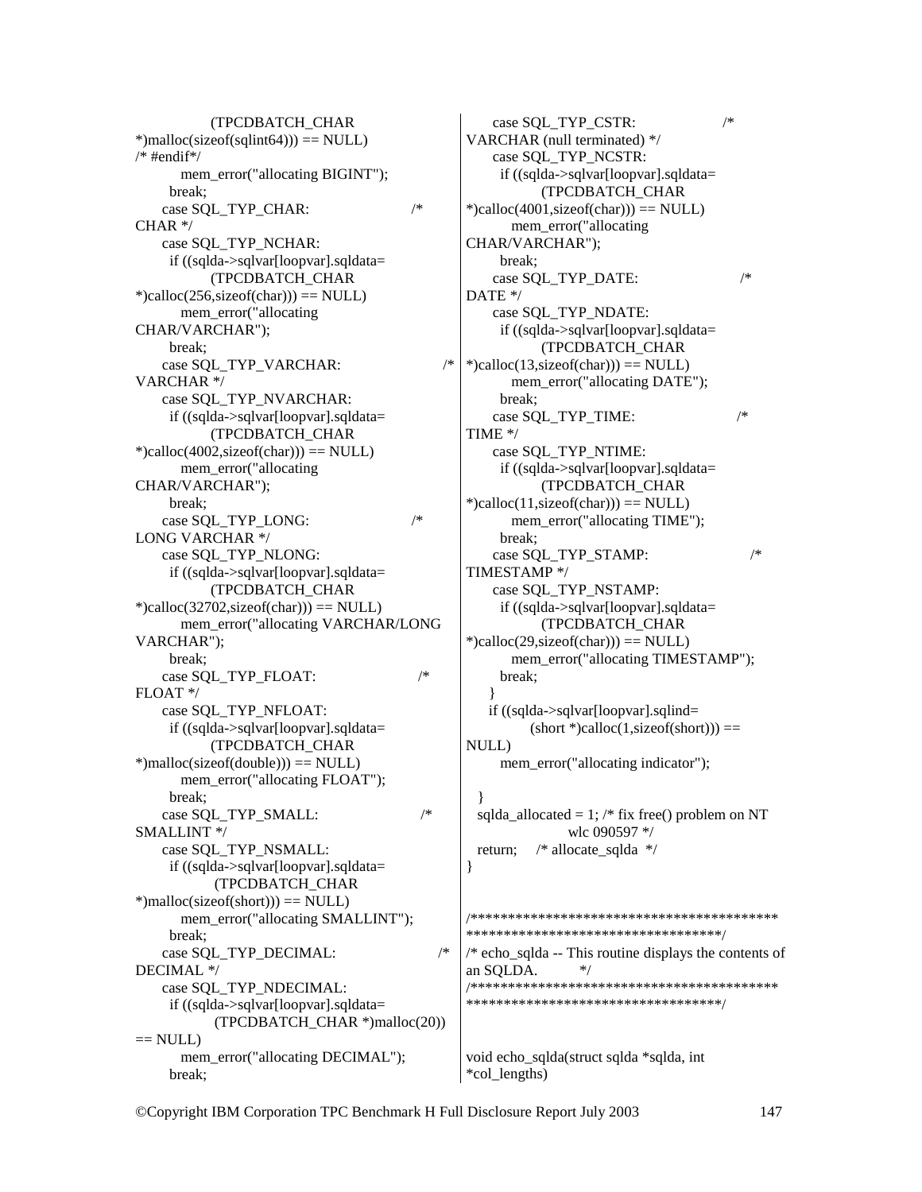```
            (TPCDBATCH_CHAR
*)malloc(sizeof(sqlint64))) == NULL)
/* #endif*/
        mem_error("allocating BIGINT");
      break;
     case SQL_TYP_CHAR:                    /*
CHAR */
     case SQL_TYP_NCHAR:
      if ((sqlda->sqlvar[loopvar].sqldata=
            (TPCDBATCH_CHAR
*)calloc(256,sizeof(char))) == NULL)
        mem_error("allocating
CHAR/VARCHAR");
      break;
     case SQL_TYP_VARCHAR:                 /*
VARCHAR */
     case SQL_TYP_NVARCHAR:
      if ((sqlda->sqlvar[loopvar].sqldata=
            (TPCDBATCH_CHAR
*)calloc(4002,sizeof(char))) == NULL)
        mem_error("allocating
CHAR/VARCHAR");
      break;
     case SQL_TYP_LONG:                    /*
LONG VARCHAR */
     case SQL_TYP_NLONG:
      if ((sqlda->sqlvar[loopvar].sqldata=
            (TPCDBATCH_CHAR
*)calloc(32702,sizeof(char))) == NULL)
        mem_error("allocating VARCHAR/LONG
VARCHAR");
      break;
     case SQL_TYP_FLOAT:                   /*
FLOAT */
     case SQL_TYP_NFLOAT:
      if ((sqlda->sqlvar[loopvar].sqldata=
            (TPCDBATCH_CHAR
*)malloc(sizeof(double))) == NULL)
        mem_error("allocating FLOAT");
      break;
     case SQL_TYP_SMALL:                   /*
SMALLINT */
     case SQL_TYP_NSMALL:
      if ((sqlda->sqlvar[loopvar].sqldata=
            (TPCDBATCH_CHAR
*)malloc(sizeof(short))) == NULL)
        mem_error("allocating SMALLINT");
      break;
     case SQL_TYP_DECIMAL:                 /*
DECIMAL */
     case SQL_TYP_NDECIMAL:
      if ((sqlda->sqlvar[loopvar].sqldata=
            (TPCDBATCH_CHAR *)malloc(20))
== NULL)
        mem_error("allocating DECIMAL");
      break;
     case SQL_TYP_CSTR:                    /*
VARCHAR (null terminated) */
     case SQL_TYP_NCSTR:
      if ((sqlda->sqlvar[loopvar].sqldata=
            (TPCDBATCH_CHAR
*)calloc(4001,sizeof(char))) == NULL)
        mem_error("allocating
CHAR/VARCHAR");
      break;
     case SQL_TYP_DATE:                    /*
DATE */
     case SQL_TYP_NDATE:
      if ((sqlda->sqlvar[loopvar].sqldata=
            (TPCDBATCH_CHAR
*)calloc(13,sizeof(char))) == NULL)
        mem_error("allocating DATE");
      break;
     case SQL_TYP_TIME:                    /*
TIME */
     case SQL_TYP_NTIME:
      if ((sqlda->sqlvar[loopvar].sqldata=
            (TPCDBATCH_CHAR
*)calloc(11,sizeof(char))) == NULL)
        mem_error("allocating TIME");
      break;
     case SQL_TYP_STAMP:                   /*
TIMESTAMP */
     case SQL_TYP_NSTAMP:
      if ((sqlda->sqlvar[loopvar].sqldata=
            (TPCDBATCH_CHAR
*)calloc(29,sizeof(char))) == NULL)
        mem_error("allocating TIMESTAMP");
      break;
    }
    if ((sqlda->sqlvar[loopvar].sqlind=
          (short *)calloc(1,sizeof(short))) ==
NULL)
      mem_error("allocating indicator");

  }
  sqlda_allocated = 1; /* fix free() problem on NT
                    wlc 090597 */
  return;    /* allocate_sqlda  */
}


/*****************************************
***********************************/
/* echo_sqlda -- This routine displays the contents of
an SQLDA.        */
/*****************************************
***********************************/


void echo_sqlda(struct sqlda *sqlda, int
*col_lengths)
```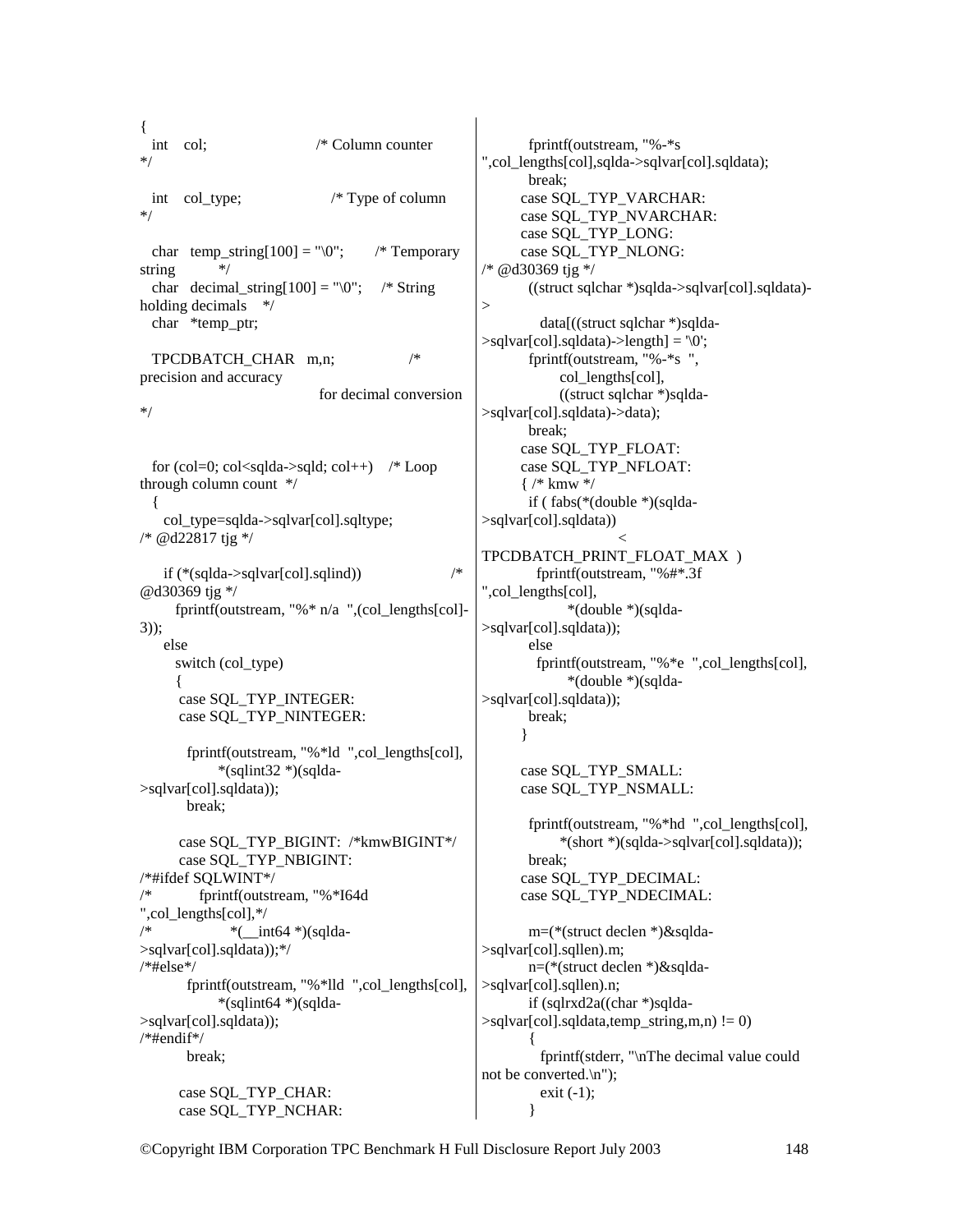```
{
  int    col;                          /* Column counter
*/

  int    col_type;                     /* Type of column
*/

  char   temp_string[100] = "\0";       /* Temporary
string          */
  char   decimal_string[100] = "\0";    /* String
holding decimals    */
  char   *temp_ptr;

  TPCDBATCH_CHAR   m,n;                 /*
precision and accuracy
                                         for decimal conversion
*/


  for (col=0; col<sqlda->sqld; col++)    /* Loop
through column count  */
  {
     col_type=sqlda->sqlvar[col].sqltype;
/* @d22817 tjg */

     if (*(sqlda->sqlvar[col].sqlind))                    /*
@d30369 tjg */
       fprintf(outstream, "%* n/a  ",(col_lengths[col]-
3));
     else
       switch (col_type)
       {
        case SQL_TYP_INTEGER:
        case SQL_TYP_NINTEGER:

          fprintf(outstream, "%*ld  ",col_lengths[col],
                *(sqlint32 *)(sqlda-
>sqlvar[col].sqldata));
          break;

        case SQL_TYP_BIGINT:  /*kmwBIGINT*/
        case SQL_TYP_NBIGINT:
/*#ifdef SQLWINT*/
/*           fprintf(outstream, "%*I64d
",col_lengths[col],*/
/*                  *(__int64 *)(sqlda-
>sqlvar[col].sqldata));*/
/*#else*/
          fprintf(outstream, "%*lld  ",col_lengths[col],
                *(sqlint64 *)(sqlda-
>sqlvar[col].sqldata));
/*#endif*/
          break;

        case SQL_TYP_CHAR:
        case SQL_TYP_NCHAR:
          fprintf(outstream, "%-*s
",col_lengths[col],sqlda->sqlvar[col].sqldata);
          break;
        case SQL_TYP_VARCHAR:
        case SQL_TYP_NVARCHAR:
        case SQL_TYP_LONG:
        case SQL_TYP_NLONG:
/* @d30369 tjg */
          ((struct sqlchar *)sqlda->sqlvar[col].sqldata)-
>
            data[((struct sqlchar *)sqlda-
>sqlvar[col].sqldata)->length] = '\0';
          fprintf(outstream, "%-*s  ",
                col_lengths[col],
                ((struct sqlchar *)sqlda-
>sqlvar[col].sqldata)->data);
          break;
        case SQL_TYP_FLOAT:
        case SQL_TYP_NFLOAT:
        { /* kmw */
          if ( fabs(*(double *)(sqlda-
>sqlvar[col].sqldata))
                              <
TPCDBATCH_PRINT_FLOAT_MAX  )
            fprintf(outstream, "%#*.3f
",col_lengths[col],
                  *(double *)(sqlda-
>sqlvar[col].sqldata));
          else
            fprintf(outstream, "%*e  ",col_lengths[col],
                  *(double *)(sqlda-
>sqlvar[col].sqldata));
          break;
        }

        case SQL_TYP_SMALL:
        case SQL_TYP_NSMALL:

          fprintf(outstream, "%*hd  ",col_lengths[col],
                *(short *)(sqlda->sqlvar[col].sqldata));
          break;
        case SQL_TYP_DECIMAL:
        case SQL_TYP_NDECIMAL:

          m=(*(struct declen *)&sqlda-
>sqlvar[col].sqllen).m;
          n=(*(struct declen *)&sqlda-
>sqlvar[col].sqllen).n;
          if (sqlrxd2a((char *)sqlda-
>sqlvar[col].sqldata,temp_string,m,n) != 0)
          {
            fprintf(stderr, "\nThe decimal value could
not be converted.\n");
            exit (-1);
          }
```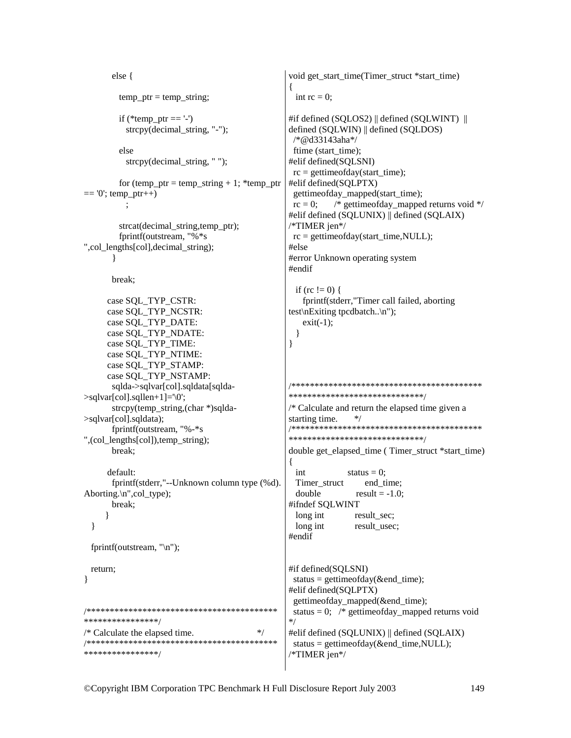```
        else {

          temp_ptr = temp_string;

          if (*temp_ptr == '-')
            strcpy(decimal_string, "-");

          else
            strcpy(decimal_string, " ");

          for (temp_ptr = temp_string + 1; *temp_ptr
== '0'; temp_ptr++)
              ;

          strcat(decimal_string,temp_ptr);
          fprintf(outstream, "%*s
",col_lengths[col],decimal_string);
        }

        break;

      case SQL_TYP_CSTR:
      case SQL_TYP_NCSTR:
      case SQL_TYP_DATE:
      case SQL_TYP_NDATE:
      case SQL_TYP_TIME:
      case SQL_TYP_NTIME:
      case SQL_TYP_STAMP:
      case SQL_TYP_NSTAMP:
        sqlda->sqlvar[col].sqldata[sqlda-
>sqlvar[col].sqllen+1]='\0';
        strcpy(temp_string,(char *)sqlda-
>sqlvar[col].sqldata);
        fprintf(outstream, "%-*s
",(col_lengths[col]),temp_string);
        break;

      default:
        fprintf(stderr,"--Unknown column type (%d).
Aborting.\n",col_type);
        break;
      }
  }

  fprintf(outstream, "\n");

  return;
}


/*****************************************
****************/
/* Calculate the elapsed time.                */
/*****************************************
****************/

void get_start_time(Timer_struct *start_time)
{
  int rc = 0;

#if defined (SQLOS2) || defined (SQLWINT)  ||
defined (SQLWIN) || defined (SQLDOS)
  /*@d33143aha*/
  ftime (start_time);
#elif defined(SQLSNI)
  rc = gettimeofday(start_time);
#elif defined(SQLPTX)
  gettimeofday_mapped(start_time);
  rc = 0;      /* gettimeofday_mapped returns void */
#elif defined (SQLUNIX) || defined (SQLAIX)
/*TIMER jen*/
  rc = gettimeofday(start_time,NULL);
#else
#error Unknown operating system
#endif

  if (rc != 0) {
     fprintf(stderr,"Timer call failed, aborting
test\nExiting tpcdbatch..\n");
     exit(-1);
  }
}



/*****************************************
****************************/
/* Calculate and return the elapsed time given a
starting time.      */
/*****************************************
****************************/
double get_elapsed_time ( Timer_struct *start_time)
{
  int            status = 0;
  Timer_struct       end_time;
  double             result = -1.0;
#ifndef SQLWINT
  long int           result_sec;
  long int           result_usec;
#endif


#if defined(SQLSNI)
  status = gettimeofday(&end_time);
#elif defined(SQLPTX)
  gettimeofday_mapped(&end_time);
  status = 0;  /* gettimeofday_mapped returns void
*/
#elif defined (SQLUNIX) || defined (SQLAIX)
  status = gettimeofday(&end_time,NULL);
/*TIMER jen*/
```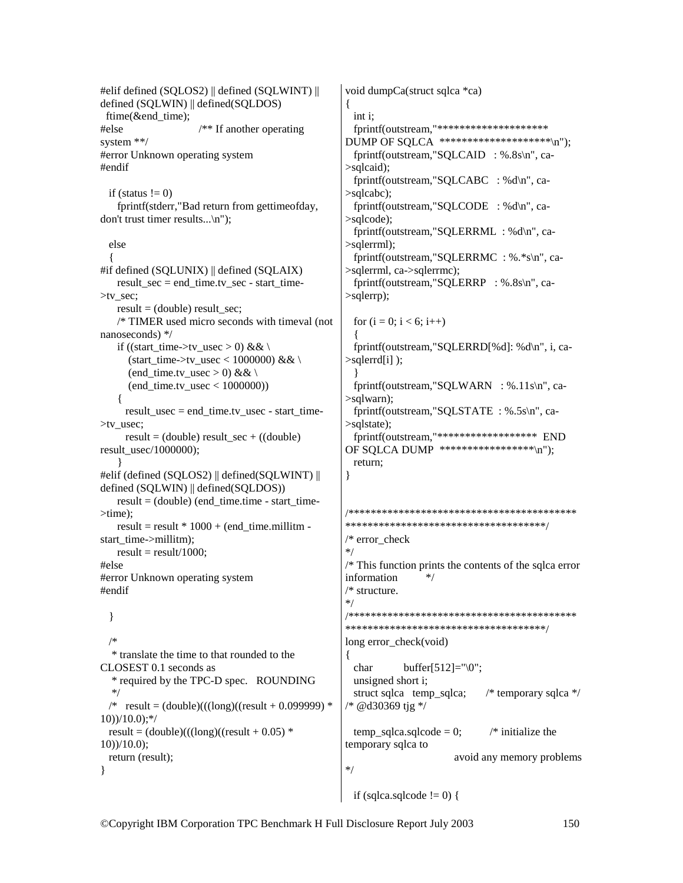```c
#elif defined (SQLOS2) || defined (SQLWINT) ||
defined (SQLWIN) || defined(SQLDOS)
  ftime(&end_time);
#else                    /** If another operating
system **/
#error Unknown operating system
#endif

  if (status != 0)
    fprintf(stderr,"Bad return from gettimeofday,
don't trust timer results...\n");

  else
  {
#if defined (SQLUNIX) || defined (SQLAIX)
    result_sec = end_time.tv_sec - start_time-
>tv_sec;
    result = (double) result_sec;
    /* TIMER used micro seconds with timeval (not
nanoseconds) */
    if ((start_time->tv_usec > 0) && \
       (start_time->tv_usec < 1000000) && \
       (end_time.tv_usec > 0) && \
       (end_time.tv_usec < 1000000))
    {
      result_usec = end_time.tv_usec - start_time-
>tv_usec;
      result = (double) result_sec + ((double)
result_usec/1000000);
    }
#elif (defined (SQLOS2) || defined(SQLWINT) ||
defined (SQLWIN) || defined(SQLDOS))
    result = (double) (end_time.time - start_time-
>time);
    result = result * 1000 + (end_time.millitm -
start_time->millitm);
    result = result/1000;
#else
#error Unknown operating system
#endif

  }

  /*
   * translate the time to that rounded to the
CLOSEST 0.1 seconds as
   * required by the TPC-D spec.   ROUNDING
   */
  /*  result = (double)(((long)((result + 0.099999) *
10))/10.0);*/
  result = (double)(((long)((result + 0.05) *
10))/10.0);
  return (result);
}
```

```c
void dumpCa(struct sqlca *ca)
{
  int i;
  fprintf(outstream,"********************
DUMP OF SQLCA  ********************\n");
  fprintf(outstream,"SQLCAID   : %.8s\n", ca-
>sqlcaid);
  fprintf(outstream,"SQLCABC   : %d\n", ca-
>sqlcabc);
  fprintf(outstream,"SQLCODE   : %d\n", ca-
>sqlcode);
  fprintf(outstream,"SQLERRML  : %d\n", ca-
>sqlerrml);
  fprintf(outstream,"SQLERRMC  : %.*s\n", ca-
>sqlerrml, ca->sqlerrmc);
  fprintf(outstream,"SQLERRP   : %.8s\n", ca-
>sqlerrp);

  for (i = 0; i < 6; i++)
  {
  fprintf(outstream,"SQLERRD[%d]: %d\n", i, ca-
>sqlerrd[i] );
  }
  fprintf(outstream,"SQLWARN   : %.11s\n", ca-
>sqlwarn);
  fprintf(outstream,"SQLSTATE  : %.5s\n", ca-
>sqlstate);
  fprintf(outstream,"******************  END
OF SQLCA DUMP  *****************\n");
  return;
}


/******************************************
*************************************/
/* error_check
*/
/* This function prints the contents of the sqlca error
information         */
/* structure.
*/
/******************************************
*************************************/
long error_check(void)
{
  char         buffer[512]="\0";
  unsigned short i;
  struct sqlca   temp_sqlca;      /* temporary sqlca */
/* @d30369 tjg */

  temp_sqlca.sqlcode = 0;         /* initialize the
temporary sqlca to
                              avoid any memory problems
*/

  if (sqlca.sqlcode != 0) {
```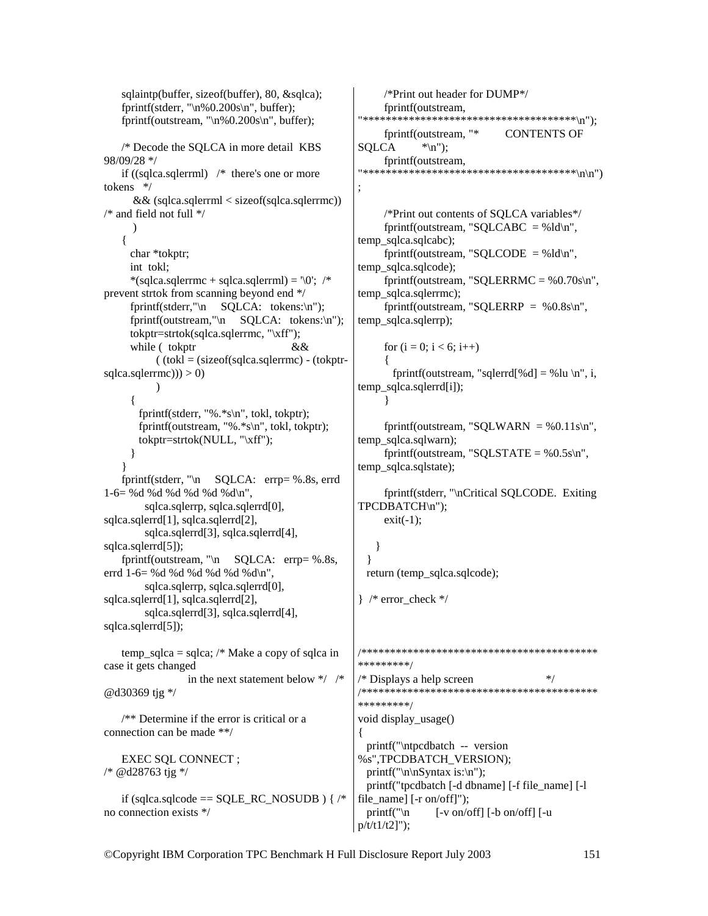```
    sqlaintp(buffer, sizeof(buffer), 80, &sqlca);
    fprintf(stderr, "\n%0.200s\n", buffer);
    fprintf(outstream, "\n%0.200s\n", buffer);

    /* Decode the SQLCA in more detail  KBS
98/09/28 */
    if ((sqlca.sqlerrml)   /*  there's one or more
tokens   */
        && (sqlca.sqlerrml < sizeof(sqlca.sqlerrmc))
/* and field not full */
       )
    {
      char *tokptr;
      int  tokl;
      *(sqlca.sqlerrmc + sqlca.sqlerrml) = '\0';  /*
prevent strtok from scanning beyond end */
      fprintf(stderr,"\n    SQLCA:   tokens:\n");
      fprintf(outstream,"\n    SQLCA:   tokens:\n");
      tokptr=strtok(sqlca.sqlerrmc, "\xff");
      while (  tokptr                          &&
             ( (tokl = (sizeof(sqlca.sqlerrmc) - (tokptr-
sqlca.sqlerrmc))) > 0)
             )
      {
        fprintf(stderr, "%.*s\n", tokl, tokptr);
        fprintf(outstream, "%.*s\n", tokl, tokptr);
        tokptr=strtok(NULL, "\xff");
      }
    }
    fprintf(stderr, "\n    SQLCA:   errp= %.8s, errd
1-6= %d %d %d %d %d %d\n",
          sqlca.sqlerrp, sqlca.sqlerrd[0],
sqlca.sqlerrd[1], sqlca.sqlerrd[2],
          sqlca.sqlerrd[3], sqlca.sqlerrd[4],
sqlca.sqlerrd[5]);
    fprintf(outstream, "\n    SQLCA:   errp= %.8s,
errd 1-6= %d %d %d %d %d %d\n",
          sqlca.sqlerrp, sqlca.sqlerrd[0],
sqlca.sqlerrd[1], sqlca.sqlerrd[2],
          sqlca.sqlerrd[3], sqlca.sqlerrd[4],
sqlca.sqlerrd[5]);

    temp_sqlca = sqlca; /* Make a copy of sqlca in
case it gets changed
                      in the next statement below */   /*
@d30369 tjg */

    /** Determine if the error is critical or a
connection can be made **/

    EXEC SQL CONNECT ;
/* @d28763 tjg */

    if (sqlca.sqlcode == SQLE_RC_NOSUDB ) { /*
no connection exists */
      /*Print out header for DUMP*/
      fprintf(outstream,
"*************************************\n");
      fprintf(outstream, "*        CONTENTS OF
SQLCA        *\n");
      fprintf(outstream,
"*************************************\n\n")
;

      /*Print out contents of SQLCA variables*/
      fprintf(outstream, "SQLCABC  = %ld\n",
temp_sqlca.sqlcabc);
      fprintf(outstream, "SQLCODE  = %ld\n",
temp_sqlca.sqlcode);
      fprintf(outstream, "SQLERRMC = %0.70s\n",
temp_sqlca.sqlerrmc);
      fprintf(outstream, "SQLERRP  =  %0.8s\n",
temp_sqlca.sqlerrp);

      for (i = 0; i < 6; i++)
      {
        fprintf(outstream, "sqlerrd[%d] = %lu \n", i,
temp_sqlca.sqlerrd[i]);
      }

      fprintf(outstream, "SQLWARN  = %0.11s\n",
temp_sqlca.sqlwarn);
      fprintf(outstream, "SQLSTATE = %0.5s\n",
temp_sqlca.sqlstate);

      fprintf(stderr, "\nCritical SQLCODE.  Exiting
TPCDBATCH\n");
      exit(-1);

    }
  }
  return (temp_sqlca.sqlcode);

}  /* error_check */


/*****************************************
*********/
/* Displays a help screen                      */
/*****************************************
*********/
void display_usage()
{
  printf("\ntpcdbatch  --  version
%s",TPCDBATCH_VERSION);
  printf("\n\nSyntax is:\n");
  printf("tpcdbatch [-d dbname] [-f file_name] [-l
file_name] [-r on/off]");
  printf("\n        [-v on/off] [-b on/off] [-u
p/t/t1/t2]");
```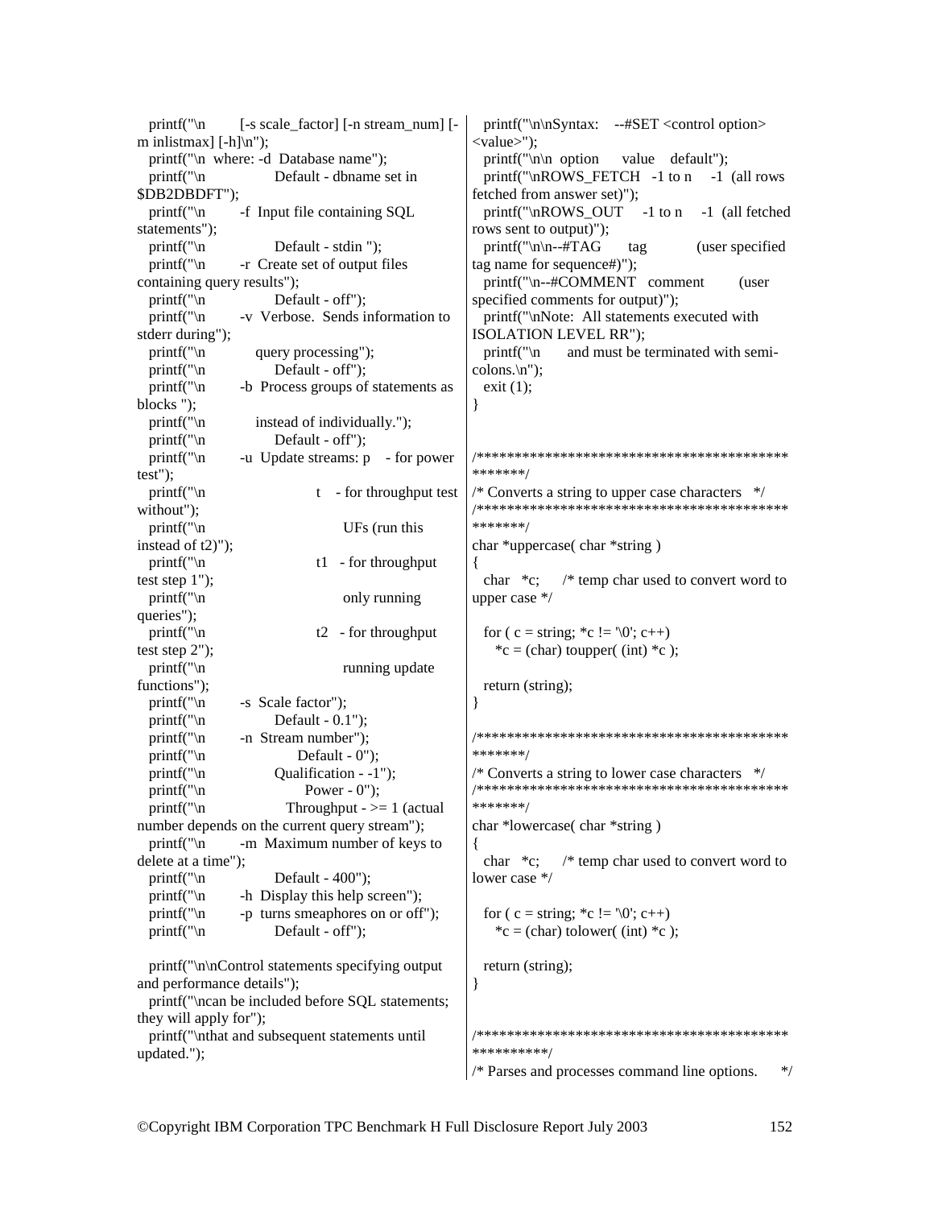```
  printf("\n        [-s scale_factor] [-n stream_num] [-m inlistmax] [-h]\n");
  printf("\n  where: -d  Database name");
  printf("\n               Default - dbname set in $DB2DBDFT");
  printf("\n        -f  Input file containing SQL statements");
  printf("\n               Default - stdin ");
  printf("\n        -r  Create set of output files containing query results");
  printf("\n               Default - off");
  printf("\n        -v  Verbose.  Sends information to stderr during");
  printf("\n            query processing");
  printf("\n               Default - off");
  printf("\n        -b  Process groups of statements as blocks ");
  printf("\n            instead of individually.");
  printf("\n               Default - off");
  printf("\n        -u  Update streams: p    - for power test");
  printf("\n                        t    - for throughput test without");
  printf("\n                               UFs (run this instead of t2)");
  printf("\n                        t1   - for throughput test step 1");
  printf("\n                               only running queries");
  printf("\n                        t2   - for throughput test step 2");
  printf("\n                               running update functions");
  printf("\n        -s  Scale factor");
  printf("\n               Default - 0.1");
  printf("\n        -n  Stream number");
  printf("\n                    Default - 0");
  printf("\n               Qualification - -1");
  printf("\n                      Power - 0");
  printf("\n                 Throughput - >= 1 (actual number depends on the current query stream");
  printf("\n        -m  Maximum number of keys to delete at a time");
  printf("\n               Default - 400");
  printf("\n        -h  Display this help screen");
  printf("\n        -p  turns smeaphores on or off");
  printf("\n               Default - off");

  printf("\n\nControl statements specifying output and performance details");
  printf("\ncan be included before SQL statements; they will apply for");
  printf("\nthat and subsequent statements until updated.");
  printf("\n\nSyntax:    --#SET <control option> <value>");
  printf("\n\n  option      value    default");
  printf("\nROWS_FETCH   -1 to n     -1  (all rows fetched from answer set)");
  printf("\nROWS_OUT     -1 to n     -1  (all fetched rows sent to output)");
  printf("\n\n--#TAG       tag            (user specified tag name for sequence#)");
  printf("\n--#COMMENT   comment        (user specified comments for output)");
  printf("\nNote:  All statements executed with ISOLATION LEVEL RR");
  printf("\n       and must be terminated with semi-colons.\n");
  exit (1);
}


/************************************************/
/* Converts a string to upper case characters   */
/************************************************/
char *uppercase( char *string )
{
  char   *c;     /* temp char used to convert word to upper case */

  for ( c = string; *c != '\0'; c++)
    *c = (char) toupper( (int) *c );

  return (string);
}

/************************************************/
/* Converts a string to lower case characters   */
/************************************************/
char *lowercase( char *string )
{
  char   *c;     /* temp char used to convert word to lower case */

  for ( c = string; *c != '\0'; c++)
    *c = (char) tolower( (int) *c );

  return (string);
}


/***************************************************/
/* Parses and processes command line options.      */
```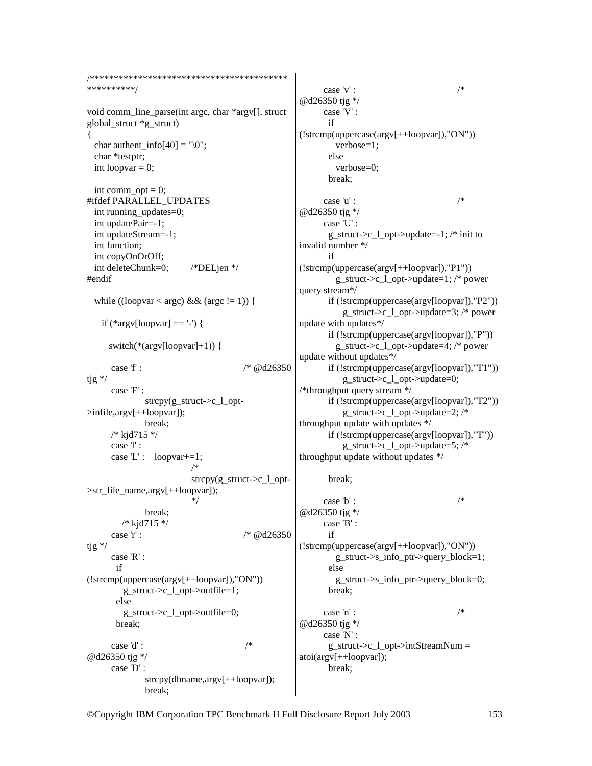```c
/************************************************
**********/

void comm_line_parse(int argc, char *argv[], struct global_struct *g_struct)
{
   char authent_info[40] = "\0";
   char *testptr;
   int loopvar = 0;

   int comm_opt = 0;
#ifdef PARALLEL_UPDATES
   int running_updates=0;
   int updatePair=-1;
   int updateStream=-1;
   int function;
   int copyOnOrOff;
   int deleteChunk=0;        /*DELjen */
#endif

   while ((loopvar < argc) && (argc != 1)) {

      if (*argv[loopvar] == '-') {

         switch(*(argv[loopvar]+1)) {

         case 'f' :                              /* @d26350 tjg */
         case 'F' :
                  strcpy(g_struct->c_l_opt->infile,argv[++loopvar]);
                  break;
         /* kjd715 */
         case 'l' :
         case 'L' :    loopvar+=1;
                              /*
                              strcpy(g_struct->c_l_opt->str_file_name,argv[++loopvar]);
                              */
                  break;
            /* kjd715 */
         case 'r' :                              /* @d26350 tjg */
         case 'R' :
          if (!strcmp(uppercase(argv[++loopvar]),"ON"))
             g_struct->c_l_opt->outfile=1;
          else
             g_struct->c_l_opt->outfile=0;
          break;

         case 'd' :                              /* @d26350 tjg */
         case 'D' :
                  strcpy(dbname,argv[++loopvar]);
                  break;

         case 'v' :                              /* @d26350 tjg */
         case 'V' :
          if (!strcmp(uppercase(argv[++loopvar]),"ON"))
             verbose=1;
          else
             verbose=0;
          break;

         case 'u' :                              /* @d26350 tjg */
         case 'U' :
          g_struct->c_l_opt->update=-1; /* init to invalid number */
          if (!strcmp(uppercase(argv[++loopvar]),"P1"))
              g_struct->c_l_opt->update=1; /* power query stream*/
          if (!strcmp(uppercase(argv[loopvar]),"P2"))
              g_struct->c_l_opt->update=3; /* power update with updates*/
          if (!strcmp(uppercase(argv[loopvar]),"P"))
              g_struct->c_l_opt->update=4; /* power update without updates*/
          if (!strcmp(uppercase(argv[loopvar]),"T1"))
              g_struct->c_l_opt->update=0; /*throughput query stream */
          if (!strcmp(uppercase(argv[loopvar]),"T2"))
              g_struct->c_l_opt->update=2; /* throughput update with updates */
          if (!strcmp(uppercase(argv[loopvar]),"T"))
              g_struct->c_l_opt->update=5; /* throughput update without updates */

          break;

         case 'b' :                              /* @d26350 tjg */
         case 'B' :
          if (!strcmp(uppercase(argv[++loopvar]),"ON"))
              g_struct->s_info_ptr->query_block=1;
          else
              g_struct->s_info_ptr->query_block=0;
          break;

         case 'n' :                              /* @d26350 tjg */
         case 'N' :
          g_struct->c_l_opt->intStreamNum = atoi(argv[++loopvar]);
          break;
```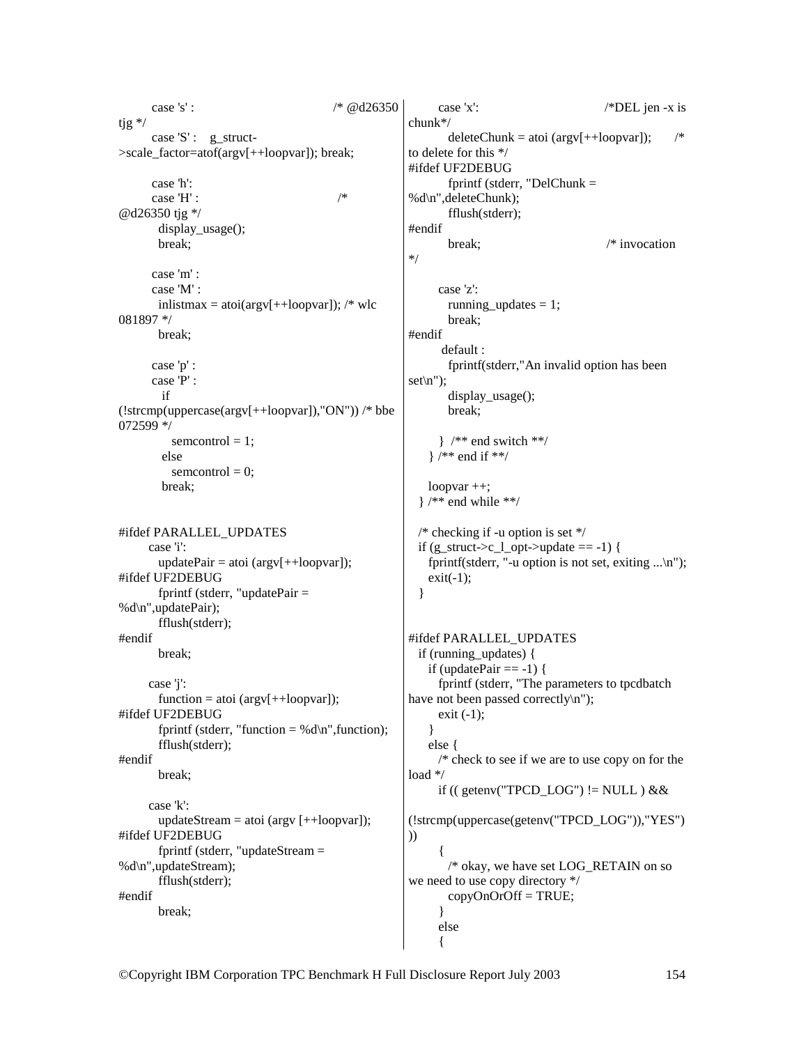```c
        case 's' :                              /* @d26350 tjg */
        case 'S' :    g_struct->scale_factor=atof(argv[++loopvar]); break;

        case 'h':
        case 'H' :                              /* @d26350 tjg */
          display_usage();
          break;

        case 'm' :
        case 'M' :
          inlistmax = atoi(argv[++loopvar]); /* wlc 081897 */
          break;

        case 'p' :
        case 'P' :
          if (!strcmp(uppercase(argv[++loopvar]),"ON")) /* bbe 072599 */
            semcontrol = 1;
          else
            semcontrol = 0;
          break;


#ifdef PARALLEL_UPDATES
       case 'i':
         updatePair = atoi (argv[++loopvar]);
#ifdef UF2DEBUG
         fprintf (stderr, "updatePair = %d\n",updatePair);
         fflush(stderr);
#endif
         break;

       case 'j':
         function = atoi (argv[++loopvar]);
#ifdef UF2DEBUG
         fprintf (stderr, "function = %d\n",function);
         fflush(stderr);
#endif
         break;

       case 'k':
         updateStream = atoi (argv [++loopvar]);
#ifdef UF2DEBUG
         fprintf (stderr, "updateStream = %d\n",updateStream);
         fflush(stderr);
#endif
         break;
        case 'x':                               /*DEL jen -x is chunk*/
          deleteChunk = atoi (argv[++loopvar]);       /* to delete for this */
#ifdef UF2DEBUG
          fprintf (stderr, "DelChunk = %d\n",deleteChunk);
          fflush(stderr);
#endif
          break;                                /* invocation */

        case 'z':
          running_updates = 1;
          break;
#endif
        default :
          fprintf(stderr,"An invalid option has been set\n");
          display_usage();
          break;

        }  /** end switch **/
     } /** end if **/

     loopvar ++;
   } /** end while **/

   /* checking if -u option is set */
   if (g_struct->c_l_opt->update == -1) {
     fprintf(stderr, "-u option is not set, exiting ...\n");
     exit(-1);
   }


#ifdef PARALLEL_UPDATES
   if (running_updates) {
     if (updatePair == -1) {
       fprintf (stderr, "The parameters to tpcdbatch have not been passed correctly\n");
       exit (-1);
     }
     else {
       /* check to see if we are to use copy on for the load */
       if (( getenv("TPCD_LOG") != NULL ) &&
           (!strcmp(uppercase(getenv("TPCD_LOG")),"YES")))
       {
         /* okay, we have set LOG_RETAIN on so we need to use copy directory */
         copyOnOrOff = TRUE;
       }
       else
       {
```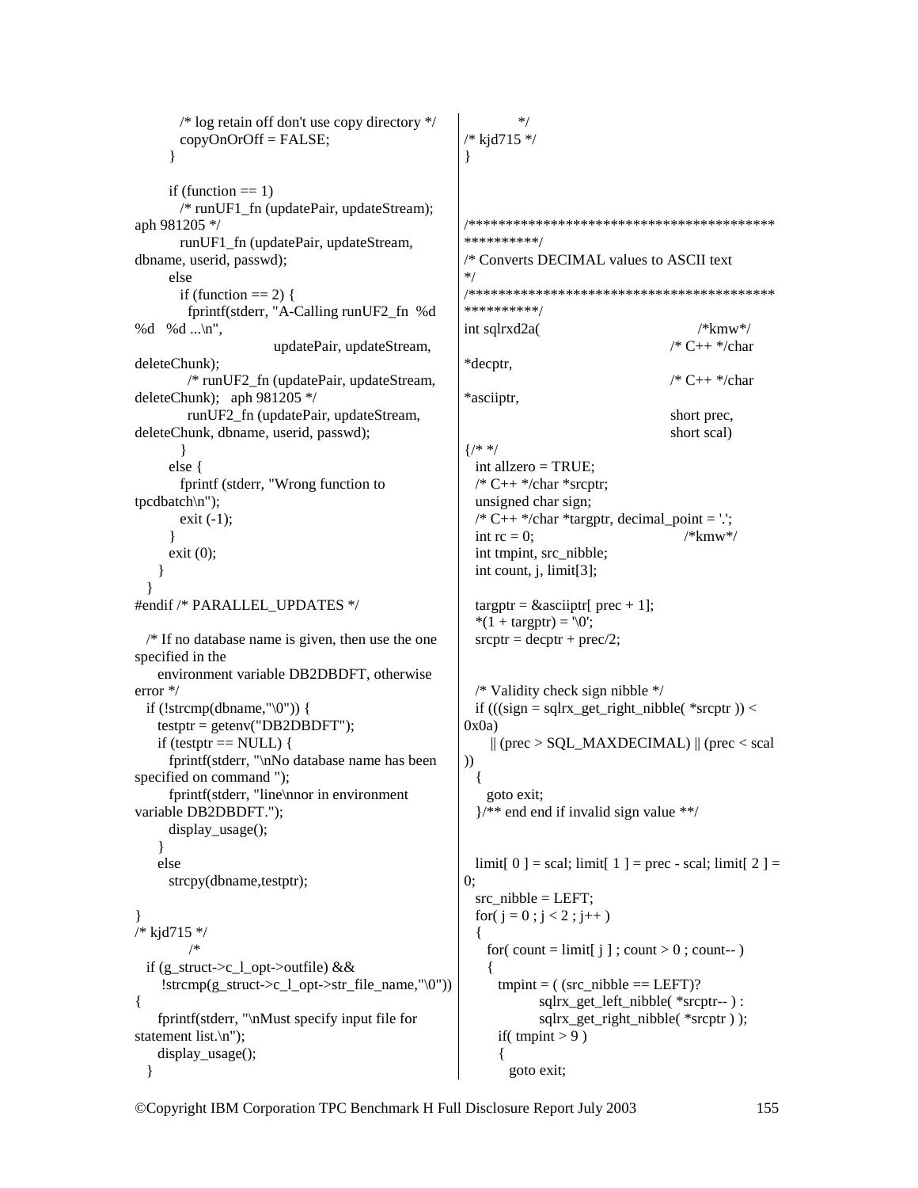```
        /* log retain off don't use copy directory */
        copyOnOrOff = FALSE;
      }

      if (function == 1)
        /* runUF1_fn (updatePair, updateStream);
aph 981205 */
        runUF1_fn (updatePair, updateStream,
dbname, userid, passwd);
      else
        if (function == 2) {
          fprintf(stderr, "A-Calling runUF2_fn  %d
%d   %d ...\n",
                        updatePair, updateStream,
deleteChunk);
          /* runUF2_fn (updatePair, updateStream,
deleteChunk);   aph 981205 */
          runUF2_fn (updatePair, updateStream,
deleteChunk, dbname, userid, passwd);
        }
      else {
        fprintf (stderr, "Wrong function to
tpcdbatch\n");
        exit (-1);
      }
      exit (0);
    }
  }
#endif /* PARALLEL_UPDATES */

  /* If no database name is given, then use the one
specified in the
     environment variable DB2DBDFT, otherwise
error */
  if (!strcmp(dbname,"\0")) {
    testptr = getenv("DB2DBDFT");
    if (testptr == NULL) {
      fprintf(stderr, "\nNo database name has been
specified on command ");
      fprintf(stderr, "line\nnor in environment
variable DB2DBDFT.");
      display_usage();
    }
    else
      strcpy(dbname,testptr);

}
/* kjd715 */
         /*
  if (g_struct->c_l_opt->outfile) &&
     !strcmp(g_struct->c_l_opt->str_file_name,"\0"))
{
    fprintf(stderr, "\nMust specify input file for
statement list.\n");
    display_usage();
  }
         */
/* kjd715 */
}



/******************************************
**********/
/* Converts DECIMAL values to ASCII text
*/
/******************************************
**********/
int sqlrxd2a(                           /*kmw*/
                                 /* C++ */char
*decptr,
                                 /* C++ */char
*asciiptr,
                                 short prec,
                                 short scal)
{/* */
  int allzero = TRUE;
  /* C++ */char *srcptr;
  unsigned char sign;
  /* C++ */char *targptr, decimal_point = '.';
  int rc = 0;                          /*kmw*/
  int tmpint, src_nibble;
  int count, j, limit[3];

  targptr = &asciiptr[ prec + 1];
  *(1 + targptr) = '\0';
  srcptr = decptr + prec/2;


  /* Validity check sign nibble */
  if (((sign = sqlrx_get_right_nibble( *srcptr )) <
0x0a)
     || (prec > SQL_MAXDECIMAL) || (prec < scal
))
  {
    goto exit;
  }/** end end if invalid sign value **/


  limit[ 0 ] = scal; limit[ 1 ] = prec - scal; limit[ 2 ] =
0;
  src_nibble = LEFT;
  for( j = 0 ; j < 2 ; j++ )
  {
    for( count = limit[ j ] ; count > 0 ; count-- )
    {
      tmpint = ( (src_nibble == LEFT)?
               sqlrx_get_left_nibble( *srcptr-- ) :
               sqlrx_get_right_nibble( *srcptr ) );
      if( tmpint > 9 )
      {
        goto exit;
```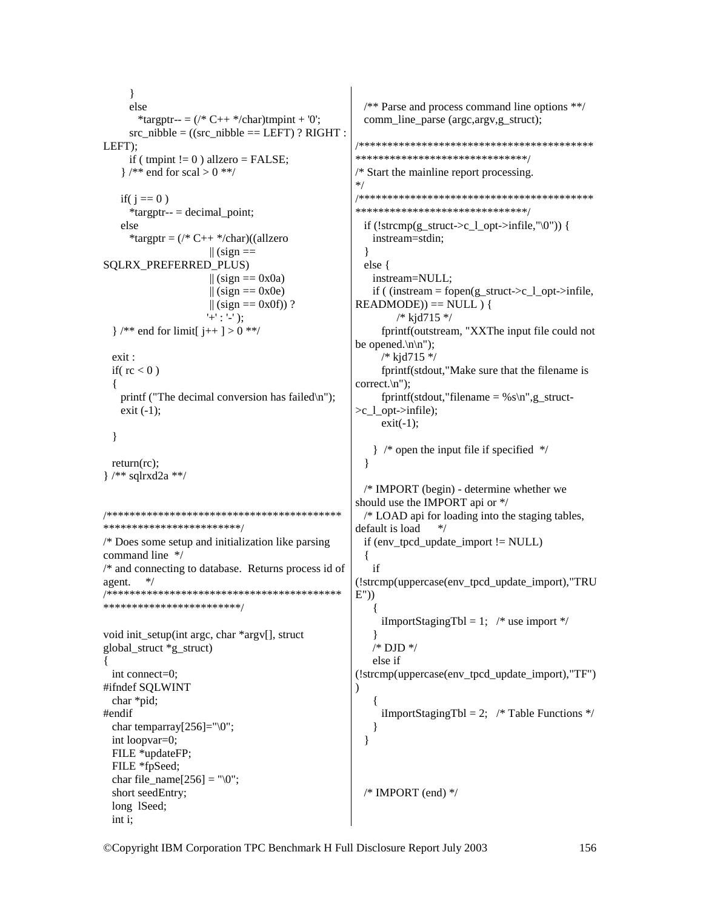```
        }
        else
          *targptr-- = (/* C++ */char)tmpint + '0';
        src_nibble = ((src_nibble == LEFT) ? RIGHT :
LEFT);
        if ( tmpint != 0 ) allzero = FALSE;
      } /** end for scal > 0 **/

      if( j == 0 )
        *targptr-- = decimal_point;
      else
        *targptr = (/* C++ */char)((allzero
                              || (sign ==
SQLRX_PREFERRED_PLUS)
                              || (sign == 0x0a)
                              || (sign == 0x0e)
                              || (sign == 0x0f)) ?
                              '+' : '-' );
    } /** end for limit[ j++ ] > 0 **/

  exit :
  if( rc < 0 )
  {
    printf ("The decimal conversion has failed\n");
    exit (-1);

  }

  return(rc);
} /** sqlrxd2a **/


/*******************************************
************************/
/* Does some setup and initialization like parsing
command line  */
/* and connecting to database.  Returns process id of
agent.   */
/*******************************************
************************/

void init_setup(int argc, char *argv[], struct
global_struct *g_struct)
{
  int connect=0;
#ifndef SQLWINT
  char *pid;
#endif
  char temparray[256]="\0";
  int loopvar=0;
  FILE *updateFP;
  FILE *fpSeed;
  char file_name[256] = "\0";
  short seedEntry;
  long  lSeed;
  int i;

  /** Parse and process command line options **/
  comm_line_parse (argc,argv,g_struct);

/*******************************************
******************************/
/* Start the mainline report processing.
*/
/*******************************************
******************************/
  if (!strcmp(g_struct->c_l_opt->infile,"\0")) {
    instream=stdin;
  }
  else {
    instream=NULL;
    if ( (instream = fopen(g_struct->c_l_opt->infile,
READMODE)) == NULL ) {
           /* kjd715 */
       fprintf(outstream, "XXThe input file could not
be opened.\n\n");
       /* kjd715 */
       fprintf(stdout,"Make sure that the filename is
correct.\n");
       fprintf(stdout,"filename = %s\n",g_struct-
>c_l_opt->infile);
       exit(-1);

    }  /* open the input file if specified  */
  }

  /* IMPORT (begin) - determine whether we
should use the IMPORT api or */
  /* LOAD api for loading into the staging tables,
default is load     */
  if (env_tpcd_update_import != NULL)
  {
    if
(!strcmp(uppercase(env_tpcd_update_import),"TRU
E"))
    {
      iImportStagingTbl = 1;   /* use import */
    }
    /* DJD */
    else if
(!strcmp(uppercase(env_tpcd_update_import),"TF")
)
    {
      iImportStagingTbl = 2;   /* Table Functions */
    }
  }



  /* IMPORT (end) */
```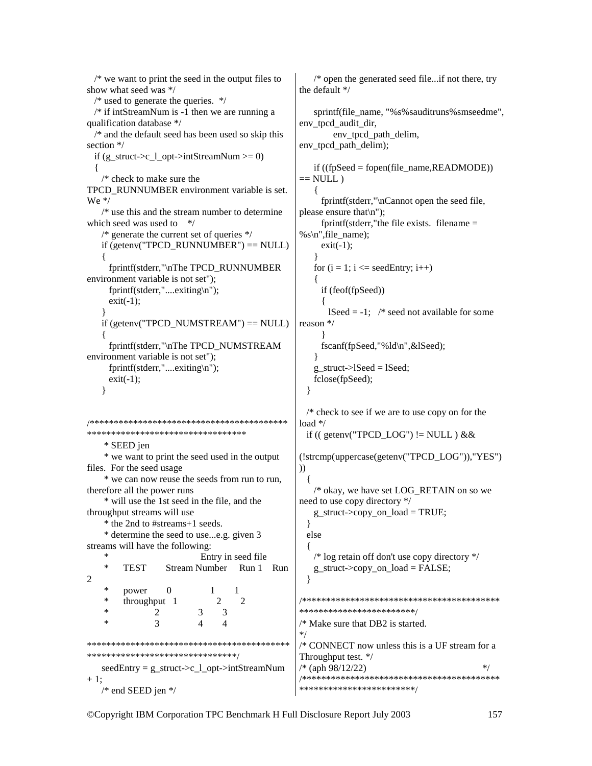```
  /* we want to print the seed in the output files to show what seed was */
  /* used to generate the queries.  */
  /* if intStreamNum is -1 then we are running a qualification database */
  /* and the default seed has been used so skip this section */
  if (g_struct->c_l_opt->intStreamNum >= 0)
  {
    /* check to make sure the TPCD_RUNNUMBER environment variable is set. We */
    /* use this and the stream number to determine which seed was used to   */
    /* generate the current set of queries */
    if (getenv("TPCD_RUNNUMBER") == NULL)
    {
      fprintf(stderr,"\nThe TPCD_RUNNUMBER environment variable is not set");
      fprintf(stderr,"....exiting\n");
      exit(-1);
    }
    if (getenv("TPCD_NUMSTREAM") == NULL)
    {
      fprintf(stderr,"\nThe TPCD_NUMSTREAM environment variable is not set");
      fprintf(stderr,"....exiting\n");
      exit(-1);
    }


/*****************************************************************************
     * SEED jen
     * we want to print the seed used in the output files.  For the seed usage
     * we can now reuse the seeds from run to run, therefore all the power runs
     * will use the 1st seed in the file, and the throughput streams will use
     * the 2nd to #streams+1 seeds.
     * determine the seed to use...e.g. given 3 streams will have the following:
     *                          Entry in seed file
     *    TEST       Stream Number    Run 1    Run 2
     *    power       0              1       1
     *    throughput  1              2       2
     *                2              3       3
     *                3              4       4

*****************************************************************************/
    seedEntry = g_struct->c_l_opt->intStreamNum + 1;
    /* end SEED jen */

    /* open the generated seed file...if not there, try the default */

    sprintf(file_name, "%s%sauditruns%smseedme", env_tpcd_audit_dir,
           env_tpcd_path_delim, env_tpcd_path_delim);

    if ((fpSeed = fopen(file_name,READMODE)) == NULL )
    {
      fprintf(stderr,"\nCannot open the seed file, please ensure that\n");
      fprintf(stderr,"the file exists.  filename = %s\n",file_name);
      exit(-1);
    }
    for (i = 1; i <= seedEntry; i++)
    {
      if (feof(fpSeed))
      {
        lSeed = -1;   /* seed not available for some reason */
      }
      fscanf(fpSeed,"%ld\n",&lSeed);
    }
    g_struct->lSeed = lSeed;
    fclose(fpSeed);
  }

  /* check to see if we are to use copy on for the load */
  if (( getenv("TPCD_LOG") != NULL ) &&
      (!strcmp(uppercase(getenv("TPCD_LOG")),"YES") ))
  {
    /* okay, we have set LOG_RETAIN on so we need to use copy directory */
    g_struct->copy_on_load = TRUE;
  }
  else
  {
    /* log retain off don't use copy directory */
    g_struct->copy_on_load = FALSE;
  }

/*****************************************************************/
/* Make sure that DB2 is started.                                */
/* CONNECT now unless this is a UF stream for a Throughput test. */
/* (aph 98/12/22)                                                */
/*****************************************************************/
```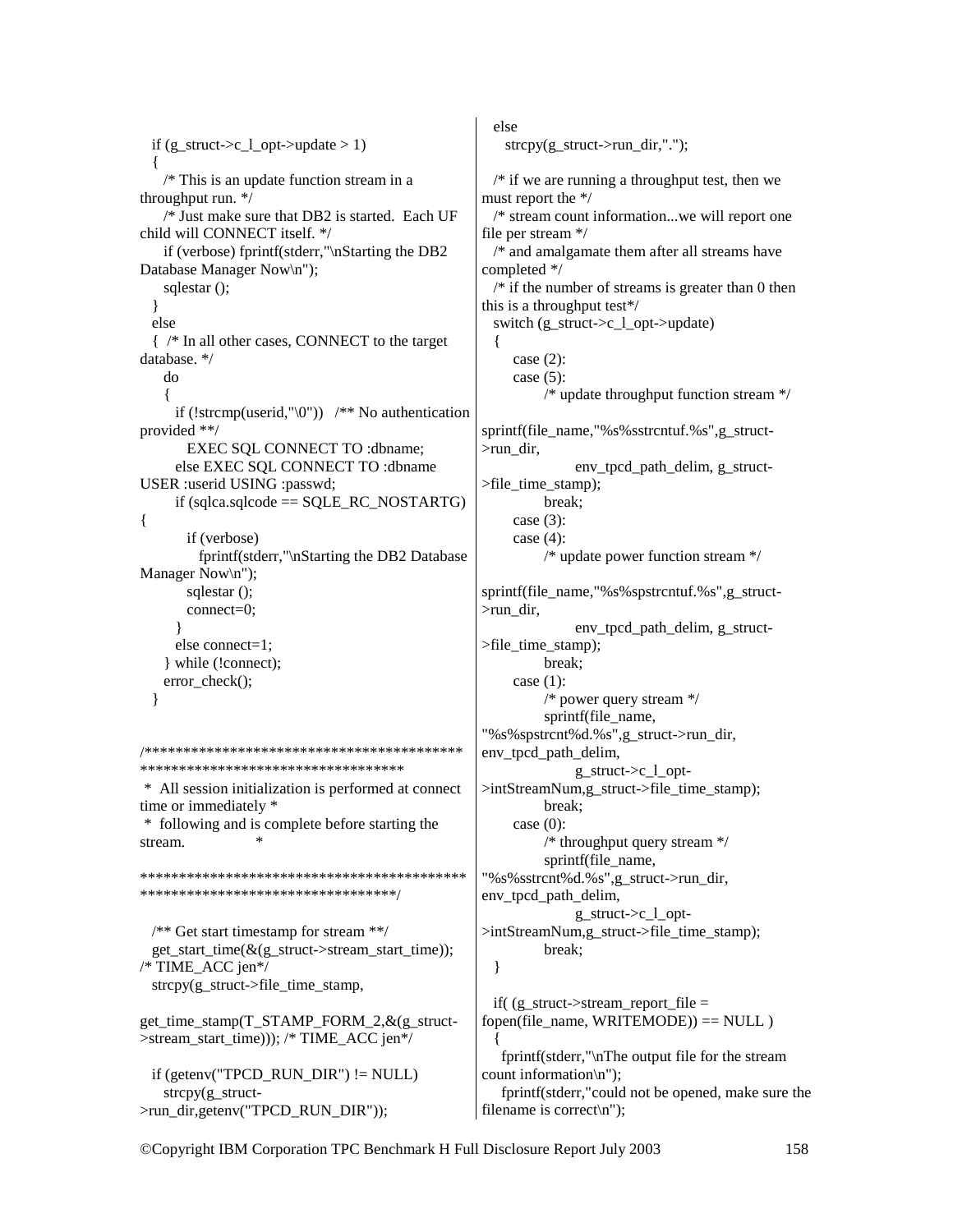```c
  if (g_struct->c_l_opt->update > 1)
  {
    /* This is an update function stream in a throughput run. */
    /* Just make sure that DB2 is started.  Each UF child will CONNECT itself. */
    if (verbose) fprintf(stderr,"\nStarting the DB2 Database Manager Now\n");
    sqlestar ();
  }
  else
  {  /* In all other cases, CONNECT to the target database. */
    do
    {
      if (!strcmp(userid,"\0"))   /** No authentication provided **/
        EXEC SQL CONNECT TO :dbname;
      else EXEC SQL CONNECT TO :dbname USER :userid USING :passwd;
      if (sqlca.sqlcode == SQLE_RC_NOSTARTG)
{
        if (verbose)
          fprintf(stderr,"\nStarting the DB2 Database Manager Now\n");
        sqlestar ();
        connect=0;
      }
      else connect=1;
    } while (!connect);
    error_check();
  }


/******************************************************************************
 * All session initialization is performed at connect time or immediately *
 * following and is complete before starting the stream.                  *
 ******************************************************************************/

  /** Get start timestamp for stream **/
  get_start_time(&(g_struct->stream_start_time)); /* TIME_ACC jen*/
  strcpy(g_struct->file_time_stamp,
get_time_stamp(T_STAMP_FORM_2,&(g_struct->stream_start_time))); /* TIME_ACC jen*/

  if (getenv("TPCD_RUN_DIR") != NULL)
    strcpy(g_struct->run_dir,getenv("TPCD_RUN_DIR"));
  else
    strcpy(g_struct->run_dir,".");

  /* if we are running a throughput test, then we must report the */
  /* stream count information...we will report one file per stream */
  /* and amalgamate them after all streams have completed */
  /* if the number of streams is greater than 0 then this is a throughput test*/
  switch (g_struct->c_l_opt->update)
  {
     case (2):
     case (5):
          /* update throughput function stream */
sprintf(file_name,"%s%sstrcntuf.%s",g_struct->run_dir,
               env_tpcd_path_delim, g_struct->file_time_stamp);
          break;
     case (3):
     case (4):
          /* update power function stream */
sprintf(file_name,"%s%spstrcntuf.%s",g_struct->run_dir,
               env_tpcd_path_delim, g_struct->file_time_stamp);
          break;
     case (1):
          /* power query stream */
          sprintf(file_name,
"%s%spstrcnt%d.%s",g_struct->run_dir, env_tpcd_path_delim,
               g_struct->c_l_opt->intStreamNum,g_struct->file_time_stamp);
          break;
     case (0):
          /* throughput query stream */
          sprintf(file_name,
"%s%sstrcnt%d.%s",g_struct->run_dir, env_tpcd_path_delim,
               g_struct->c_l_opt->intStreamNum,g_struct->file_time_stamp);
          break;
  }

  if( (g_struct->stream_report_file = fopen(file_name, WRITEMODE)) == NULL )
  {
    fprintf(stderr,"\nThe output file for the stream count information\n");
    fprintf(stderr,"could not be opened, make sure the filename is correct\n");
```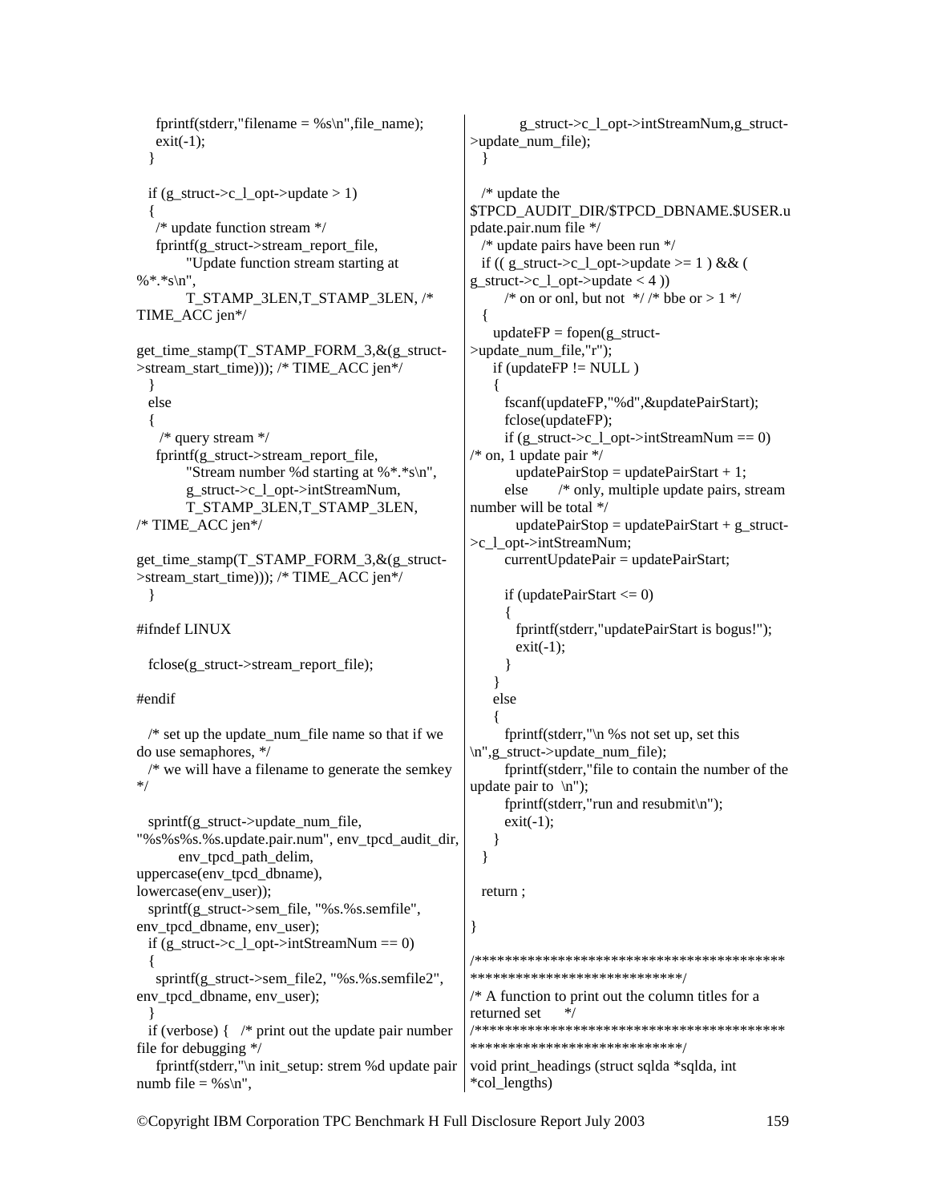```
    fprintf(stderr,"filename = %s\n",file_name);
    exit(-1);
  }

  if (g_struct->c_l_opt->update > 1)
  {
    /* update function stream */
    fprintf(g_struct->stream_report_file,
          "Update function stream starting at
%*.*s\n",
          T_STAMP_3LEN,T_STAMP_3LEN, /*
TIME_ACC jen*/

get_time_stamp(T_STAMP_FORM_3,&(g_struct-
>stream_start_time))); /* TIME_ACC jen*/
  }
  else
  {
     /* query stream */
    fprintf(g_struct->stream_report_file,
          "Stream number %d starting at %*.*s\n",
          g_struct->c_l_opt->intStreamNum,
          T_STAMP_3LEN,T_STAMP_3LEN,
/* TIME_ACC jen*/

get_time_stamp(T_STAMP_FORM_3,&(g_struct-
>stream_start_time))); /* TIME_ACC jen*/
  }

#ifndef LINUX

  fclose(g_struct->stream_report_file);

#endif

  /* set up the update_num_file name so that if we
do use semaphores, */
  /* we will have a filename to generate the semkey
*/

  sprintf(g_struct->update_num_file,
"%s%s%s.%s.update.pair.num", env_tpcd_audit_dir,
        env_tpcd_path_delim,
uppercase(env_tpcd_dbname),
lowercase(env_user));
  sprintf(g_struct->sem_file, "%s.%s.semfile",
env_tpcd_dbname, env_user);
  if (g_struct->c_l_opt->intStreamNum == 0)
  {
    sprintf(g_struct->sem_file2, "%s.%s.semfile2",
env_tpcd_dbname, env_user);
  }
  if (verbose) {   /* print out the update pair number
file for debugging */
    fprintf(stderr,"\n init_setup: strem %d update pair
numb file = %s\n",
          g_struct->c_l_opt->intStreamNum,g_struct-
>update_num_file);
  }

  /* update the
$TPCD_AUDIT_DIR/$TPCD_DBNAME.$USER.u
pdate.pair.num file */
  /* update pairs have been run */
  if (( g_struct->c_l_opt->update >= 1 ) && (
g_struct->c_l_opt->update < 4 ))
        /* on or onl, but not  */ /* bbe or > 1 */
  {
    updateFP = fopen(g_struct-
>update_num_file,"r");
    if (updateFP != NULL )
    {
      fscanf(updateFP,"%d",&updatePairStart);
      fclose(updateFP);
      if (g_struct->c_l_opt->intStreamNum == 0)
/* on, 1 update pair */
          updatePairStop = updatePairStart + 1;
      else       /* only, multiple update pairs, stream
number will be total */
          updatePairStop = updatePairStart + g_struct-
>c_l_opt->intStreamNum;
      currentUpdatePair = updatePairStart;

      if (updatePairStart <= 0)
      {
        fprintf(stderr,"updatePairStart is bogus!");
        exit(-1);
      }
    }
    else
    {
      fprintf(stderr,"\n %s not set up, set this
\n",g_struct->update_num_file);
      fprintf(stderr,"file to contain the number of the
update pair to  \n");
      fprintf(stderr,"run and resubmit\n");
      exit(-1);
    }
  }

  return ;

}

/*****************************************
****************************/
/* A function to print out the column titles for a
returned set      */
/*****************************************
****************************/
void print_headings (struct sqlda *sqlda, int
*col_lengths)
```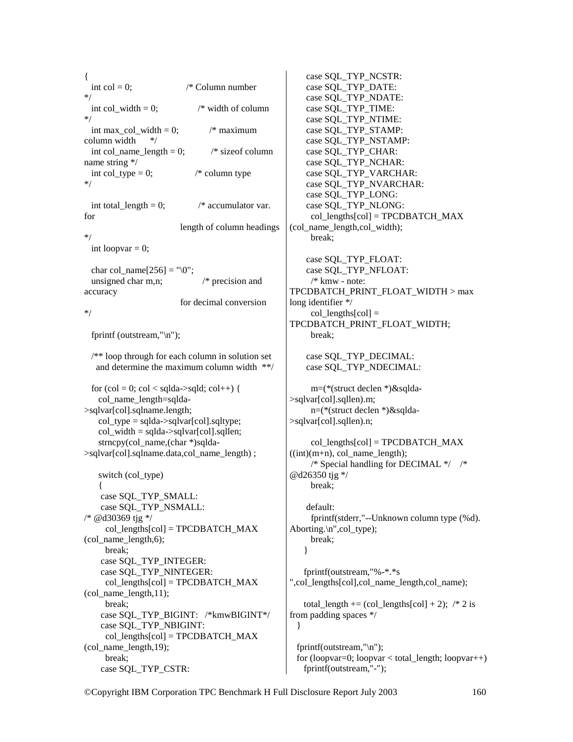```c
{
  int col = 0;                    /* Column number
*/
  int col_width = 0;              /* width of column
*/
  int max_col_width = 0;          /* maximum
column width     */
  int col_name_length = 0;        /* sizeof column
name string */
  int col_type = 0;               /* column type
*/

  int total_length = 0;           /* accumulator var.
for
                                    length of column headings
*/
  int loopvar = 0;

  char col_name[256] = "\0";
  unsigned char m,n;              /* precision and
accuracy
                                    for decimal conversion
*/

  fprintf (outstream,"\n");

  /** loop through for each column in solution set
    and determine the maximum column width  **/

  for (col = 0; col < sqlda->sqld; col++) {
    col_name_length=sqlda-
>sqlvar[col].sqlname.length;
    col_type = sqlda->sqlvar[col].sqltype;
    col_width = sqlda->sqlvar[col].sqllen;
    strncpy(col_name,(char *)sqlda-
>sqlvar[col].sqlname.data,col_name_length) ;

    switch (col_type)
    {
     case SQL_TYP_SMALL:
     case SQL_TYP_NSMALL:
/* @d30369 tjg */
      col_lengths[col] = TPCDBATCH_MAX
(col_name_length,6);
      break;
     case SQL_TYP_INTEGER:
     case SQL_TYP_NINTEGER:
      col_lengths[col] = TPCDBATCH_MAX
(col_name_length,11);
      break;
     case SQL_TYP_BIGINT:   /*kmwBIGINT*/
     case SQL_TYP_NBIGINT:
      col_lengths[col] = TPCDBATCH_MAX
(col_name_length,19);
      break;
     case SQL_TYP_CSTR:
     case SQL_TYP_NCSTR:
     case SQL_TYP_DATE:
     case SQL_TYP_NDATE:
     case SQL_TYP_TIME:
     case SQL_TYP_NTIME:
     case SQL_TYP_STAMP:
     case SQL_TYP_NSTAMP:
     case SQL_TYP_CHAR:
     case SQL_TYP_NCHAR:
     case SQL_TYP_VARCHAR:
     case SQL_TYP_NVARCHAR:
     case SQL_TYP_LONG:
     case SQL_TYP_NLONG:
      col_lengths[col] = TPCDBATCH_MAX
(col_name_length,col_width);
      break;

     case SQL_TYP_FLOAT:
     case SQL_TYP_NFLOAT:
      /* kmw - note:
TPCDBATCH_PRINT_FLOAT_WIDTH > max
long identifier */
      col_lengths[col] =
TPCDBATCH_PRINT_FLOAT_WIDTH;
      break;

     case SQL_TYP_DECIMAL:
     case SQL_TYP_NDECIMAL:

      m=(*(struct declen *)&sqlda-
>sqlvar[col].sqllen).m;
      n=(*(struct declen *)&sqlda-
>sqlvar[col].sqllen).n;

      col_lengths[col] = TPCDBATCH_MAX
((int)(m+n), col_name_length);
      /* Special handling for DECIMAL */    /*
@d26350 tjg */
      break;

     default:
      fprintf(stderr,"--Unknown column type (%d).
Aborting.\n",col_type);
      break;
    }

    fprintf(outstream,"%-*.*s
",col_lengths[col],col_name_length,col_name);

    total_length += (col_lengths[col] + 2);  /* 2 is
from padding spaces */
  }

  fprintf(outstream,"\n");
  for (loopvar=0; loopvar < total_length; loopvar++)
    fprintf(outstream,"-");
```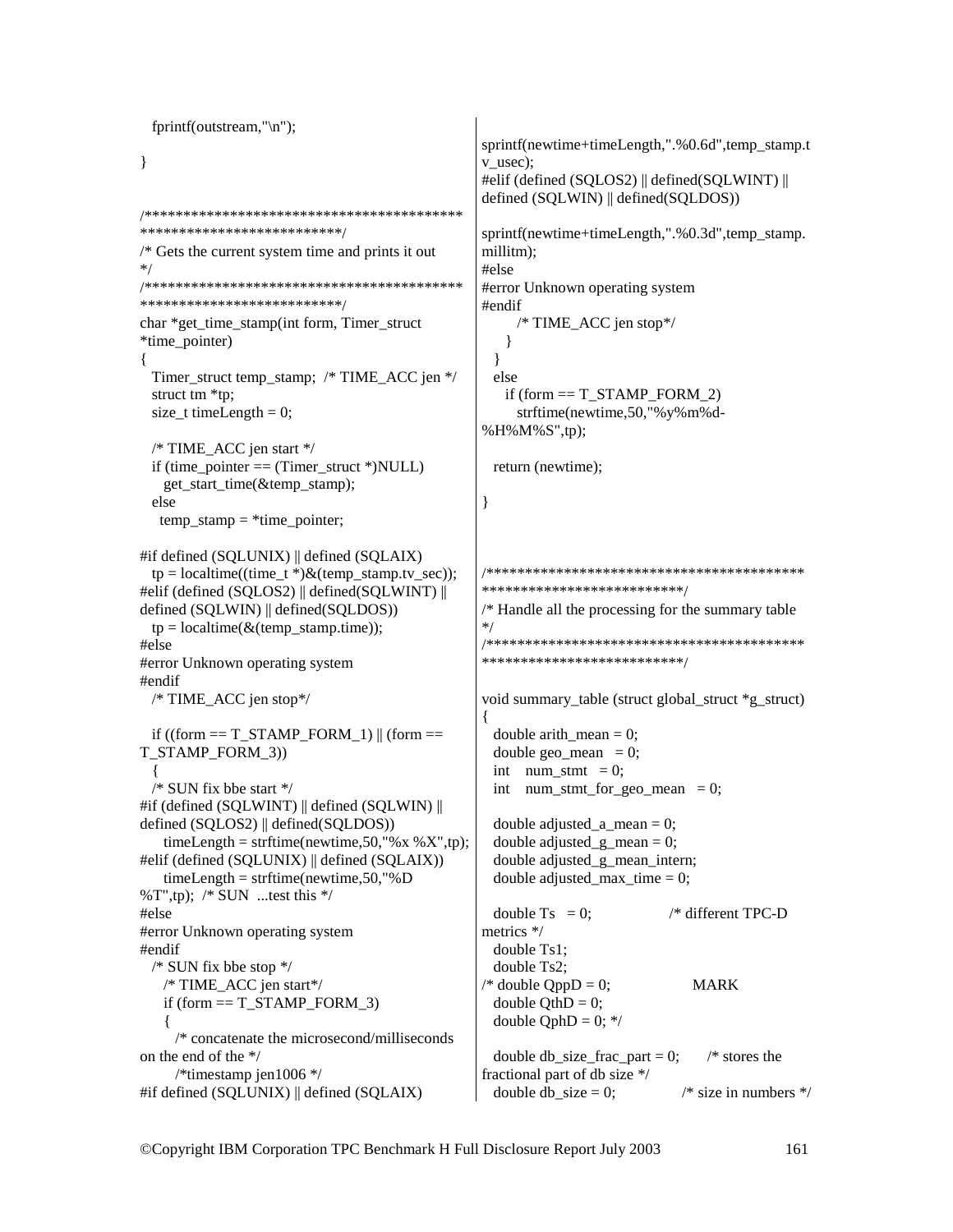```
   fprintf(outstream,"\n");

}


/*****************************************
**************************/
/* Gets the current system time and prints it out
*/
/*****************************************
**************************/
char *get_time_stamp(int form, Timer_struct
*time_pointer)
{
   Timer_struct temp_stamp;  /* TIME_ACC jen */
   struct tm *tp;
   size_t timeLength = 0;

   /* TIME_ACC jen start */
   if (time_pointer == (Timer_struct *)NULL)
      get_start_time(&temp_stamp);
   else
     temp_stamp = *time_pointer;

#if defined (SQLUNIX) || defined (SQLAIX)
   tp = localtime((time_t *)&(temp_stamp.tv_sec));
#elif (defined (SQLOS2) || defined(SQLWINT) ||
defined (SQLWIN) || defined(SQLDOS))
   tp = localtime(&(temp_stamp.time));
#else
#error Unknown operating system
#endif
   /* TIME_ACC jen stop*/

   if ((form == T_STAMP_FORM_1) || (form ==
T_STAMP_FORM_3))
   {
   /* SUN fix bbe start */
#if (defined (SQLWINT) || defined (SQLWIN) ||
defined (SQLOS2) || defined(SQLDOS))
      timeLength = strftime(newtime,50,"%x %X",tp);
#elif (defined (SQLUNIX) || defined (SQLAIX))
      timeLength = strftime(newtime,50,"%D
%T",tp);  /* SUN  ...test this */
#else
#error Unknown operating system
#endif
   /* SUN fix bbe stop */
      /* TIME_ACC jen start*/
      if (form == T_STAMP_FORM_3)
      {
        /* concatenate the microsecond/milliseconds
on the end of the */
        /*timestamp jen1006 */
#if defined (SQLUNIX) || defined (SQLAIX)

sprintf(newtime+timeLength,".%0.6d",temp_stamp.t
v_usec);
#elif (defined (SQLOS2) || defined(SQLWINT) ||
defined (SQLWIN) || defined(SQLDOS))

sprintf(newtime+timeLength,".%0.3d",temp_stamp.
millitm);
#else
#error Unknown operating system
#endif
        /* TIME_ACC jen stop*/
      }
   }
   else
     if (form == T_STAMP_FORM_2)
       strftime(newtime,50,"%y%m%d-
%H%M%S",tp);

   return (newtime);

}



/*****************************************
**************************/
/* Handle all the processing for the summary table
*/
/*****************************************
**************************/

void summary_table (struct global_struct *g_struct)
{
   double arith_mean = 0;
   double geo_mean   = 0;
   int    num_stmt   = 0;
   int    num_stmt_for_geo_mean   = 0;

   double adjusted_a_mean = 0;
   double adjusted_g_mean = 0;
   double adjusted_g_mean_intern;
   double adjusted_max_time = 0;

   double Ts   = 0;                  /* different TPC-D
metrics */
   double Ts1;
   double Ts2;
/* double QppD = 0;                    MARK
   double QthD = 0;
   double QphD = 0; */

   double db_size_frac_part = 0;       /* stores the
fractional part of db size */
   double db_size = 0;               /* size in numbers */
```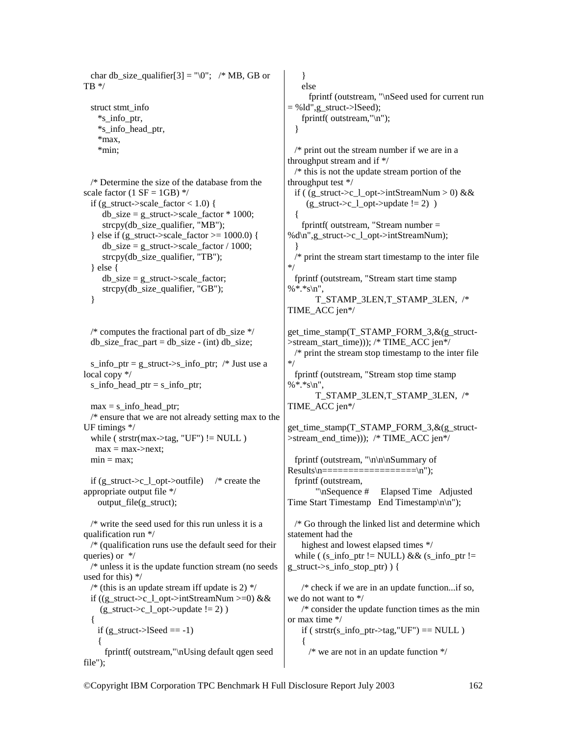```
   char db_size_qualifier[3] = "\0";   /* MB, GB or
TB */

   struct stmt_info
      *s_info_ptr,
      *s_info_head_ptr,
      *max,
      *min;


   /* Determine the size of the database from the
scale factor (1 SF = 1GB) */
   if (g_struct->scale_factor < 1.0) {
       db_size = g_struct->scale_factor * 1000;
       strcpy(db_size_qualifier, "MB");
   } else if (g_struct->scale_factor >= 1000.0) {
       db_size = g_struct->scale_factor / 1000;
       strcpy(db_size_qualifier, "TB");
   } else {
       db_size = g_struct->scale_factor;
       strcpy(db_size_qualifier, "GB");
   }


   /* computes the fractional part of db_size */
   db_size_frac_part = db_size - (int) db_size;

   s_info_ptr = g_struct->s_info_ptr;  /* Just use a
local copy */
   s_info_head_ptr = s_info_ptr;

   max = s_info_head_ptr;
   /* ensure that we are not already setting max to the
UF timings */
   while ( strstr(max->tag, "UF") != NULL )
     max = max->next;
   min = max;

   if (g_struct->c_l_opt->outfile)     /* create the
appropriate output file */
      output_file(g_struct);

   /* write the seed used for this run unless it is a
qualification run */
   /* (qualification runs use the default seed for their
queries) or  */
   /* unless it is the update function stream (no seeds
used for this) */
   /* (this is an update stream iff update is 2) */
   if ((g_struct->c_l_opt->intStreamNum >=0) &&
      (g_struct->c_l_opt->update != 2) )
   {
     if (g_struct->lSeed == -1)
     {
        fprintf( outstream,"\nUsing default qgen seed
file");
     }
     else
        fprintf (outstream, "\nSeed used for current run
= %ld",g_struct->lSeed);
     fprintf( outstream,"\n");
   }

   /* print out the stream number if we are in a
throughput stream and if */
   /* this is not the update stream portion of the
throughput test */
   if ( (g_struct->c_l_opt->intStreamNum > 0) &&
       (g_struct->c_l_opt->update != 2)  )
   {
     fprintf( outstream, "Stream number =
%d\n",g_struct->c_l_opt->intStreamNum);
   }
   /* print the stream start timestamp to the inter file
*/
   fprintf (outstream, "Stream start time stamp
%*.*s\n",
           T_STAMP_3LEN,T_STAMP_3LEN,  /*
TIME_ACC jen*/

get_time_stamp(T_STAMP_FORM_3,&(g_struct-
>stream_start_time))); /* TIME_ACC jen*/
   /* print the stream stop timestamp to the inter file
*/
   fprintf (outstream, "Stream stop time stamp
%*.*s\n",
           T_STAMP_3LEN,T_STAMP_3LEN,  /*
TIME_ACC jen*/

get_time_stamp(T_STAMP_FORM_3,&(g_struct-
>stream_end_time)));  /* TIME_ACC jen*/

   fprintf (outstream, "\n\n\nSummary of
Results\n==================\n");
   fprintf (outstream,
           "\nSequence #     Elapsed Time   Adjusted
Time Start Timestamp   End Timestamp\n\n");

   /* Go through the linked list and determine which
statement had the
      highest and lowest elapsed times */
   while ( (s_info_ptr != NULL) && (s_info_ptr !=
g_struct->s_info_stop_ptr) ) {

      /* check if we are in an update function...if so,
we do not want to */
      /* consider the update function times as the min
or max time */
      if ( strstr(s_info_ptr->tag,"UF") == NULL )
      {
        /* we are not in an update function */
```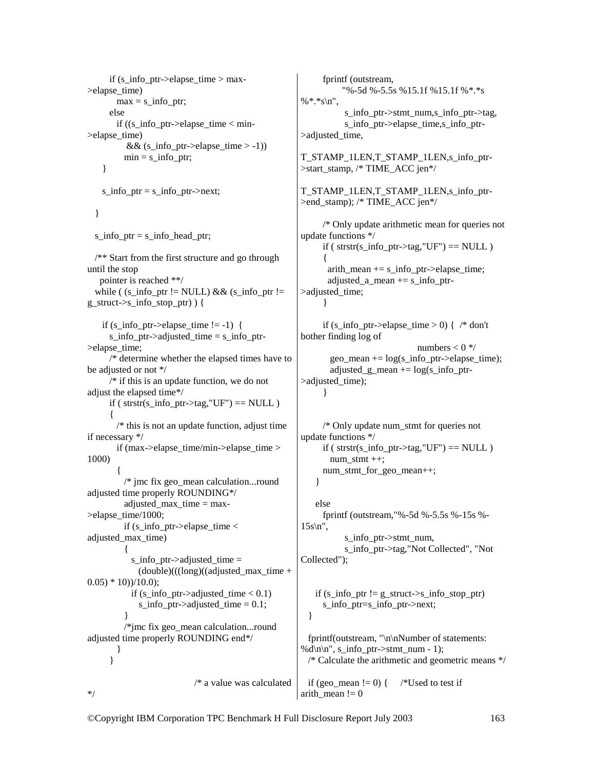```
        if (s_info_ptr->elapse_time > max->elapse_time)
          max = s_info_ptr;
        else
          if ((s_info_ptr->elapse_time < min->elapse_time)
              && (s_info_ptr->elapse_time > -1))
            min = s_info_ptr;
      }

      s_info_ptr = s_info_ptr->next;

  }

  s_info_ptr = s_info_head_ptr;

  /** Start from the first structure and go through until the stop
     pointer is reached **/
  while ( (s_info_ptr != NULL) && (s_info_ptr != g_struct->s_info_stop_ptr) ) {

      if (s_info_ptr->elapse_time != -1)  {
        s_info_ptr->adjusted_time = s_info_ptr->elapse_time;
        /* determine whether the elapsed times have to be adjusted or not */
        /* if this is an update function, we do not adjust the elapsed time*/
        if ( strstr(s_info_ptr->tag,"UF") == NULL )
        {
          /* this is not an update function, adjust time if necessary */
          if (max->elapse_time/min->elapse_time > 1000)
          {
            /* jmc fix geo_mean calculation...round adjusted time properly ROUNDING*/
            adjusted_max_time = max->elapse_time/1000;
            if (s_info_ptr->elapse_time < adjusted_max_time)
            {
              s_info_ptr->adjusted_time =
                (double)(((long)((adjusted_max_time + 0.05) * 10))/10.0);
              if (s_info_ptr->adjusted_time < 0.1)
                s_info_ptr->adjusted_time = 0.1;
            }
            /*jmc fix geo_mean calculation...round adjusted time properly ROUNDING end*/
          }
        }

                                  /* a value was calculated */
        fprintf (outstream,
                "%-5d %-5.5s %15.1f %15.1f %*.*s %*.*s\n",
                s_info_ptr->stmt_num,s_info_ptr->tag,
                s_info_ptr->elapse_time,s_info_ptr->adjusted_time,
T_STAMP_1LEN,T_STAMP_1LEN,s_info_ptr->start_stamp, /* TIME_ACC jen*/
T_STAMP_1LEN,T_STAMP_1LEN,s_info_ptr->end_stamp); /* TIME_ACC jen*/

        /* Only update arithmetic mean for queries not update functions */
        if ( strstr(s_info_ptr->tag,"UF") == NULL )
        {
          arith_mean += s_info_ptr->elapse_time;
          adjusted_a_mean += s_info_ptr->adjusted_time;
        }

        if (s_info_ptr->elapse_time > 0) {  /* don't bother finding log of
                                      numbers < 0 */
          geo_mean += log(s_info_ptr->elapse_time);
          adjusted_g_mean += log(s_info_ptr->adjusted_time);
        }


        /* Only update num_stmt for queries not update functions */
        if ( strstr(s_info_ptr->tag,"UF") == NULL )
          num_stmt ++;
        num_stmt_for_geo_mean++;
      }

      else
        fprintf (outstream,"%-5d %-5.5s %-15s %-15s\n",
                s_info_ptr->stmt_num,
                s_info_ptr->tag,"Not Collected", "Not Collected");


      if (s_info_ptr != g_struct->s_info_stop_ptr)
        s_info_ptr=s_info_ptr->next;
  }

  fprintf(outstream, "\n\nNumber of statements: %d\n\n", s_info_ptr->stmt_num - 1);
  /* Calculate the arithmetic and geometric means */

  if (geo_mean != 0) {     /*Used to test if arith_mean != 0
```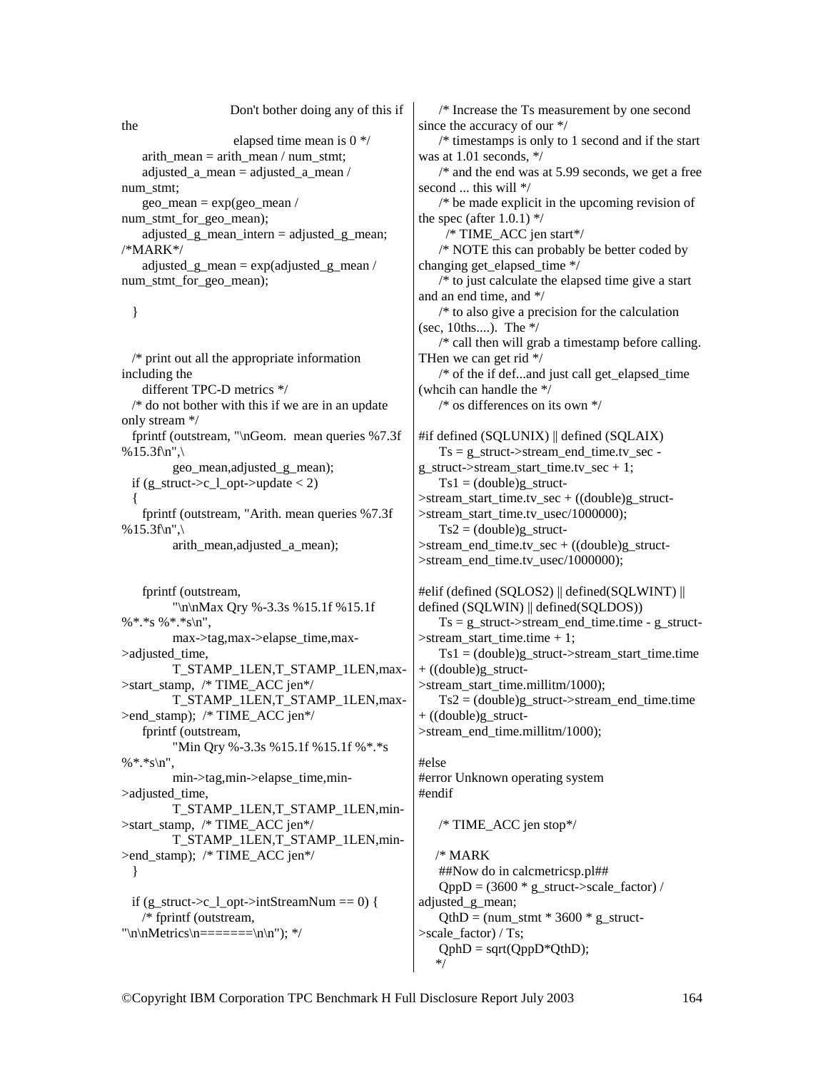```
                    Don't bother doing any of this if the
                    elapsed time mean is 0 */
      arith_mean = arith_mean / num_stmt;
      adjusted_a_mean = adjusted_a_mean / num_stmt;
      geo_mean = exp(geo_mean / num_stmt_for_geo_mean);
      adjusted_g_mean_intern = adjusted_g_mean; /*MARK*/
      adjusted_g_mean = exp(adjusted_g_mean / num_stmt_for_geo_mean);

   }


   /* print out all the appropriate information including the
      different TPC-D metrics */
   /* do not bother with this if we are in an update only stream */
   fprintf (outstream, "\nGeom.  mean queries %7.3f %15.3f\n",\
            geo_mean,adjusted_g_mean);
   if (g_struct->c_l_opt->update < 2)
   {
      fprintf (outstream, "Arith. mean queries %7.3f %15.3f\n",\
            arith_mean,adjusted_a_mean);


      fprintf (outstream,
            "\n\nMax Qry %-3.3s %15.1f %15.1f %*.*s %*.*s\n",
            max->tag,max->elapse_time,max->adjusted_time,
            T_STAMP_1LEN,T_STAMP_1LEN,max->start_stamp,  /* TIME_ACC jen*/
            T_STAMP_1LEN,T_STAMP_1LEN,max->end_stamp);  /* TIME_ACC jen*/
      fprintf (outstream,
            "Min Qry %-3.3s %15.1f %15.1f %*.*s %*.*s\n",
            min->tag,min->elapse_time,min->adjusted_time,
            T_STAMP_1LEN,T_STAMP_1LEN,min->start_stamp,  /* TIME_ACC jen*/
            T_STAMP_1LEN,T_STAMP_1LEN,min->end_stamp);  /* TIME_ACC jen*/
   }

   if (g_struct->c_l_opt->intStreamNum == 0) {
      /* fprintf (outstream, "\n\nMetrics\n=======\n\n"); */

      /* Increase the Ts measurement by one second since the accuracy of our */
      /* timestamps is only to 1 second and if the start was at 1.01 seconds, */
      /* and the end was at 5.99 seconds, we get a free second ... this will */
      /* be made explicit in the upcoming revision of the spec (after 1.0.1) */
       /* TIME_ACC jen start*/
      /* NOTE this can probably be better coded by changing get_elapsed_time */
      /* to just calculate the elapsed time give a start and an end time, and */
      /* to also give a precision for the calculation (sec, 10ths....).  The */
      /* call then will grab a timestamp before calling. THen we can get rid */
      /* of the if def...and just call get_elapsed_time (whcih can handle the */
      /* os differences on its own */

#if defined (SQLUNIX) || defined (SQLAIX)
      Ts = g_struct->stream_end_time.tv_sec - g_struct->stream_start_time.tv_sec + 1;
      Ts1 = (double)g_struct->stream_start_time.tv_sec + ((double)g_struct->stream_start_time.tv_usec/1000000);
      Ts2 = (double)g_struct->stream_end_time.tv_sec + ((double)g_struct->stream_end_time.tv_usec/1000000);

#elif (defined (SQLOS2) || defined(SQLWINT) || defined (SQLWIN) || defined(SQLDOS))
      Ts = g_struct->stream_end_time.time - g_struct->stream_start_time.time + 1;
      Ts1 = (double)g_struct->stream_start_time.time + ((double)g_struct->stream_start_time.millitm/1000);
      Ts2 = (double)g_struct->stream_end_time.time + ((double)g_struct->stream_end_time.millitm/1000);

#else
#error Unknown operating system
#endif

      /* TIME_ACC jen stop*/

     /* MARK
      ##Now do in calcmetricsp.pl##
      QppD = (3600 * g_struct->scale_factor) / adjusted_g_mean;
      QthD = (num_stmt * 3600 * g_struct->scale_factor) / Ts;
      QphD = sqrt(QppD*QthD);
     */
```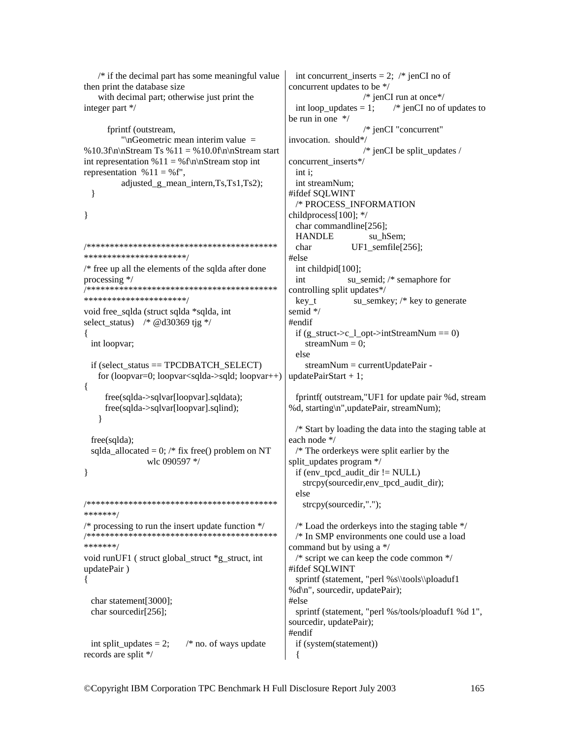```
    /* if the decimal part has some meaningful value then print the database size
     with decimal part; otherwise just print the integer part */

        fprintf (outstream,
            "\nGeometric mean interim value  = %10.3f\n\nStream Ts %11 = %10.0f\n\nStream start int representation %11 = %f\n\nStream stop int representation  %11 = %f",
            adjusted_g_mean_intern,Ts,Ts1,Ts2);
  }

}


/******************************************************************/
/* free up all the elements of the sqlda after done processing */
/******************************************************************/
void free_sqlda (struct sqlda *sqlda, int select_status)   /* @d30369 tjg */
{
  int loopvar;

  if (select_status == TPCDBATCH_SELECT)
    for (loopvar=0; loopvar<sqlda->sqld; loopvar++)
{
      free(sqlda->sqlvar[loopvar].sqldata);
      free(sqlda->sqlvar[loopvar].sqlind);
    }

  free(sqlda);
  sqlda_allocated = 0; /* fix free() problem on NT
                    wlc 090597 */
}


/*************************************************/
/* processing to run the insert update function */
/*************************************************/
void runUF1 ( struct global_struct *g_struct, int updatePair )
{

  char statement[3000];
  char sourcedir[256];


  int split_updates = 2;      /* no. of ways update records are split */
  int concurrent_inserts = 2;  /* jenCI no of concurrent updates to be */
                        /* jenCI run at once*/
  int loop_updates = 1;       /* jenCI no of updates to be run in one  */
                        /* jenCI "concurrent" invocation.  should*/
                        /* jenCI be split_updates / concurrent_inserts*/
  int i;
  int streamNum;
#ifdef SQLWINT
  /* PROCESS_INFORMATION childprocess[100]; */
  char commandline[256];
  HANDLE              su_hSem;
  char               UF1_semfile[256];
#else
  int childpid[100];
  int                su_semid; /* semaphore for controlling split updates*/
  key_t              su_semkey; /* key to generate semid */
#endif
  if (g_struct->c_l_opt->intStreamNum == 0)
     streamNum = 0;
  else
     streamNum = currentUpdatePair - updatePairStart + 1;

  fprintf( outstream,"UF1 for update pair %d, stream %d, starting\n",updatePair, streamNum);

  /* Start by loading the data into the staging table at each node */
  /* The orderkeys were split earlier by the split_updates program */
  if (env_tpcd_audit_dir != NULL)
     strcpy(sourcedir,env_tpcd_audit_dir);
  else
     strcpy(sourcedir,".");

  /* Load the orderkeys into the staging table */
  /* In SMP environments one could use a load command but by using a */
  /* script we can keep the code common */
#ifdef SQLWINT
  sprintf (statement, "perl %s\\tools\\ploaduf1 %d\n", sourcedir, updatePair);
#else
  sprintf (statement, "perl %s/tools/ploaduf1 %d 1", sourcedir, updatePair);
#endif
  if (system(statement))
  {
```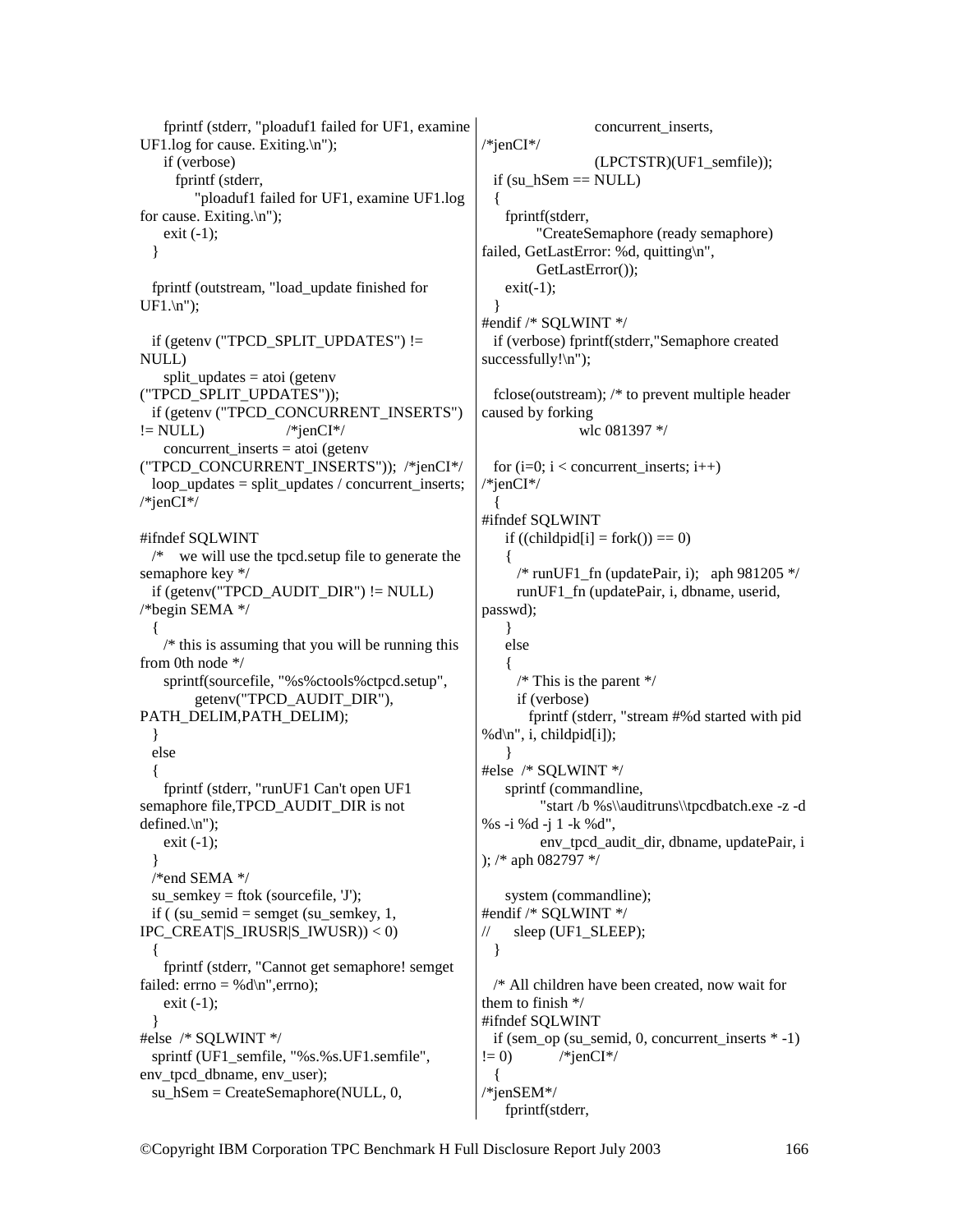```
      fprintf (stderr, "ploaduf1 failed for UF1, examine UF1.log for cause. Exiting.\n");
      if (verbose)
        fprintf (stderr,
            "ploaduf1 failed for UF1, examine UF1.log for cause. Exiting.\n");
      exit (-1);
    }

    fprintf (outstream, "load_update finished for UF1.\n");

    if (getenv ("TPCD_SPLIT_UPDATES") != NULL)
      split_updates = atoi (getenv ("TPCD_SPLIT_UPDATES"));
    if (getenv ("TPCD_CONCURRENT_INSERTS") != NULL)              /*jenCI*/
      concurrent_inserts = atoi (getenv ("TPCD_CONCURRENT_INSERTS"));  /*jenCI*/
    loop_updates = split_updates / concurrent_inserts; /*jenCI*/

#ifndef SQLWINT
    /*   we will use the tpcd.setup file to generate the semaphore key */
    if (getenv("TPCD_AUDIT_DIR") != NULL) /*begin SEMA */
    {
      /* this is assuming that you will be running this from 0th node */
      sprintf(sourcefile, "%s%ctools%ctpcd.setup",
            getenv("TPCD_AUDIT_DIR"), PATH_DELIM,PATH_DELIM);
    }
    else
    {
      fprintf (stderr, "runUF1 Can't open UF1 semaphore file,TPCD_AUDIT_DIR is not defined.\n");
      exit (-1);
    }
    /*end SEMA */
    su_semkey = ftok (sourcefile, 'J');
    if ( (su_semid = semget (su_semkey, 1, IPC_CREAT|S_IRUSR|S_IWUSR)) < 0)
    {
      fprintf (stderr, "Cannot get semaphore! semget failed: errno = %d\n",errno);
      exit (-1);
    }
#else  /* SQLWINT */
    sprintf (UF1_semfile, "%s.%s.UF1.semfile", env_tpcd_dbname, env_user);
    su_hSem = CreateSemaphore(NULL, 0,
                    concurrent_inserts, /*jenCI*/
                    (LPCTSTR)(UF1_semfile));
    if (su_hSem == NULL)
    {
      fprintf(stderr,
            "CreateSemaphore (ready semaphore) failed, GetLastError: %d, quitting\n",
            GetLastError());
      exit(-1);
    }
#endif /* SQLWINT */
    if (verbose) fprintf(stderr,"Semaphore created successfully!\n");

    fclose(outstream); /* to prevent multiple header caused by forking
                      wlc 081397 */

    for (i=0; i < concurrent_inserts; i++) /*jenCI*/
    {
#ifndef SQLWINT
      if ((childpid[i] = fork()) == 0)
      {
        /* runUF1_fn (updatePair, i);   aph 981205 */
        runUF1_fn (updatePair, i, dbname, userid, passwd);
      }
      else
      {
        /* This is the parent */
        if (verbose)
          fprintf (stderr, "stream #%d started with pid %d\n", i, childpid[i]);
      }
#else  /* SQLWINT */
      sprintf (commandline,
            "start /b %s\\auditruns\\tpcdbatch.exe -z -d %s -i %d -j 1 -k %d",
            env_tpcd_audit_dir, dbname, updatePair, i ); /* aph 082797 */

      system (commandline);
#endif /* SQLWINT */
//      sleep (UF1_SLEEP);
    }

    /* All children have been created, now wait for them to finish */
#ifndef SQLWINT
    if (sem_op (su_semid, 0, concurrent_inserts * -1) != 0)          /*jenCI*/
    {
/*jenSEM*/
      fprintf(stderr,
```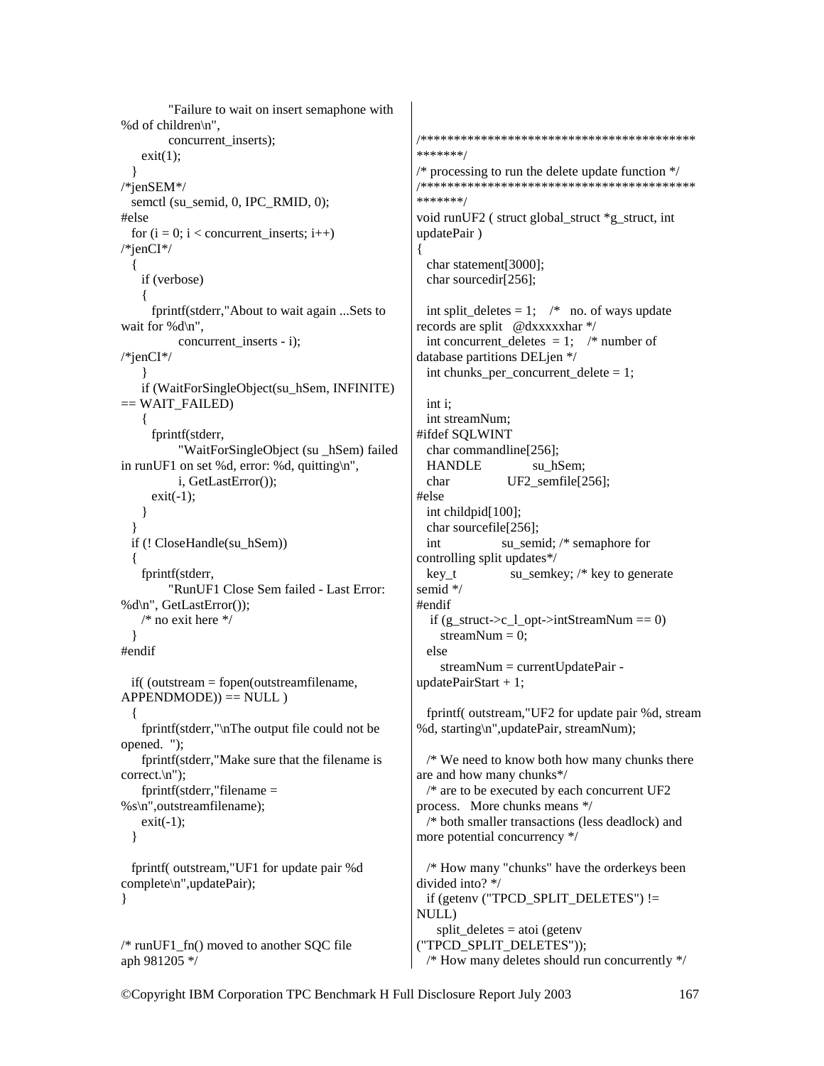```
            "Failure to wait on insert semaphone with
%d of children\n",
            concurrent_inserts);
      exit(1);
    }
/*jenSEM*/
  semctl (su_semid, 0, IPC_RMID, 0);
#else
  for (i = 0; i < concurrent_inserts; i++)
/*jenCI*/
  {
    if (verbose)
    {
      fprintf(stderr,"About to wait again ...Sets to
wait for %d\n",
            concurrent_inserts - i);
/*jenCI*/
    }
    if (WaitForSingleObject(su_hSem, INFINITE)
== WAIT_FAILED)
    {
      fprintf(stderr,
            "WaitForSingleObject (su _hSem) failed
in runUF1 on set %d, error: %d, quitting\n",
            i, GetLastError());
      exit(-1);
    }
  }
  if (! CloseHandle(su_hSem))
  {
    fprintf(stderr,
          "RunUF1 Close Sem failed - Last Error:
%d\n", GetLastError());
    /* no exit here */
  }
#endif

  if( (outstream = fopen(outstreamfilename,
APPENDMODE)) == NULL )
  {
    fprintf(stderr,"\nThe output file could not be
opened.  ");
    fprintf(stderr,"Make sure that the filename is
correct.\n");
    fprintf(stderr,"filename =
%s\n",outstreamfilename);
    exit(-1);
  }

  fprintf( outstream,"UF1 for update pair %d
complete\n",updatePair);
}


/* runUF1_fn() moved to another SQC file
aph 981205 */


/*****************************************
*******/
/* processing to run the delete update function */
/*****************************************
*******/
void runUF2 ( struct global_struct *g_struct, int
updatePair )
{
  char statement[3000];
  char sourcedir[256];

  int split_deletes = 1;    /*  no. of ways update
records are split   @dxxxxxhar */
  int concurrent_deletes  = 1;    /* number of
database partitions DELjen */
  int chunks_per_concurrent_delete = 1;

  int i;
  int streamNum;
#ifdef SQLWINT
  char commandline[256];
  HANDLE              su_hSem;
  char                UF2_semfile[256];
#else
  int childpid[100];
  char sourcefile[256];
  int                 su_semid; /* semaphore for
controlling split updates*/
  key_t               su_semkey; /* key to generate
semid */
#endif
   if (g_struct->c_l_opt->intStreamNum == 0)
     streamNum = 0;
  else
     streamNum = currentUpdatePair -
updatePairStart + 1;

  fprintf( outstream,"UF2 for update pair %d, stream
%d, starting\n",updatePair, streamNum);

  /* We need to know both how many chunks there
are and how many chunks*/
  /* are to be executed by each concurrent UF2
process.   More chunks means */
  /* both smaller transactions (less deadlock) and
more potential concurrency */

  /* How many "chunks" have the orderkeys been
divided into? */
  if (getenv ("TPCD_SPLIT_DELETES") !=
NULL)
     split_deletes = atoi (getenv
("TPCD_SPLIT_DELETES"));
  /* How many deletes should run concurrently */
```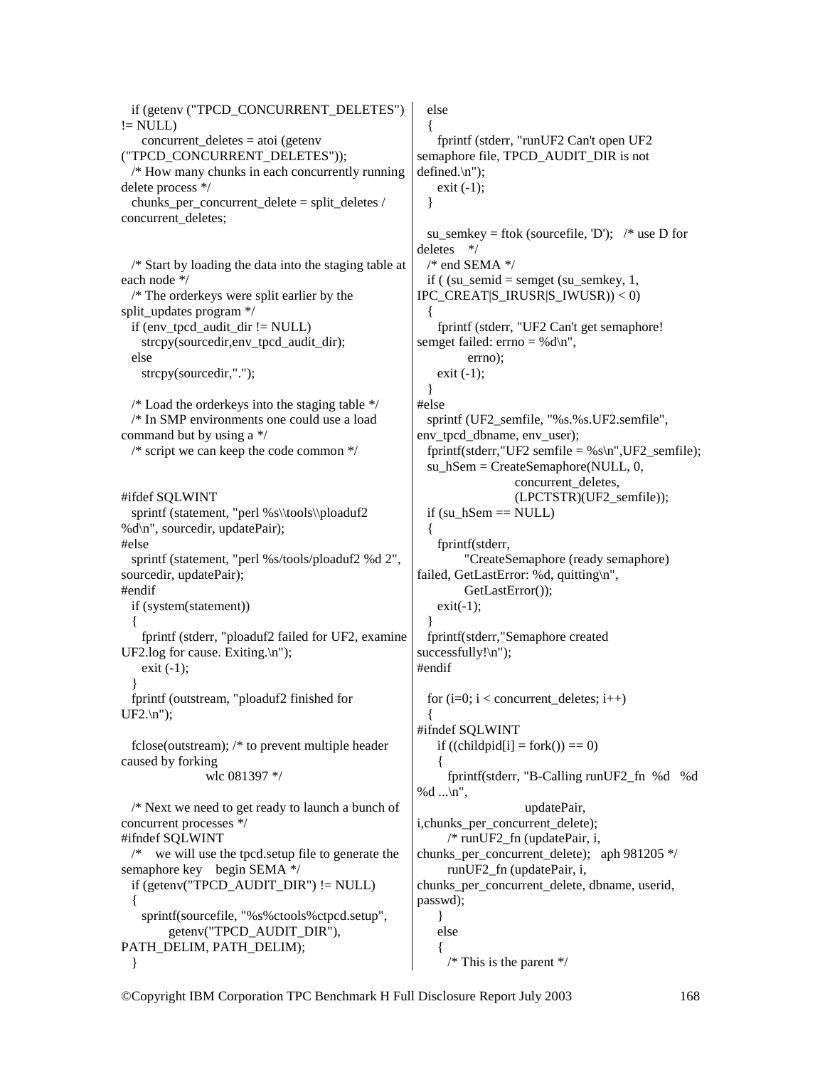```
  if (getenv ("TPCD_CONCURRENT_DELETES") != NULL)
     concurrent_deletes = atoi (getenv ("TPCD_CONCURRENT_DELETES"));
  /* How many chunks in each concurrently running delete process */
  chunks_per_concurrent_delete = split_deletes / concurrent_deletes;


  /* Start by loading the data into the staging table at each node */
  /* The orderkeys were split earlier by the split_updates program */
  if (env_tpcd_audit_dir != NULL)
    strcpy(sourcedir,env_tpcd_audit_dir);
  else
    strcpy(sourcedir,".");

  /* Load the orderkeys into the staging table */
  /* In SMP environments one could use a load command but by using a */
  /* script we can keep the code common */


#ifdef SQLWINT
  sprintf (statement, "perl %s\\tools\\ploaduf2 %d\n", sourcedir, updatePair);
#else
  sprintf (statement, "perl %s/tools/ploaduf2 %d 2", sourcedir, updatePair);
#endif
  if (system(statement))
  {
    fprintf (stderr, "ploaduf2 failed for UF2, examine UF2.log for cause. Exiting.\n");
    exit (-1);
  }
  fprintf (outstream, "ploaduf2 finished for UF2.\n");

  fclose(outstream); /* to prevent multiple header caused by forking
                   wlc 081397 */

  /* Next we need to get ready to launch a bunch of concurrent processes */
#ifndef SQLWINT
  /*   we will use the tpcd.setup file to generate the semaphore key   begin SEMA */
  if (getenv("TPCD_AUDIT_DIR") != NULL)
  {
    sprintf(sourcefile, "%s%ctools%ctpcd.setup",
          getenv("TPCD_AUDIT_DIR"), PATH_DELIM, PATH_DELIM);
  }
  else
  {
    fprintf (stderr, "runUF2 Can't open UF2 semaphore file, TPCD_AUDIT_DIR is not defined.\n");
    exit (-1);
  }

  su_semkey = ftok (sourcefile, 'D');   /* use D for deletes    */
  /* end SEMA */
  if ( (su_semid = semget (su_semkey, 1, IPC_CREAT|S_IRUSR|S_IWUSR)) < 0)
  {
    fprintf (stderr, "UF2 Can't get semaphore! semget failed: errno = %d\n",
             errno);
    exit (-1);
  }
#else
  sprintf (UF2_semfile, "%s.%s.UF2.semfile", env_tpcd_dbname, env_user);
  fprintf(stderr,"UF2 semfile = %s\n",UF2_semfile);
  su_hSem = CreateSemaphore(NULL, 0,
                      concurrent_deletes,
                      (LPCTSTR)(UF2_semfile));
  if (su_hSem == NULL)
  {
    fprintf(stderr,
          "CreateSemaphore (ready semaphore) failed, GetLastError: %d, quitting\n",
          GetLastError());
    exit(-1);
  }
  fprintf(stderr,"Semaphore created successfully!\n");
#endif

  for (i=0; i < concurrent_deletes; i++)
  {
#ifndef SQLWINT
     if ((childpid[i] = fork()) == 0)
     {
       fprintf(stderr, "B-Calling runUF2_fn  %d   %d %d ...\n",
                      updatePair, i,chunks_per_concurrent_delete);
       /* runUF2_fn (updatePair, i, chunks_per_concurrent_delete);   aph 981205 */
       runUF2_fn (updatePair, i, chunks_per_concurrent_delete, dbname, userid, passwd);
     }
     else
     {
       /* This is the parent */
```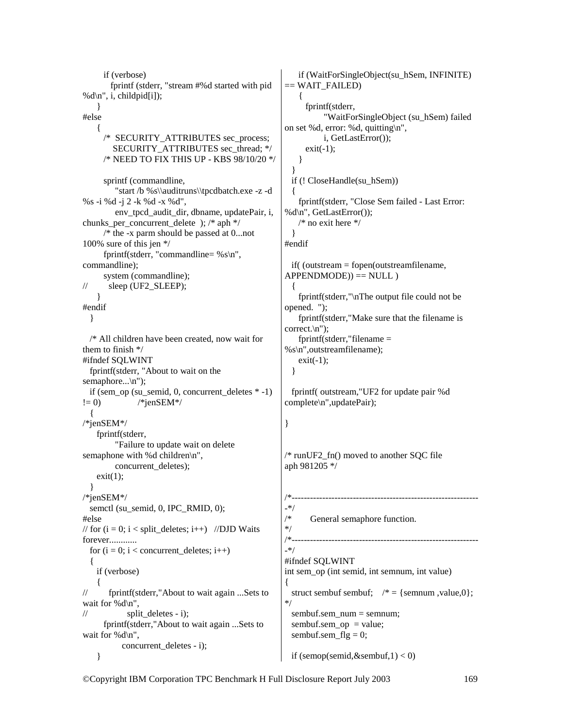```
        if (verbose)
          fprintf (stderr, "stream #%d started with pid %d\n", i, childpid[i]);
      }
#else
      {
        /*  SECURITY_ATTRIBUTES sec_process;
            SECURITY_ATTRIBUTES sec_thread; */
        /* NEED TO FIX THIS UP - KBS 98/10/20 */

        sprintf (commandline,
          "start /b %s\\auditruns\\tpcdbatch.exe -z -d %s -i %d -j 2 -k %d -x %d",
          env_tpcd_audit_dir, dbname, updatePair, i, chunks_per_concurrent_delete  ); /* aph */
        /* the -x parm should be passed at 0...not 100% sure of this jen */
        fprintf(stderr, "commandline= %s\n", commandline);
        system (commandline);
//        sleep (UF2_SLEEP);
      }
#endif
   }

   /* All children have been created, now wait for them to finish */
#ifndef SQLWINT
   fprintf(stderr, "About to wait on the semaphore...\n");
   if (sem_op (su_semid, 0, concurrent_deletes * -1) != 0)              /*jenSEM*/
   {
/*jenSEM*/
     fprintf(stderr,
           "Failure to update wait on delete semaphone with %d children\n",
           concurrent_deletes);
     exit(1);
   }
/*jenSEM*/
   semctl (su_semid, 0, IPC_RMID, 0);
#else
// for (i = 0; i < split_deletes; i++)   //DJD Waits forever............
   for (i = 0; i < concurrent_deletes; i++)
   {
     if (verbose)
     {
//        fprintf(stderr,"About to wait again ...Sets to wait for %d\n",
//               split_deletes - i);
        fprintf(stderr,"About to wait again ...Sets to wait for %d\n",
              concurrent_deletes - i);
     }
     if (WaitForSingleObject(su_hSem, INFINITE) == WAIT_FAILED)
     {
       fprintf(stderr,
             "WaitForSingleObject (su_hSem) failed on set %d, error: %d, quitting\n",
             i, GetLastError());
       exit(-1);
     }
   }
   if (! CloseHandle(su_hSem))
   {
     fprintf(stderr, "Close Sem failed - Last Error: %d\n", GetLastError());
     /* no exit here */
   }
#endif

   if( (outstream = fopen(outstreamfilename, APPENDMODE)) == NULL )
   {
     fprintf(stderr,"\nThe output file could not be opened.  ");
     fprintf(stderr,"Make sure that the filename is correct.\n");
     fprintf(stderr,"filename = %s\n",outstreamfilename);
     exit(-1);
   }

   fprintf( outstream,"UF2 for update pair %d complete\n",updatePair);

}


/* runUF2_fn() moved to another SQC file
aph 981205 */


/*-------------------------------------------------------------*/
/*       General semaphore function.                           */
/*-------------------------------------------------------------*/
#ifndef SQLWINT
int sem_op (int semid, int semnum, int value)
{
   struct sembuf sembuf;    /* = {semnum ,value,0}; */
   sembuf.sem_num = semnum;
   sembuf.sem_op  = value;
   sembuf.sem_flg = 0;

   if (semop(semid,&sembuf,1) < 0)
```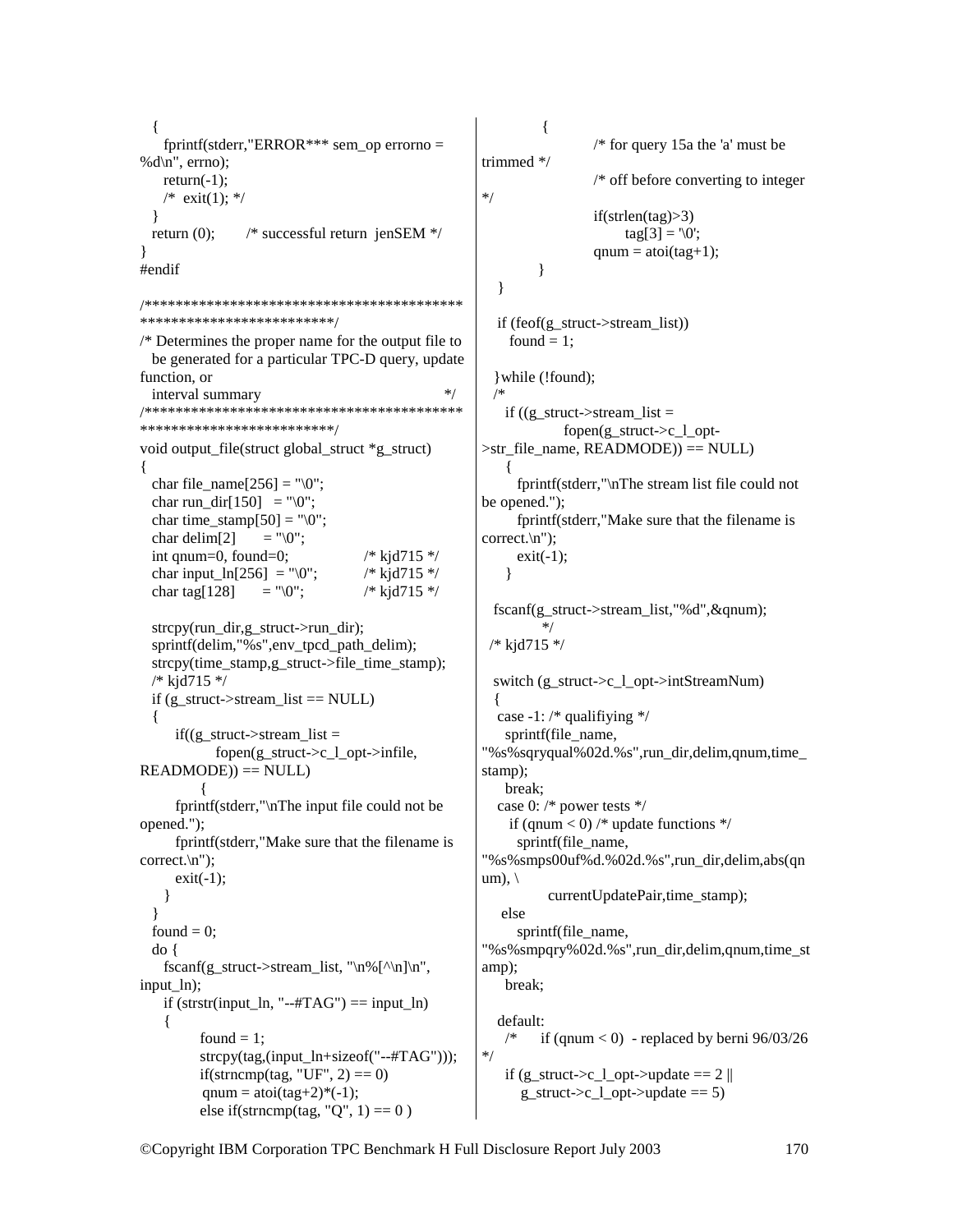```
  {
     fprintf(stderr,"ERROR*** sem_op errorno = %d\n", errno);
     return(-1);
     /*  exit(1); */
  }
  return (0);        /* successful return  jenSEM */
}
#endif

/******************************************************************/
/* Determines the proper name for the output file to
   be generated for a particular TPC-D query, update function, or
   interval summary                                          */
/******************************************************************/
void output_file(struct global_struct *g_struct)
{
  char file_name[256] = "\0";
  char run_dir[150]   = "\0";
  char time_stamp[50] = "\0";
  char delim[2]       = "\0";
  int qnum=0, found=0;                 /* kjd715 */
  char input_ln[256]  = "\0";          /* kjd715 */
  char tag[128]       = "\0";          /* kjd715 */

  strcpy(run_dir,g_struct->run_dir);
  sprintf(delim,"%s",env_tpcd_path_delim);
  strcpy(time_stamp,g_struct->file_time_stamp);
  /* kjd715 */
  if (g_struct->stream_list == NULL)
  {
      if((g_struct->stream_list =
             fopen(g_struct->c_l_opt->infile, READMODE)) == NULL)
           {
       fprintf(stderr,"\nThe input file could not be opened.");
       fprintf(stderr,"Make sure that the filename is correct.\n");
       exit(-1);
    }
  }
  found = 0;
  do {
    fscanf(g_struct->stream_list, "\n%[^\n]\n", input_ln);
    if (strstr(input_ln, "--#TAG") == input_ln)
    {
          found = 1;
          strcpy(tag,(input_ln+sizeof("--#TAG")));
          if(strncmp(tag, "UF", 2) == 0)
           qnum = atoi(tag+2)*(-1);
          else if(strncmp(tag, "Q", 1) == 0 )
          {
                  /* for query 15a the 'a' must be trimmed */
                  /* off before converting to integer */
                  if(strlen(tag)>3)
                        tag[3] = '\0';
                  qnum = atoi(tag+1);
          }
   }

   if (feof(g_struct->stream_list))
     found = 1;

  }while (!found);
   /*
    if ((g_struct->stream_list =
               fopen(g_struct->c_l_opt->str_file_name, READMODE)) == NULL)
     {
       fprintf(stderr,"\nThe stream list file could not be opened.");
       fprintf(stderr,"Make sure that the filename is correct.\n");
       exit(-1);
     }

  fscanf(g_struct->stream_list,"%d",&qnum);
           */
 /* kjd715 */

  switch (g_struct->c_l_opt->intStreamNum)
  {
   case -1: /* qualifiying */
     sprintf(file_name,
"%s%sqryqual%02d.%s",run_dir,delim,qnum,time_stamp);
     break;
   case 0: /* power tests */
      if (qnum < 0) /* update functions */
       sprintf(file_name,
"%s%smps00uf%d.%02d.%s",run_dir,delim,abs(qnum), \
            currentUpdatePair,time_stamp);
    else
       sprintf(file_name,
"%s%smpqry%02d.%s",run_dir,delim,qnum,time_stamp);
     break;

   default:
    /*     if (qnum < 0)  - replaced by berni 96/03/26 */
     if (g_struct->c_l_opt->update == 2 ||
         g_struct->c_l_opt->update == 5)
```

©Copyright IBM Corporation TPC Benchmark H Full Disclosure Report July 2003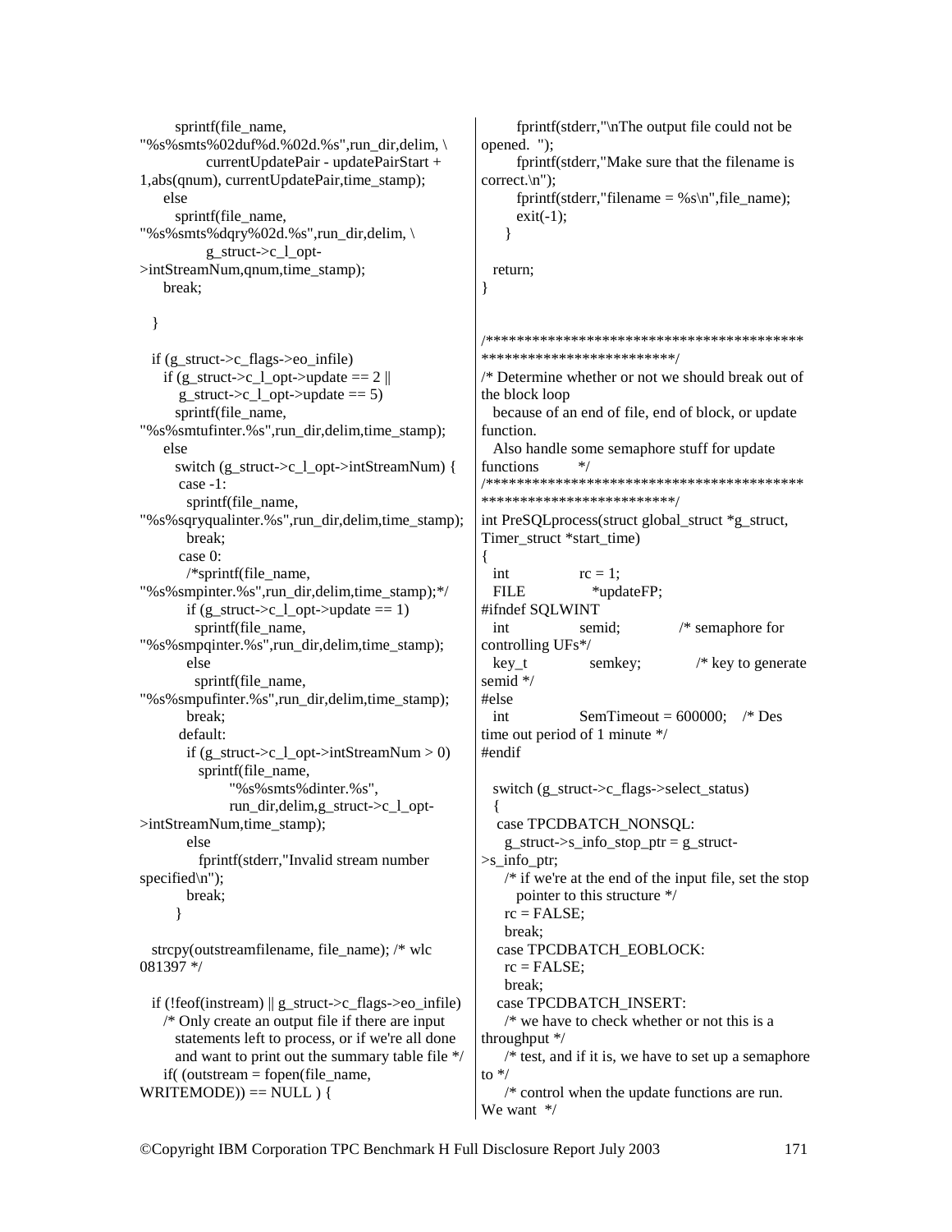```
      sprintf(file_name,
"%s%smts%02duf%d.%02d.%s",run_dir,delim, \
           currentUpdatePair - updatePairStart +
1,abs(qnum), currentUpdatePair,time_stamp);
     else
       sprintf(file_name,
"%s%smts%dqry%02d.%s",run_dir,delim, \
           g_struct->c_l_opt-
>intStreamNum,qnum,time_stamp);
     break;

   }

   if (g_struct->c_flags->eo_infile)
     if (g_struct->c_l_opt->update == 2 ||
        g_struct->c_l_opt->update == 5)
       sprintf(file_name,
"%s%smtufinter.%s",run_dir,delim,time_stamp);
     else
       switch (g_struct->c_l_opt->intStreamNum) {
        case -1:
         sprintf(file_name,
"%s%ssqryqualinter.%s",run_dir,delim,time_stamp);
         break;
        case 0:
         /*sprintf(file_name,
"%s%smpinter.%s",run_dir,delim,time_stamp);*/
         if (g_struct->c_l_opt->update == 1)
           sprintf(file_name,
"%s%smpqinter.%s",run_dir,delim,time_stamp);
         else
           sprintf(file_name,
"%s%smpufinter.%s",run_dir,delim,time_stamp);
         break;
        default:
         if (g_struct->c_l_opt->intStreamNum > 0)
           sprintf(file_name,
                "%s%smts%dinter.%s",
                run_dir,delim,g_struct->c_l_opt-
>intStreamNum,time_stamp);
         else
           fprintf(stderr,"Invalid stream number
specified\n");
         break;
       }

   strcpy(outstreamfilename, file_name); /* wlc
081397 */

   if (!feof(instream) || g_struct->c_flags->eo_infile)
     /* Only create an output file if there are input
       statements left to process, or if we're all done
       and want to print out the summary table file */
     if( (outstream = fopen(file_name,
WRITEMODE)) == NULL ) {
       fprintf(stderr,"\nThe output file could not be
opened.  ");
       fprintf(stderr,"Make sure that the filename is
correct.\n");
       fprintf(stderr,"filename = %s\n",file_name);
       exit(-1);
     }

   return;
}


/****************************************
************************/
/* Determine whether or not we should break out of
the block loop
   because of an end of file, end of block, or update
function.
   Also handle some semaphore stuff for update
functions       */
/****************************************
************************/
int PreSQLprocess(struct global_struct *g_struct,
Timer_struct *start_time)
{
  int            rc = 1;
  FILE           *updateFP;
#ifndef SQLWINT
  int            semid;          /* semaphore for
controlling UFs*/
  key_t          semkey;         /* key to generate
semid */
#else
  int            SemTimeout = 600000;   /* Des
time out period of 1 minute */
#endif

  switch (g_struct->c_flags->select_status)
  {
   case TPCDBATCH_NONSQL:
     g_struct->s_info_stop_ptr = g_struct-
>s_info_ptr;
     /* if we're at the end of the input file, set the stop
       pointer to this structure */
     rc = FALSE;
     break;
   case TPCDBATCH_EOBLOCK:
     rc = FALSE;
     break;
   case TPCDBATCH_INSERT:
     /* we have to check whether or not this is a
throughput */
     /* test, and if it is, we have to set up a semaphore
to */
     /* control when the update functions are run.
We want  */
```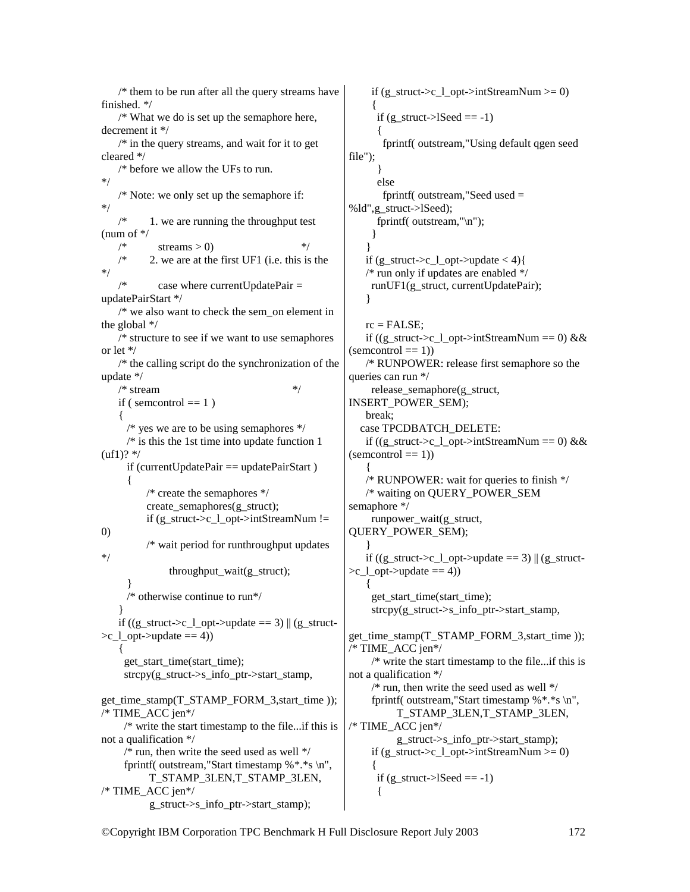```
    /* them to be run after all the query streams have finished. */
    /* What we do is set up the semaphore here, decrement it */
    /* in the query streams, and wait for it to get cleared */
    /* before we allow the UFs to run.                       */
    /* Note: we only set up the semaphore if:                */
    /*       1. we are running the throughput test (num of */
    /*          streams > 0)                               */
    /*       2. we are at the first UF1 (i.e. this is the  */
    /*          case where currentUpdatePair = updatePairStart */
    /* we also want to check the sem_on element in the global */
    /* structure to see if we want to use semaphores or let */
    /* the calling script do the synchronization of the update */
    /* stream                                               */
    if ( semcontrol == 1 )
    {
      /* yes we are to be using semaphores */
      /* is this the 1st time into update function 1 (uf1)? */
      if (currentUpdatePair == updatePairStart )
      {
           /* create the semaphores */
           create_semaphores(g_struct);
           if (g_struct->c_l_opt->intStreamNum != 0)
           /* wait period for runthroughput updates */
                throughput_wait(g_struct);
      }
      /* otherwise continue to run*/
    }
    if ((g_struct->c_l_opt->update == 3) || (g_struct->c_l_opt->update == 4))
    {
      get_start_time(start_time);
      strcpy(g_struct->s_info_ptr->start_stamp,
get_time_stamp(T_STAMP_FORM_3,start_time )); /* TIME_ACC jen*/
      /* write the start timestamp to the file...if this is not a qualification */
      /* run, then write the seed used as well */
      fprintf( outstream,"Start timestamp %*.*s \n",
            T_STAMP_3LEN,T_STAMP_3LEN, /* TIME_ACC jen*/
            g_struct->s_info_ptr->start_stamp);
      if (g_struct->c_l_opt->intStreamNum >= 0)
      {
        if (g_struct->lSeed == -1)
        {
          fprintf( outstream,"Using default qgen seed file");
        }
        else
          fprintf( outstream,"Seed used = %ld",g_struct->lSeed);
         fprintf( outstream,"\n");
       }
     }
     if (g_struct->c_l_opt->update < 4){
     /* run only if updates are enabled */
      runUF1(g_struct, currentUpdatePair);
     }

     rc = FALSE;
     if ((g_struct->c_l_opt->intStreamNum == 0) && (semcontrol == 1))
     /* RUNPOWER: release first semaphore so the queries can run */
       release_semaphore(g_struct, INSERT_POWER_SEM);
     break;
   case TPCDBATCH_DELETE:
     if ((g_struct->c_l_opt->intStreamNum == 0) && (semcontrol == 1))
     {
     /* RUNPOWER: wait for queries to finish */
     /* waiting on QUERY_POWER_SEM semaphore */
      runpower_wait(g_struct, QUERY_POWER_SEM);
     }
     if ((g_struct->c_l_opt->update == 3) || (g_struct->c_l_opt->update == 4))
     {
       get_start_time(start_time);
       strcpy(g_struct->s_info_ptr->start_stamp,
get_time_stamp(T_STAMP_FORM_3,start_time )); /* TIME_ACC jen*/
       /* write the start timestamp to the file...if this is not a qualification */
       /* run, then write the seed used as well */
       fprintf( outstream,"Start timestamp %*.*s \n",
             T_STAMP_3LEN,T_STAMP_3LEN, /* TIME_ACC jen*/
             g_struct->s_info_ptr->start_stamp);
       if (g_struct->c_l_opt->intStreamNum >= 0)
       {
         if (g_struct->lSeed == -1)
         {
```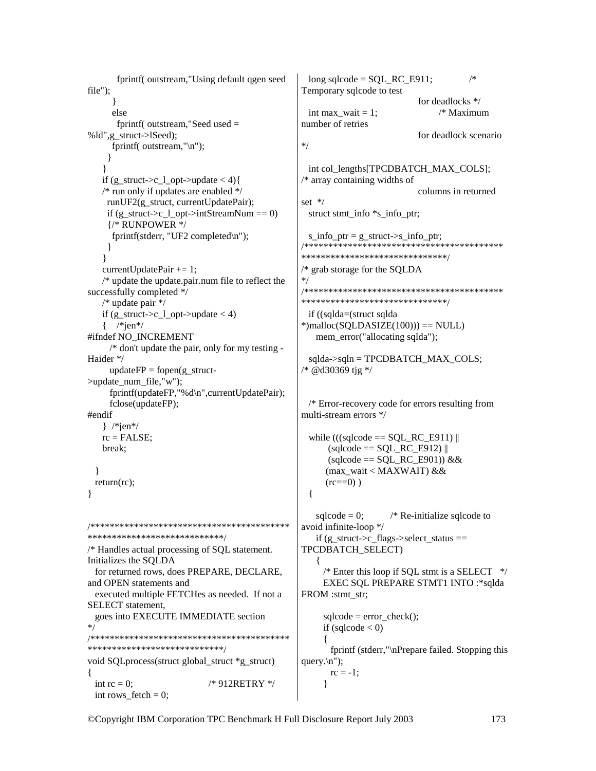```
         fprintf( outstream,"Using default qgen seed file");
        }
        else
         fprintf( outstream,"Seed used = %ld",g_struct->lSeed);
       fprintf( outstream,"\n");
      }
    }
    if (g_struct->c_l_opt->update < 4){
    /* run only if updates are enabled */
      runUF2(g_struct, currentUpdatePair);
      if (g_struct->c_l_opt->intStreamNum == 0)
      {/* RUNPOWER */
        fprintf(stderr, "UF2 completed\n");
      }
    }
    currentUpdatePair += 1;
    /* update the update.pair.num file to reflect the successfully completed */
    /* update pair */
    if (g_struct->c_l_opt->update < 4)
    {   /*jen*/
#ifndef NO_INCREMENT
       /* don't update the pair, only for my testing - Haider */
       updateFP = fopen(g_struct->update_num_file,"w");
       fprintf(updateFP,"%d\n",currentUpdatePair);
       fclose(updateFP);
#endif
    }  /*jen*/
    rc = FALSE;
    break;

  }
  return(rc);
}


/*****************************************************************************************/
/* Handles actual processing of SQL statement. Initializes the SQLDA
  for returned rows, does PREPARE, DECLARE, and OPEN statements and
  executed multiple FETCHes as needed.  If not a SELECT statement,
  goes into EXECUTE IMMEDIATE section
*/
/*****************************************************************************************/
void SQLprocess(struct global_struct *g_struct)
{
  int rc = 0;                         /* 912RETRY */
  int rows_fetch = 0;
  long sqlcode = SQL_RC_E911;              /* Temporary sqlcode to test
                                    for deadlocks */
  int max_wait = 1;                  /* Maximum number of retries
                                    for deadlock scenario */

  int col_lengths[TPCDBATCH_MAX_COLS];   /* array containing widths of
                                    columns in returned set  */
  struct stmt_info *s_info_ptr;

  s_info_ptr = g_struct->s_info_ptr;
/*****************************************************************************************/
/* grab storage for the SQLDA                                                           */
/*****************************************************************************************/
  if ((sqlda=(struct sqlda *)malloc(SQLDASIZE(100))) == NULL)
     mem_error("allocating sqlda");

  sqlda->sqln = TPCDBATCH_MAX_COLS;     /* @d30369 tjg */


  /* Error-recovery code for errors resulting from multi-stream errors */

  while (((sqlcode == SQL_RC_E911) ||
         (sqlcode == SQL_RC_E912) ||
         (sqlcode == SQL_RC_E901)) &&
        (max_wait < MAXWAIT) &&
        (rc==0) )
  {

    sqlcode = 0;          /* Re-initialize sqlcode to avoid infinite-loop */
    if (g_struct->c_flags->select_status == TPCDBATCH_SELECT)
    {
      /* Enter this loop if SQL stmt is a SELECT   */
      EXEC SQL PREPARE STMT1 INTO :*sqlda FROM :stmt_str;

      sqlcode = error_check();
      if (sqlcode < 0)
      {
        fprintf (stderr,"\nPrepare failed. Stopping this query.\n");
        rc = -1;
      }
```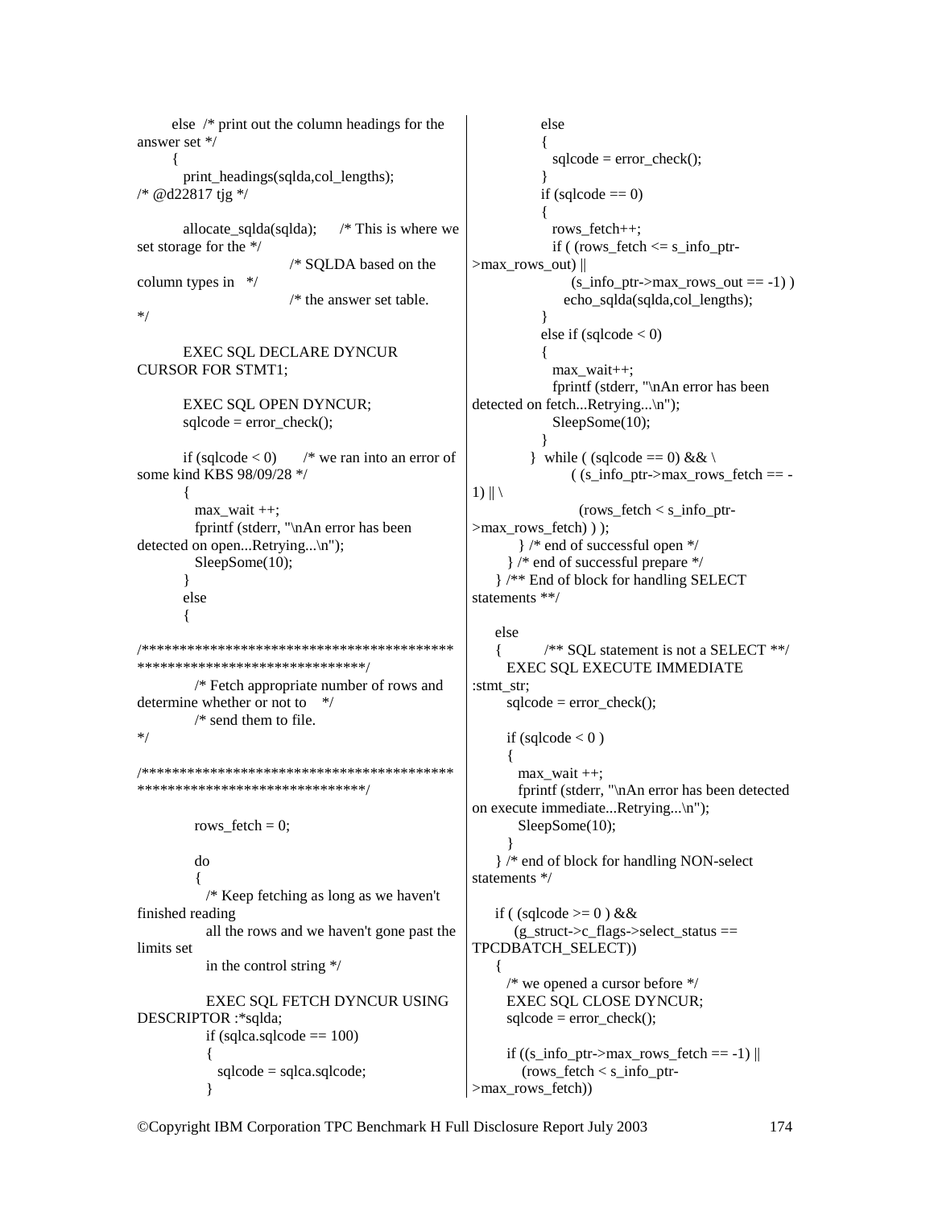```
       else  /* print out the column headings for the
answer set */
       {
         print_headings(sqlda,col_lengths);
/* @d22817 tjg */

         allocate_sqlda(sqlda);      /* This is where we
set storage for the */
                                  /* SQLDA based on the
column types in   */
                                  /* the answer set table.
*/

         EXEC SQL DECLARE DYNCUR
CURSOR FOR STMT1;

         EXEC SQL OPEN DYNCUR;
         sqlcode = error_check();

         if (sqlcode < 0)       /* we ran into an error of
some kind KBS 98/09/28 */
         {
           max_wait ++;
           fprintf (stderr, "\nAn error has been
detected on open...Retrying...\n");
           SleepSome(10);
         }
         else
         {

/*****************************************
*******************************/
           /* Fetch appropriate number of rows and
determine whether or not to    */
           /* send them to file.
*/

/*****************************************
*******************************/

           rows_fetch = 0;

           do
           {
             /* Keep fetching as long as we haven't
finished reading
             all the rows and we haven't gone past the
limits set
             in the control string */

             EXEC SQL FETCH DYNCUR USING
DESCRIPTOR :*sqlda;
             if (sqlca.sqlcode == 100)
             {
               sqlcode = sqlca.sqlcode;
             }
             else
             {
               sqlcode = error_check();
             }
             if (sqlcode == 0)
             {
               rows_fetch++;
               if ( (rows_fetch <= s_info_ptr-
>max_rows_out) ||
                    (s_info_ptr->max_rows_out == -1) )
                 echo_sqlda(sqlda,col_lengths);
             }
             else if (sqlcode < 0)
             {
               max_wait++;
               fprintf (stderr, "\nAn error has been
detected on fetch...Retrying...\n");
               SleepSome(10);
             }
           }  while ( (sqlcode == 0) && \
                    ( (s_info_ptr->max_rows_fetch == -
1) || \
                      (rows_fetch < s_info_ptr-
>max_rows_fetch) ) );
         } /* end of successful open */
       } /* end of successful prepare */
     } /** End of block for handling SELECT
statements **/

     else
     {         /** SQL statement is not a SELECT **/
       EXEC SQL EXECUTE IMMEDIATE
:stmt_str;
       sqlcode = error_check();

       if (sqlcode < 0 )
       {
         max_wait ++;
         fprintf (stderr, "\nAn error has been detected
on execute immediate...Retrying...\n");
         SleepSome(10);
       }
     } /* end of block for handling NON-select
statements */

     if ( (sqlcode >= 0 ) &&
        (g_struct->c_flags->select_status ==
TPCDBATCH_SELECT))
     {
       /* we opened a cursor before */
       EXEC SQL CLOSE DYNCUR;
       sqlcode = error_check();

       if ((s_info_ptr->max_rows_fetch == -1) ||
          (rows_fetch < s_info_ptr-
>max_rows_fetch))
```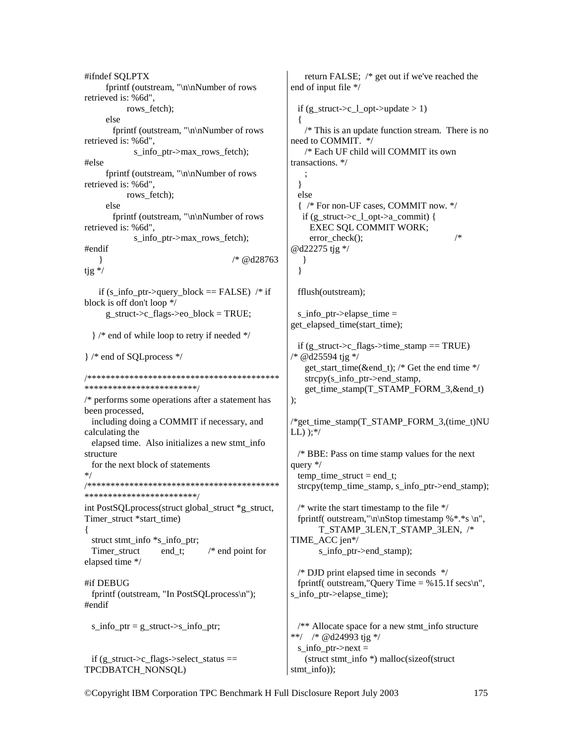```
#ifndef SQLPTX
       fprintf (outstream, "\n\nNumber of rows retrieved is: %6d",
              rows_fetch);
       else
         fprintf (outstream, "\n\nNumber of rows retrieved is: %6d",
               s_info_ptr->max_rows_fetch);
#else
       fprintf (outstream, "\n\nNumber of rows retrieved is: %6d",
              rows_fetch);
       else
         fprintf (outstream, "\n\nNumber of rows retrieved is: %6d",
               s_info_ptr->max_rows_fetch);
#endif
    }                                          /* @d28763 tjg */

     if (s_info_ptr->query_block == FALSE)  /* if block is off don't loop */
       g_struct->c_flags->eo_block = TRUE;

   } /* end of while loop to retry if needed */

} /* end of SQLprocess */

/*****************************************************************/
/* performs some operations after a statement has been processed,
  including doing a COMMIT if necessary, and calculating the
  elapsed time.  Also initializes a new stmt_info structure
  for the next block of statements
*/
/*****************************************************************/
int PostSQLprocess(struct global_struct *g_struct, Timer_struct *start_time)
{
  struct stmt_info *s_info_ptr;
  Timer_struct        end_t;         /* end point for elapsed time */

#if DEBUG
  fprintf (outstream, "In PostSQLprocess\n");
#endif

  s_info_ptr = g_struct->s_info_ptr;


  if (g_struct->c_flags->select_status == TPCDBATCH_NONSQL)
     return FALSE;  /* get out if we've reached the end of input file */

  if (g_struct->c_l_opt->update > 1)
  {
     /* This is an update function stream.  There is no need to COMMIT.  */
     /* Each UF child will COMMIT its own transactions. */
     ;
  }
  else
  {  /* For non-UF cases, COMMIT now. */
    if (g_struct->c_l_opt->a_commit) {
      EXEC SQL COMMIT WORK;
      error_check();                              /* @d22275 tjg */
    }
  }

  fflush(outstream);

  s_info_ptr->elapse_time = get_elapsed_time(start_time);

  if (g_struct->c_flags->time_stamp == TRUE)    /* @d25594 tjg */
     get_start_time(&end_t); /* Get the end time */
     strcpy(s_info_ptr->end_stamp,
     get_time_stamp(T_STAMP_FORM_3,&end_t) );

/*get_time_stamp(T_STAMP_FORM_3,(time_t)NULL) );*/

  /* BBE: Pass on time stamp values for the next query */
  temp_time_struct = end_t;
  strcpy(temp_time_stamp, s_info_ptr->end_stamp);

  /* write the start timestamp to the file */
  fprintf( outstream,"\n\nStop timestamp %*.*s \n",
         T_STAMP_3LEN,T_STAMP_3LEN,  /* TIME_ACC jen*/
         s_info_ptr->end_stamp);

  /* DJD print elapsed time in seconds  */
  fprintf( outstream,"Query Time = %15.1f secs\n", s_info_ptr->elapse_time);


  /** Allocate space for a new stmt_info structure **/   /* @d24993 tjg */
  s_info_ptr->next =
     (struct stmt_info *) malloc(sizeof(struct stmt_info));
```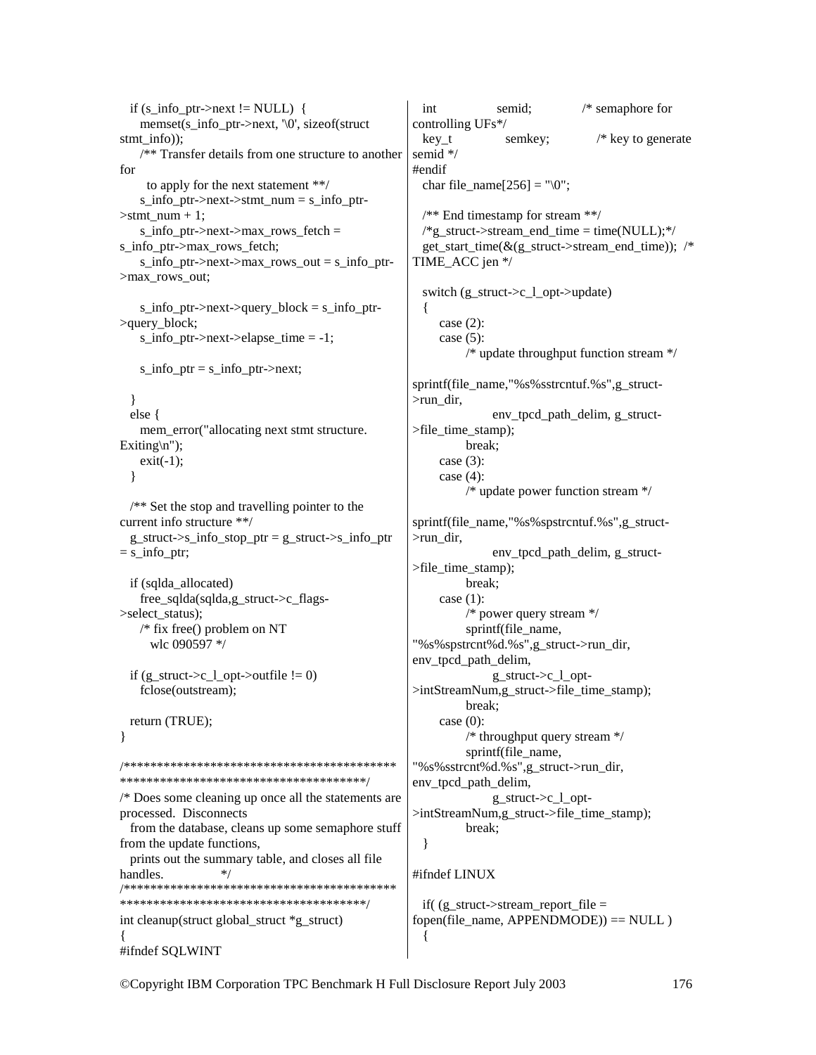```
  if (s_info_ptr->next != NULL)  {
     memset(s_info_ptr->next, '\0', sizeof(struct
stmt_info));
     /** Transfer details from one structure to another
for
       to apply for the next statement **/
     s_info_ptr->next->stmt_num = s_info_ptr-
>stmt_num + 1;
     s_info_ptr->next->max_rows_fetch =
s_info_ptr->max_rows_fetch;
     s_info_ptr->next->max_rows_out = s_info_ptr-
>max_rows_out;

     s_info_ptr->next->query_block = s_info_ptr-
>query_block;
     s_info_ptr->next->elapse_time = -1;

     s_info_ptr = s_info_ptr->next;

  }
  else {
     mem_error("allocating next stmt structure.
Exiting\n");
     exit(-1);
  }

  /** Set the stop and travelling pointer to the
current info structure **/
  g_struct->s_info_stop_ptr = g_struct->s_info_ptr
= s_info_ptr;

  if (sqlda_allocated)
     free_sqlda(sqlda,g_struct->c_flags-
>select_status);
     /* fix free() problem on NT
        wlc 090597 */

  if (g_struct->c_l_opt->outfile != 0)
     fclose(outstream);

  return (TRUE);
}

/*****************************************
*************************************/
/* Does some cleaning up once all the statements are
processed.  Disconnects
   from the database, cleans up some semaphore stuff
from the update functions,
   prints out the summary table, and closes all file
handles.            */
/*****************************************
*************************************/
int cleanup(struct global_struct *g_struct)
{
#ifndef SQLWINT
  int               semid;            /* semaphore for
controlling UFs*/
  key_t             semkey;           /* key to generate
semid */
#endif
  char file_name[256] = "\0";

  /** End timestamp for stream **/
  /*g_struct->stream_end_time = time(NULL);*/
  get_start_time(&(g_struct->stream_end_time));  /*
TIME_ACC jen */

  switch (g_struct->c_l_opt->update)
  {
     case (2):
     case (5):
          /* update throughput function stream */

sprintf(file_name,"%s%sstrcntuf.%s",g_struct-
>run_dir,
               env_tpcd_path_delim, g_struct-
>file_time_stamp);
          break;
     case (3):
     case (4):
          /* update power function stream */

sprintf(file_name,"%s%spstrcntuf.%s",g_struct-
>run_dir,
               env_tpcd_path_delim, g_struct-
>file_time_stamp);
          break;
     case (1):
          /* power query stream */
          sprintf(file_name,
"%s%spstrcnt%d.%s",g_struct->run_dir,
env_tpcd_path_delim,
               g_struct->c_l_opt-
>intStreamNum,g_struct->file_time_stamp);
          break;
     case (0):
          /* throughput query stream */
          sprintf(file_name,
"%s%sstrcnt%d.%s",g_struct->run_dir,
env_tpcd_path_delim,
               g_struct->c_l_opt-
>intStreamNum,g_struct->file_time_stamp);
          break;
  }

#ifndef LINUX

  if( (g_struct->stream_report_file =
fopen(file_name, APPENDMODE)) == NULL )
  {
```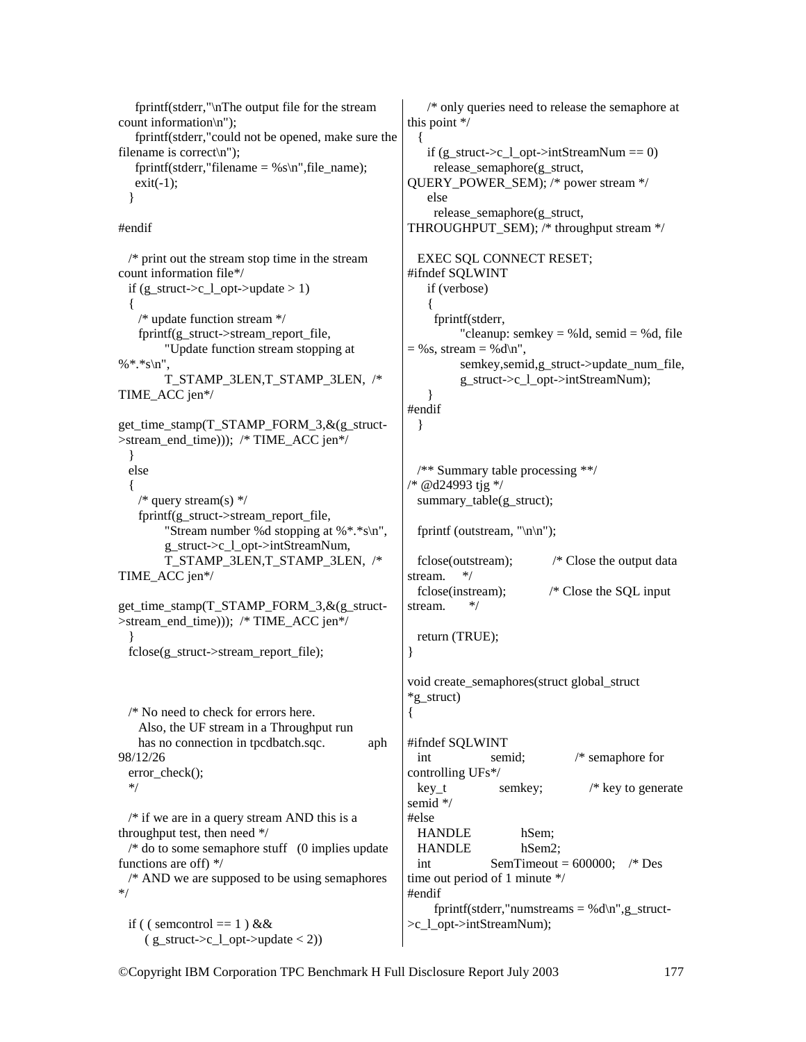```
    fprintf(stderr,"\nThe output file for the stream count information\n");
    fprintf(stderr,"could not be opened, make sure the filename is correct\n");
    fprintf(stderr,"filename = %s\n",file_name);
    exit(-1);
  }

#endif

  /* print out the stream stop time in the stream count information file*/
  if (g_struct->c_l_opt->update > 1)
  {
    /* update function stream */
    fprintf(g_struct->stream_report_file,
          "Update function stream stopping at %*.*s\n",
          T_STAMP_3LEN,T_STAMP_3LEN,  /* TIME_ACC jen*/
get_time_stamp(T_STAMP_FORM_3,&(g_struct->stream_end_time)));  /* TIME_ACC jen*/
  }
  else
  {
    /* query stream(s) */
    fprintf(g_struct->stream_report_file,
          "Stream number %d stopping at %*.*s\n",
          g_struct->c_l_opt->intStreamNum,
          T_STAMP_3LEN,T_STAMP_3LEN,  /* TIME_ACC jen*/
get_time_stamp(T_STAMP_FORM_3,&(g_struct->stream_end_time)));  /* TIME_ACC jen*/
  }
  fclose(g_struct->stream_report_file);



  /* No need to check for errors here.
     Also, the UF stream in a Throughput run
     has no connection in tpcdbatch.sqc.           aph 98/12/26
  error_check();
  */

  /* if we are in a query stream AND this is a throughput test, then need */
  /* do to some semaphore stuff   (0 implies update functions are off) */
  /* AND we are supposed to be using semaphores */

  if ( ( semcontrol == 1 ) &&
       ( g_struct->c_l_opt->update < 2))
  {
    /* only queries need to release the semaphore at this point */
  {
    if (g_struct->c_l_opt->intStreamNum == 0)
      release_semaphore(g_struct, QUERY_POWER_SEM); /* power stream */
    else
      release_semaphore(g_struct, THROUGHPUT_SEM); /* throughput stream */

  EXEC SQL CONNECT RESET;
#ifndef SQLWINT
    if (verbose)
    {
      fprintf(stderr,
            "cleanup: semkey = %ld, semid = %d, file = %s, stream = %d\n",
            semkey,semid,g_struct->update_num_file,
            g_struct->c_l_opt->intStreamNum);
    }
#endif
  }


  /** Summary table processing **/
/* @d24993 tjg */
  summary_table(g_struct);

  fprintf (outstream, "\n\n");

  fclose(outstream);           /* Close the output data stream.    */
  fclose(instream);            /* Close the SQL input stream.      */

  return (TRUE);
}

void create_semaphores(struct global_struct *g_struct)
{

#ifndef SQLWINT
  int               semid;            /* semaphore for controlling UFs*/
  key_t             semkey;           /* key to generate semid */
#else
  HANDLE            hSem;
  HANDLE            hSem2;
  int               SemTimeout = 600000;    /* Des time out period of 1 minute */
#endif
      fprintf(stderr,"numstreams = %d\n",g_struct->c_l_opt->intStreamNum);
```

©Copyright IBM Corporation TPC Benchmark H Full Disclosure Report July 2003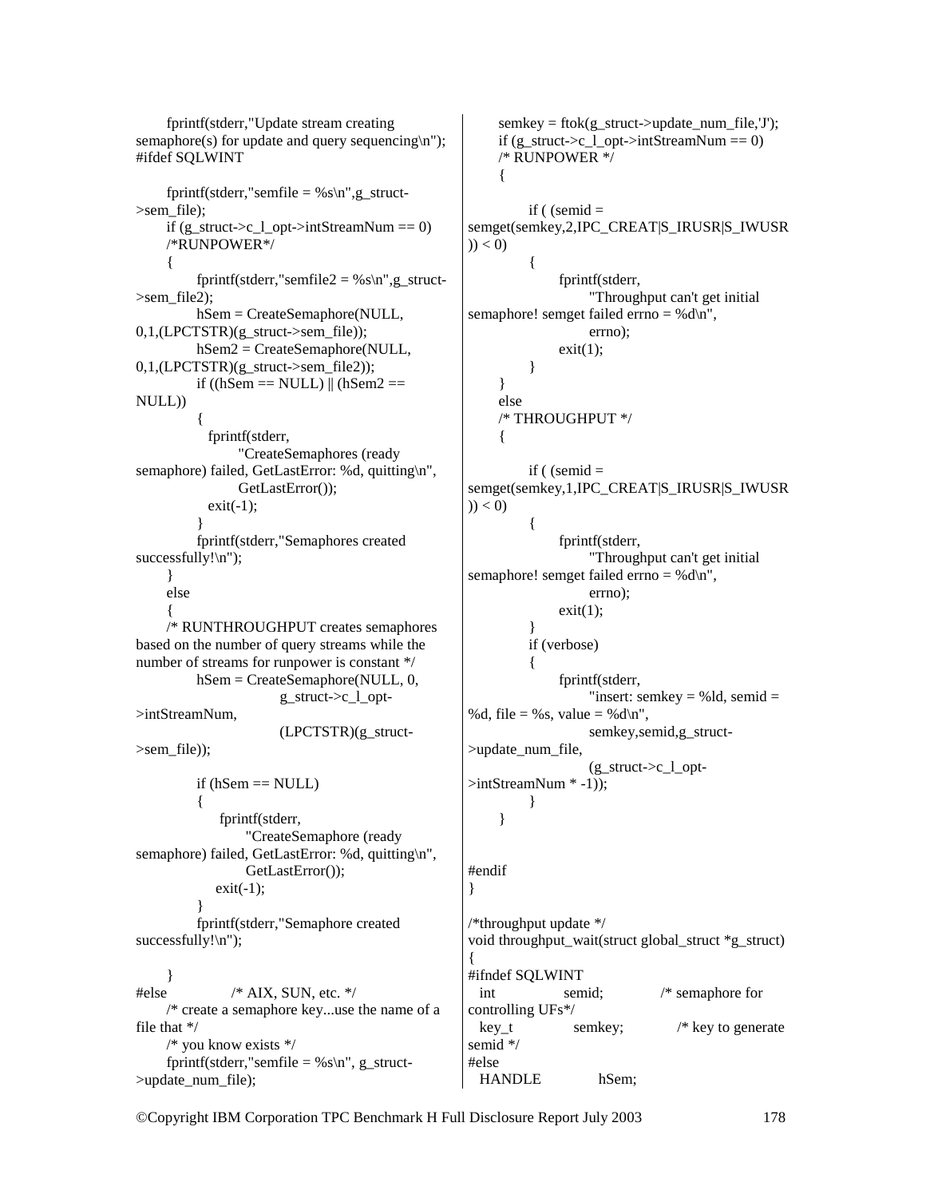```
        fprintf(stderr,"Update stream creating
semaphore(s) for update and query sequencing\n");
#ifdef SQLWINT

        fprintf(stderr,"semfile = %s\n",g_struct-
>sem_file);
        if (g_struct->c_l_opt->intStreamNum == 0)
        /*RUNPOWER*/
        {
            fprintf(stderr,"semfile2 = %s\n",g_struct-
>sem_file2);
            hSem = CreateSemaphore(NULL,
0,1,(LPCTSTR)(g_struct->sem_file));
            hSem2 = CreateSemaphore(NULL,
0,1,(LPCTSTR)(g_struct->sem_file2));
            if ((hSem == NULL) || (hSem2 ==
NULL))
            {
              fprintf(stderr,
                    "CreateSemaphores (ready
semaphore) failed, GetLastError: %d, quitting\n",
                    GetLastError());
              exit(-1);
            }
            fprintf(stderr,"Semaphores created
successfully!\n");
        }
        else
        {
        /* RUNTHROUGHPUT creates semaphores
based on the number of query streams while the
number of streams for runpower is constant */
            hSem = CreateSemaphore(NULL, 0,
                            g_struct->c_l_opt-
>intStreamNum,
                            (LPCTSTR)(g_struct-
>sem_file));

            if (hSem == NULL)
            {
                fprintf(stderr,
                    "CreateSemaphore (ready
semaphore) failed, GetLastError: %d, quitting\n",
                    GetLastError());
                exit(-1);
            }
            fprintf(stderr,"Semaphore created
successfully!\n");

        }
#else           /* AIX, SUN, etc. */
        /* create a semaphore key...use the name of a
file that */
        /* you know exists */
        fprintf(stderr,"semfile = %s\n", g_struct-
>update_num_file);
        semkey = ftok(g_struct->update_num_file,'J');
        if (g_struct->c_l_opt->intStreamNum == 0)
        /* RUNPOWER */
        {

            if ( (semid =
semget(semkey,2,IPC_CREAT|S_IRUSR|S_IWUSR
)) < 0)
            {
                fprintf(stderr,
                    "Throughput can't get initial
semaphore! semget failed errno = %d\n",
                    errno);
                exit(1);
            }
        }
        else
        /* THROUGHPUT */
        {

            if ( (semid =
semget(semkey,1,IPC_CREAT|S_IRUSR|S_IWUSR
)) < 0)
            {
                fprintf(stderr,
                    "Throughput can't get initial
semaphore! semget failed errno = %d\n",
                    errno);
                exit(1);
            }
            if (verbose)
            {
                fprintf(stderr,
                    "insert: semkey = %ld, semid =
%d, file = %s, value = %d\n",
                    semkey,semid,g_struct-
>update_num_file,
                    (g_struct->c_l_opt-
>intStreamNum * -1));
            }
        }


#endif
}

/*throughput update */
void throughput_wait(struct global_struct *g_struct)
{
#ifndef SQLWINT
  int            semid;          /* semaphore for
controlling UFs*/
  key_t          semkey;         /* key to generate
semid */
#else
  HANDLE         hSem;
```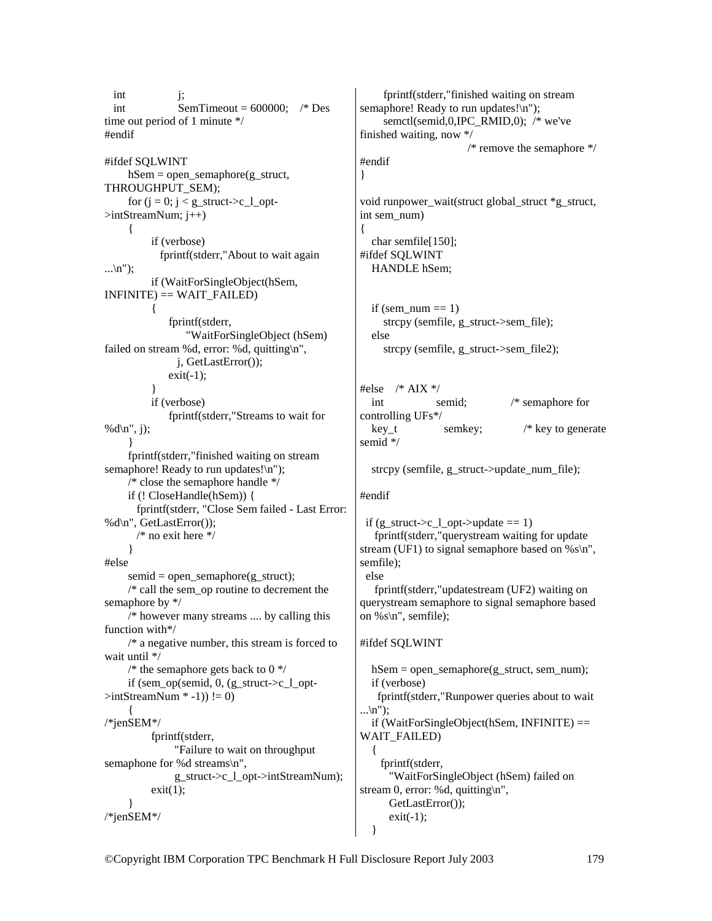```
   int              j;
   int              SemTimeout = 600000;    /* Des time out period of 1 minute */
#endif

#ifdef SQLWINT
      hSem = open_semaphore(g_struct, THROUGHPUT_SEM);
      for (j = 0; j < g_struct->c_l_opt->intStreamNum; j++)
      {
            if (verbose)
              fprintf(stderr,"About to wait again ...\n");
            if (WaitForSingleObject(hSem, INFINITE) == WAIT_FAILED)
            {
                fprintf(stderr,
                    "WaitForSingleObject (hSem) failed on stream %d, error: %d, quitting\n",
                  j, GetLastError());
                exit(-1);
            }
            if (verbose)
                fprintf(stderr,"Streams to wait for %d\n", j);
      }
      fprintf(stderr,"finished waiting on stream semaphore! Ready to run updates!\n");
      /* close the semaphore handle */
      if (! CloseHandle(hSem)) {
        fprintf(stderr, "Close Sem failed - Last Error: %d\n", GetLastError());
        /* no exit here */
      }
#else
      semid = open_semaphore(g_struct);
      /* call the sem_op routine to decrement the semaphore by */
      /* however many streams .... by calling this function with*/
      /* a negative number, this stream is forced to wait until */
      /* the semaphore gets back to 0 */
      if (sem_op(semid, 0, (g_struct->c_l_opt->intStreamNum * -1)) != 0)
      {
/*jenSEM*/
            fprintf(stderr,
                  "Failure to wait on throughput semaphore for %d streams\n",
                  g_struct->c_l_opt->intStreamNum);
            exit(1);
      }
/*jenSEM*/
      fprintf(stderr,"finished waiting on stream semaphore! Ready to run updates!\n");
      semctl(semid,0,IPC_RMID,0);  /* we've finished waiting, now */
                                   /* remove the semaphore */
#endif
}

void runpower_wait(struct global_struct *g_struct, int sem_num)
{
   char semfile[150];
#ifdef SQLWINT
   HANDLE hSem;


   if (sem_num == 1)
      strcpy (semfile, g_struct->sem_file);
   else
      strcpy (semfile, g_struct->sem_file2);


#else    /* AIX */
   int              semid;              /* semaphore for controlling UFs*/
   key_t            semkey;             /* key to generate semid */

   strcpy (semfile, g_struct->update_num_file);

#endif

  if (g_struct->c_l_opt->update == 1)
    fprintf(stderr,"querystream waiting for update stream (UF1) to signal semaphore based on %s\n", semfile);
  else
    fprintf(stderr,"updatestream (UF2) waiting on querystream semaphore to signal semaphore based on %s\n", semfile);

#ifdef SQLWINT

   hSem = open_semaphore(g_struct, sem_num);
   if (verbose)
     fprintf(stderr,"Runpower queries about to wait ...\n");
   if (WaitForSingleObject(hSem, INFINITE) == WAIT_FAILED)
   {
     fprintf(stderr,
       "WaitForSingleObject (hSem) failed on stream 0, error: %d, quitting\n",
        GetLastError());
        exit(-1);
   }
```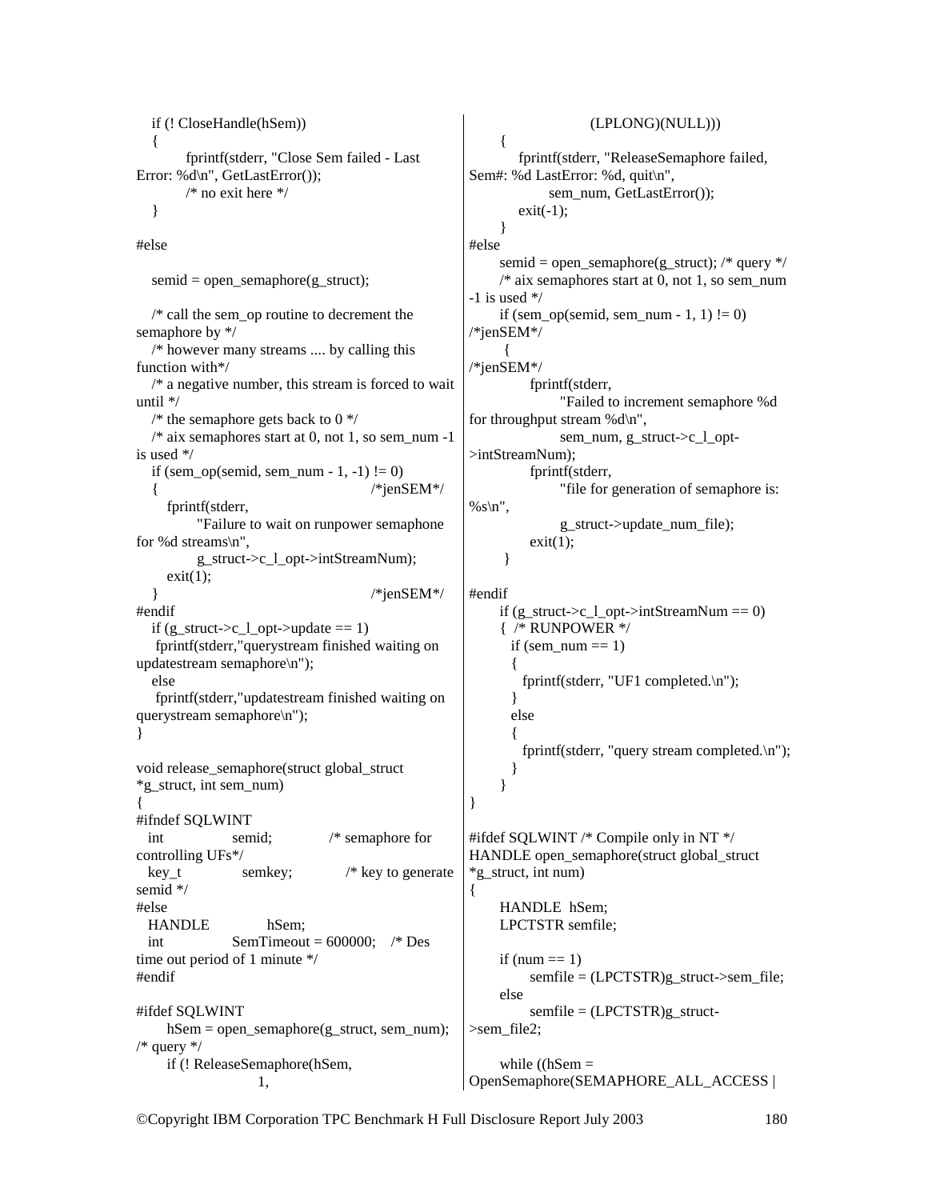```c
   if (! CloseHandle(hSem))
   {
          fprintf(stderr, "Close Sem failed - Last Error: %d\n", GetLastError());
          /* no exit here */
   }

#else

   semid = open_semaphore(g_struct);

   /* call the sem_op routine to decrement the semaphore by */
   /* however many streams .... by calling this function with*/
   /* a negative number, this stream is forced to wait until */
   /* the semaphore gets back to 0 */
   /* aix semaphores start at 0, not 1, so sem_num -1 is used */
   if (sem_op(semid, sem_num - 1, -1) != 0)
   {                                          /*jenSEM*/
      fprintf(stderr,
            "Failure to wait on runpower semaphone for %d streams\n",
            g_struct->c_l_opt->intStreamNum);
      exit(1);
   }                                          /*jenSEM*/
#endif
   if (g_struct->c_l_opt->update == 1)
    fprintf(stderr,"querystream finished waiting on updatestream semaphore\n");
   else
    fprintf(stderr,"updatestream finished waiting on querystream semaphore\n");
}

void release_semaphore(struct global_struct *g_struct, int sem_num)
{
#ifndef SQLWINT
  int             semid;           /* semaphore for controlling UFs*/
  key_t           semkey;          /* key to generate semid */
#else
  HANDLE          hSem;
  int             SemTimeout = 600000;    /* Des time out period of 1 minute */
#endif

#ifdef SQLWINT
      hSem = open_semaphore(g_struct, sem_num); /* query */
      if (! ReleaseSemaphore(hSem,
                        1,
                        (LPLONG)(NULL)))
      {
          fprintf(stderr, "ReleaseSemaphore failed, Sem#: %d LastError: %d, quit\n",
                 sem_num, GetLastError());
          exit(-1);
      }
#else
      semid = open_semaphore(g_struct); /* query */
      /* aix semaphores start at 0, not 1, so sem_num -1 is used */
      if (sem_op(semid, sem_num - 1, 1) != 0)
/*jenSEM*/
       {
/*jenSEM*/
            fprintf(stderr,
                  "Failed to increment semaphore %d for throughput stream %d\n",
                  sem_num, g_struct->c_l_opt->intStreamNum);
            fprintf(stderr,
                  "file for generation of semaphore is: %s\n",
                  g_struct->update_num_file);
            exit(1);
       }

#endif
      if (g_struct->c_l_opt->intStreamNum == 0)
      {  /* RUNPOWER */
        if (sem_num == 1)
        {
          fprintf(stderr, "UF1 completed.\n");
        }
        else
        {
          fprintf(stderr, "query stream completed.\n");
        }
      }
}

#ifdef SQLWINT /* Compile only in NT */
HANDLE open_semaphore(struct global_struct *g_struct, int num)
{
      HANDLE  hSem;
      LPCTSTR semfile;

      if (num == 1)
            semfile = (LPCTSTR)g_struct->sem_file;
      else
            semfile = (LPCTSTR)g_struct->sem_file2;

      while ((hSem = OpenSemaphore(SEMAPHORE_ALL_ACCESS |
```

©Copyright IBM Corporation TPC Benchmark H Full Disclosure Report July 2003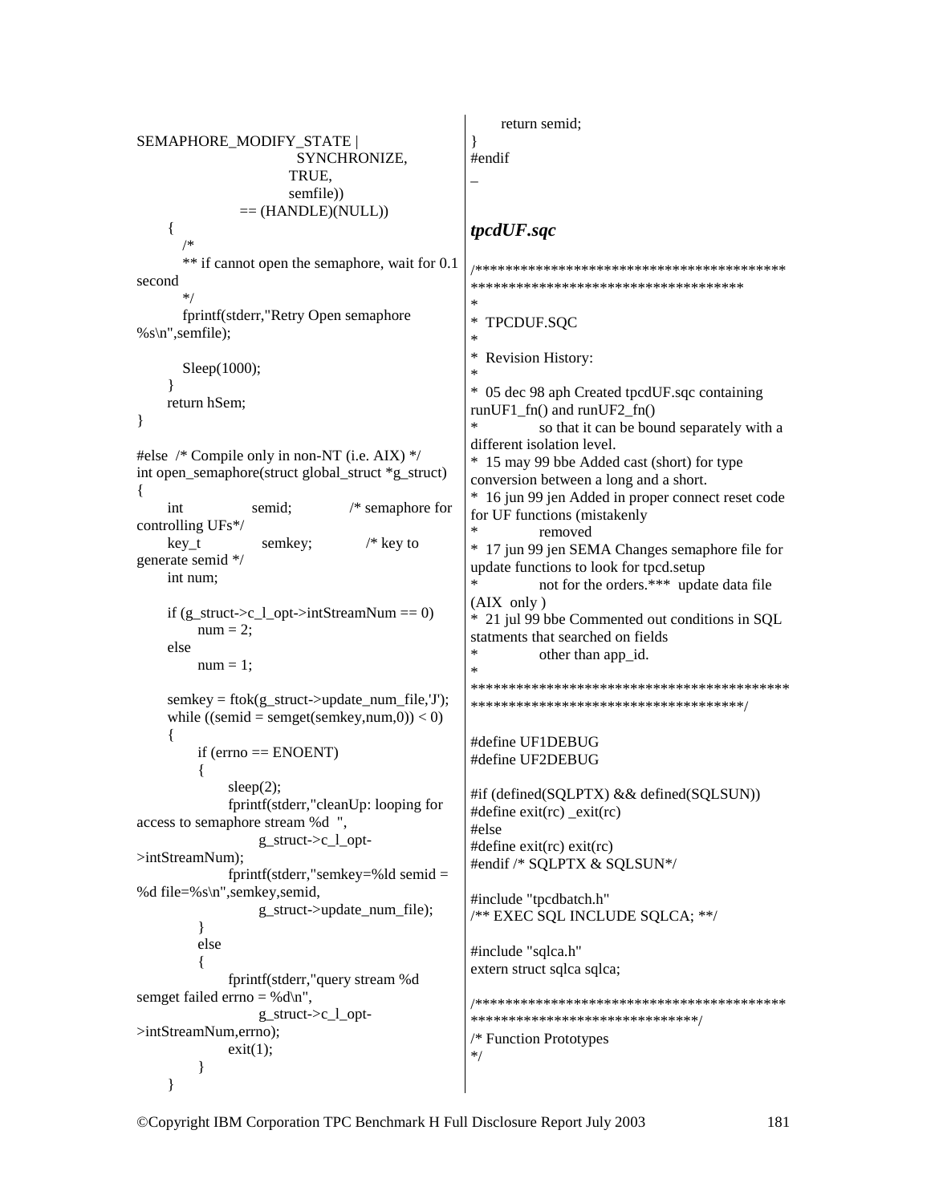```
SEMAPHORE_MODIFY_STATE |
                              SYNCHRONIZE,
                              TRUE,
                              semfile))
                    == (HANDLE)(NULL))
        {
            /*
            ** if cannot open the semaphore, wait for 0.1 second
            */
            fprintf(stderr,"Retry Open semaphore %s\n",semfile);

            Sleep(1000);
        }
        return hSem;
}

#else  /* Compile only in non-NT (i.e. AIX) */
int open_semaphore(struct global_struct *g_struct)
{
        int             semid;          /* semaphore for controlling UFs*/
        key_t           semkey;         /* key to generate semid */
        int num;

        if (g_struct->c_l_opt->intStreamNum == 0)
                num = 2;
        else
                num = 1;

        semkey = ftok(g_struct->update_num_file,'J');
        while ((semid = semget(semkey,num,0)) < 0)
        {
                if (errno == ENOENT)
                {
                        sleep(2);
                        fprintf(stderr,"cleanUp: looping for access to semaphore stream %d  ",
                                g_struct->c_l_opt->intStreamNum);
                        fprintf(stderr,"semkey=%ld semid = %d file=%s\n",semkey,semid,
                                g_struct->update_num_file);
                }
                else
                {
                        fprintf(stderr,"query stream %d semget failed errno = %d\n",
                                g_struct->c_l_opt->intStreamNum,errno);
                        exit(1);
                }
        }
        return semid;
}
#endif
```

_

### *tpcdUF.sqc*

```
/*****************************************************************************
*
*  TPCDUF.SQC
*
*  Revision History:
*
*  05 dec 98 aph Created tpcdUF.sqc containing runUF1_fn() and runUF2_fn()
*               so that it can be bound separately with a different isolation level.
*  15 may 99 bbe Added cast (short) for type conversion between a long and a short.
*  16 jun 99 jen Added in proper connect reset code for UF functions (mistakenly
*               removed
*  17 jun 99 jen SEMA Changes semaphore file for update functions to look for tpcd.setup
*               not for the orders.*** update data file (AIX  only )
*  21 jul 99 bbe Commented out conditions in SQL statments that searched on fields
*               other than app_id.
*
*****************************************************************************/

#define UF1DEBUG
#define UF2DEBUG

#if (defined(SQLPTX) && defined(SQLSUN))
#define exit(rc) _exit(rc)
#else
#define exit(rc) exit(rc)
#endif /* SQLPTX & SQLSUN*/

#include "tpcdbatch.h"
/** EXEC SQL INCLUDE SQLCA; **/

#include "sqlca.h"
extern struct sqlca sqlca;

/*********************************************************************/
/* Function Prototypes
*/
```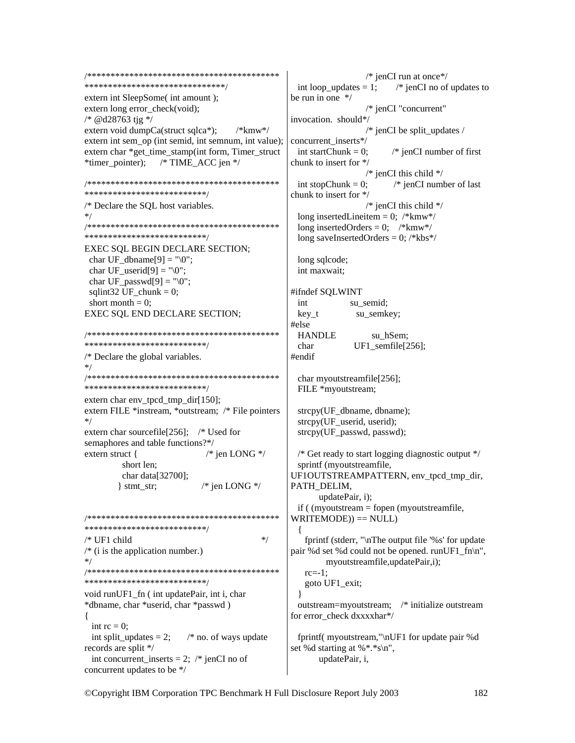```
/*******************************************
******************************/
extern int SleepSome( int amount );
extern long error_check(void);
/* @d28763 tjg */
extern void dumpCa(struct sqlca*);       /*kmw*/
extern int sem_op (int semid, int semnum, int value);
extern char *get_time_stamp(int form, Timer_struct
*timer_pointer);     /* TIME_ACC jen */

/*******************************************
****************************/
/* Declare the SQL host variables.
*/
/*******************************************
****************************/
EXEC SQL BEGIN DECLARE SECTION;
  char UF_dbname[9] = "\0";
  char UF_userid[9] = "\0";
  char UF_passwd[9] = "\0";
  sqlint32 UF_chunk = 0;
  short month = 0;
EXEC SQL END DECLARE SECTION;

/*******************************************
****************************/
/* Declare the global variables.
*/
/*******************************************
****************************/
extern char env_tpcd_tmp_dir[150];
extern FILE *instream, *outstream;  /* File pointers
*/
extern char sourcefile[256];    /* Used for
semaphores and table functions?*/
extern struct {                         /* jen LONG */
            short len;
            char data[32700];
          } stmt_str;               /* jen LONG */


/*******************************************
****************************/
/* UF1 child                                          */
/* (i is the application number.)
*/
/*******************************************
****************************/
void runUF1_fn ( int updatePair, int i, char
*dbname, char *userid, char *passwd )
{
  int rc = 0;
  int split_updates = 2;      /* no. of ways update
records are split */
  int concurrent_inserts = 2;  /* jenCI no of
concurrent updates to be */
                          /* jenCI run at once*/
  int loop_updates = 1;       /* jenCI no of updates to
be run in one  */
                          /* jenCI "concurrent"
invocation.  should*/
                          /* jenCI be split_updates /
concurrent_inserts*/
  int startChunk = 0;         /* jenCI number of first
chunk to insert for */
                          /* jenCI this child */
  int stopChunk = 0;          /* jenCI number of last
chunk to insert for */
                          /* jenCI this child */
  long insertedLineitem = 0;  /*kmw*/
  long insertedOrders = 0;    /*kmw*/
  long saveInsertedOrders = 0; /*kbs*/

  long sqlcode;
  int maxwait;

#ifndef SQLWINT
  int              su_semid;
  key_t            su_semkey;
#else
  HANDLE           su_hSem;
  char             UF1_semfile[256];
#endif

  char myoutstreamfile[256];
  FILE *myoutstream;

  strcpy(UF_dbname, dbname);
  strcpy(UF_userid, userid);
  strcpy(UF_passwd, passwd);

  /* Get ready to start logging diagnostic output */
  sprintf (myoutstreamfile,
UF1OUTSTREAMPATTERN, env_tpcd_tmp_dir,
PATH_DELIM,
        updatePair, i);
  if ( (myoutstream = fopen (myoutstreamfile,
WRITEMODE)) == NULL)
  {
    fprintf (stderr, "\nThe output file '%s' for update
pair %d set %d could not be opened. runUF1_fn\n",
            myoutstreamfile,updatePair,i);
    rc=-1;
    goto UF1_exit;
  }
  outstream=myoutstream;    /* initialize outstream
for error_check dxxxxhar*/

  fprintf( myoutstream,"\nUF1 for update pair %d
set %d starting at %*.*s\n",
        updatePair, i,
```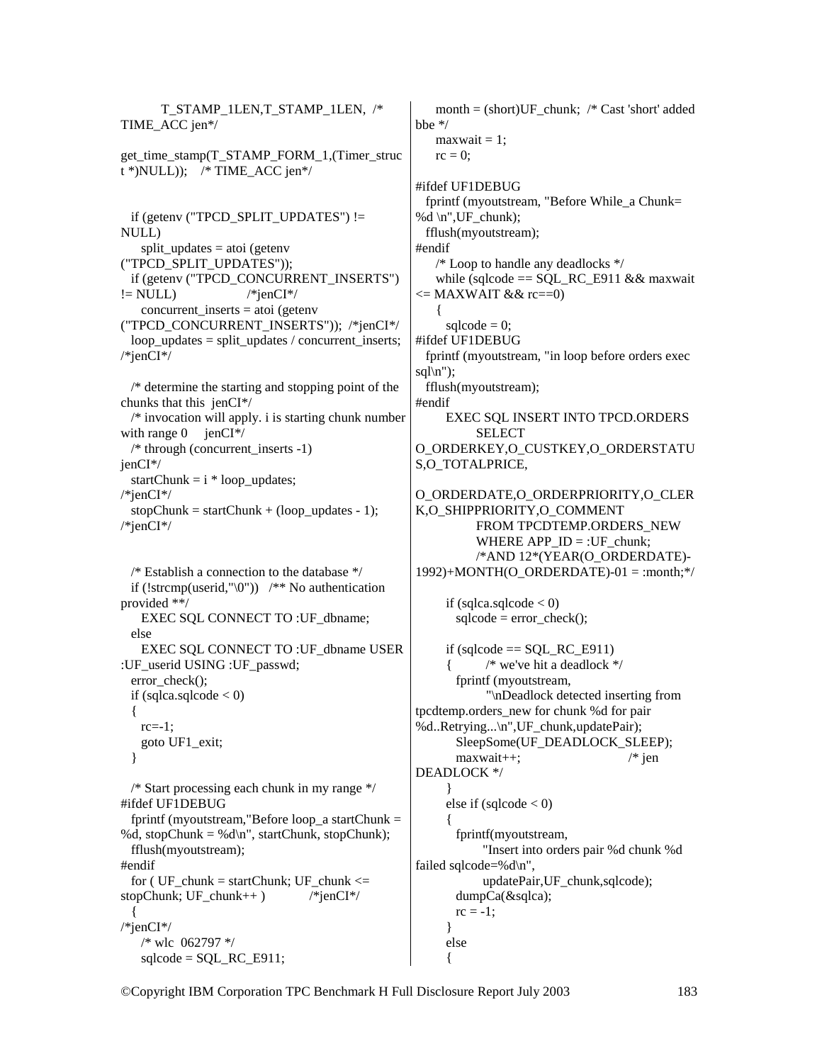```
        T_STAMP_1LEN,T_STAMP_1LEN,  /* TIME_ACC jen*/

get_time_stamp(T_STAMP_FORM_1,(Timer_struct *)NULL));   /* TIME_ACC jen*/


  if (getenv ("TPCD_SPLIT_UPDATES") != NULL)
     split_updates = atoi (getenv ("TPCD_SPLIT_UPDATES"));
  if (getenv ("TPCD_CONCURRENT_INSERTS") != NULL)              /*jenCI*/
     concurrent_inserts = atoi (getenv ("TPCD_CONCURRENT_INSERTS"));  /*jenCI*/
  loop_updates = split_updates / concurrent_inserts; /*jenCI*/

  /* determine the starting and stopping point of the chunks that this  jenCI*/
  /* invocation will apply. i is starting chunk number with range 0     jenCI*/
  /* through (concurrent_inserts -1)                    jenCI*/
  startChunk = i * loop_updates;                        /*jenCI*/
  stopChunk = startChunk + (loop_updates - 1);          /*jenCI*/


  /* Establish a connection to the database */
  if (!strcmp(userid,"\0"))   /** No authentication provided **/
     EXEC SQL CONNECT TO :UF_dbname;
  else
     EXEC SQL CONNECT TO :UF_dbname USER :UF_userid USING :UF_passwd;
  error_check();
  if (sqlca.sqlcode < 0)
  {
    rc=-1;
    goto UF1_exit;
  }

  /* Start processing each chunk in my range */
#ifdef UF1DEBUG
  fprintf (myoutstream,"Before loop_a startChunk = %d, stopChunk = %d\n", startChunk, stopChunk);
  fflush(myoutstream);
#endif
  for ( UF_chunk = startChunk; UF_chunk <= stopChunk; UF_chunk++ )          /*jenCI*/
  {
/*jenCI*/
    /* wlc  062797 */
    sqlcode = SQL_RC_E911;
    month = (short)UF_chunk;  /* Cast 'short' added bbe */
    maxwait = 1;
    rc = 0;

#ifdef UF1DEBUG
  fprintf (myoutstream, "Before While_a Chunk= %d \n",UF_chunk);
  fflush(myoutstream);
#endif
    /* Loop to handle any deadlocks */
    while (sqlcode == SQL_RC_E911 && maxwait <= MAXWAIT && rc==0)
    {
      sqlcode = 0;
#ifdef UF1DEBUG
  fprintf (myoutstream, "in loop before orders exec sql\n");
  fflush(myoutstream);
#endif
      EXEC SQL INSERT INTO TPCD.ORDERS
            SELECT
O_ORDERKEY,O_CUSTKEY,O_ORDERSTATUS,O_TOTALPRICE,
O_ORDERDATE,O_ORDERPRIORITY,O_CLERK,O_SHIPPRIORITY,O_COMMENT
            FROM TPCDTEMP.ORDERS_NEW
            WHERE APP_ID = :UF_chunk;
            /*AND 12*(YEAR(O_ORDERDATE)-1992)+MONTH(O_ORDERDATE)-01 = :month;*/

      if (sqlca.sqlcode < 0)
        sqlcode = error_check();

      if (sqlcode == SQL_RC_E911)
      {         /* we've hit a deadlock */
        fprintf (myoutstream,
                "\nDeadlock detected inserting from tpcdtemp.orders_new for chunk %d for pair %d..Retrying...\n",UF_chunk,updatePair);
        SleepSome(UF_DEADLOCK_SLEEP);
        maxwait++;                              /* jen DEADLOCK */
      }
      else if (sqlcode < 0)
      {
        fprintf(myoutstream,
              "Insert into orders pair %d chunk %d failed sqlcode=%d\n",
              updatePair,UF_chunk,sqlcode);
        dumpCa(&sqlca);
        rc = -1;
      }
      else
      {
```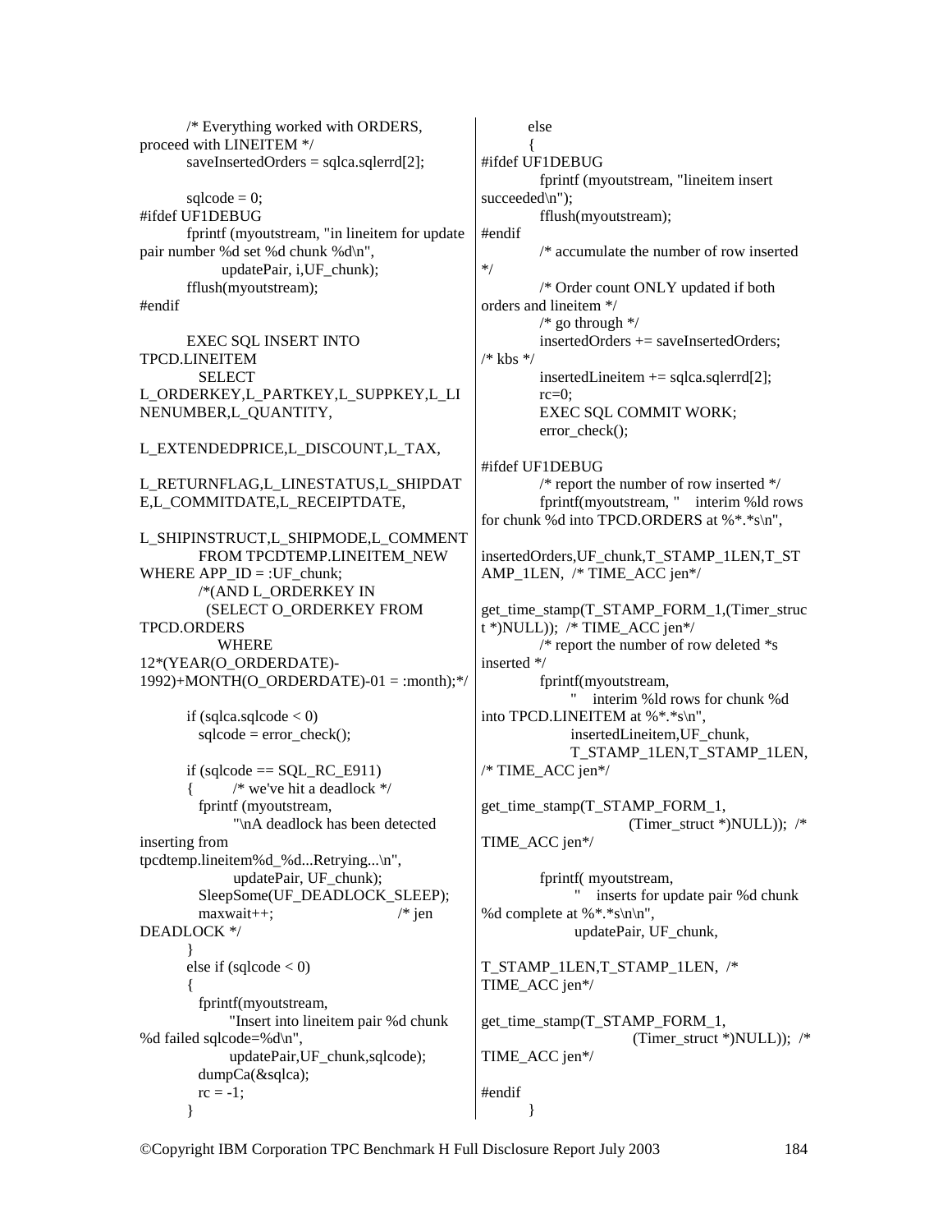```c
        /* Everything worked with ORDERS, proceed with LINEITEM */
        saveInsertedOrders = sqlca.sqlerrd[2];

        sqlcode = 0;
#ifdef UF1DEBUG
        fprintf (myoutstream, "in lineitem for update pair number %d set %d chunk %d\n",
                 updatePair, i,UF_chunk);
        fflush(myoutstream);
#endif

        EXEC SQL INSERT INTO TPCD.LINEITEM
          SELECT L_ORDERKEY,L_PARTKEY,L_SUPPKEY,L_LINENUMBER,L_QUANTITY,
                 L_EXTENDEDPRICE,L_DISCOUNT,L_TAX,
                 L_RETURNFLAG,L_LINESTATUS,L_SHIPDATE,L_COMMITDATE,L_RECEIPTDATE,
                 L_SHIPINSTRUCT,L_SHIPMODE,L_COMMENT
          FROM TPCDTEMP.LINEITEM_NEW WHERE APP_ID = :UF_chunk;
          /*(AND L_ORDERKEY IN
            (SELECT O_ORDERKEY FROM TPCD.ORDERS
             WHERE
12*(YEAR(O_ORDERDATE)-1992)+MONTH(O_ORDERDATE)-01 = :month);*/

        if (sqlca.sqlcode < 0)
          sqlcode = error_check();

        if (sqlcode == SQL_RC_E911)
        {       /* we've hit a deadlock */
          fprintf (myoutstream,
                   "\nA deadlock has been detected inserting from tpcdtemp.lineitem%d_%d...Retrying...\n",
                   updatePair, UF_chunk);
          SleepSome(UF_DEADLOCK_SLEEP);
          maxwait++;                          /* jen DEADLOCK */
        }
        else if (sqlcode < 0)
        {
          fprintf(myoutstream,
                  "Insert into lineitem pair %d chunk %d failed sqlcode=%d\n",
                  updatePair,UF_chunk,sqlcode);
          dumpCa(&sqlca);
          rc = -1;
        }
        else
        {
#ifdef UF1DEBUG
          fprintf (myoutstream, "lineitem insert succeeded\n");
          fflush(myoutstream);
#endif
          /* accumulate the number of row inserted */
          /* Order count ONLY updated if both orders and lineitem */
          /* go through */
          insertedOrders += saveInsertedOrders;  /* kbs */
          insertedLineitem += sqlca.sqlerrd[2];
          rc=0;
          EXEC SQL COMMIT WORK;
          error_check();

#ifdef UF1DEBUG
          /* report the number of row inserted */
          fprintf(myoutstream, "    interim %ld rows for chunk %d into TPCD.ORDERS at %*.*s\n",
                  insertedOrders,UF_chunk,T_STAMP_1LEN,T_STAMP_1LEN,  /* TIME_ACC jen*/
                  get_time_stamp(T_STAMP_FORM_1,(Timer_struct *)NULL));  /* TIME_ACC jen*/
          /* report the number of row deleted *s inserted */
          fprintf(myoutstream,
                  "    interim %ld rows for chunk %d into TPCD.LINEITEM at %*.*s\n",
                  insertedLineitem,UF_chunk,
                  T_STAMP_1LEN,T_STAMP_1LEN,  /* TIME_ACC jen*/
                  get_time_stamp(T_STAMP_FORM_1,
                                 (Timer_struct *)NULL));  /* TIME_ACC jen*/

          fprintf( myoutstream,
                   "    inserts for update pair %d chunk %d complete at %*.*s\n\n",
                   updatePair, UF_chunk,
                   T_STAMP_1LEN,T_STAMP_1LEN,  /* TIME_ACC jen*/
                   get_time_stamp(T_STAMP_FORM_1,
                                  (Timer_struct *)NULL));  /* TIME_ACC jen*/

#endif
        }
```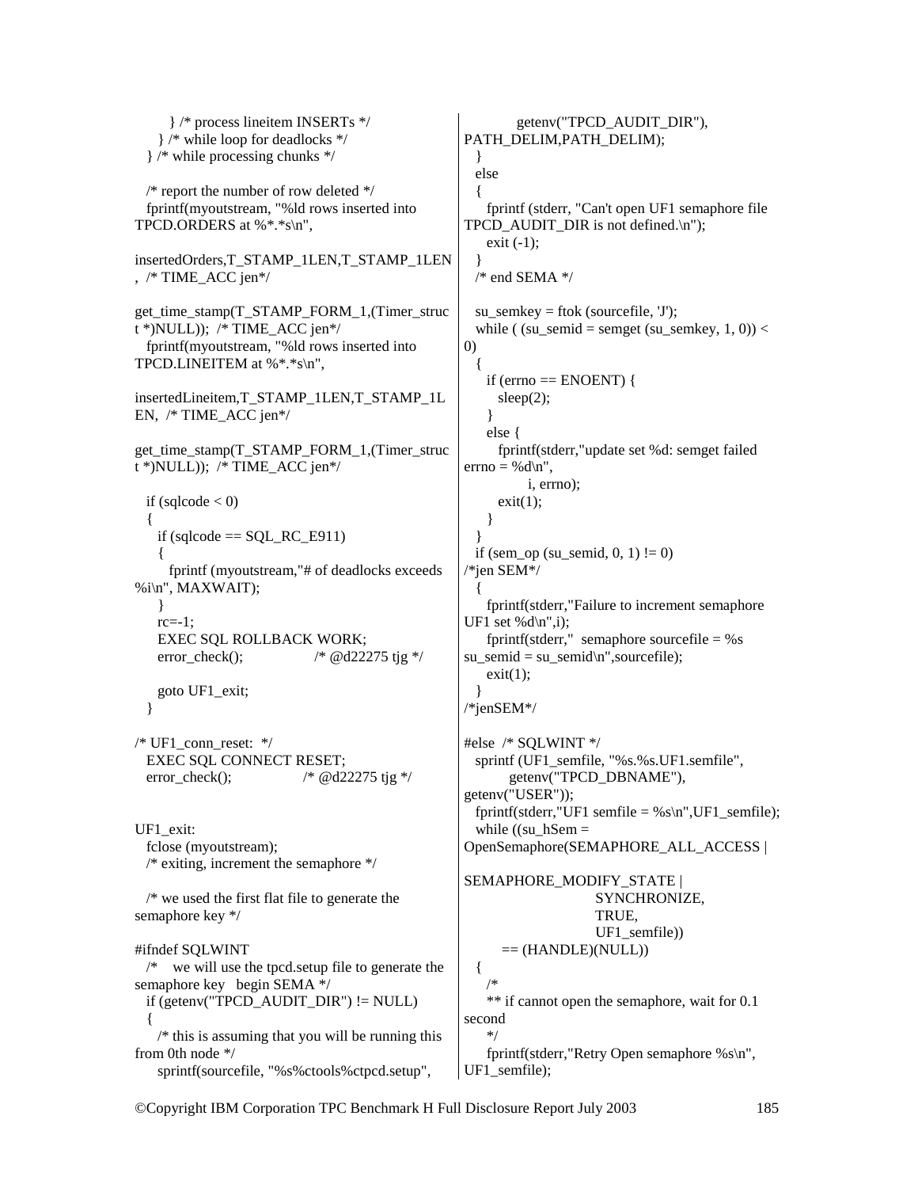```
      } /* process lineitem INSERTs */
    } /* while loop for deadlocks */
  } /* while processing chunks */

  /* report the number of row deleted */
  fprintf(myoutstream, "%ld rows inserted into
TPCD.ORDERS at %*.*s\n",

insertedOrders,T_STAMP_1LEN,T_STAMP_1LEN
, /* TIME_ACC jen*/

get_time_stamp(T_STAMP_FORM_1,(Timer_struc
t *)NULL)); /* TIME_ACC jen*/
  fprintf(myoutstream, "%ld rows inserted into
TPCD.LINEITEM at %*.*s\n",

insertedLineitem,T_STAMP_1LEN,T_STAMP_1L
EN, /* TIME_ACC jen*/

get_time_stamp(T_STAMP_FORM_1,(Timer_struc
t *)NULL)); /* TIME_ACC jen*/

  if (sqlcode < 0)
  {
    if (sqlcode == SQL_RC_E911)
    {
      fprintf (myoutstream,"# of deadlocks exceeds
%i\n", MAXWAIT);
    }
    rc=-1;
    EXEC SQL ROLLBACK WORK;
    error_check();               /* @d22275 tjg */

    goto UF1_exit;
  }

/* UF1_conn_reset:  */
  EXEC SQL CONNECT RESET;
  error_check();                /* @d22275 tjg */


UF1_exit:
  fclose (myoutstream);
  /* exiting, increment the semaphore */

  /* we used the first flat file to generate the
semaphore key */

#ifndef SQLWINT
  /*   we will use the tpcd.setup file to generate the
semaphore key   begin SEMA */
  if (getenv("TPCD_AUDIT_DIR") != NULL)
  {
    /* this is assuming that you will be running this
from 0th node */
    sprintf(sourcefile, "%s%ctools%ctpcd.setup",
          getenv("TPCD_AUDIT_DIR"),
PATH_DELIM,PATH_DELIM);
  }
  else
  {
    fprintf (stderr, "Can't open UF1 semaphore file
TPCD_AUDIT_DIR is not defined.\n");
    exit (-1);
  }
  /* end SEMA */

  su_semkey = ftok (sourcefile, 'J');
  while ( (su_semid = semget (su_semkey, 1, 0)) <
0)
  {
    if (errno == ENOENT) {
      sleep(2);
    }
    else {
      fprintf(stderr,"update set %d: semget failed
errno = %d\n",
              i, errno);
      exit(1);
    }
  }
  if (sem_op (su_semid, 0, 1) != 0)
/*jen SEM*/
  {
    fprintf(stderr,"Failure to increment semaphore
UF1 set %d\n",i);
    fprintf(stderr,"  semaphore sourcefile = %s
su_semid = su_semid\n",sourcefile);
    exit(1);
  }
/*jenSEM*/

#else  /* SQLWINT */
  sprintf (UF1_semfile, "%s.%s.UF1.semfile",
         getenv("TPCD_DBNAME"),
getenv("USER"));
  fprintf(stderr,"UF1 semfile = %s\n",UF1_semfile);
  while ((su_hSem =
OpenSemaphore(SEMAPHORE_ALL_ACCESS |

SEMAPHORE_MODIFY_STATE |
                           SYNCHRONIZE,
                           TRUE,
                           UF1_semfile))
        == (HANDLE)(NULL))
  {
    /*
    ** if cannot open the semaphore, wait for 0.1
second
    */
    fprintf(stderr,"Retry Open semaphore %s\n",
UF1_semfile);
```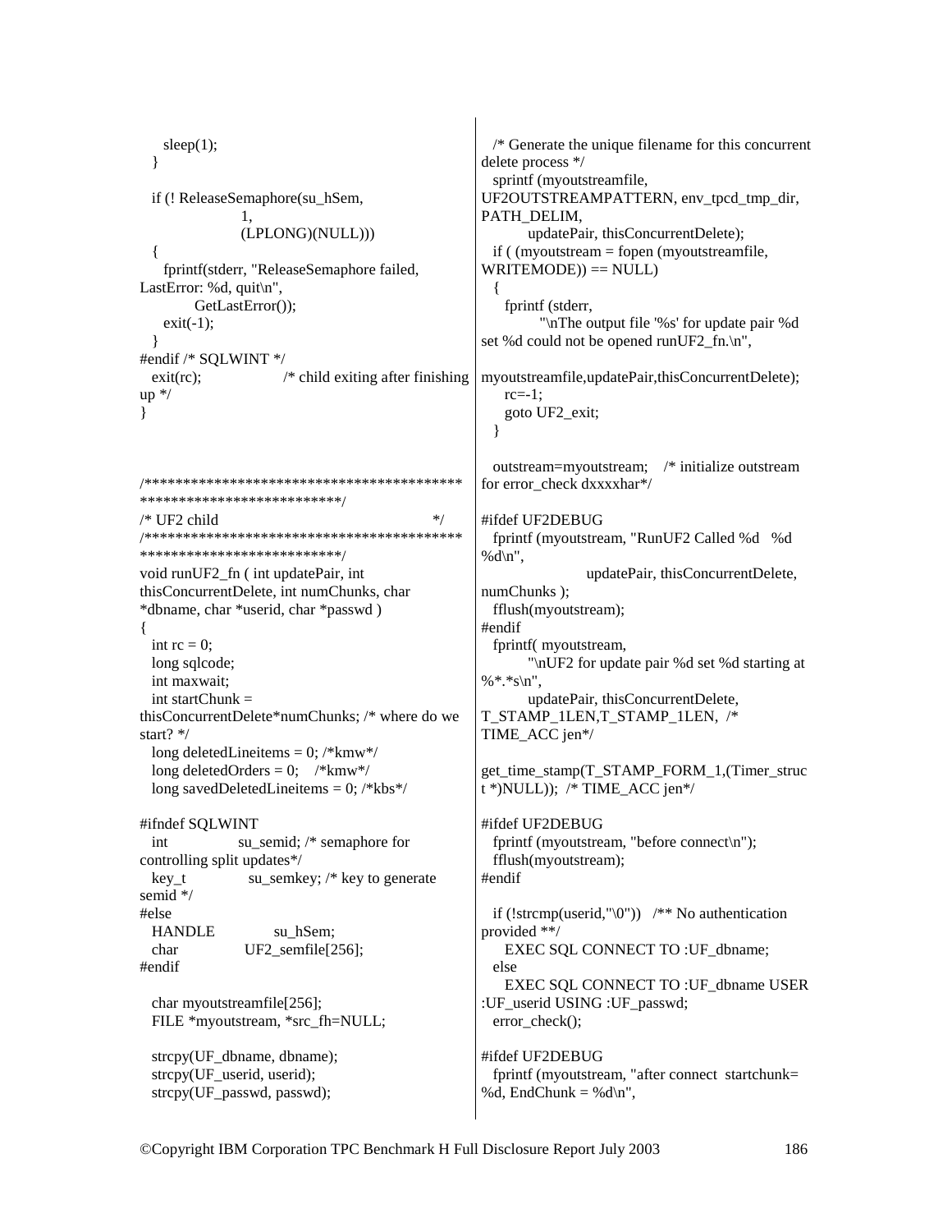```
    sleep(1);
  }

  if (! ReleaseSemaphore(su_hSem,
                  1,
                  (LPLONG)(NULL)))
  {
    fprintf(stderr, "ReleaseSemaphore failed,
LastError: %d, quit\n",
          GetLastError());
    exit(-1);
  }
#endif /* SQLWINT */
  exit(rc);                 /* child exiting after finishing
up */
}



/*****************************************
**************************/
/* UF2 child                                          */
/*****************************************
**************************/
void runUF2_fn ( int updatePair, int
thisConcurrentDelete, int numChunks, char
*dbname, char *userid, char *passwd )
{
  int rc = 0;
  long sqlcode;
  int maxwait;
  int startChunk =
thisConcurrentDelete*numChunks; /* where do we
start? */
  long deletedLineitems = 0; /*kmw*/
  long deletedOrders = 0;   /*kmw*/
  long savedDeletedLineitems = 0; /*kbs*/

#ifndef SQLWINT
  int             su_semid; /* semaphore for
controlling split updates*/
  key_t           su_semkey; /* key to generate
semid */
#else
  HANDLE          su_hSem;
  char            UF2_semfile[256];
#endif

  char myoutstreamfile[256];
  FILE *myoutstream, *src_fh=NULL;

  strcpy(UF_dbname, dbname);
  strcpy(UF_userid, userid);
  strcpy(UF_passwd, passwd);

  /* Generate the unique filename for this concurrent
delete process */
  sprintf (myoutstreamfile,
UF2OUTSTREAMPATTERN, env_tpcd_tmp_dir,
PATH_DELIM,
        updatePair, thisConcurrentDelete);
  if ( (myoutstream = fopen (myoutstreamfile,
WRITEMODE)) == NULL)
  {
    fprintf (stderr,
          "\nThe output file '%s' for update pair %d
set %d could not be opened runUF2_fn.\n",

myoutstreamfile,updatePair,thisConcurrentDelete);
    rc=-1;
    goto UF2_exit;
  }

  outstream=myoutstream;   /* initialize outstream
for error_check dxxxxhar*/

#ifdef UF2DEBUG
  fprintf (myoutstream, "RunUF2 Called %d   %d
%d\n",
                updatePair, thisConcurrentDelete,
numChunks );
  fflush(myoutstream);
#endif
  fprintf( myoutstream,
        "\nUF2 for update pair %d set %d starting at
%*.*s\n",
        updatePair, thisConcurrentDelete,
T_STAMP_1LEN,T_STAMP_1LEN,  /*
TIME_ACC jen*/

get_time_stamp(T_STAMP_FORM_1,(Timer_struc
t *)NULL));  /* TIME_ACC jen*/

#ifdef UF2DEBUG
  fprintf (myoutstream, "before connect\n");
  fflush(myoutstream);
#endif

  if (!strcmp(userid,"\0"))  /** No authentication
provided **/
    EXEC SQL CONNECT TO :UF_dbname;
  else
    EXEC SQL CONNECT TO :UF_dbname USER
:UF_userid USING :UF_passwd;
  error_check();

#ifdef UF2DEBUG
  fprintf (myoutstream, "after connect  startchunk=
%d, EndChunk = %d\n",
```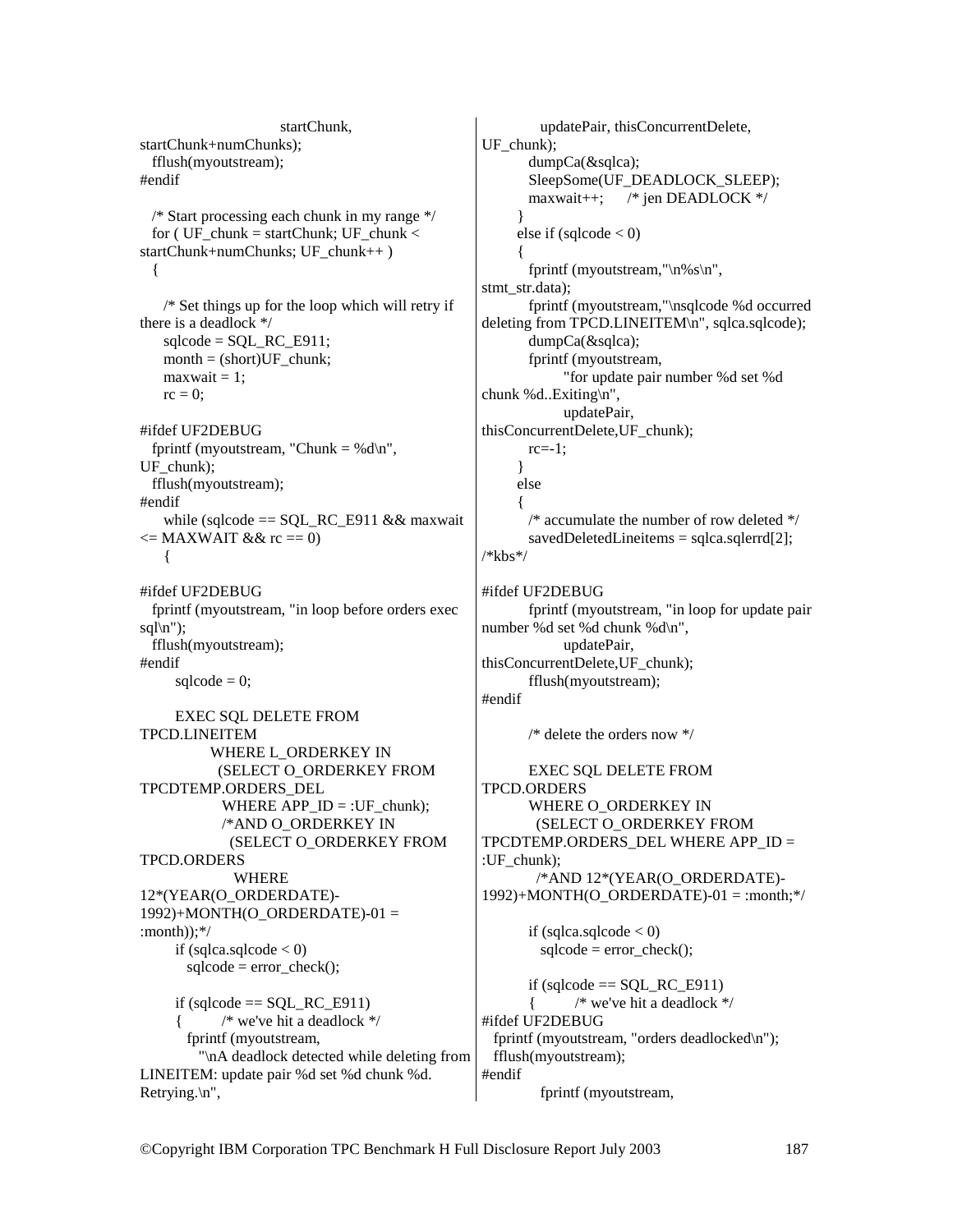```
                    startChunk,
startChunk+numChunks);
  fflush(myoutstream);
#endif

  /* Start processing each chunk in my range */
  for ( UF_chunk = startChunk; UF_chunk <
startChunk+numChunks; UF_chunk++ )
  {

    /* Set things up for the loop which will retry if
there is a deadlock */
    sqlcode = SQL_RC_E911;
    month = (short)UF_chunk;
    maxwait = 1;
    rc = 0;

#ifdef UF2DEBUG
  fprintf (myoutstream, "Chunk = %d\n",
UF_chunk);
  fflush(myoutstream);
#endif
    while (sqlcode == SQL_RC_E911 && maxwait
<= MAXWAIT && rc == 0)
    {

#ifdef UF2DEBUG
  fprintf (myoutstream, "in loop before orders exec
sql\n");
  fflush(myoutstream);
#endif
      sqlcode = 0;

      EXEC SQL DELETE FROM
TPCD.LINEITEM
            WHERE L_ORDERKEY IN
             (SELECT O_ORDERKEY FROM
TPCDTEMP.ORDERS_DEL
              WHERE APP_ID = :UF_chunk);
              /*AND O_ORDERKEY IN
                (SELECT O_ORDERKEY FROM
TPCD.ORDERS
                 WHERE
12*(YEAR(O_ORDERDATE)-
1992)+MONTH(O_ORDERDATE)-01 =
:month));*/
      if (sqlca.sqlcode < 0)
        sqlcode = error_check();

      if (sqlcode == SQL_RC_E911)
      {        /* we've hit a deadlock */
        fprintf (myoutstream,
          "\nA deadlock detected while deleting from
LINEITEM: update pair %d set %d chunk %d.
Retrying.\n",
            updatePair, thisConcurrentDelete,
UF_chunk);
        dumpCa(&sqlca);
        SleepSome(UF_DEADLOCK_SLEEP);
        maxwait++;     /* jen DEADLOCK */
      }
      else if (sqlcode < 0)
      {
        fprintf (myoutstream,"\n%s\n",
stmt_str.data);
        fprintf (myoutstream,"\nsqlcode %d occurred
deleting from TPCD.LINEITEM\n", sqlca.sqlcode);
        dumpCa(&sqlca);
        fprintf (myoutstream,
             "for update pair number %d set %d
chunk %d..Exiting\n",
             updatePair,
thisConcurrentDelete,UF_chunk);
        rc=-1;
      }
      else
      {
        /* accumulate the number of row deleted */
        savedDeletedLineitems = sqlca.sqlerrd[2];
/*kbs*/

#ifdef UF2DEBUG
        fprintf (myoutstream, "in loop for update pair
number %d set %d chunk %d\n",
             updatePair,
thisConcurrentDelete,UF_chunk);
        fflush(myoutstream);
#endif

        /* delete the orders now */

        EXEC SQL DELETE FROM
TPCD.ORDERS
        WHERE O_ORDERKEY IN
         (SELECT O_ORDERKEY FROM
TPCDTEMP.ORDERS_DEL WHERE APP_ID =
:UF_chunk);
         /*AND 12*(YEAR(O_ORDERDATE)-
1992)+MONTH(O_ORDERDATE)-01 = :month;*/

        if (sqlca.sqlcode < 0)
          sqlcode = error_check();

        if (sqlcode == SQL_RC_E911)
        {        /* we've hit a deadlock */
#ifdef UF2DEBUG
  fprintf (myoutstream, "orders deadlocked\n");
  fflush(myoutstream);
#endif
          fprintf (myoutstream,
```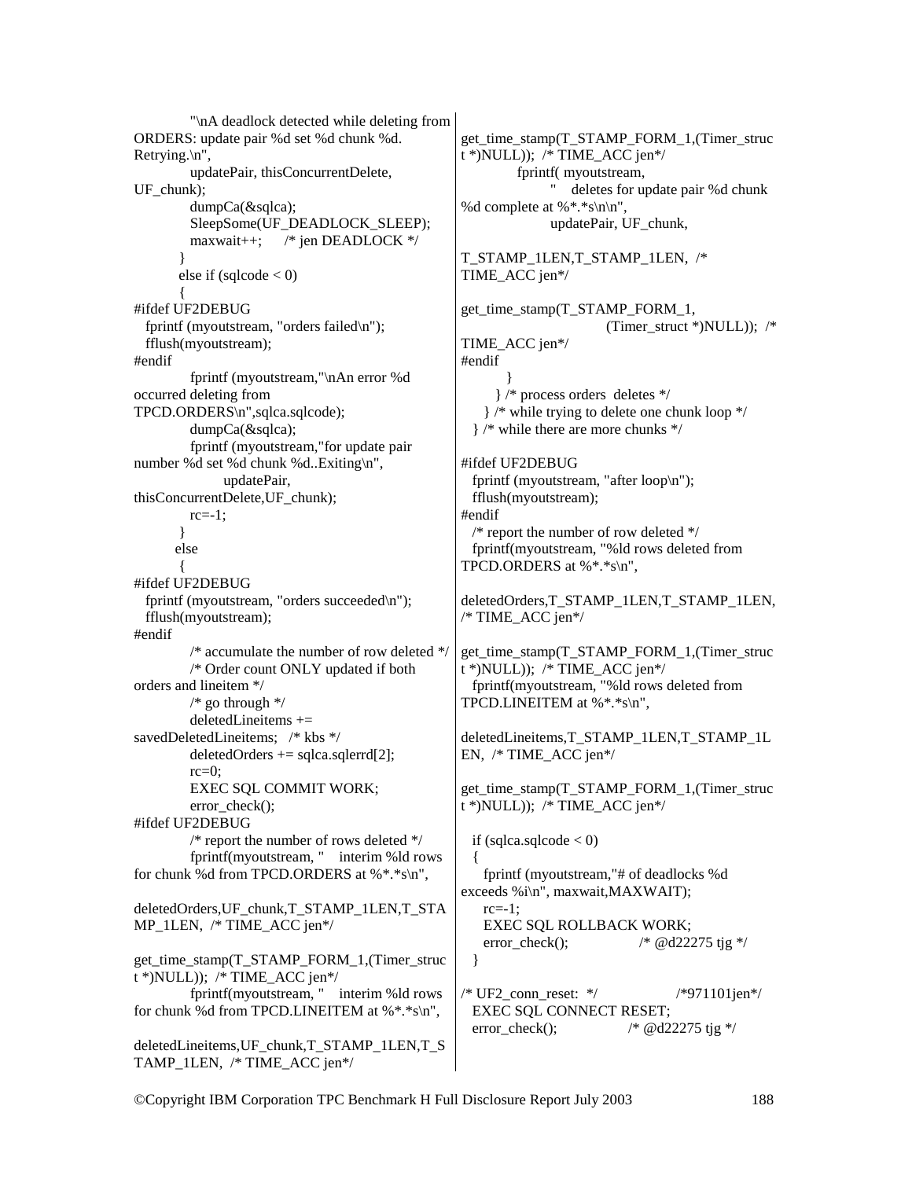```
            "\nA deadlock detected while deleting from
ORDERS: update pair %d set %d chunk %d.
Retrying.\n",
            updatePair, thisConcurrentDelete,
UF_chunk);
            dumpCa(&sqlca);
            SleepSome(UF_DEADLOCK_SLEEP);
            maxwait++;      /* jen DEADLOCK */
          }
          else if (sqlcode < 0)
          {
#ifdef UF2DEBUG
  fprintf (myoutstream, "orders failed\n");
  fflush(myoutstream);
#endif
            fprintf (myoutstream,"\nAn error %d
occurred deleting from
TPCD.ORDERS\n",sqlca.sqlcode);
            dumpCa(&sqlca);
            fprintf (myoutstream,"for update pair
number %d set %d chunk %d..Exiting\n",
                  updatePair,
thisConcurrentDelete,UF_chunk);
            rc=-1;
          }
          else
          {
#ifdef UF2DEBUG
  fprintf (myoutstream, "orders succeeded\n");
  fflush(myoutstream);
#endif
            /* accumulate the number of row deleted */
            /* Order count ONLY updated if both
orders and lineitem */
            /* go through */
            deletedLineitems +=
savedDeletedLineitems;   /* kbs */
            deletedOrders += sqlca.sqlerrd[2];
            rc=0;
            EXEC SQL COMMIT WORK;
            error_check();
#ifdef UF2DEBUG
            /* report the number of rows deleted */
            fprintf(myoutstream, "    interim %ld rows
for chunk %d from TPCD.ORDERS at %*.*s\n",

deletedOrders,UF_chunk,T_STAMP_1LEN,T_STA
MP_1LEN,  /* TIME_ACC jen*/

get_time_stamp(T_STAMP_FORM_1,(Timer_struc
t *)NULL));  /* TIME_ACC jen*/
            fprintf(myoutstream, "    interim %ld rows
for chunk %d from TPCD.LINEITEM at %*.*s\n",

deletedLineitems,UF_chunk,T_STAMP_1LEN,T_S
TAMP_1LEN,  /* TIME_ACC jen*/

get_time_stamp(T_STAMP_FORM_1,(Timer_struc
t *)NULL));  /* TIME_ACC jen*/
            fprintf( myoutstream,
                  "    deletes for update pair %d chunk
%d complete at %*.*s\n\n",
                  updatePair, UF_chunk,

T_STAMP_1LEN,T_STAMP_1LEN,  /*
TIME_ACC jen*/

get_time_stamp(T_STAMP_FORM_1,
                        (Timer_struct *)NULL));  /*
TIME_ACC jen*/
#endif
          }
        } /* process orders  deletes */
      } /* while trying to delete one chunk loop */
   } /* while there are more chunks */

#ifdef UF2DEBUG
   fprintf (myoutstream, "after loop\n");
   fflush(myoutstream);
#endif
   /* report the number of row deleted */
   fprintf(myoutstream, "%ld rows deleted from
TPCD.ORDERS at %*.*s\n",

deletedOrders,T_STAMP_1LEN,T_STAMP_1LEN,
/* TIME_ACC jen*/

get_time_stamp(T_STAMP_FORM_1,(Timer_struc
t *)NULL));  /* TIME_ACC jen*/
   fprintf(myoutstream, "%ld rows deleted from
TPCD.LINEITEM at %*.*s\n",

deletedLineitems,T_STAMP_1LEN,T_STAMP_1L
EN,  /* TIME_ACC jen*/

get_time_stamp(T_STAMP_FORM_1,(Timer_struc
t *)NULL));  /* TIME_ACC jen*/

   if (sqlca.sqlcode < 0)
   {
     fprintf (myoutstream,"# of deadlocks %d
exceeds %i\n", maxwait,MAXWAIT);
     rc=-1;
     EXEC SQL ROLLBACK WORK;
     error_check();                /* @d22275 tjg */
   }

/* UF2_conn_reset:  */                   /*971101jen*/
   EXEC SQL CONNECT RESET;
   error_check();                /* @d22275 tjg */
```

©Copyright IBM Corporation TPC Benchmark H Full Disclosure Report July 2003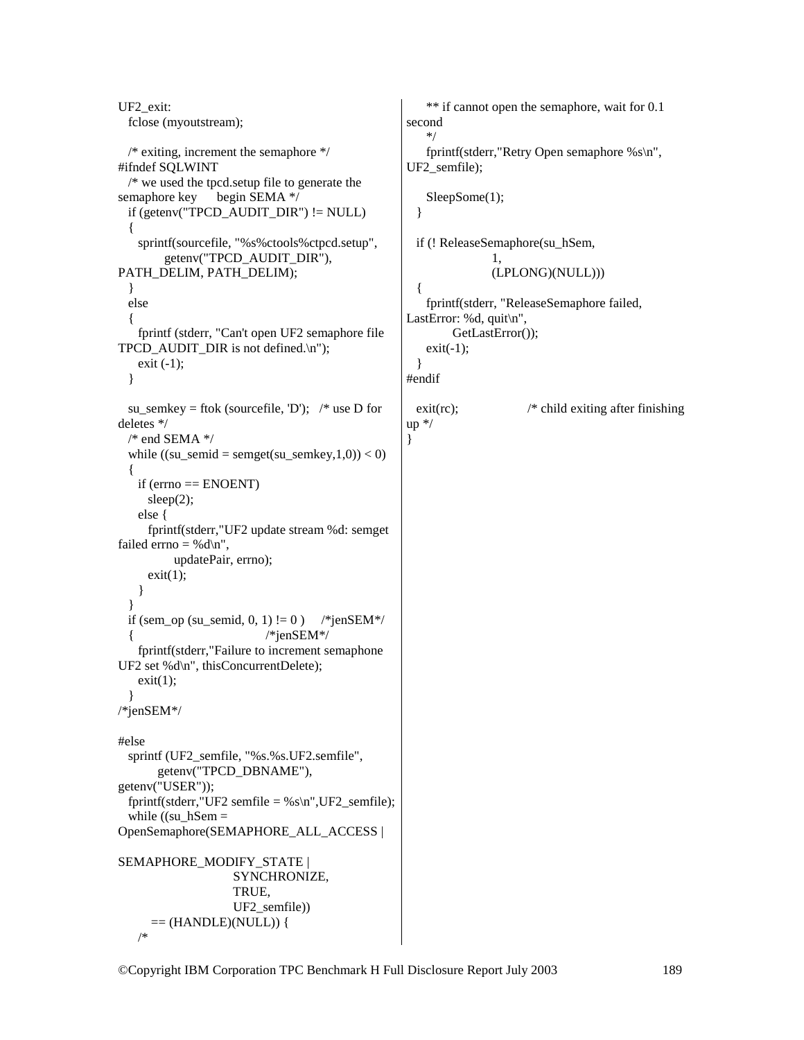```
UF2_exit:
   fclose (myoutstream);

   /* exiting, increment the semaphore */
#ifndef SQLWINT
   /* we used the tpcd.setup file to generate the semaphore key      begin SEMA */
   if (getenv("TPCD_AUDIT_DIR") != NULL)
   {
     sprintf(sourcefile, "%s%ctools%ctpcd.setup",
           getenv("TPCD_AUDIT_DIR"), PATH_DELIM, PATH_DELIM);
   }
   else
   {
     fprintf (stderr, "Can't open UF2 semaphore file TPCD_AUDIT_DIR is not defined.\n");
     exit (-1);
   }

   su_semkey = ftok (sourcefile, 'D');   /* use D for deletes */
   /* end SEMA */
   while ((su_semid = semget(su_semkey,1,0)) < 0)
   {
     if (errno == ENOENT)
       sleep(2);
     else {
       fprintf(stderr,"UF2 update stream %d: semget failed errno = %d\n",
              updatePair, errno);
       exit(1);
     }
   }
   if (sem_op (su_semid, 0, 1) != 0 )     /*jenSEM*/
   {                                      /*jenSEM*/
     fprintf(stderr,"Failure to increment semaphone UF2 set %d\n", thisConcurrentDelete);
     exit(1);
   }
/*jenSEM*/

#else
   sprintf (UF2_semfile, "%s.%s.UF2.semfile",
          getenv("TPCD_DBNAME"), getenv("USER"));
   fprintf(stderr,"UF2 semfile = %s\n",UF2_semfile);
   while ((su_hSem = OpenSemaphore(SEMAPHORE_ALL_ACCESS |
SEMAPHORE_MODIFY_STATE |
                            SYNCHRONIZE,
                            TRUE,
                            UF2_semfile))
        == (HANDLE)(NULL)) {
     /*
     ** if cannot open the semaphore, wait for 0.1 second
     */
     fprintf(stderr,"Retry Open semaphore %s\n", UF2_semfile);

     SleepSome(1);
   }

   if (! ReleaseSemaphore(su_hSem,
                    1,
                    (LPLONG)(NULL)))
   {
     fprintf(stderr, "ReleaseSemaphore failed, LastError: %d, quit\n",
           GetLastError());
     exit(-1);
   }
#endif

   exit(rc);                   /* child exiting after finishing up */
}
```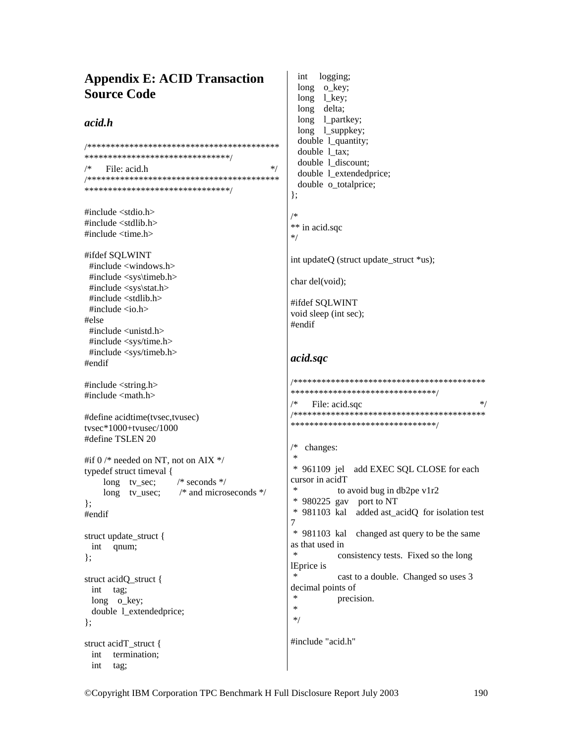# Appendix E: ACID Transaction Source Code

## *acid.h*

```
/*****************************************
*******************************/
/*     File: acid.h                                    */
/*****************************************
*******************************/

#include <stdio.h>
#include <stdlib.h>
#include <time.h>

#ifdef SQLWINT
  #include <windows.h>
  #include <sys\timeb.h>
  #include <sys\stat.h>
  #include <stdlib.h>
  #include <io.h>
#else
  #include <unistd.h>
  #include <sys/time.h>
  #include <sys/timeb.h>
#endif

#include <string.h>
#include <math.h>

#define acidtime(tvsec,tvusec)
tvsec*1000+tvusec/1000
#define TSLEN 20

#if 0 /* needed on NT, not on AIX */
typedef struct timeval {
      long   tv_sec;       /* seconds */
      long   tv_usec;      /* and microseconds */
};
#endif

struct update_struct {
  int    qnum;
};

struct acidQ_struct {
  int    tag;
  long   o_key;
  double  l_extendedprice;
};

struct acidT_struct {
  int    termination;
  int    tag;
  int    logging;
  long   o_key;
  long   l_key;
  long   delta;
  long   l_partkey;
  long   l_suppkey;
  double  l_quantity;
  double  l_tax;
  double  l_discount;
  double  l_extendedprice;
  double  o_totalprice;
};

/*
** in acid.sqc
*/

int updateQ (struct update_struct *us);

char del(void);

#ifdef SQLWINT
void sleep (int sec);
#endif
```

## *acid.sqc*

```
/*****************************************
*******************************/
/*     File: acid.sqc                                  */
/*****************************************
*******************************/

/*   changes:
 *
 * 961109 jel    add EXEC SQL CLOSE for each
cursor in acidT
 *              to avoid bug in db2pe v1r2
 * 980225 gav    port to NT
 * 981103 kal    added ast_acidQ  for isolation test
7
 * 981103 kal    changed ast query to be the same
as that used in
 *              consistency tests.  Fixed so the long
lEprice is
 *              cast to a double.  Changed so uses 3
decimal points of
 *              precision.
 *
 */

#include "acid.h"
```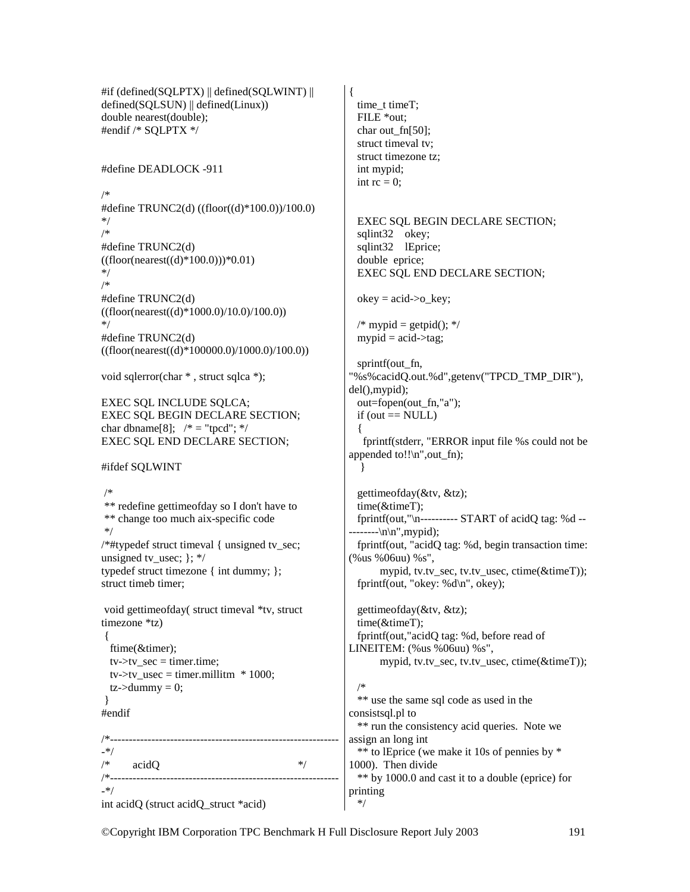```
#if (defined(SQLPTX) || defined(SQLWINT) ||
defined(SQLSUN) || defined(Linux))
double nearest(double);
#endif /* SQLPTX */


#define DEADLOCK -911

/*
#define TRUNC2(d) ((floor((d)*100.0))/100.0)
*/
/*
#define TRUNC2(d)
((floor(nearest((d)*100.0)))*0.01)
*/
/*
#define TRUNC2(d)
((floor(nearest((d)*1000.0)/10.0)/100.0))
*/
#define TRUNC2(d)
((floor(nearest((d)*100000.0)/1000.0)/100.0))

void sqlerror(char * , struct sqlca *);

EXEC SQL INCLUDE SQLCA;
EXEC SQL BEGIN DECLARE SECTION;
char dbname[8];   /* = "tpcd"; */
EXEC SQL END DECLARE SECTION;

#ifdef SQLWINT

 /*
 ** redefine gettimeofday so I don't have to
 ** change too much aix-specific code
 */
/*#typedef struct timeval { unsigned tv_sec;
unsigned tv_usec; }; */
typedef struct timezone { int dummy; };
struct timeb timer;

 void gettimeofday( struct timeval *tv, struct
timezone *tz)
 {
   ftime(&timer);
   tv->tv_sec = timer.time;
   tv->tv_usec = timer.millitm  * 1000;
   tz->dummy = 0;
 }
#endif

/*--------------------------------------------------------------
-*/
/*       acidQ                                              */
/*--------------------------------------------------------------
-*/
int acidQ (struct acidQ_struct *acid)
{
   time_t timeT;
   FILE *out;
   char out_fn[50];
   struct timeval tv;
   struct timezone tz;
   int mypid;
   int rc = 0;


   EXEC SQL BEGIN DECLARE SECTION;
   sqlint32    okey;
   sqlint32    lEprice;
   double  eprice;
   EXEC SQL END DECLARE SECTION;

   okey = acid->o_key;

   /* mypid = getpid(); */
   mypid = acid->tag;

   sprintf(out_fn,
"%s%cacidQ.out.%d",getenv("TPCD_TMP_DIR"),
del(),mypid);
   out=fopen(out_fn,"a");
   if (out == NULL)
   {
     fprintf(stderr, "ERROR input file %s could not be
appended to!!\n",out_fn);
    }

   gettimeofday(&tv, &tz);
   time(&timeT);
   fprintf(out,"\n---------- START of acidQ tag: %d --
--------\n\n",mypid);
   fprintf(out, "acidQ tag: %d, begin transaction time:
(%us %06uu) %s",
          mypid, tv.tv_sec, tv.tv_usec, ctime(&timeT));
   fprintf(out, "okey: %d\n", okey);

   gettimeofday(&tv, &tz);
   time(&timeT);
   fprintf(out,"acidQ tag: %d, before read of
LINEITEM: (%us %06uu) %s",
          mypid, tv.tv_sec, tv.tv_usec, ctime(&timeT));

   /*
   ** use the same sql code as used in the
consistsql.pl to
   ** run the consistency acid queries.  Note we
assign an long int
   ** to lEprice (we make it 10s of pennies by *
1000).  Then divide
   ** by 1000.0 and cast it to a double (eprice) for
printing
   */
```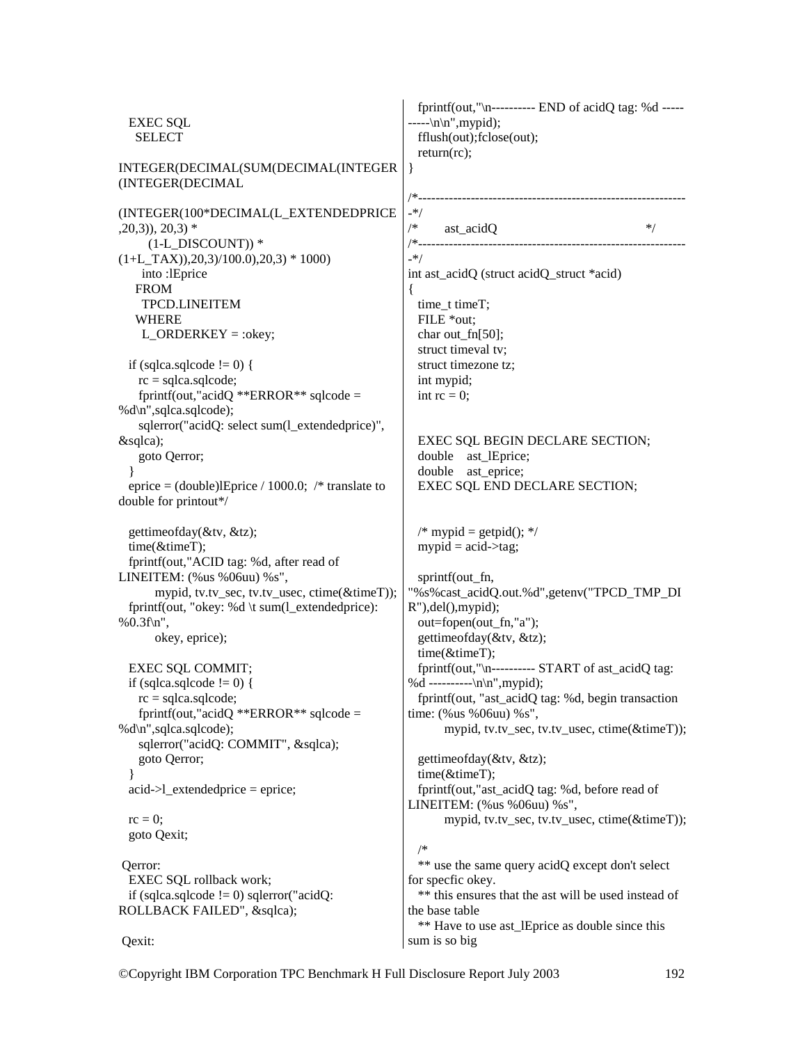```
   EXEC SQL
    SELECT
INTEGER(DECIMAL(SUM(DECIMAL(INTEGER(INTEGER(DECIMAL
(INTEGER(100*DECIMAL(L_EXTENDEDPRICE,20,3)), 20,3) *
        (1-L_DISCOUNT)) *
(1+L_TAX)),20,3)/100.0),20,3) * 1000)
      into :lEprice
    FROM
      TPCD.LINEITEM
    WHERE
      L_ORDERKEY = :okey;

  if (sqlca.sqlcode != 0) {
    rc = sqlca.sqlcode;
    fprintf(out,"acidQ **ERROR** sqlcode = %d\n",sqlca.sqlcode);
    sqlerror("acidQ: select sum(l_extendedprice)", &sqlca);
    goto Qerror;
  }
  eprice = (double)lEprice / 1000.0;  /* translate to double for printout*/

  gettimeofday(&tv, &tz);
  time(&timeT);
  fprintf(out,"ACID tag: %d, after read of LINEITEM: (%us %06uu) %s",
        mypid, tv.tv_sec, tv.tv_usec, ctime(&timeT));
  fprintf(out, "okey: %d \t sum(l_extendedprice): %0.3f\n",
        okey, eprice);

  EXEC SQL COMMIT;
  if (sqlca.sqlcode != 0) {
    rc = sqlca.sqlcode;
    fprintf(out,"acidQ **ERROR** sqlcode = %d\n",sqlca.sqlcode);
    sqlerror("acidQ: COMMIT", &sqlca);
    goto Qerror;
  }
  acid->l_extendedprice = eprice;

  rc = 0;
  goto Qexit;

 Qerror:
  EXEC SQL rollback work;
  if (sqlca.sqlcode != 0) sqlerror("acidQ: ROLLBACK FAILED", &sqlca);

 Qexit:
  fprintf(out,"\n---------- END of acidQ tag: %d ----------\n\n",mypid);
  fflush(out);fclose(out);
  return(rc);
}

/*-------------------------------------------------------------*/
/*       ast_acidQ                                              */
/*-------------------------------------------------------------*/
int ast_acidQ (struct acidQ_struct *acid)
{
  time_t timeT;
  FILE *out;
  char out_fn[50];
  struct timeval tv;
  struct timezone tz;
  int mypid;
  int rc = 0;


  EXEC SQL BEGIN DECLARE SECTION;
  double    ast_lEprice;
  double    ast_eprice;
  EXEC SQL END DECLARE SECTION;


  /* mypid = getpid(); */
  mypid = acid->tag;

  sprintf(out_fn,
"%s%cast_acidQ.out.%d",getenv("TPCD_TMP_DIR"),del(),mypid);
  out=fopen(out_fn,"a");
  gettimeofday(&tv, &tz);
  time(&timeT);
  fprintf(out,"\n---------- START of ast_acidQ tag: %d ----------\n\n",mypid);
  fprintf(out, "ast_acidQ tag: %d, begin transaction time: (%us %06uu) %s",
        mypid, tv.tv_sec, tv.tv_usec, ctime(&timeT));

  gettimeofday(&tv, &tz);
  time(&timeT);
  fprintf(out,"ast_acidQ tag: %d, before read of LINEITEM: (%us %06uu) %s",
        mypid, tv.tv_sec, tv.tv_usec, ctime(&timeT));

  /*
  ** use the same query acidQ except don't select for specfic okey.
  ** this ensures that the ast will be used instead of the base table
  ** Have to use ast_lEprice as double since this sum is so big
```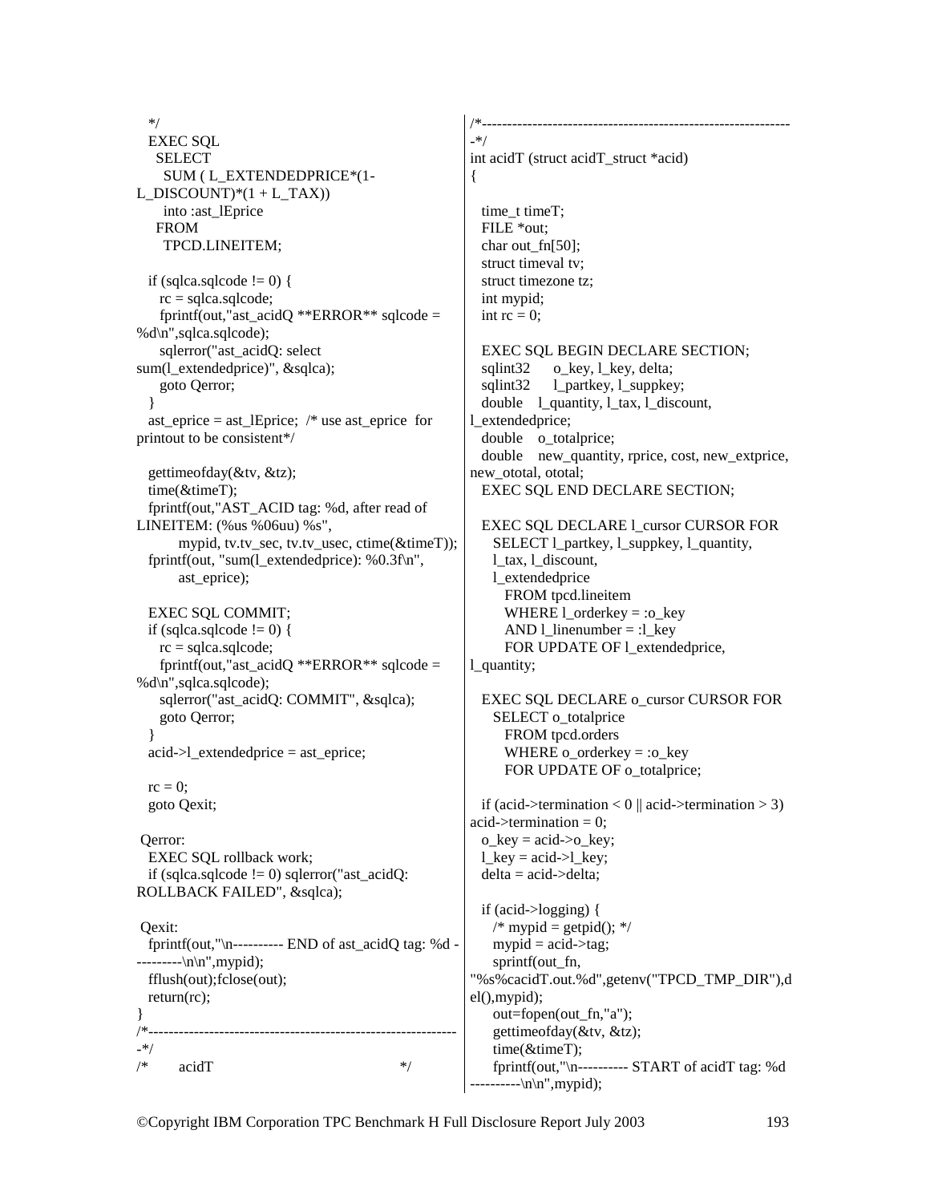```
   */
   EXEC SQL
     SELECT
       SUM ( L_EXTENDEDPRICE*(1-
L_DISCOUNT)*(1 + L_TAX))
       into :ast_lEprice
     FROM
       TPCD.LINEITEM;

   if (sqlca.sqlcode != 0) {
     rc = sqlca.sqlcode;
     fprintf(out,"ast_acidQ **ERROR** sqlcode =
%d\n",sqlca.sqlcode);
     sqlerror("ast_acidQ: select
sum(l_extendedprice)", &sqlca);
     goto Qerror;
   }
   ast_eprice = ast_lEprice;  /* use ast_eprice  for
printout to be consistent*/

   gettimeofday(&tv, &tz);
   time(&timeT);
   fprintf(out,"AST_ACID tag: %d, after read of
LINEITEM: (%us %06uu) %s",
         mypid, tv.tv_sec, tv.tv_usec, ctime(&timeT));
   fprintf(out, "sum(l_extendedprice): %0.3f\n",
         ast_eprice);

   EXEC SQL COMMIT;
   if (sqlca.sqlcode != 0) {
     rc = sqlca.sqlcode;
     fprintf(out,"ast_acidQ **ERROR** sqlcode =
%d\n",sqlca.sqlcode);
     sqlerror("ast_acidQ: COMMIT", &sqlca);
     goto Qerror;
   }
   acid->l_extendedprice = ast_eprice;

   rc = 0;
   goto Qexit;

 Qerror:
   EXEC SQL rollback work;
   if (sqlca.sqlcode != 0) sqlerror("ast_acidQ:
ROLLBACK FAILED", &sqlca);

 Qexit:
   fprintf(out,"\n---------- END of ast_acidQ tag: %d -
---------\n\n",mypid);
   fflush(out);fclose(out);
   return(rc);
}
/*------------------------------------------------------------
-*/
/*       acidT                                    */
/*------------------------------------------------------------
-*/
int acidT (struct acidT_struct *acid)
{

   time_t timeT;
   FILE *out;
   char out_fn[50];
   struct timeval tv;
   struct timezone tz;
   int mypid;
   int rc = 0;

   EXEC SQL BEGIN DECLARE SECTION;
   sqlint32      o_key, l_key, delta;
   sqlint32      l_partkey, l_suppkey;
   double    l_quantity, l_tax, l_discount,
l_extendedprice;
   double    o_totalprice;
   double    new_quantity, rprice, cost, new_extprice,
new_ototal, ototal;
   EXEC SQL END DECLARE SECTION;

   EXEC SQL DECLARE l_cursor CURSOR FOR
     SELECT l_partkey, l_suppkey, l_quantity,
     l_tax, l_discount,
     l_extendedprice
       FROM tpcd.lineitem
       WHERE l_orderkey = :o_key
       AND l_linenumber = :l_key
       FOR UPDATE OF l_extendedprice,
l_quantity;

   EXEC SQL DECLARE o_cursor CURSOR FOR
     SELECT o_totalprice
       FROM tpcd.orders
       WHERE o_orderkey = :o_key
       FOR UPDATE OF o_totalprice;

   if (acid->termination < 0 || acid->termination > 3)
acid->termination = 0;
   o_key = acid->o_key;
   l_key = acid->l_key;
   delta = acid->delta;

   if (acid->logging) {
     /* mypid = getpid(); */
     mypid = acid->tag;
     sprintf(out_fn,
"%s%cacidT.out.%d",getenv("TPCD_TMP_DIR"),d
el(),mypid);
     out=fopen(out_fn,"a");
     gettimeofday(&tv, &tz);
     time(&timeT);
     fprintf(out,"\n---------- START of acidT tag: %d
----------\n\n",mypid);
```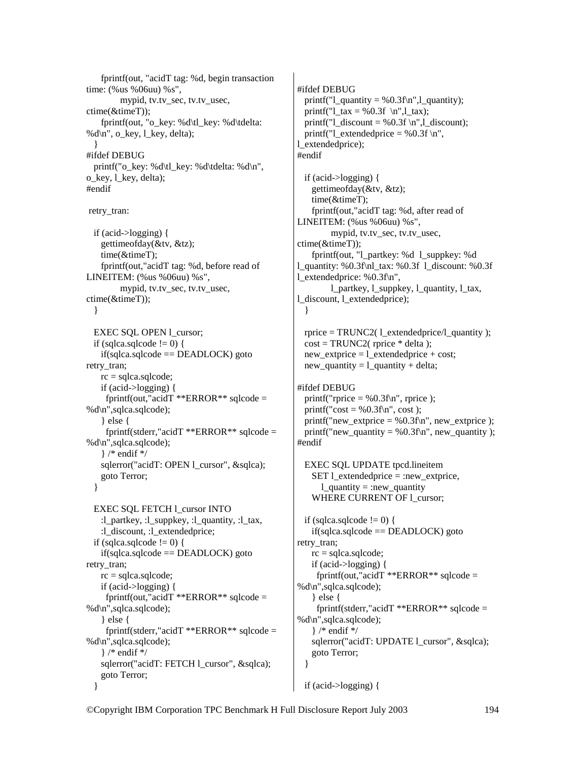```c
      fprintf(out, "acidT tag: %d, begin transaction time: (%us %06uu) %s",
            mypid, tv.tv_sec, tv.tv_usec, ctime(&timeT));
      fprintf(out, "o_key: %d\tl_key: %d\tdelta: %d\n", o_key, l_key, delta);
   }
#ifdef DEBUG
   printf("o_key: %d\tl_key: %d\tdelta: %d\n", o_key, l_key, delta);
#endif

 retry_tran:

   if (acid->logging) {
      gettimeofday(&tv, &tz);
      time(&timeT);
      fprintf(out,"acidT tag: %d, before read of LINEITEM: (%us %06uu) %s",
            mypid, tv.tv_sec, tv.tv_usec, ctime(&timeT));
   }

   EXEC SQL OPEN l_cursor;
   if (sqlca.sqlcode != 0) {
      if(sqlca.sqlcode == DEADLOCK) goto retry_tran;
      rc = sqlca.sqlcode;
      if (acid->logging) {
        fprintf(out,"acidT **ERROR** sqlcode = %d\n",sqlca.sqlcode);
      } else {
        fprintf(stderr,"acidT **ERROR** sqlcode = %d\n",sqlca.sqlcode);
      } /* endif */
      sqlerror("acidT: OPEN l_cursor", &sqlca);
      goto Terror;
   }

   EXEC SQL FETCH l_cursor INTO
      :l_partkey, :l_suppkey, :l_quantity, :l_tax,
      :l_discount, :l_extendedprice;
   if (sqlca.sqlcode != 0) {
      if(sqlca.sqlcode == DEADLOCK) goto retry_tran;
      rc = sqlca.sqlcode;
      if (acid->logging) {
        fprintf(out,"acidT **ERROR** sqlcode = %d\n",sqlca.sqlcode);
      } else {
        fprintf(stderr,"acidT **ERROR** sqlcode = %d\n",sqlca.sqlcode);
      } /* endif */
      sqlerror("acidT: FETCH l_cursor", &sqlca);
      goto Terror;
   }

#ifdef DEBUG
   printf("l_quantity = %0.3f\n",l_quantity);
   printf("l_tax = %0.3f  \n",l_tax);
   printf("l_discount = %0.3f \n",l_discount);
   printf("l_extendedprice = %0.3f \n", l_extendedprice);
#endif

   if (acid->logging) {
      gettimeofday(&tv, &tz);
      time(&timeT);
      fprintf(out,"acidT tag: %d, after read of LINEITEM: (%us %06uu) %s",
            mypid, tv.tv_sec, tv.tv_usec, ctime(&timeT));
      fprintf(out, "l_partkey: %d  l_suppkey: %d  l_quantity: %0.3f\nl_tax: %0.3f  l_discount: %0.3f  l_extendedprice: %0.3f\n",
            l_partkey, l_suppkey, l_quantity, l_tax, l_discount, l_extendedprice);
   }

   rprice = TRUNC2( l_extendedprice/l_quantity );
   cost = TRUNC2( rprice * delta );
   new_extprice = l_extendedprice + cost;
   new_quantity = l_quantity + delta;

#ifdef DEBUG
   printf("rprice = %0.3f\n", rprice );
   printf("cost = %0.3f\n", cost );
   printf("new_extprice = %0.3f\n", new_extprice );
   printf("new_quantity = %0.3f\n", new_quantity );
#endif

   EXEC SQL UPDATE tpcd.lineitem
      SET l_extendedprice = :new_extprice,
         l_quantity = :new_quantity
      WHERE CURRENT OF l_cursor;

   if (sqlca.sqlcode != 0) {
      if(sqlca.sqlcode == DEADLOCK) goto retry_tran;
      rc = sqlca.sqlcode;
      if (acid->logging) {
        fprintf(out,"acidT **ERROR** sqlcode = %d\n",sqlca.sqlcode);
      } else {
        fprintf(stderr,"acidT **ERROR** sqlcode = %d\n",sqlca.sqlcode);
      } /* endif */
      sqlerror("acidT: UPDATE l_cursor", &sqlca);
      goto Terror;
   }

   if (acid->logging) {
```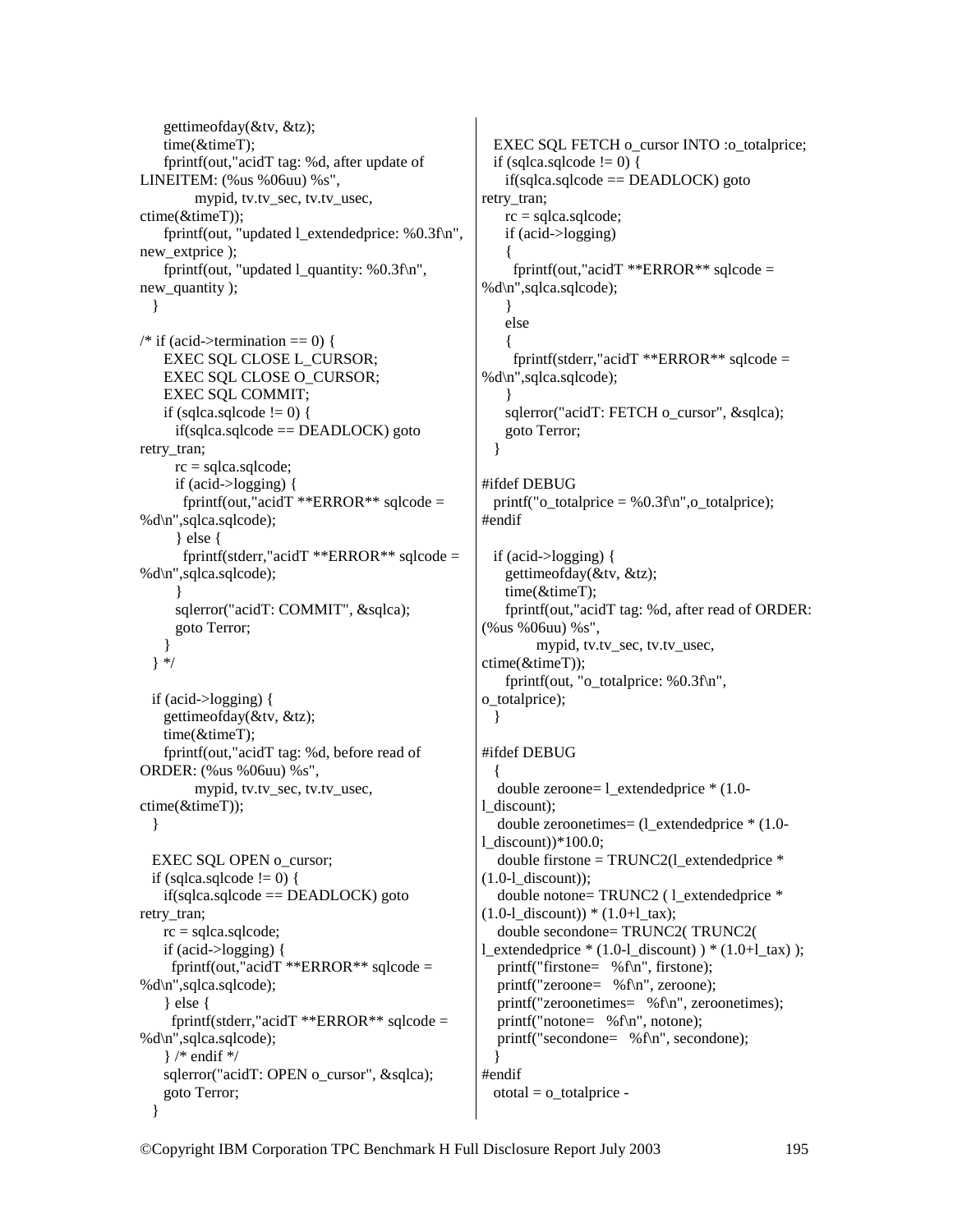```
    gettimeofday(&tv, &tz);
    time(&timeT);
    fprintf(out,"acidT tag: %d, after update of
LINEITEM: (%us %06uu) %s",
          mypid, tv.tv_sec, tv.tv_usec,
ctime(&timeT));
    fprintf(out, "updated l_extendedprice: %0.3f\n",
new_extprice );
    fprintf(out, "updated l_quantity: %0.3f\n",
new_quantity );
  }

/* if (acid->termination == 0) {
    EXEC SQL CLOSE L_CURSOR;
    EXEC SQL CLOSE O_CURSOR;
    EXEC SQL COMMIT;
    if (sqlca.sqlcode != 0) {
      if(sqlca.sqlcode == DEADLOCK) goto
retry_tran;
      rc = sqlca.sqlcode;
      if (acid->logging) {
        fprintf(out,"acidT **ERROR** sqlcode =
%d\n",sqlca.sqlcode);
      } else {
        fprintf(stderr,"acidT **ERROR** sqlcode =
%d\n",sqlca.sqlcode);
      }
      sqlerror("acidT: COMMIT", &sqlca);
      goto Terror;
    }
  } */

  if (acid->logging) {
    gettimeofday(&tv, &tz);
    time(&timeT);
    fprintf(out,"acidT tag: %d, before read of
ORDER: (%us %06uu) %s",
          mypid, tv.tv_sec, tv.tv_usec,
ctime(&timeT));
  }

  EXEC SQL OPEN o_cursor;
  if (sqlca.sqlcode != 0) {
    if(sqlca.sqlcode == DEADLOCK) goto
retry_tran;
    rc = sqlca.sqlcode;
    if (acid->logging) {
      fprintf(out,"acidT **ERROR** sqlcode =
%d\n",sqlca.sqlcode);
    } else {
      fprintf(stderr,"acidT **ERROR** sqlcode =
%d\n",sqlca.sqlcode);
    } /* endif */
    sqlerror("acidT: OPEN o_cursor", &sqlca);
    goto Terror;
  }

  EXEC SQL FETCH o_cursor INTO :o_totalprice;
  if (sqlca.sqlcode != 0) {
    if(sqlca.sqlcode == DEADLOCK) goto
retry_tran;
    rc = sqlca.sqlcode;
    if (acid->logging)
    {
      fprintf(out,"acidT **ERROR** sqlcode =
%d\n",sqlca.sqlcode);
    }
    else
    {
      fprintf(stderr,"acidT **ERROR** sqlcode =
%d\n",sqlca.sqlcode);
    }
    sqlerror("acidT: FETCH o_cursor", &sqlca);
    goto Terror;
  }

#ifdef DEBUG
  printf("o_totalprice = %0.3f\n",o_totalprice);
#endif

  if (acid->logging) {
    gettimeofday(&tv, &tz);
    time(&timeT);
    fprintf(out,"acidT tag: %d, after read of ORDER:
(%us %06uu) %s",
          mypid, tv.tv_sec, tv.tv_usec,
ctime(&timeT));
    fprintf(out, "o_totalprice: %0.3f\n",
o_totalprice);
  }

#ifdef DEBUG
  {
   double zeroone= l_extendedprice * (1.0-
l_discount);
   double zeroonetimes= (l_extendedprice * (1.0-
l_discount))*100.0;
   double firstone = TRUNC2(l_extendedprice *
(1.0-l_discount));
   double notone= TRUNC2 ( l_extendedprice *
(1.0-l_discount)) * (1.0+l_tax);
   double secondone= TRUNC2( TRUNC2(
l_extendedprice * (1.0-l_discount) ) * (1.0+l_tax) );
   printf("firstone=   %f\n", firstone);
   printf("zeroone=   %f\n", zeroone);
   printf("zeroonetimes=   %f\n", zeroonetimes);
   printf("notone=   %f\n", notone);
   printf("secondone=   %f\n", secondone);
  }
#endif
  ototal = o_totalprice -
```

©Copyright IBM Corporation TPC Benchmark H Full Disclosure Report July 2003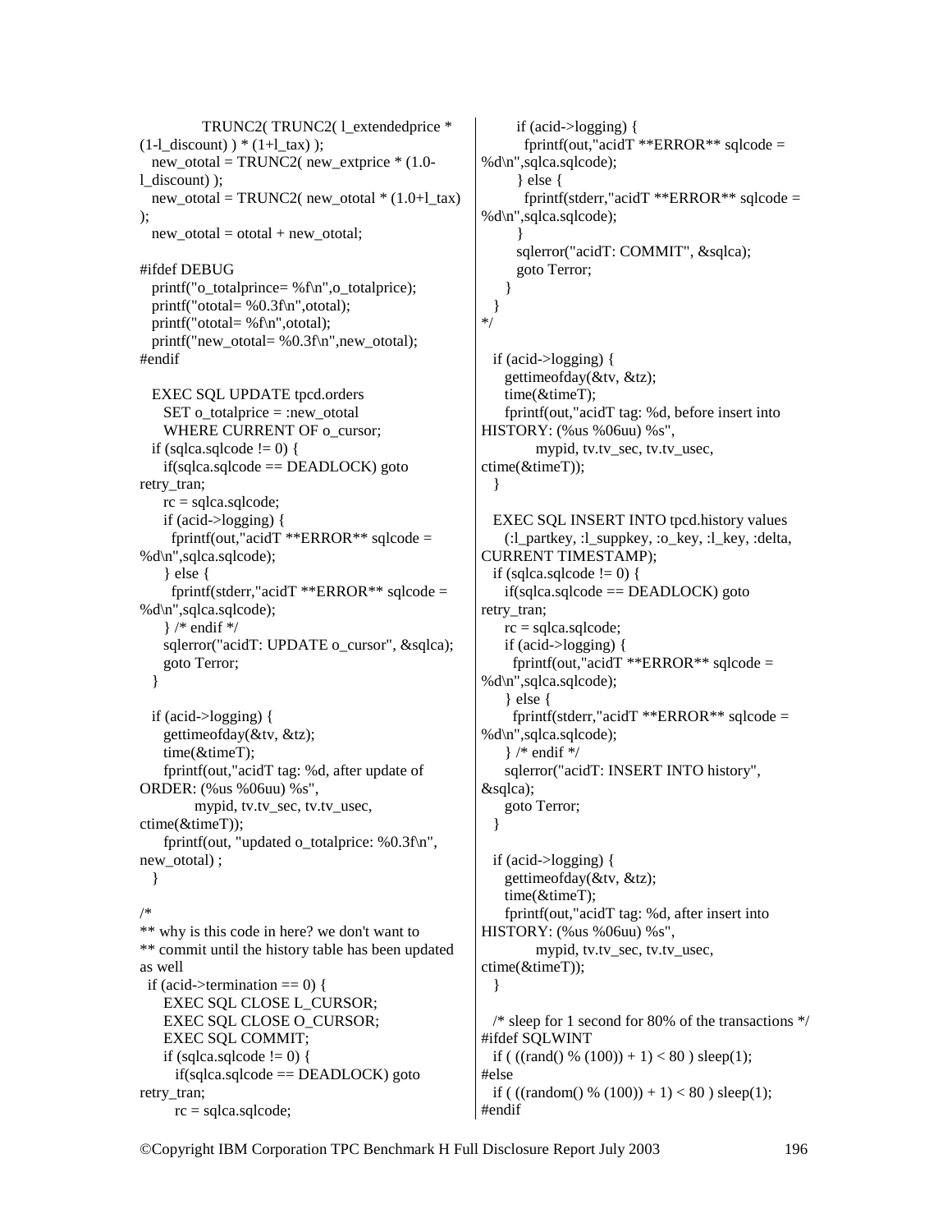```
            TRUNC2( TRUNC2( l_extendedprice *
(1-l_discount) ) * (1+l_tax) );
   new_ototal = TRUNC2( new_extprice * (1.0-
l_discount) );
   new_ototal = TRUNC2( new_ototal * (1.0+l_tax)
);
   new_ototal = ototal + new_ototal;

#ifdef DEBUG
   printf("o_totalprince= %f\n",o_totalprice);
   printf("ototal= %0.3f\n",ototal);
   printf("ototal= %f\n",ototal);
   printf("new_ototal= %0.3f\n",new_ototal);
#endif

   EXEC SQL UPDATE tpcd.orders
      SET o_totalprice = :new_ototal
      WHERE CURRENT OF o_cursor;
   if (sqlca.sqlcode != 0) {
      if(sqlca.sqlcode == DEADLOCK) goto
retry_tran;
      rc = sqlca.sqlcode;
      if (acid->logging) {
        fprintf(out,"acidT **ERROR** sqlcode =
%d\n",sqlca.sqlcode);
      } else {
        fprintf(stderr,"acidT **ERROR** sqlcode =
%d\n",sqlca.sqlcode);
      } /* endif */
      sqlerror("acidT: UPDATE o_cursor", &sqlca);
      goto Terror;
   }

   if (acid->logging) {
      gettimeofday(&tv, &tz);
      time(&timeT);
      fprintf(out,"acidT tag: %d, after update of
ORDER: (%us %06uu) %s",
            mypid, tv.tv_sec, tv.tv_usec,
ctime(&timeT));
      fprintf(out, "updated o_totalprice: %0.3f\n",
new_ototal) ;
   }

/*
** why is this code in here? we don't want to
** commit until the history table has been updated
as well
  if (acid->termination == 0) {
      EXEC SQL CLOSE L_CURSOR;
      EXEC SQL CLOSE O_CURSOR;
      EXEC SQL COMMIT;
      if (sqlca.sqlcode != 0) {
        if(sqlca.sqlcode == DEADLOCK) goto
retry_tran;
        rc = sqlca.sqlcode;
        if (acid->logging) {
          fprintf(out,"acidT **ERROR** sqlcode =
%d\n",sqlca.sqlcode);
        } else {
          fprintf(stderr,"acidT **ERROR** sqlcode =
%d\n",sqlca.sqlcode);
        }
        sqlerror("acidT: COMMIT", &sqlca);
        goto Terror;
      }
   }
*/

   if (acid->logging) {
      gettimeofday(&tv, &tz);
      time(&timeT);
      fprintf(out,"acidT tag: %d, before insert into
HISTORY: (%us %06uu) %s",
            mypid, tv.tv_sec, tv.tv_usec,
ctime(&timeT));
   }

   EXEC SQL INSERT INTO tpcd.history values
      (:l_partkey, :l_suppkey, :o_key, :l_key, :delta,
CURRENT TIMESTAMP);
   if (sqlca.sqlcode != 0) {
      if(sqlca.sqlcode == DEADLOCK) goto
retry_tran;
      rc = sqlca.sqlcode;
      if (acid->logging) {
        fprintf(out,"acidT **ERROR** sqlcode =
%d\n",sqlca.sqlcode);
      } else {
        fprintf(stderr,"acidT **ERROR** sqlcode =
%d\n",sqlca.sqlcode);
      } /* endif */
      sqlerror("acidT: INSERT INTO history",
&sqlca);
      goto Terror;
   }

   if (acid->logging) {
      gettimeofday(&tv, &tz);
      time(&timeT);
      fprintf(out,"acidT tag: %d, after insert into
HISTORY: (%us %06uu) %s",
            mypid, tv.tv_sec, tv.tv_usec,
ctime(&timeT));
   }

   /* sleep for 1 second for 80% of the transactions */
#ifdef SQLWINT
   if ( ((rand() % (100)) + 1) < 80 ) sleep(1);
#else
   if ( ((random() % (100)) + 1) < 80 ) sleep(1);
#endif
```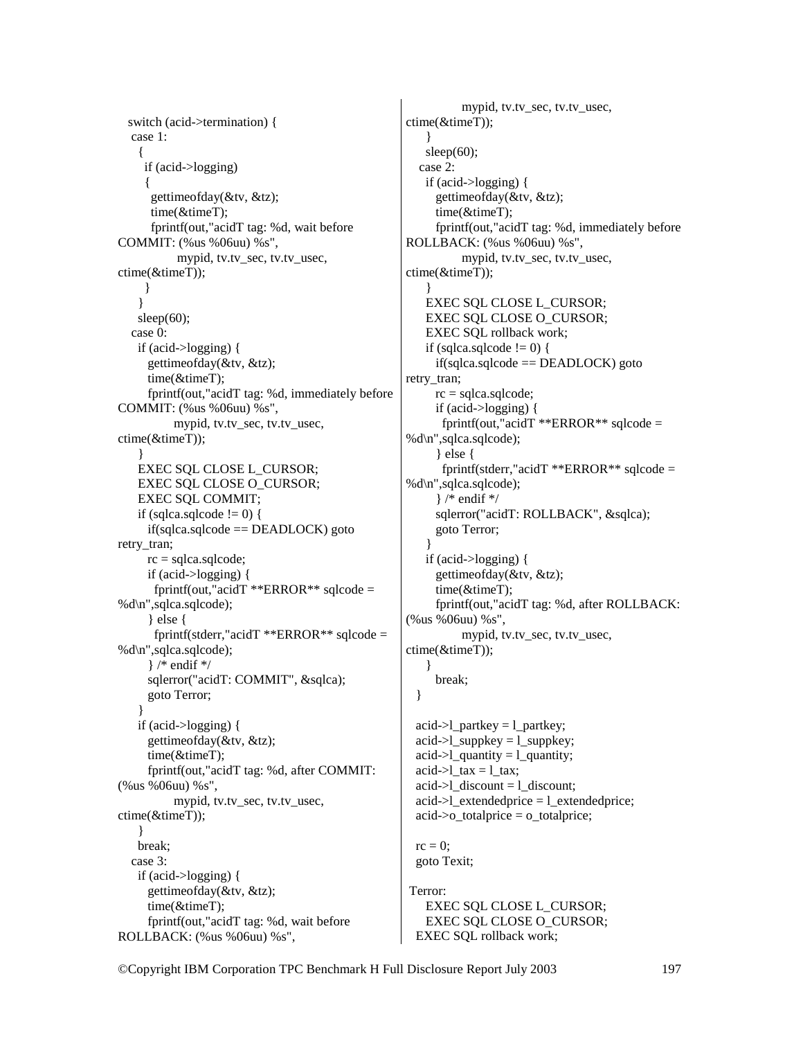```
switch (acid->termination) {
 case 1:
   {
     if (acid->logging)
     {
       gettimeofday(&tv, &tz);
       time(&timeT);
       fprintf(out,"acidT tag: %d, wait before
COMMIT: (%us %06uu) %s",
              mypid, tv.tv_sec, tv.tv_usec,
ctime(&timeT));
     }
   }
   sleep(60);
 case 0:
   if (acid->logging) {
     gettimeofday(&tv, &tz);
     time(&timeT);
     fprintf(out,"acidT tag: %d, immediately before
COMMIT: (%us %06uu) %s",
            mypid, tv.tv_sec, tv.tv_usec,
ctime(&timeT));
   }
   EXEC SQL CLOSE L_CURSOR;
   EXEC SQL CLOSE O_CURSOR;
   EXEC SQL COMMIT;
   if (sqlca.sqlcode != 0) {
     if(sqlca.sqlcode == DEADLOCK) goto
retry_tran;
     rc = sqlca.sqlcode;
     if (acid->logging) {
       fprintf(out,"acidT **ERROR** sqlcode =
%d\n",sqlca.sqlcode);
     } else {
       fprintf(stderr,"acidT **ERROR** sqlcode =
%d\n",sqlca.sqlcode);
     } /* endif */
     sqlerror("acidT: COMMIT", &sqlca);
     goto Terror;
   }
   if (acid->logging) {
     gettimeofday(&tv, &tz);
     time(&timeT);
     fprintf(out,"acidT tag: %d, after COMMIT:
(%us %06uu) %s",
            mypid, tv.tv_sec, tv.tv_usec,
ctime(&timeT));
   }
   break;
 case 3:
   if (acid->logging) {
     gettimeofday(&tv, &tz);
     time(&timeT);
     fprintf(out,"acidT tag: %d, wait before
ROLLBACK: (%us %06uu) %s",
            mypid, tv.tv_sec, tv.tv_usec,
ctime(&timeT));
   }
   sleep(60);
 case 2:
   if (acid->logging) {
     gettimeofday(&tv, &tz);
     time(&timeT);
     fprintf(out,"acidT tag: %d, immediately before
ROLLBACK: (%us %06uu) %s",
            mypid, tv.tv_sec, tv.tv_usec,
ctime(&timeT));
   }
   EXEC SQL CLOSE L_CURSOR;
   EXEC SQL CLOSE O_CURSOR;
   EXEC SQL rollback work;
   if (sqlca.sqlcode != 0) {
     if(sqlca.sqlcode == DEADLOCK) goto
retry_tran;
     rc = sqlca.sqlcode;
     if (acid->logging) {
       fprintf(out,"acidT **ERROR** sqlcode =
%d\n",sqlca.sqlcode);
     } else {
       fprintf(stderr,"acidT **ERROR** sqlcode =
%d\n",sqlca.sqlcode);
     } /* endif */
     sqlerror("acidT: ROLLBACK", &sqlca);
     goto Terror;
   }
   if (acid->logging) {
     gettimeofday(&tv, &tz);
     time(&timeT);
     fprintf(out,"acidT tag: %d, after ROLLBACK:
(%us %06uu) %s",
            mypid, tv.tv_sec, tv.tv_usec,
ctime(&timeT));
   }
     break;
 }

 acid->l_partkey = l_partkey;
 acid->l_suppkey = l_suppkey;
 acid->l_quantity = l_quantity;
 acid->l_tax = l_tax;
 acid->l_discount = l_discount;
 acid->l_extendedprice = l_extendedprice;
 acid->o_totalprice = o_totalprice;

 rc = 0;
 goto Texit;

Terror:
   EXEC SQL CLOSE L_CURSOR;
   EXEC SQL CLOSE O_CURSOR;
 EXEC SQL rollback work;
```

©Copyright IBM Corporation TPC Benchmark H Full Disclosure Report July 2003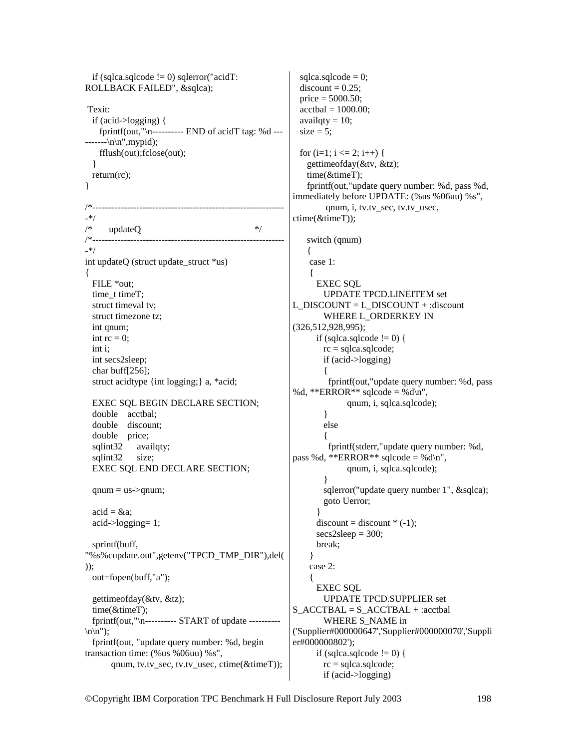```
   if (sqlca.sqlcode != 0) sqlerror("acidT: ROLLBACK FAILED", &sqlca);

 Texit:
   if (acid->logging) {
      fprintf(out,"\n---------- END of acidT tag: %d ----------\n\n",mypid);
      fflush(out);fclose(out);
   }
   return(rc);
}

/*-------------------------------------------------------------*/
/*      updateQ                                                */
/*-------------------------------------------------------------*/
int updateQ (struct update_struct *us)
{
   FILE *out;
   time_t timeT;
   struct timeval tv;
   struct timezone tz;
   int qnum;
   int rc = 0;
   int i;
   int secs2sleep;
   char buff[256];
   struct acidtype {int logging;} a, *acid;

   EXEC SQL BEGIN DECLARE SECTION;
   double   acctbal;
   double   discount;
   double   price;
   sqlint32     availqty;
   sqlint32     size;
   EXEC SQL END DECLARE SECTION;

   qnum = us->qnum;

   acid = &a;
   acid->logging= 1;

   sprintf(buff,
"%s%cupdate.out",getenv("TPCD_TMP_DIR"),del());
   out=fopen(buff,"a");

   gettimeofday(&tv, &tz);
   time(&timeT);
   fprintf(out,"\n---------- START of update ----------\n\n");
   fprintf(out, "update query number: %d, begin transaction time: (%us %06uu) %s",
          qnum, tv.tv_sec, tv.tv_usec, ctime(&timeT));

   sqlca.sqlcode = 0;
   discount = 0.25;
   price = 5000.50;
   acctbal = 1000.00;
   availqty = 10;
   size = 5;

   for (i=1; i <= 2; i++) {
      gettimeofday(&tv, &tz);
      time(&timeT);
      fprintf(out,"update query number: %d, pass %d, immediately before UPDATE: (%us %06uu) %s",
            qnum, i, tv.tv_sec, tv.tv_usec, ctime(&timeT));

      switch (qnum)
      {
       case 1:
       {
         EXEC SQL
           UPDATE TPCD.LINEITEM set L_DISCOUNT = L_DISCOUNT + :discount
           WHERE L_ORDERKEY IN (326,512,928,995);
         if (sqlca.sqlcode != 0) {
           rc = sqlca.sqlcode;
           if (acid->logging)
           {
             fprintf(out,"update query number: %d, pass %d, **ERROR** sqlcode = %d\n",
                    qnum, i, sqlca.sqlcode);
           }
           else
           {
             fprintf(stderr,"update query number: %d, pass %d, **ERROR** sqlcode = %d\n",
                    qnum, i, sqlca.sqlcode);
           }
           sqlerror("update query number 1", &sqlca);
           goto Uerror;
         }
         discount = discount * (-1);
         secs2sleep = 300;
         break;
       }
      case 2:
      {
         EXEC SQL
           UPDATE TPCD.SUPPLIER set S_ACCTBAL = S_ACCTBAL + :acctbal
           WHERE S_NAME in ('Supplier#000000647','Supplier#000000070','Supplier#000000802');
         if (sqlca.sqlcode != 0) {
           rc = sqlca.sqlcode;
           if (acid->logging)
```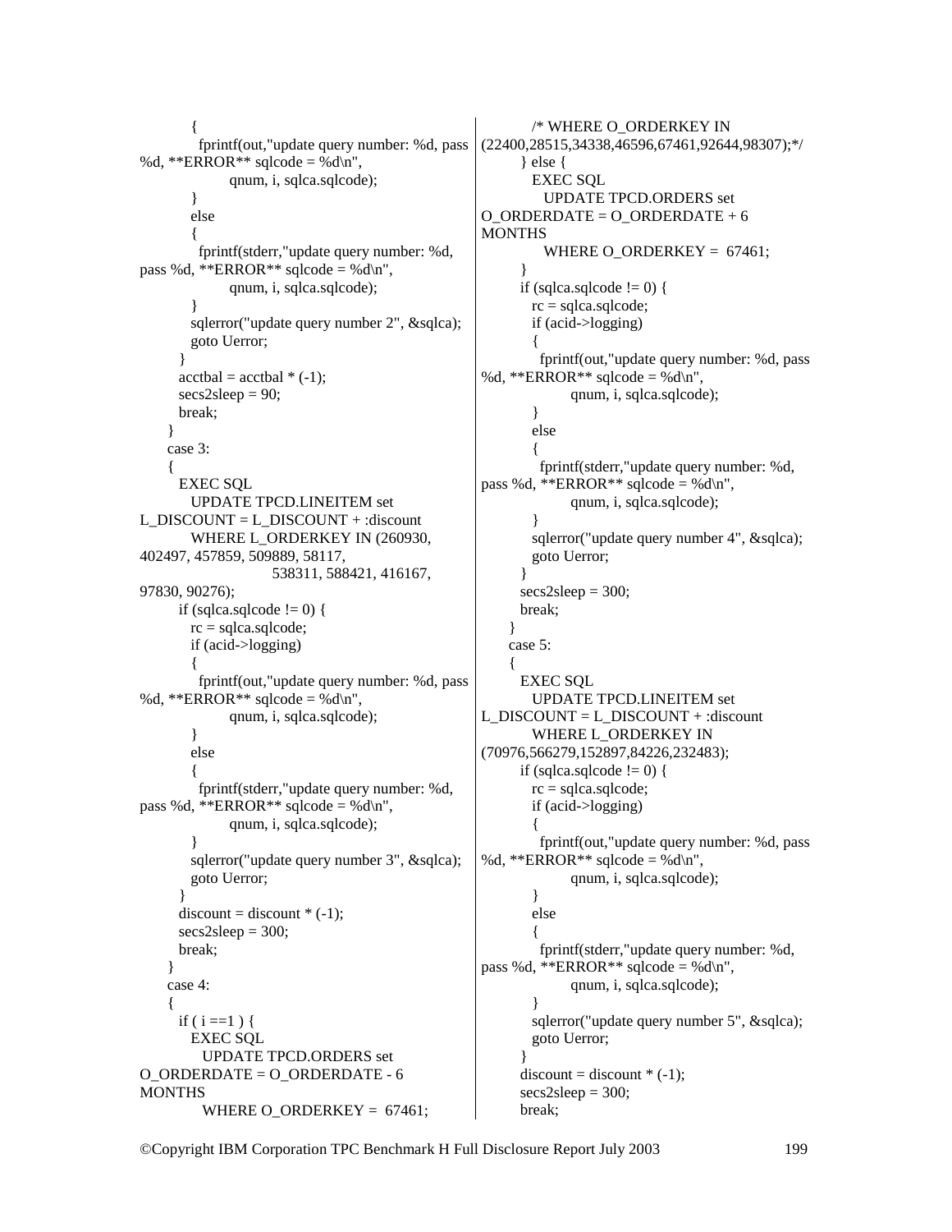```
          {
            fprintf(out,"update query number: %d, pass
%d, **ERROR** sqlcode = %d\n",
                    qnum, i, sqlca.sqlcode);
          }
          else
          {
            fprintf(stderr,"update query number: %d,
pass %d, **ERROR** sqlcode = %d\n",
                    qnum, i, sqlca.sqlcode);
          }
          sqlerror("update query number 2", &sqlca);
          goto Uerror;
        }
        acctbal = acctbal * (-1);
        secs2sleep = 90;
        break;
      }
      case 3:
      {
        EXEC SQL
          UPDATE TPCD.LINEITEM set
L_DISCOUNT = L_DISCOUNT + :discount
          WHERE L_ORDERKEY IN (260930,
402497, 457859, 509889, 58117,
                               538311, 588421, 416167,
97830, 90276);
        if (sqlca.sqlcode != 0) {
          rc = sqlca.sqlcode;
          if (acid->logging)
          {
            fprintf(out,"update query number: %d, pass
%d, **ERROR** sqlcode = %d\n",
                    qnum, i, sqlca.sqlcode);
          }
          else
          {
            fprintf(stderr,"update query number: %d,
pass %d, **ERROR** sqlcode = %d\n",
                    qnum, i, sqlca.sqlcode);
          }
          sqlerror("update query number 3", &sqlca);
          goto Uerror;
        }
        discount = discount * (-1);
        secs2sleep = 300;
        break;
      }
      case 4:
      {
        if ( i ==1 ) {
          EXEC SQL
            UPDATE TPCD.ORDERS set
O_ORDERDATE = O_ORDERDATE - 6
MONTHS
            WHERE O_ORDERKEY =  67461;
          /* WHERE O_ORDERKEY IN
(22400,28515,34338,46596,67461,92644,98307);*/
        } else {
          EXEC SQL
            UPDATE TPCD.ORDERS set
O_ORDERDATE = O_ORDERDATE + 6
MONTHS
            WHERE O_ORDERKEY =  67461;
        }
        if (sqlca.sqlcode != 0) {
          rc = sqlca.sqlcode;
          if (acid->logging)
          {
            fprintf(out,"update query number: %d, pass
%d, **ERROR** sqlcode = %d\n",
                    qnum, i, sqlca.sqlcode);
          }
          else
          {
            fprintf(stderr,"update query number: %d,
pass %d, **ERROR** sqlcode = %d\n",
                    qnum, i, sqlca.sqlcode);
          }
          sqlerror("update query number 4", &sqlca);
          goto Uerror;
        }
        secs2sleep = 300;
        break;
      }
      case 5:
      {
        EXEC SQL
          UPDATE TPCD.LINEITEM set
L_DISCOUNT = L_DISCOUNT + :discount
          WHERE L_ORDERKEY IN
(70976,566279,152897,84226,232483);
        if (sqlca.sqlcode != 0) {
          rc = sqlca.sqlcode;
          if (acid->logging)
          {
            fprintf(out,"update query number: %d, pass
%d, **ERROR** sqlcode = %d\n",
                    qnum, i, sqlca.sqlcode);
          }
          else
          {
            fprintf(stderr,"update query number: %d,
pass %d, **ERROR** sqlcode = %d\n",
                    qnum, i, sqlca.sqlcode);
          }
          sqlerror("update query number 5", &sqlca);
          goto Uerror;
        }
        discount = discount * (-1);
        secs2sleep = 300;
        break;
```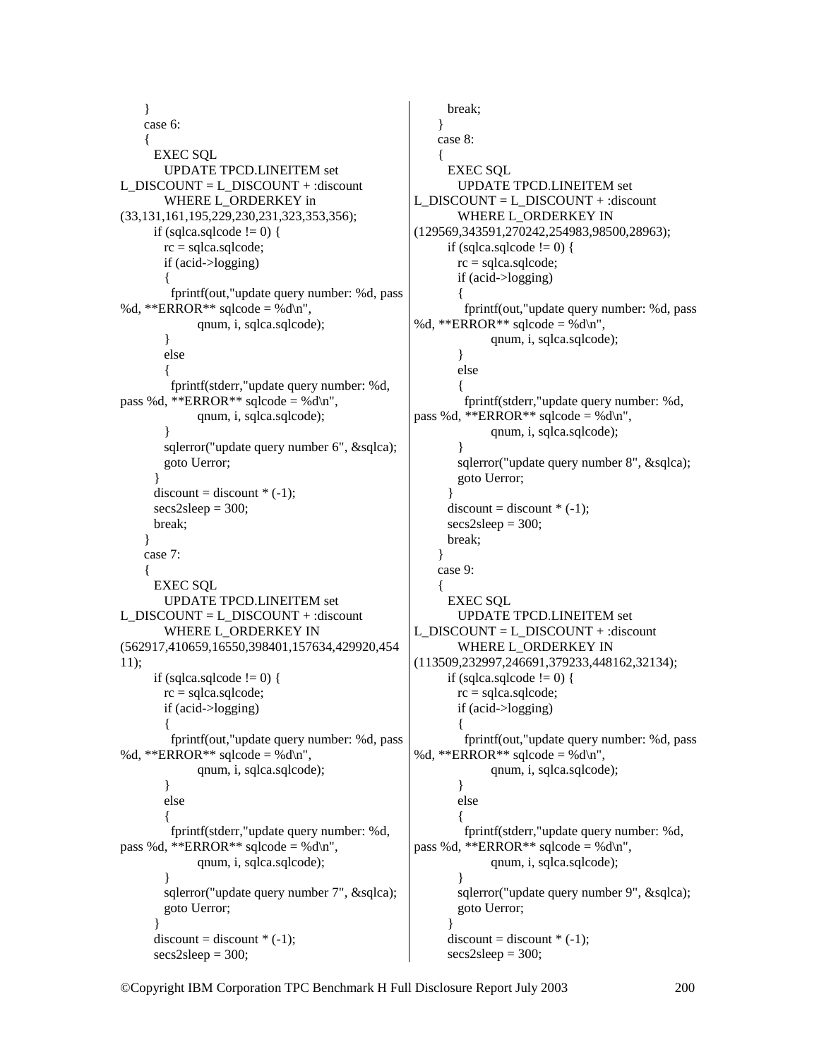```
    }
    case 6:
    {
      EXEC SQL
        UPDATE TPCD.LINEITEM set
L_DISCOUNT = L_DISCOUNT + :discount
        WHERE L_ORDERKEY in
(33,131,161,195,229,230,231,323,353,356);
      if (sqlca.sqlcode != 0) {
        rc = sqlca.sqlcode;
        if (acid->logging)
        {
          fprintf(out,"update query number: %d, pass
%d, **ERROR** sqlcode = %d\n",
                qnum, i, sqlca.sqlcode);
        }
        else
        {
          fprintf(stderr,"update query number: %d,
pass %d, **ERROR** sqlcode = %d\n",
                qnum, i, sqlca.sqlcode);
        }
        sqlerror("update query number 6", &sqlca);
        goto Uerror;
      }
      discount = discount * (-1);
      secs2sleep = 300;
      break;
    }
    case 7:
    {
      EXEC SQL
        UPDATE TPCD.LINEITEM set
L_DISCOUNT = L_DISCOUNT + :discount
        WHERE L_ORDERKEY IN
(562917,410659,16550,398401,157634,429920,454
11);
      if (sqlca.sqlcode != 0) {
        rc = sqlca.sqlcode;
        if (acid->logging)
        {
          fprintf(out,"update query number: %d, pass
%d, **ERROR** sqlcode = %d\n",
                qnum, i, sqlca.sqlcode);
        }
        else
        {
          fprintf(stderr,"update query number: %d,
pass %d, **ERROR** sqlcode = %d\n",
                qnum, i, sqlca.sqlcode);
        }
        sqlerror("update query number 7", &sqlca);
        goto Uerror;
      }
      discount = discount * (-1);
      secs2sleep = 300;
      break;
    }
    case 8:
    {
      EXEC SQL
        UPDATE TPCD.LINEITEM set
L_DISCOUNT = L_DISCOUNT + :discount
        WHERE L_ORDERKEY IN
(129569,343591,270242,254983,98500,28963);
      if (sqlca.sqlcode != 0) {
        rc = sqlca.sqlcode;
        if (acid->logging)
        {
          fprintf(out,"update query number: %d, pass
%d, **ERROR** sqlcode = %d\n",
                qnum, i, sqlca.sqlcode);
        }
        else
        {
          fprintf(stderr,"update query number: %d,
pass %d, **ERROR** sqlcode = %d\n",
                qnum, i, sqlca.sqlcode);
        }
        sqlerror("update query number 8", &sqlca);
        goto Uerror;
      }
      discount = discount * (-1);
      secs2sleep = 300;
      break;
    }
    case 9:
    {
      EXEC SQL
        UPDATE TPCD.LINEITEM set
L_DISCOUNT = L_DISCOUNT + :discount
        WHERE L_ORDERKEY IN
(113509,232997,246691,379233,448162,32134);
      if (sqlca.sqlcode != 0) {
        rc = sqlca.sqlcode;
        if (acid->logging)
        {
          fprintf(out,"update query number: %d, pass
%d, **ERROR** sqlcode = %d\n",
                qnum, i, sqlca.sqlcode);
        }
        else
        {
          fprintf(stderr,"update query number: %d,
pass %d, **ERROR** sqlcode = %d\n",
                qnum, i, sqlca.sqlcode);
        }
        sqlerror("update query number 9", &sqlca);
        goto Uerror;
      }
      discount = discount * (-1);
      secs2sleep = 300;
```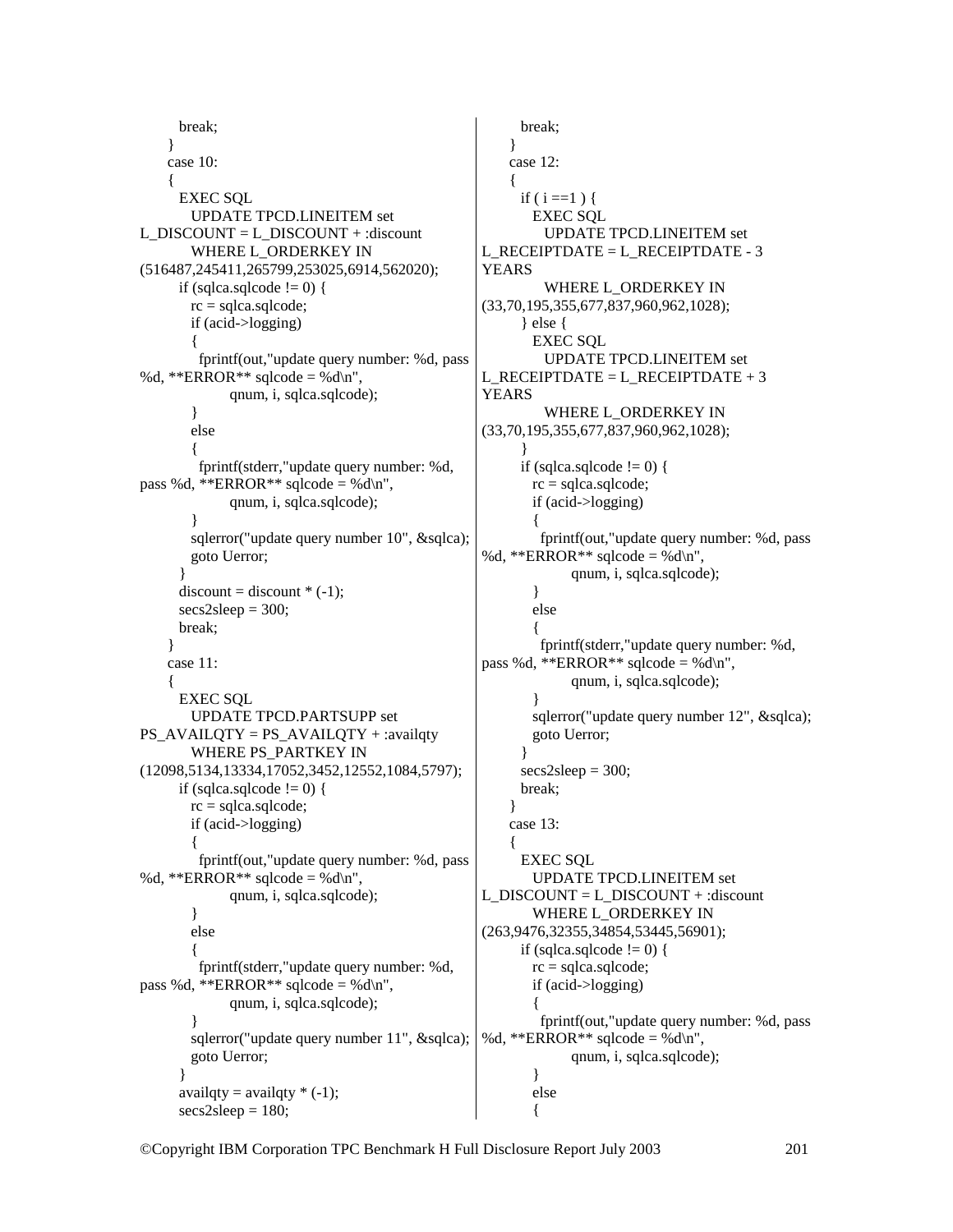```
        break;
      }
      case 10:
      {
        EXEC SQL
          UPDATE TPCD.LINEITEM set
L_DISCOUNT = L_DISCOUNT + :discount
          WHERE L_ORDERKEY IN
(516487,245411,265799,253025,6914,562020);
        if (sqlca.sqlcode != 0) {
          rc = sqlca.sqlcode;
          if (acid->logging)
          {
            fprintf(out,"update query number: %d, pass
%d, **ERROR** sqlcode = %d\n",
                    qnum, i, sqlca.sqlcode);
          }
          else
          {
            fprintf(stderr,"update query number: %d,
pass %d, **ERROR** sqlcode = %d\n",
                    qnum, i, sqlca.sqlcode);
          }
          sqlerror("update query number 10", &sqlca);
          goto Uerror;
        }
        discount = discount * (-1);
        secs2sleep = 300;
        break;
      }
      case 11:
      {
        EXEC SQL
          UPDATE TPCD.PARTSUPP set
PS_AVAILQTY = PS_AVAILQTY + :availqty
          WHERE PS_PARTKEY IN
(12098,5134,13334,17052,3452,12552,1084,5797);
        if (sqlca.sqlcode != 0) {
          rc = sqlca.sqlcode;
          if (acid->logging)
          {
            fprintf(out,"update query number: %d, pass
%d, **ERROR** sqlcode = %d\n",
                    qnum, i, sqlca.sqlcode);
          }
          else
          {
            fprintf(stderr,"update query number: %d,
pass %d, **ERROR** sqlcode = %d\n",
                    qnum, i, sqlca.sqlcode);
          }
          sqlerror("update query number 11", &sqlca);
          goto Uerror;
        }
        availqty = availqty * (-1);
        secs2sleep = 180;
        break;
      }
      case 12:
      {
        if ( i ==1 ) {
          EXEC SQL
            UPDATE TPCD.LINEITEM set
L_RECEIPTDATE = L_RECEIPTDATE - 3
YEARS
            WHERE L_ORDERKEY IN
(33,70,195,355,677,837,960,962,1028);
        } else {
          EXEC SQL
            UPDATE TPCD.LINEITEM set
L_RECEIPTDATE = L_RECEIPTDATE + 3
YEARS
            WHERE L_ORDERKEY IN
(33,70,195,355,677,837,960,962,1028);
        }
        if (sqlca.sqlcode != 0) {
          rc = sqlca.sqlcode;
          if (acid->logging)
          {
            fprintf(out,"update query number: %d, pass
%d, **ERROR** sqlcode = %d\n",
                    qnum, i, sqlca.sqlcode);
          }
          else
          {
            fprintf(stderr,"update query number: %d,
pass %d, **ERROR** sqlcode = %d\n",
                    qnum, i, sqlca.sqlcode);
          }
          sqlerror("update query number 12", &sqlca);
          goto Uerror;
        }
        secs2sleep = 300;
        break;
      }
      case 13:
      {
        EXEC SQL
          UPDATE TPCD.LINEITEM set
L_DISCOUNT = L_DISCOUNT + :discount
          WHERE L_ORDERKEY IN
(263,9476,32355,34854,53445,56901);
        if (sqlca.sqlcode != 0) {
          rc = sqlca.sqlcode;
          if (acid->logging)
          {
            fprintf(out,"update query number: %d, pass
%d, **ERROR** sqlcode = %d\n",
                    qnum, i, sqlca.sqlcode);
          }
          else
          {
```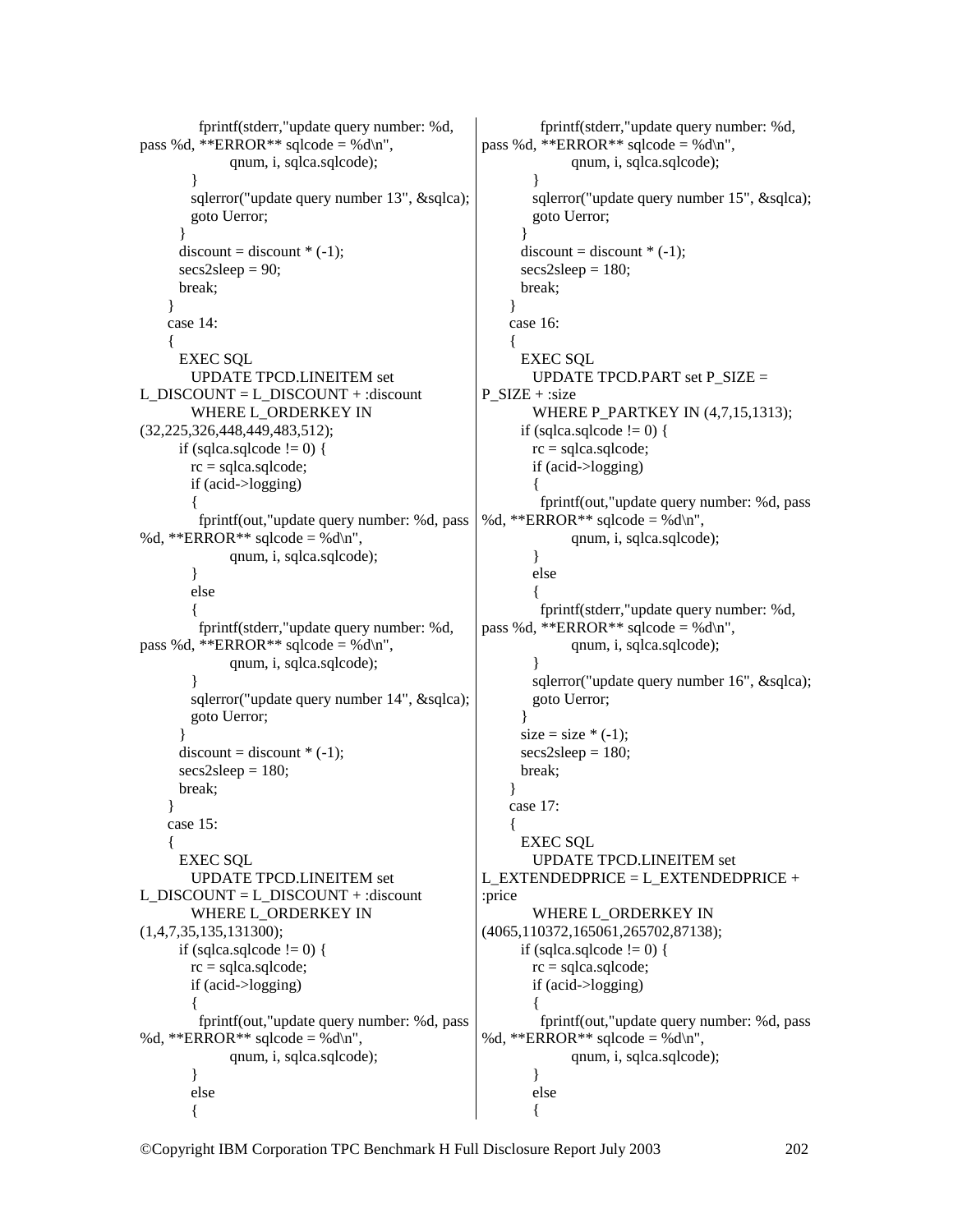```
          fprintf(stderr,"update query number: %d, pass %d, **ERROR** sqlcode = %d\n",
                  qnum, i, sqlca.sqlcode);
        }
        sqlerror("update query number 13", &sqlca);
        goto Uerror;
      }
      discount = discount * (-1);
      secs2sleep = 90;
      break;
    }
    case 14:
    {
      EXEC SQL
        UPDATE TPCD.LINEITEM set L_DISCOUNT = L_DISCOUNT + :discount
        WHERE L_ORDERKEY IN (32,225,326,448,449,483,512);
      if (sqlca.sqlcode != 0) {
        rc = sqlca.sqlcode;
        if (acid->logging)
        {
          fprintf(out,"update query number: %d, pass %d, **ERROR** sqlcode = %d\n",
                  qnum, i, sqlca.sqlcode);
        }
        else
        {
          fprintf(stderr,"update query number: %d, pass %d, **ERROR** sqlcode = %d\n",
                  qnum, i, sqlca.sqlcode);
        }
        sqlerror("update query number 14", &sqlca);
        goto Uerror;
      }
      discount = discount * (-1);
      secs2sleep = 180;
      break;
    }
    case 15:
    {
      EXEC SQL
        UPDATE TPCD.LINEITEM set L_DISCOUNT = L_DISCOUNT + :discount
        WHERE L_ORDERKEY IN (1,4,7,35,135,131300);
      if (sqlca.sqlcode != 0) {
        rc = sqlca.sqlcode;
        if (acid->logging)
        {
          fprintf(out,"update query number: %d, pass %d, **ERROR** sqlcode = %d\n",
                  qnum, i, sqlca.sqlcode);
        }
        else
        {
          fprintf(stderr,"update query number: %d, pass %d, **ERROR** sqlcode = %d\n",
                  qnum, i, sqlca.sqlcode);
        }
        sqlerror("update query number 15", &sqlca);
        goto Uerror;
      }
      discount = discount * (-1);
      secs2sleep = 180;
      break;
    }
    case 16:
    {
      EXEC SQL
        UPDATE TPCD.PART set P_SIZE = P_SIZE + :size
        WHERE P_PARTKEY IN (4,7,15,1313);
      if (sqlca.sqlcode != 0) {
        rc = sqlca.sqlcode;
        if (acid->logging)
        {
          fprintf(out,"update query number: %d, pass %d, **ERROR** sqlcode = %d\n",
                  qnum, i, sqlca.sqlcode);
        }
        else
        {
          fprintf(stderr,"update query number: %d, pass %d, **ERROR** sqlcode = %d\n",
                  qnum, i, sqlca.sqlcode);
        }
        sqlerror("update query number 16", &sqlca);
        goto Uerror;
      }
      size = size * (-1);
      secs2sleep = 180;
      break;
    }
    case 17:
    {
      EXEC SQL
        UPDATE TPCD.LINEITEM set L_EXTENDEDPRICE = L_EXTENDEDPRICE + :price
        WHERE L_ORDERKEY IN (4065,110372,165061,265702,87138);
      if (sqlca.sqlcode != 0) {
        rc = sqlca.sqlcode;
        if (acid->logging)
        {
          fprintf(out,"update query number: %d, pass %d, **ERROR** sqlcode = %d\n",
                  qnum, i, sqlca.sqlcode);
        }
        else
        {
```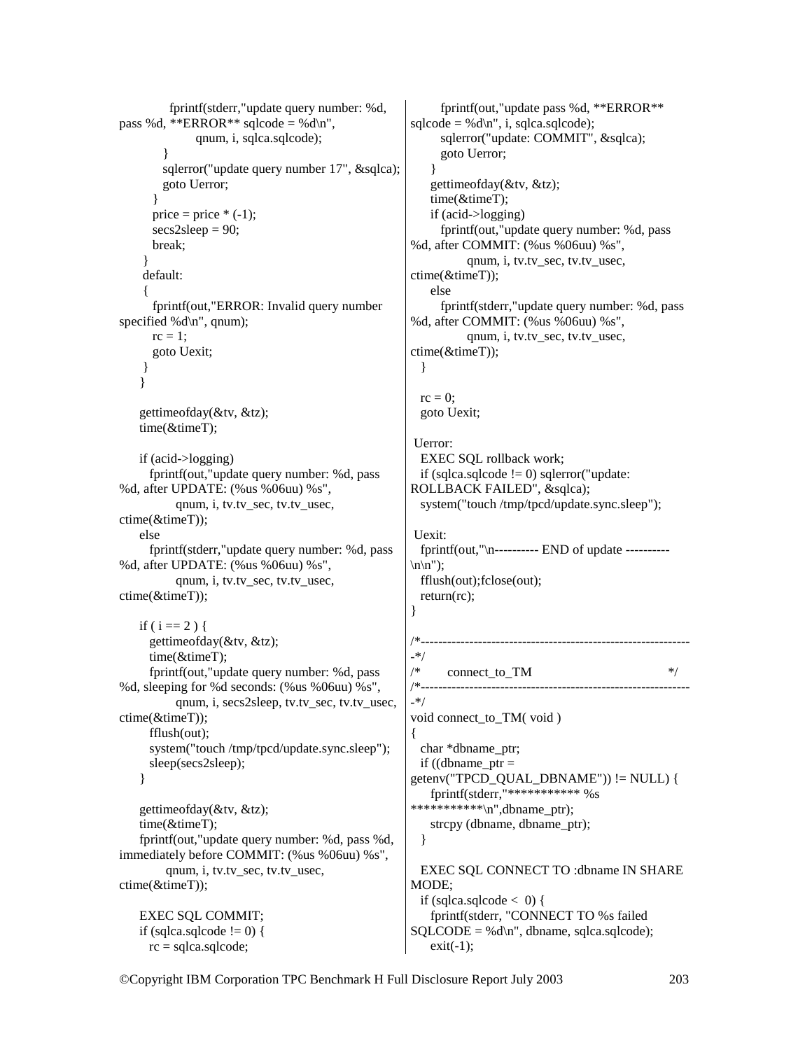```
            fprintf(stderr,"update query number: %d,
pass %d, **ERROR** sqlcode = %d\n",
                    qnum, i, sqlca.sqlcode);
          }
          sqlerror("update query number 17", &sqlca);
          goto Uerror;
        }
        price = price * (-1);
        secs2sleep = 90;
        break;
      }
      default:
      {
        fprintf(out,"ERROR: Invalid query number
specified %d\n", qnum);
        rc = 1;
        goto Uexit;
      }
    }

    gettimeofday(&tv, &tz);
    time(&timeT);

    if (acid->logging)
      fprintf(out,"update query number: %d, pass
%d, after UPDATE: (%us %06uu) %s",
              qnum, i, tv.tv_sec, tv.tv_usec,
ctime(&timeT));
    else
      fprintf(stderr,"update query number: %d, pass
%d, after UPDATE: (%us %06uu) %s",
              qnum, i, tv.tv_sec, tv.tv_usec,
ctime(&timeT));

    if ( i == 2 ) {
      gettimeofday(&tv, &tz);
      time(&timeT);
      fprintf(out,"update query number: %d, pass
%d, sleeping for %d seconds: (%us %06uu) %s",
              qnum, i, secs2sleep, tv.tv_sec, tv.tv_usec,
ctime(&timeT));
      fflush(out);
      system("touch /tmp/tpcd/update.sync.sleep");
      sleep(secs2sleep);
    }

    gettimeofday(&tv, &tz);
    time(&timeT);
    fprintf(out,"update query number: %d, pass %d,
immediately before COMMIT: (%us %06uu) %s",
            qnum, i, tv.tv_sec, tv.tv_usec,
ctime(&timeT));

    EXEC SQL COMMIT;
    if (sqlca.sqlcode != 0) {
      rc = sqlca.sqlcode;
      fprintf(out,"update pass %d, **ERROR**
sqlcode = %d\n", i, sqlca.sqlcode);
      sqlerror("update: COMMIT", &sqlca);
      goto Uerror;
    }
    gettimeofday(&tv, &tz);
    time(&timeT);
    if (acid->logging)
      fprintf(out,"update query number: %d, pass
%d, after COMMIT: (%us %06uu) %s",
              qnum, i, tv.tv_sec, tv.tv_usec,
ctime(&timeT));
    else
      fprintf(stderr,"update query number: %d, pass
%d, after COMMIT: (%us %06uu) %s",
              qnum, i, tv.tv_sec, tv.tv_usec,
ctime(&timeT));
  }

  rc = 0;
  goto Uexit;

 Uerror:
  EXEC SQL rollback work;
  if (sqlca.sqlcode != 0) sqlerror("update:
ROLLBACK FAILED", &sqlca);
  system("touch /tmp/tpcd/update.sync.sleep");

 Uexit:
  fprintf(out,"\n---------- END of update ----------
\n\n");
  fflush(out);fclose(out);
  return(rc);
}

/*------------------------------------------------------------
-*/
/*      connect_to_TM                                      */
/*------------------------------------------------------------
-*/
void connect_to_TM( void )
{
  char *dbname_ptr;
  if ((dbname_ptr =
getenv("TPCD_QUAL_DBNAME")) != NULL) {
    fprintf(stderr,"*********** %s
***********\n",dbname_ptr);
    strcpy (dbname, dbname_ptr);
  }

  EXEC SQL CONNECT TO :dbname IN SHARE
MODE;
  if (sqlca.sqlcode <  0) {
    fprintf(stderr, "CONNECT TO %s failed
SQLCODE = %d\n", dbname, sqlca.sqlcode);
    exit(-1);
```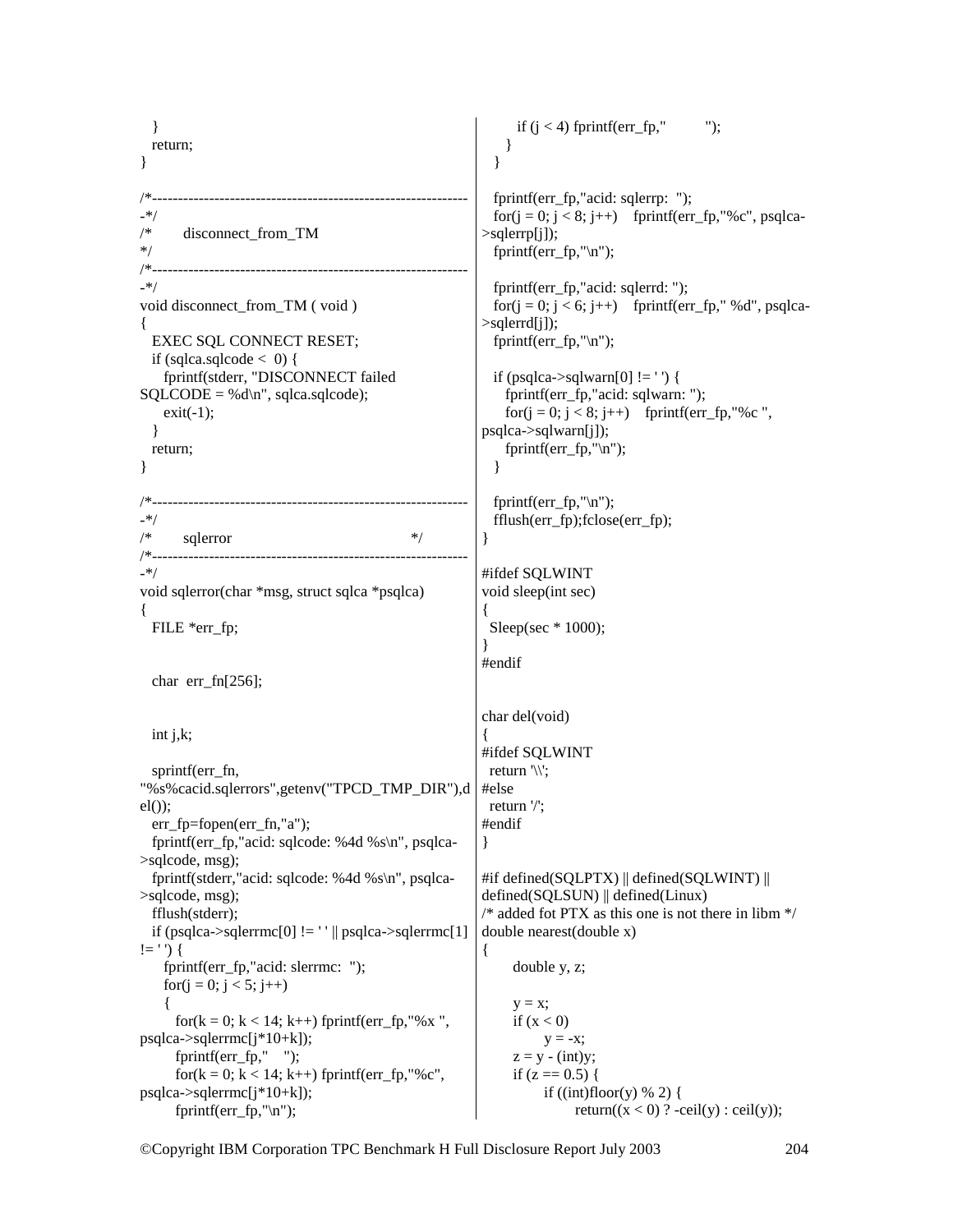```
   }
   return;
}

/*-------------------------------------------------------------
-*/
/*       disconnect_from_TM
*/
/*-------------------------------------------------------------
-*/
void disconnect_from_TM ( void )
{
   EXEC SQL CONNECT RESET;
   if (sqlca.sqlcode <  0) {
      fprintf(stderr, "DISCONNECT failed
SQLCODE = %d\n", sqlca.sqlcode);
      exit(-1);
   }
   return;
}

/*-------------------------------------------------------------
-*/
/*       sqlerror                                       */
/*-------------------------------------------------------------
-*/
void sqlerror(char *msg, struct sqlca *psqlca)
{
   FILE *err_fp;


   char  err_fn[256];


   int j,k;

   sprintf(err_fn,
"%s%cacid.sqlerrors",getenv("TPCD_TMP_DIR"),d
el());
   err_fp=fopen(err_fn,"a");
   fprintf(err_fp,"acid: sqlcode: %4d %s\n", psqlca-
>sqlcode, msg);
   fprintf(stderr,"acid: sqlcode: %4d %s\n", psqlca-
>sqlcode, msg);
   fflush(stderr);
   if (psqlca->sqlerrmc[0] != ' ' || psqlca->sqlerrmc[1]
!= ' ') {
      fprintf(err_fp,"acid: slerrmc:  ");
      for(j = 0; j < 5; j++)
      {
         for(k = 0; k < 14; k++) fprintf(err_fp,"%x ",
psqlca->sqlerrmc[j*10+k]);
         fprintf(err_fp,"    ");
         for(k = 0; k < 14; k++) fprintf(err_fp,"%c",
psqlca->sqlerrmc[j*10+k]);
         fprintf(err_fp,"\n");
         if (j < 4) fprintf(err_fp,"          ");
      }
   }

   fprintf(err_fp,"acid: sqlerrp:  ");
   for(j = 0; j < 8; j++)    fprintf(err_fp,"%c", psqlca-
>sqlerrp[j]);
   fprintf(err_fp,"\n");

   fprintf(err_fp,"acid: sqlerrd: ");
   for(j = 0; j < 6; j++)    fprintf(err_fp," %d", psqlca-
>sqlerrd[j]);
   fprintf(err_fp,"\n");

   if (psqlca->sqlwarn[0] != ' ') {
      fprintf(err_fp,"acid: sqlwarn: ");
      for(j = 0; j < 8; j++)    fprintf(err_fp,"%c ",
psqlca->sqlwarn[j]);
      fprintf(err_fp,"\n");
   }

   fprintf(err_fp,"\n");
   fflush(err_fp);fclose(err_fp);
}

#ifdef SQLWINT
void sleep(int sec)
{
  Sleep(sec * 1000);
}
#endif


char del(void)
{
#ifdef SQLWINT
  return '\\';
#else
  return '/';
#endif
}

#if defined(SQLPTX) || defined(SQLWINT) ||
defined(SQLSUN) || defined(Linux)
/* added fot PTX as this one is not there in libm */
double nearest(double x)
{
       double y, z;

       y = x;
       if (x < 0)
              y = -x;
       z = y - (int)y;
       if (z == 0.5) {
              if ((int)floor(y) % 2) {
                     return((x < 0) ? -ceil(y) : ceil(y));
```

©Copyright IBM Corporation TPC Benchmark H Full Disclosure Report July 2003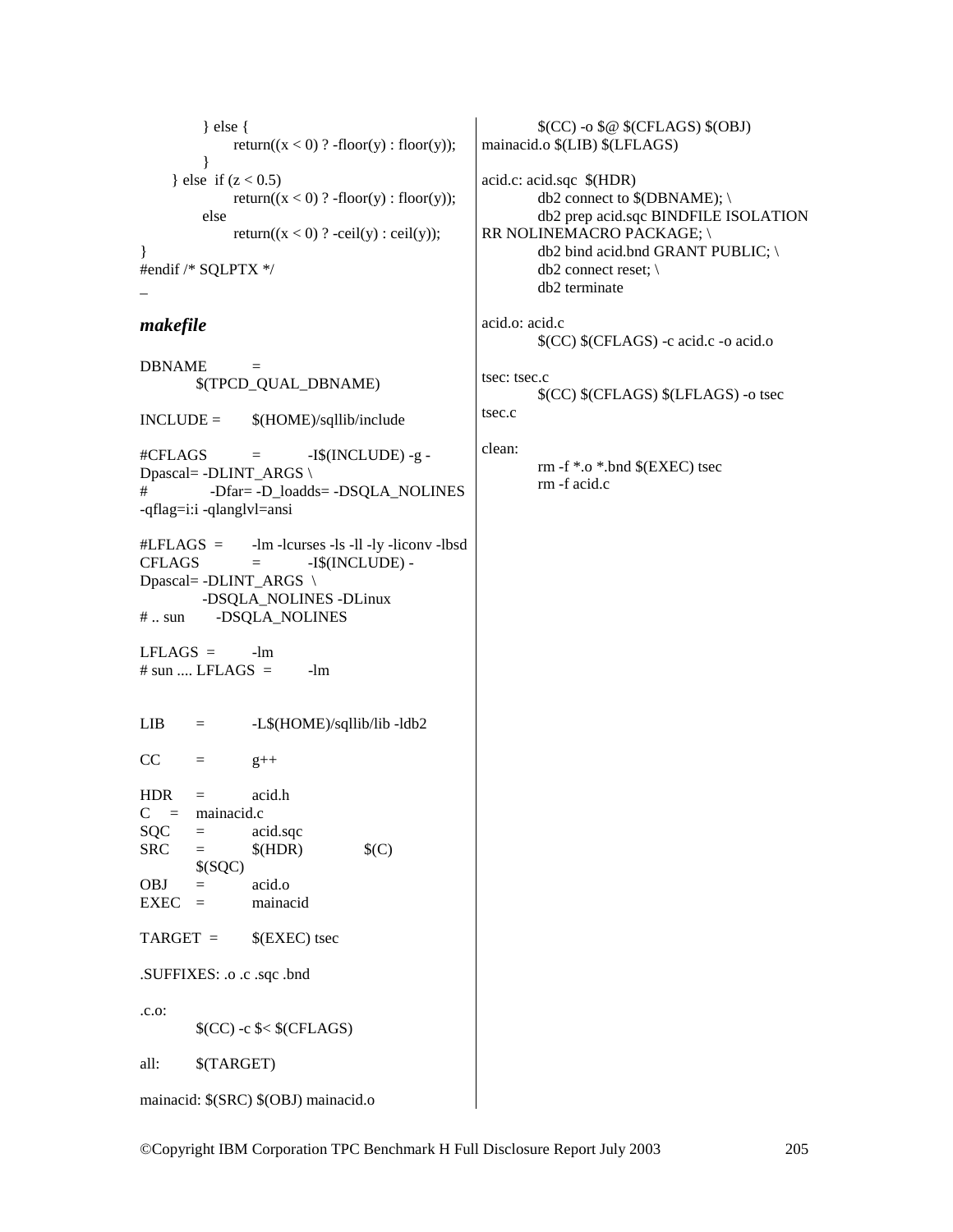```
        } else {
            return((x < 0) ? -floor(y) : floor(y));
        }
    } else  if (z < 0.5)
            return((x < 0) ? -floor(y) : floor(y));
        else
            return((x < 0) ? -ceil(y) : ceil(y));
}
#endif /* SQLPTX */
_
```

### *makefile*

```
DBNAME          =
        $(TPCD_QUAL_DBNAME)

INCLUDE =       $(HOME)/sqllib/include

#CFLAGS         =       -I$(INCLUDE) -g -Dpascal= -DLINT_ARGS \
#               -Dfar= -D_loadds= -DSQLA_NOLINES -qflag=i:i -qlanglvl=ansi

#LFLAGS  =      -lm -lcurses -ls -ll -ly -liconv -lbsd
CFLAGS          =       -I$(INCLUDE) -Dpascal= -DLINT_ARGS  \
                -DSQLA_NOLINES -DLinux
# .. sun        -DSQLA_NOLINES

LFLAGS  =       -lm
# sun .... LFLAGS  =    -lm


LIB     =       -L$(HOME)/sqllib/lib -ldb2

CC      =       g++

HDR     =       acid.h
C   =   mainacid.c
SQC     =       acid.sqc
SRC     =       $(HDR)          $(C)
        $(SQC)
OBJ     =       acid.o
EXEC    =       mainacid

TARGET  =       $(EXEC) tsec

.SUFFIXES: .o .c .sqc .bnd

.c.o:
        $(CC) -c $< $(CFLAGS)

all:    $(TARGET)

mainacid: $(SRC) $(OBJ) mainacid.o
        $(CC) -o $@ $(CFLAGS) $(OBJ)
mainacid.o $(LIB) $(LFLAGS)

acid.c: acid.sqc  $(HDR)
        db2 connect to $(DBNAME); \
        db2 prep acid.sqc BINDFILE ISOLATION
RR NOLINEMACRO PACKAGE; \
        db2 bind acid.bnd GRANT PUBLIC; \
        db2 connect reset; \
        db2 terminate

acid.o: acid.c
        $(CC) $(CFLAGS) -c acid.c -o acid.o

tsec: tsec.c
        $(CC) $(CFLAGS) $(LFLAGS) -o tsec
tsec.c

clean:
        rm -f *.o *.bnd $(EXEC) tsec
        rm -f acid.c
```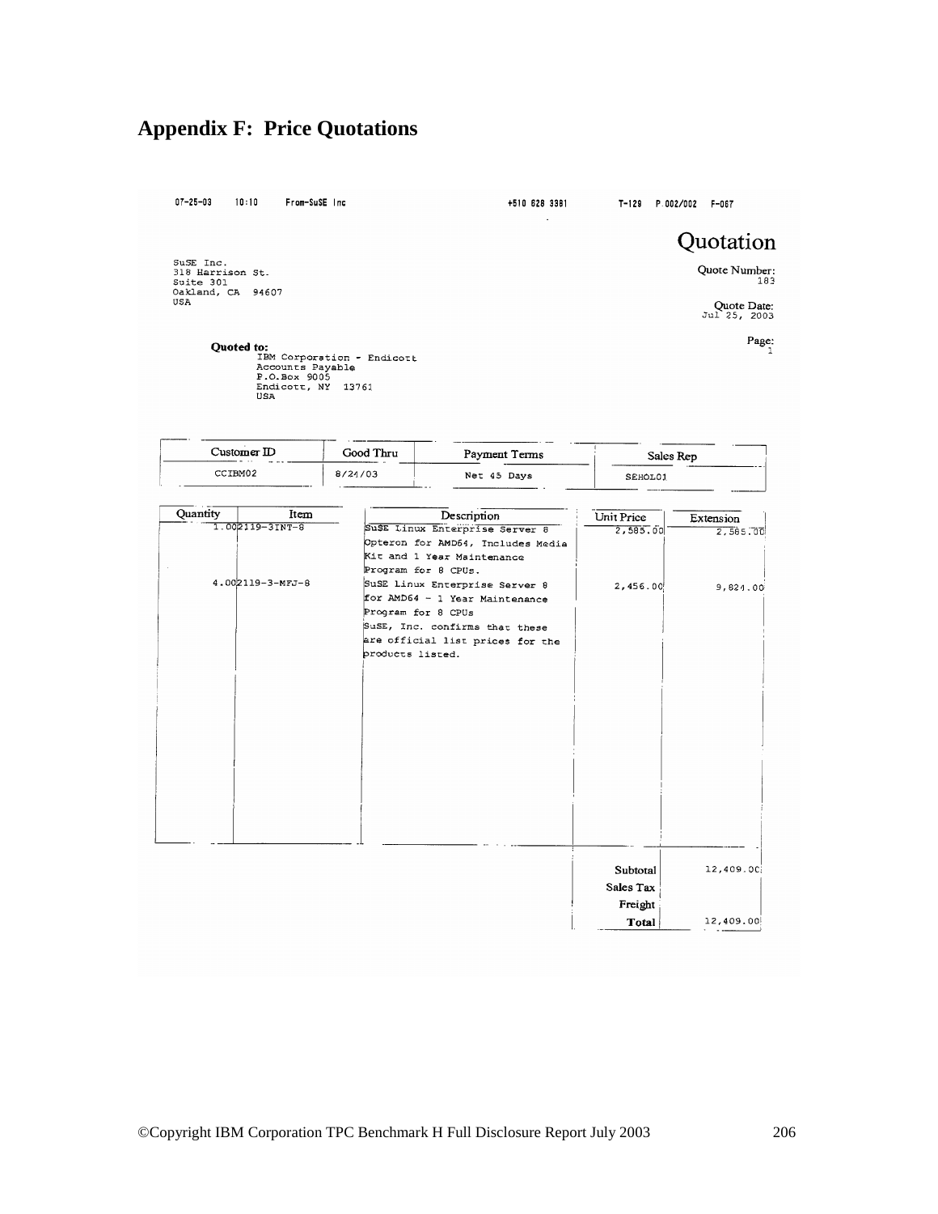# Appendix F: Price Quotations

07-25-03 10:10 From-SuSE Inc +510 628 3381 T-129 P.002/002 F-067

## Quotation

SuSE Inc.
318 Harrison St.
Suite 301
Oakland, CA 94607
USA

Quote Number: 183

Quote Date: Jul 25, 2003

Page: 1

**Quoted to:**
IBM Corporation - Endicott
Accounts Payable
P.O.Box 9005
Endicott, NY 13761
USA

| Customer ID | Good Thru | Payment Terms | Sales Rep |
|---|---|---|---|
| CCIBM02 | 8/24/03 | Net 45 Days | SEHOL01 |

| Quantity | Item | Description | Unit Price | Extension |
|---|---|---|---|---|
| 1.00 | 2119-3INT-8 | SuSE Linux Enterprise Server 8 Opteron for AMD64, Includes Media Kit and 1 Year Maintenance Program for 8 CPUs. | 2,585.00 | 2,585.00 |
| 4.00 | 2119-3-MFJ-8 | SuSE Linux Enterprise Server 8 for AMD64 - 1 Year Maintenance Program for 8 CPUs | 2,456.00 | 9,824.00 |
| | | SuSE, Inc. confirms that these are official list prices for the products listed. | | |

| | |
|---|---|
| Subtotal | 12,409.00 |
| Sales Tax | |
| Freight | |
| **Total** | 12,409.00 |

©Copyright IBM Corporation TPC Benchmark H Full Disclosure Report July 2003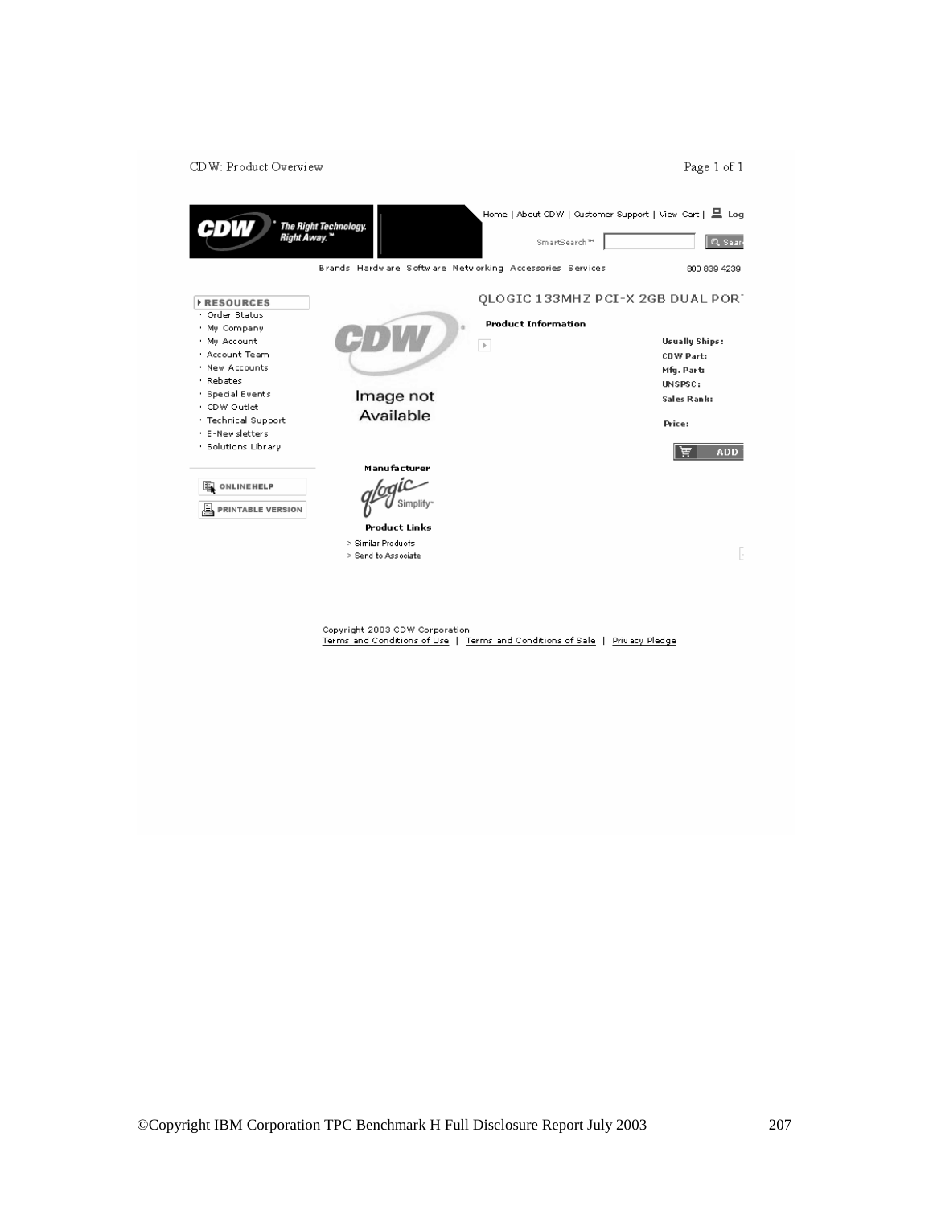CDW: Product Overview

Home | About CDW | Customer Support | View Cart | Log

CDW The Right Technology. Right Away.™

SmartSearch™ Search

Brands Hardware Software Networking Accessories Services 800 839 4239

**RESOURCES**

- Order Status
- My Company
- My Account
- Account Team
- New Accounts
- Rebates
- Special Events
- CDW Outlet
- Technical Support
- E-Newsletters
- Solutions Library

ONLINEHELP

PRINTABLE VERSION

CDW

Image not Available

**Manufacturer**

qlogic Simplify

**Product Links**

> Similar Products
> Send to Associate

QLOGIC 133MHZ PCI-X 2GB DUAL PORT

**Product Information**

**Usually Ships:**
**CDW Part:**
**Mfg. Part:**
**UNSPSC:**
**Sales Rank:**

**Price:**

ADD

Copyright 2003 CDW Corporation
Terms and Conditions of Use | Terms and Conditions of Sale | Privacy Pledge

©Copyright IBM Corporation TPC Benchmark H Full Disclosure Report July 2003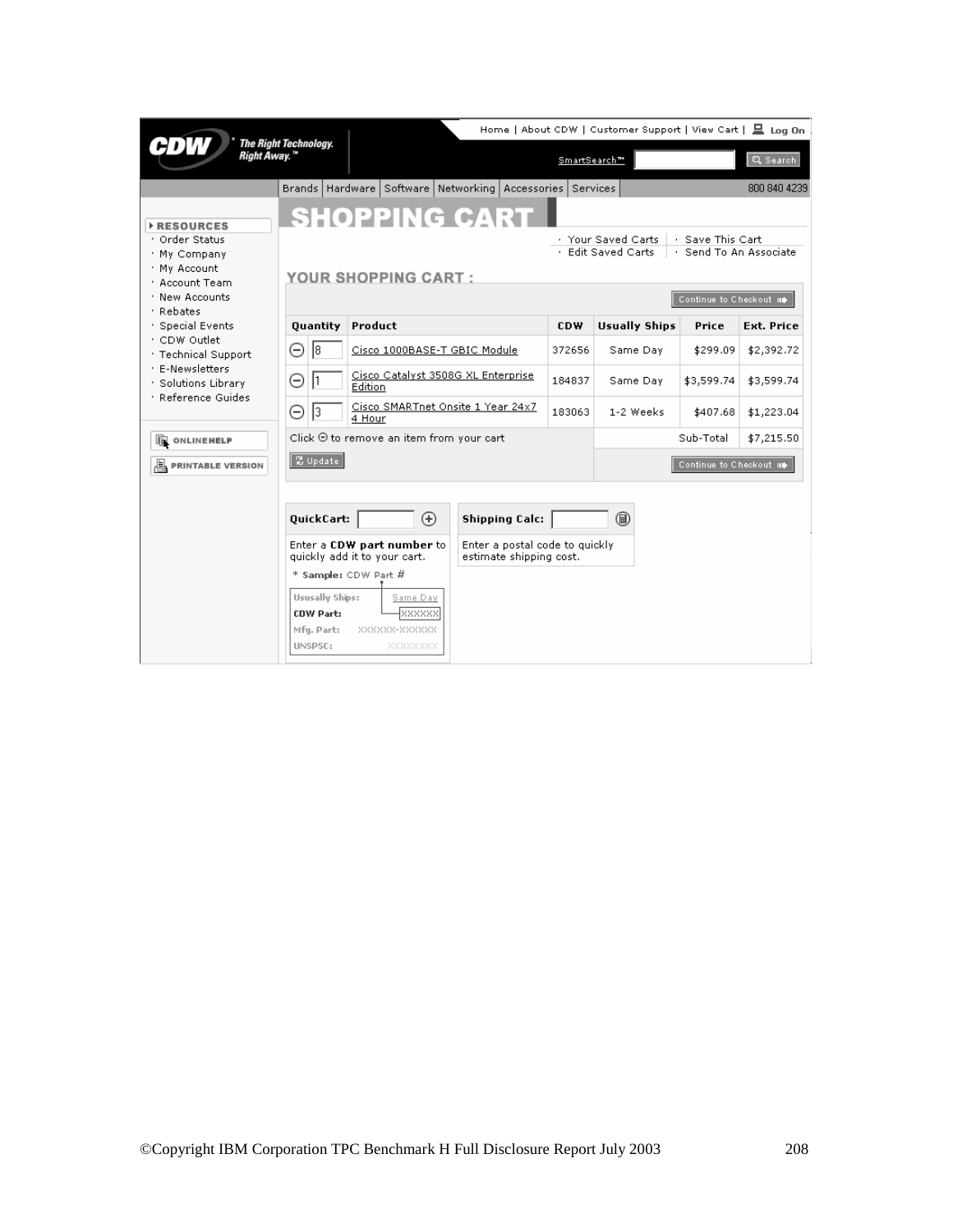Home | About CDW | Customer Support | View Cart | Log On

**CDW** The Right Technology. Right Away.™

SmartSearch™ Search

Brands | Hardware | Software | Networking | Accessories | Services 800 840 4239

**RESOURCES**

- Order Status
- My Company
- My Account
- Account Team
- New Accounts
- Rebates
- Special Events
- CDW Outlet
- Technical Support
- E-Newsletters
- Solutions Library
- Reference Guides

ONLINE HELP

PRINTABLE VERSION

# SHOPPING CART

- Your Saved Carts
- Edit Saved Carts
- Save This Cart
- Send To An Associate

## YOUR SHOPPING CART :

Continue to Checkout

| Quantity | Product | CDW | Usually Ships | Price | Ext. Price |
|---|---|---|---|---|---|
| 8 | Cisco 1000BASE-T GBIC Module | 372656 | Same Day | $299.09 | $2,392.72 |
| 1 | Cisco Catalyst 3508G XL Enterprise Edition | 184837 | Same Day | $3,599.74 | $3,599.74 |
| 3 | Cisco SMARTnet Onsite 1 Year 24x7 4 Hour | 183063 | 1-2 Weeks | $407.68 | $1,223.04 |
| Click ⊖ to remove an item from your cart | | | | Sub-Total | $7,215.50 |

Update

Continue to Checkout

**QuickCart:**

Enter a **CDW part number** to quickly add it to your cart.

\* **Sample:** CDW Part #

Usually Ships: Same Day
CDW Part: XXXXXX
Mfg. Part: XXXXXX-XXXXXX
UNSPSC: XXXXXXXX

**Shipping Calc:**

Enter a postal code to quickly estimate shipping cost.

©Copyright IBM Corporation TPC Benchmark H Full Disclosure Report July 2003